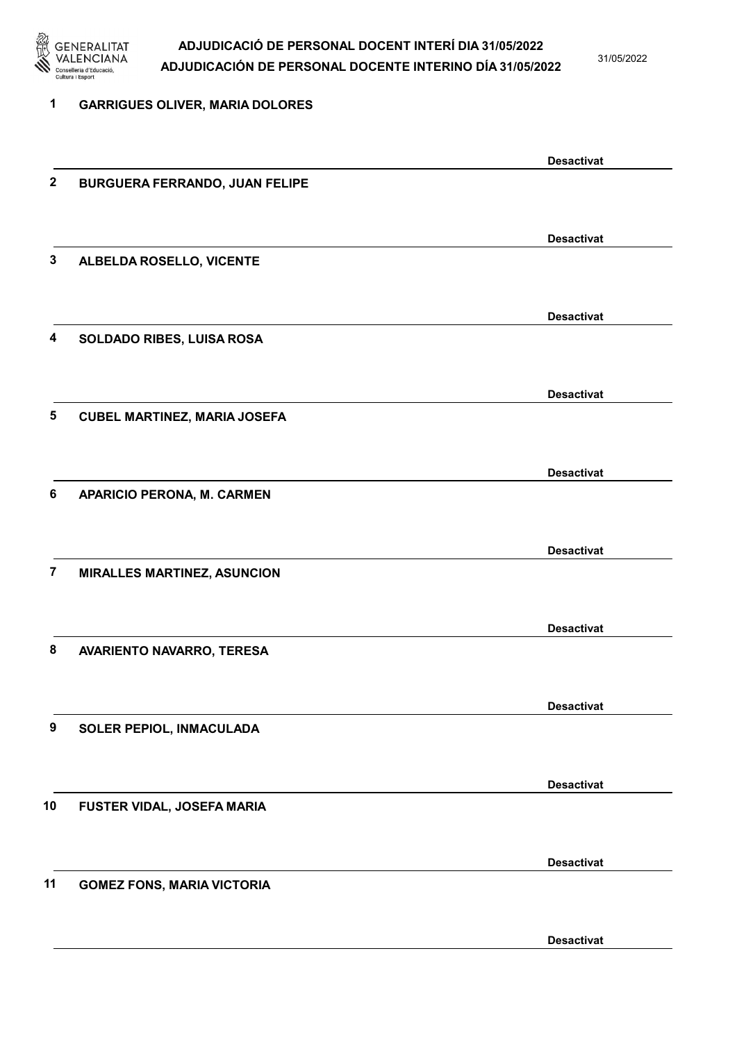# ADJUDICACIÓ DE PERSONAL DOCENT INTERÍ DIA 31/05/2022
# ADJUDICACIÓN DE PERSONAL DOCENTE INTERINO DÍA 31/05/2022

31/05/2022

**1** **GARRIGUES OLIVER, MARIA DOLORES**

**Desactivat**

**2** **BURGUERA FERRANDO, JUAN FELIPE**

**Desactivat**

**3** **ALBELDA ROSELLO, VICENTE**

**Desactivat**

**4** **SOLDADO RIBES, LUISA ROSA**

**Desactivat**

**5** **CUBEL MARTINEZ, MARIA JOSEFA**

**Desactivat**

**6** **APARICIO PERONA, M. CARMEN**

**Desactivat**

**7** **MIRALLES MARTINEZ, ASUNCION**

**Desactivat**

**8** **AVARIENTO NAVARRO, TERESA**

**Desactivat**

**9** **SOLER PEPIOL, INMACULADA**

**Desactivat**

**10** **FUSTER VIDAL, JOSEFA MARIA**

**Desactivat**

**11** **GOMEZ FONS, MARIA VICTORIA**

**Desactivat**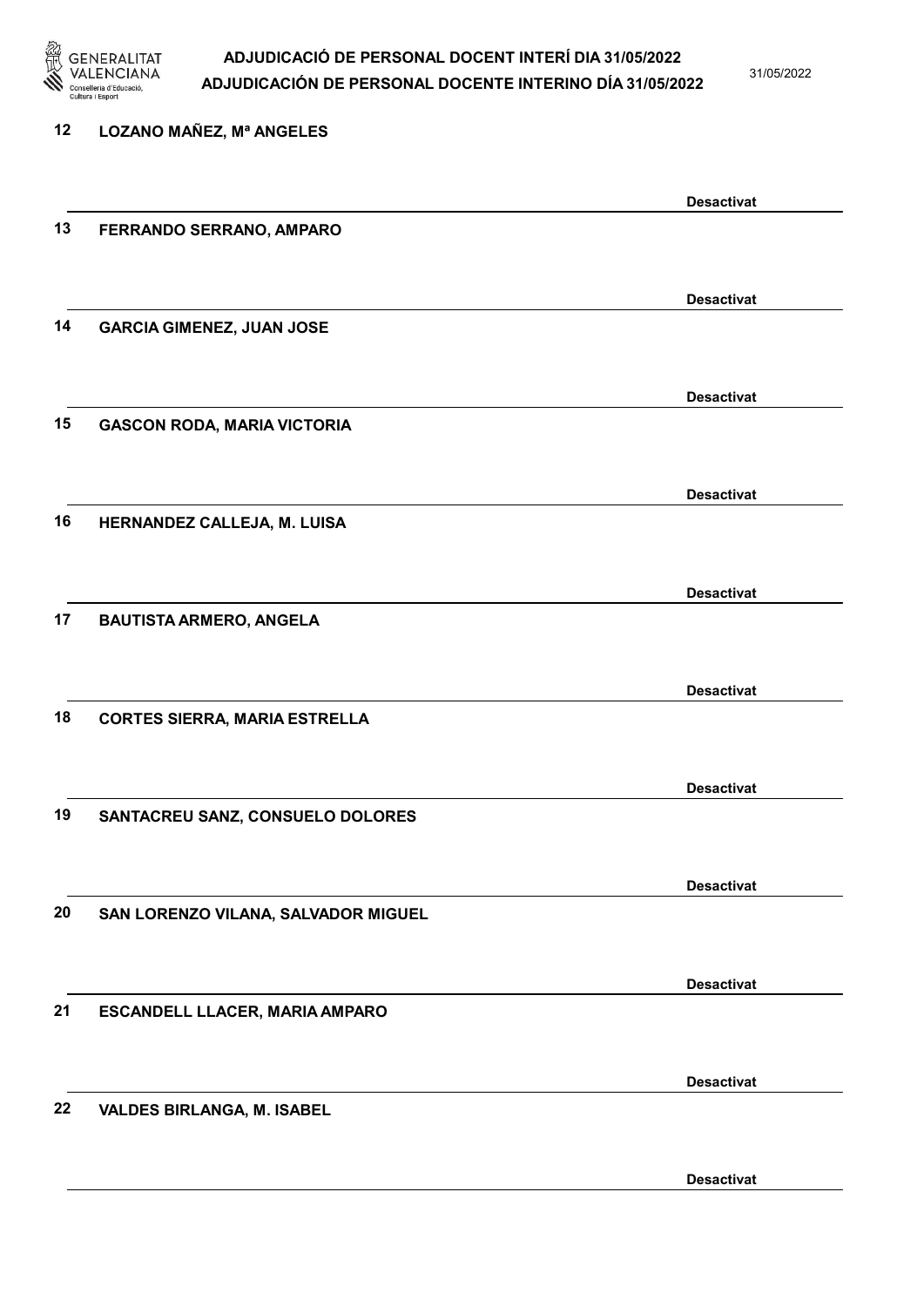12 LOZANO MAÑEZ, Mª ANGELES

Desactivat

13 FERRANDO SERRANO, AMPARO

Desactivat

14 GARCIA GIMENEZ, JUAN JOSE

Desactivat

15 GASCON RODA, MARIA VICTORIA

Desactivat

16 HERNANDEZ CALLEJA, M. LUISA

Desactivat

17 BAUTISTA ARMERO, ANGELA

Desactivat

18 CORTES SIERRA, MARIA ESTRELLA

Desactivat

19 SANTACREU SANZ, CONSUELO DOLORES

Desactivat

20 SAN LORENZO VILANA, SALVADOR MIGUEL

Desactivat

21 ESCANDELL LLACER, MARIA AMPARO

Desactivat

22 VALDES BIRLANGA, M. ISABEL

Desactivat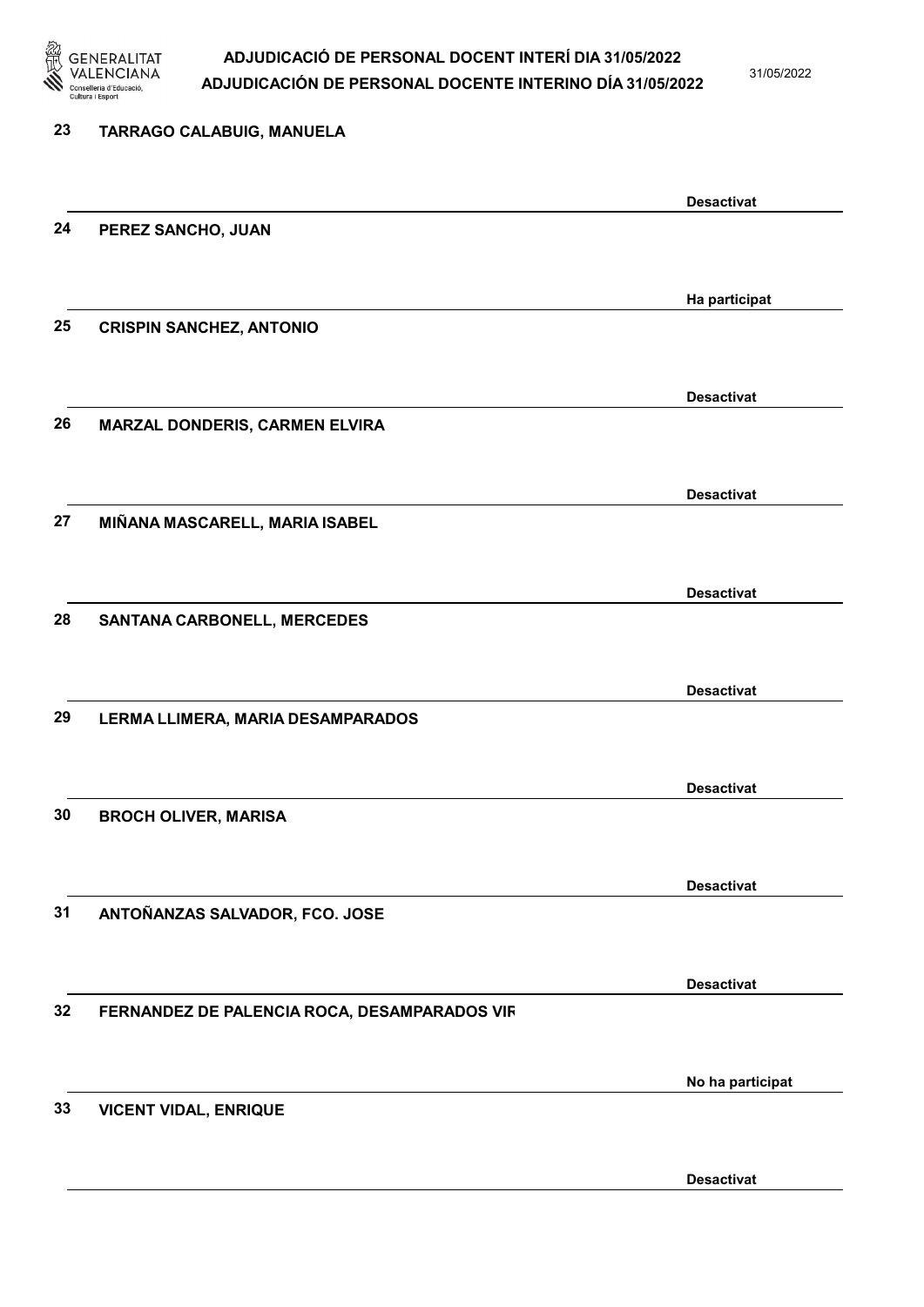| Nº | Nom | Estat |
|---|---|---|
| 23 | TARRAGO CALABUIG, MANUELA | Desactivat |
| 24 | PEREZ SANCHO, JUAN | Ha participat |
| 25 | CRISPIN SANCHEZ, ANTONIO | Desactivat |
| 26 | MARZAL DONDERIS, CARMEN ELVIRA | Desactivat |
| 27 | MIÑANA MASCARELL, MARIA ISABEL | Desactivat |
| 28 | SANTANA CARBONELL, MERCEDES | Desactivat |
| 29 | LERMA LLIMERA, MARIA DESAMPARADOS | Desactivat |
| 30 | BROCH OLIVER, MARISA | Desactivat |
| 31 | ANTOÑANZAS SALVADOR, FCO. JOSE | Desactivat |
| 32 | FERNANDEZ DE PALENCIA ROCA, DESAMPARADOS VIR | No ha participat |
| 33 | VICENT VIDAL, ENRIQUE | Desactivat |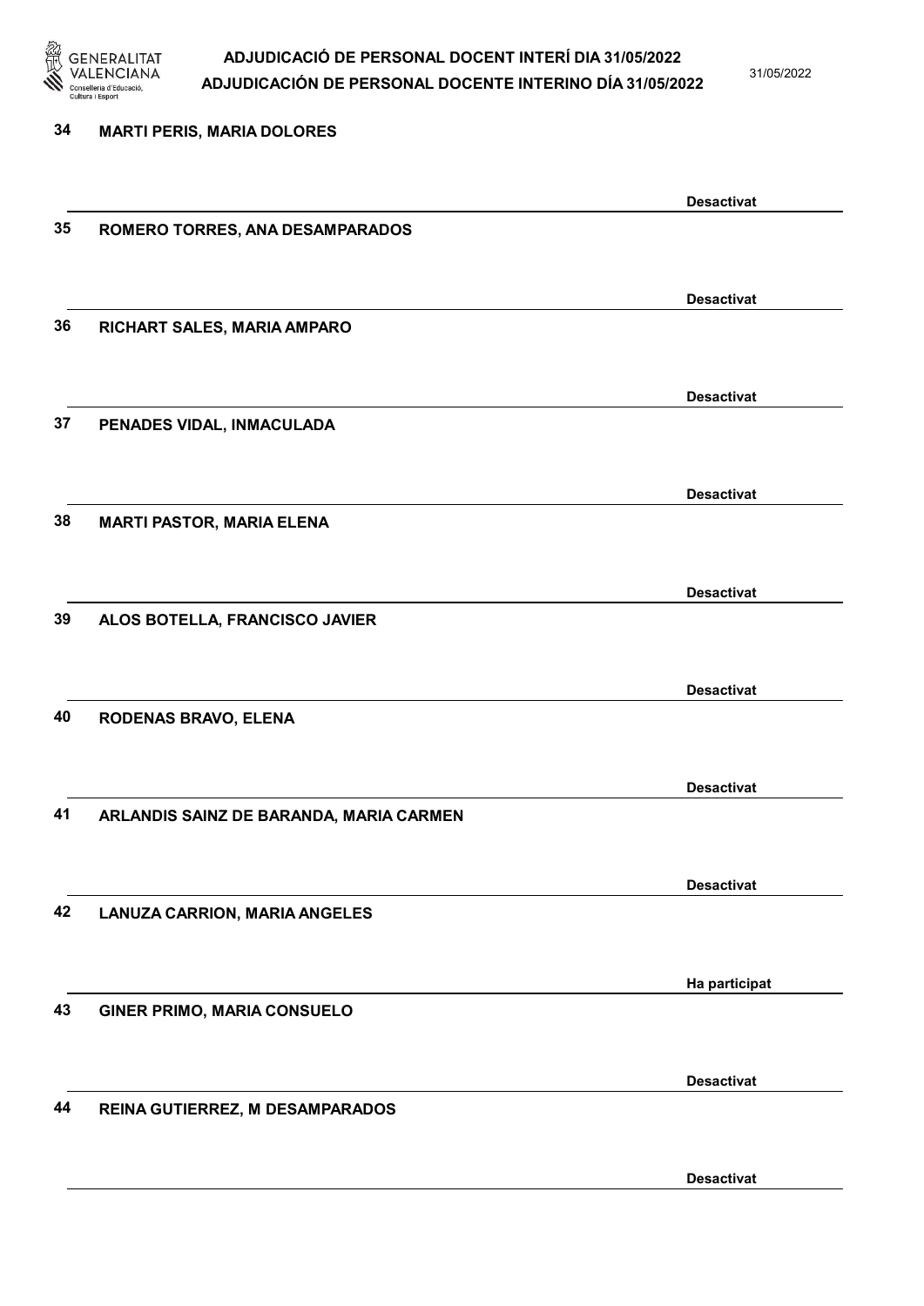34 **MARTI PERIS, MARIA DOLORES**

**Desactivat**

35 **ROMERO TORRES, ANA DESAMPARADOS**

**Desactivat**

36 **RICHART SALES, MARIA AMPARO**

**Desactivat**

37 **PENADES VIDAL, INMACULADA**

**Desactivat**

38 **MARTI PASTOR, MARIA ELENA**

**Desactivat**

39 **ALOS BOTELLA, FRANCISCO JAVIER**

**Desactivat**

40 **RODENAS BRAVO, ELENA**

**Desactivat**

41 **ARLANDIS SAINZ DE BARANDA, MARIA CARMEN**

**Desactivat**

42 **LANUZA CARRION, MARIA ANGELES**

**Ha participat**

43 **GINER PRIMO, MARIA CONSUELO**

**Desactivat**

44 **REINA GUTIERREZ, M DESAMPARADOS**

**Desactivat**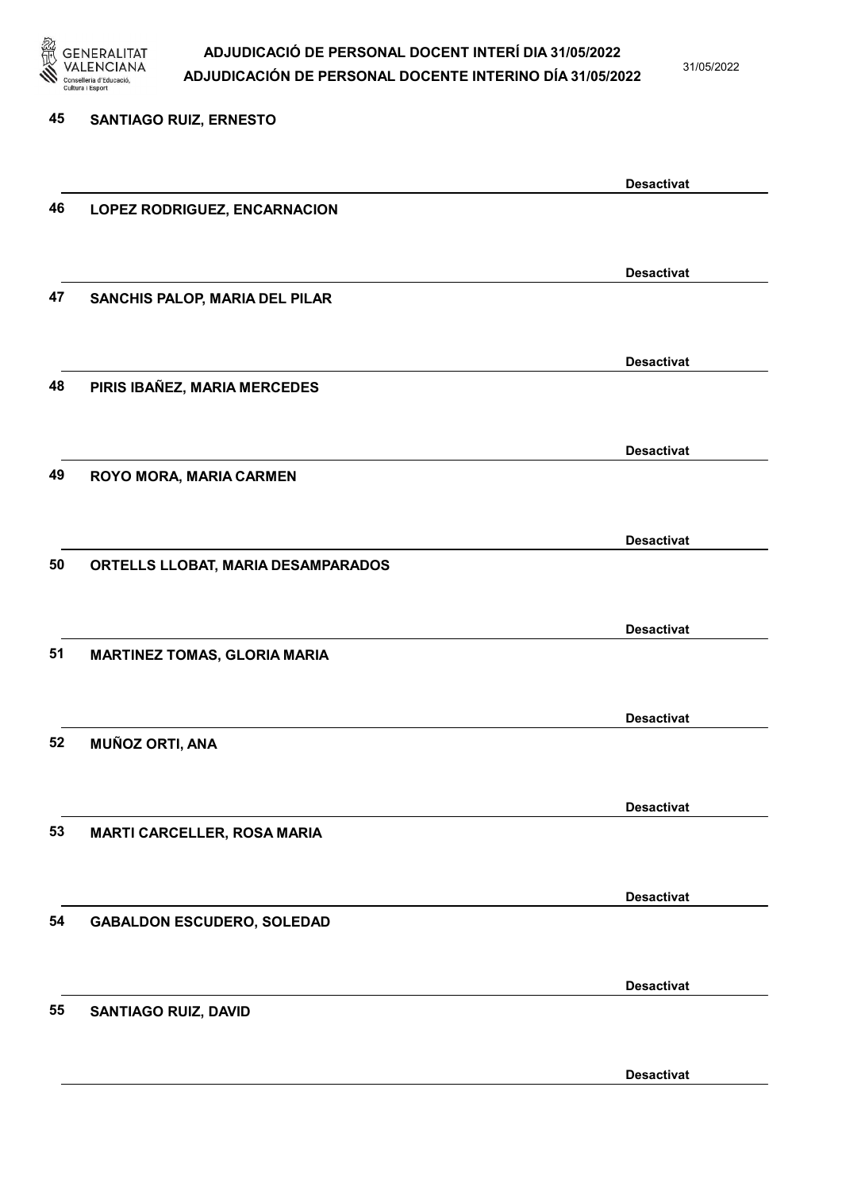45 SANTIAGO RUIZ, ERNESTO

Desactivat

46 LOPEZ RODRIGUEZ, ENCARNACION

Desactivat

47 SANCHIS PALOP, MARIA DEL PILAR

Desactivat

48 PIRIS IBAÑEZ, MARIA MERCEDES

Desactivat

49 ROYO MORA, MARIA CARMEN

Desactivat

50 ORTELLS LLOBAT, MARIA DESAMPARADOS

Desactivat

51 MARTINEZ TOMAS, GLORIA MARIA

Desactivat

52 MUÑOZ ORTI, ANA

Desactivat

53 MARTI CARCELLER, ROSA MARIA

Desactivat

54 GABALDON ESCUDERO, SOLEDAD

Desactivat

55 SANTIAGO RUIZ, DAVID

Desactivat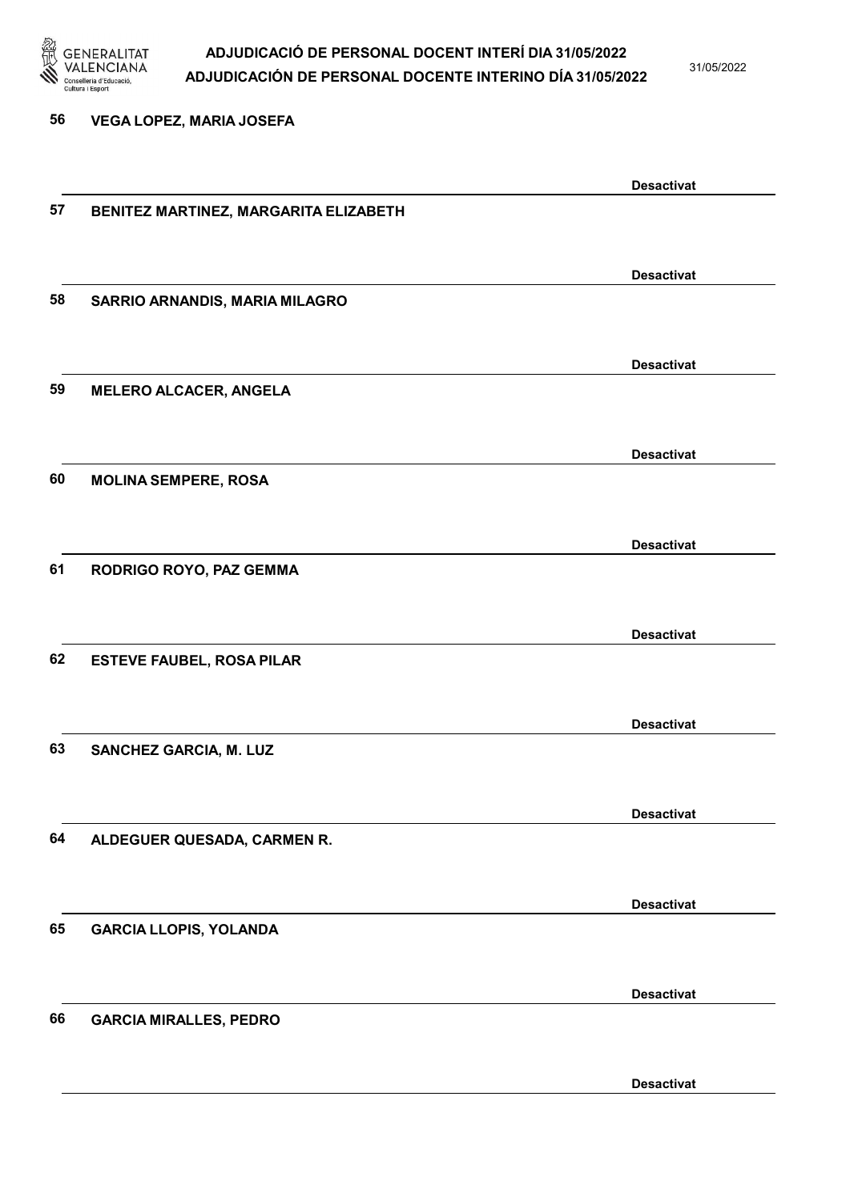56 **VEGA LOPEZ, MARIA JOSEFA**

**Desactivat**

57 **BENITEZ MARTINEZ, MARGARITA ELIZABETH**

**Desactivat**

58 **SARRIO ARNANDIS, MARIA MILAGRO**

**Desactivat**

59 **MELERO ALCACER, ANGELA**

**Desactivat**

60 **MOLINA SEMPERE, ROSA**

**Desactivat**

61 **RODRIGO ROYO, PAZ GEMMA**

**Desactivat**

62 **ESTEVE FAUBEL, ROSA PILAR**

**Desactivat**

63 **SANCHEZ GARCIA, M. LUZ**

**Desactivat**

64 **ALDEGUER QUESADA, CARMEN R.**

**Desactivat**

65 **GARCIA LLOPIS, YOLANDA**

**Desactivat**

66 **GARCIA MIRALLES, PEDRO**

**Desactivat**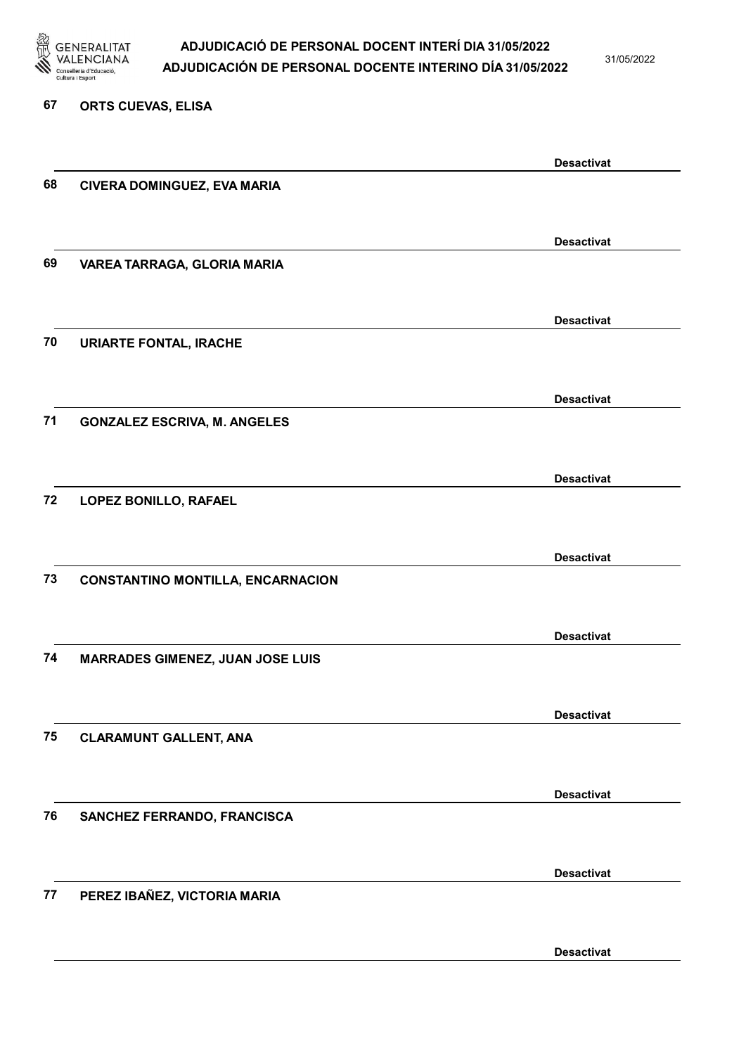67 ORTS CUEVAS, ELISA

Desactivat

68 CIVERA DOMINGUEZ, EVA MARIA

Desactivat

69 VAREA TARRAGA, GLORIA MARIA

Desactivat

70 URIARTE FONTAL, IRACHE

Desactivat

71 GONZALEZ ESCRIVA, M. ANGELES

Desactivat

72 LOPEZ BONILLO, RAFAEL

Desactivat

73 CONSTANTINO MONTILLA, ENCARNACION

Desactivat

74 MARRADES GIMENEZ, JUAN JOSE LUIS

Desactivat

75 CLARAMUNT GALLENT, ANA

Desactivat

76 SANCHEZ FERRANDO, FRANCISCA

Desactivat

77 PEREZ IBAÑEZ, VICTORIA MARIA

Desactivat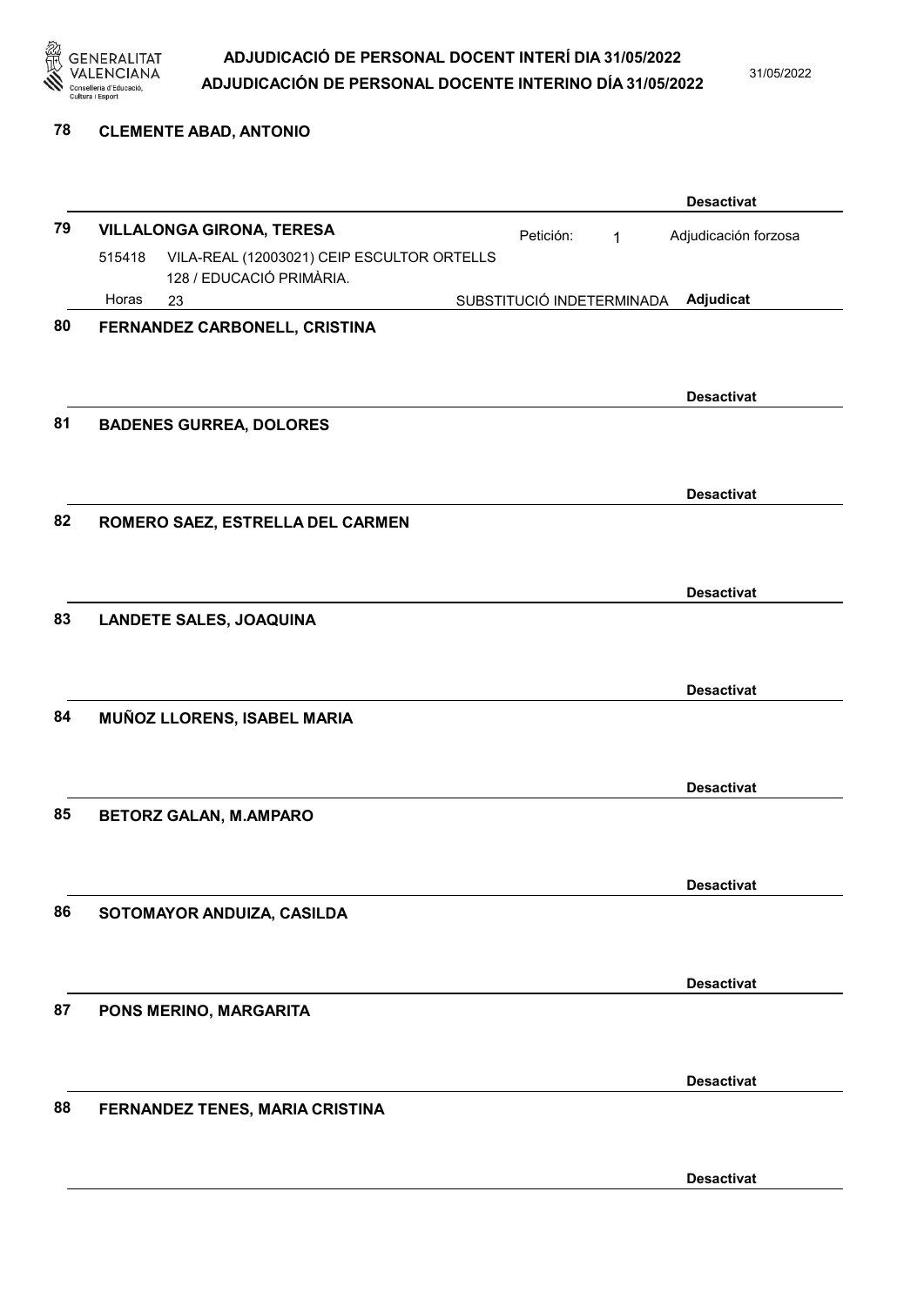**78 CLEMENTE ABAD, ANTONIO**

**Desactivat**

**79 VILLALONGA GIRONA, TERESA**

Petición: 1 — Adjudicación forzosa

515418 VILA-REAL (12003021) CEIP ESCULTOR ORTELLS
128 / EDUCACIÓ PRIMÀRIA.

Horas 23 — SUBSTITUCIÓ INDETERMINADA — **Adjudicat**

**80 FERNANDEZ CARBONELL, CRISTINA**

**Desactivat**

**81 BADENES GURREA, DOLORES**

**Desactivat**

**82 ROMERO SAEZ, ESTRELLA DEL CARMEN**

**Desactivat**

**83 LANDETE SALES, JOAQUINA**

**Desactivat**

**84 MUÑOZ LLORENS, ISABEL MARIA**

**Desactivat**

**85 BETORZ GALAN, M.AMPARO**

**Desactivat**

**86 SOTOMAYOR ANDUIZA, CASILDA**

**Desactivat**

**87 PONS MERINO, MARGARITA**

**Desactivat**

**88 FERNANDEZ TENES, MARIA CRISTINA**

**Desactivat**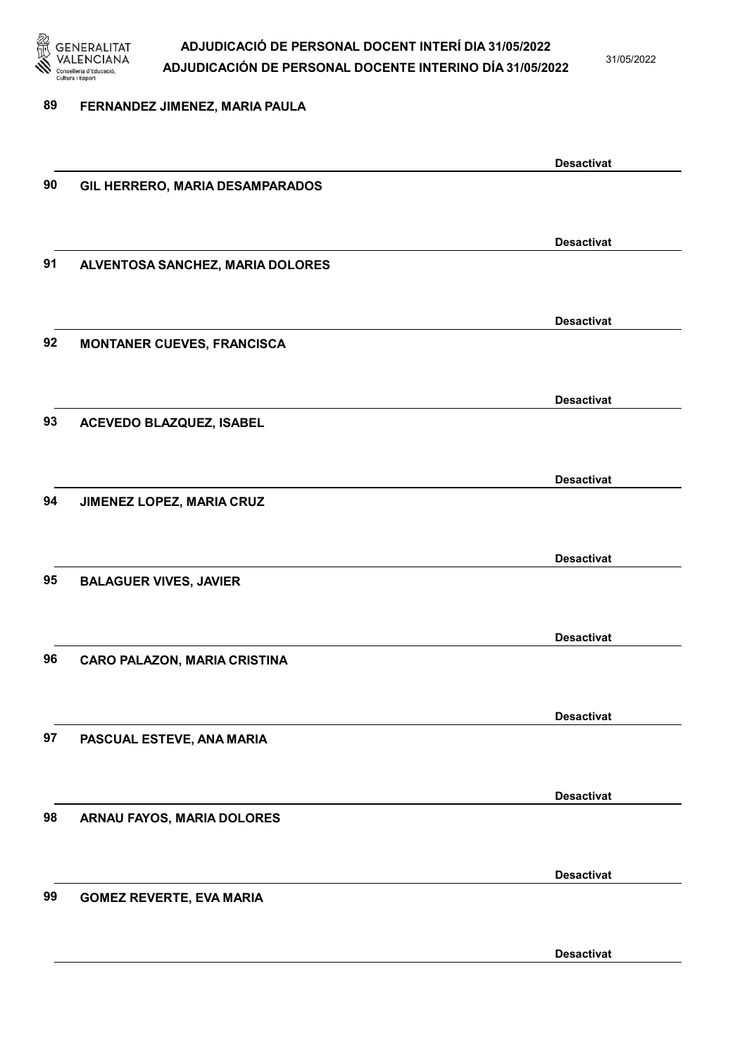89 **FERNANDEZ JIMENEZ, MARIA PAULA**

**Desactivat**

90 **GIL HERRERO, MARIA DESAMPARADOS**

**Desactivat**

91 **ALVENTOSA SANCHEZ, MARIA DOLORES**

**Desactivat**

92 **MONTANER CUEVES, FRANCISCA**

**Desactivat**

93 **ACEVEDO BLAZQUEZ, ISABEL**

**Desactivat**

94 **JIMENEZ LOPEZ, MARIA CRUZ**

**Desactivat**

95 **BALAGUER VIVES, JAVIER**

**Desactivat**

96 **CARO PALAZON, MARIA CRISTINA**

**Desactivat**

97 **PASCUAL ESTEVE, ANA MARIA**

**Desactivat**

98 **ARNAU FAYOS, MARIA DOLORES**

**Desactivat**

99 **GOMEZ REVERTE, EVA MARIA**

**Desactivat**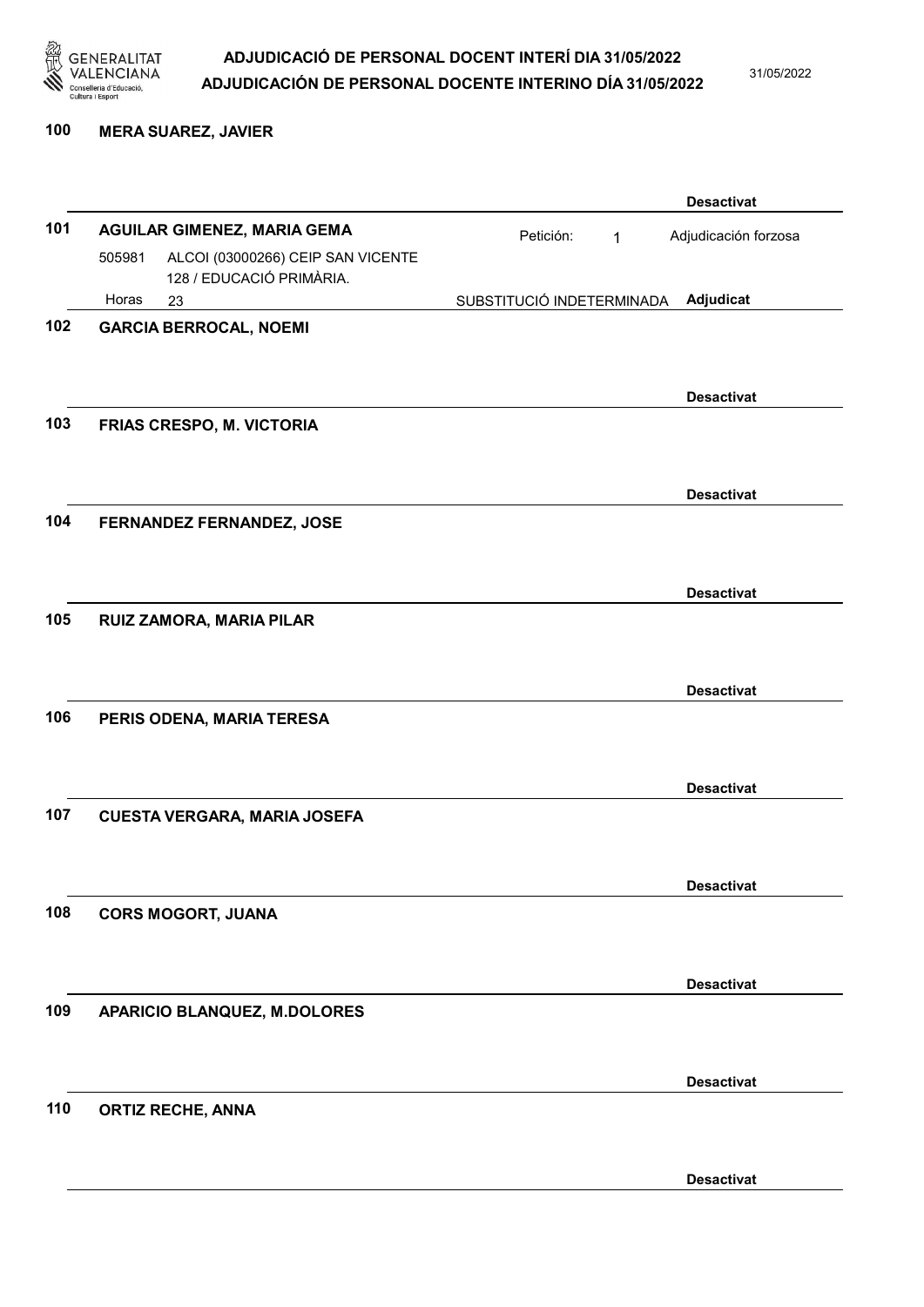**100** **MERA SUAREZ, JAVIER**

**Desactivat**

**101** **AGUILAR GIMENEZ, MARIA GEMA** Petición: 1 Adjudicación forzosa

505981 ALCOI (03000266) CEIP SAN VICENTE
128 / EDUCACIÓ PRIMÀRIA.

Horas 23 SUBSTITUCIÓ INDETERMINADA **Adjudicat**

**102** **GARCIA BERROCAL, NOEMI**

**Desactivat**

**103** **FRIAS CRESPO, M. VICTORIA**

**Desactivat**

**104** **FERNANDEZ FERNANDEZ, JOSE**

**Desactivat**

**105** **RUIZ ZAMORA, MARIA PILAR**

**Desactivat**

**106** **PERIS ODENA, MARIA TERESA**

**Desactivat**

**107** **CUESTA VERGARA, MARIA JOSEFA**

**Desactivat**

**108** **CORS MOGORT, JUANA**

**Desactivat**

**109** **APARICIO BLANQUEZ, M.DOLORES**

**Desactivat**

**110** **ORTIZ RECHE, ANNA**

**Desactivat**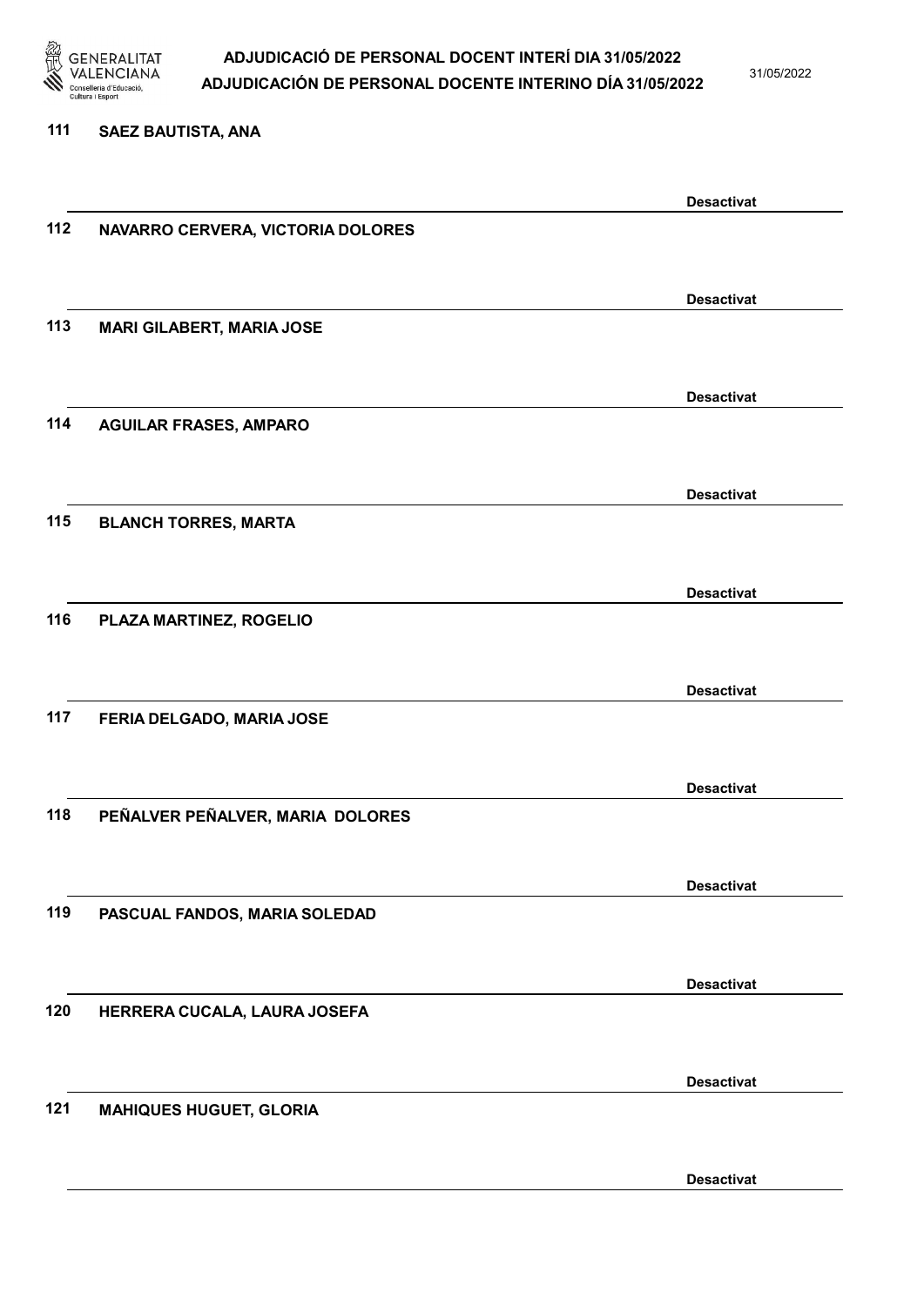111 SAEZ BAUTISTA, ANA

Desactivat

112 NAVARRO CERVERA, VICTORIA DOLORES

Desactivat

113 MARI GILABERT, MARIA JOSE

Desactivat

114 AGUILAR FRASES, AMPARO

Desactivat

115 BLANCH TORRES, MARTA

Desactivat

116 PLAZA MARTINEZ, ROGELIO

Desactivat

117 FERIA DELGADO, MARIA JOSE

Desactivat

118 PEÑALVER PEÑALVER, MARIA DOLORES

Desactivat

119 PASCUAL FANDOS, MARIA SOLEDAD

Desactivat

120 HERRERA CUCALA, LAURA JOSEFA

Desactivat

121 MAHIQUES HUGUET, GLORIA

Desactivat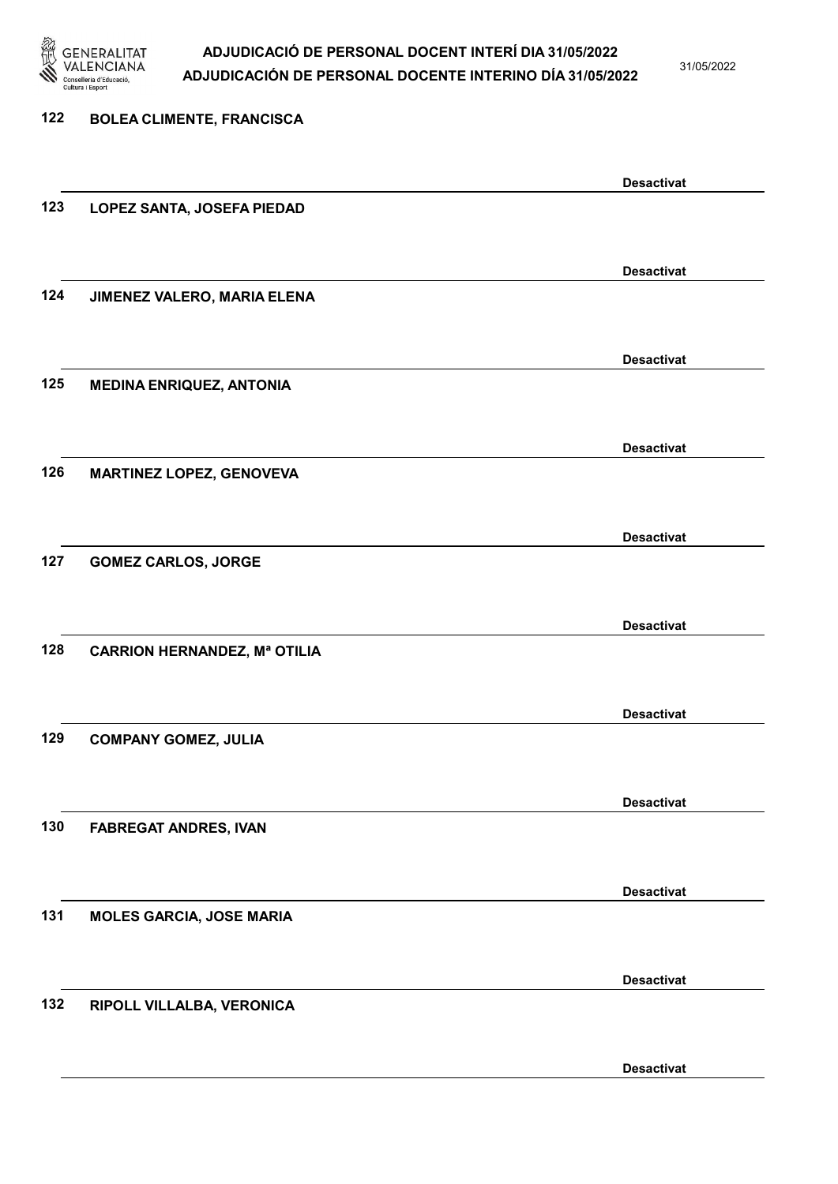122 BOLEA CLIMENTE, FRANCISCA

Desactivat

123 LOPEZ SANTA, JOSEFA PIEDAD

Desactivat

124 JIMENEZ VALERO, MARIA ELENA

Desactivat

125 MEDINA ENRIQUEZ, ANTONIA

Desactivat

126 MARTINEZ LOPEZ, GENOVEVA

Desactivat

127 GOMEZ CARLOS, JORGE

Desactivat

128 CARRION HERNANDEZ, Mª OTILIA

Desactivat

129 COMPANY GOMEZ, JULIA

Desactivat

130 FABREGAT ANDRES, IVAN

Desactivat

131 MOLES GARCIA, JOSE MARIA

Desactivat

132 RIPOLL VILLALBA, VERONICA

Desactivat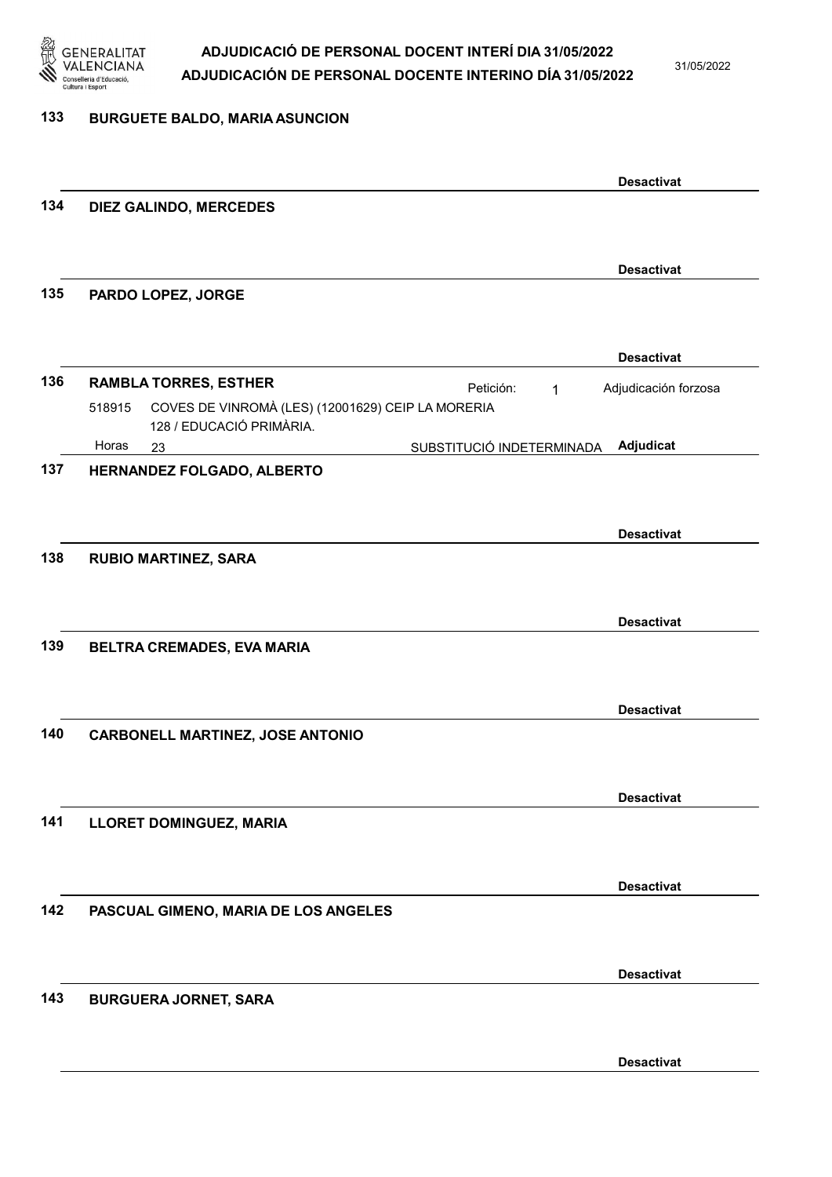**133 BURGUETE BALDO, MARIA ASUNCION**

Desactivat

**134 DIEZ GALINDO, MERCEDES**

Desactivat

**135 PARDO LOPEZ, JORGE**

Desactivat

**136 RAMBLA TORRES, ESTHER**

Petición: 1 — Adjudicación forzosa

518915 COVES DE VINROMÀ (LES) (12001629) CEIP LA MORERIA
128 / EDUCACIÓ PRIMÀRIA.

Horas 23 — SUBSTITUCIÓ INDETERMINADA — **Adjudicat**

**137 HERNANDEZ FOLGADO, ALBERTO**

Desactivat

**138 RUBIO MARTINEZ, SARA**

Desactivat

**139 BELTRA CREMADES, EVA MARIA**

Desactivat

**140 CARBONELL MARTINEZ, JOSE ANTONIO**

Desactivat

**141 LLORET DOMINGUEZ, MARIA**

Desactivat

**142 PASCUAL GIMENO, MARIA DE LOS ANGELES**

Desactivat

**143 BURGUERA JORNET, SARA**

Desactivat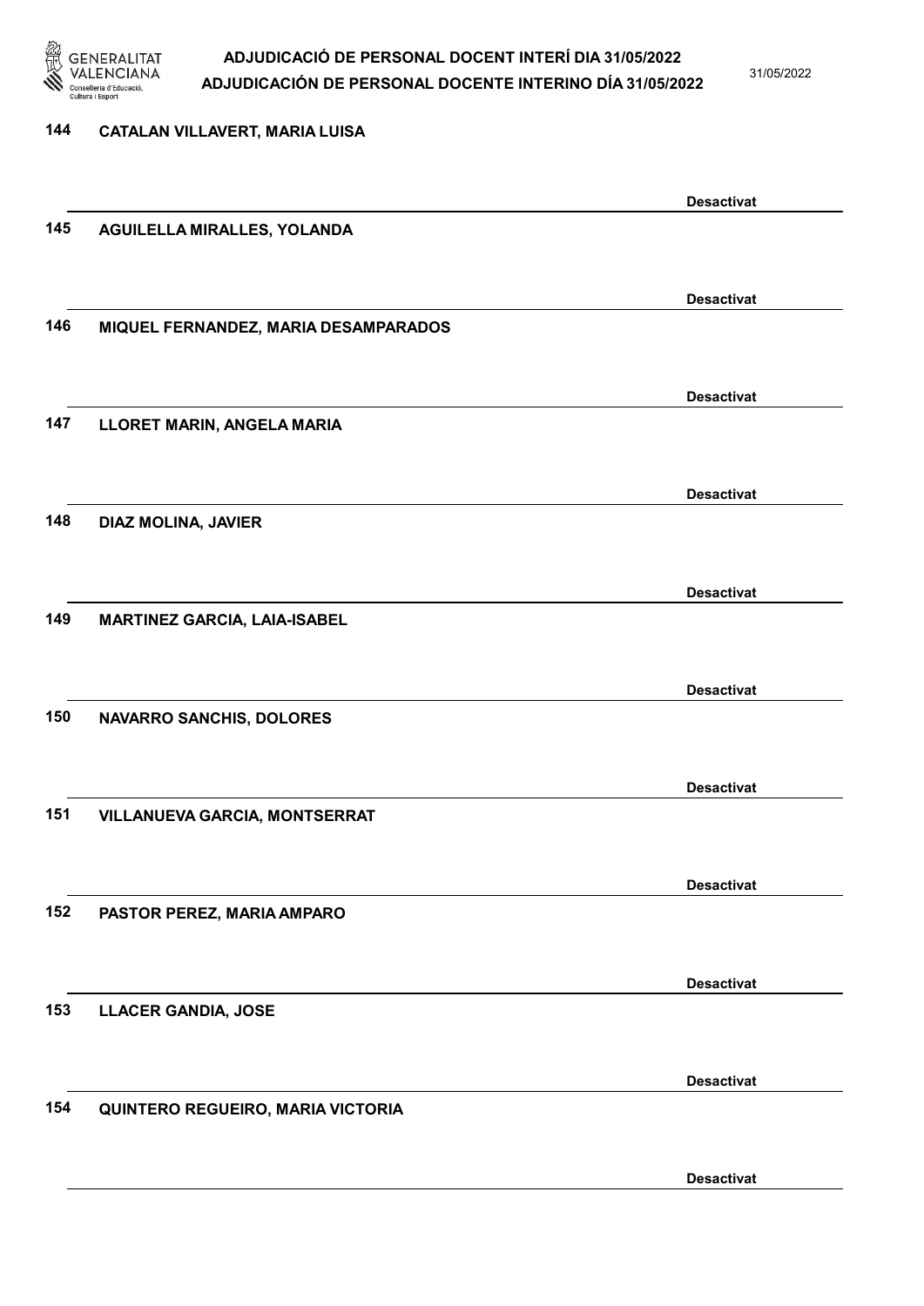144 **CATALAN VILLAVERT, MARIA LUISA**

**Desactivat**

145 **AGUILELLA MIRALLES, YOLANDA**

**Desactivat**

146 **MIQUEL FERNANDEZ, MARIA DESAMPARADOS**

**Desactivat**

147 **LLORET MARIN, ANGELA MARIA**

**Desactivat**

148 **DIAZ MOLINA, JAVIER**

**Desactivat**

149 **MARTINEZ GARCIA, LAIA-ISABEL**

**Desactivat**

150 **NAVARRO SANCHIS, DOLORES**

**Desactivat**

151 **VILLANUEVA GARCIA, MONTSERRAT**

**Desactivat**

152 **PASTOR PEREZ, MARIA AMPARO**

**Desactivat**

153 **LLACER GANDIA, JOSE**

**Desactivat**

154 **QUINTERO REGUEIRO, MARIA VICTORIA**

**Desactivat**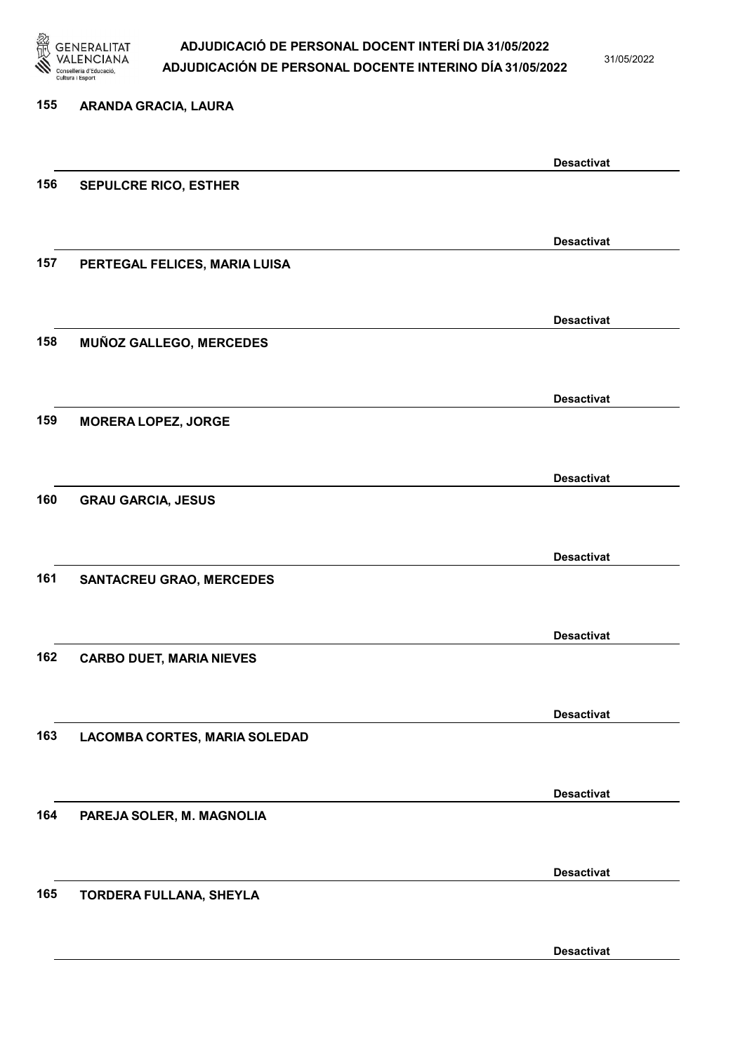| | | |
|---|---|---|
| 155 | ARANDA GRACIA, LAURA | |
| | | Desactivat |
| 156 | SEPULCRE RICO, ESTHER | |
| | | Desactivat |
| 157 | PERTEGAL FELICES, MARIA LUISA | |
| | | Desactivat |
| 158 | MUÑOZ GALLEGO, MERCEDES | |
| | | Desactivat |
| 159 | MORERA LOPEZ, JORGE | |
| | | Desactivat |
| 160 | GRAU GARCIA, JESUS | |
| | | Desactivat |
| 161 | SANTACREU GRAO, MERCEDES | |
| | | Desactivat |
| 162 | CARBO DUET, MARIA NIEVES | |
| | | Desactivat |
| 163 | LACOMBA CORTES, MARIA SOLEDAD | |
| | | Desactivat |
| 164 | PAREJA SOLER, M. MAGNOLIA | |
| | | Desactivat |
| 165 | TORDERA FULLANA, SHEYLA | |
| | | Desactivat |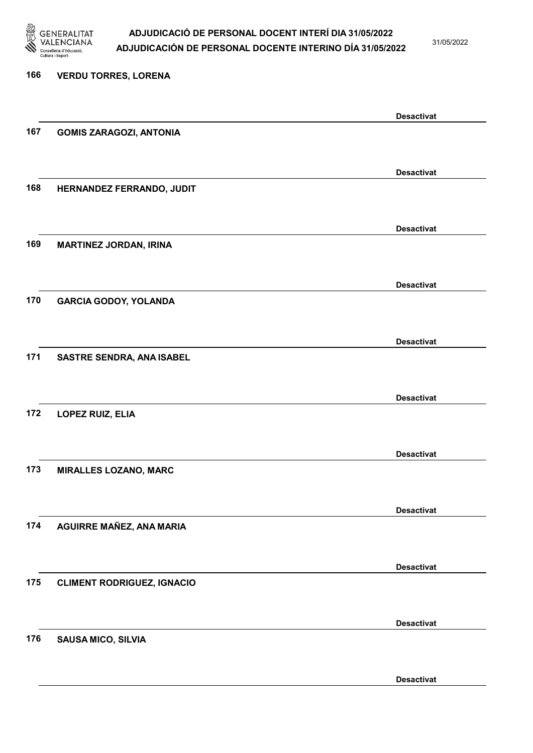166 VERDU TORRES, LORENA

Desactivat

167 GOMIS ZARAGOZI, ANTONIA

Desactivat

168 HERNANDEZ FERRANDO, JUDIT

Desactivat

169 MARTINEZ JORDAN, IRINA

Desactivat

170 GARCIA GODOY, YOLANDA

Desactivat

171 SASTRE SENDRA, ANA ISABEL

Desactivat

172 LOPEZ RUIZ, ELIA

Desactivat

173 MIRALLES LOZANO, MARC

Desactivat

174 AGUIRRE MAÑEZ, ANA MARIA

Desactivat

175 CLIMENT RODRIGUEZ, IGNACIO

Desactivat

176 SAUSA MICO, SILVIA

Desactivat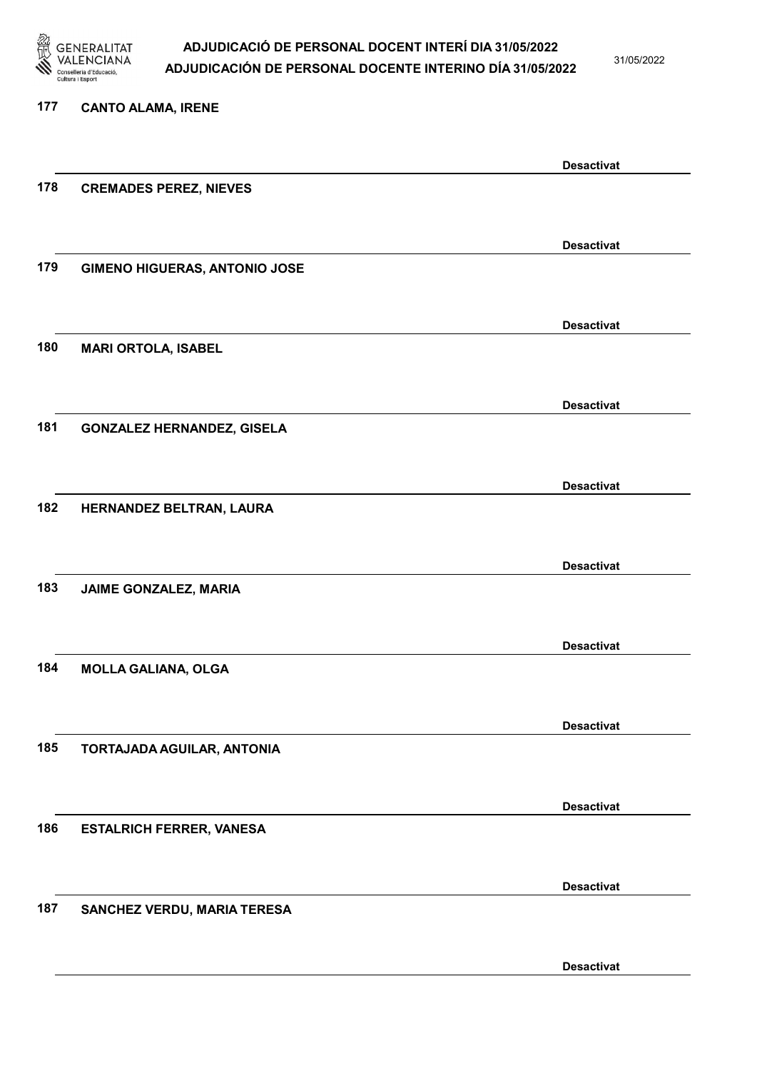177 **CANTO ALAMA, IRENE**

**Desactivat**

178 **CREMADES PEREZ, NIEVES**

**Desactivat**

179 **GIMENO HIGUERAS, ANTONIO JOSE**

**Desactivat**

180 **MARI ORTOLA, ISABEL**

**Desactivat**

181 **GONZALEZ HERNANDEZ, GISELA**

**Desactivat**

182 **HERNANDEZ BELTRAN, LAURA**

**Desactivat**

183 **JAIME GONZALEZ, MARIA**

**Desactivat**

184 **MOLLA GALIANA, OLGA**

**Desactivat**

185 **TORTAJADA AGUILAR, ANTONIA**

**Desactivat**

186 **ESTALRICH FERRER, VANESA**

**Desactivat**

187 **SANCHEZ VERDU, MARIA TERESA**

**Desactivat**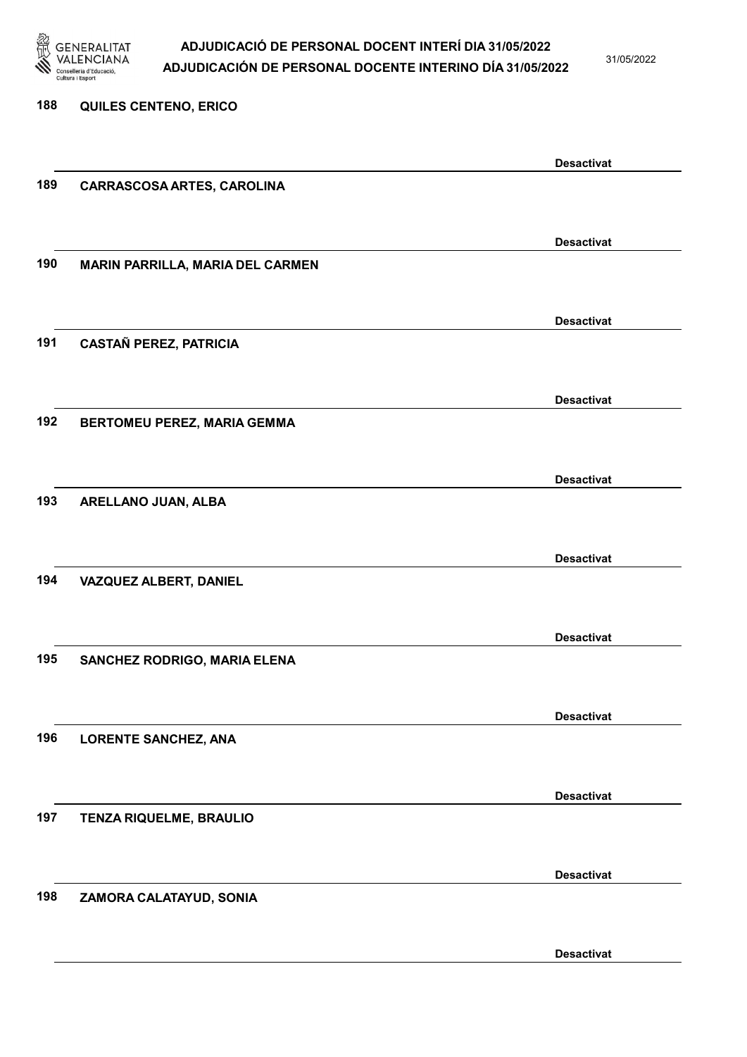188 QUILES CENTENO, ERICO

Desactivat

189 CARRASCOSA ARTES, CAROLINA

Desactivat

190 MARIN PARRILLA, MARIA DEL CARMEN

Desactivat

191 CASTAÑ PEREZ, PATRICIA

Desactivat

192 BERTOMEU PEREZ, MARIA GEMMA

Desactivat

193 ARELLANO JUAN, ALBA

Desactivat

194 VAZQUEZ ALBERT, DANIEL

Desactivat

195 SANCHEZ RODRIGO, MARIA ELENA

Desactivat

196 LORENTE SANCHEZ, ANA

Desactivat

197 TENZA RIQUELME, BRAULIO

Desactivat

198 ZAMORA CALATAYUD, SONIA

Desactivat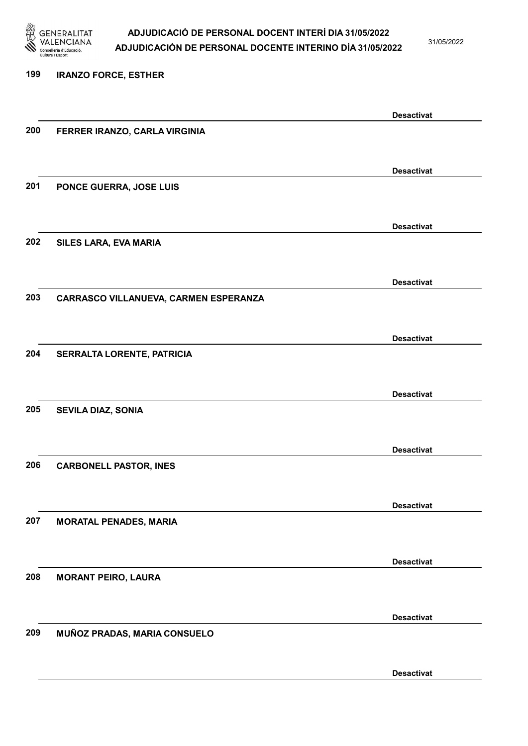199 **IRANZO FORCE, ESTHER**

**Desactivat**

200 **FERRER IRANZO, CARLA VIRGINIA**

**Desactivat**

201 **PONCE GUERRA, JOSE LUIS**

**Desactivat**

202 **SILES LARA, EVA MARIA**

**Desactivat**

203 **CARRASCO VILLANUEVA, CARMEN ESPERANZA**

**Desactivat**

204 **SERRALTA LORENTE, PATRICIA**

**Desactivat**

205 **SEVILA DIAZ, SONIA**

**Desactivat**

206 **CARBONELL PASTOR, INES**

**Desactivat**

207 **MORATAL PENADES, MARIA**

**Desactivat**

208 **MORANT PEIRO, LAURA**

**Desactivat**

209 **MUÑOZ PRADAS, MARIA CONSUELO**

**Desactivat**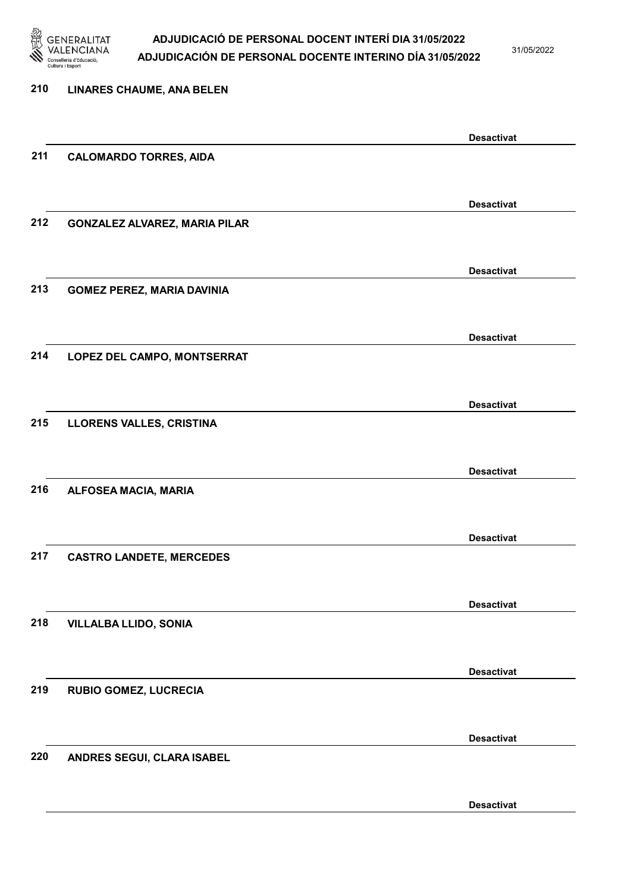210 **LINARES CHAUME, ANA BELEN**

**Desactivat**

211 **CALOMARDO TORRES, AIDA**

**Desactivat**

212 **GONZALEZ ALVAREZ, MARIA PILAR**

**Desactivat**

213 **GOMEZ PEREZ, MARIA DAVINIA**

**Desactivat**

214 **LOPEZ DEL CAMPO, MONTSERRAT**

**Desactivat**

215 **LLORENS VALLES, CRISTINA**

**Desactivat**

216 **ALFOSEA MACIA, MARIA**

**Desactivat**

217 **CASTRO LANDETE, MERCEDES**

**Desactivat**

218 **VILLALBA LLIDO, SONIA**

**Desactivat**

219 **RUBIO GOMEZ, LUCRECIA**

**Desactivat**

220 **ANDRES SEGUI, CLARA ISABEL**

**Desactivat**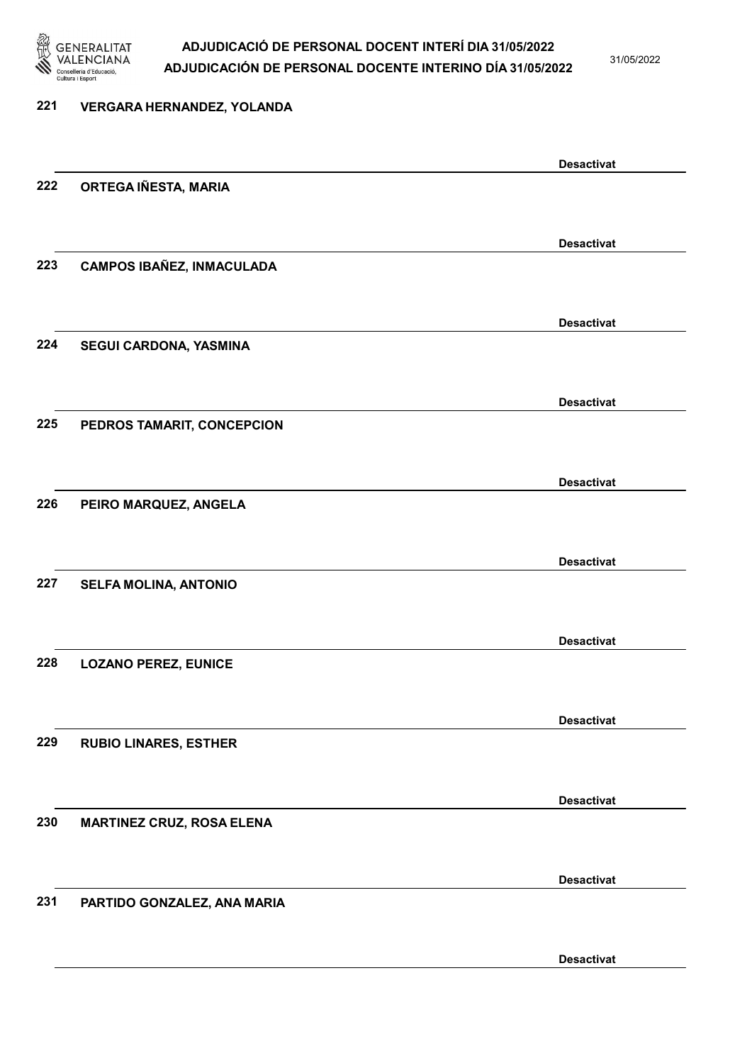221 VERGARA HERNANDEZ, YOLANDA

Desactivat

222 ORTEGA IÑESTA, MARIA

Desactivat

223 CAMPOS IBAÑEZ, INMACULADA

Desactivat

224 SEGUI CARDONA, YASMINA

Desactivat

225 PEDROS TAMARIT, CONCEPCION

Desactivat

226 PEIRO MARQUEZ, ANGELA

Desactivat

227 SELFA MOLINA, ANTONIO

Desactivat

228 LOZANO PEREZ, EUNICE

Desactivat

229 RUBIO LINARES, ESTHER

Desactivat

230 MARTINEZ CRUZ, ROSA ELENA

Desactivat

231 PARTIDO GONZALEZ, ANA MARIA

Desactivat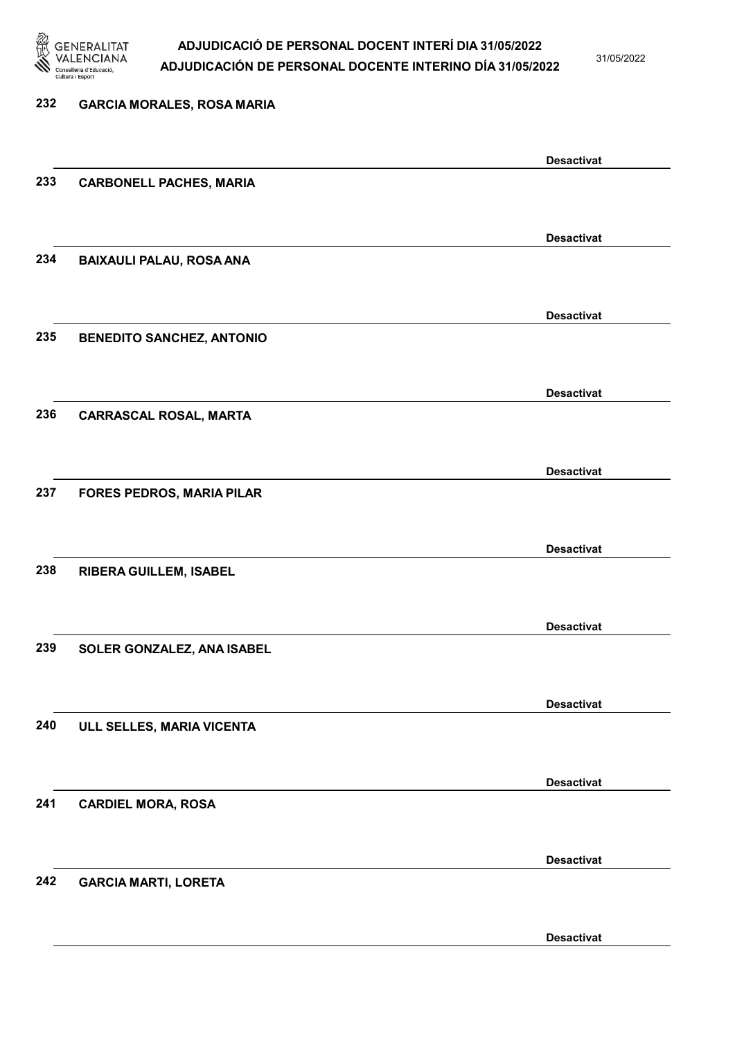232 GARCIA MORALES, ROSA MARIA

Desactivat

233 CARBONELL PACHES, MARIA

Desactivat

234 BAIXAULI PALAU, ROSA ANA

Desactivat

235 BENEDITO SANCHEZ, ANTONIO

Desactivat

236 CARRASCAL ROSAL, MARTA

Desactivat

237 FORES PEDROS, MARIA PILAR

Desactivat

238 RIBERA GUILLEM, ISABEL

Desactivat

239 SOLER GONZALEZ, ANA ISABEL

Desactivat

240 ULL SELLES, MARIA VICENTA

Desactivat

241 CARDIEL MORA, ROSA

Desactivat

242 GARCIA MARTI, LORETA

Desactivat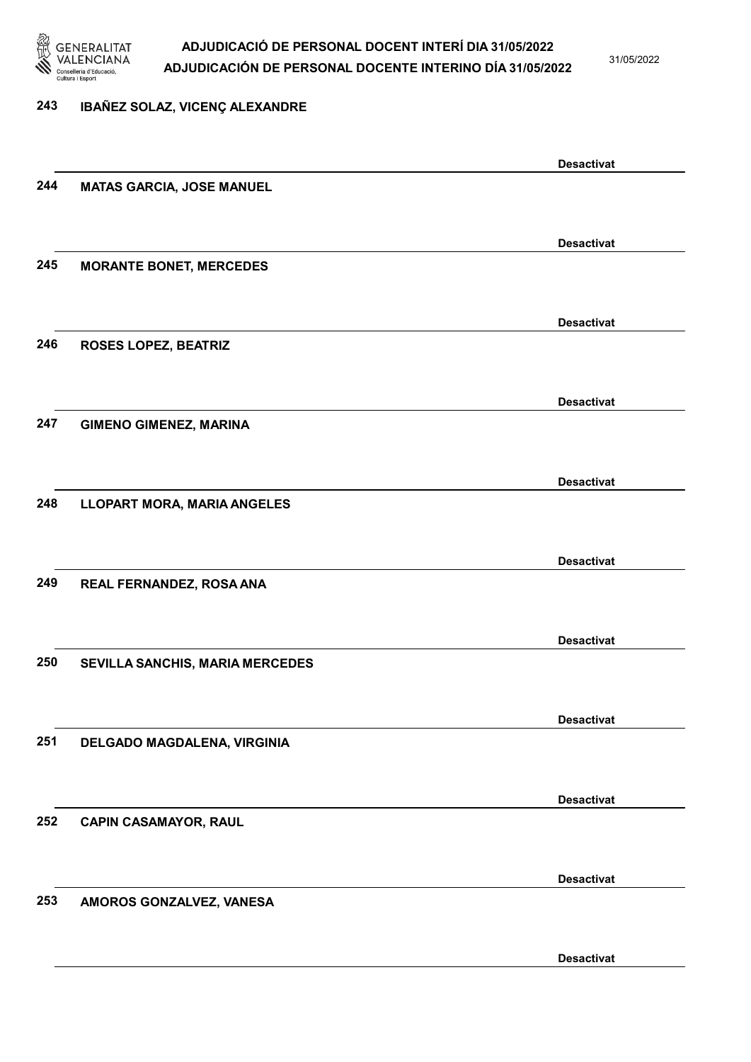243 IBAÑEZ SOLAZ, VICENÇ ALEXANDRE

Desactivat

244 MATAS GARCIA, JOSE MANUEL

Desactivat

245 MORANTE BONET, MERCEDES

Desactivat

246 ROSES LOPEZ, BEATRIZ

Desactivat

247 GIMENO GIMENEZ, MARINA

Desactivat

248 LLOPART MORA, MARIA ANGELES

Desactivat

249 REAL FERNANDEZ, ROSA ANA

Desactivat

250 SEVILLA SANCHIS, MARIA MERCEDES

Desactivat

251 DELGADO MAGDALENA, VIRGINIA

Desactivat

252 CAPIN CASAMAYOR, RAUL

Desactivat

253 AMOROS GONZALVEZ, VANESA

Desactivat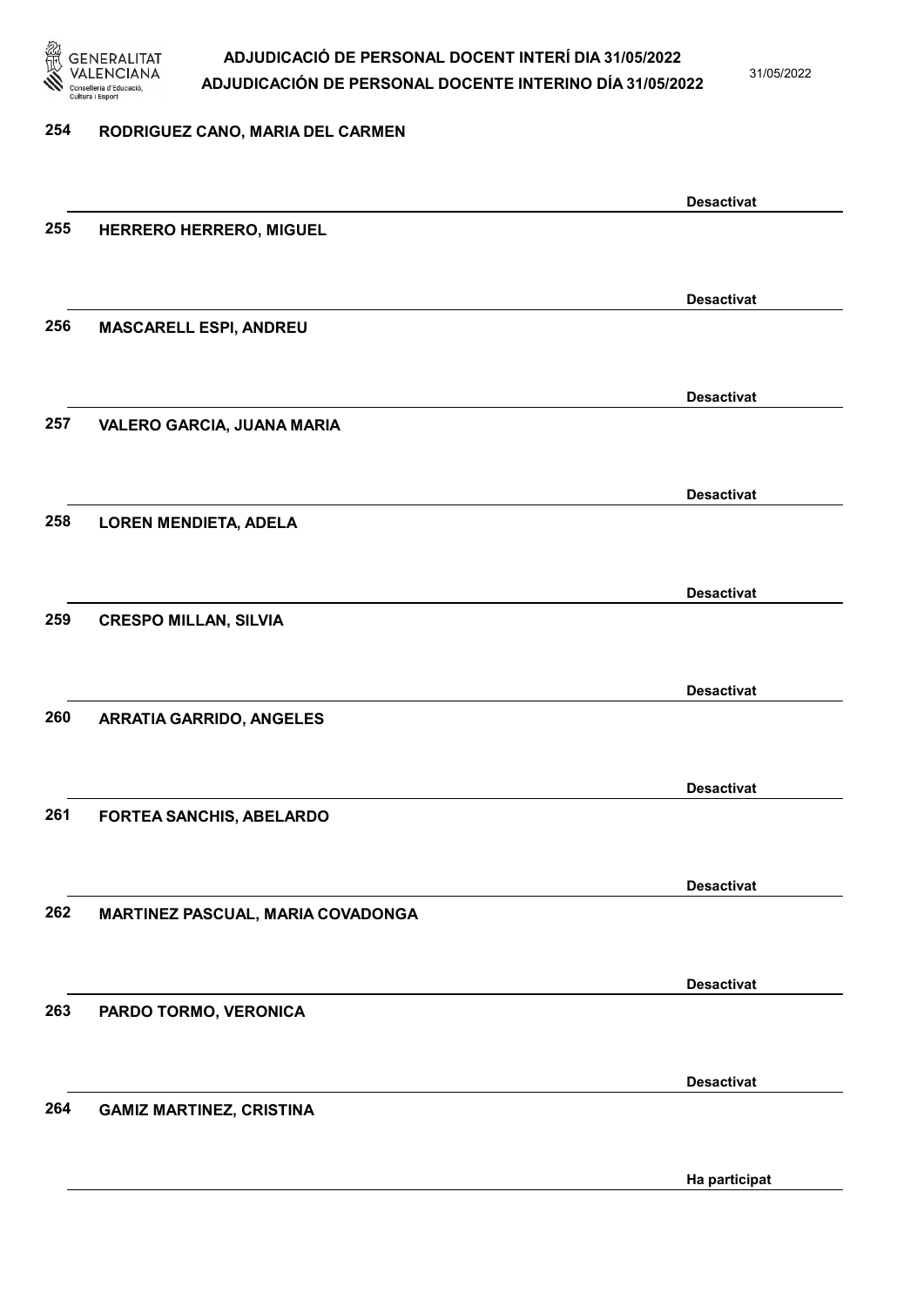254 RODRIGUEZ CANO, MARIA DEL CARMEN

Desactivat

255 HERRERO HERRERO, MIGUEL

Desactivat

256 MASCARELL ESPI, ANDREU

Desactivat

257 VALERO GARCIA, JUANA MARIA

Desactivat

258 LOREN MENDIETA, ADELA

Desactivat

259 CRESPO MILLAN, SILVIA

Desactivat

260 ARRATIA GARRIDO, ANGELES

Desactivat

261 FORTEA SANCHIS, ABELARDO

Desactivat

262 MARTINEZ PASCUAL, MARIA COVADONGA

Desactivat

263 PARDO TORMO, VERONICA

Desactivat

264 GAMIZ MARTINEZ, CRISTINA

Ha participat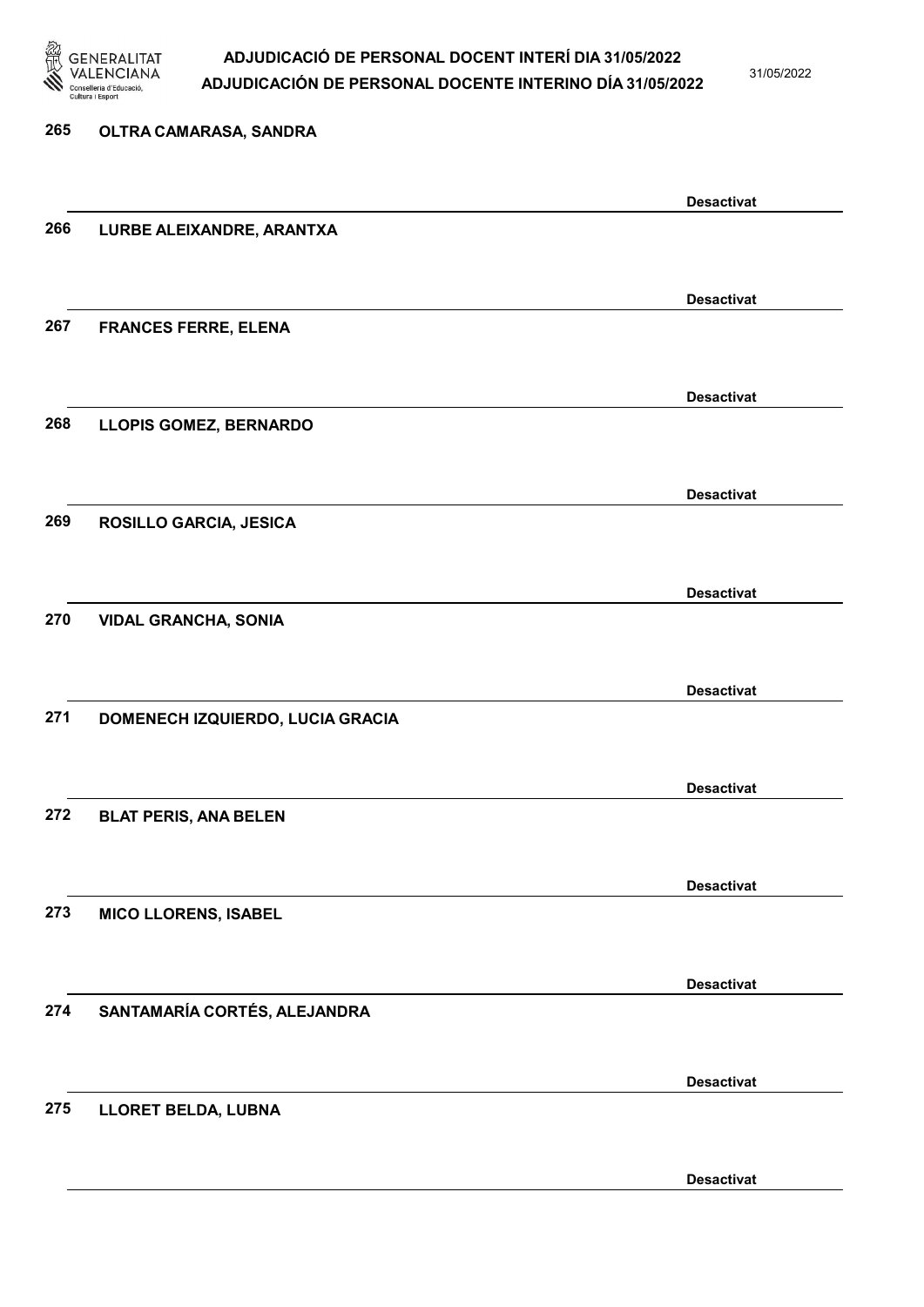265 **OLTRA CAMARASA, SANDRA**

**Desactivat**

266 **LURBE ALEIXANDRE, ARANTXA**

**Desactivat**

267 **FRANCES FERRE, ELENA**

**Desactivat**

268 **LLOPIS GOMEZ, BERNARDO**

**Desactivat**

269 **ROSILLO GARCIA, JESICA**

**Desactivat**

270 **VIDAL GRANCHA, SONIA**

**Desactivat**

271 **DOMENECH IZQUIERDO, LUCIA GRACIA**

**Desactivat**

272 **BLAT PERIS, ANA BELEN**

**Desactivat**

273 **MICO LLORENS, ISABEL**

**Desactivat**

274 **SANTAMARÍA CORTÉS, ALEJANDRA**

**Desactivat**

275 **LLORET BELDA, LUBNA**

**Desactivat**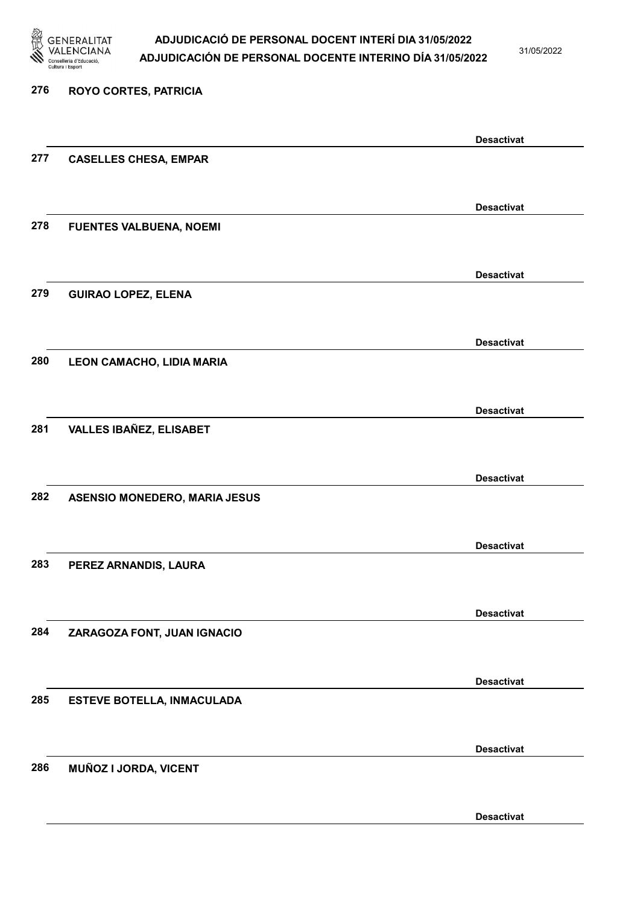276 ROYO CORTES, PATRICIA

Desactivat

277 CASELLES CHESA, EMPAR

Desactivat

278 FUENTES VALBUENA, NOEMI

Desactivat

279 GUIRAO LOPEZ, ELENA

Desactivat

280 LEON CAMACHO, LIDIA MARIA

Desactivat

281 VALLES IBAÑEZ, ELISABET

Desactivat

282 ASENSIO MONEDERO, MARIA JESUS

Desactivat

283 PEREZ ARNANDIS, LAURA

Desactivat

284 ZARAGOZA FONT, JUAN IGNACIO

Desactivat

285 ESTEVE BOTELLA, INMACULADA

Desactivat

286 MUÑOZ I JORDA, VICENT

Desactivat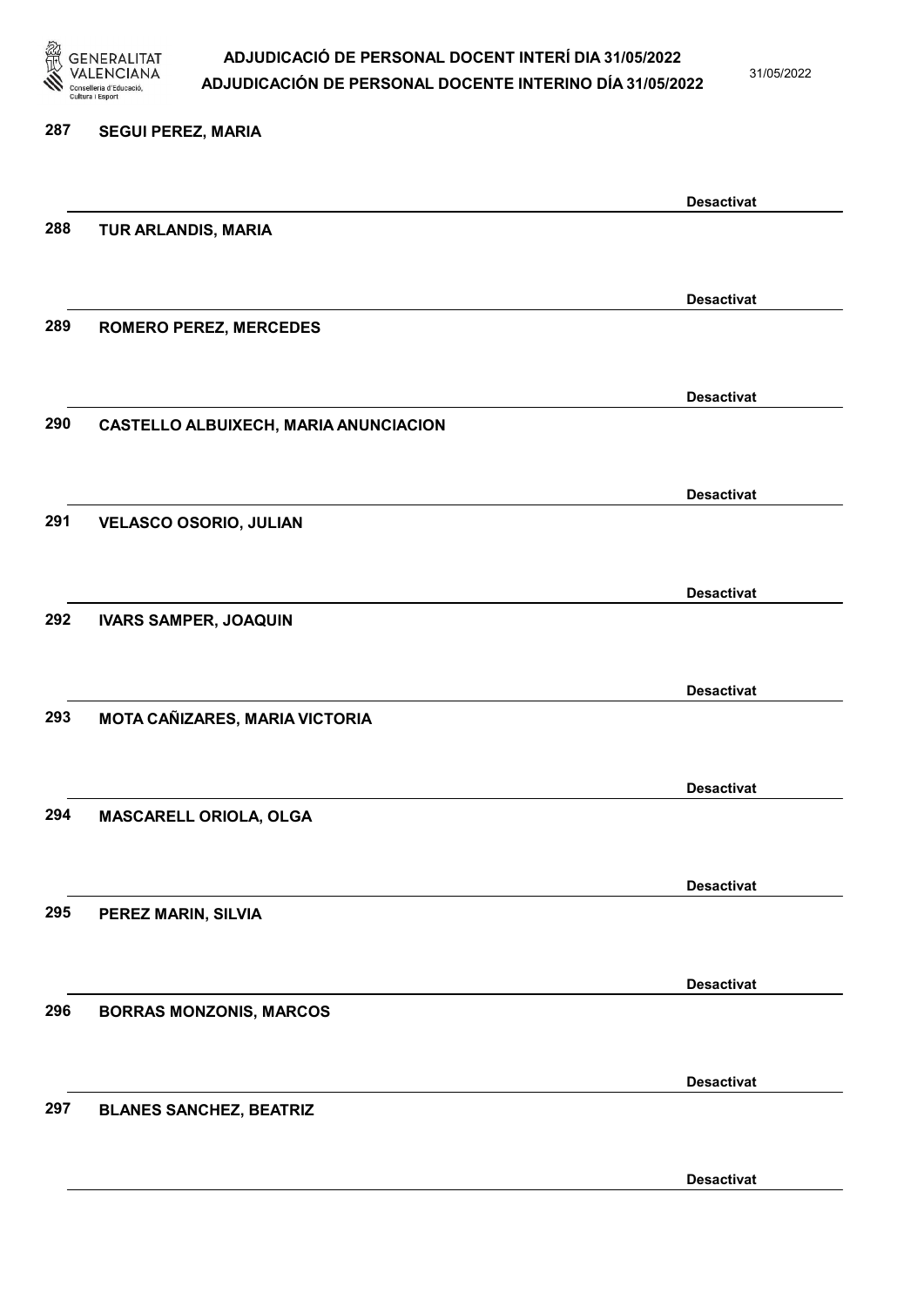287 SEGUI PEREZ, MARIA

Desactivat

288 TUR ARLANDIS, MARIA

Desactivat

289 ROMERO PEREZ, MERCEDES

Desactivat

290 CASTELLO ALBUIXECH, MARIA ANUNCIACION

Desactivat

291 VELASCO OSORIO, JULIAN

Desactivat

292 IVARS SAMPER, JOAQUIN

Desactivat

293 MOTA CAÑIZARES, MARIA VICTORIA

Desactivat

294 MASCARELL ORIOLA, OLGA

Desactivat

295 PEREZ MARIN, SILVIA

Desactivat

296 BORRAS MONZONIS, MARCOS

Desactivat

297 BLANES SANCHEZ, BEATRIZ

Desactivat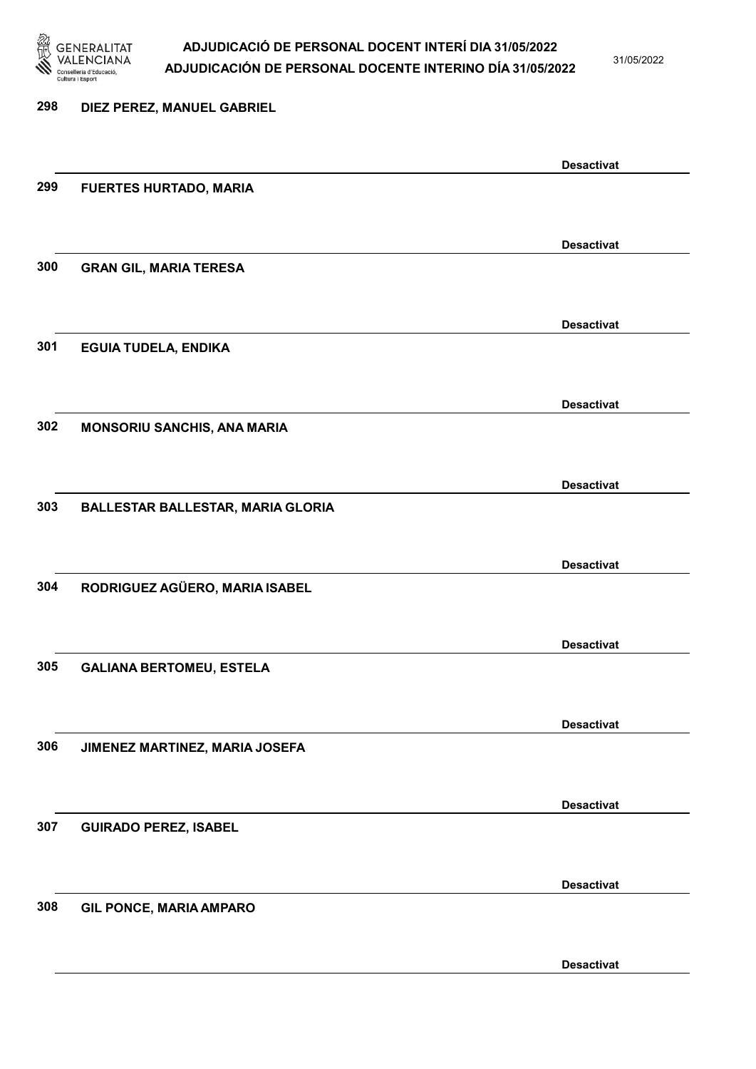298 DIEZ PEREZ, MANUEL GABRIEL

Desactivat

299 FUERTES HURTADO, MARIA

Desactivat

300 GRAN GIL, MARIA TERESA

Desactivat

301 EGUIA TUDELA, ENDIKA

Desactivat

302 MONSORIU SANCHIS, ANA MARIA

Desactivat

303 BALLESTAR BALLESTAR, MARIA GLORIA

Desactivat

304 RODRIGUEZ AGÜERO, MARIA ISABEL

Desactivat

305 GALIANA BERTOMEU, ESTELA

Desactivat

306 JIMENEZ MARTINEZ, MARIA JOSEFA

Desactivat

307 GUIRADO PEREZ, ISABEL

Desactivat

308 GIL PONCE, MARIA AMPARO

Desactivat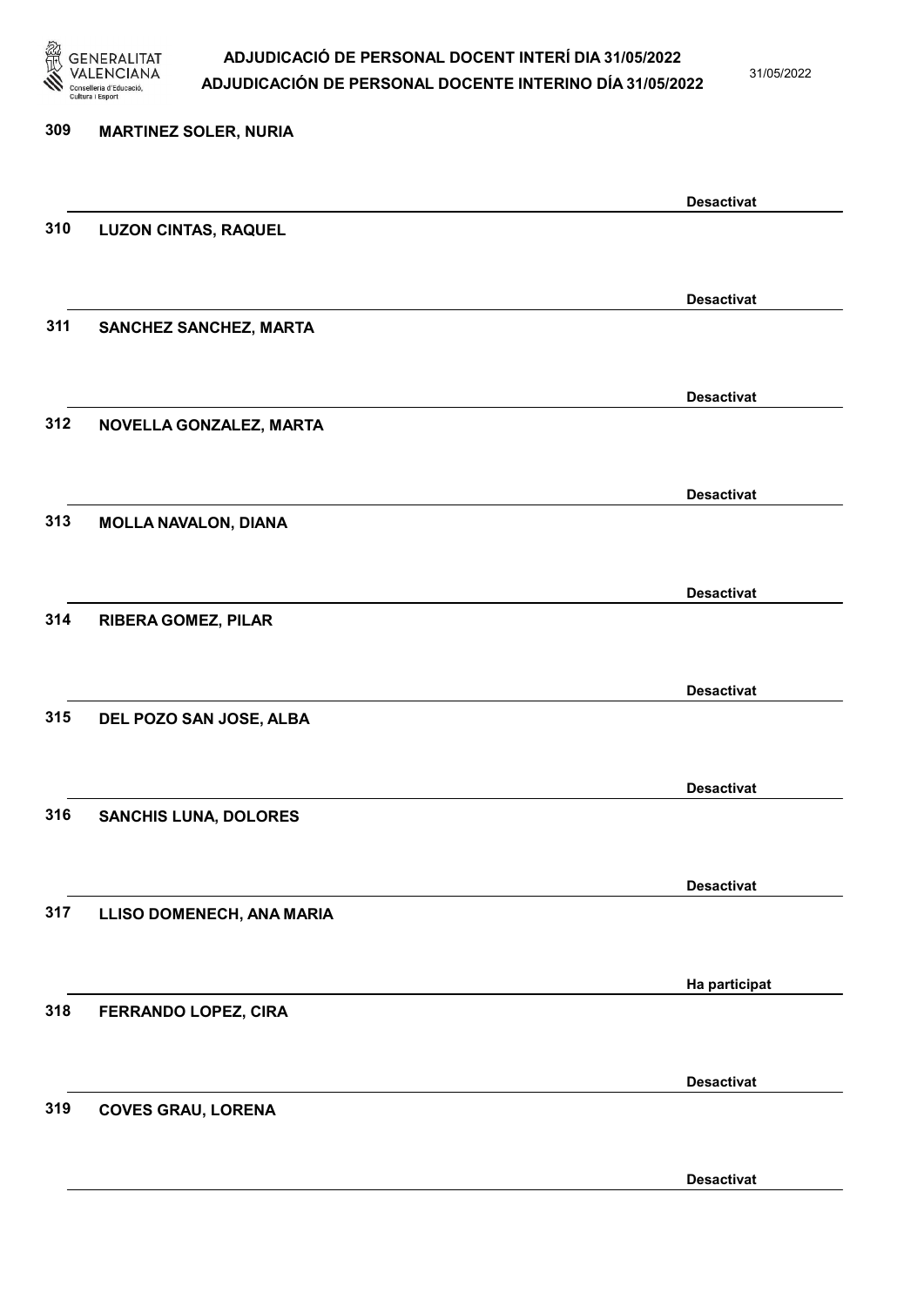| Nº | Nom | Estat |
| --- | --- | --- |
| 309 | MARTINEZ SOLER, NURIA | Desactivat |
| 310 | LUZON CINTAS, RAQUEL | Desactivat |
| 311 | SANCHEZ SANCHEZ, MARTA | Desactivat |
| 312 | NOVELLA GONZALEZ, MARTA | Desactivat |
| 313 | MOLLA NAVALON, DIANA | Desactivat |
| 314 | RIBERA GOMEZ, PILAR | Desactivat |
| 315 | DEL POZO SAN JOSE, ALBA | Desactivat |
| 316 | SANCHIS LUNA, DOLORES | Desactivat |
| 317 | LLISO DOMENECH, ANA MARIA | Ha participat |
| 318 | FERRANDO LOPEZ, CIRA | Desactivat |
| 319 | COVES GRAU, LORENA | Desactivat |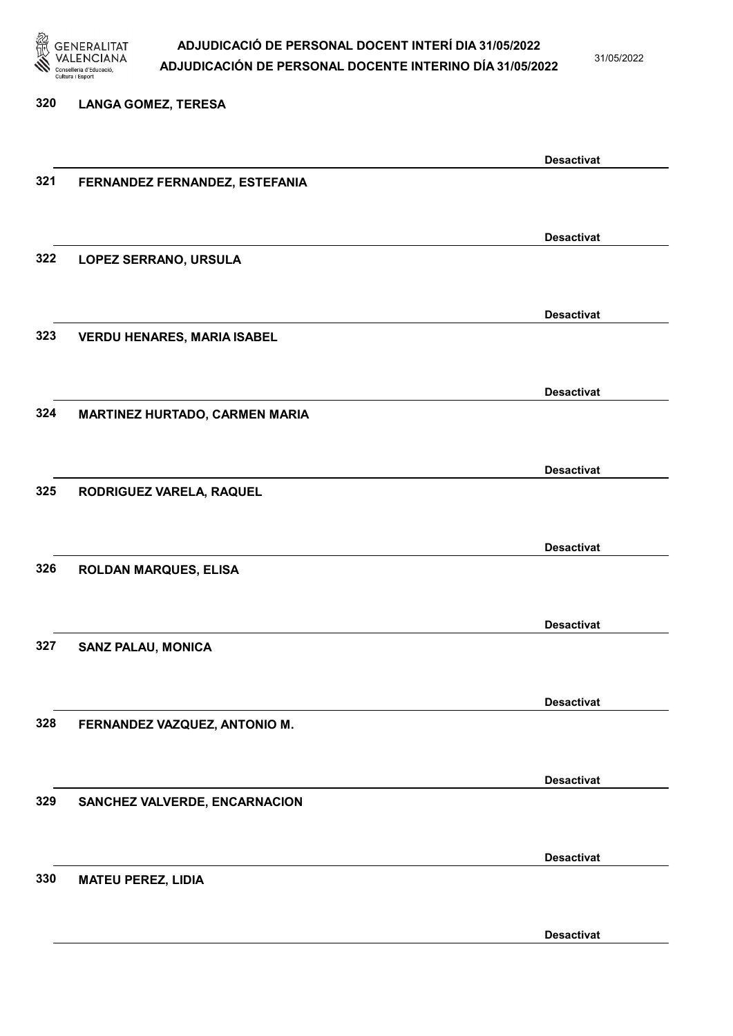320 **LANGA GOMEZ, TERESA**

**Desactivat**

321 **FERNANDEZ FERNANDEZ, ESTEFANIA**

**Desactivat**

322 **LOPEZ SERRANO, URSULA**

**Desactivat**

323 **VERDU HENARES, MARIA ISABEL**

**Desactivat**

324 **MARTINEZ HURTADO, CARMEN MARIA**

**Desactivat**

325 **RODRIGUEZ VARELA, RAQUEL**

**Desactivat**

326 **ROLDAN MARQUES, ELISA**

**Desactivat**

327 **SANZ PALAU, MONICA**

**Desactivat**

328 **FERNANDEZ VAZQUEZ, ANTONIO M.**

**Desactivat**

329 **SANCHEZ VALVERDE, ENCARNACION**

**Desactivat**

330 **MATEU PEREZ, LIDIA**

**Desactivat**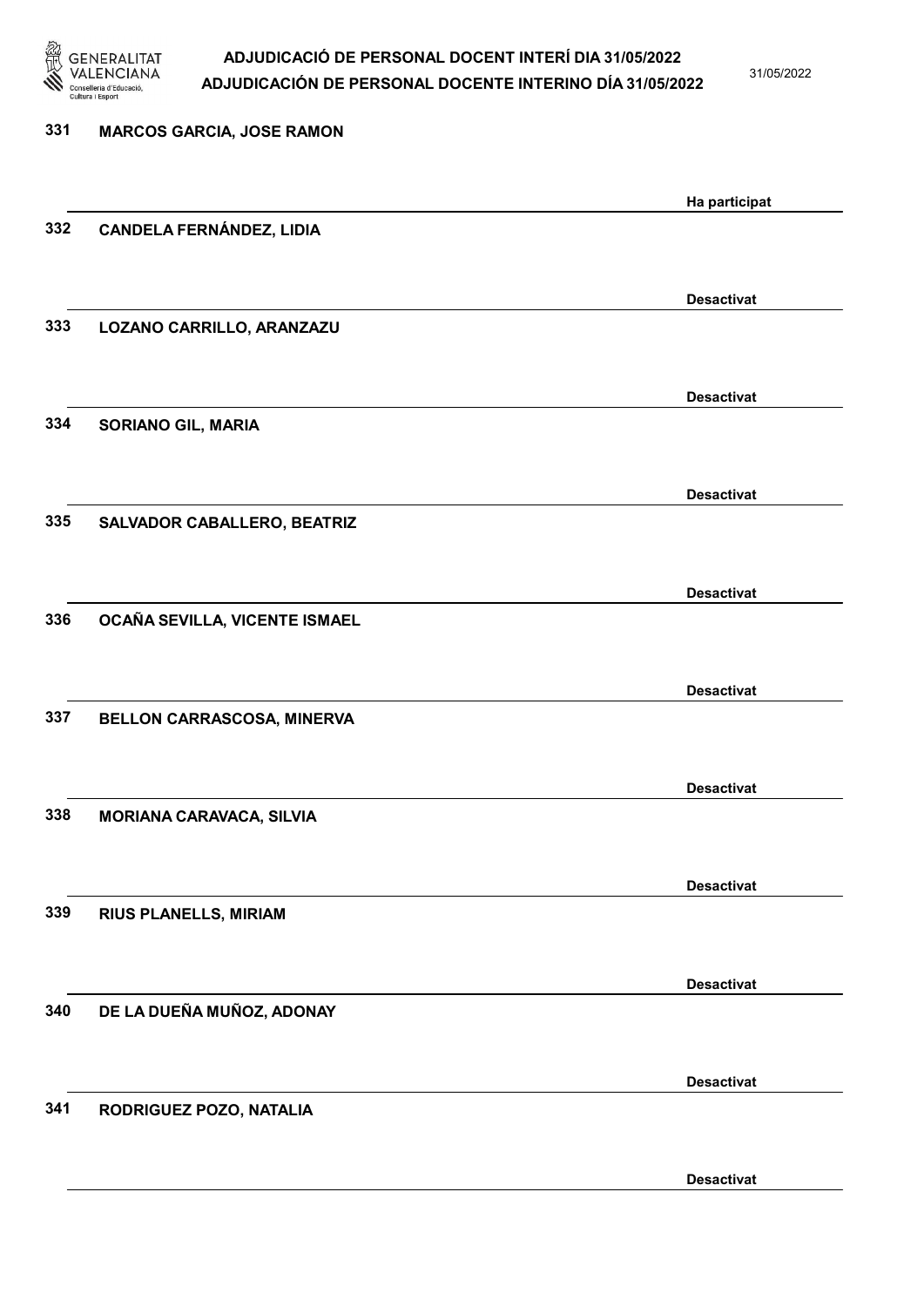331 MARCOS GARCIA, JOSE RAMON

Ha participat

332 CANDELA FERNÁNDEZ, LIDIA

Desactivat

333 LOZANO CARRILLO, ARANZAZU

Desactivat

334 SORIANO GIL, MARIA

Desactivat

335 SALVADOR CABALLERO, BEATRIZ

Desactivat

336 OCAÑA SEVILLA, VICENTE ISMAEL

Desactivat

337 BELLON CARRASCOSA, MINERVA

Desactivat

338 MORIANA CARAVACA, SILVIA

Desactivat

339 RIUS PLANELLS, MIRIAM

Desactivat

340 DE LA DUEÑA MUÑOZ, ADONAY

Desactivat

341 RODRIGUEZ POZO, NATALIA

Desactivat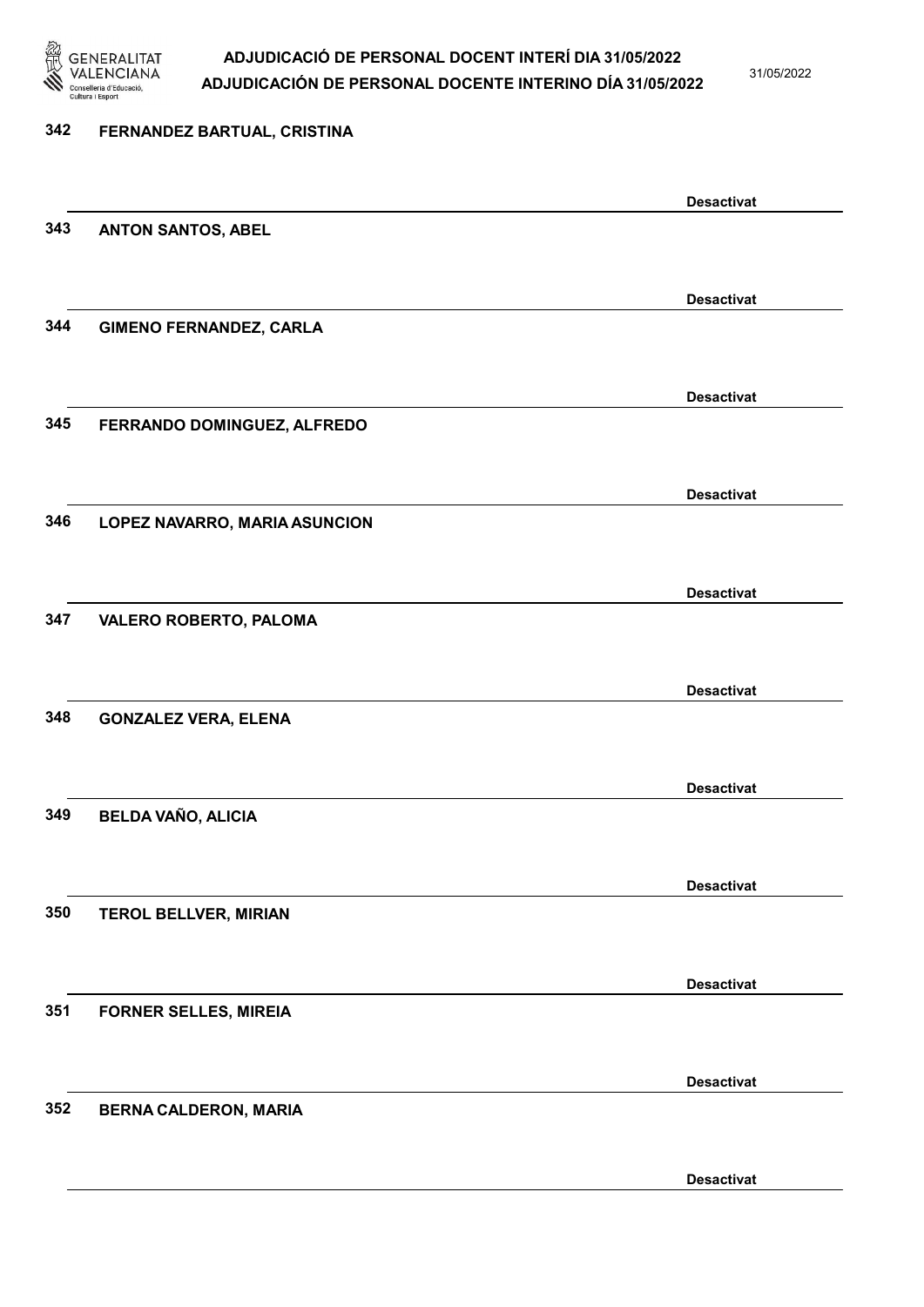342 **FERNANDEZ BARTUAL, CRISTINA**

**Desactivat**

343 **ANTON SANTOS, ABEL**

**Desactivat**

344 **GIMENO FERNANDEZ, CARLA**

**Desactivat**

345 **FERRANDO DOMINGUEZ, ALFREDO**

**Desactivat**

346 **LOPEZ NAVARRO, MARIA ASUNCION**

**Desactivat**

347 **VALERO ROBERTO, PALOMA**

**Desactivat**

348 **GONZALEZ VERA, ELENA**

**Desactivat**

349 **BELDA VAÑO, ALICIA**

**Desactivat**

350 **TEROL BELLVER, MIRIAN**

**Desactivat**

351 **FORNER SELLES, MIREIA**

**Desactivat**

352 **BERNA CALDERON, MARIA**

**Desactivat**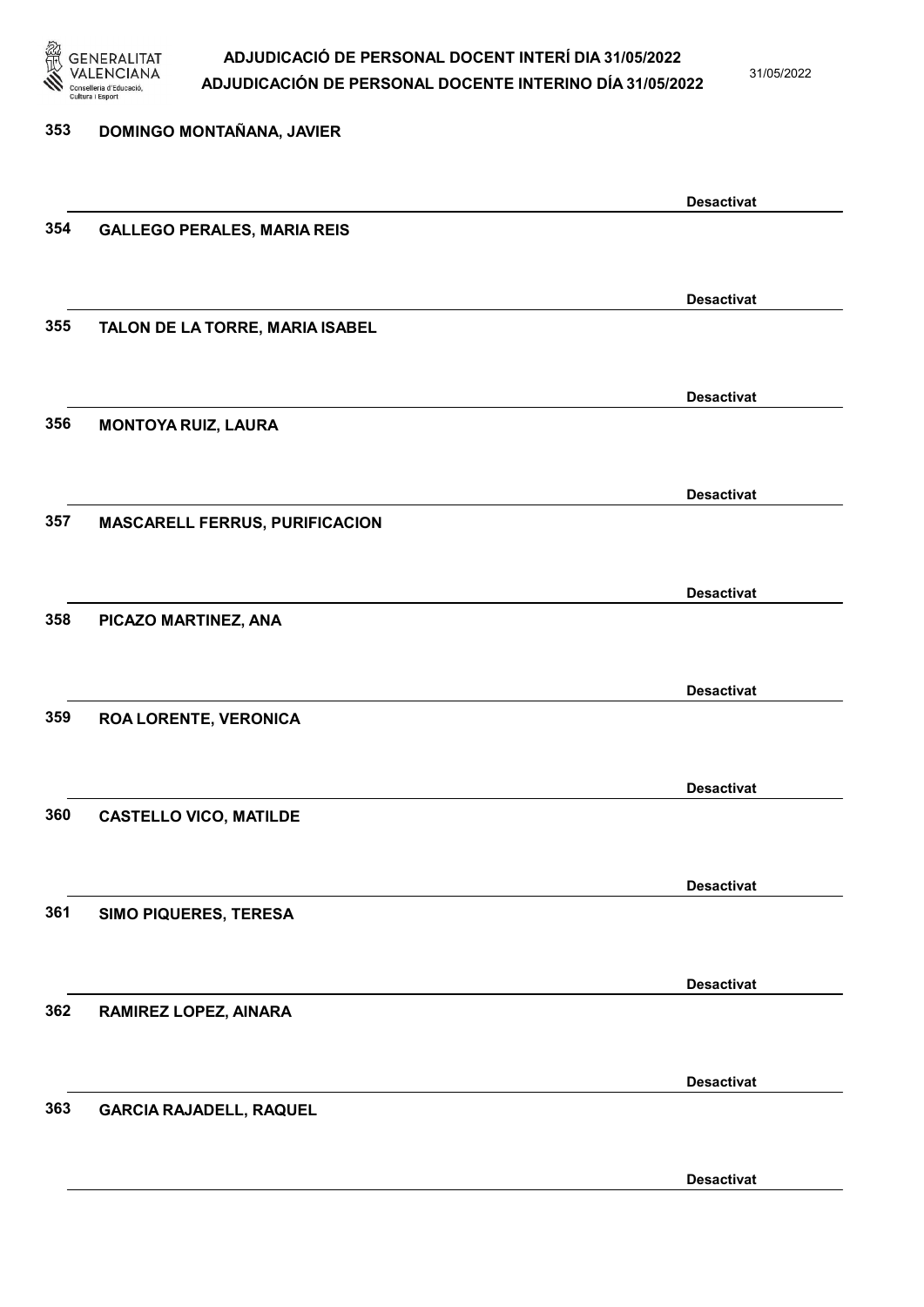353 DOMINGO MONTAÑANA, JAVIER

Desactivat

354 GALLEGO PERALES, MARIA REIS

Desactivat

355 TALON DE LA TORRE, MARIA ISABEL

Desactivat

356 MONTOYA RUIZ, LAURA

Desactivat

357 MASCARELL FERRUS, PURIFICACION

Desactivat

358 PICAZO MARTINEZ, ANA

Desactivat

359 ROA LORENTE, VERONICA

Desactivat

360 CASTELLO VICO, MATILDE

Desactivat

361 SIMO PIQUERES, TERESA

Desactivat

362 RAMIREZ LOPEZ, AINARA

Desactivat

363 GARCIA RAJADELL, RAQUEL

Desactivat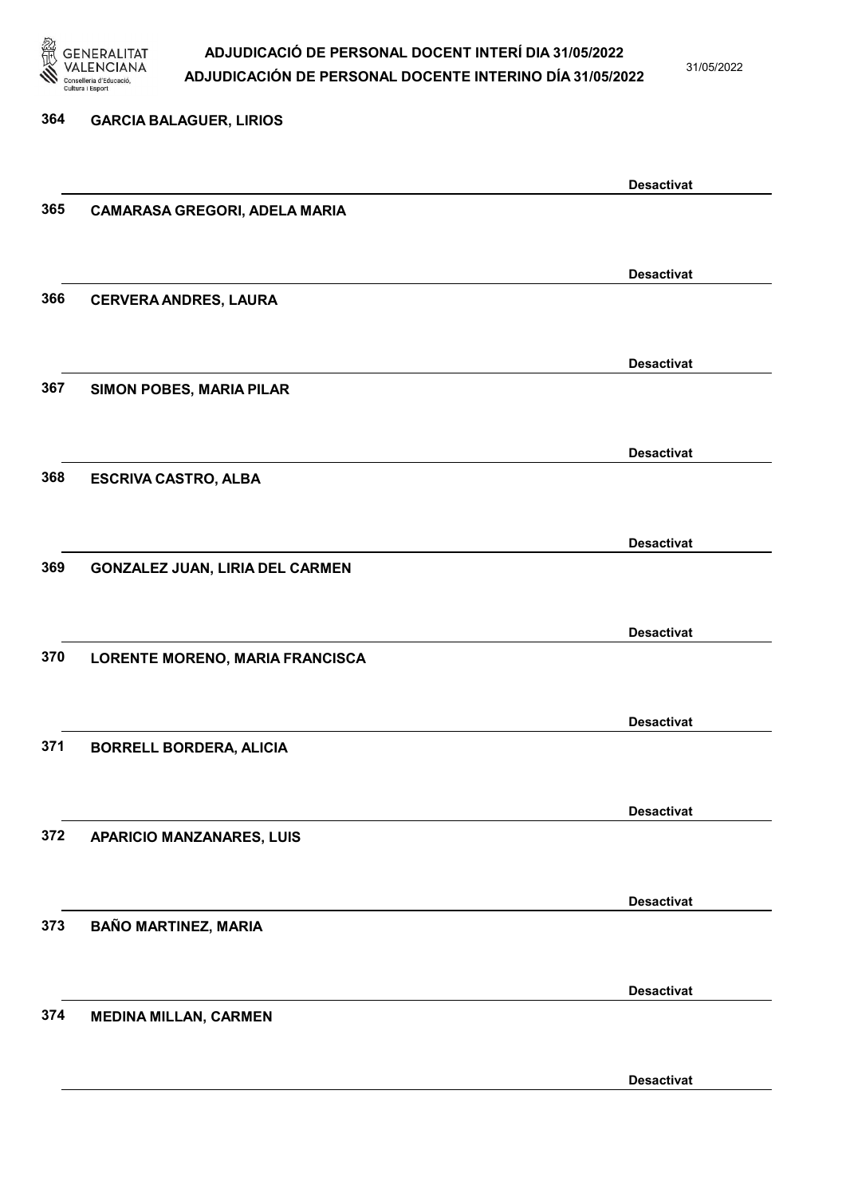364 GARCIA BALAGUER, LIRIOS

Desactivat

365 CAMARASA GREGORI, ADELA MARIA

Desactivat

366 CERVERA ANDRES, LAURA

Desactivat

367 SIMON POBES, MARIA PILAR

Desactivat

368 ESCRIVA CASTRO, ALBA

Desactivat

369 GONZALEZ JUAN, LIRIA DEL CARMEN

Desactivat

370 LORENTE MORENO, MARIA FRANCISCA

Desactivat

371 BORRELL BORDERA, ALICIA

Desactivat

372 APARICIO MANZANARES, LUIS

Desactivat

373 BAÑO MARTINEZ, MARIA

Desactivat

374 MEDINA MILLAN, CARMEN

Desactivat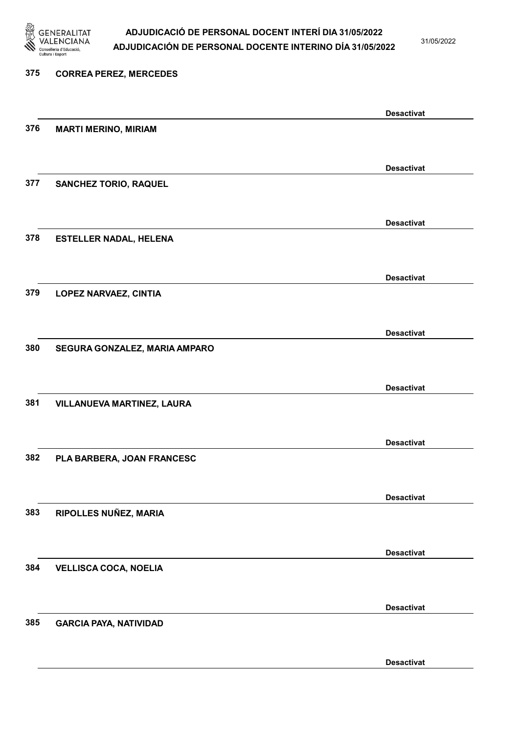375 CORREA PEREZ, MERCEDES

Desactivat

376 MARTI MERINO, MIRIAM

Desactivat

377 SANCHEZ TORIO, RAQUEL

Desactivat

378 ESTELLER NADAL, HELENA

Desactivat

379 LOPEZ NARVAEZ, CINTIA

Desactivat

380 SEGURA GONZALEZ, MARIA AMPARO

Desactivat

381 VILLANUEVA MARTINEZ, LAURA

Desactivat

382 PLA BARBERA, JOAN FRANCESC

Desactivat

383 RIPOLLES NUÑEZ, MARIA

Desactivat

384 VELLISCA COCA, NOELIA

Desactivat

385 GARCIA PAYA, NATIVIDAD

Desactivat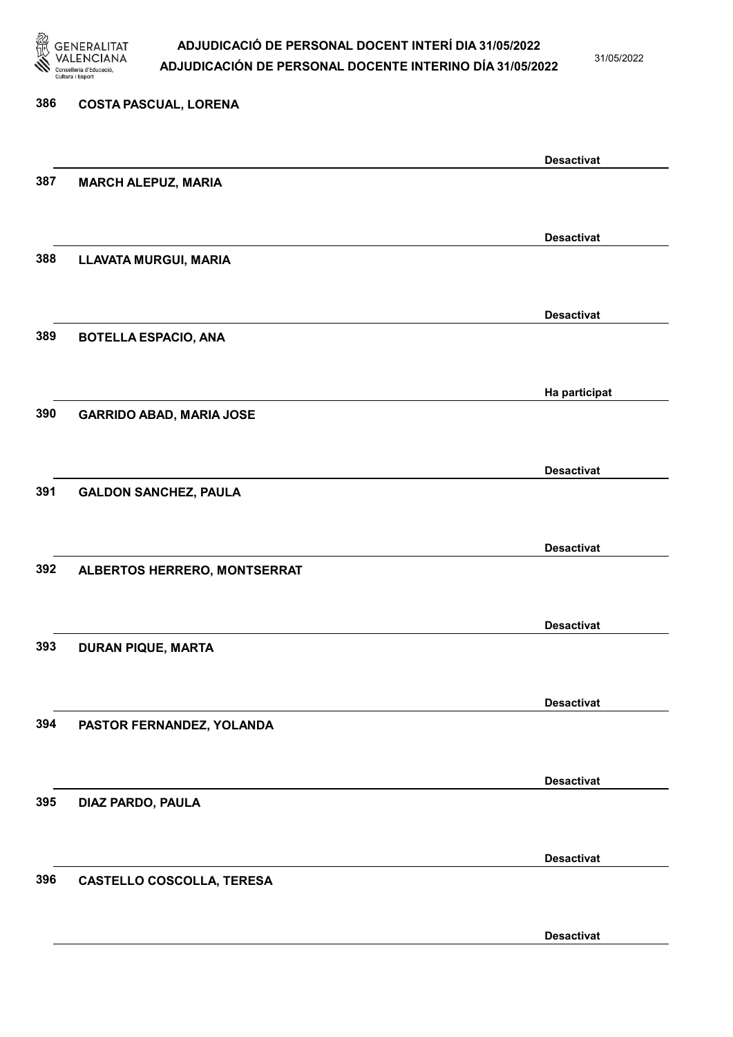386 **COSTA PASCUAL, LORENA**

**Desactivat**

387 **MARCH ALEPUZ, MARIA**

**Desactivat**

388 **LLAVATA MURGUI, MARIA**

**Desactivat**

389 **BOTELLA ESPACIO, ANA**

**Ha participat**

390 **GARRIDO ABAD, MARIA JOSE**

**Desactivat**

391 **GALDON SANCHEZ, PAULA**

**Desactivat**

392 **ALBERTOS HERRERO, MONTSERRAT**

**Desactivat**

393 **DURAN PIQUE, MARTA**

**Desactivat**

394 **PASTOR FERNANDEZ, YOLANDA**

**Desactivat**

395 **DIAZ PARDO, PAULA**

**Desactivat**

396 **CASTELLO COSCOLLA, TERESA**

**Desactivat**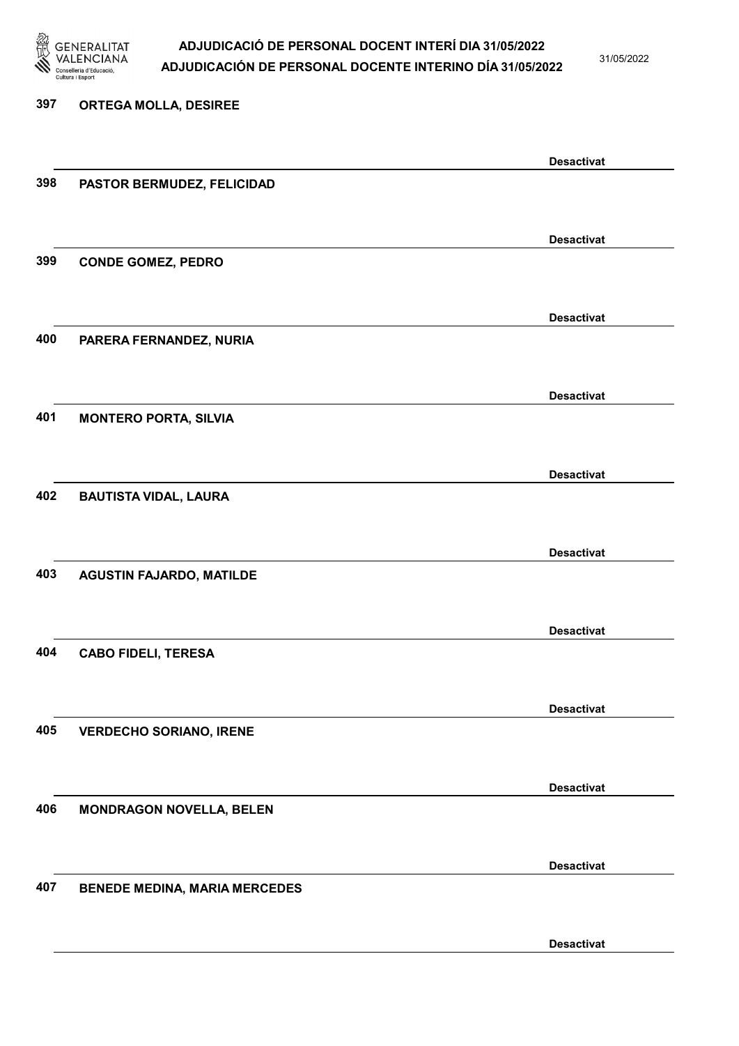397 **ORTEGA MOLLA, DESIREE**

**Desactivat**

398 **PASTOR BERMUDEZ, FELICIDAD**

**Desactivat**

399 **CONDE GOMEZ, PEDRO**

**Desactivat**

400 **PARERA FERNANDEZ, NURIA**

**Desactivat**

401 **MONTERO PORTA, SILVIA**

**Desactivat**

402 **BAUTISTA VIDAL, LAURA**

**Desactivat**

403 **AGUSTIN FAJARDO, MATILDE**

**Desactivat**

404 **CABO FIDELI, TERESA**

**Desactivat**

405 **VERDECHO SORIANO, IRENE**

**Desactivat**

406 **MONDRAGON NOVELLA, BELEN**

**Desactivat**

407 **BENEDE MEDINA, MARIA MERCEDES**

**Desactivat**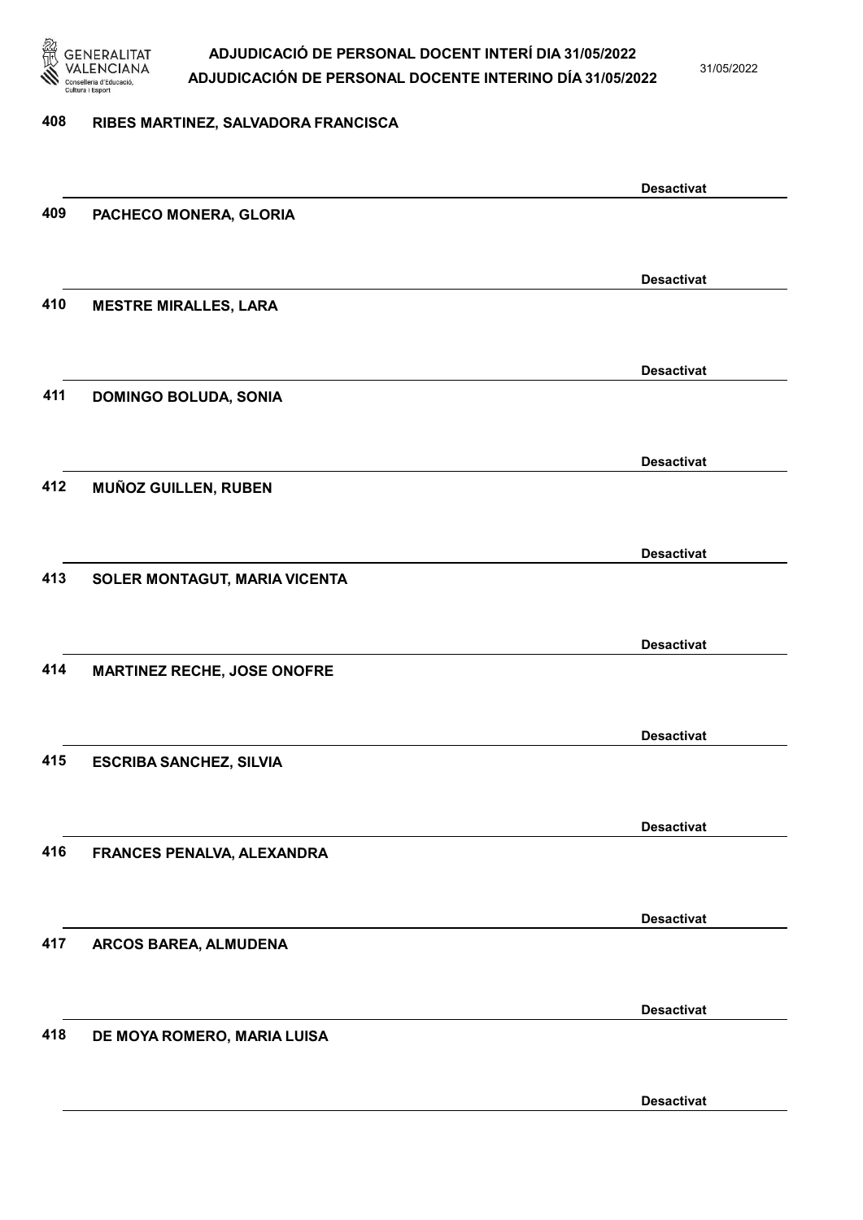408 RIBES MARTINEZ, SALVADORA FRANCISCA

Desactivat

409 PACHECO MONERA, GLORIA

Desactivat

410 MESTRE MIRALLES, LARA

Desactivat

411 DOMINGO BOLUDA, SONIA

Desactivat

412 MUÑOZ GUILLEN, RUBEN

Desactivat

413 SOLER MONTAGUT, MARIA VICENTA

Desactivat

414 MARTINEZ RECHE, JOSE ONOFRE

Desactivat

415 ESCRIBA SANCHEZ, SILVIA

Desactivat

416 FRANCES PENALVA, ALEXANDRA

Desactivat

417 ARCOS BAREA, ALMUDENA

Desactivat

418 DE MOYA ROMERO, MARIA LUISA

Desactivat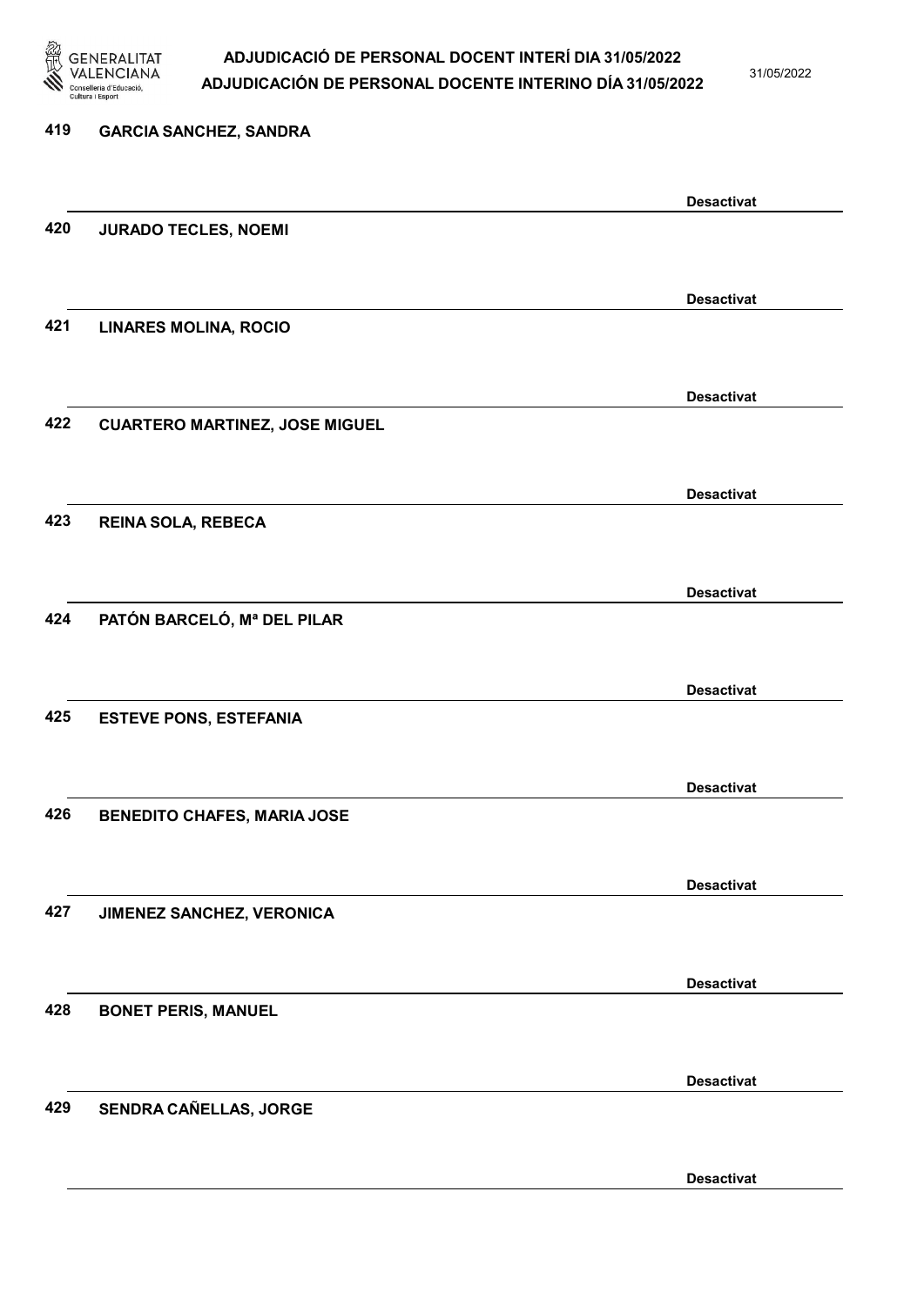419 **GARCIA SANCHEZ, SANDRA**

**Desactivat**

420 **JURADO TECLES, NOEMI**

**Desactivat**

421 **LINARES MOLINA, ROCIO**

**Desactivat**

422 **CUARTERO MARTINEZ, JOSE MIGUEL**

**Desactivat**

423 **REINA SOLA, REBECA**

**Desactivat**

424 **PATÓN BARCELÓ, Mª DEL PILAR**

**Desactivat**

425 **ESTEVE PONS, ESTEFANIA**

**Desactivat**

426 **BENEDITO CHAFES, MARIA JOSE**

**Desactivat**

427 **JIMENEZ SANCHEZ, VERONICA**

**Desactivat**

428 **BONET PERIS, MANUEL**

**Desactivat**

429 **SENDRA CAÑELLAS, JORGE**

**Desactivat**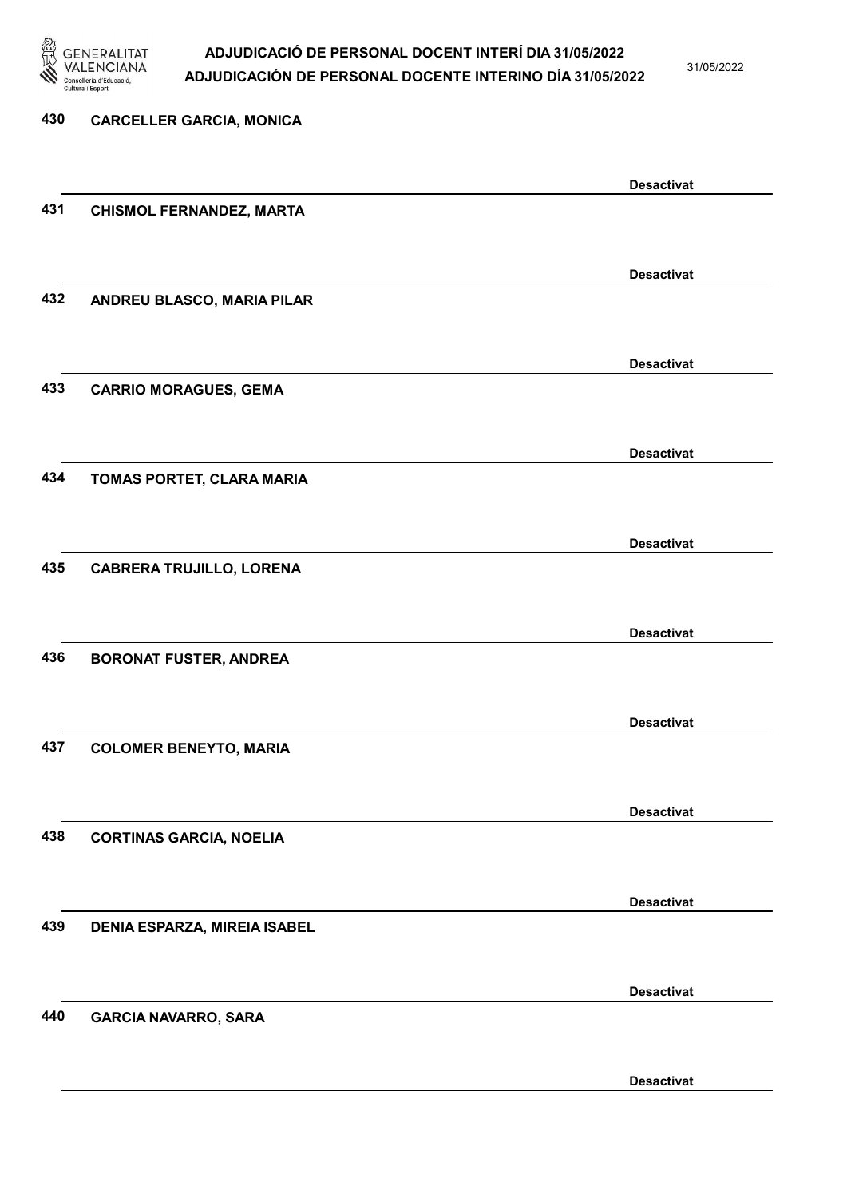430 **CARCELLER GARCIA, MONICA**

**Desactivat**

431 **CHISMOL FERNANDEZ, MARTA**

**Desactivat**

432 **ANDREU BLASCO, MARIA PILAR**

**Desactivat**

433 **CARRIO MORAGUES, GEMA**

**Desactivat**

434 **TOMAS PORTET, CLARA MARIA**

**Desactivat**

435 **CABRERA TRUJILLO, LORENA**

**Desactivat**

436 **BORONAT FUSTER, ANDREA**

**Desactivat**

437 **COLOMER BENEYTO, MARIA**

**Desactivat**

438 **CORTINAS GARCIA, NOELIA**

**Desactivat**

439 **DENIA ESPARZA, MIREIA ISABEL**

**Desactivat**

440 **GARCIA NAVARRO, SARA**

**Desactivat**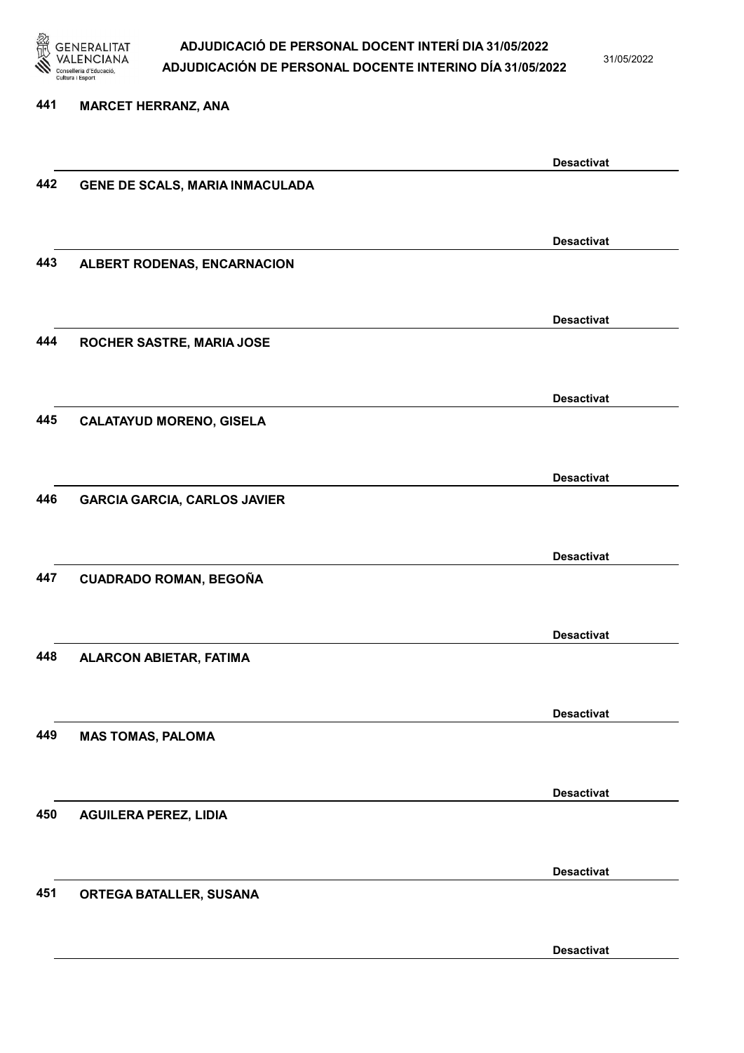441 **MARCET HERRANZ, ANA**

**Desactivat**

442 **GENE DE SCALS, MARIA INMACULADA**

**Desactivat**

443 **ALBERT RODENAS, ENCARNACION**

**Desactivat**

444 **ROCHER SASTRE, MARIA JOSE**

**Desactivat**

445 **CALATAYUD MORENO, GISELA**

**Desactivat**

446 **GARCIA GARCIA, CARLOS JAVIER**

**Desactivat**

447 **CUADRADO ROMAN, BEGOÑA**

**Desactivat**

448 **ALARCON ABIETAR, FATIMA**

**Desactivat**

449 **MAS TOMAS, PALOMA**

**Desactivat**

450 **AGUILERA PEREZ, LIDIA**

**Desactivat**

451 **ORTEGA BATALLER, SUSANA**

**Desactivat**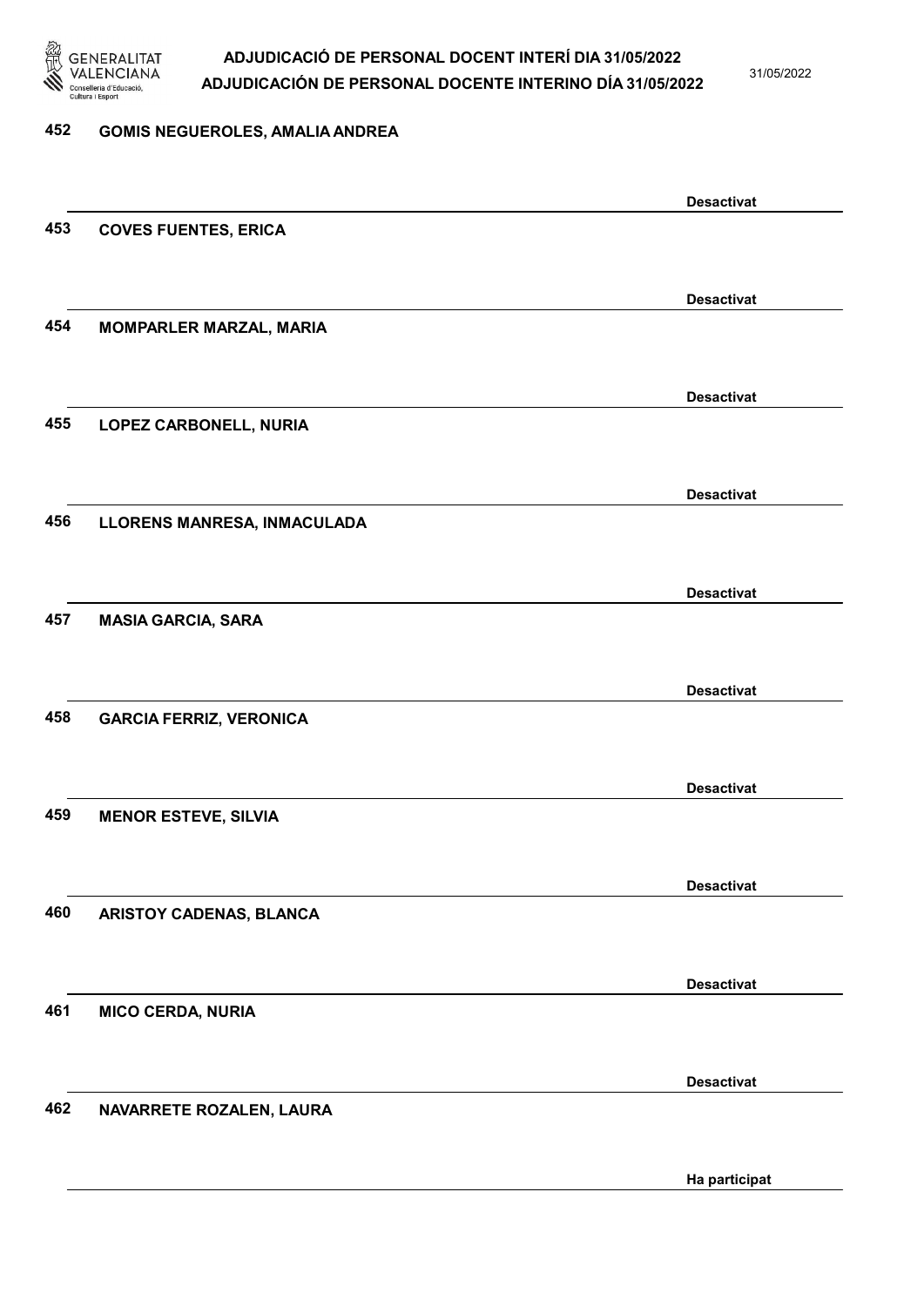452 **GOMIS NEGUEROLES, AMALIA ANDREA**

**Desactivat**

453 **COVES FUENTES, ERICA**

**Desactivat**

454 **MOMPARLER MARZAL, MARIA**

**Desactivat**

455 **LOPEZ CARBONELL, NURIA**

**Desactivat**

456 **LLORENS MANRESA, INMACULADA**

**Desactivat**

457 **MASIA GARCIA, SARA**

**Desactivat**

458 **GARCIA FERRIZ, VERONICA**

**Desactivat**

459 **MENOR ESTEVE, SILVIA**

**Desactivat**

460 **ARISTOY CADENAS, BLANCA**

**Desactivat**

461 **MICO CERDA, NURIA**

**Desactivat**

462 **NAVARRETE ROZALEN, LAURA**

**Ha participat**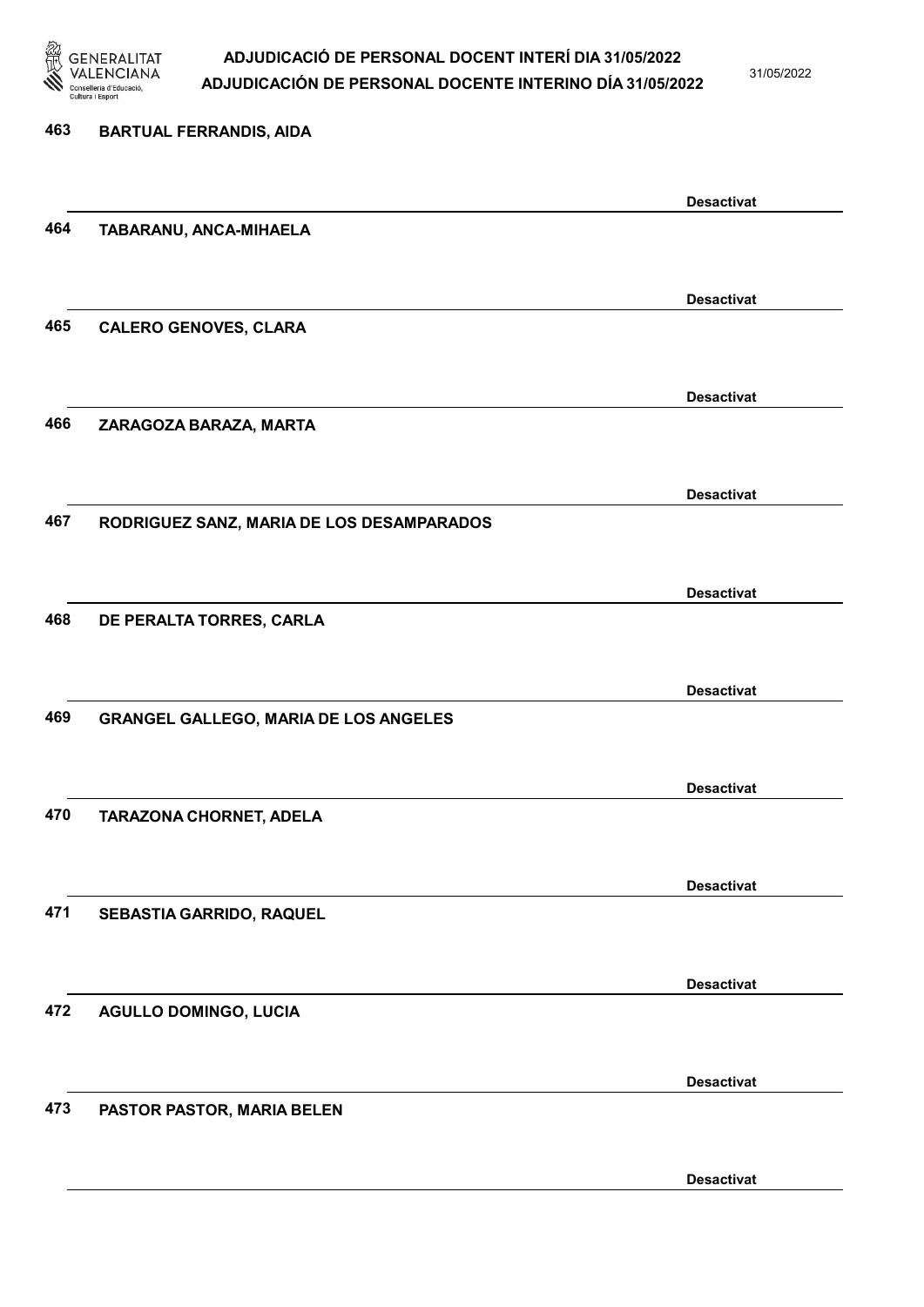463 **BARTUAL FERRANDIS, AIDA**

**Desactivat**

464 **TABARANU, ANCA-MIHAELA**

**Desactivat**

465 **CALERO GENOVES, CLARA**

**Desactivat**

466 **ZARAGOZA BARAZA, MARTA**

**Desactivat**

467 **RODRIGUEZ SANZ, MARIA DE LOS DESAMPARADOS**

**Desactivat**

468 **DE PERALTA TORRES, CARLA**

**Desactivat**

469 **GRANGEL GALLEGO, MARIA DE LOS ANGELES**

**Desactivat**

470 **TARAZONA CHORNET, ADELA**

**Desactivat**

471 **SEBASTIA GARRIDO, RAQUEL**

**Desactivat**

472 **AGULLO DOMINGO, LUCIA**

**Desactivat**

473 **PASTOR PASTOR, MARIA BELEN**

**Desactivat**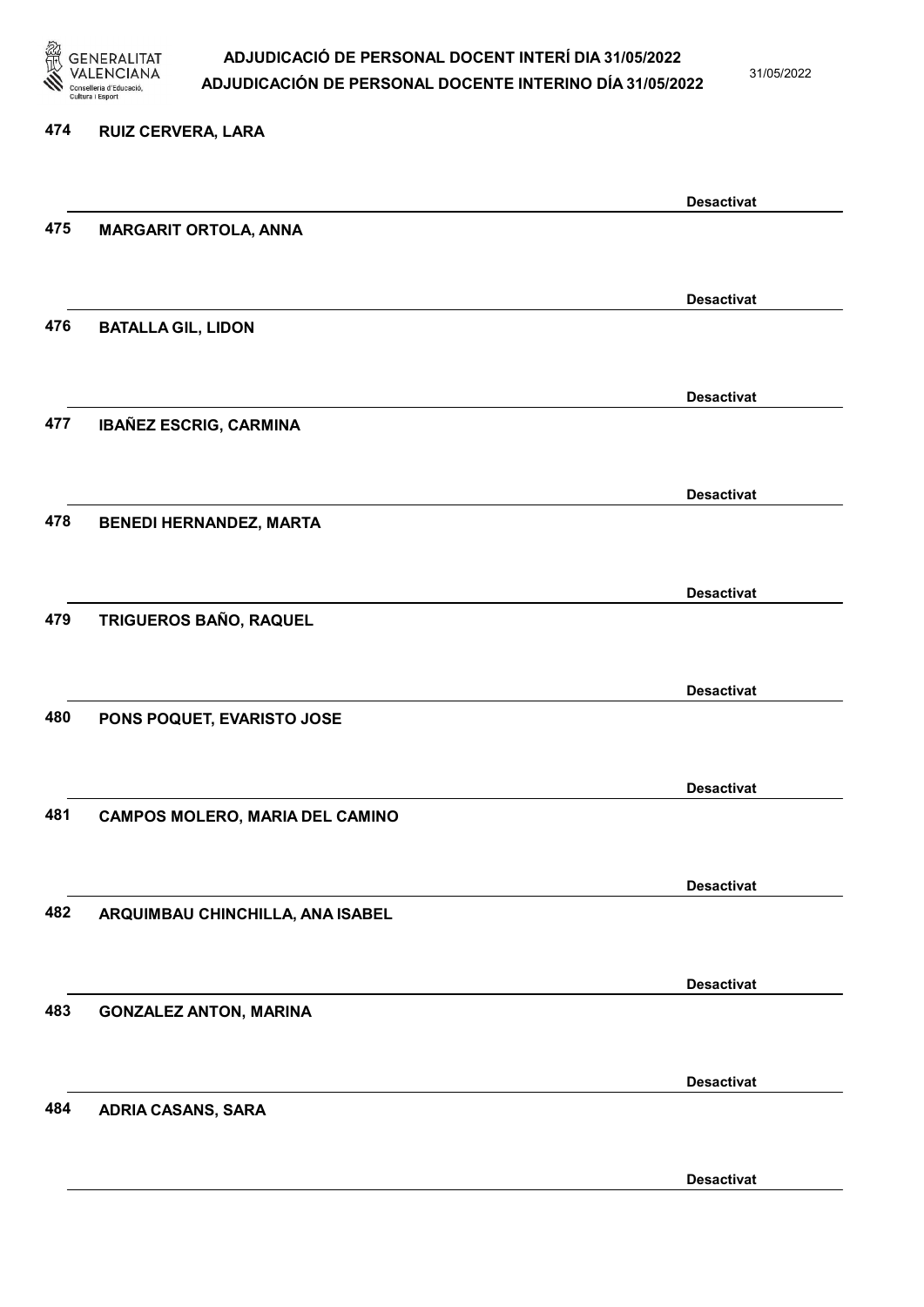474 RUIZ CERVERA, LARA

Desactivat

475 MARGARIT ORTOLA, ANNA

Desactivat

476 BATALLA GIL, LIDON

Desactivat

477 IBAÑEZ ESCRIG, CARMINA

Desactivat

478 BENEDI HERNANDEZ, MARTA

Desactivat

479 TRIGUEROS BAÑO, RAQUEL

Desactivat

480 PONS POQUET, EVARISTO JOSE

Desactivat

481 CAMPOS MOLERO, MARIA DEL CAMINO

Desactivat

482 ARQUIMBAU CHINCHILLA, ANA ISABEL

Desactivat

483 GONZALEZ ANTON, MARINA

Desactivat

484 ADRIA CASANS, SARA

Desactivat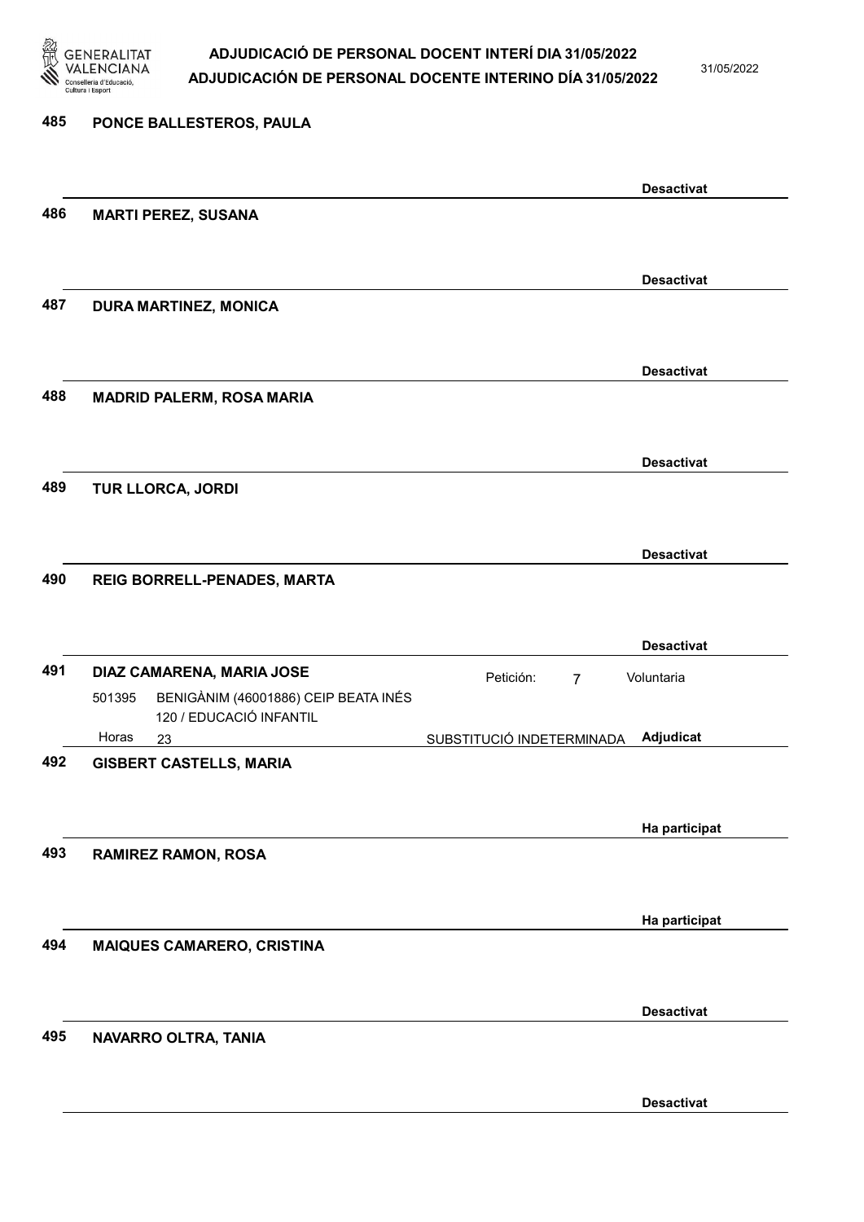485 **PONCE BALLESTEROS, PAULA**

**Desactivat**

486 **MARTI PEREZ, SUSANA**

**Desactivat**

487 **DURA MARTINEZ, MONICA**

**Desactivat**

488 **MADRID PALERM, ROSA MARIA**

**Desactivat**

489 **TUR LLORCA, JORDI**

**Desactivat**

490 **REIG BORRELL-PENADES, MARTA**

**Desactivat**

491 **DIAZ CAMARENA, MARIA JOSE** Petición: 7 Voluntaria

501395 BENIGÀNIM (46001886) CEIP BEATA INÉS
120 / EDUCACIÓ INFANTIL
Horas 23 SUBSTITUCIÓ INDETERMINADA **Adjudicat**

492 **GISBERT CASTELLS, MARIA**

**Ha participat**

493 **RAMIREZ RAMON, ROSA**

**Ha participat**

494 **MAIQUES CAMARERO, CRISTINA**

**Desactivat**

495 **NAVARRO OLTRA, TANIA**

**Desactivat**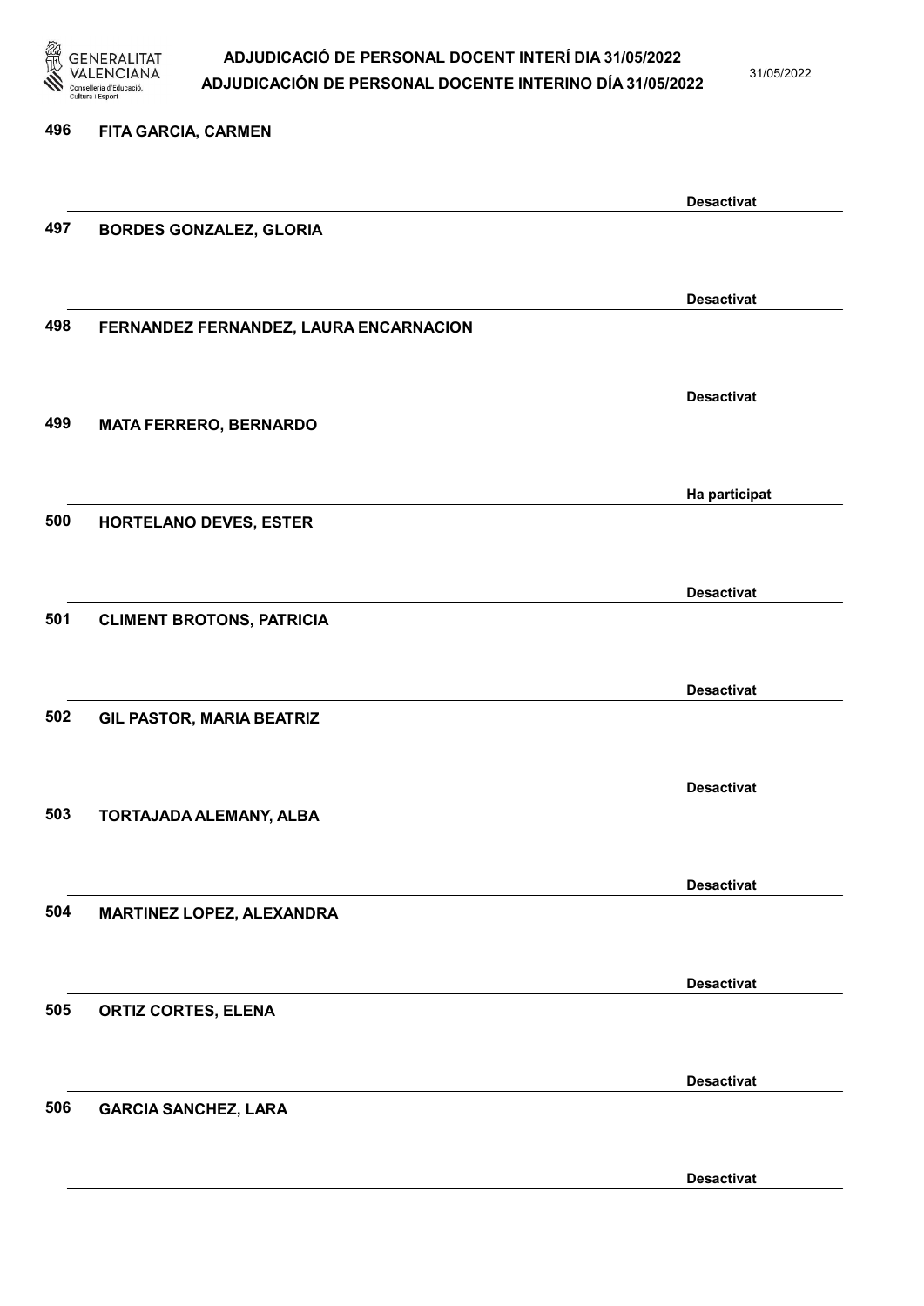496 **FITA GARCIA, CARMEN**

**Desactivat**

497 **BORDES GONZALEZ, GLORIA**

**Desactivat**

498 **FERNANDEZ FERNANDEZ, LAURA ENCARNACION**

**Desactivat**

499 **MATA FERRERO, BERNARDO**

**Ha participat**

500 **HORTELANO DEVES, ESTER**

**Desactivat**

501 **CLIMENT BROTONS, PATRICIA**

**Desactivat**

502 **GIL PASTOR, MARIA BEATRIZ**

**Desactivat**

503 **TORTAJADA ALEMANY, ALBA**

**Desactivat**

504 **MARTINEZ LOPEZ, ALEXANDRA**

**Desactivat**

505 **ORTIZ CORTES, ELENA**

**Desactivat**

506 **GARCIA SANCHEZ, LARA**

**Desactivat**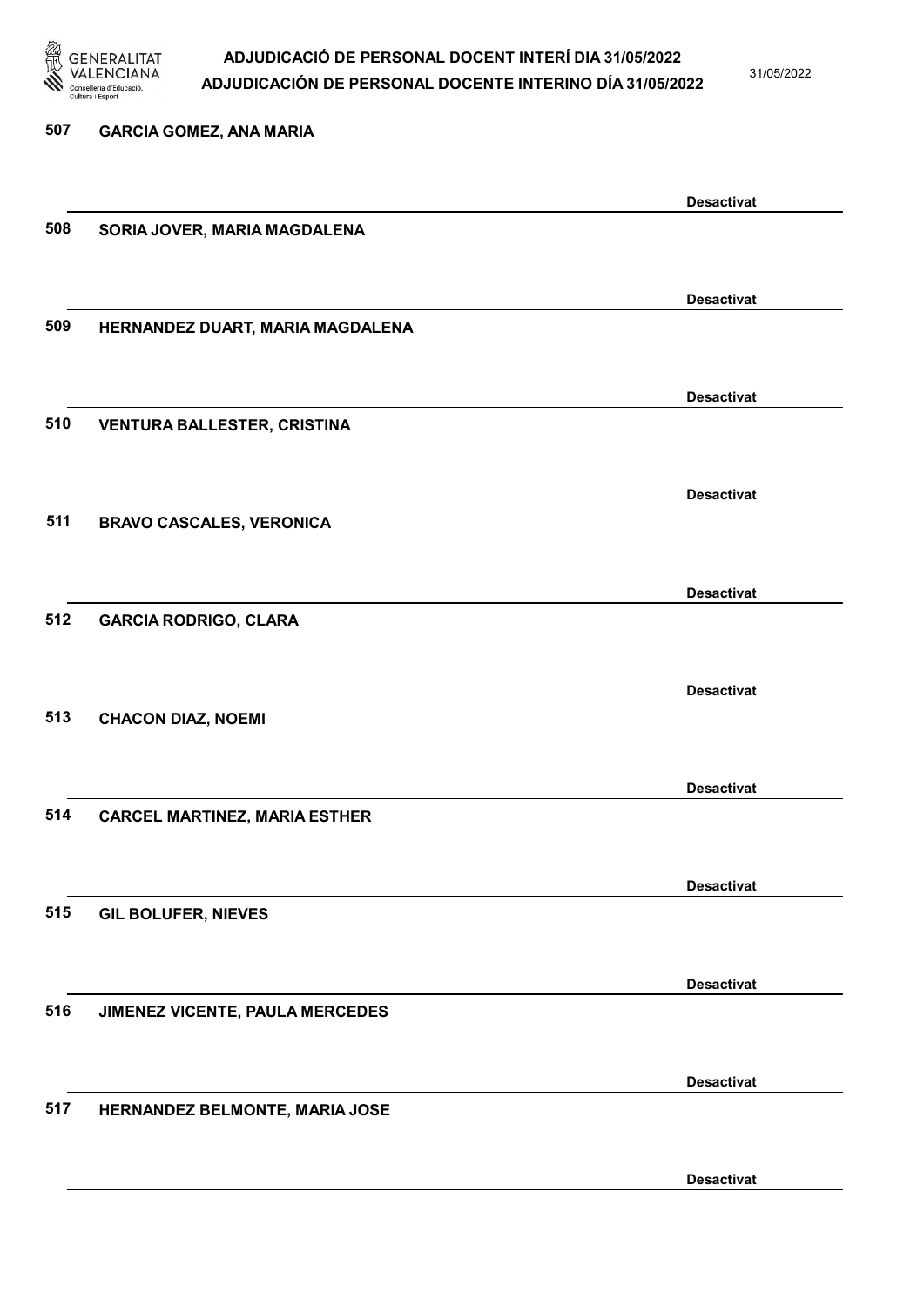507 GARCIA GOMEZ, ANA MARIA

Desactivat

508 SORIA JOVER, MARIA MAGDALENA

Desactivat

509 HERNANDEZ DUART, MARIA MAGDALENA

Desactivat

510 VENTURA BALLESTER, CRISTINA

Desactivat

511 BRAVO CASCALES, VERONICA

Desactivat

512 GARCIA RODRIGO, CLARA

Desactivat

513 CHACON DIAZ, NOEMI

Desactivat

514 CARCEL MARTINEZ, MARIA ESTHER

Desactivat

515 GIL BOLUFER, NIEVES

Desactivat

516 JIMENEZ VICENTE, PAULA MERCEDES

Desactivat

517 HERNANDEZ BELMONTE, MARIA JOSE

Desactivat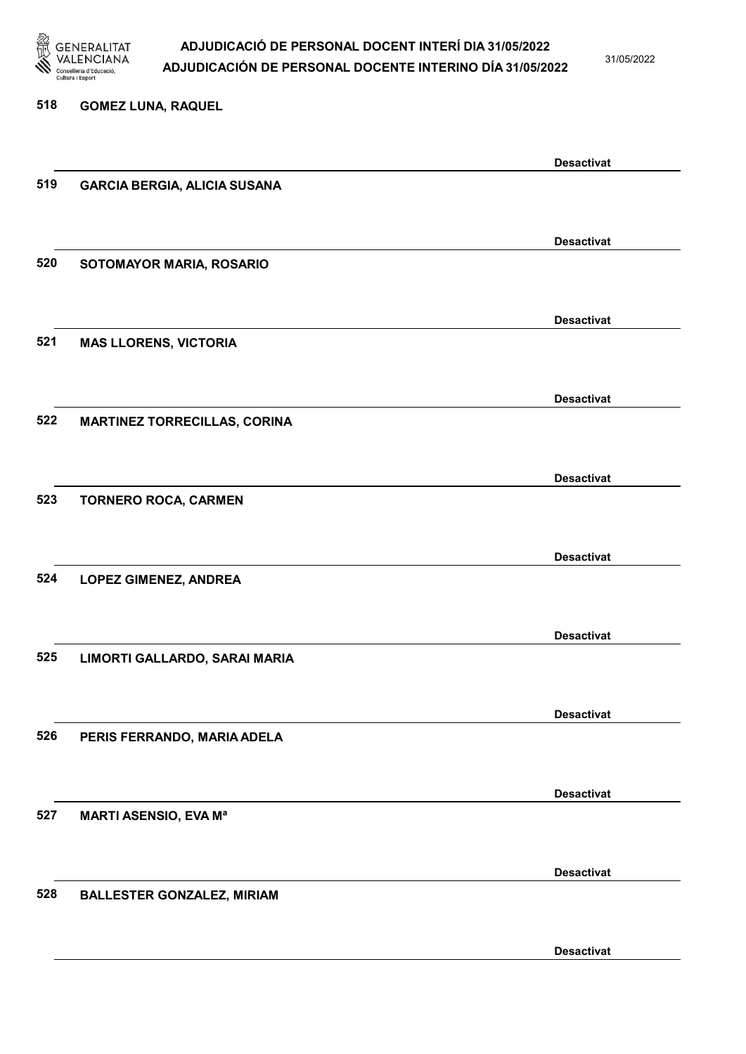518 GOMEZ LUNA, RAQUEL

Desactivat

519 GARCIA BERGIA, ALICIA SUSANA

Desactivat

520 SOTOMAYOR MARIA, ROSARIO

Desactivat

521 MAS LLORENS, VICTORIA

Desactivat

522 MARTINEZ TORRECILLAS, CORINA

Desactivat

523 TORNERO ROCA, CARMEN

Desactivat

524 LOPEZ GIMENEZ, ANDREA

Desactivat

525 LIMORTI GALLARDO, SARAI MARIA

Desactivat

526 PERIS FERRANDO, MARIA ADELA

Desactivat

527 MARTI ASENSIO, EVA Mª

Desactivat

528 BALLESTER GONZALEZ, MIRIAM

Desactivat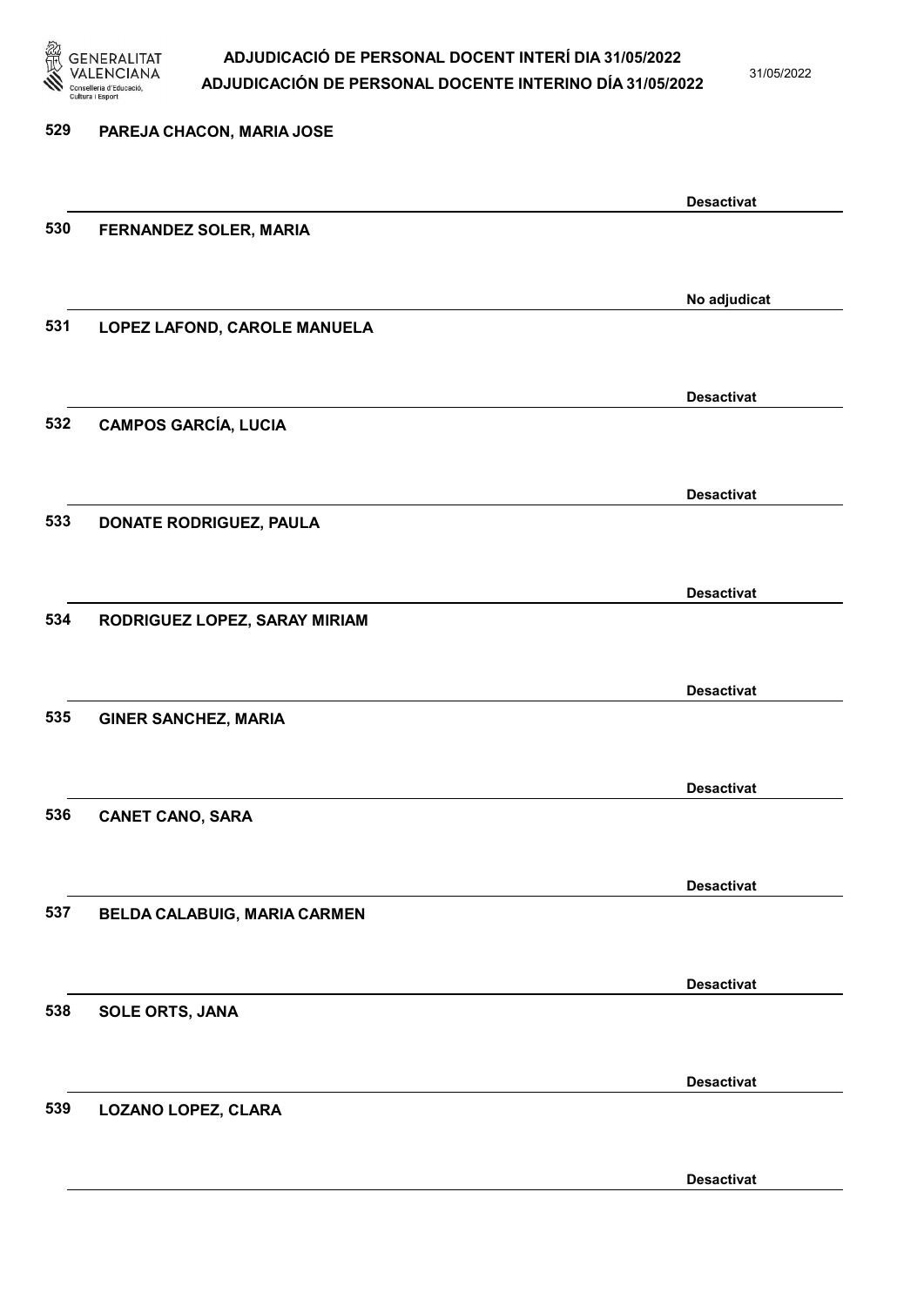529 PAREJA CHACON, MARIA JOSE

Desactivat

530 FERNANDEZ SOLER, MARIA

No adjudicat

531 LOPEZ LAFOND, CAROLE MANUELA

Desactivat

532 CAMPOS GARCÍA, LUCIA

Desactivat

533 DONATE RODRIGUEZ, PAULA

Desactivat

534 RODRIGUEZ LOPEZ, SARAY MIRIAM

Desactivat

535 GINER SANCHEZ, MARIA

Desactivat

536 CANET CANO, SARA

Desactivat

537 BELDA CALABUIG, MARIA CARMEN

Desactivat

538 SOLE ORTS, JANA

Desactivat

539 LOZANO LOPEZ, CLARA

Desactivat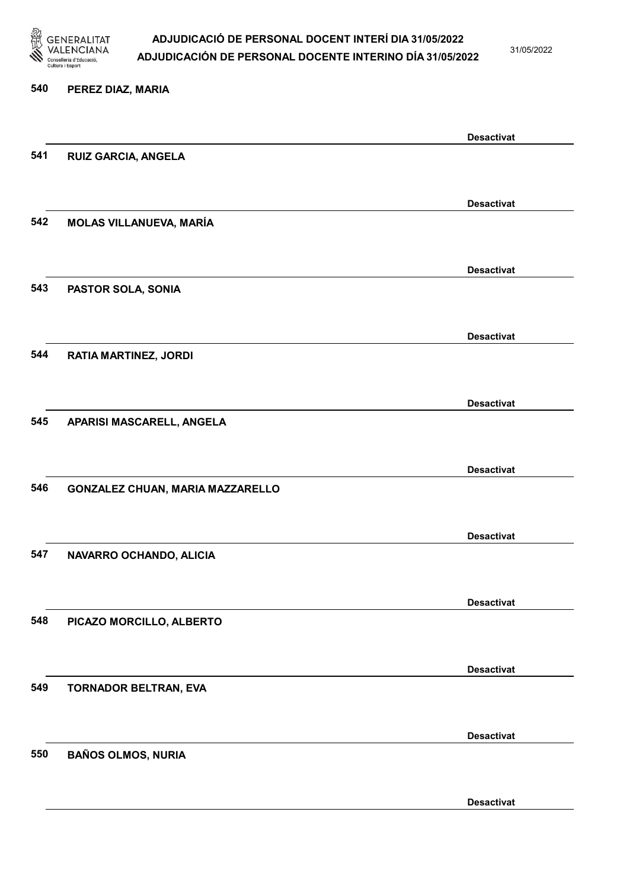540 PEREZ DIAZ, MARIA

Desactivat

541 RUIZ GARCIA, ANGELA

Desactivat

542 MOLAS VILLANUEVA, MARÍA

Desactivat

543 PASTOR SOLA, SONIA

Desactivat

544 RATIA MARTINEZ, JORDI

Desactivat

545 APARISI MASCARELL, ANGELA

Desactivat

546 GONZALEZ CHUAN, MARIA MAZZARELLO

Desactivat

547 NAVARRO OCHANDO, ALICIA

Desactivat

548 PICAZO MORCILLO, ALBERTO

Desactivat

549 TORNADOR BELTRAN, EVA

Desactivat

550 BAÑOS OLMOS, NURIA

Desactivat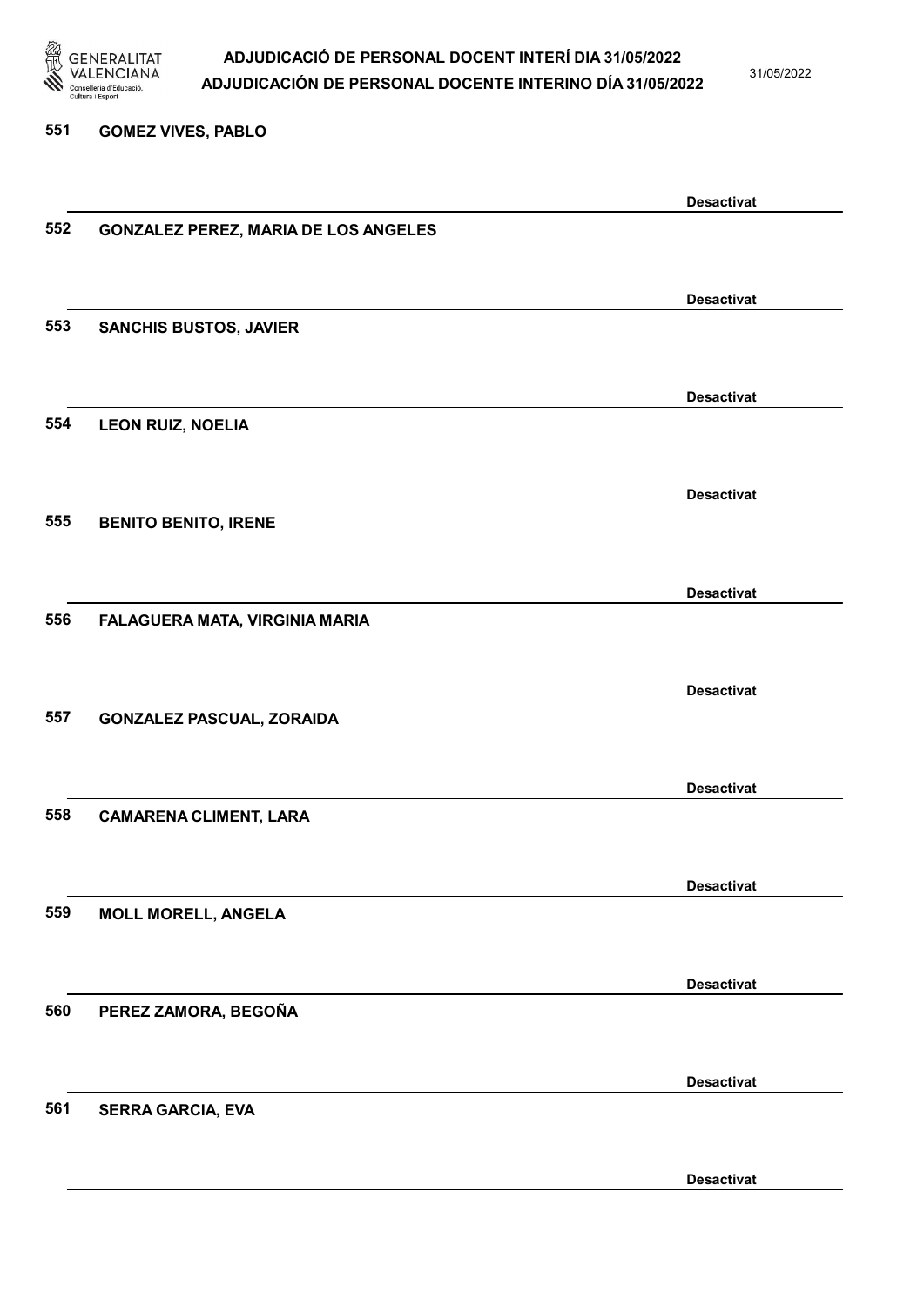551 GOMEZ VIVES, PABLO

Desactivat

552 GONZALEZ PEREZ, MARIA DE LOS ANGELES

Desactivat

553 SANCHIS BUSTOS, JAVIER

Desactivat

554 LEON RUIZ, NOELIA

Desactivat

555 BENITO BENITO, IRENE

Desactivat

556 FALAGUERA MATA, VIRGINIA MARIA

Desactivat

557 GONZALEZ PASCUAL, ZORAIDA

Desactivat

558 CAMARENA CLIMENT, LARA

Desactivat

559 MOLL MORELL, ANGELA

Desactivat

560 PEREZ ZAMORA, BEGOÑA

Desactivat

561 SERRA GARCIA, EVA

Desactivat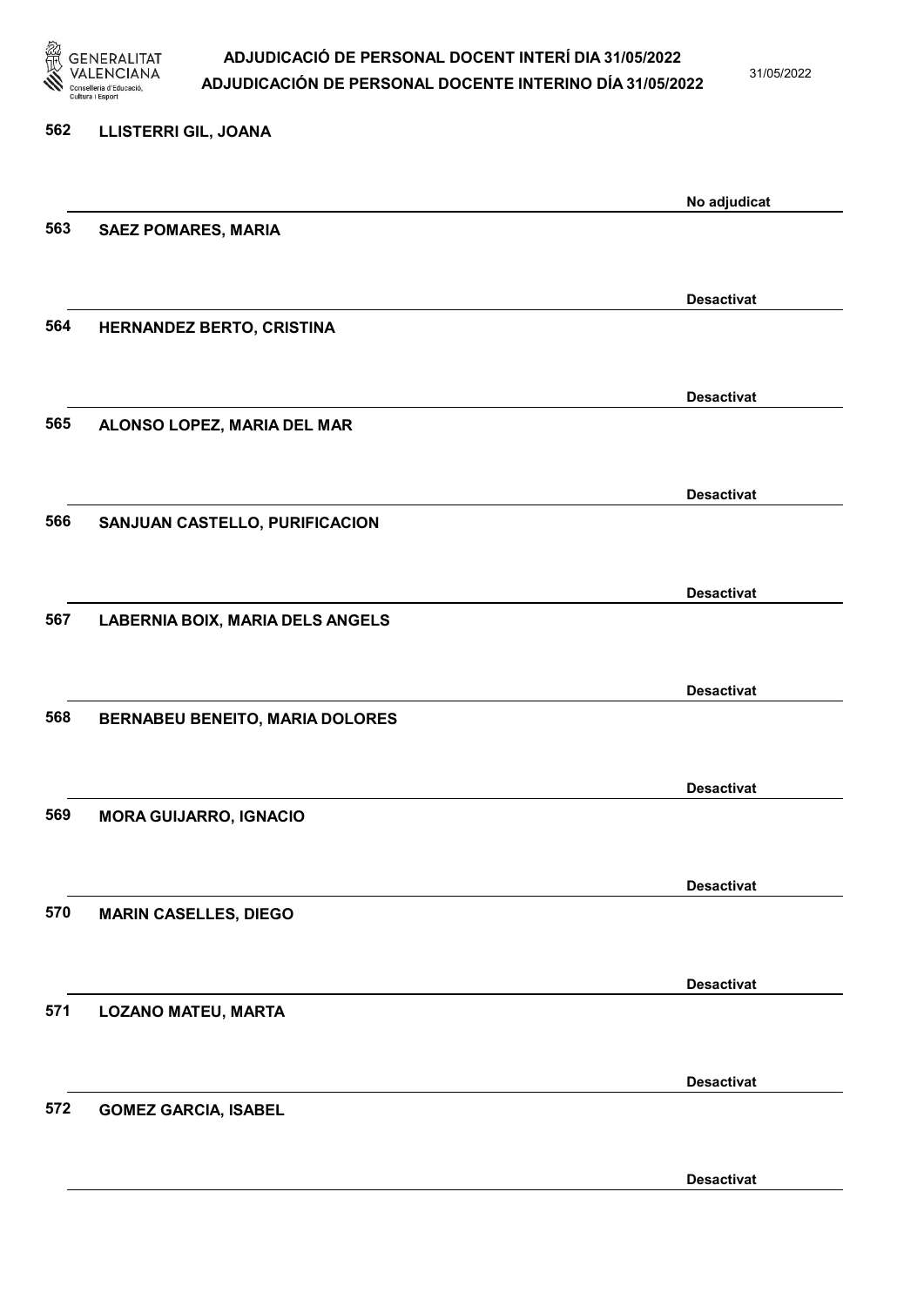562 LLISTERRI GIL, JOANA

No adjudicat

563 SAEZ POMARES, MARIA

Desactivat

564 HERNANDEZ BERTO, CRISTINA

Desactivat

565 ALONSO LOPEZ, MARIA DEL MAR

Desactivat

566 SANJUAN CASTELLO, PURIFICACION

Desactivat

567 LABERNIA BOIX, MARIA DELS ANGELS

Desactivat

568 BERNABEU BENEITO, MARIA DOLORES

Desactivat

569 MORA GUIJARRO, IGNACIO

Desactivat

570 MARIN CASELLES, DIEGO

Desactivat

571 LOZANO MATEU, MARTA

Desactivat

572 GOMEZ GARCIA, ISABEL

Desactivat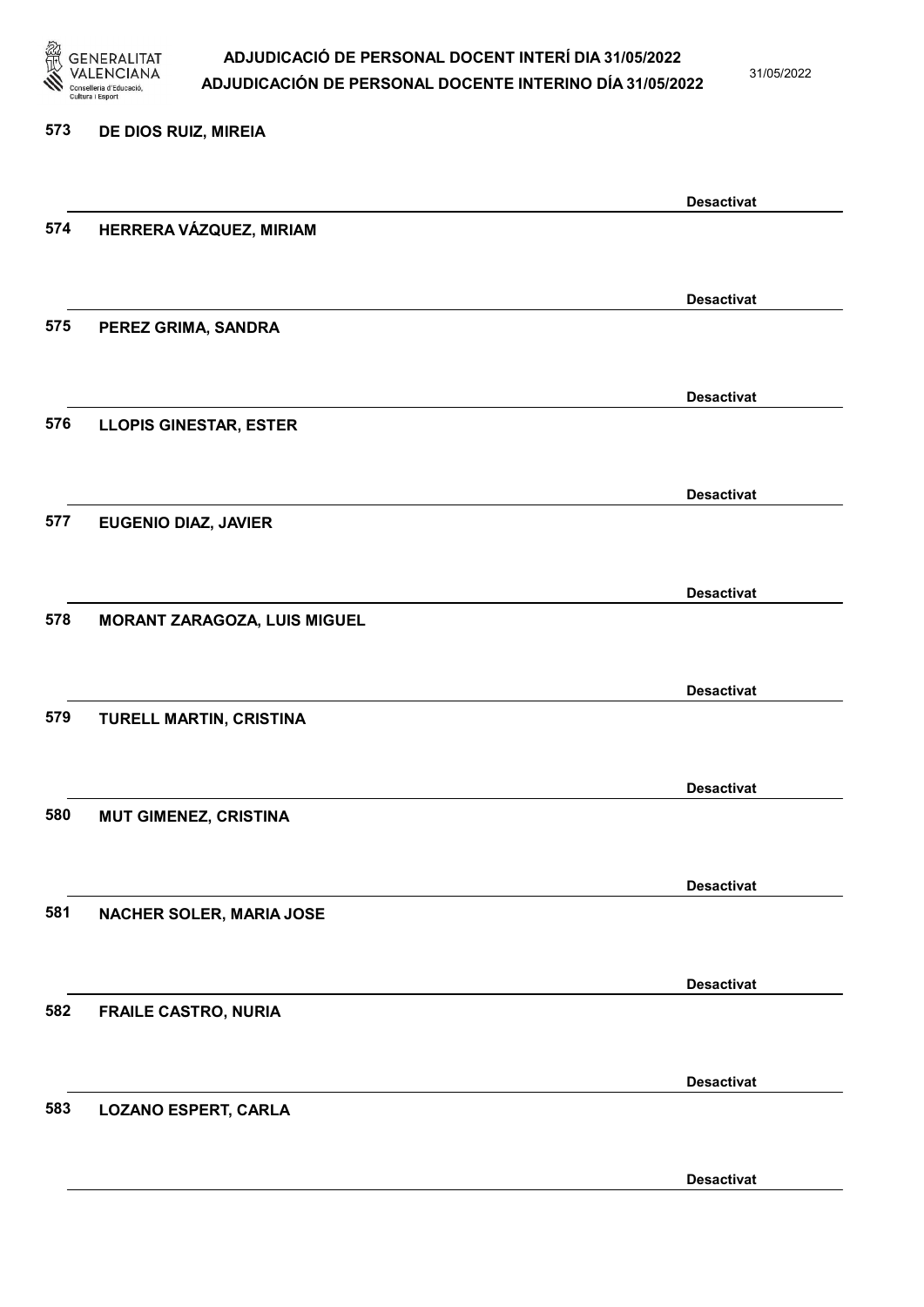573 DE DIOS RUIZ, MIREIA

Desactivat

574 HERRERA VÁZQUEZ, MIRIAM

Desactivat

575 PEREZ GRIMA, SANDRA

Desactivat

576 LLOPIS GINESTAR, ESTER

Desactivat

577 EUGENIO DIAZ, JAVIER

Desactivat

578 MORANT ZARAGOZA, LUIS MIGUEL

Desactivat

579 TURELL MARTIN, CRISTINA

Desactivat

580 MUT GIMENEZ, CRISTINA

Desactivat

581 NACHER SOLER, MARIA JOSE

Desactivat

582 FRAILE CASTRO, NURIA

Desactivat

583 LOZANO ESPERT, CARLA

Desactivat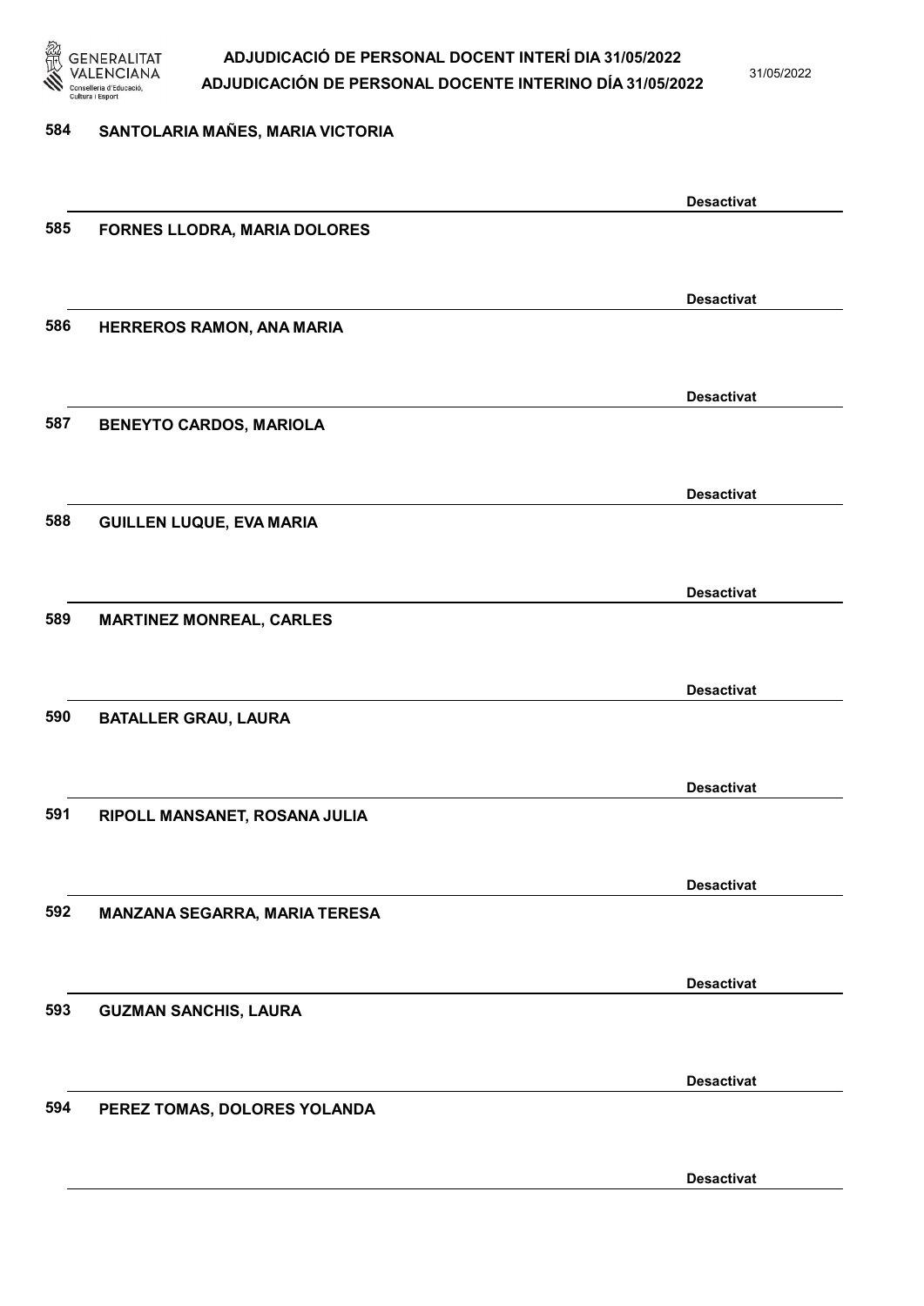584 SANTOLARIA MAÑES, MARIA VICTORIA

Desactivat

585 FORNES LLODRA, MARIA DOLORES

Desactivat

586 HERREROS RAMON, ANA MARIA

Desactivat

587 BENEYTO CARDOS, MARIOLA

Desactivat

588 GUILLEN LUQUE, EVA MARIA

Desactivat

589 MARTINEZ MONREAL, CARLES

Desactivat

590 BATALLER GRAU, LAURA

Desactivat

591 RIPOLL MANSANET, ROSANA JULIA

Desactivat

592 MANZANA SEGARRA, MARIA TERESA

Desactivat

593 GUZMAN SANCHIS, LAURA

Desactivat

594 PEREZ TOMAS, DOLORES YOLANDA

Desactivat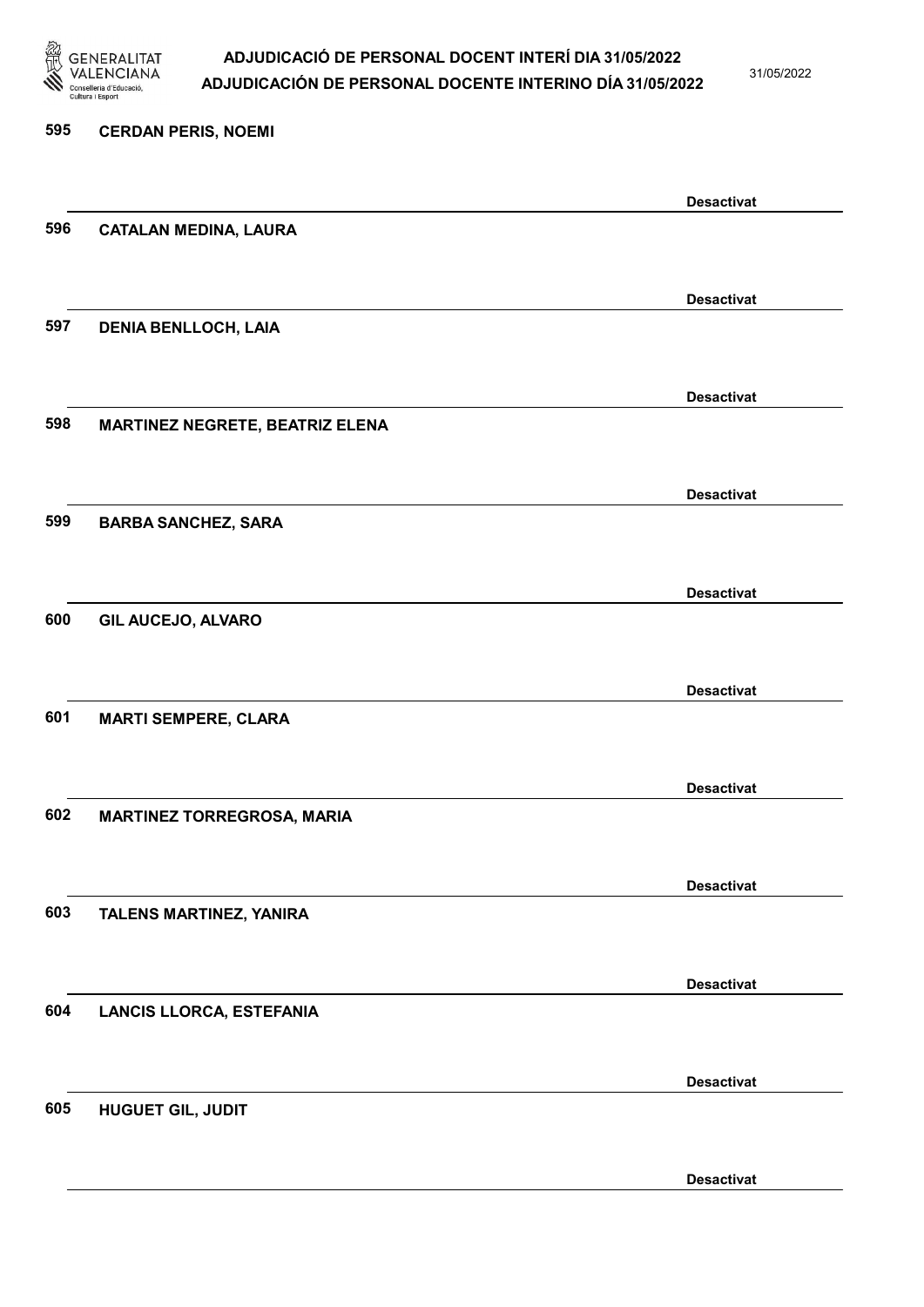595 **CERDAN PERIS, NOEMI**

**Desactivat**

596 **CATALAN MEDINA, LAURA**

**Desactivat**

597 **DENIA BENLLOCH, LAIA**

**Desactivat**

598 **MARTINEZ NEGRETE, BEATRIZ ELENA**

**Desactivat**

599 **BARBA SANCHEZ, SARA**

**Desactivat**

600 **GIL AUCEJO, ALVARO**

**Desactivat**

601 **MARTI SEMPERE, CLARA**

**Desactivat**

602 **MARTINEZ TORREGROSA, MARIA**

**Desactivat**

603 **TALENS MARTINEZ, YANIRA**

**Desactivat**

604 **LANCIS LLORCA, ESTEFANIA**

**Desactivat**

605 **HUGUET GIL, JUDIT**

**Desactivat**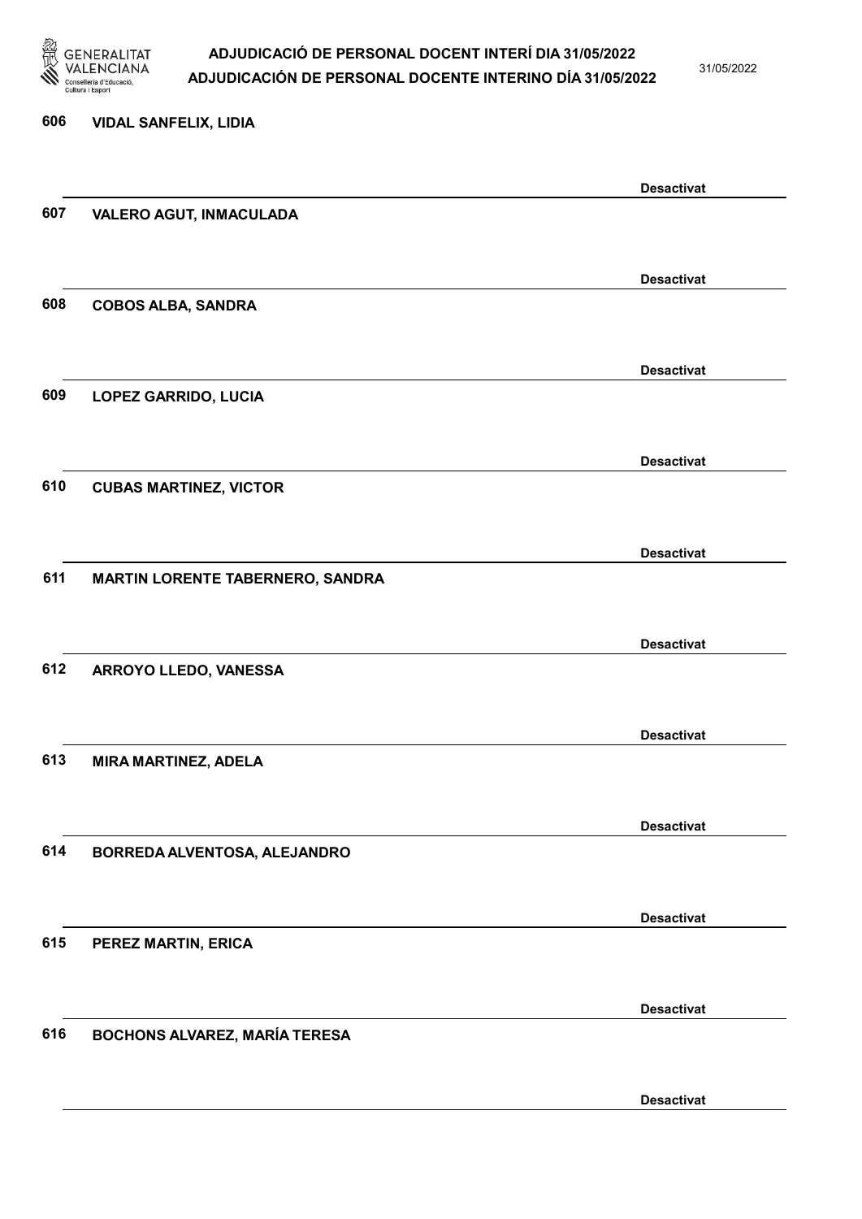606 **VIDAL SANFELIX, LIDIA**

**Desactivat**

607 **VALERO AGUT, INMACULADA**

**Desactivat**

608 **COBOS ALBA, SANDRA**

**Desactivat**

609 **LOPEZ GARRIDO, LUCIA**

**Desactivat**

610 **CUBAS MARTINEZ, VICTOR**

**Desactivat**

611 **MARTIN LORENTE TABERNERO, SANDRA**

**Desactivat**

612 **ARROYO LLEDO, VANESSA**

**Desactivat**

613 **MIRA MARTINEZ, ADELA**

**Desactivat**

614 **BORREDA ALVENTOSA, ALEJANDRO**

**Desactivat**

615 **PEREZ MARTIN, ERICA**

**Desactivat**

616 **BOCHONS ALVAREZ, MARÍA TERESA**

**Desactivat**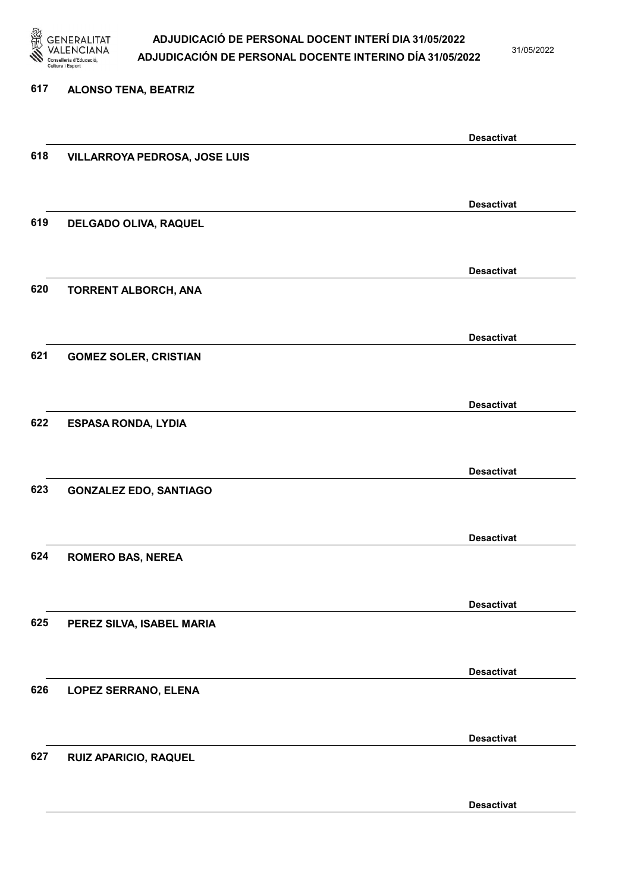617 **ALONSO TENA, BEATRIZ**

**Desactivat**

618 **VILLARROYA PEDROSA, JOSE LUIS**

**Desactivat**

619 **DELGADO OLIVA, RAQUEL**

**Desactivat**

620 **TORRENT ALBORCH, ANA**

**Desactivat**

621 **GOMEZ SOLER, CRISTIAN**

**Desactivat**

622 **ESPASA RONDA, LYDIA**

**Desactivat**

623 **GONZALEZ EDO, SANTIAGO**

**Desactivat**

624 **ROMERO BAS, NEREA**

**Desactivat**

625 **PEREZ SILVA, ISABEL MARIA**

**Desactivat**

626 **LOPEZ SERRANO, ELENA**

**Desactivat**

627 **RUIZ APARICIO, RAQUEL**

**Desactivat**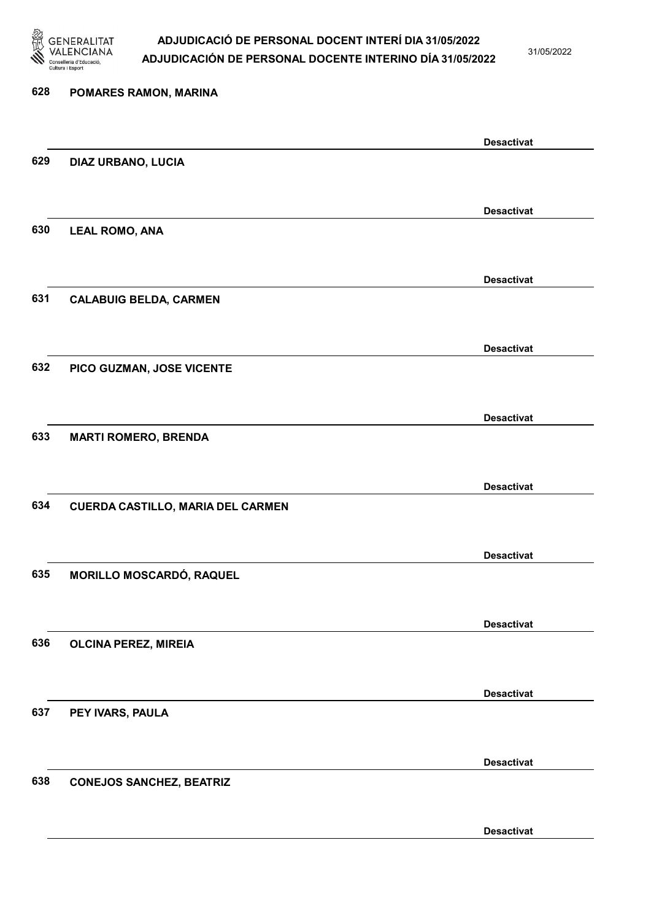628 POMARES RAMON, MARINA

Desactivat

629 DIAZ URBANO, LUCIA

Desactivat

630 LEAL ROMO, ANA

Desactivat

631 CALABUIG BELDA, CARMEN

Desactivat

632 PICO GUZMAN, JOSE VICENTE

Desactivat

633 MARTI ROMERO, BRENDA

Desactivat

634 CUERDA CASTILLO, MARIA DEL CARMEN

Desactivat

635 MORILLO MOSCARDÓ, RAQUEL

Desactivat

636 OLCINA PEREZ, MIREIA

Desactivat

637 PEY IVARS, PAULA

Desactivat

638 CONEJOS SANCHEZ, BEATRIZ

Desactivat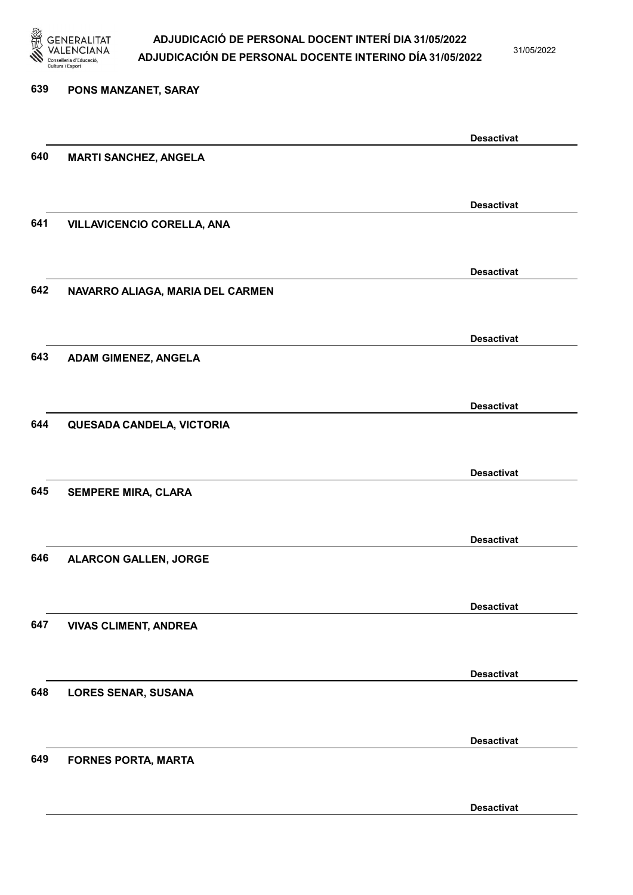639 **PONS MANZANET, SARAY**

**Desactivat**

640 **MARTI SANCHEZ, ANGELA**

**Desactivat**

641 **VILLAVICENCIO CORELLA, ANA**

**Desactivat**

642 **NAVARRO ALIAGA, MARIA DEL CARMEN**

**Desactivat**

643 **ADAM GIMENEZ, ANGELA**

**Desactivat**

644 **QUESADA CANDELA, VICTORIA**

**Desactivat**

645 **SEMPERE MIRA, CLARA**

**Desactivat**

646 **ALARCON GALLEN, JORGE**

**Desactivat**

647 **VIVAS CLIMENT, ANDREA**

**Desactivat**

648 **LORES SENAR, SUSANA**

**Desactivat**

649 **FORNES PORTA, MARTA**

**Desactivat**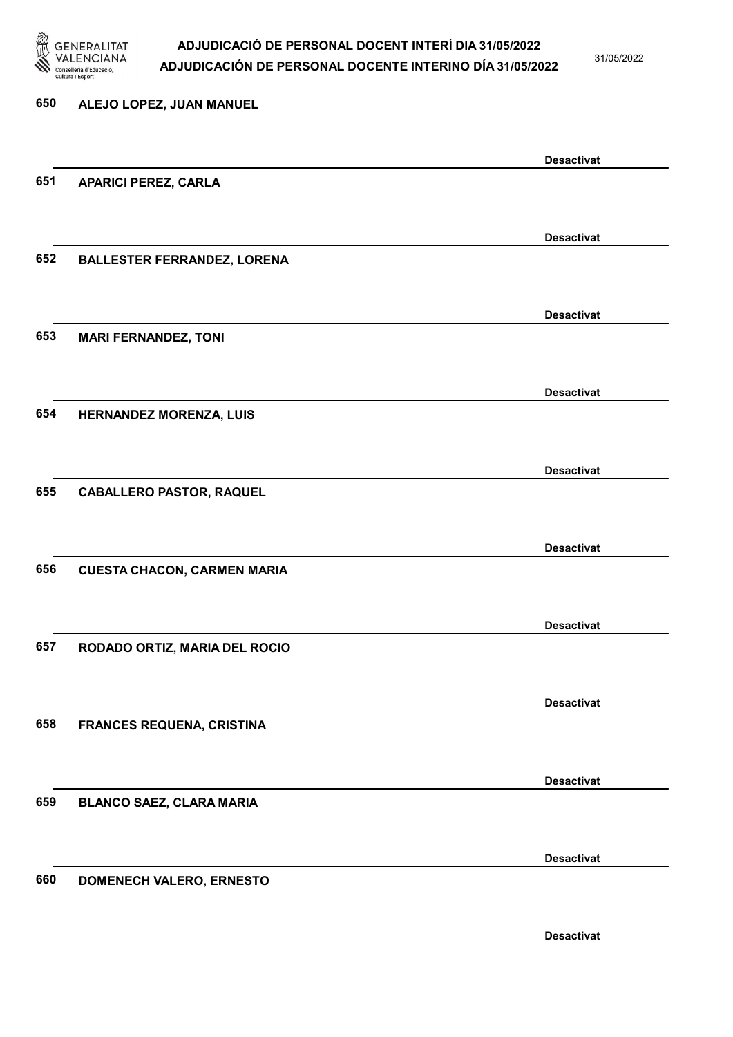650 **ALEJO LOPEZ, JUAN MANUEL**

**Desactivat**

651 **APARICI PEREZ, CARLA**

**Desactivat**

652 **BALLESTER FERRANDEZ, LORENA**

**Desactivat**

653 **MARI FERNANDEZ, TONI**

**Desactivat**

654 **HERNANDEZ MORENZA, LUIS**

**Desactivat**

655 **CABALLERO PASTOR, RAQUEL**

**Desactivat**

656 **CUESTA CHACON, CARMEN MARIA**

**Desactivat**

657 **RODADO ORTIZ, MARIA DEL ROCIO**

**Desactivat**

658 **FRANCES REQUENA, CRISTINA**

**Desactivat**

659 **BLANCO SAEZ, CLARA MARIA**

**Desactivat**

660 **DOMENECH VALERO, ERNESTO**

**Desactivat**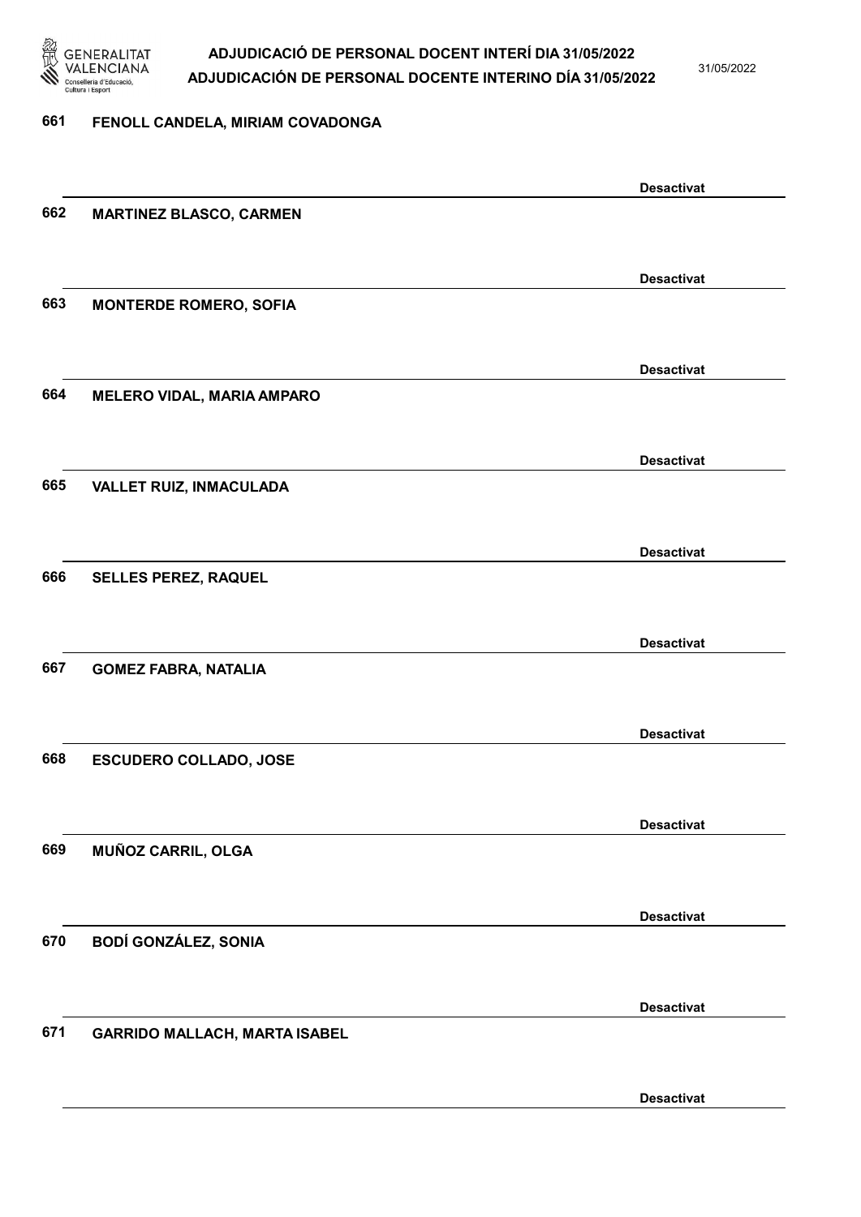661 **FENOLL CANDELA, MIRIAM COVADONGA**

**Desactivat**

662 **MARTINEZ BLASCO, CARMEN**

**Desactivat**

663 **MONTERDE ROMERO, SOFIA**

**Desactivat**

664 **MELERO VIDAL, MARIA AMPARO**

**Desactivat**

665 **VALLET RUIZ, INMACULADA**

**Desactivat**

666 **SELLES PEREZ, RAQUEL**

**Desactivat**

667 **GOMEZ FABRA, NATALIA**

**Desactivat**

668 **ESCUDERO COLLADO, JOSE**

**Desactivat**

669 **MUÑOZ CARRIL, OLGA**

**Desactivat**

670 **BODÍ GONZÁLEZ, SONIA**

**Desactivat**

671 **GARRIDO MALLACH, MARTA ISABEL**

**Desactivat**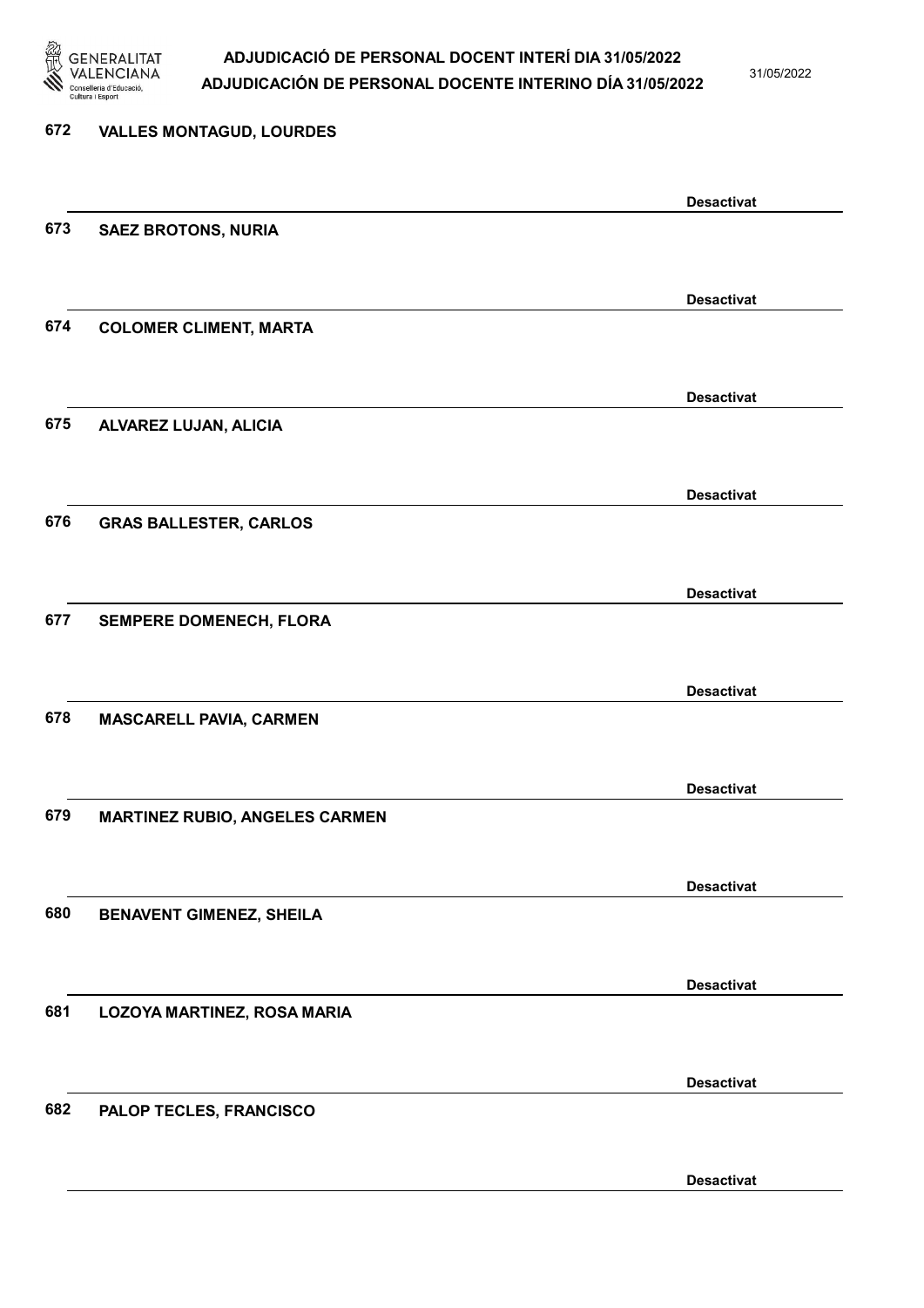672 **VALLES MONTAGUD, LOURDES**

**Desactivat**

673 **SAEZ BROTONS, NURIA**

**Desactivat**

674 **COLOMER CLIMENT, MARTA**

**Desactivat**

675 **ALVAREZ LUJAN, ALICIA**

**Desactivat**

676 **GRAS BALLESTER, CARLOS**

**Desactivat**

677 **SEMPERE DOMENECH, FLORA**

**Desactivat**

678 **MASCARELL PAVIA, CARMEN**

**Desactivat**

679 **MARTINEZ RUBIO, ANGELES CARMEN**

**Desactivat**

680 **BENAVENT GIMENEZ, SHEILA**

**Desactivat**

681 **LOZOYA MARTINEZ, ROSA MARIA**

**Desactivat**

682 **PALOP TECLES, FRANCISCO**

**Desactivat**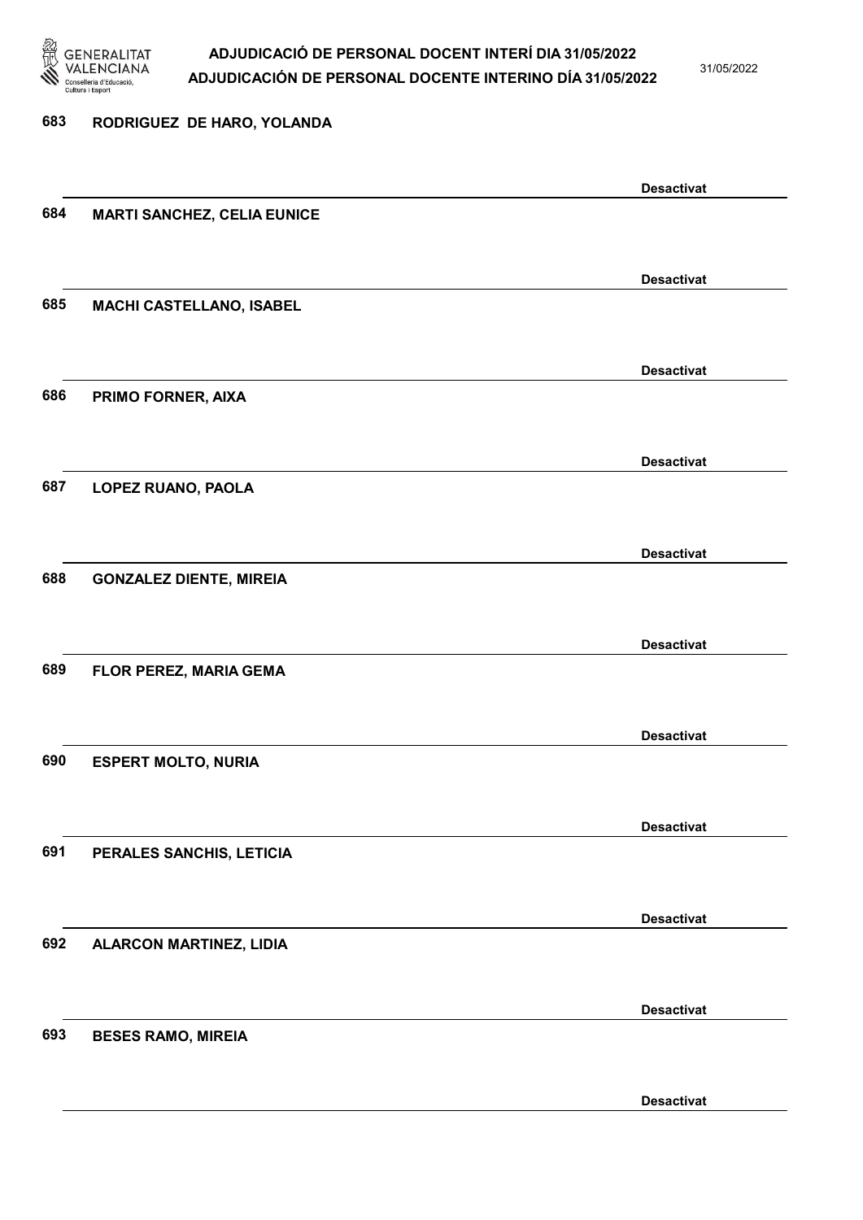683 RODRIGUEZ DE HARO, YOLANDA

Desactivat

684 MARTI SANCHEZ, CELIA EUNICE

Desactivat

685 MACHI CASTELLANO, ISABEL

Desactivat

686 PRIMO FORNER, AIXA

Desactivat

687 LOPEZ RUANO, PAOLA

Desactivat

688 GONZALEZ DIENTE, MIREIA

Desactivat

689 FLOR PEREZ, MARIA GEMA

Desactivat

690 ESPERT MOLTO, NURIA

Desactivat

691 PERALES SANCHIS, LETICIA

Desactivat

692 ALARCON MARTINEZ, LIDIA

Desactivat

693 BESES RAMO, MIREIA

Desactivat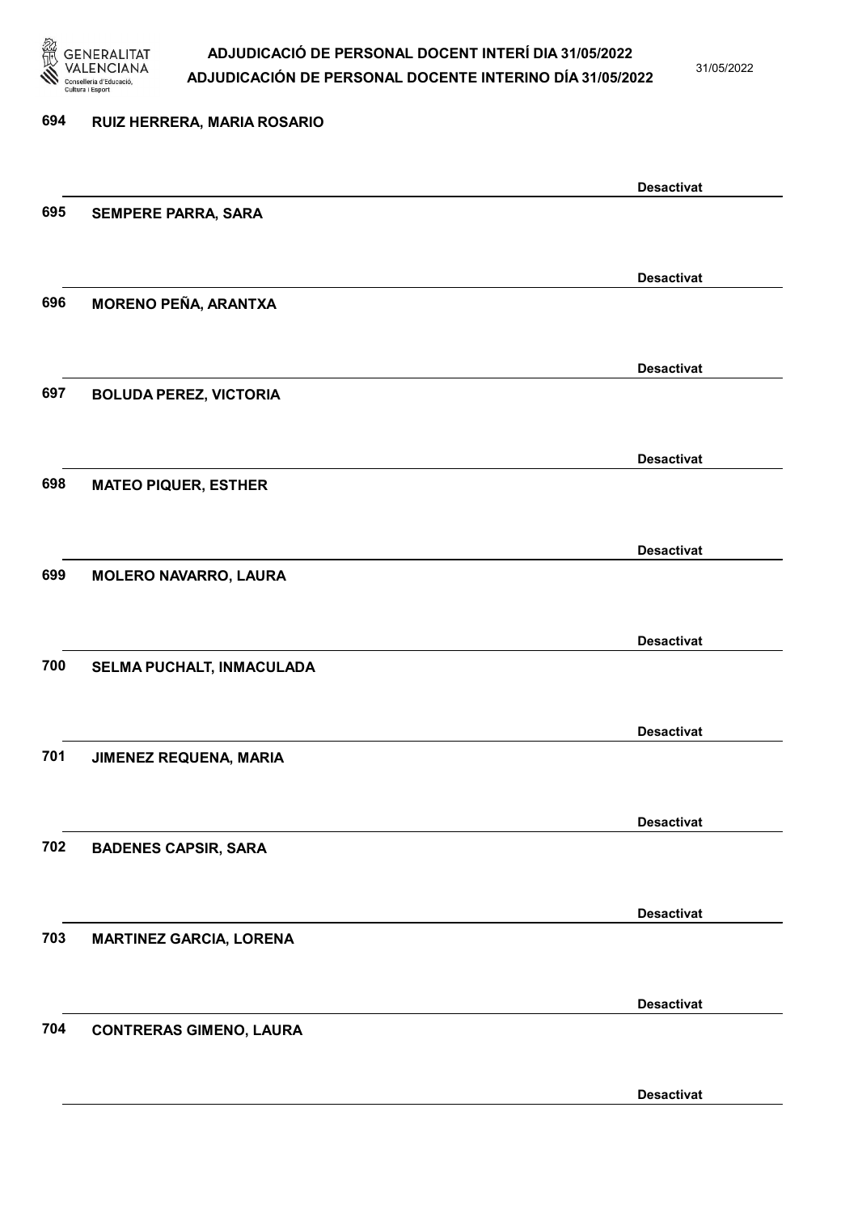694 RUIZ HERRERA, MARIA ROSARIO

Desactivat

695 SEMPERE PARRA, SARA

Desactivat

696 MORENO PEÑA, ARANTXA

Desactivat

697 BOLUDA PEREZ, VICTORIA

Desactivat

698 MATEO PIQUER, ESTHER

Desactivat

699 MOLERO NAVARRO, LAURA

Desactivat

700 SELMA PUCHALT, INMACULADA

Desactivat

701 JIMENEZ REQUENA, MARIA

Desactivat

702 BADENES CAPSIR, SARA

Desactivat

703 MARTINEZ GARCIA, LORENA

Desactivat

704 CONTRERAS GIMENO, LAURA

Desactivat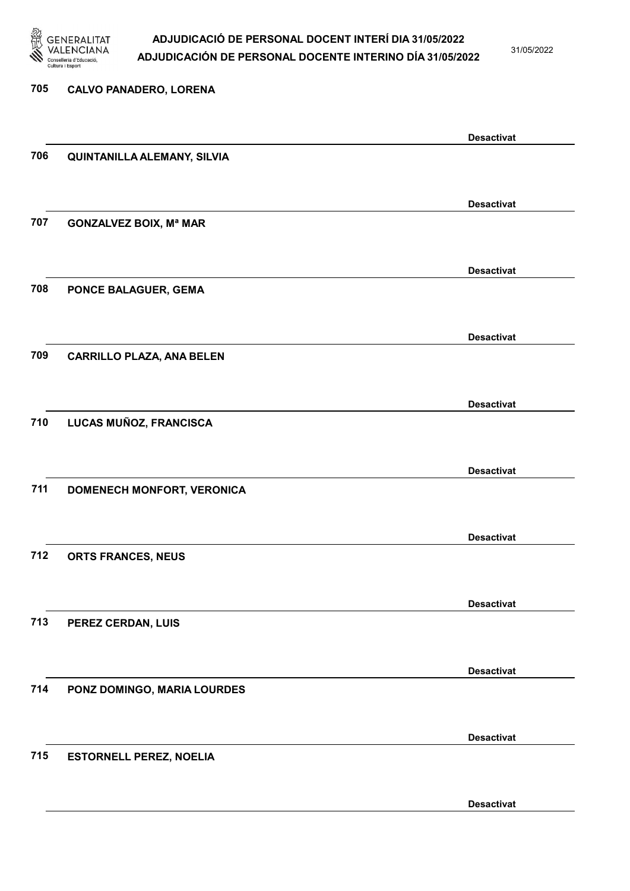705 **CALVO PANADERO, LORENA**

**Desactivat**

706 **QUINTANILLA ALEMANY, SILVIA**

**Desactivat**

707 **GONZALVEZ BOIX, Mª MAR**

**Desactivat**

708 **PONCE BALAGUER, GEMA**

**Desactivat**

709 **CARRILLO PLAZA, ANA BELEN**

**Desactivat**

710 **LUCAS MUÑOZ, FRANCISCA**

**Desactivat**

711 **DOMENECH MONFORT, VERONICA**

**Desactivat**

712 **ORTS FRANCES, NEUS**

**Desactivat**

713 **PEREZ CERDAN, LUIS**

**Desactivat**

714 **PONZ DOMINGO, MARIA LOURDES**

**Desactivat**

715 **ESTORNELL PEREZ, NOELIA**

**Desactivat**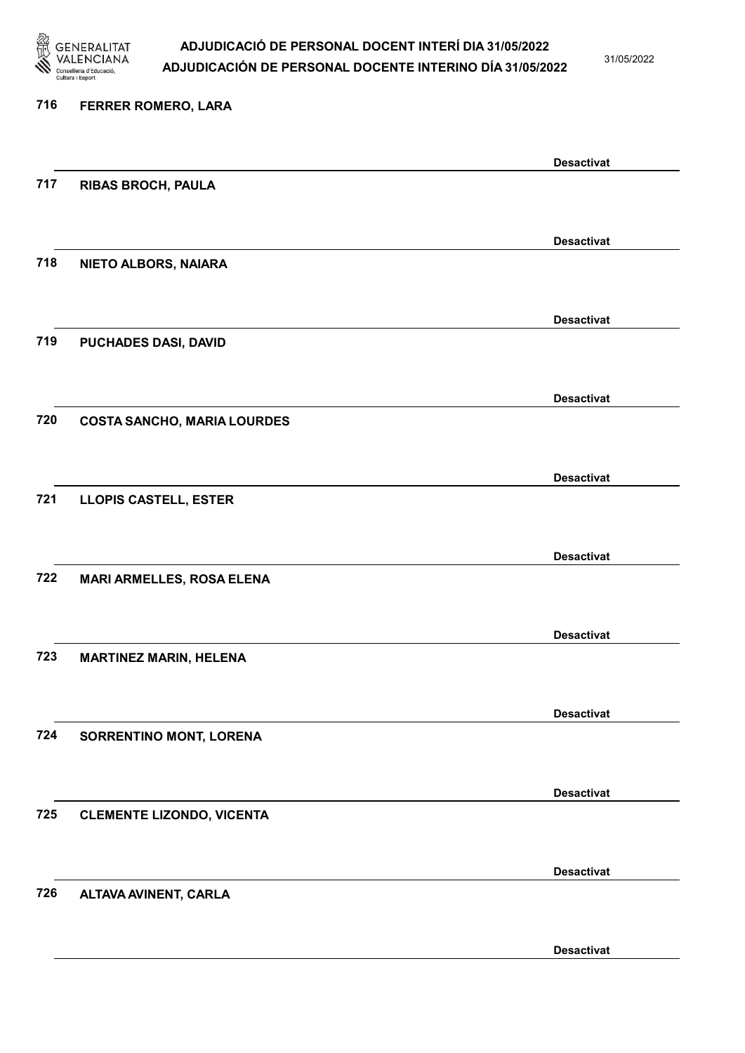716 **FERRER ROMERO, LARA**

**Desactivat**

717 **RIBAS BROCH, PAULA**

**Desactivat**

718 **NIETO ALBORS, NAIARA**

**Desactivat**

719 **PUCHADES DASI, DAVID**

**Desactivat**

720 **COSTA SANCHO, MARIA LOURDES**

**Desactivat**

721 **LLOPIS CASTELL, ESTER**

**Desactivat**

722 **MARI ARMELLES, ROSA ELENA**

**Desactivat**

723 **MARTINEZ MARIN, HELENA**

**Desactivat**

724 **SORRENTINO MONT, LORENA**

**Desactivat**

725 **CLEMENTE LIZONDO, VICENTA**

**Desactivat**

726 **ALTAVA AVINENT, CARLA**

**Desactivat**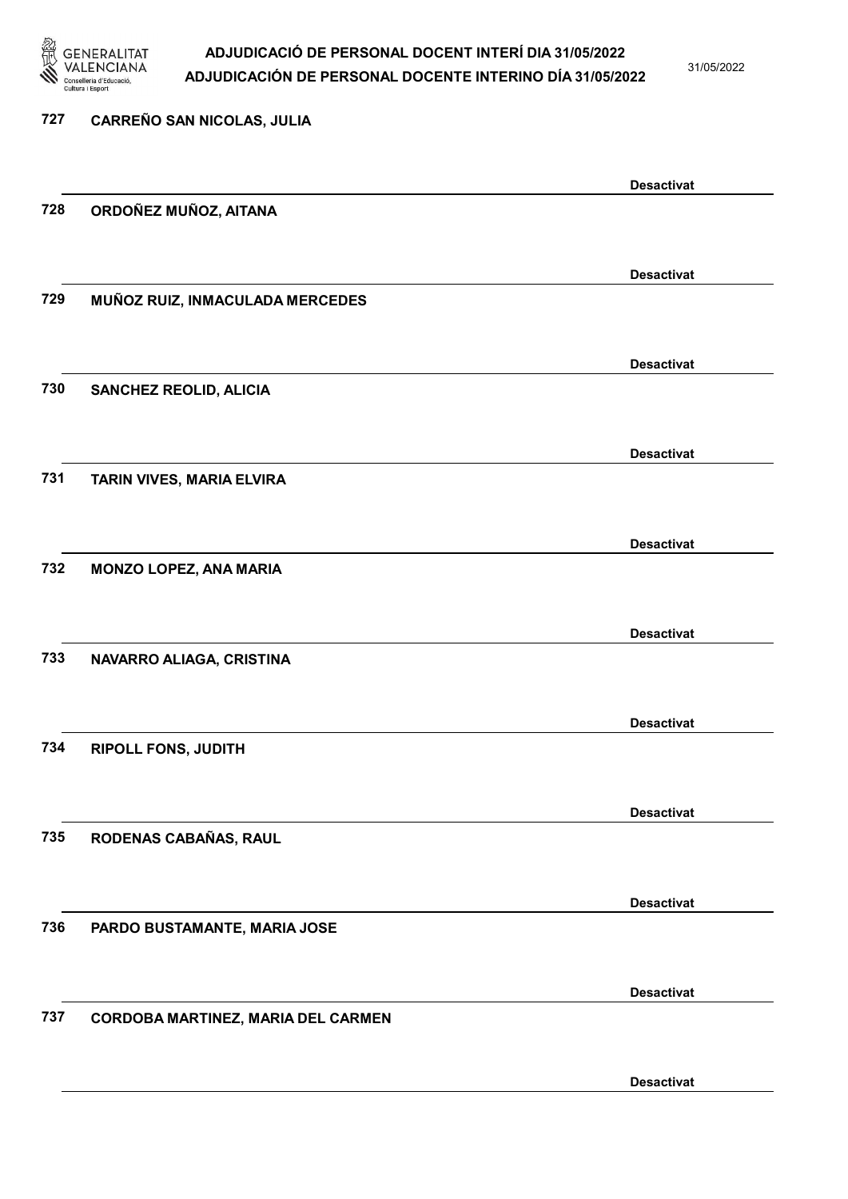727 **CARREÑO SAN NICOLAS, JULIA**

**Desactivat**

728 **ORDOÑEZ MUÑOZ, AITANA**

**Desactivat**

729 **MUÑOZ RUIZ, INMACULADA MERCEDES**

**Desactivat**

730 **SANCHEZ REOLID, ALICIA**

**Desactivat**

731 **TARIN VIVES, MARIA ELVIRA**

**Desactivat**

732 **MONZO LOPEZ, ANA MARIA**

**Desactivat**

733 **NAVARRO ALIAGA, CRISTINA**

**Desactivat**

734 **RIPOLL FONS, JUDITH**

**Desactivat**

735 **RODENAS CABAÑAS, RAUL**

**Desactivat**

736 **PARDO BUSTAMANTE, MARIA JOSE**

**Desactivat**

737 **CORDOBA MARTINEZ, MARIA DEL CARMEN**

**Desactivat**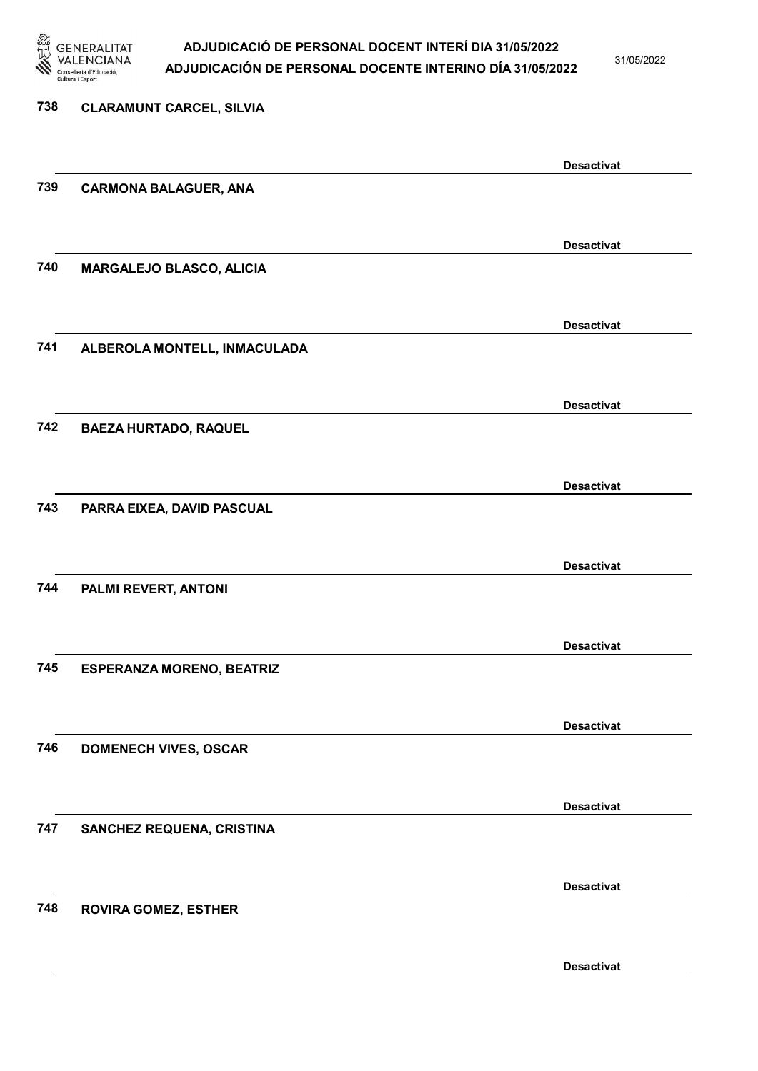738 **CLARAMUNT CARCEL, SILVIA**

**Desactivat**

739 **CARMONA BALAGUER, ANA**

**Desactivat**

740 **MARGALEJO BLASCO, ALICIA**

**Desactivat**

741 **ALBEROLA MONTELL, INMACULADA**

**Desactivat**

742 **BAEZA HURTADO, RAQUEL**

**Desactivat**

743 **PARRA EIXEA, DAVID PASCUAL**

**Desactivat**

744 **PALMI REVERT, ANTONI**

**Desactivat**

745 **ESPERANZA MORENO, BEATRIZ**

**Desactivat**

746 **DOMENECH VIVES, OSCAR**

**Desactivat**

747 **SANCHEZ REQUENA, CRISTINA**

**Desactivat**

748 **ROVIRA GOMEZ, ESTHER**

**Desactivat**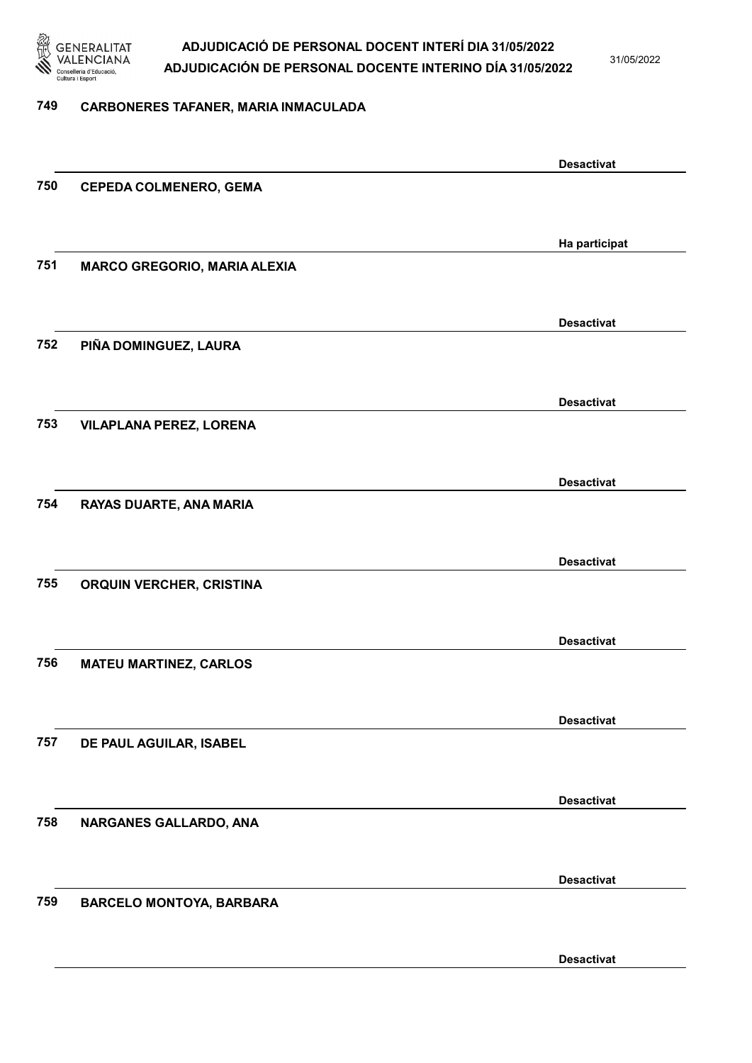749 CARBONERES TAFANER, MARIA INMACULADA

Desactivat

750 CEPEDA COLMENERO, GEMA

Ha participat

751 MARCO GREGORIO, MARIA ALEXIA

Desactivat

752 PIÑA DOMINGUEZ, LAURA

Desactivat

753 VILAPLANA PEREZ, LORENA

Desactivat

754 RAYAS DUARTE, ANA MARIA

Desactivat

755 ORQUIN VERCHER, CRISTINA

Desactivat

756 MATEU MARTINEZ, CARLOS

Desactivat

757 DE PAUL AGUILAR, ISABEL

Desactivat

758 NARGANES GALLARDO, ANA

Desactivat

759 BARCELO MONTOYA, BARBARA

Desactivat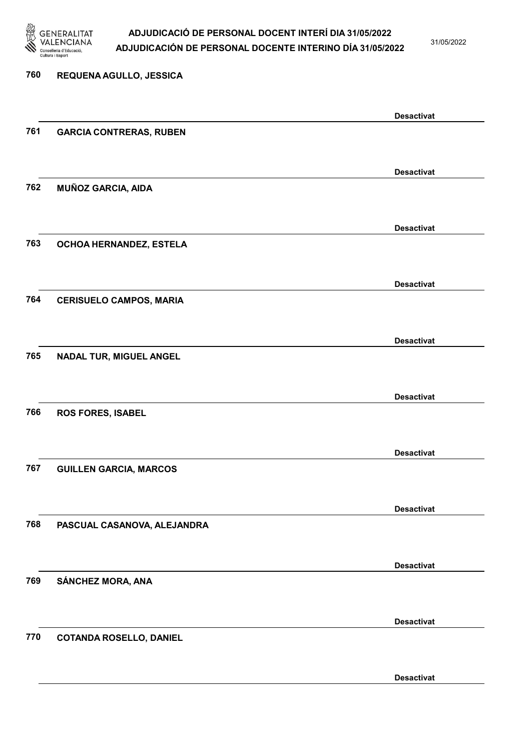760 **REQUENA AGULLO, JESSICA**

**Desactivat**

761 **GARCIA CONTRERAS, RUBEN**

**Desactivat**

762 **MUÑOZ GARCIA, AIDA**

**Desactivat**

763 **OCHOA HERNANDEZ, ESTELA**

**Desactivat**

764 **CERISUELO CAMPOS, MARIA**

**Desactivat**

765 **NADAL TUR, MIGUEL ANGEL**

**Desactivat**

766 **ROS FORES, ISABEL**

**Desactivat**

767 **GUILLEN GARCIA, MARCOS**

**Desactivat**

768 **PASCUAL CASANOVA, ALEJANDRA**

**Desactivat**

769 **SÁNCHEZ MORA, ANA**

**Desactivat**

770 **COTANDA ROSELLO, DANIEL**

**Desactivat**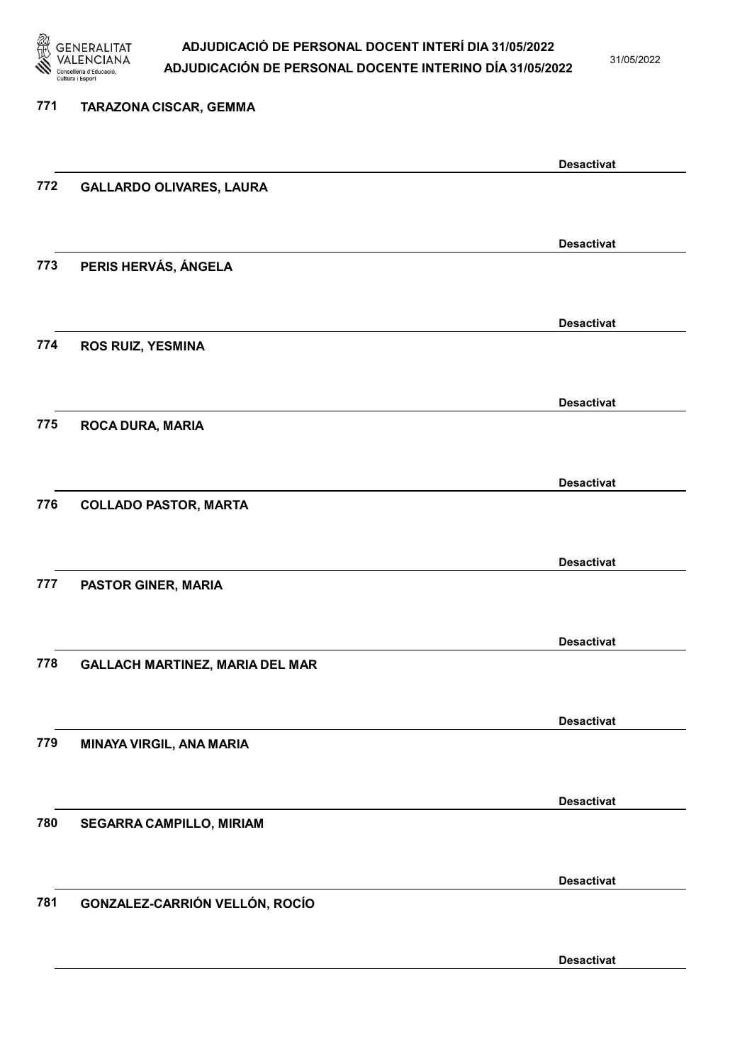771 TARAZONA CISCAR, GEMMA

Desactivat

772 GALLARDO OLIVARES, LAURA

Desactivat

773 PERIS HERVÁS, ÁNGELA

Desactivat

774 ROS RUIZ, YESMINA

Desactivat

775 ROCA DURA, MARIA

Desactivat

776 COLLADO PASTOR, MARTA

Desactivat

777 PASTOR GINER, MARIA

Desactivat

778 GALLACH MARTINEZ, MARIA DEL MAR

Desactivat

779 MINAYA VIRGIL, ANA MARIA

Desactivat

780 SEGARRA CAMPILLO, MIRIAM

Desactivat

781 GONZALEZ-CARRIÓN VELLÓN, ROCÍO

Desactivat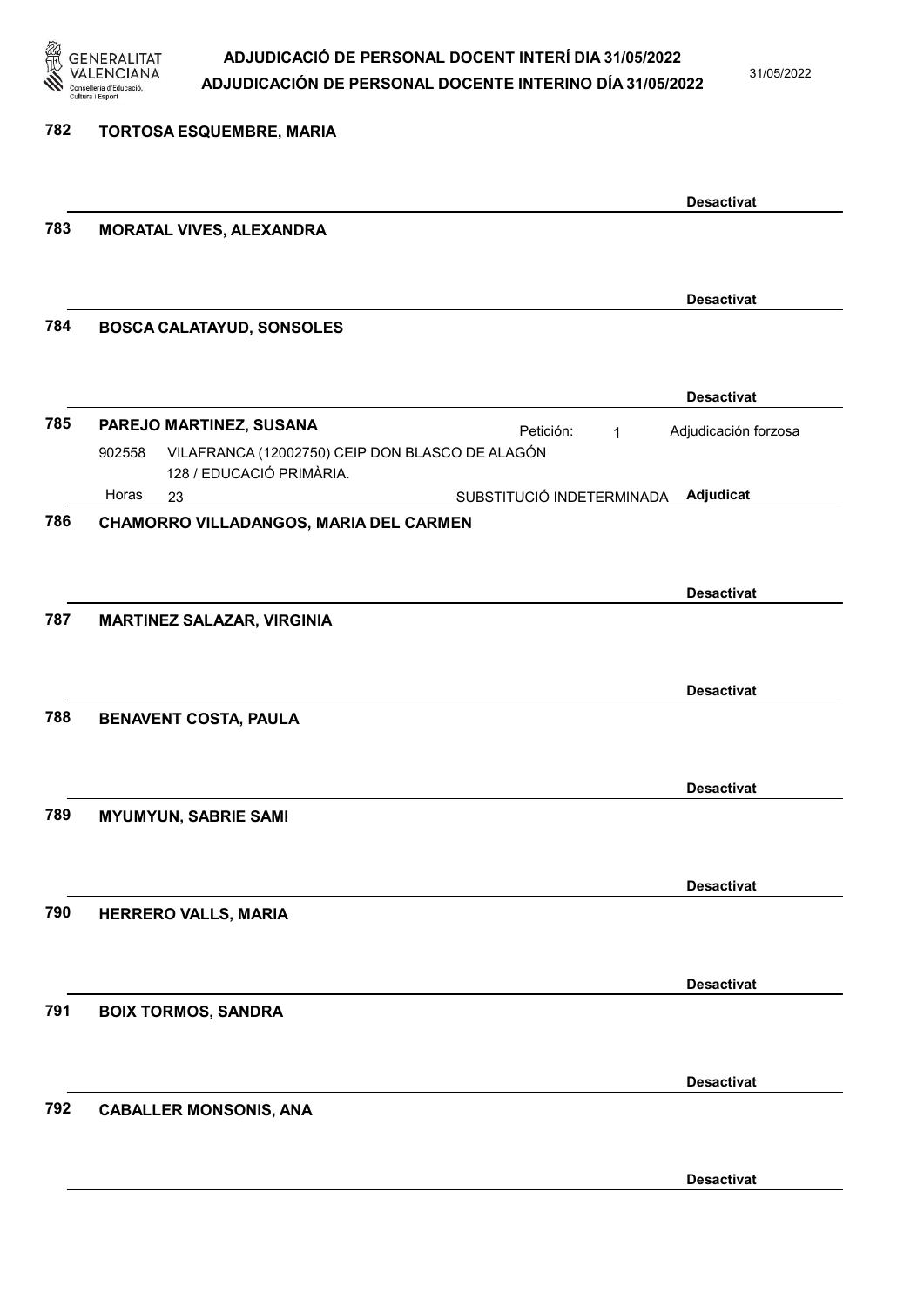**782 TORTOSA ESQUEMBRE, MARIA**

**Desactivat**

**783 MORATAL VIVES, ALEXANDRA**

**Desactivat**

**784 BOSCA CALATAYUD, SONSOLES**

**Desactivat**

**785 PAREJO MARTINEZ, SUSANA** Petición: 1 Adjudicación forzosa

902558 VILAFRANCA (12002750) CEIP DON BLASCO DE ALAGÓN 128 / EDUCACIÓ PRIMÀRIA.

Horas 23 SUBSTITUCIÓ INDETERMINADA **Adjudicat**

**786 CHAMORRO VILLADANGOS, MARIA DEL CARMEN**

**Desactivat**

**787 MARTINEZ SALAZAR, VIRGINIA**

**Desactivat**

**788 BENAVENT COSTA, PAULA**

**Desactivat**

**789 MYUMYUN, SABRIE SAMI**

**Desactivat**

**790 HERRERO VALLS, MARIA**

**Desactivat**

**791 BOIX TORMOS, SANDRA**

**Desactivat**

**792 CABALLER MONSONIS, ANA**

**Desactivat**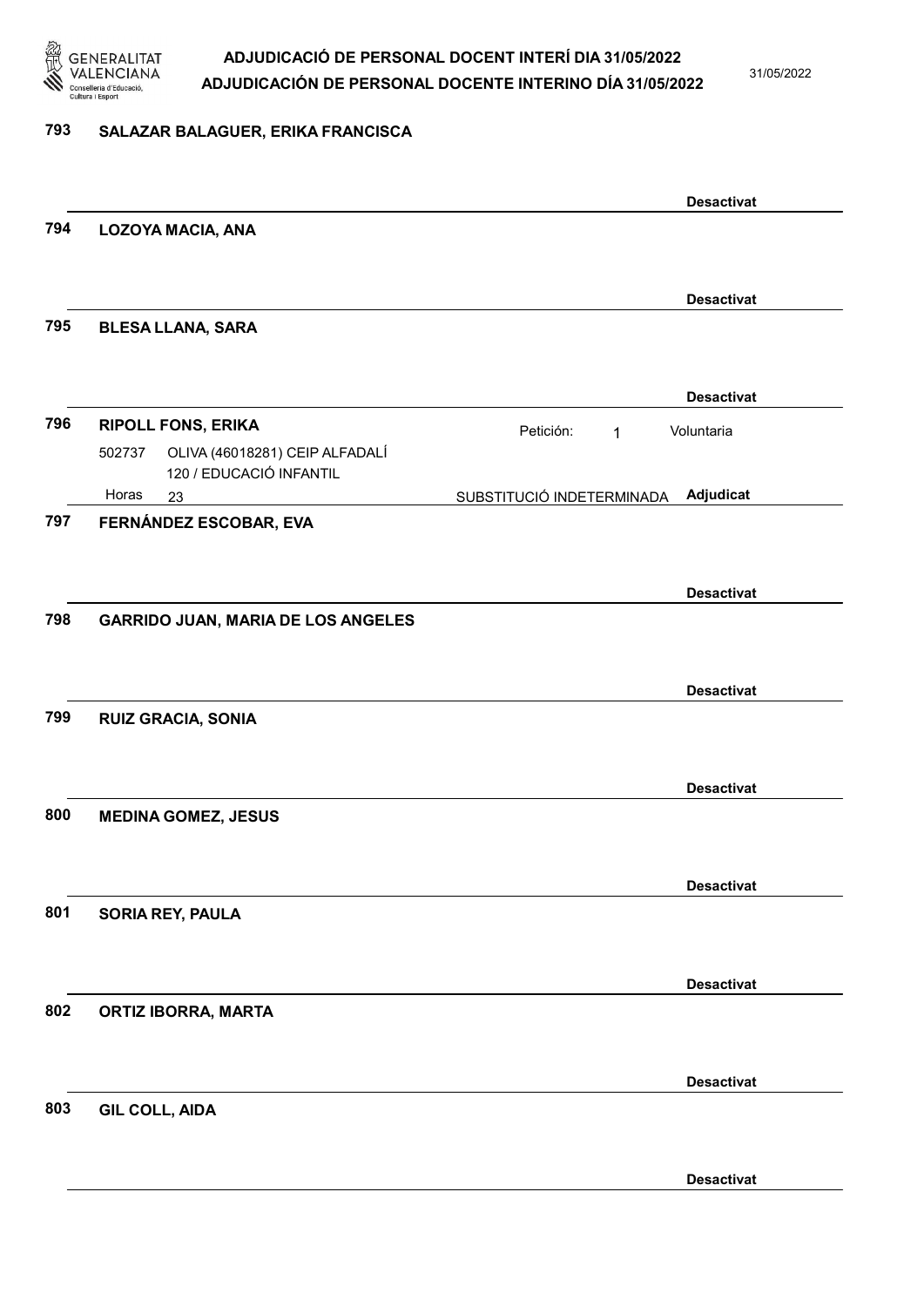**793 SALAZAR BALAGUER, ERIKA FRANCISCA**

**Desactivat**

**794 LOZOYA MACIA, ANA**

**Desactivat**

**795 BLESA LLANA, SARA**

**Desactivat**

**796 RIPOLL FONS, ERIKA**

Petición: 1 — Voluntaria

502737 OLIVA (46018281) CEIP ALFADALÍ
120 / EDUCACIÓ INFANTIL

Horas 23 — SUBSTITUCIÓ INDETERMINADA — **Adjudicat**

**797 FERNÁNDEZ ESCOBAR, EVA**

**Desactivat**

**798 GARRIDO JUAN, MARIA DE LOS ANGELES**

**Desactivat**

**799 RUIZ GRACIA, SONIA**

**Desactivat**

**800 MEDINA GOMEZ, JESUS**

**Desactivat**

**801 SORIA REY, PAULA**

**Desactivat**

**802 ORTIZ IBORRA, MARTA**

**Desactivat**

**803 GIL COLL, AIDA**

**Desactivat**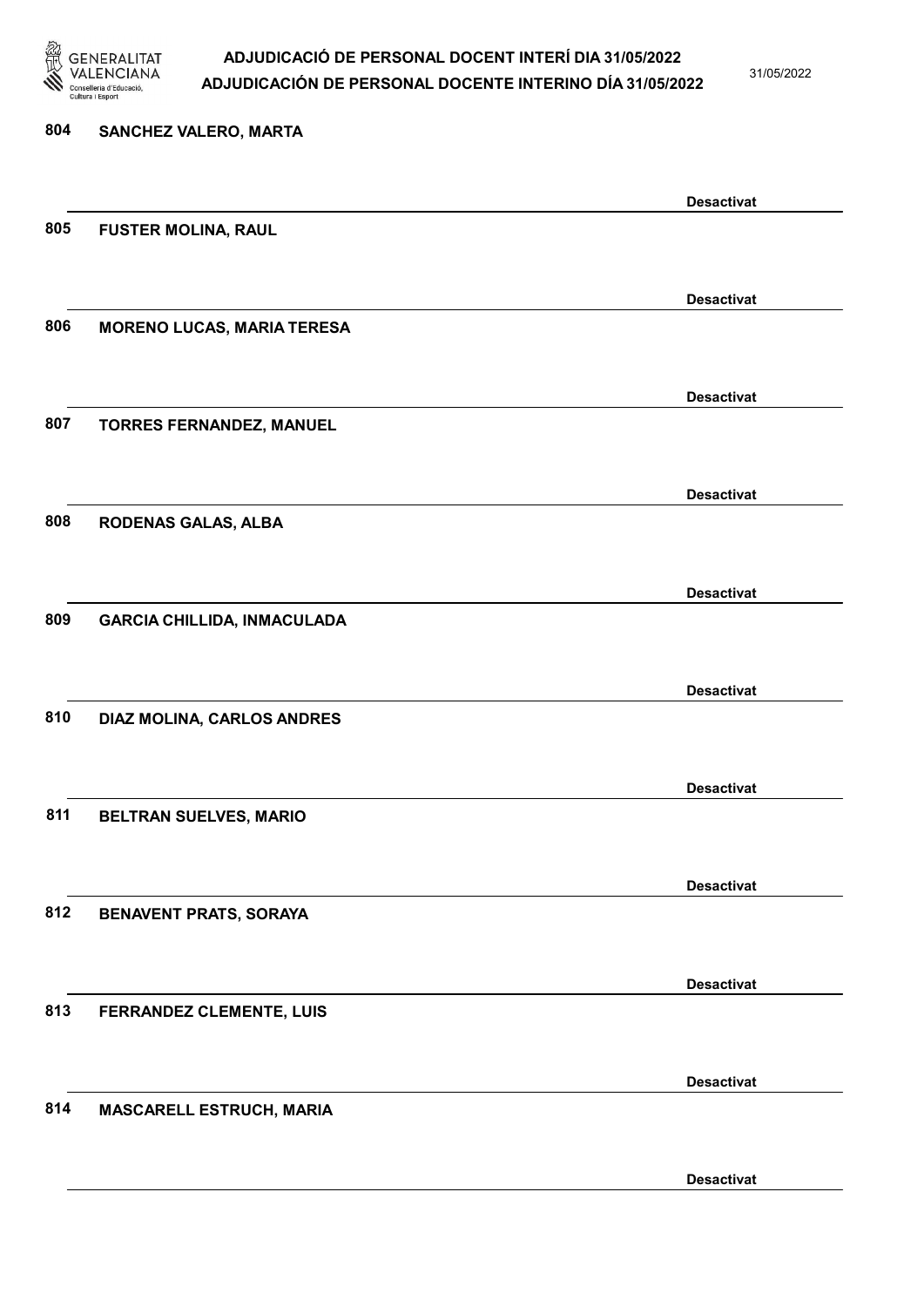804 **SANCHEZ VALERO, MARTA**

**Desactivat**

805 **FUSTER MOLINA, RAUL**

**Desactivat**

806 **MORENO LUCAS, MARIA TERESA**

**Desactivat**

807 **TORRES FERNANDEZ, MANUEL**

**Desactivat**

808 **RODENAS GALAS, ALBA**

**Desactivat**

809 **GARCIA CHILLIDA, INMACULADA**

**Desactivat**

810 **DIAZ MOLINA, CARLOS ANDRES**

**Desactivat**

811 **BELTRAN SUELVES, MARIO**

**Desactivat**

812 **BENAVENT PRATS, SORAYA**

**Desactivat**

813 **FERRANDEZ CLEMENTE, LUIS**

**Desactivat**

814 **MASCARELL ESTRUCH, MARIA**

**Desactivat**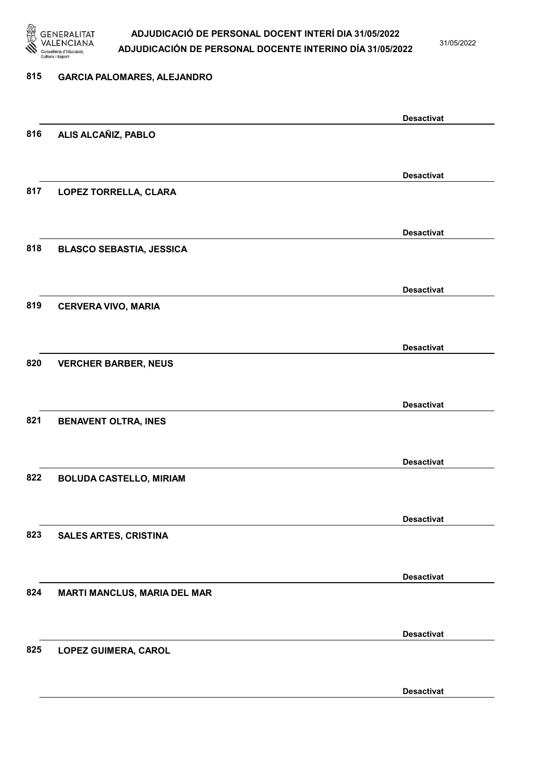815 **GARCIA PALOMARES, ALEJANDRO**

**Desactivat**

816 **ALIS ALCAÑIZ, PABLO**

**Desactivat**

817 **LOPEZ TORRELLA, CLARA**

**Desactivat**

818 **BLASCO SEBASTIA, JESSICA**

**Desactivat**

819 **CERVERA VIVO, MARIA**

**Desactivat**

820 **VERCHER BARBER, NEUS**

**Desactivat**

821 **BENAVENT OLTRA, INES**

**Desactivat**

822 **BOLUDA CASTELLO, MIRIAM**

**Desactivat**

823 **SALES ARTES, CRISTINA**

**Desactivat**

824 **MARTI MANCLUS, MARIA DEL MAR**

**Desactivat**

825 **LOPEZ GUIMERA, CAROL**

**Desactivat**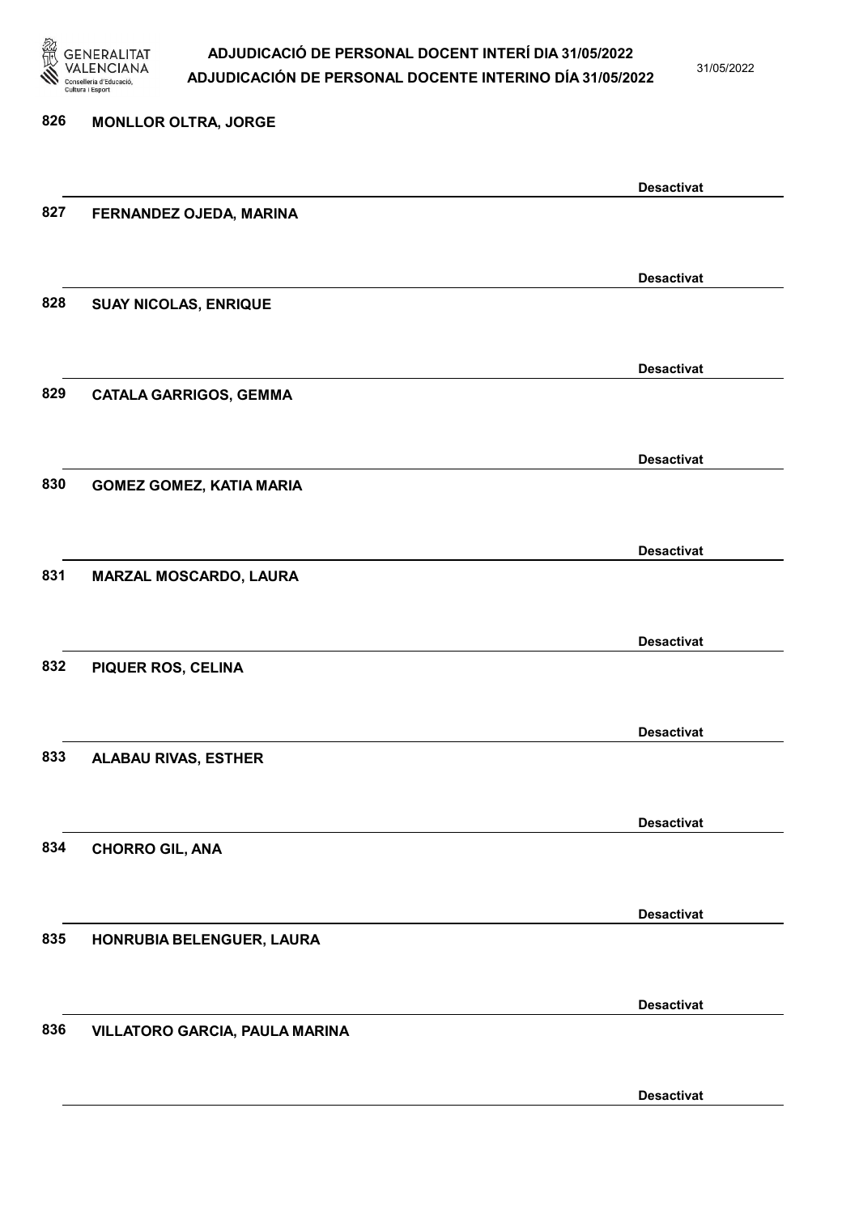826 **MONLLOR OLTRA, JORGE**

**Desactivat**

827 **FERNANDEZ OJEDA, MARINA**

**Desactivat**

828 **SUAY NICOLAS, ENRIQUE**

**Desactivat**

829 **CATALA GARRIGOS, GEMMA**

**Desactivat**

830 **GOMEZ GOMEZ, KATIA MARIA**

**Desactivat**

831 **MARZAL MOSCARDO, LAURA**

**Desactivat**

832 **PIQUER ROS, CELINA**

**Desactivat**

833 **ALABAU RIVAS, ESTHER**

**Desactivat**

834 **CHORRO GIL, ANA**

**Desactivat**

835 **HONRUBIA BELENGUER, LAURA**

**Desactivat**

836 **VILLATORO GARCIA, PAULA MARINA**

**Desactivat**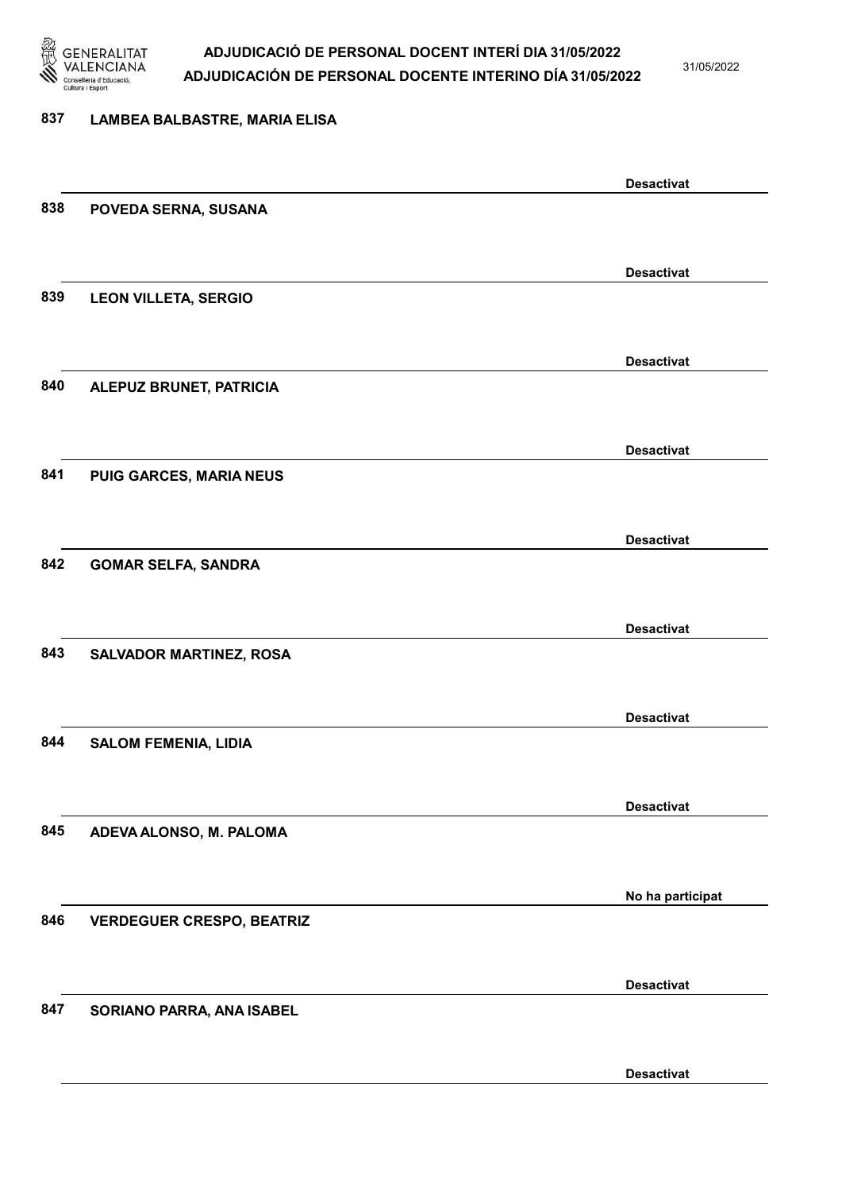837 LAMBEA BALBASTRE, MARIA ELISA

Desactivat

838 POVEDA SERNA, SUSANA

Desactivat

839 LEON VILLETA, SERGIO

Desactivat

840 ALEPUZ BRUNET, PATRICIA

Desactivat

841 PUIG GARCES, MARIA NEUS

Desactivat

842 GOMAR SELFA, SANDRA

Desactivat

843 SALVADOR MARTINEZ, ROSA

Desactivat

844 SALOM FEMENIA, LIDIA

Desactivat

845 ADEVA ALONSO, M. PALOMA

No ha participat

846 VERDEGUER CRESPO, BEATRIZ

Desactivat

847 SORIANO PARRA, ANA ISABEL

Desactivat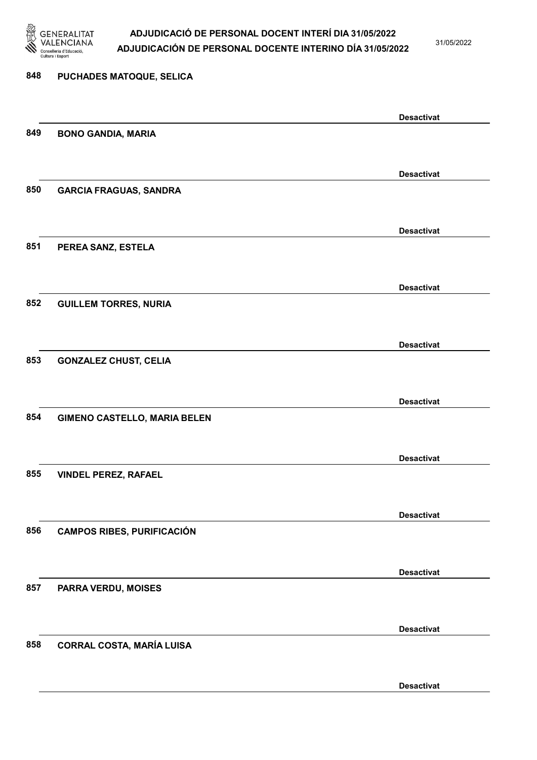848 **PUCHADES MATOQUE, SELICA**

**Desactivat**

849 **BONO GANDIA, MARIA**

**Desactivat**

850 **GARCIA FRAGUAS, SANDRA**

**Desactivat**

851 **PEREA SANZ, ESTELA**

**Desactivat**

852 **GUILLEM TORRES, NURIA**

**Desactivat**

853 **GONZALEZ CHUST, CELIA**

**Desactivat**

854 **GIMENO CASTELLO, MARIA BELEN**

**Desactivat**

855 **VINDEL PEREZ, RAFAEL**

**Desactivat**

856 **CAMPOS RIBES, PURIFICACIÓN**

**Desactivat**

857 **PARRA VERDU, MOISES**

**Desactivat**

858 **CORRAL COSTA, MARÍA LUISA**

**Desactivat**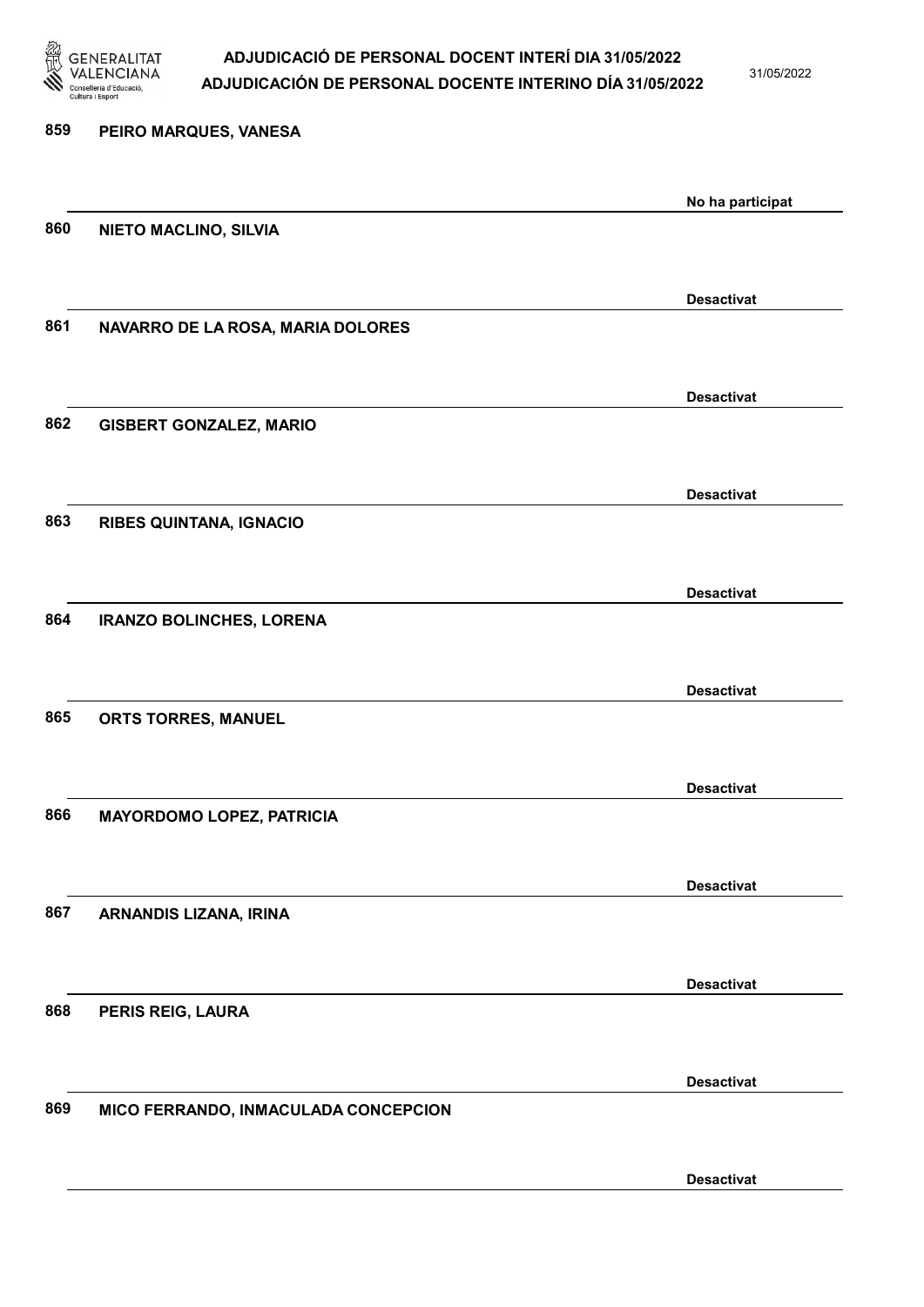859 **PEIRO MARQUES, VANESA**

**No ha participat**

860 **NIETO MACLINO, SILVIA**

**Desactivat**

861 **NAVARRO DE LA ROSA, MARIA DOLORES**

**Desactivat**

862 **GISBERT GONZALEZ, MARIO**

**Desactivat**

863 **RIBES QUINTANA, IGNACIO**

**Desactivat**

864 **IRANZO BOLINCHES, LORENA**

**Desactivat**

865 **ORTS TORRES, MANUEL**

**Desactivat**

866 **MAYORDOMO LOPEZ, PATRICIA**

**Desactivat**

867 **ARNANDIS LIZANA, IRINA**

**Desactivat**

868 **PERIS REIG, LAURA**

**Desactivat**

869 **MICO FERRANDO, INMACULADA CONCEPCION**

**Desactivat**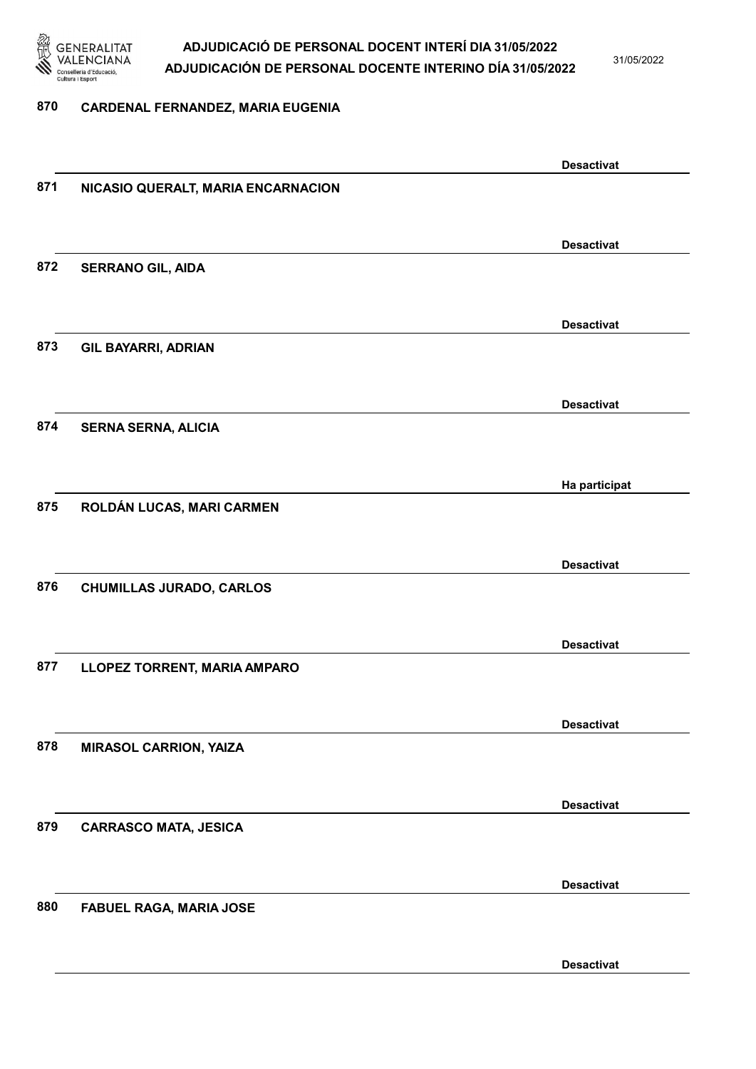870 CARDENAL FERNANDEZ, MARIA EUGENIA

Desactivat

871 NICASIO QUERALT, MARIA ENCARNACION

Desactivat

872 SERRANO GIL, AIDA

Desactivat

873 GIL BAYARRI, ADRIAN

Desactivat

874 SERNA SERNA, ALICIA

Ha participat

875 ROLDÁN LUCAS, MARI CARMEN

Desactivat

876 CHUMILLAS JURADO, CARLOS

Desactivat

877 LLOPEZ TORRENT, MARIA AMPARO

Desactivat

878 MIRASOL CARRION, YAIZA

Desactivat

879 CARRASCO MATA, JESICA

Desactivat

880 FABUEL RAGA, MARIA JOSE

Desactivat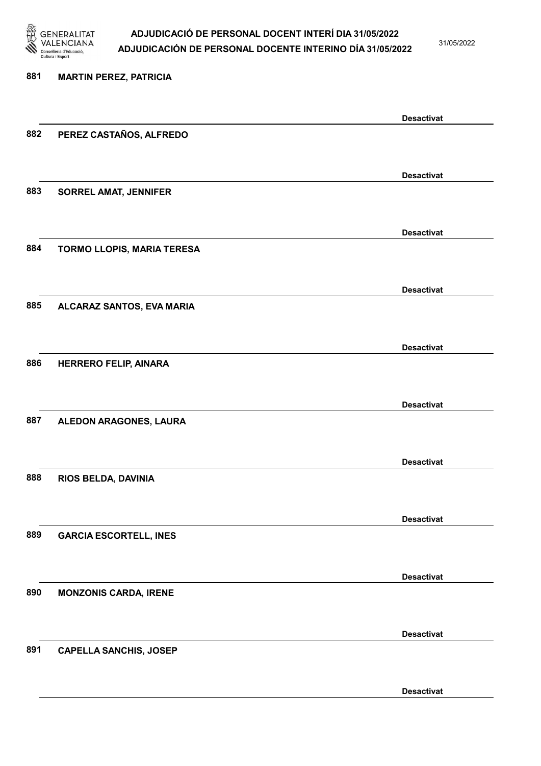881 **MARTIN PEREZ, PATRICIA**

**Desactivat**

882 **PEREZ CASTAÑOS, ALFREDO**

**Desactivat**

883 **SORREL AMAT, JENNIFER**

**Desactivat**

884 **TORMO LLOPIS, MARIA TERESA**

**Desactivat**

885 **ALCARAZ SANTOS, EVA MARIA**

**Desactivat**

886 **HERRERO FELIP, AINARA**

**Desactivat**

887 **ALEDON ARAGONES, LAURA**

**Desactivat**

888 **RIOS BELDA, DAVINIA**

**Desactivat**

889 **GARCIA ESCORTELL, INES**

**Desactivat**

890 **MONZONIS CARDA, IRENE**

**Desactivat**

891 **CAPELLA SANCHIS, JOSEP**

**Desactivat**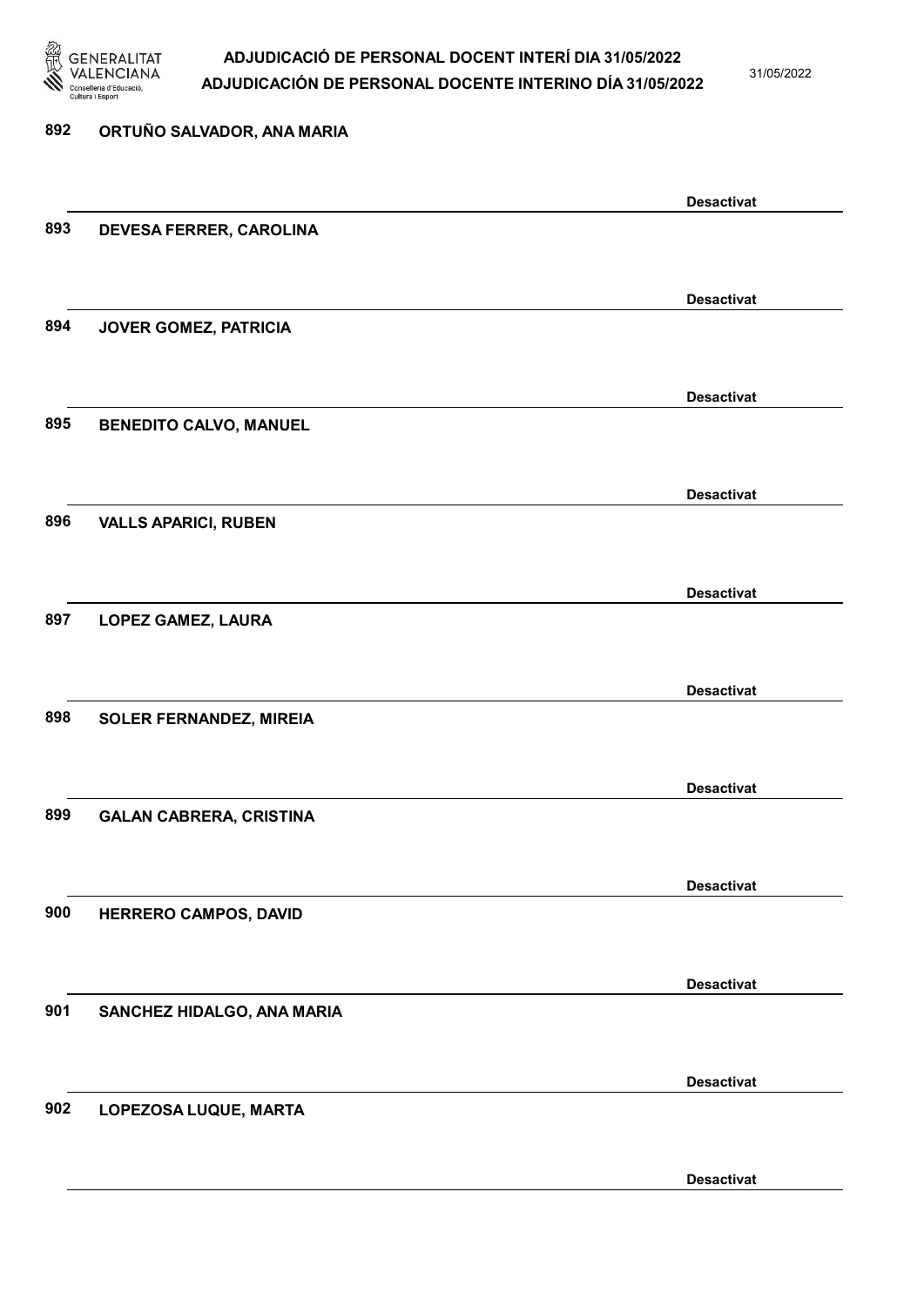892 ORTUÑO SALVADOR, ANA MARIA

Desactivat

893 DEVESA FERRER, CAROLINA

Desactivat

894 JOVER GOMEZ, PATRICIA

Desactivat

895 BENEDITO CALVO, MANUEL

Desactivat

896 VALLS APARICI, RUBEN

Desactivat

897 LOPEZ GAMEZ, LAURA

Desactivat

898 SOLER FERNANDEZ, MIREIA

Desactivat

899 GALAN CABRERA, CRISTINA

Desactivat

900 HERRERO CAMPOS, DAVID

Desactivat

901 SANCHEZ HIDALGO, ANA MARIA

Desactivat

902 LOPEZOSA LUQUE, MARTA

Desactivat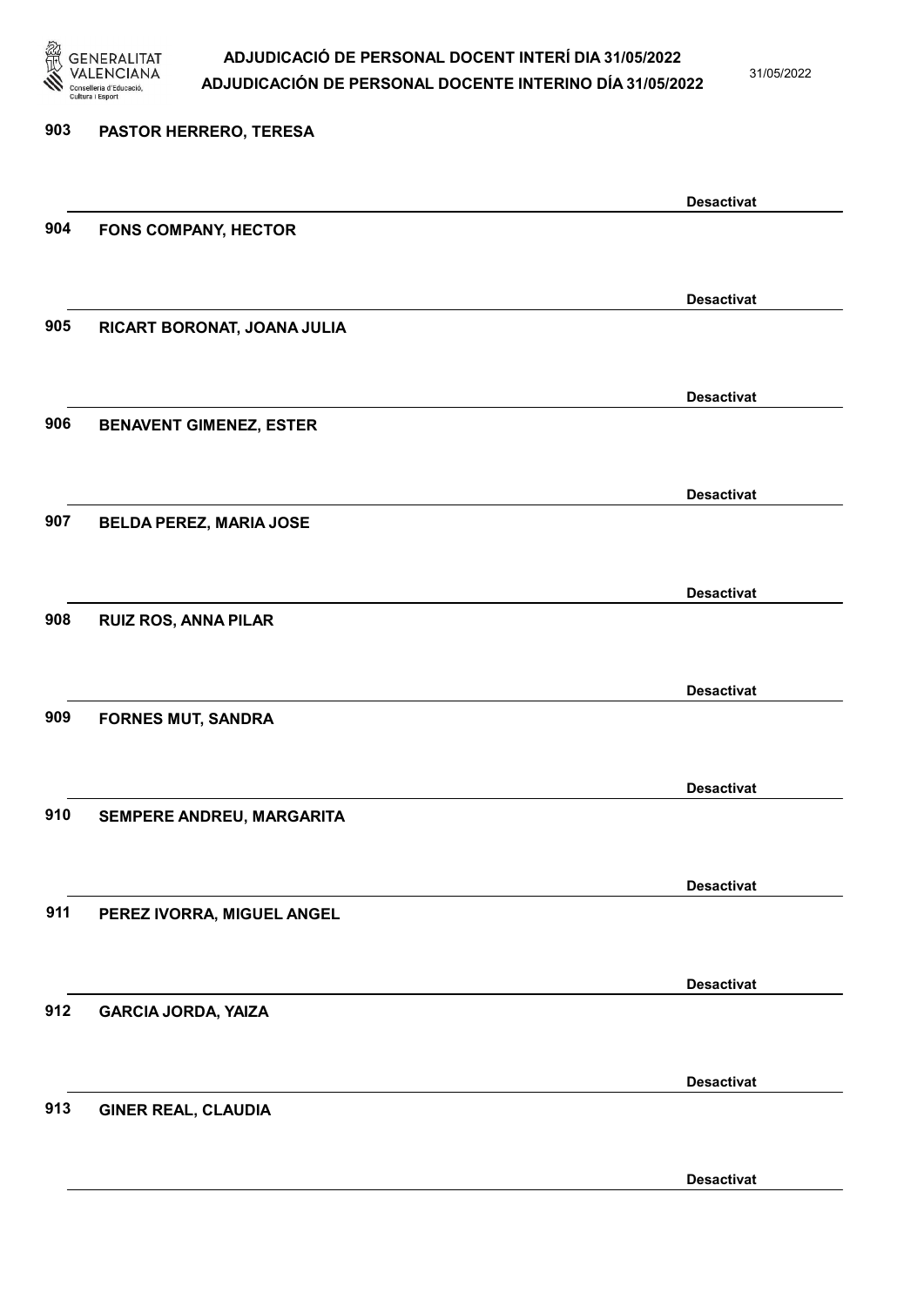903 **PASTOR HERRERO, TERESA**

**Desactivat**

904 **FONS COMPANY, HECTOR**

**Desactivat**

905 **RICART BORONAT, JOANA JULIA**

**Desactivat**

906 **BENAVENT GIMENEZ, ESTER**

**Desactivat**

907 **BELDA PEREZ, MARIA JOSE**

**Desactivat**

908 **RUIZ ROS, ANNA PILAR**

**Desactivat**

909 **FORNES MUT, SANDRA**

**Desactivat**

910 **SEMPERE ANDREU, MARGARITA**

**Desactivat**

911 **PEREZ IVORRA, MIGUEL ANGEL**

**Desactivat**

912 **GARCIA JORDA, YAIZA**

**Desactivat**

913 **GINER REAL, CLAUDIA**

**Desactivat**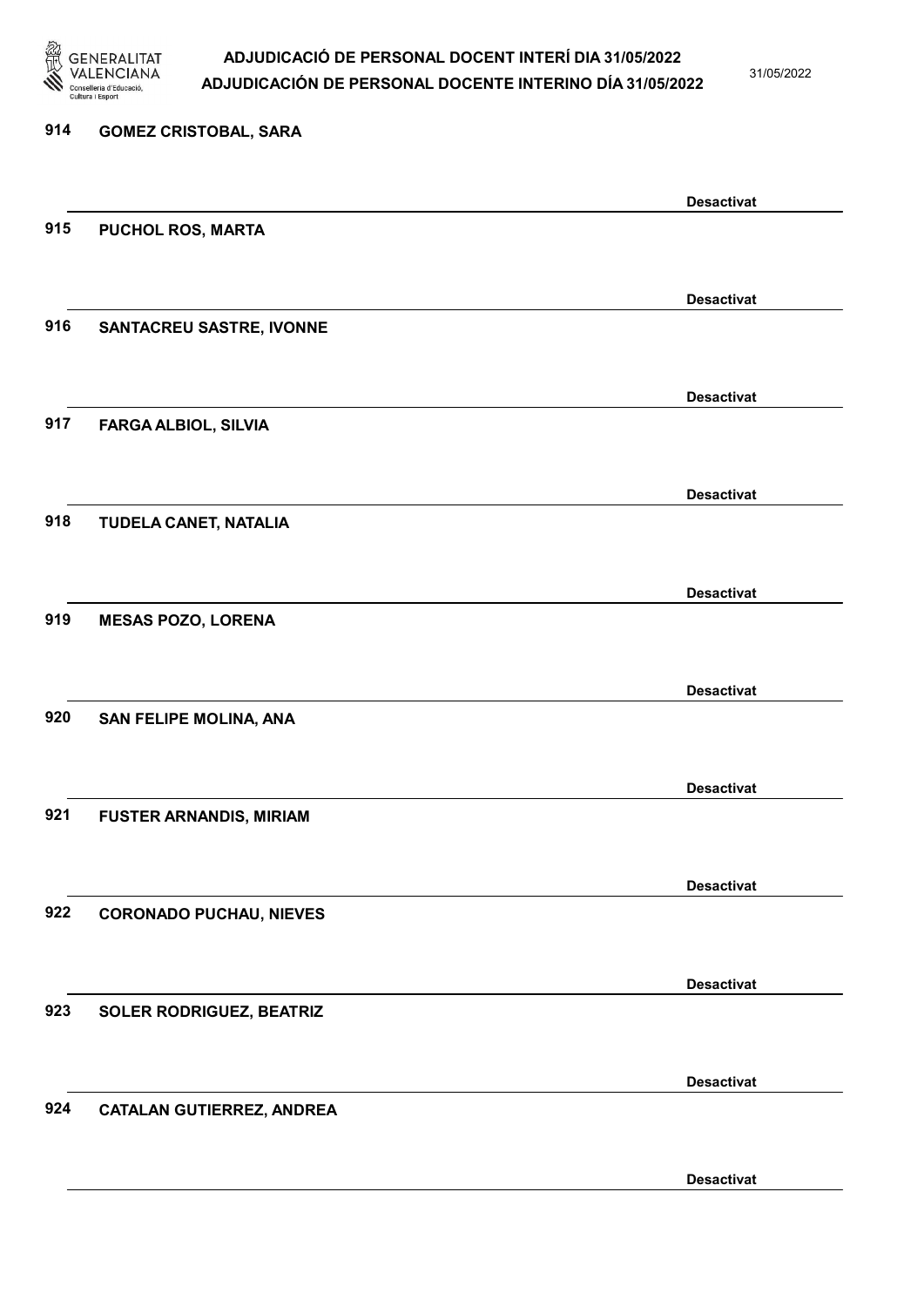914 GOMEZ CRISTOBAL, SARA

Desactivat

915 PUCHOL ROS, MARTA

Desactivat

916 SANTACREU SASTRE, IVONNE

Desactivat

917 FARGA ALBIOL, SILVIA

Desactivat

918 TUDELA CANET, NATALIA

Desactivat

919 MESAS POZO, LORENA

Desactivat

920 SAN FELIPE MOLINA, ANA

Desactivat

921 FUSTER ARNANDIS, MIRIAM

Desactivat

922 CORONADO PUCHAU, NIEVES

Desactivat

923 SOLER RODRIGUEZ, BEATRIZ

Desactivat

924 CATALAN GUTIERREZ, ANDREA

Desactivat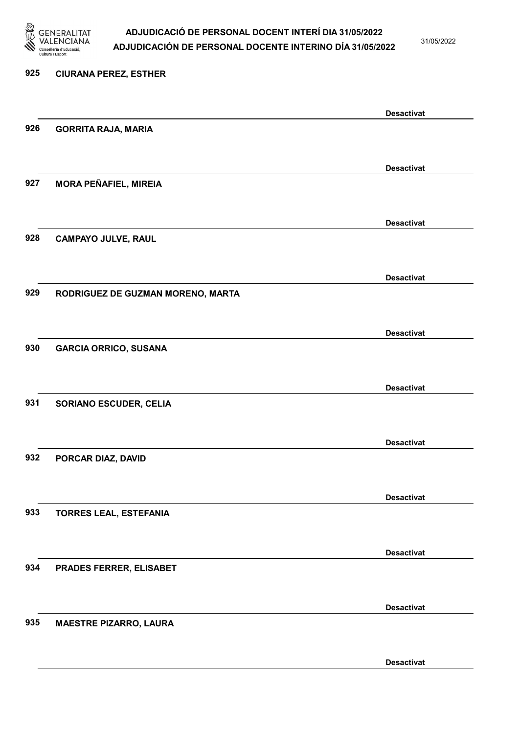925 **CIURANA PEREZ, ESTHER**

**Desactivat**

926 **GORRITA RAJA, MARIA**

**Desactivat**

927 **MORA PEÑAFIEL, MIREIA**

**Desactivat**

928 **CAMPAYO JULVE, RAUL**

**Desactivat**

929 **RODRIGUEZ DE GUZMAN MORENO, MARTA**

**Desactivat**

930 **GARCIA ORRICO, SUSANA**

**Desactivat**

931 **SORIANO ESCUDER, CELIA**

**Desactivat**

932 **PORCAR DIAZ, DAVID**

**Desactivat**

933 **TORRES LEAL, ESTEFANIA**

**Desactivat**

934 **PRADES FERRER, ELISABET**

**Desactivat**

935 **MAESTRE PIZARRO, LAURA**

**Desactivat**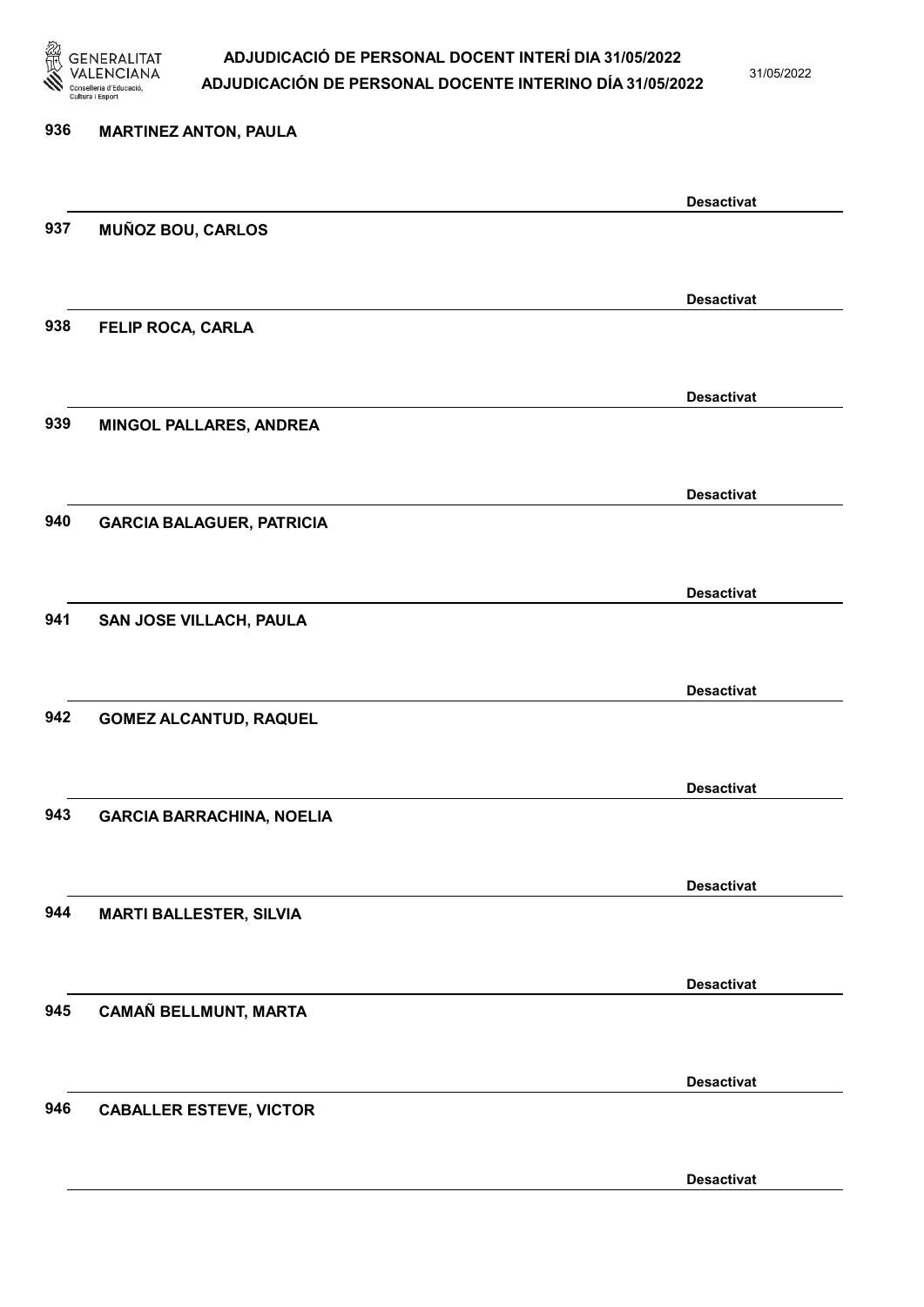936 **MARTINEZ ANTON, PAULA**

**Desactivat**

937 **MUÑOZ BOU, CARLOS**

**Desactivat**

938 **FELIP ROCA, CARLA**

**Desactivat**

939 **MINGOL PALLARES, ANDREA**

**Desactivat**

940 **GARCIA BALAGUER, PATRICIA**

**Desactivat**

941 **SAN JOSE VILLACH, PAULA**

**Desactivat**

942 **GOMEZ ALCANTUD, RAQUEL**

**Desactivat**

943 **GARCIA BARRACHINA, NOELIA**

**Desactivat**

944 **MARTI BALLESTER, SILVIA**

**Desactivat**

945 **CAMAÑ BELLMUNT, MARTA**

**Desactivat**

946 **CABALLER ESTEVE, VICTOR**

**Desactivat**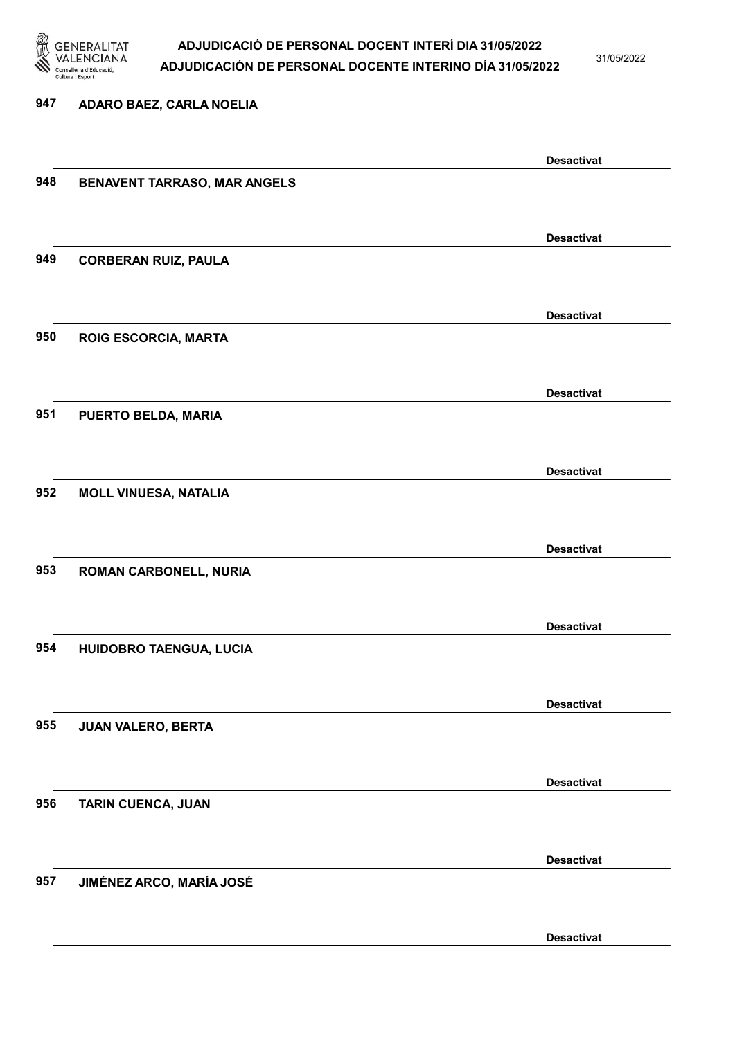947 ADARO BAEZ, CARLA NOELIA

Desactivat

948 BENAVENT TARRASO, MAR ANGELS

Desactivat

949 CORBERAN RUIZ, PAULA

Desactivat

950 ROIG ESCORCIA, MARTA

Desactivat

951 PUERTO BELDA, MARIA

Desactivat

952 MOLL VINUESA, NATALIA

Desactivat

953 ROMAN CARBONELL, NURIA

Desactivat

954 HUIDOBRO TAENGUA, LUCIA

Desactivat

955 JUAN VALERO, BERTA

Desactivat

956 TARIN CUENCA, JUAN

Desactivat

957 JIMÉNEZ ARCO, MARÍA JOSÉ

Desactivat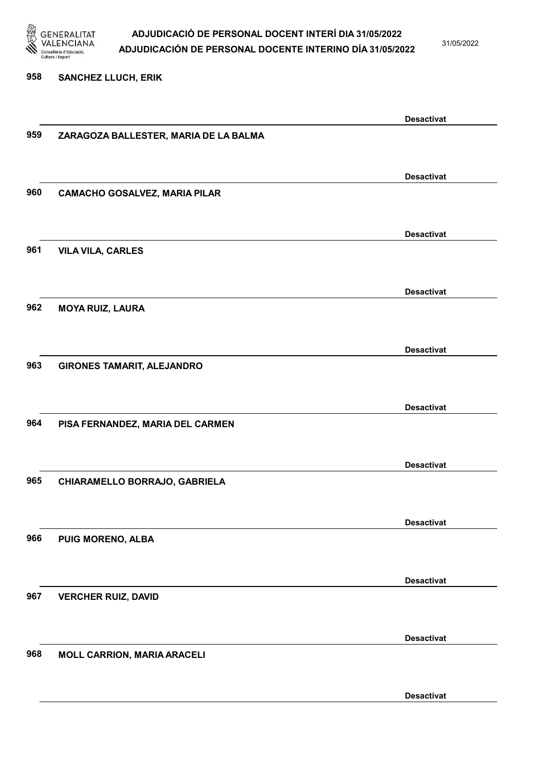958 **SANCHEZ LLUCH, ERIK**

**Desactivat**

959 **ZARAGOZA BALLESTER, MARIA DE LA BALMA**

**Desactivat**

960 **CAMACHO GOSALVEZ, MARIA PILAR**

**Desactivat**

961 **VILA VILA, CARLES**

**Desactivat**

962 **MOYA RUIZ, LAURA**

**Desactivat**

963 **GIRONES TAMARIT, ALEJANDRO**

**Desactivat**

964 **PISA FERNANDEZ, MARIA DEL CARMEN**

**Desactivat**

965 **CHIARAMELLO BORRAJO, GABRIELA**

**Desactivat**

966 **PUIG MORENO, ALBA**

**Desactivat**

967 **VERCHER RUIZ, DAVID**

**Desactivat**

968 **MOLL CARRION, MARIA ARACELI**

**Desactivat**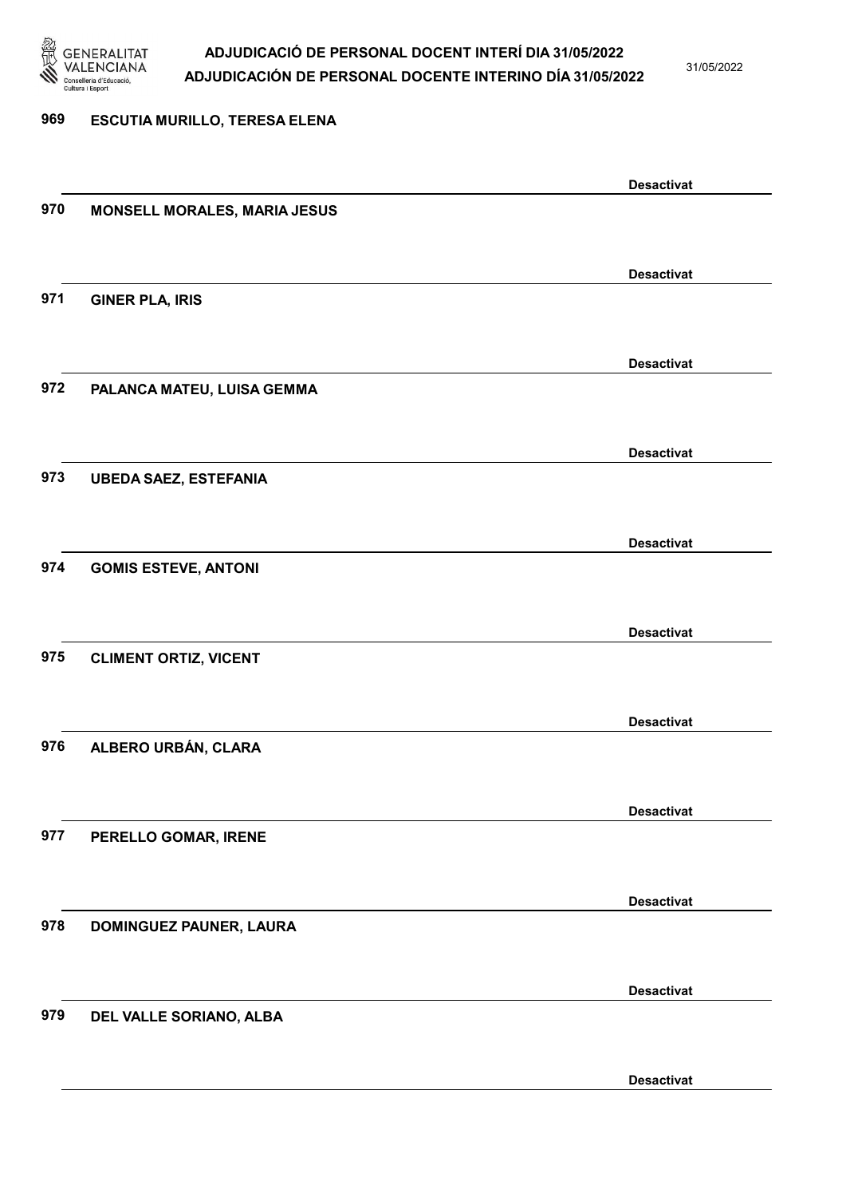969 ESCUTIA MURILLO, TERESA ELENA

Desactivat

970 MONSELL MORALES, MARIA JESUS

Desactivat

971 GINER PLA, IRIS

Desactivat

972 PALANCA MATEU, LUISA GEMMA

Desactivat

973 UBEDA SAEZ, ESTEFANIA

Desactivat

974 GOMIS ESTEVE, ANTONI

Desactivat

975 CLIMENT ORTIZ, VICENT

Desactivat

976 ALBERO URBÁN, CLARA

Desactivat

977 PERELLO GOMAR, IRENE

Desactivat

978 DOMINGUEZ PAUNER, LAURA

Desactivat

979 DEL VALLE SORIANO, ALBA

Desactivat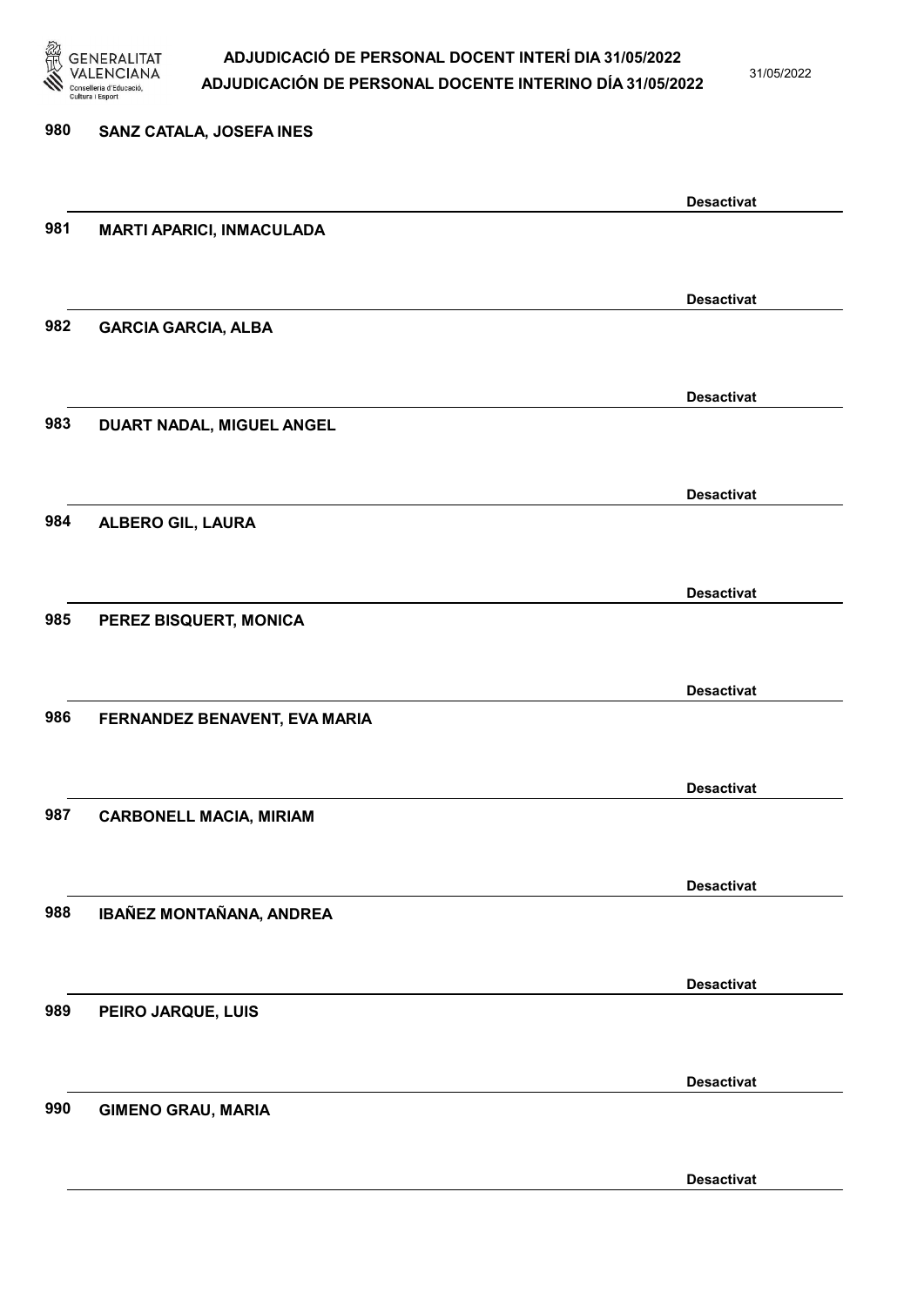980 SANZ CATALA, JOSEFA INES

Desactivat

981 MARTI APARICI, INMACULADA

Desactivat

982 GARCIA GARCIA, ALBA

Desactivat

983 DUART NADAL, MIGUEL ANGEL

Desactivat

984 ALBERO GIL, LAURA

Desactivat

985 PEREZ BISQUERT, MONICA

Desactivat

986 FERNANDEZ BENAVENT, EVA MARIA

Desactivat

987 CARBONELL MACIA, MIRIAM

Desactivat

988 IBAÑEZ MONTAÑANA, ANDREA

Desactivat

989 PEIRO JARQUE, LUIS

Desactivat

990 GIMENO GRAU, MARIA

Desactivat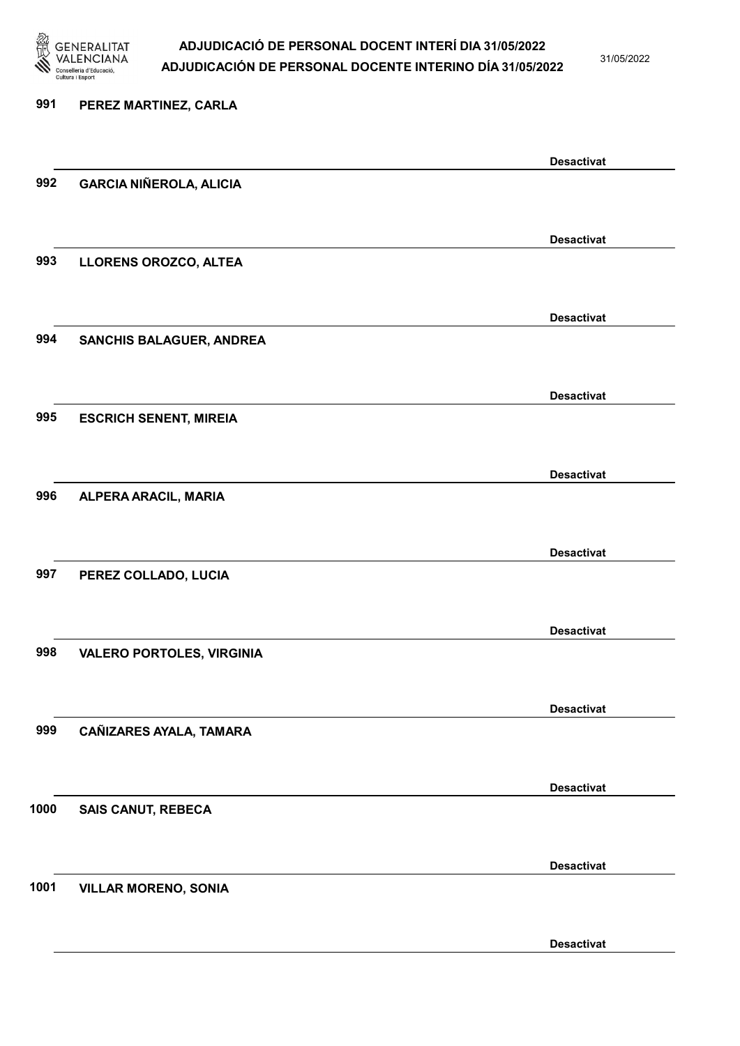991 PEREZ MARTINEZ, CARLA

Desactivat

992 GARCIA NIÑEROLA, ALICIA

Desactivat

993 LLORENS OROZCO, ALTEA

Desactivat

994 SANCHIS BALAGUER, ANDREA

Desactivat

995 ESCRICH SENENT, MIREIA

Desactivat

996 ALPERA ARACIL, MARIA

Desactivat

997 PEREZ COLLADO, LUCIA

Desactivat

998 VALERO PORTOLES, VIRGINIA

Desactivat

999 CAÑIZARES AYALA, TAMARA

Desactivat

1000 SAIS CANUT, REBECA

Desactivat

1001 VILLAR MORENO, SONIA

Desactivat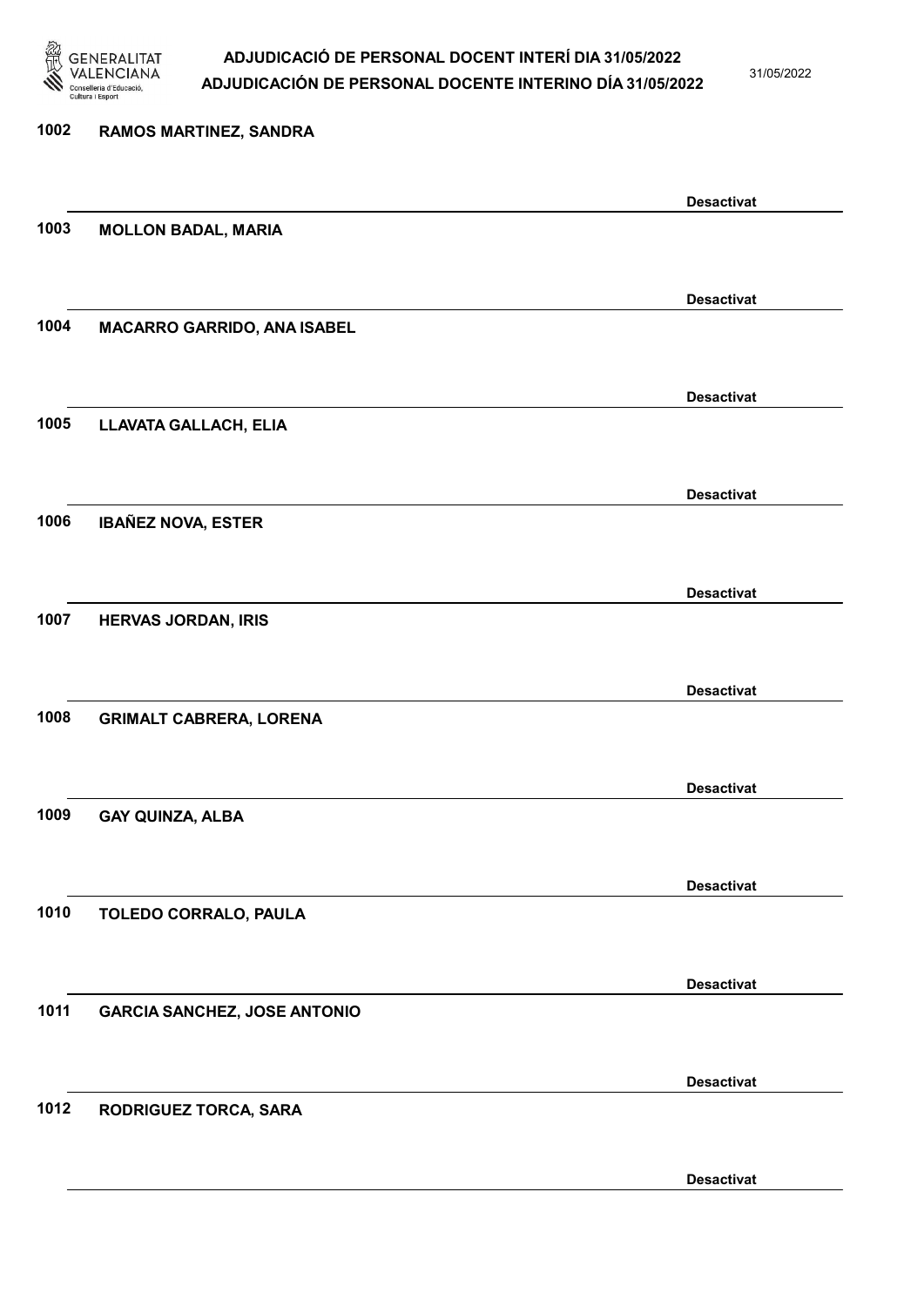1002 **RAMOS MARTINEZ, SANDRA**

**Desactivat**

1003 **MOLLON BADAL, MARIA**

**Desactivat**

1004 **MACARRO GARRIDO, ANA ISABEL**

**Desactivat**

1005 **LLAVATA GALLACH, ELIA**

**Desactivat**

1006 **IBAÑEZ NOVA, ESTER**

**Desactivat**

1007 **HERVAS JORDAN, IRIS**

**Desactivat**

1008 **GRIMALT CABRERA, LORENA**

**Desactivat**

1009 **GAY QUINZA, ALBA**

**Desactivat**

1010 **TOLEDO CORRALO, PAULA**

**Desactivat**

1011 **GARCIA SANCHEZ, JOSE ANTONIO**

**Desactivat**

1012 **RODRIGUEZ TORCA, SARA**

**Desactivat**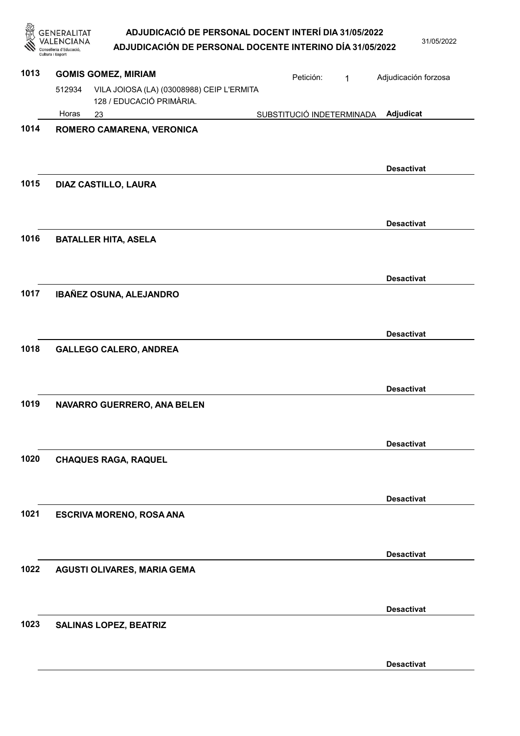**1013** **GOMIS GOMEZ, MIRIAM** — Petición: 1 — Adjudicación forzosa

512934 VILA JOIOSA (LA) (03008988) CEIP L'ERMITA 128 / EDUCACIÓ PRIMÀRIA.

Horas 23 — SUBSTITUCIÓ INDETERMINADA — **Adjudicat**

---

**1014** **ROMERO CAMARENA, VERONICA**

**Desactivat**

---

**1015** **DIAZ CASTILLO, LAURA**

**Desactivat**

---

**1016** **BATALLER HITA, ASELA**

**Desactivat**

---

**1017** **IBAÑEZ OSUNA, ALEJANDRO**

**Desactivat**

---

**1018** **GALLEGO CALERO, ANDREA**

**Desactivat**

---

**1019** **NAVARRO GUERRERO, ANA BELEN**

**Desactivat**

---

**1020** **CHAQUES RAGA, RAQUEL**

**Desactivat**

---

**1021** **ESCRIVA MORENO, ROSA ANA**

**Desactivat**

---

**1022** **AGUSTI OLIVARES, MARIA GEMA**

**Desactivat**

---

**1023** **SALINAS LOPEZ, BEATRIZ**

**Desactivat**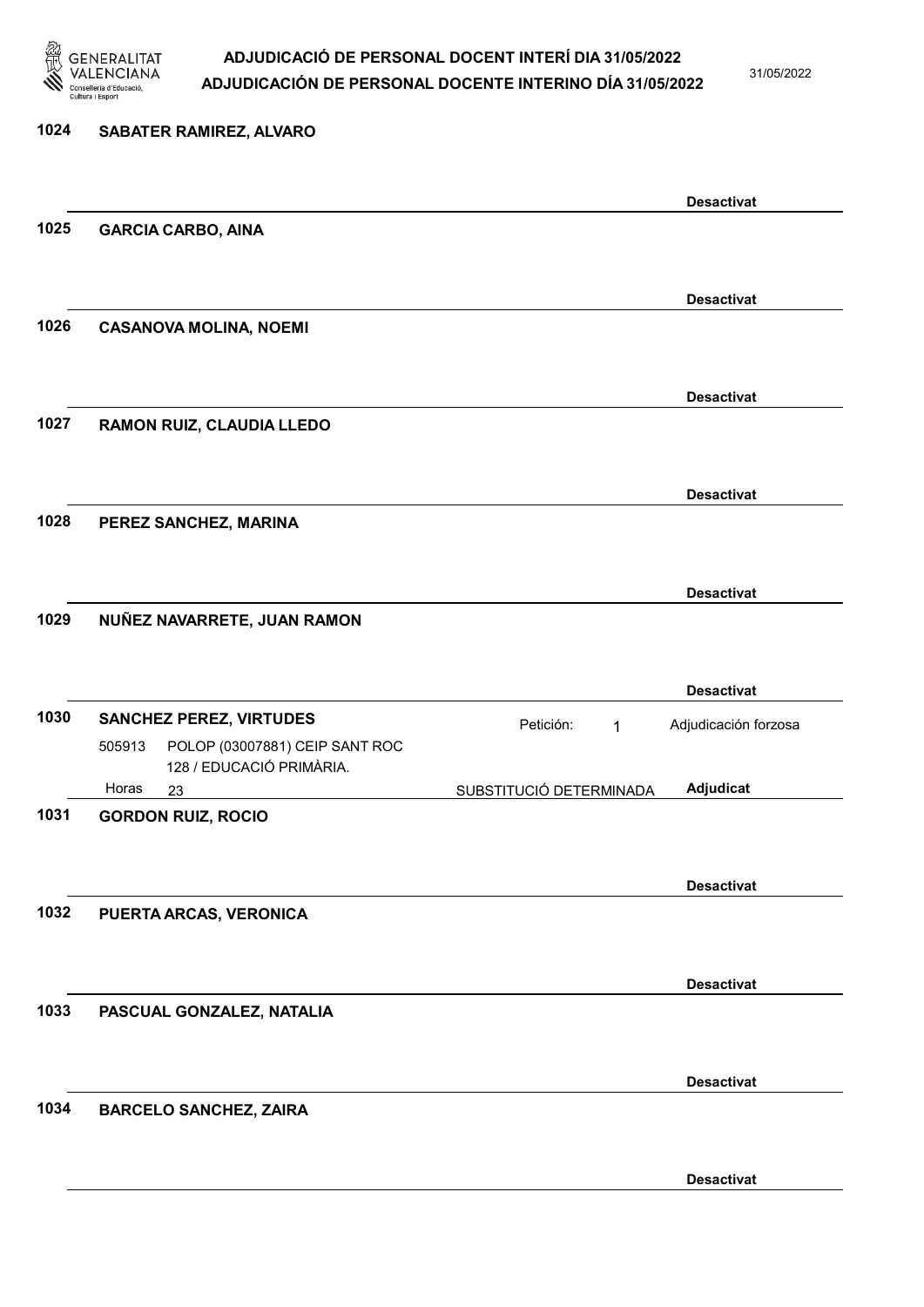**1024 SABATER RAMIREZ, ALVARO**

**Desactivat**

**1025 GARCIA CARBO, AINA**

**Desactivat**

**1026 CASANOVA MOLINA, NOEMI**

**Desactivat**

**1027 RAMON RUIZ, CLAUDIA LLEDO**

**Desactivat**

**1028 PEREZ SANCHEZ, MARINA**

**Desactivat**

**1029 NUÑEZ NAVARRETE, JUAN RAMON**

**Desactivat**

**1030 SANCHEZ PEREZ, VIRTUDES**

Petición: 1 — Adjudicación forzosa

505913 POLOP (03007881) CEIP SANT ROC 128 / EDUCACIÓ PRIMÀRIA.

Horas 23 — SUBSTITUCIÓ DETERMINADA — **Adjudicat**

**1031 GORDON RUIZ, ROCIO**

**Desactivat**

**1032 PUERTA ARCAS, VERONICA**

**Desactivat**

**1033 PASCUAL GONZALEZ, NATALIA**

**Desactivat**

**1034 BARCELO SANCHEZ, ZAIRA**

**Desactivat**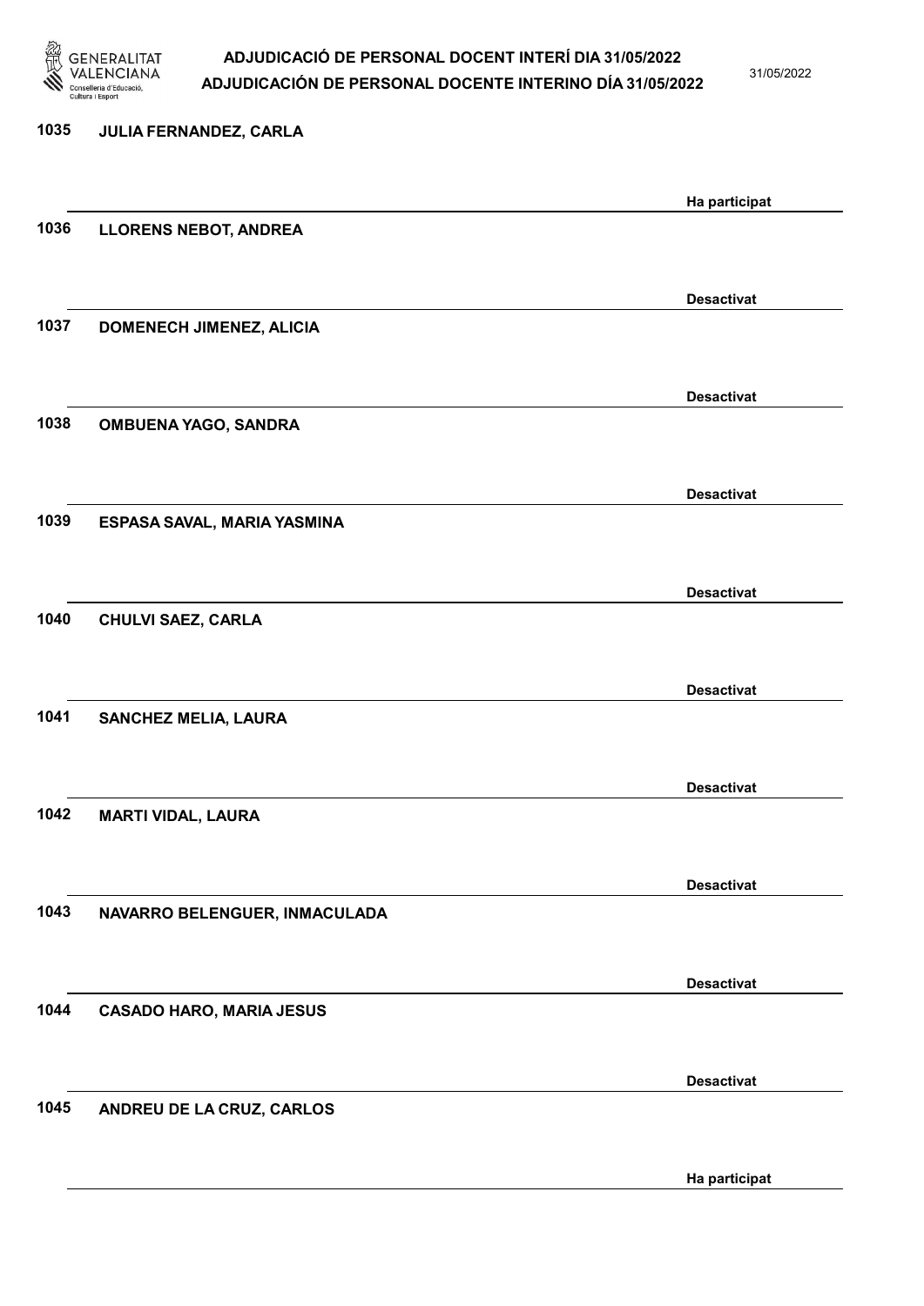1035 JULIA FERNANDEZ, CARLA

Ha participat

1036 LLORENS NEBOT, ANDREA

Desactivat

1037 DOMENECH JIMENEZ, ALICIA

Desactivat

1038 OMBUENA YAGO, SANDRA

Desactivat

1039 ESPASA SAVAL, MARIA YASMINA

Desactivat

1040 CHULVI SAEZ, CARLA

Desactivat

1041 SANCHEZ MELIA, LAURA

Desactivat

1042 MARTI VIDAL, LAURA

Desactivat

1043 NAVARRO BELENGUER, INMACULADA

Desactivat

1044 CASADO HARO, MARIA JESUS

Desactivat

1045 ANDREU DE LA CRUZ, CARLOS

Ha participat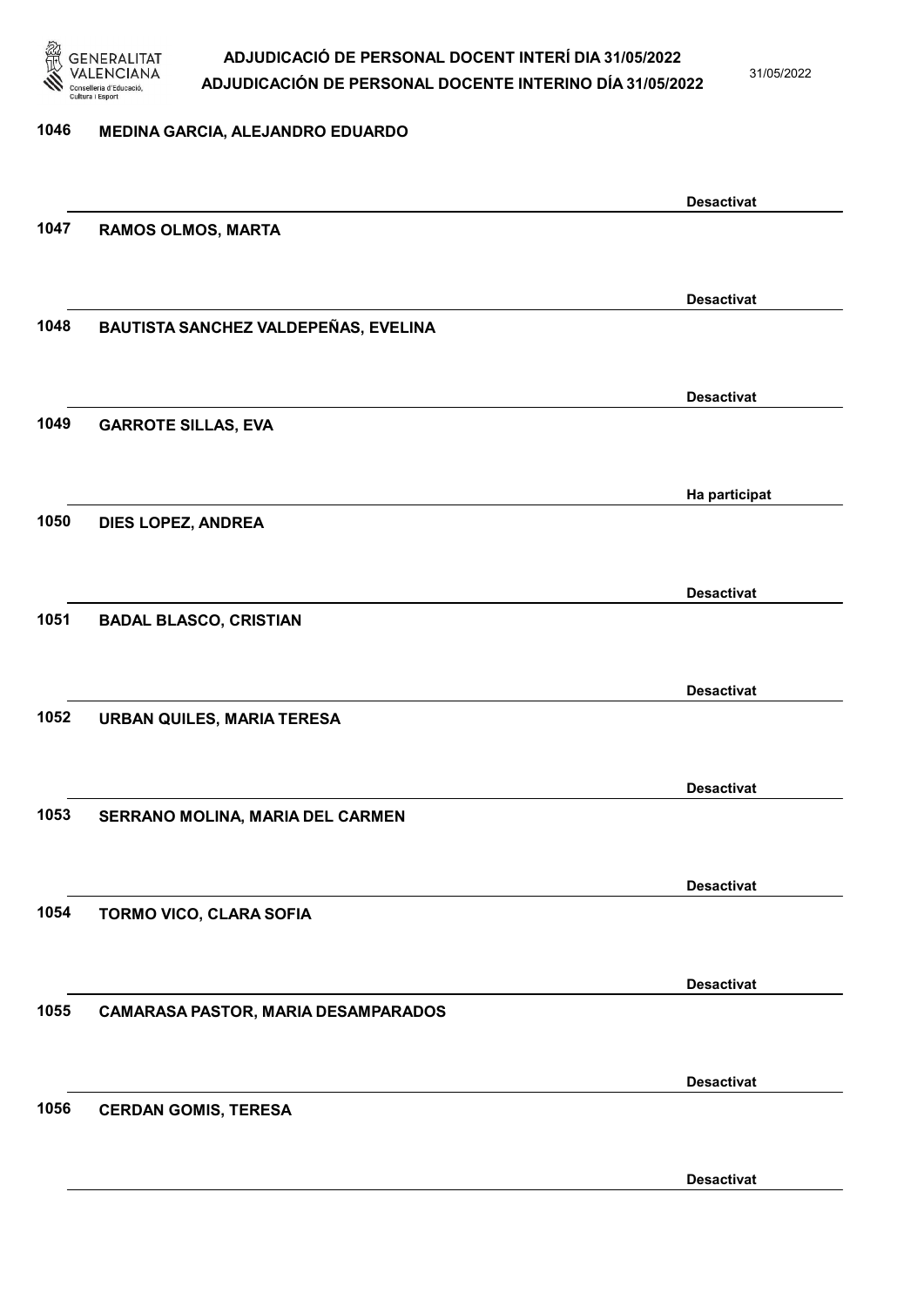1046 MEDINA GARCIA, ALEJANDRO EDUARDO

Desactivat

1047 RAMOS OLMOS, MARTA

Desactivat

1048 BAUTISTA SANCHEZ VALDEPEÑAS, EVELINA

Desactivat

1049 GARROTE SILLAS, EVA

Ha participat

1050 DIES LOPEZ, ANDREA

Desactivat

1051 BADAL BLASCO, CRISTIAN

Desactivat

1052 URBAN QUILES, MARIA TERESA

Desactivat

1053 SERRANO MOLINA, MARIA DEL CARMEN

Desactivat

1054 TORMO VICO, CLARA SOFIA

Desactivat

1055 CAMARASA PASTOR, MARIA DESAMPARADOS

Desactivat

1056 CERDAN GOMIS, TERESA

Desactivat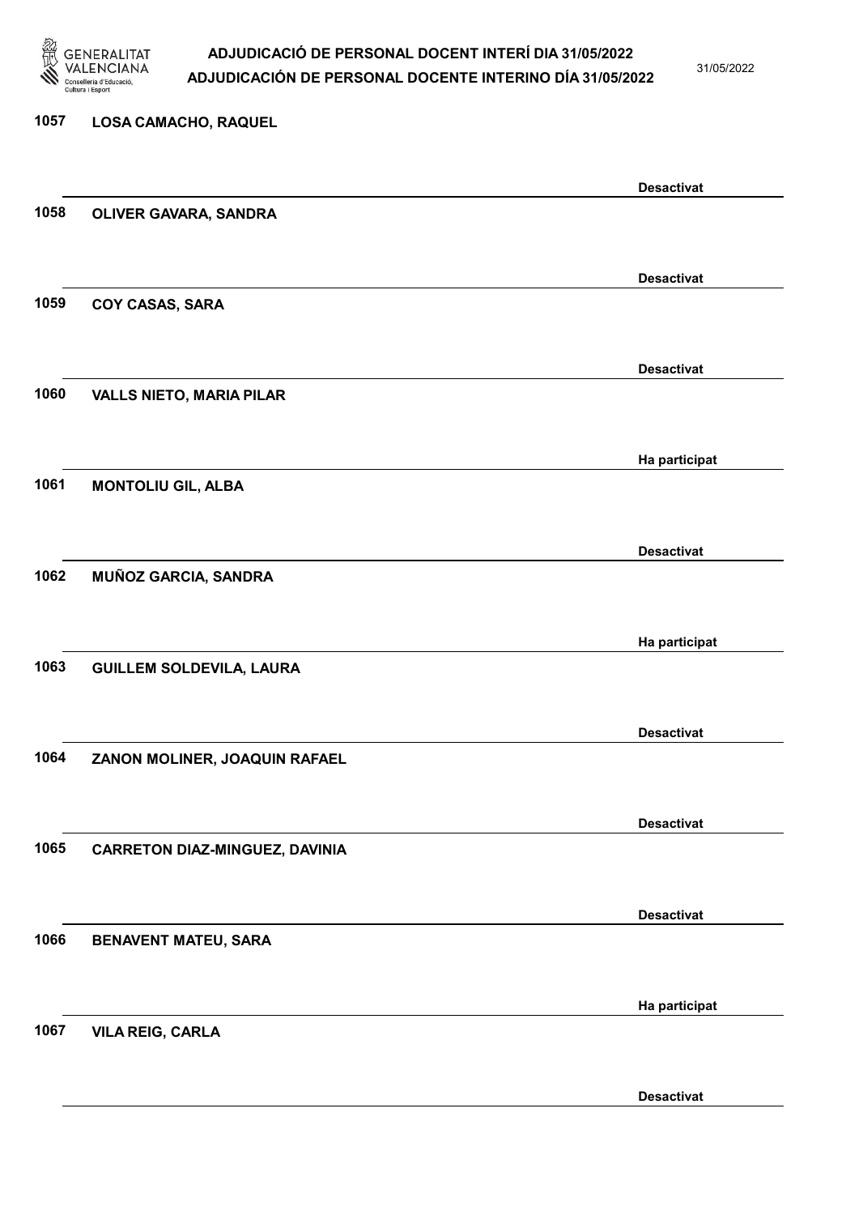1057 LOSA CAMACHO, RAQUEL

Desactivat

1058 OLIVER GAVARA, SANDRA

Desactivat

1059 COY CASAS, SARA

Desactivat

1060 VALLS NIETO, MARIA PILAR

Ha participat

1061 MONTOLIU GIL, ALBA

Desactivat

1062 MUÑOZ GARCIA, SANDRA

Ha participat

1063 GUILLEM SOLDEVILA, LAURA

Desactivat

1064 ZANON MOLINER, JOAQUIN RAFAEL

Desactivat

1065 CARRETON DIAZ-MINGUEZ, DAVINIA

Desactivat

1066 BENAVENT MATEU, SARA

Ha participat

1067 VILA REIG, CARLA

Desactivat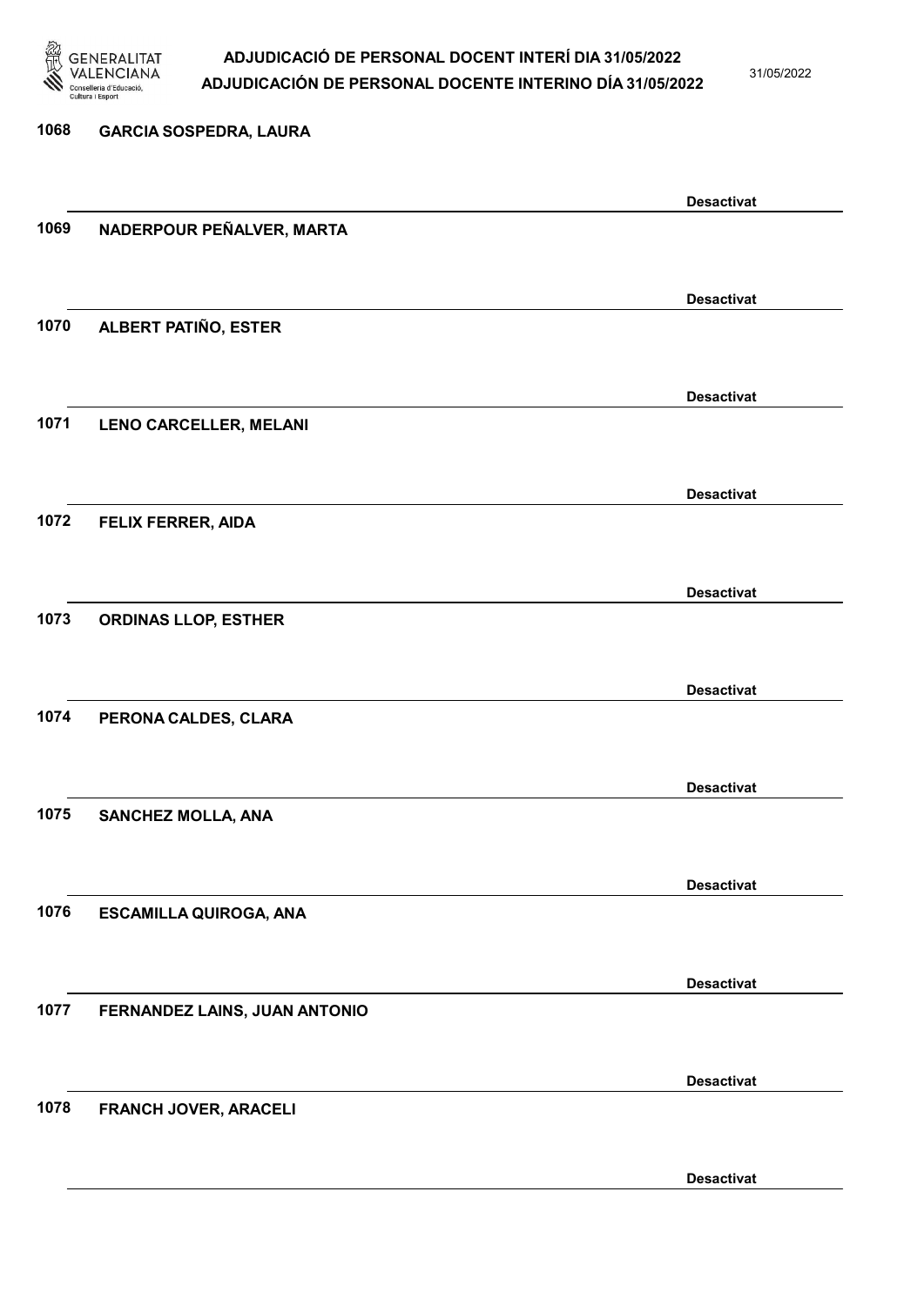1068 GARCIA SOSPEDRA, LAURA

Desactivat

1069 NADERPOUR PEÑALVER, MARTA

Desactivat

1070 ALBERT PATIÑO, ESTER

Desactivat

1071 LENO CARCELLER, MELANI

Desactivat

1072 FELIX FERRER, AIDA

Desactivat

1073 ORDINAS LLOP, ESTHER

Desactivat

1074 PERONA CALDES, CLARA

Desactivat

1075 SANCHEZ MOLLA, ANA

Desactivat

1076 ESCAMILLA QUIROGA, ANA

Desactivat

1077 FERNANDEZ LAINS, JUAN ANTONIO

Desactivat

1078 FRANCH JOVER, ARACELI

Desactivat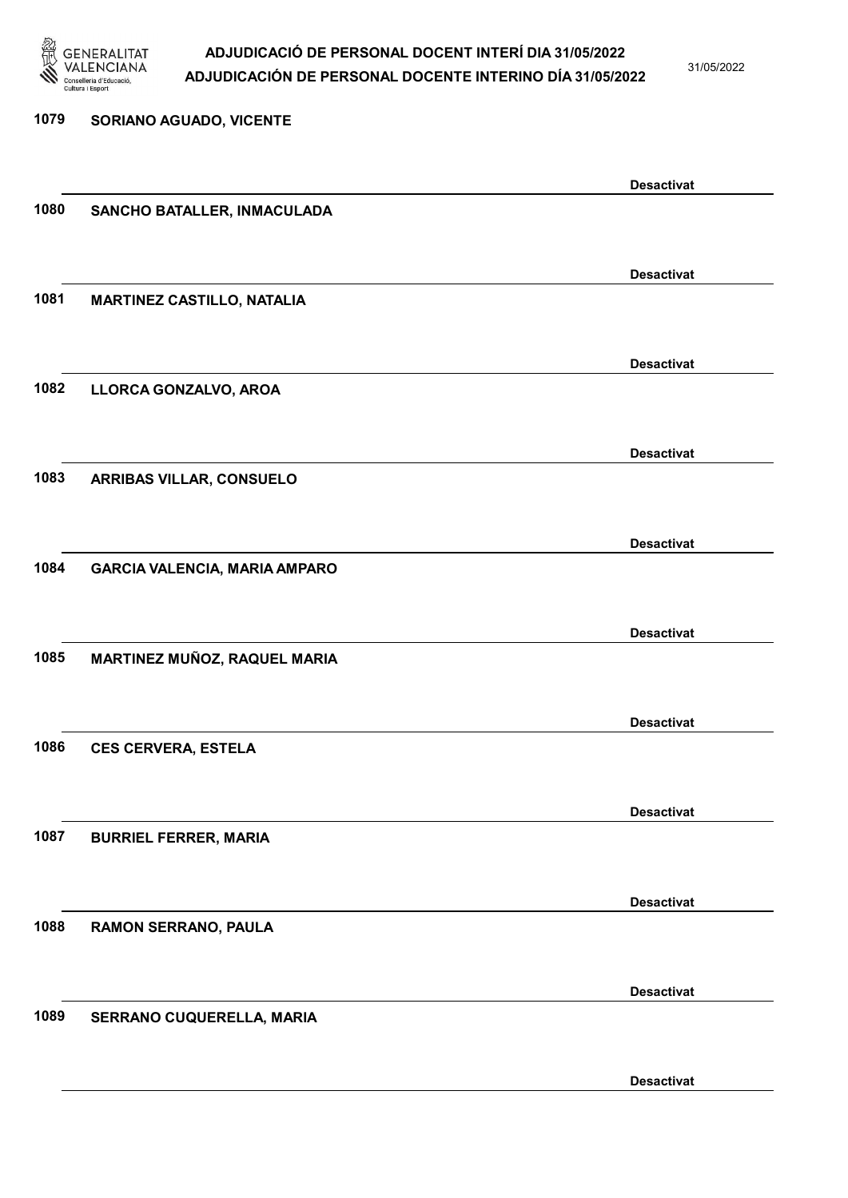1079 SORIANO AGUADO, VICENTE

Desactivat

1080 SANCHO BATALLER, INMACULADA

Desactivat

1081 MARTINEZ CASTILLO, NATALIA

Desactivat

1082 LLORCA GONZALVO, AROA

Desactivat

1083 ARRIBAS VILLAR, CONSUELO

Desactivat

1084 GARCIA VALENCIA, MARIA AMPARO

Desactivat

1085 MARTINEZ MUÑOZ, RAQUEL MARIA

Desactivat

1086 CES CERVERA, ESTELA

Desactivat

1087 BURRIEL FERRER, MARIA

Desactivat

1088 RAMON SERRANO, PAULA

Desactivat

1089 SERRANO CUQUERELLA, MARIA

Desactivat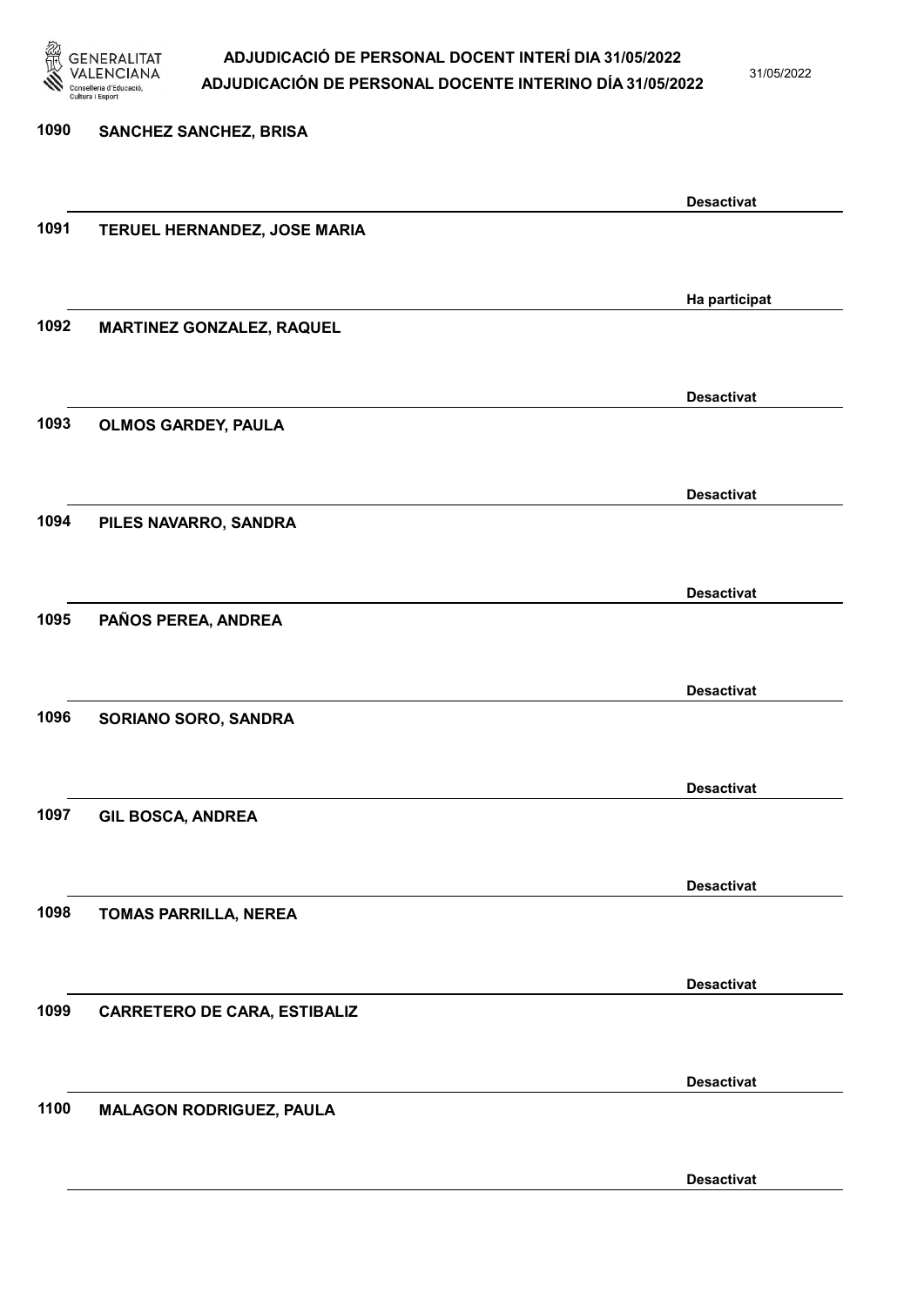1090 SANCHEZ SANCHEZ, BRISA

Desactivat

1091 TERUEL HERNANDEZ, JOSE MARIA

Ha participat

1092 MARTINEZ GONZALEZ, RAQUEL

Desactivat

1093 OLMOS GARDEY, PAULA

Desactivat

1094 PILES NAVARRO, SANDRA

Desactivat

1095 PAÑOS PEREA, ANDREA

Desactivat

1096 SORIANO SORO, SANDRA

Desactivat

1097 GIL BOSCA, ANDREA

Desactivat

1098 TOMAS PARRILLA, NEREA

Desactivat

1099 CARRETERO DE CARA, ESTIBALIZ

Desactivat

1100 MALAGON RODRIGUEZ, PAULA

Desactivat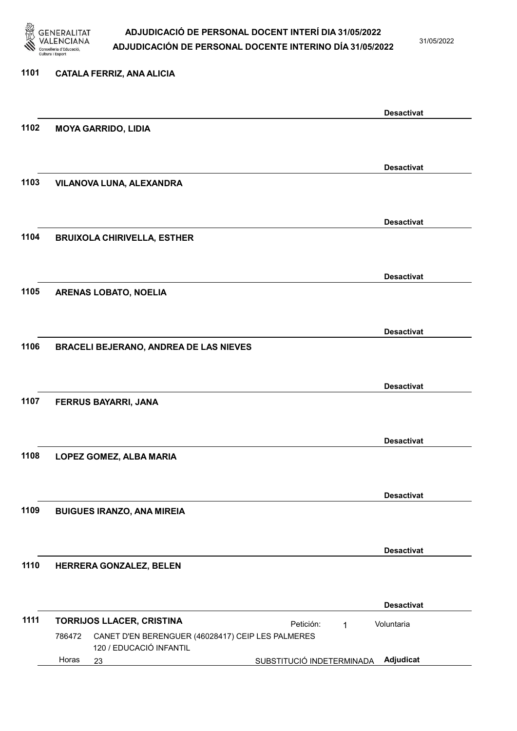1101 **CATALA FERRIZ, ANA ALICIA**

**Desactivat**

1102 **MOYA GARRIDO, LIDIA**

**Desactivat**

1103 **VILANOVA LUNA, ALEXANDRA**

**Desactivat**

1104 **BRUIXOLA CHIRIVELLA, ESTHER**

**Desactivat**

1105 **ARENAS LOBATO, NOELIA**

**Desactivat**

1106 **BRACELI BEJERANO, ANDREA DE LAS NIEVES**

**Desactivat**

1107 **FERRUS BAYARRI, JANA**

**Desactivat**

1108 **LOPEZ GOMEZ, ALBA MARIA**

**Desactivat**

1109 **BUIGUES IRANZO, ANA MIREIA**

**Desactivat**

1110 **HERRERA GONZALEZ, BELEN**

**Desactivat**

1111 **TORRIJOS LLACER, CRISTINA** Petición: 1 Voluntaria

786472 CANET D'EN BERENGUER (46028417) CEIP LES PALMERES
120 / EDUCACIÓ INFANTIL
Horas 23 SUBSTITUCIÓ INDETERMINADA **Adjudicat**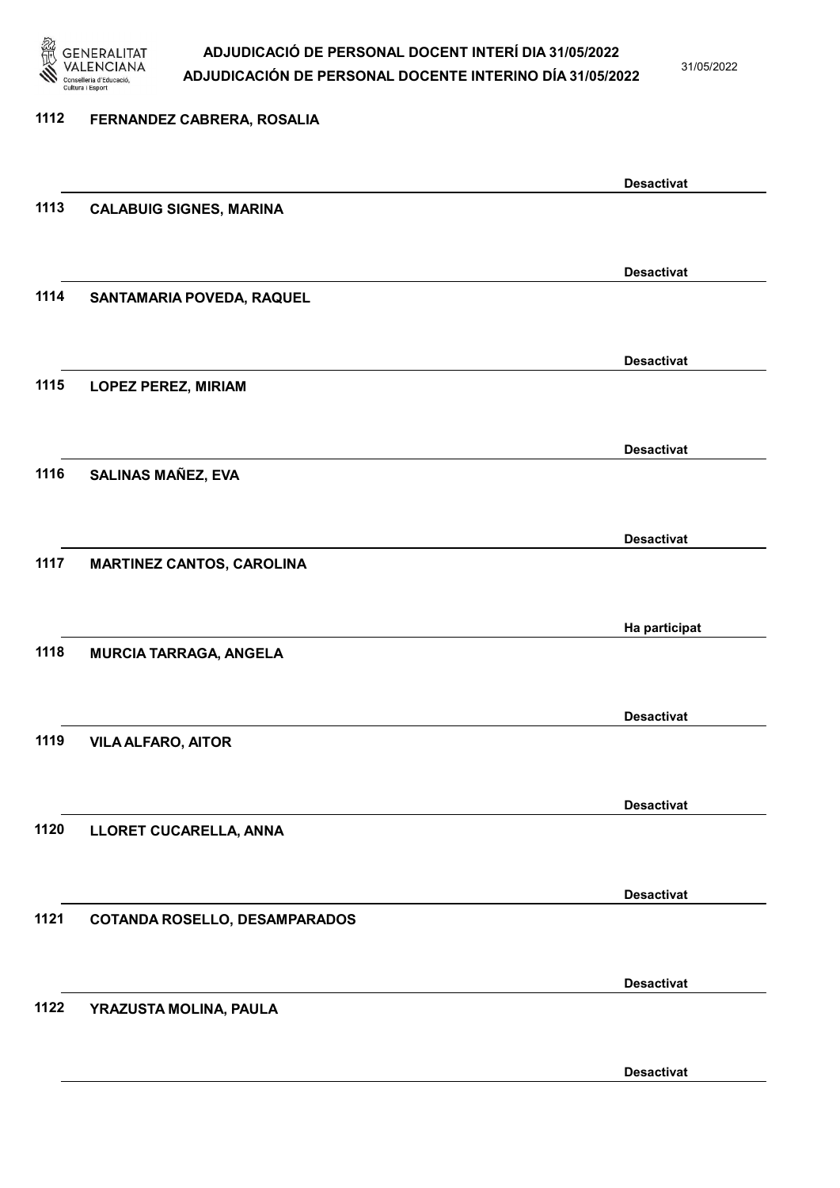1112 FERNANDEZ CABRERA, ROSALIA

Desactivat

1113 CALABUIG SIGNES, MARINA

Desactivat

1114 SANTAMARIA POVEDA, RAQUEL

Desactivat

1115 LOPEZ PEREZ, MIRIAM

Desactivat

1116 SALINAS MAÑEZ, EVA

Desactivat

1117 MARTINEZ CANTOS, CAROLINA

Ha participat

1118 MURCIA TARRAGA, ANGELA

Desactivat

1119 VILA ALFARO, AITOR

Desactivat

1120 LLORET CUCARELLA, ANNA

Desactivat

1121 COTANDA ROSELLO, DESAMPARADOS

Desactivat

1122 YRAZUSTA MOLINA, PAULA

Desactivat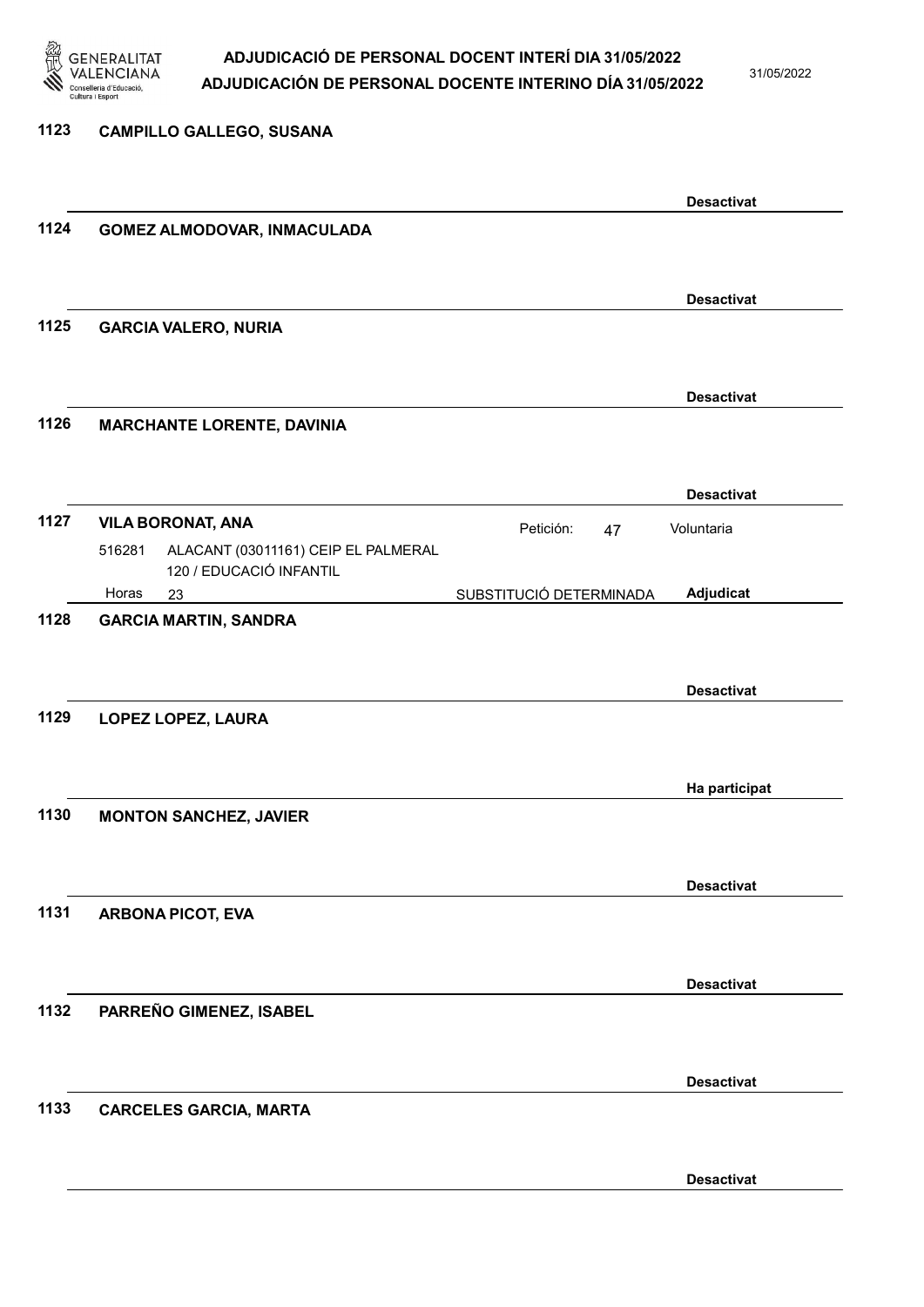**1123 CAMPILLO GALLEGO, SUSANA**

Desactivat

**1124 GOMEZ ALMODOVAR, INMACULADA**

Desactivat

**1125 GARCIA VALERO, NURIA**

Desactivat

**1126 MARCHANTE LORENTE, DAVINIA**

Desactivat

**1127 VILA BORONAT, ANA**

Petición: 47 Voluntaria

516281 ALACANT (03011161) CEIP EL PALMERAL
120 / EDUCACIÓ INFANTIL

Horas 23 SUBSTITUCIÓ DETERMINADA **Adjudicat**

**1128 GARCIA MARTIN, SANDRA**

Desactivat

**1129 LOPEZ LOPEZ, LAURA**

Ha participat

**1130 MONTON SANCHEZ, JAVIER**

Desactivat

**1131 ARBONA PICOT, EVA**

Desactivat

**1132 PARREÑO GIMENEZ, ISABEL**

Desactivat

**1133 CARCELES GARCIA, MARTA**

Desactivat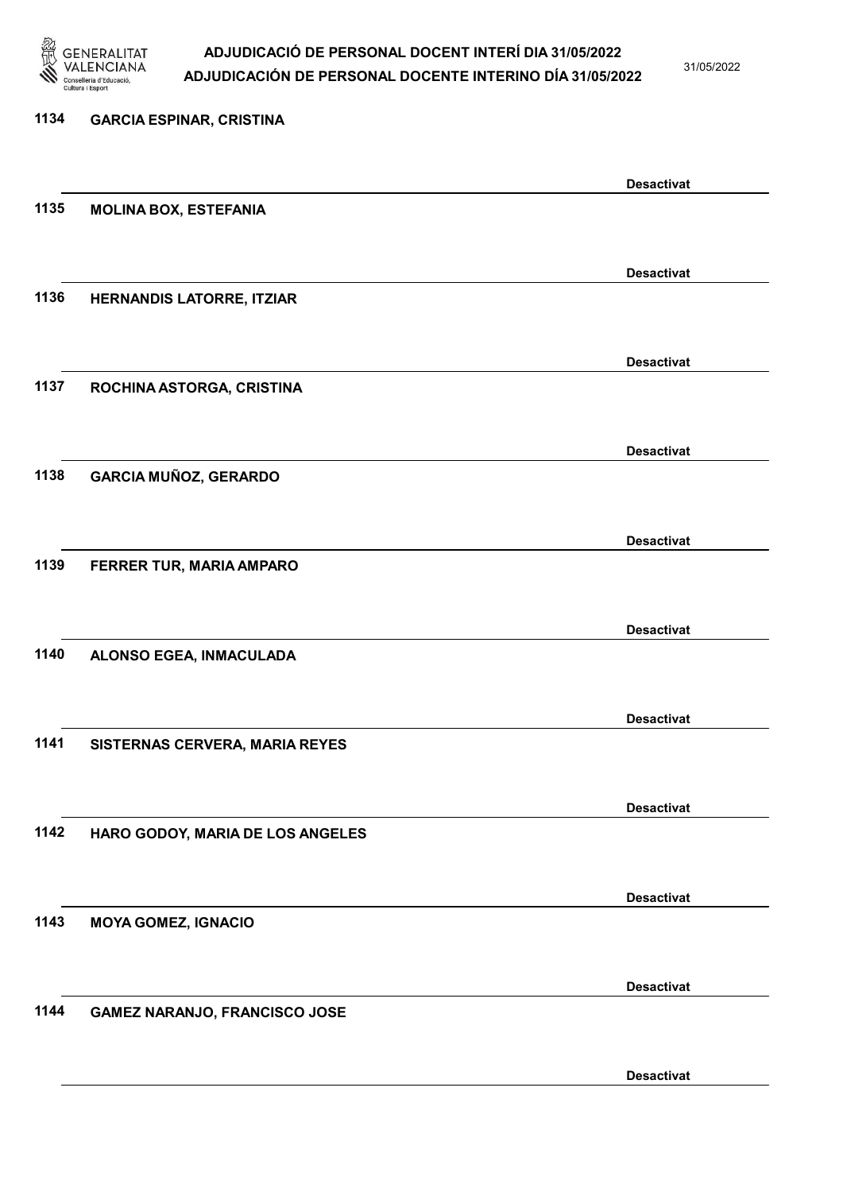1134 **GARCIA ESPINAR, CRISTINA**

**Desactivat**

1135 **MOLINA BOX, ESTEFANIA**

**Desactivat**

1136 **HERNANDIS LATORRE, ITZIAR**

**Desactivat**

1137 **ROCHINA ASTORGA, CRISTINA**

**Desactivat**

1138 **GARCIA MUÑOZ, GERARDO**

**Desactivat**

1139 **FERRER TUR, MARIA AMPARO**

**Desactivat**

1140 **ALONSO EGEA, INMACULADA**

**Desactivat**

1141 **SISTERNAS CERVERA, MARIA REYES**

**Desactivat**

1142 **HARO GODOY, MARIA DE LOS ANGELES**

**Desactivat**

1143 **MOYA GOMEZ, IGNACIO**

**Desactivat**

1144 **GAMEZ NARANJO, FRANCISCO JOSE**

**Desactivat**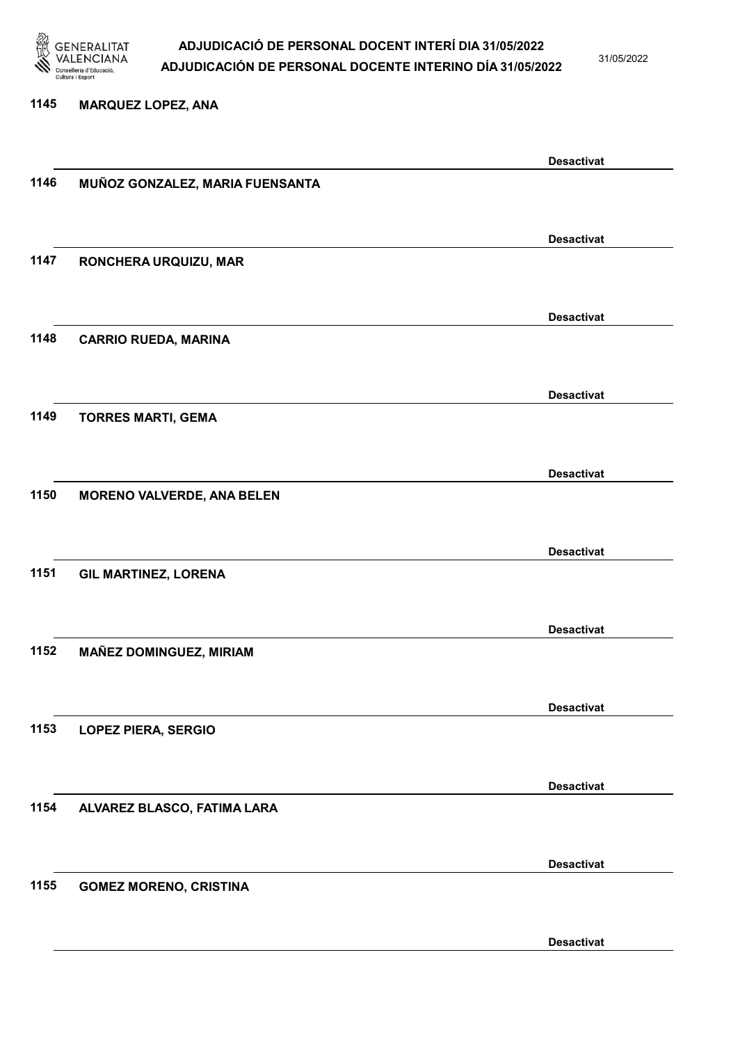1145 MARQUEZ LOPEZ, ANA

Desactivat

1146 MUÑOZ GONZALEZ, MARIA FUENSANTA

Desactivat

1147 RONCHERA URQUIZU, MAR

Desactivat

1148 CARRIO RUEDA, MARINA

Desactivat

1149 TORRES MARTI, GEMA

Desactivat

1150 MORENO VALVERDE, ANA BELEN

Desactivat

1151 GIL MARTINEZ, LORENA

Desactivat

1152 MAÑEZ DOMINGUEZ, MIRIAM

Desactivat

1153 LOPEZ PIERA, SERGIO

Desactivat

1154 ALVAREZ BLASCO, FATIMA LARA

Desactivat

1155 GOMEZ MORENO, CRISTINA

Desactivat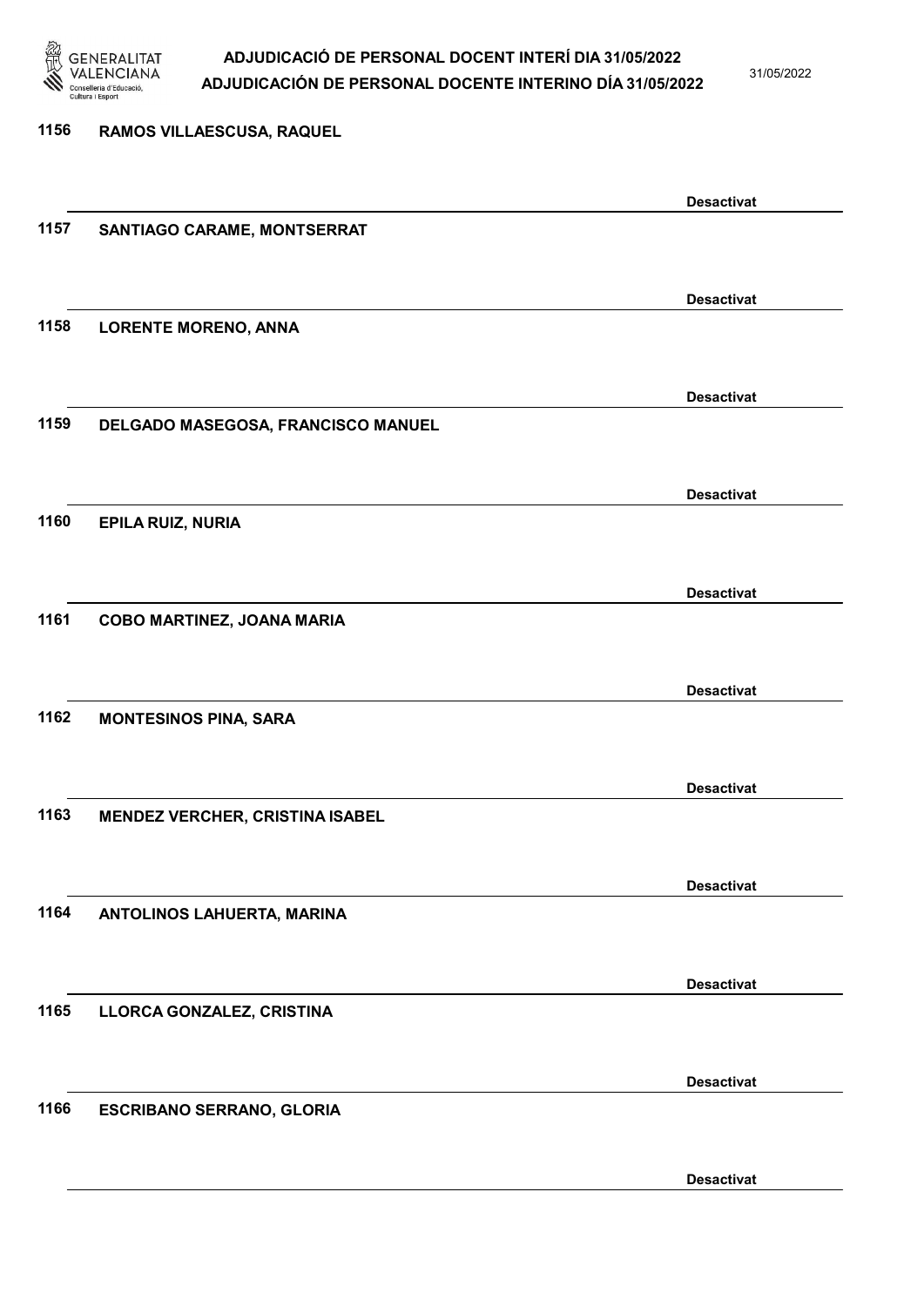1156 RAMOS VILLAESCUSA, RAQUEL

Desactivat

1157 SANTIAGO CARAME, MONTSERRAT

Desactivat

1158 LORENTE MORENO, ANNA

Desactivat

1159 DELGADO MASEGOSA, FRANCISCO MANUEL

Desactivat

1160 EPILA RUIZ, NURIA

Desactivat

1161 COBO MARTINEZ, JOANA MARIA

Desactivat

1162 MONTESINOS PINA, SARA

Desactivat

1163 MENDEZ VERCHER, CRISTINA ISABEL

Desactivat

1164 ANTOLINOS LAHUERTA, MARINA

Desactivat

1165 LLORCA GONZALEZ, CRISTINA

Desactivat

1166 ESCRIBANO SERRANO, GLORIA

Desactivat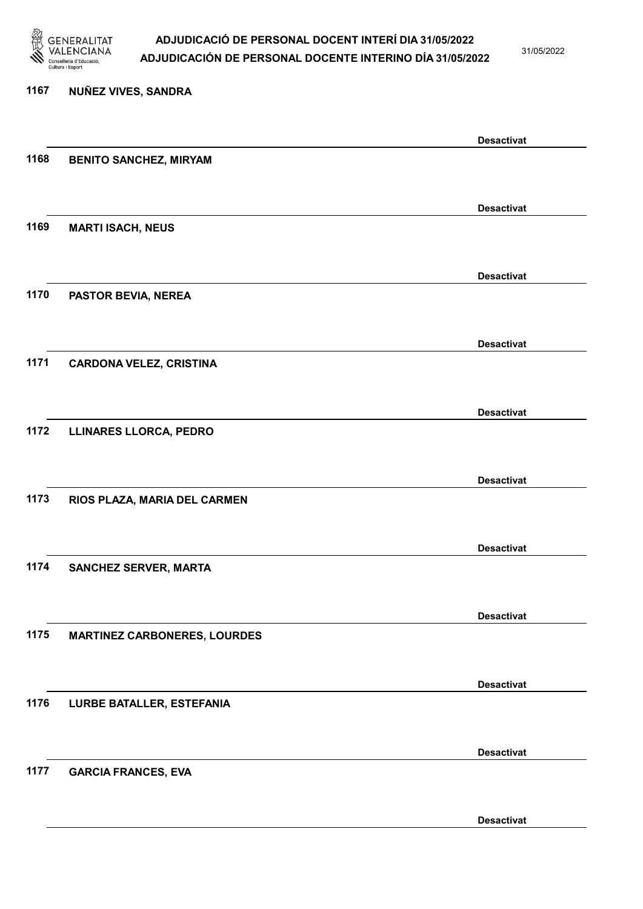1167 **NUÑEZ VIVES, SANDRA**

**Desactivat**

1168 **BENITO SANCHEZ, MIRYAM**

**Desactivat**

1169 **MARTI ISACH, NEUS**

**Desactivat**

1170 **PASTOR BEVIA, NEREA**

**Desactivat**

1171 **CARDONA VELEZ, CRISTINA**

**Desactivat**

1172 **LLINARES LLORCA, PEDRO**

**Desactivat**

1173 **RIOS PLAZA, MARIA DEL CARMEN**

**Desactivat**

1174 **SANCHEZ SERVER, MARTA**

**Desactivat**

1175 **MARTINEZ CARBONERES, LOURDES**

**Desactivat**

1176 **LURBE BATALLER, ESTEFANIA**

**Desactivat**

1177 **GARCIA FRANCES, EVA**

**Desactivat**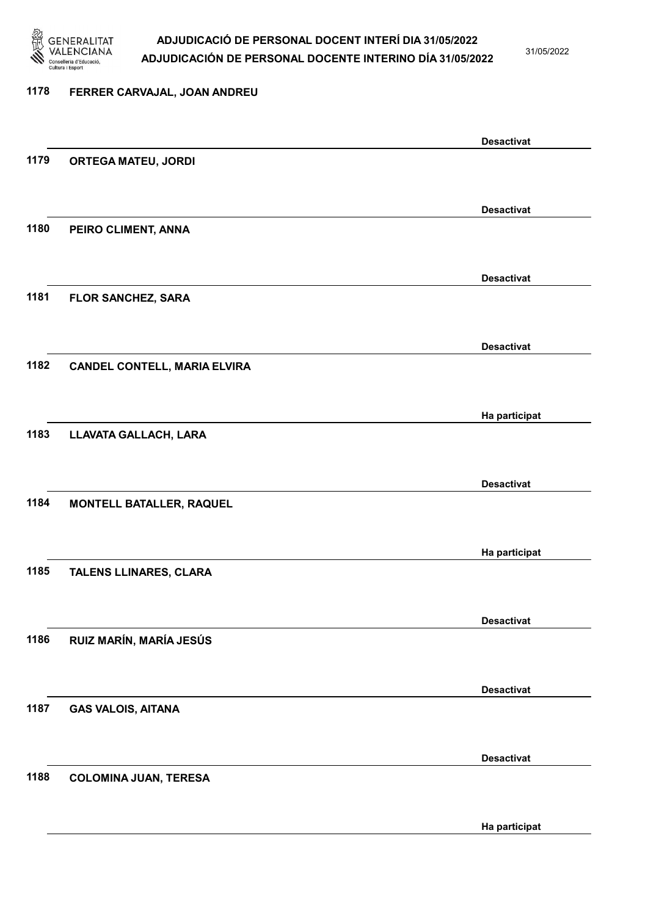1178 **FERRER CARVAJAL, JOAN ANDREU**

**Desactivat**

1179 **ORTEGA MATEU, JORDI**

**Desactivat**

1180 **PEIRO CLIMENT, ANNA**

**Desactivat**

1181 **FLOR SANCHEZ, SARA**

**Desactivat**

1182 **CANDEL CONTELL, MARIA ELVIRA**

**Ha participat**

1183 **LLAVATA GALLACH, LARA**

**Desactivat**

1184 **MONTELL BATALLER, RAQUEL**

**Ha participat**

1185 **TALENS LLINARES, CLARA**

**Desactivat**

1186 **RUIZ MARÍN, MARÍA JESÚS**

**Desactivat**

1187 **GAS VALOIS, AITANA**

**Desactivat**

1188 **COLOMINA JUAN, TERESA**

**Ha participat**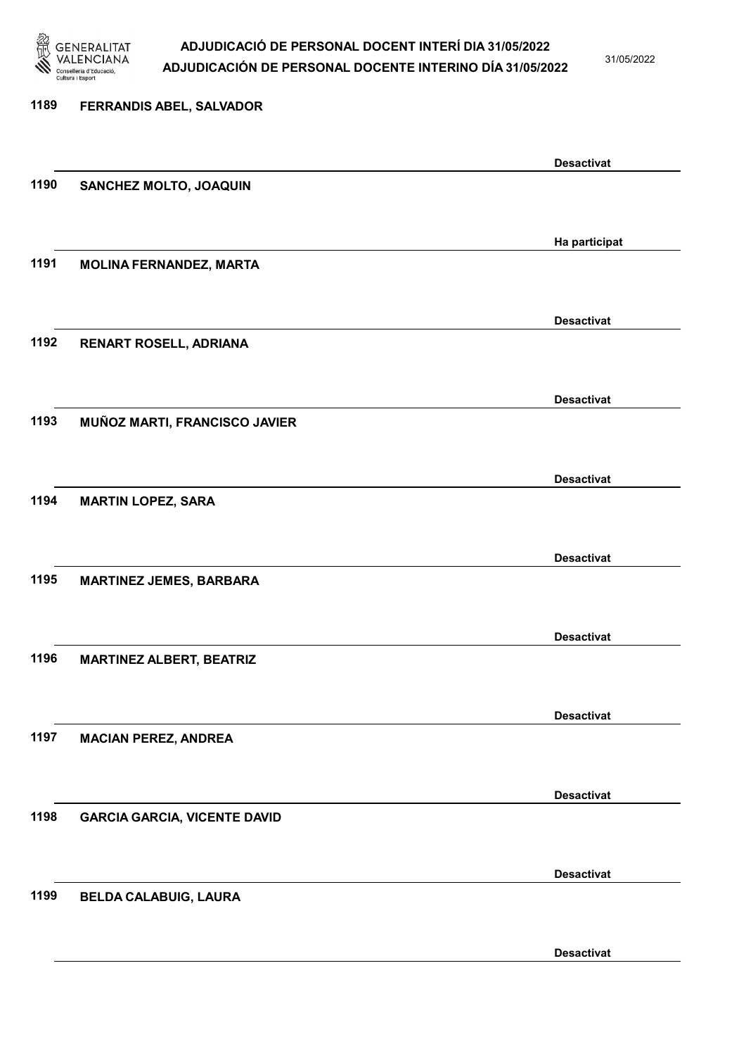1189 **FERRANDIS ABEL, SALVADOR**

**Desactivat**

1190 **SANCHEZ MOLTO, JOAQUIN**

**Ha participat**

1191 **MOLINA FERNANDEZ, MARTA**

**Desactivat**

1192 **RENART ROSELL, ADRIANA**

**Desactivat**

1193 **MUÑOZ MARTI, FRANCISCO JAVIER**

**Desactivat**

1194 **MARTIN LOPEZ, SARA**

**Desactivat**

1195 **MARTINEZ JEMES, BARBARA**

**Desactivat**

1196 **MARTINEZ ALBERT, BEATRIZ**

**Desactivat**

1197 **MACIAN PEREZ, ANDREA**

**Desactivat**

1198 **GARCIA GARCIA, VICENTE DAVID**

**Desactivat**

1199 **BELDA CALABUIG, LAURA**

**Desactivat**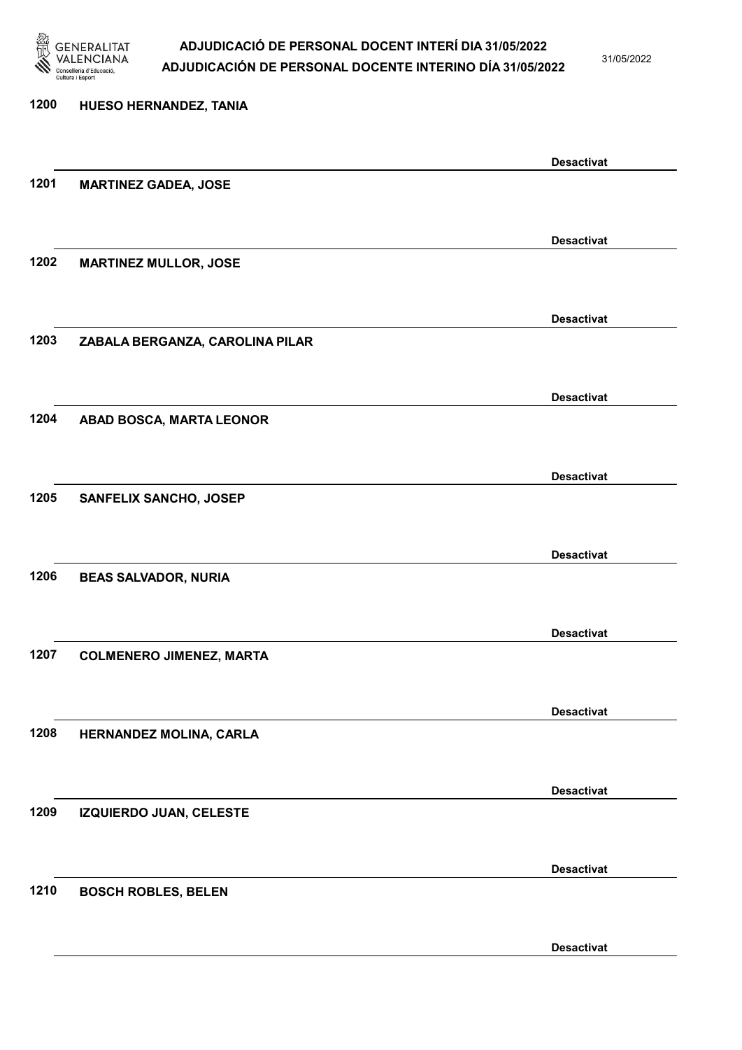1200 HUESO HERNANDEZ, TANIA

Desactivat

1201 MARTINEZ GADEA, JOSE

Desactivat

1202 MARTINEZ MULLOR, JOSE

Desactivat

1203 ZABALA BERGANZA, CAROLINA PILAR

Desactivat

1204 ABAD BOSCA, MARTA LEONOR

Desactivat

1205 SANFELIX SANCHO, JOSEP

Desactivat

1206 BEAS SALVADOR, NURIA

Desactivat

1207 COLMENERO JIMENEZ, MARTA

Desactivat

1208 HERNANDEZ MOLINA, CARLA

Desactivat

1209 IZQUIERDO JUAN, CELESTE

Desactivat

1210 BOSCH ROBLES, BELEN

Desactivat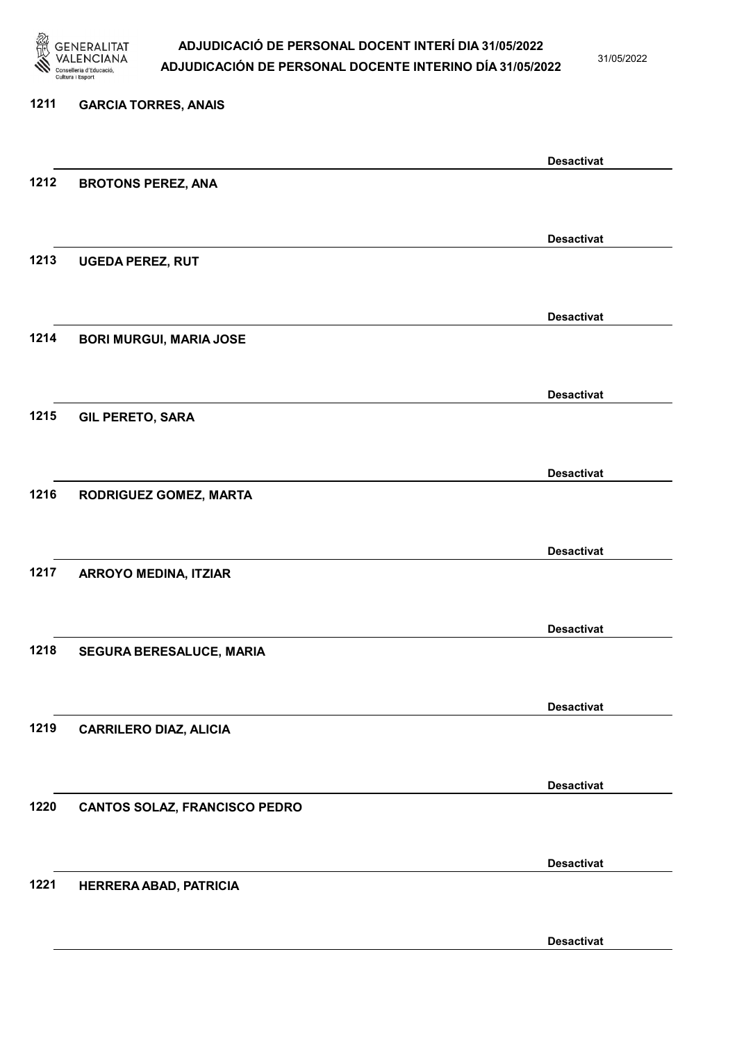1211 **GARCIA TORRES, ANAIS**

**Desactivat**

1212 **BROTONS PEREZ, ANA**

**Desactivat**

1213 **UGEDA PEREZ, RUT**

**Desactivat**

1214 **BORI MURGUI, MARIA JOSE**

**Desactivat**

1215 **GIL PERETO, SARA**

**Desactivat**

1216 **RODRIGUEZ GOMEZ, MARTA**

**Desactivat**

1217 **ARROYO MEDINA, ITZIAR**

**Desactivat**

1218 **SEGURA BERESALUCE, MARIA**

**Desactivat**

1219 **CARRILERO DIAZ, ALICIA**

**Desactivat**

1220 **CANTOS SOLAZ, FRANCISCO PEDRO**

**Desactivat**

1221 **HERRERA ABAD, PATRICIA**

**Desactivat**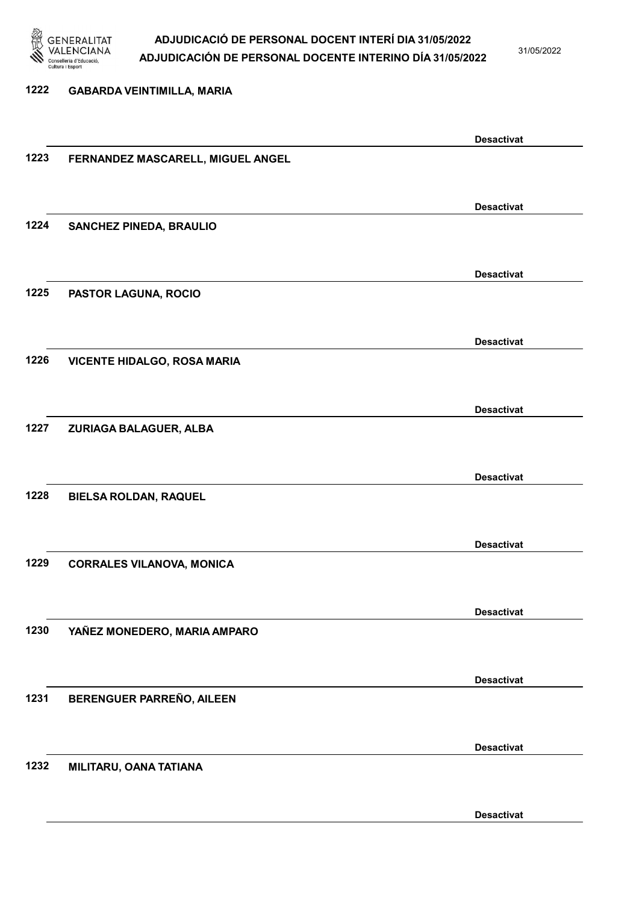1222 GABARDA VEINTIMILLA, MARIA

Desactivat

1223 FERNANDEZ MASCARELL, MIGUEL ANGEL

Desactivat

1224 SANCHEZ PINEDA, BRAULIO

Desactivat

1225 PASTOR LAGUNA, ROCIO

Desactivat

1226 VICENTE HIDALGO, ROSA MARIA

Desactivat

1227 ZURIAGA BALAGUER, ALBA

Desactivat

1228 BIELSA ROLDAN, RAQUEL

Desactivat

1229 CORRALES VILANOVA, MONICA

Desactivat

1230 YAÑEZ MONEDERO, MARIA AMPARO

Desactivat

1231 BERENGUER PARREÑO, AILEEN

Desactivat

1232 MILITARU, OANA TATIANA

Desactivat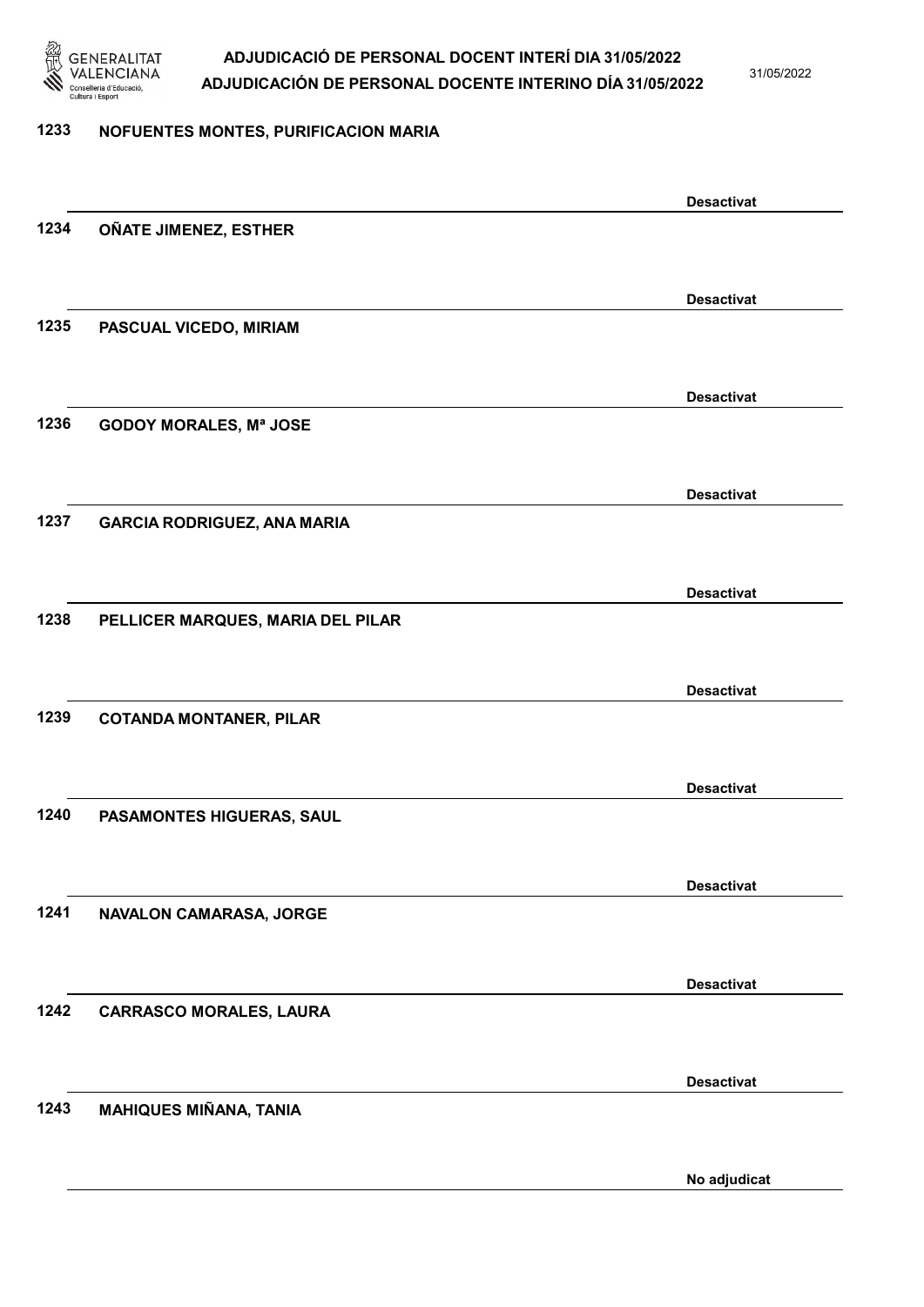1233 NOFUENTES MONTES, PURIFICACION MARIA

Desactivat

1234 OÑATE JIMENEZ, ESTHER

Desactivat

1235 PASCUAL VICEDO, MIRIAM

Desactivat

1236 GODOY MORALES, Mª JOSE

Desactivat

1237 GARCIA RODRIGUEZ, ANA MARIA

Desactivat

1238 PELLICER MARQUES, MARIA DEL PILAR

Desactivat

1239 COTANDA MONTANER, PILAR

Desactivat

1240 PASAMONTES HIGUERAS, SAUL

Desactivat

1241 NAVALON CAMARASA, JORGE

Desactivat

1242 CARRASCO MORALES, LAURA

Desactivat

1243 MAHIQUES MIÑANA, TANIA

No adjudicat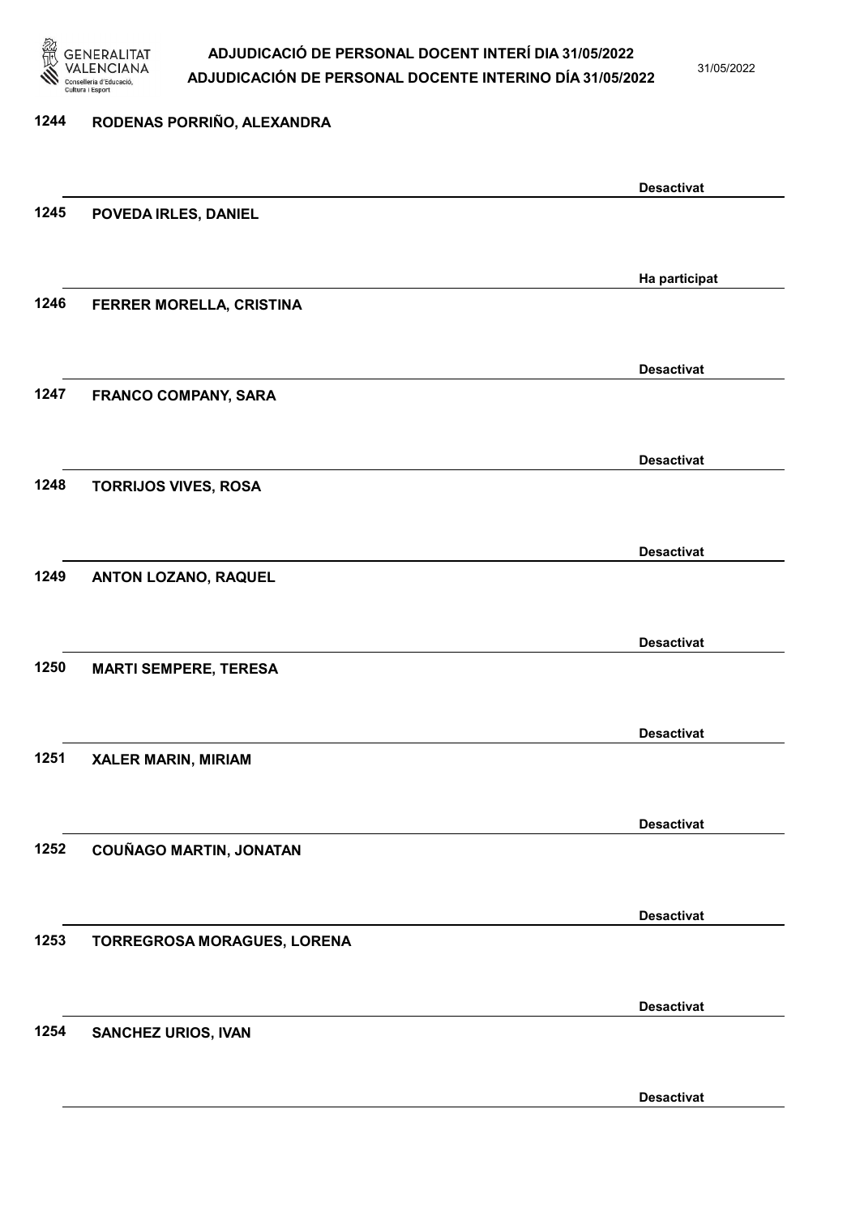1244 RODENAS PORRIÑO, ALEXANDRA

Desactivat

1245 POVEDA IRLES, DANIEL

Ha participat

1246 FERRER MORELLA, CRISTINA

Desactivat

1247 FRANCO COMPANY, SARA

Desactivat

1248 TORRIJOS VIVES, ROSA

Desactivat

1249 ANTON LOZANO, RAQUEL

Desactivat

1250 MARTI SEMPERE, TERESA

Desactivat

1251 XALER MARIN, MIRIAM

Desactivat

1252 COUÑAGO MARTIN, JONATAN

Desactivat

1253 TORREGROSA MORAGUES, LORENA

Desactivat

1254 SANCHEZ URIOS, IVAN

Desactivat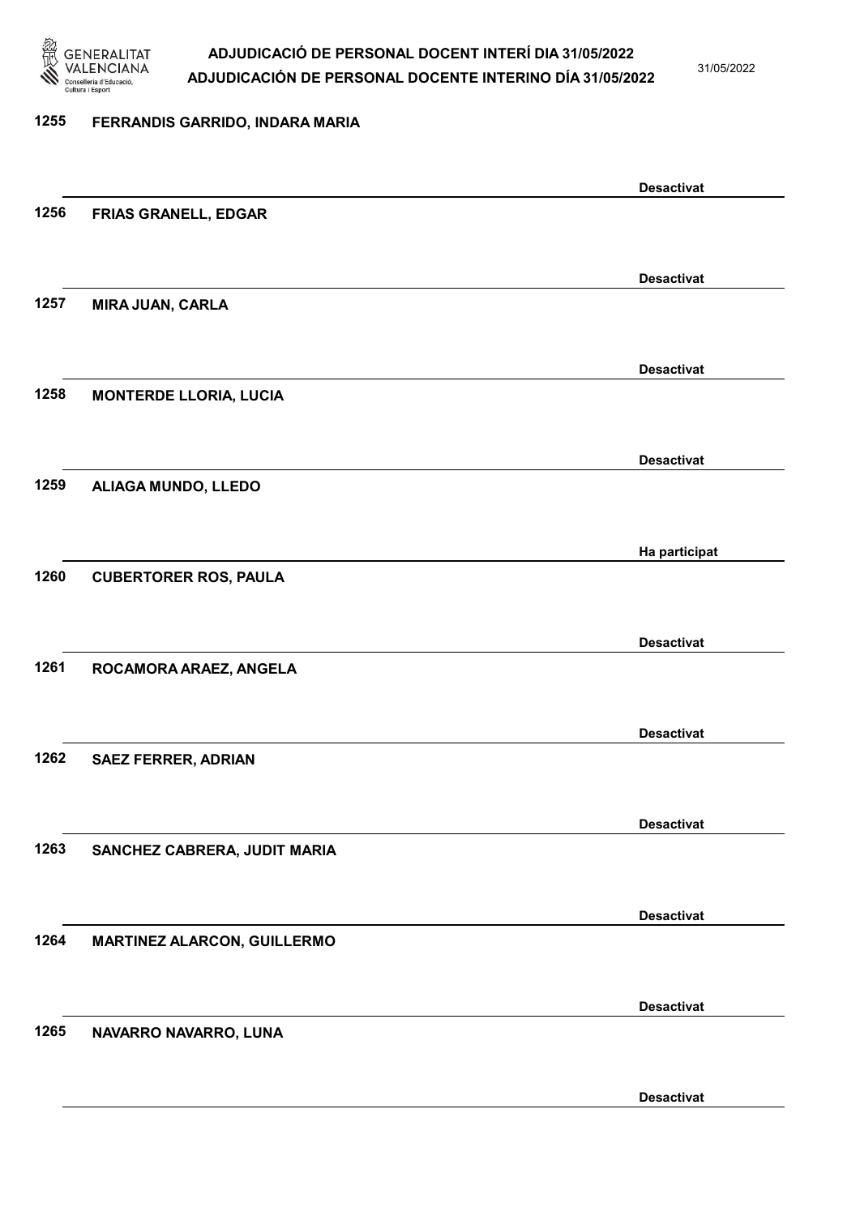1255 FERRANDIS GARRIDO, INDARA MARIA

Desactivat

1256 FRIAS GRANELL, EDGAR

Desactivat

1257 MIRA JUAN, CARLA

Desactivat

1258 MONTERDE LLORIA, LUCIA

Desactivat

1259 ALIAGA MUNDO, LLEDO

Ha participat

1260 CUBERTORER ROS, PAULA

Desactivat

1261 ROCAMORA ARAEZ, ANGELA

Desactivat

1262 SAEZ FERRER, ADRIAN

Desactivat

1263 SANCHEZ CABRERA, JUDIT MARIA

Desactivat

1264 MARTINEZ ALARCON, GUILLERMO

Desactivat

1265 NAVARRO NAVARRO, LUNA

Desactivat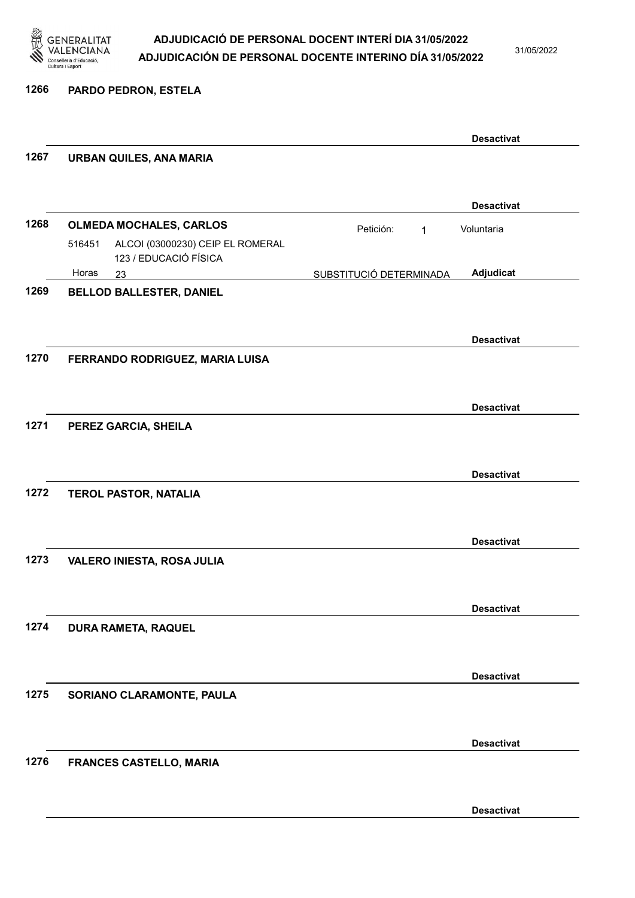1266 **PARDO PEDRON, ESTELA**

**Desactivat**

1267 **URBAN QUILES, ANA MARIA**

**Desactivat**

1268 **OLMEDA MOCHALES, CARLOS** Petición: 1 Voluntaria

516451 ALCOI (03000230) CEIP EL ROMERAL
123 / EDUCACIÓ FÍSICA

Horas 23 SUBSTITUCIÓ DETERMINADA **Adjudicat**

1269 **BELLOD BALLESTER, DANIEL**

**Desactivat**

1270 **FERRANDO RODRIGUEZ, MARIA LUISA**

**Desactivat**

1271 **PEREZ GARCIA, SHEILA**

**Desactivat**

1272 **TEROL PASTOR, NATALIA**

**Desactivat**

1273 **VALERO INIESTA, ROSA JULIA**

**Desactivat**

1274 **DURA RAMETA, RAQUEL**

**Desactivat**

1275 **SORIANO CLARAMONTE, PAULA**

**Desactivat**

1276 **FRANCES CASTELLO, MARIA**

**Desactivat**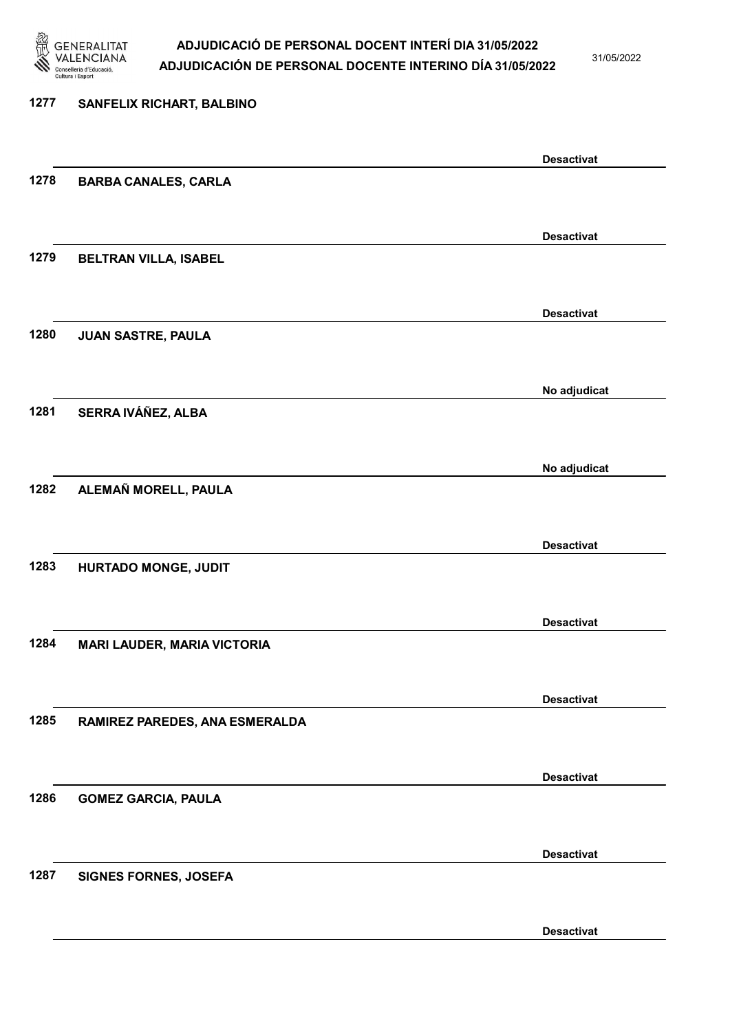| Núm. | Nom | Estat |
| --- | --- | --- |
| 1277 | SANFELIX RICHART, BALBINO | Desactivat |
| 1278 | BARBA CANALES, CARLA | Desactivat |
| 1279 | BELTRAN VILLA, ISABEL | Desactivat |
| 1280 | JUAN SASTRE, PAULA | No adjudicat |
| 1281 | SERRA IVÁÑEZ, ALBA | No adjudicat |
| 1282 | ALEMAÑ MORELL, PAULA | Desactivat |
| 1283 | HURTADO MONGE, JUDIT | Desactivat |
| 1284 | MARI LAUDER, MARIA VICTORIA | Desactivat |
| 1285 | RAMIREZ PAREDES, ANA ESMERALDA | Desactivat |
| 1286 | GOMEZ GARCIA, PAULA | Desactivat |
| 1287 | SIGNES FORNES, JOSEFA | Desactivat |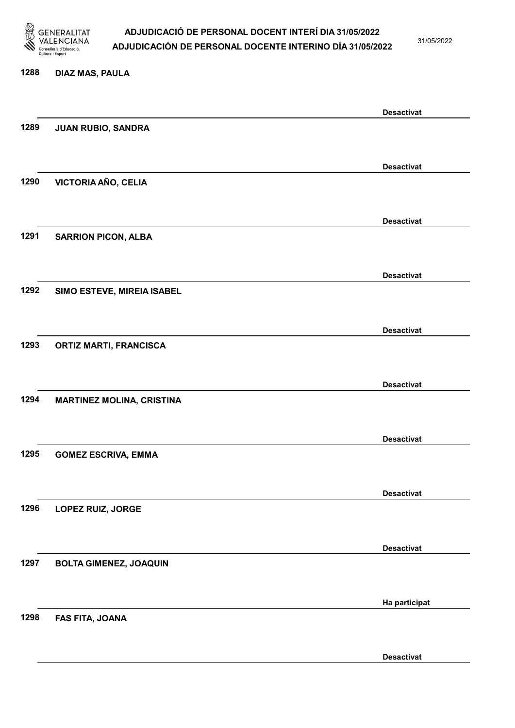| | | |
|---|---|---|
| 1288 | DIAZ MAS, PAULA | Desactivat |
| 1289 | JUAN RUBIO, SANDRA | Desactivat |
| 1290 | VICTORIA AÑO, CELIA | Desactivat |
| 1291 | SARRION PICON, ALBA | Desactivat |
| 1292 | SIMO ESTEVE, MIREIA ISABEL | Desactivat |
| 1293 | ORTIZ MARTI, FRANCISCA | Desactivat |
| 1294 | MARTINEZ MOLINA, CRISTINA | Desactivat |
| 1295 | GOMEZ ESCRIVA, EMMA | Desactivat |
| 1296 | LOPEZ RUIZ, JORGE | Desactivat |
| 1297 | BOLTA GIMENEZ, JOAQUIN | Ha participat |
| 1298 | FAS FITA, JOANA | Desactivat |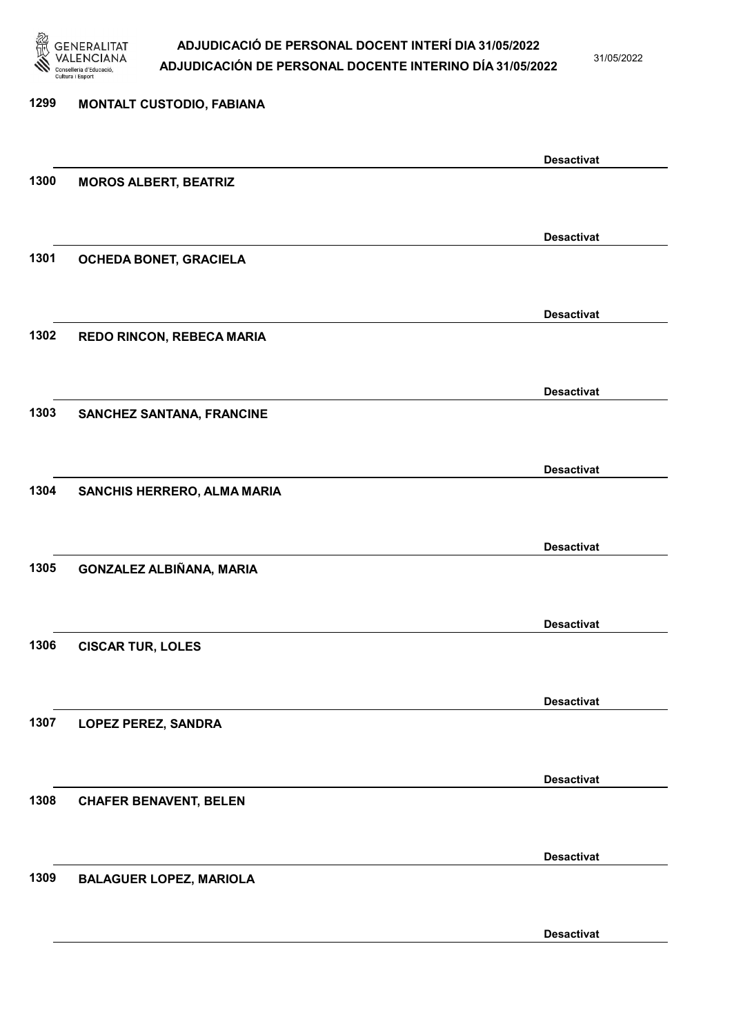1299 **MONTALT CUSTODIO, FABIANA**

**Desactivat**

1300 **MOROS ALBERT, BEATRIZ**

**Desactivat**

1301 **OCHEDA BONET, GRACIELA**

**Desactivat**

1302 **REDO RINCON, REBECA MARIA**

**Desactivat**

1303 **SANCHEZ SANTANA, FRANCINE**

**Desactivat**

1304 **SANCHIS HERRERO, ALMA MARIA**

**Desactivat**

1305 **GONZALEZ ALBIÑANA, MARIA**

**Desactivat**

1306 **CISCAR TUR, LOLES**

**Desactivat**

1307 **LOPEZ PEREZ, SANDRA**

**Desactivat**

1308 **CHAFER BENAVENT, BELEN**

**Desactivat**

1309 **BALAGUER LOPEZ, MARIOLA**

**Desactivat**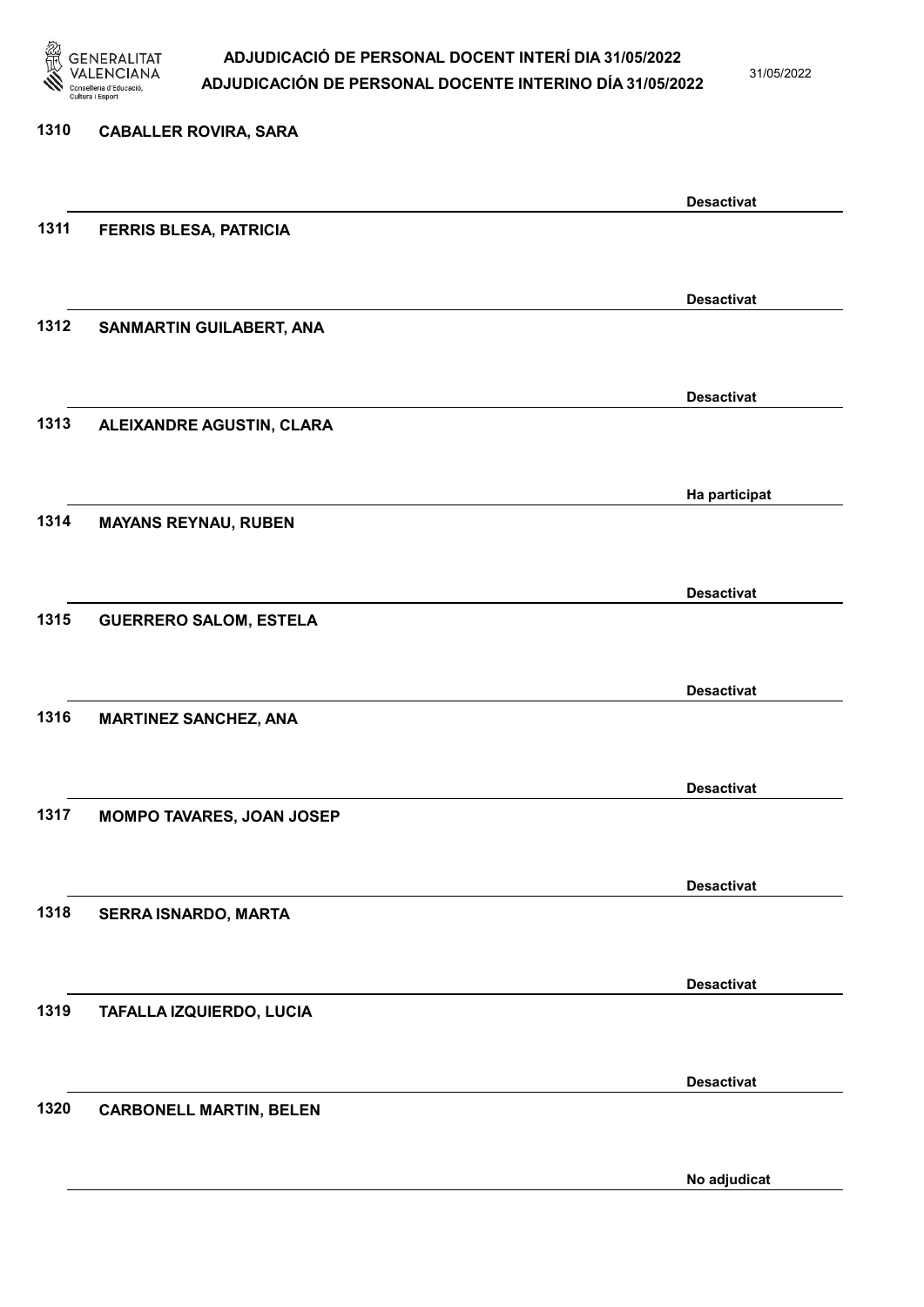| | | |
|---|---|---|
| 1310 | CABALLER ROVIRA, SARA | Desactivat |
| 1311 | FERRIS BLESA, PATRICIA | Desactivat |
| 1312 | SANMARTIN GUILABERT, ANA | Desactivat |
| 1313 | ALEIXANDRE AGUSTIN, CLARA | Ha participat |
| 1314 | MAYANS REYNAU, RUBEN | Desactivat |
| 1315 | GUERRERO SALOM, ESTELA | Desactivat |
| 1316 | MARTINEZ SANCHEZ, ANA | Desactivat |
| 1317 | MOMPO TAVARES, JOAN JOSEP | Desactivat |
| 1318 | SERRA ISNARDO, MARTA | Desactivat |
| 1319 | TAFALLA IZQUIERDO, LUCIA | Desactivat |
| 1320 | CARBONELL MARTIN, BELEN | No adjudicat |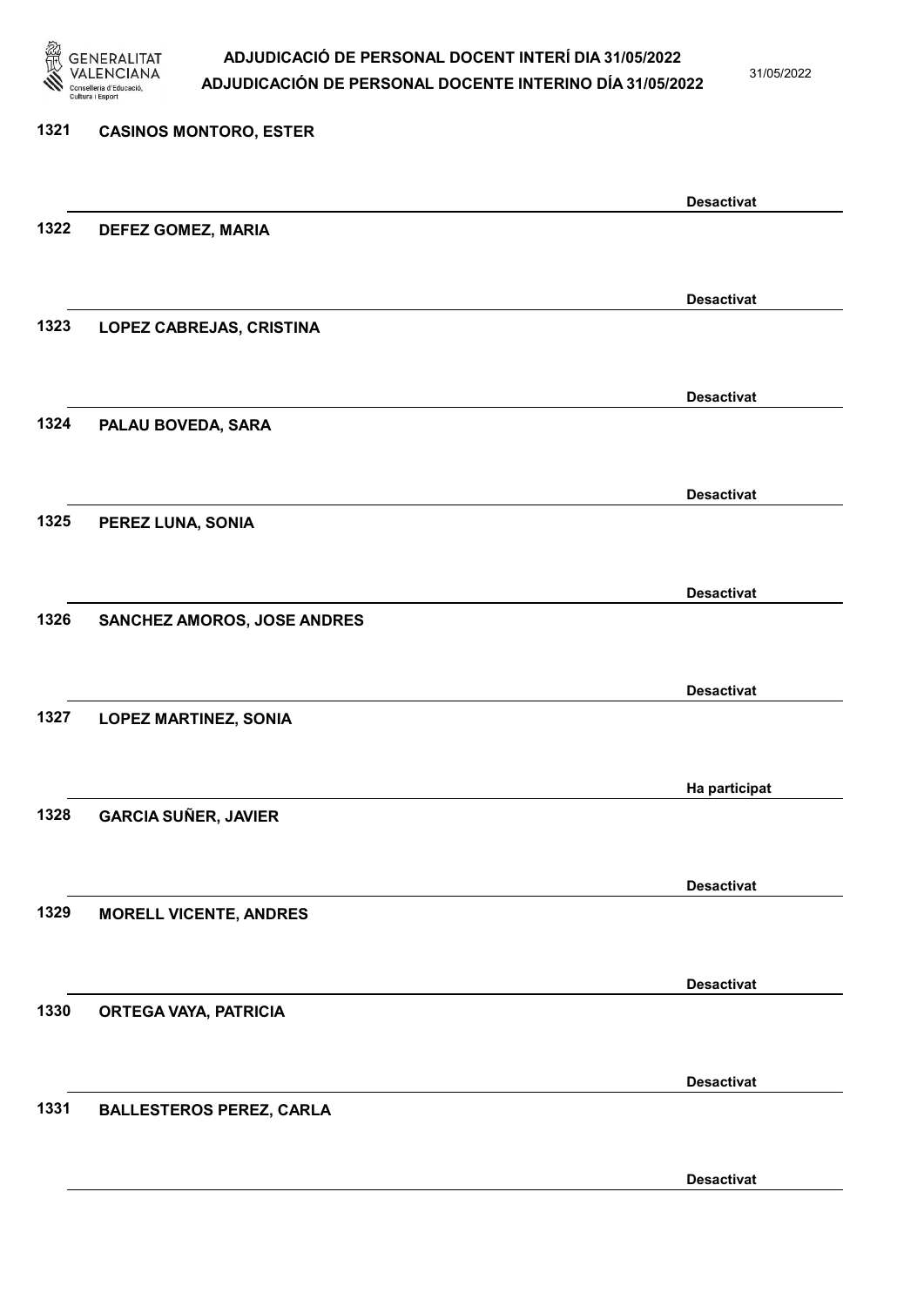1321 CASINOS MONTORO, ESTER

Desactivat

1322 DEFEZ GOMEZ, MARIA

Desactivat

1323 LOPEZ CABREJAS, CRISTINA

Desactivat

1324 PALAU BOVEDA, SARA

Desactivat

1325 PEREZ LUNA, SONIA

Desactivat

1326 SANCHEZ AMOROS, JOSE ANDRES

Desactivat

1327 LOPEZ MARTINEZ, SONIA

Ha participat

1328 GARCIA SUÑER, JAVIER

Desactivat

1329 MORELL VICENTE, ANDRES

Desactivat

1330 ORTEGA VAYA, PATRICIA

Desactivat

1331 BALLESTEROS PEREZ, CARLA

Desactivat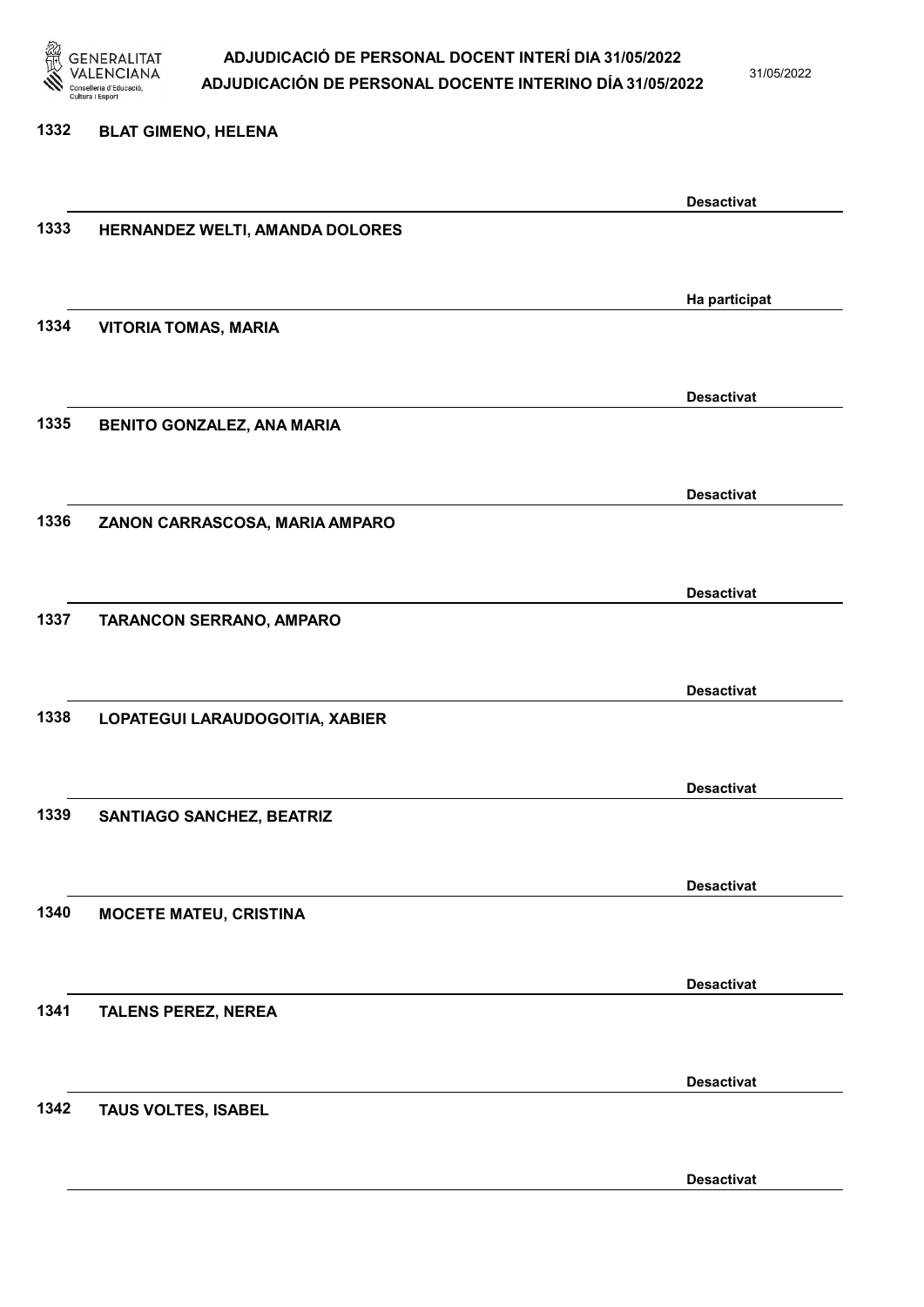1332 **BLAT GIMENO, HELENA**

**Desactivat**

1333 **HERNANDEZ WELTI, AMANDA DOLORES**

**Ha participat**

1334 **VITORIA TOMAS, MARIA**

**Desactivat**

1335 **BENITO GONZALEZ, ANA MARIA**

**Desactivat**

1336 **ZANON CARRASCOSA, MARIA AMPARO**

**Desactivat**

1337 **TARANCON SERRANO, AMPARO**

**Desactivat**

1338 **LOPATEGUI LARAUDOGOITIA, XABIER**

**Desactivat**

1339 **SANTIAGO SANCHEZ, BEATRIZ**

**Desactivat**

1340 **MOCETE MATEU, CRISTINA**

**Desactivat**

1341 **TALENS PEREZ, NEREA**

**Desactivat**

1342 **TAUS VOLTES, ISABEL**

**Desactivat**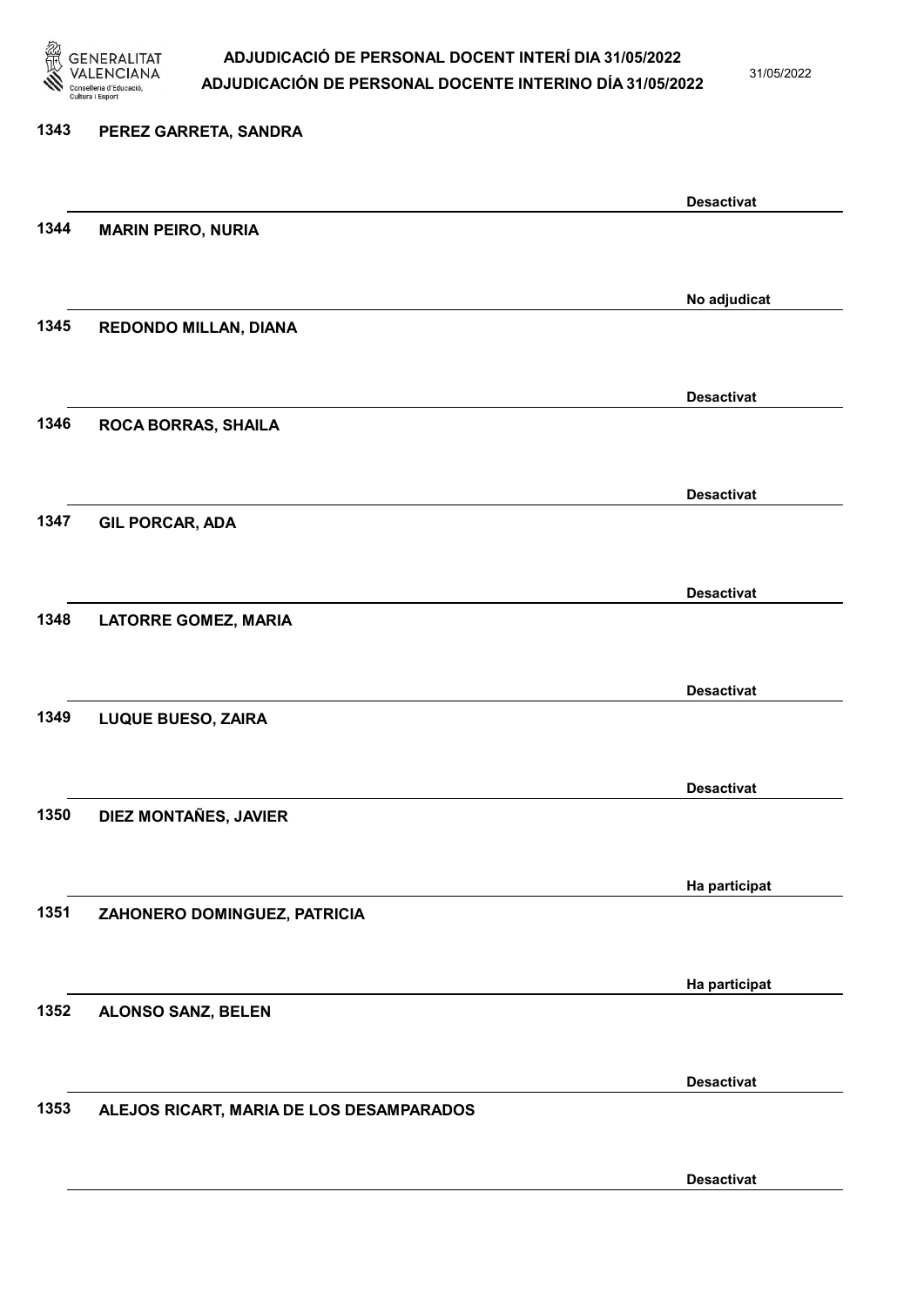| Núm. | Nom | Estat |
|---|---|---|
| 1343 | PEREZ GARRETA, SANDRA | Desactivat |
| 1344 | MARIN PEIRO, NURIA | No adjudicat |
| 1345 | REDONDO MILLAN, DIANA | Desactivat |
| 1346 | ROCA BORRAS, SHAILA | Desactivat |
| 1347 | GIL PORCAR, ADA | Desactivat |
| 1348 | LATORRE GOMEZ, MARIA | Desactivat |
| 1349 | LUQUE BUESO, ZAIRA | Desactivat |
| 1350 | DIEZ MONTAÑES, JAVIER | Ha participat |
| 1351 | ZAHONERO DOMINGUEZ, PATRICIA | Ha participat |
| 1352 | ALONSO SANZ, BELEN | Desactivat |
| 1353 | ALEJOS RICART, MARIA DE LOS DESAMPARADOS | Desactivat |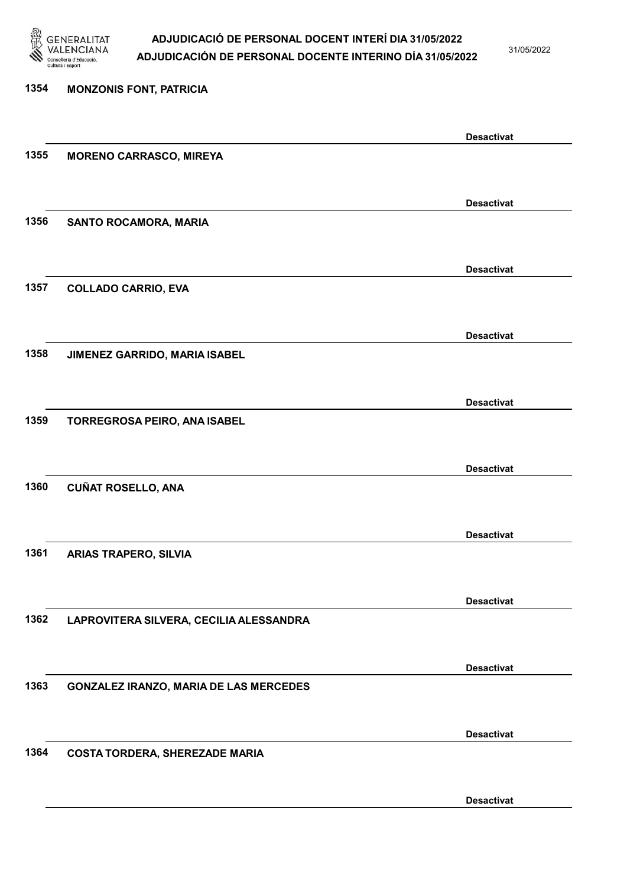1354 MONZONIS FONT, PATRICIA

Desactivat

1355 MORENO CARRASCO, MIREYA

Desactivat

1356 SANTO ROCAMORA, MARIA

Desactivat

1357 COLLADO CARRIO, EVA

Desactivat

1358 JIMENEZ GARRIDO, MARIA ISABEL

Desactivat

1359 TORREGROSA PEIRO, ANA ISABEL

Desactivat

1360 CUÑAT ROSELLO, ANA

Desactivat

1361 ARIAS TRAPERO, SILVIA

Desactivat

1362 LAPROVITERA SILVERA, CECILIA ALESSANDRA

Desactivat

1363 GONZALEZ IRANZO, MARIA DE LAS MERCEDES

Desactivat

1364 COSTA TORDERA, SHEREZADE MARIA

Desactivat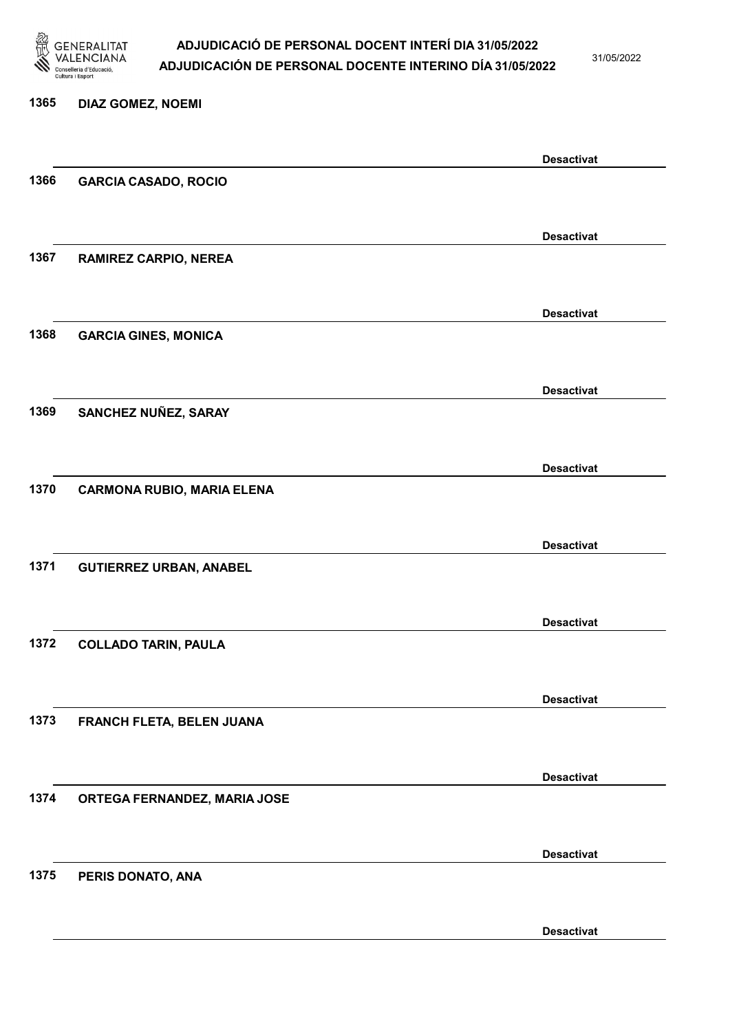1365 **DIAZ GOMEZ, NOEMI**

**Desactivat**

1366 **GARCIA CASADO, ROCIO**

**Desactivat**

1367 **RAMIREZ CARPIO, NEREA**

**Desactivat**

1368 **GARCIA GINES, MONICA**

**Desactivat**

1369 **SANCHEZ NUÑEZ, SARAY**

**Desactivat**

1370 **CARMONA RUBIO, MARIA ELENA**

**Desactivat**

1371 **GUTIERREZ URBAN, ANABEL**

**Desactivat**

1372 **COLLADO TARIN, PAULA**

**Desactivat**

1373 **FRANCH FLETA, BELEN JUANA**

**Desactivat**

1374 **ORTEGA FERNANDEZ, MARIA JOSE**

**Desactivat**

1375 **PERIS DONATO, ANA**

**Desactivat**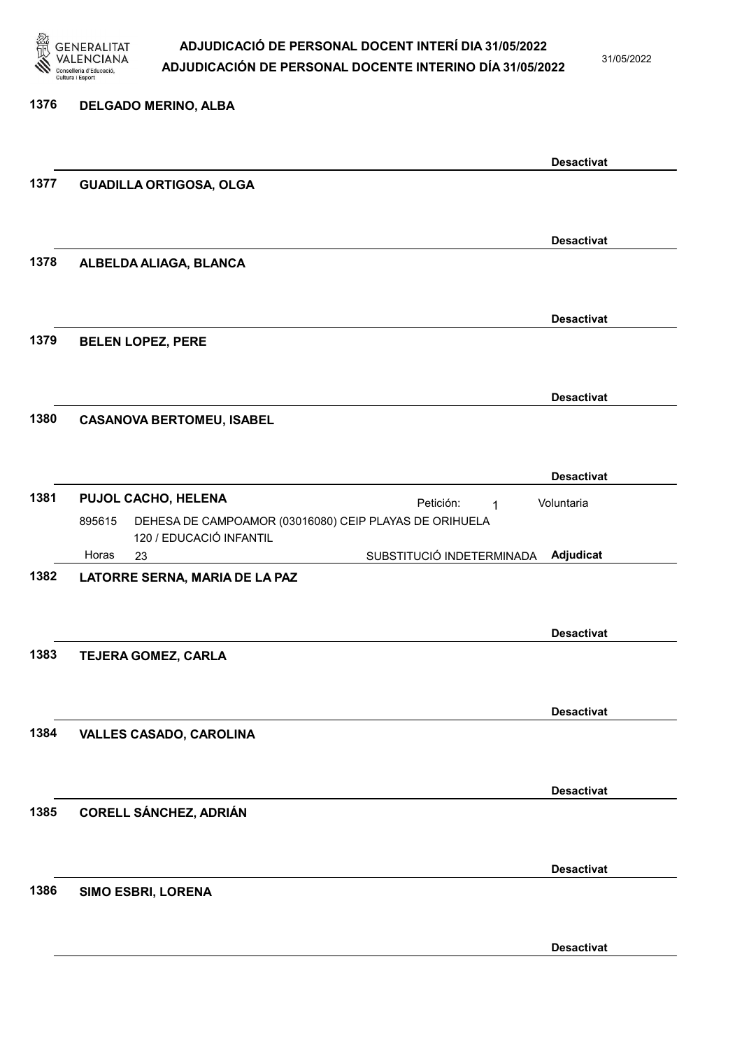**1376 DELGADO MERINO, ALBA**

Desactivat

**1377 GUADILLA ORTIGOSA, OLGA**

Desactivat

**1378 ALBELDA ALIAGA, BLANCA**

Desactivat

**1379 BELEN LOPEZ, PERE**

Desactivat

**1380 CASANOVA BERTOMEU, ISABEL**

Desactivat

**1381 PUJOL CACHO, HELENA**

Petición: 1 — Voluntaria

895615 DEHESA DE CAMPOAMOR (03016080) CEIP PLAYAS DE ORIHUELA
120 / EDUCACIÓ INFANTIL
Horas 23 — SUBSTITUCIÓ INDETERMINADA — **Adjudicat**

**1382 LATORRE SERNA, MARIA DE LA PAZ**

Desactivat

**1383 TEJERA GOMEZ, CARLA**

Desactivat

**1384 VALLES CASADO, CAROLINA**

Desactivat

**1385 CORELL SÁNCHEZ, ADRIÁN**

Desactivat

**1386 SIMO ESBRI, LORENA**

Desactivat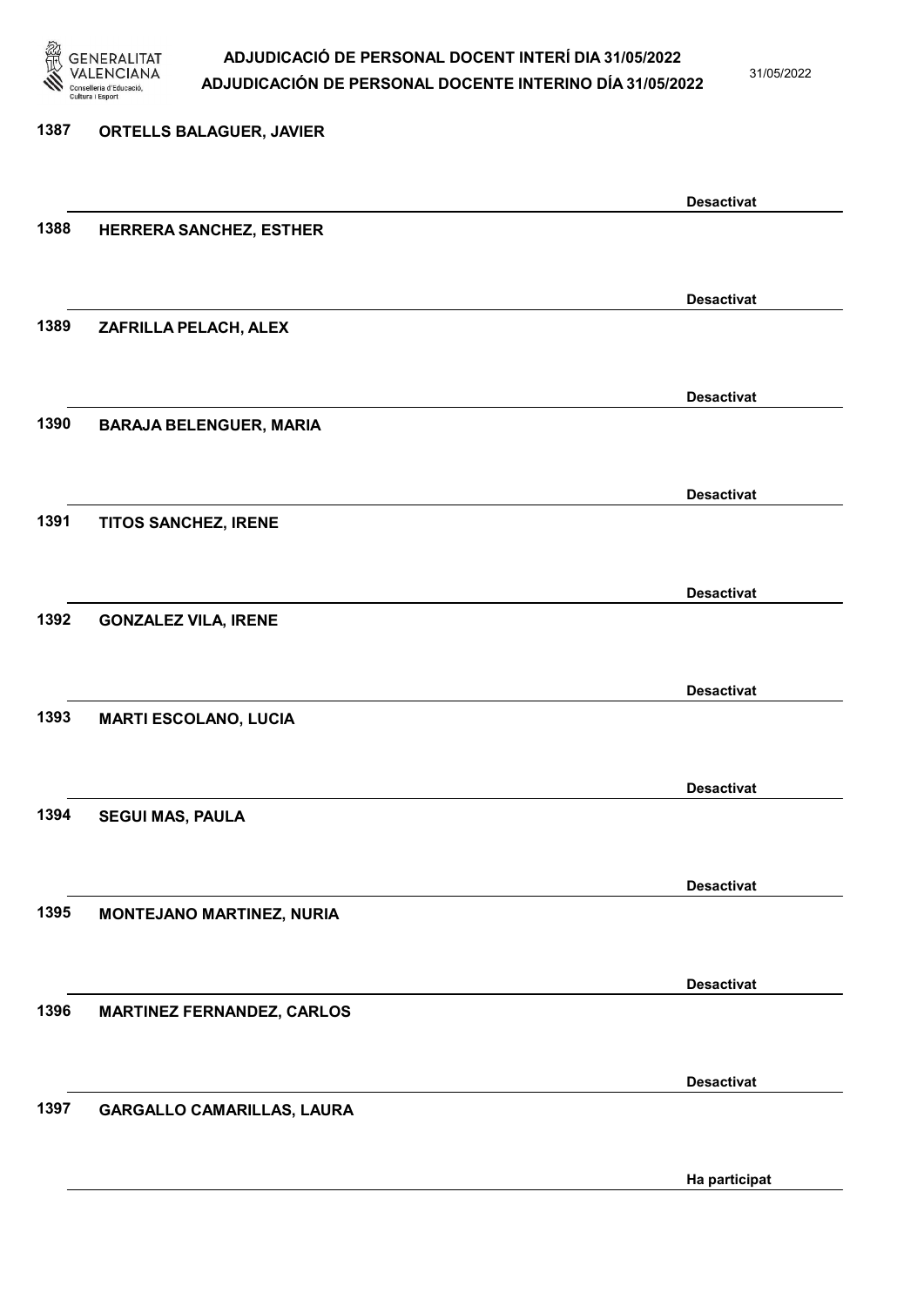1387 ORTELLS BALAGUER, JAVIER

Desactivat

1388 HERRERA SANCHEZ, ESTHER

Desactivat

1389 ZAFRILLA PELACH, ALEX

Desactivat

1390 BARAJA BELENGUER, MARIA

Desactivat

1391 TITOS SANCHEZ, IRENE

Desactivat

1392 GONZALEZ VILA, IRENE

Desactivat

1393 MARTI ESCOLANO, LUCIA

Desactivat

1394 SEGUI MAS, PAULA

Desactivat

1395 MONTEJANO MARTINEZ, NURIA

Desactivat

1396 MARTINEZ FERNANDEZ, CARLOS

Desactivat

1397 GARGALLO CAMARILLAS, LAURA

Ha participat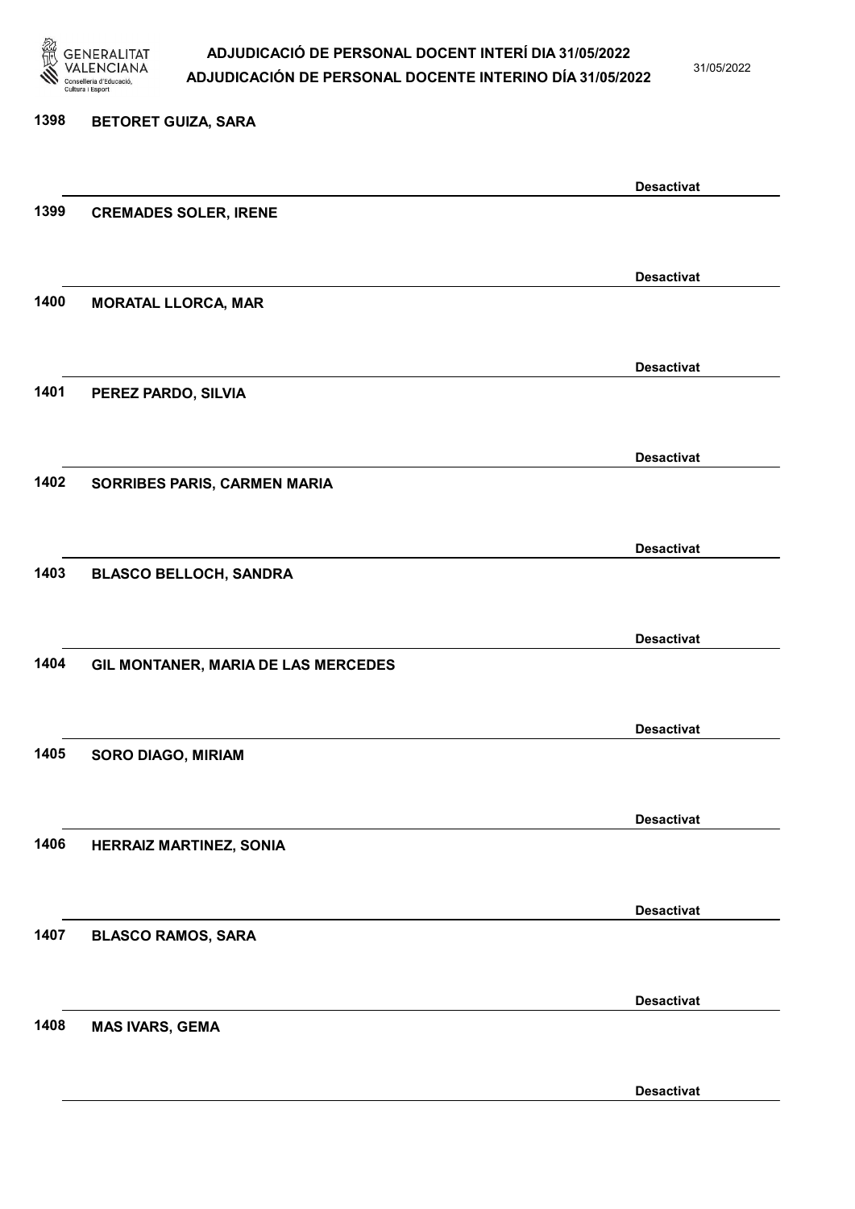1398 **BETORET GUIZA, SARA**

**Desactivat**

1399 **CREMADES SOLER, IRENE**

**Desactivat**

1400 **MORATAL LLORCA, MAR**

**Desactivat**

1401 **PEREZ PARDO, SILVIA**

**Desactivat**

1402 **SORRIBES PARIS, CARMEN MARIA**

**Desactivat**

1403 **BLASCO BELLOCH, SANDRA**

**Desactivat**

1404 **GIL MONTANER, MARIA DE LAS MERCEDES**

**Desactivat**

1405 **SORO DIAGO, MIRIAM**

**Desactivat**

1406 **HERRAIZ MARTINEZ, SONIA**

**Desactivat**

1407 **BLASCO RAMOS, SARA**

**Desactivat**

1408 **MAS IVARS, GEMA**

**Desactivat**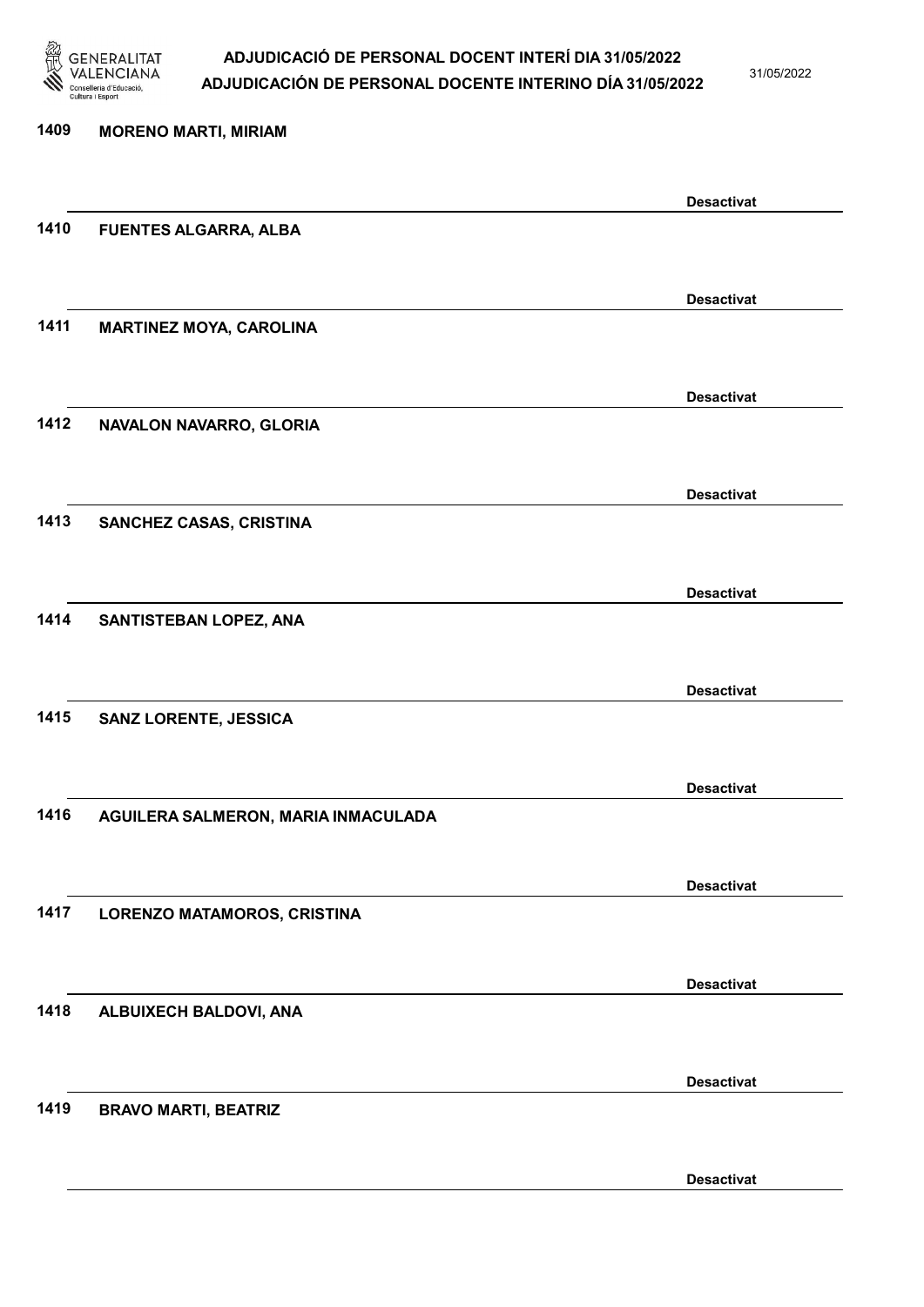1409 MORENO MARTI, MIRIAM

Desactivat

1410 FUENTES ALGARRA, ALBA

Desactivat

1411 MARTINEZ MOYA, CAROLINA

Desactivat

1412 NAVALON NAVARRO, GLORIA

Desactivat

1413 SANCHEZ CASAS, CRISTINA

Desactivat

1414 SANTISTEBAN LOPEZ, ANA

Desactivat

1415 SANZ LORENTE, JESSICA

Desactivat

1416 AGUILERA SALMERON, MARIA INMACULADA

Desactivat

1417 LORENZO MATAMOROS, CRISTINA

Desactivat

1418 ALBUIXECH BALDOVI, ANA

Desactivat

1419 BRAVO MARTI, BEATRIZ

Desactivat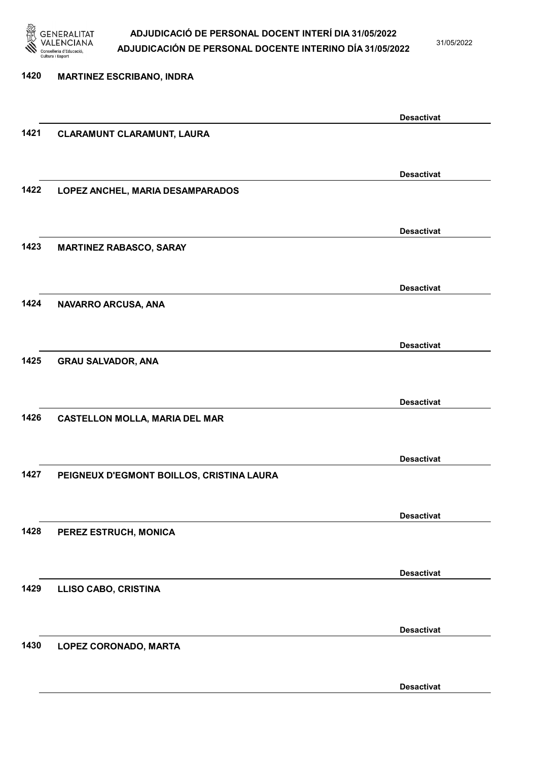1420 MARTINEZ ESCRIBANO, INDRA

Desactivat

1421 CLARAMUNT CLARAMUNT, LAURA

Desactivat

1422 LOPEZ ANCHEL, MARIA DESAMPARADOS

Desactivat

1423 MARTINEZ RABASCO, SARAY

Desactivat

1424 NAVARRO ARCUSA, ANA

Desactivat

1425 GRAU SALVADOR, ANA

Desactivat

1426 CASTELLON MOLLA, MARIA DEL MAR

Desactivat

1427 PEIGNEUX D'EGMONT BOILLOS, CRISTINA LAURA

Desactivat

1428 PEREZ ESTRUCH, MONICA

Desactivat

1429 LLISO CABO, CRISTINA

Desactivat

1430 LOPEZ CORONADO, MARTA

Desactivat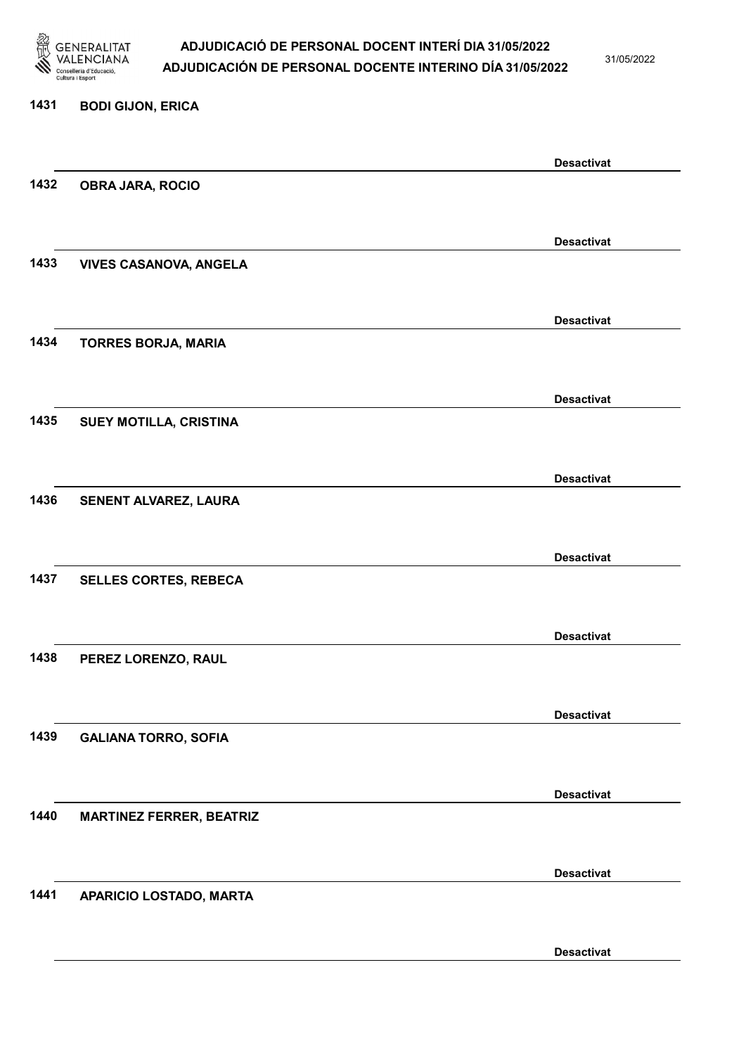1431 **BODI GIJON, ERICA**

**Desactivat**

1432 **OBRA JARA, ROCIO**

**Desactivat**

1433 **VIVES CASANOVA, ANGELA**

**Desactivat**

1434 **TORRES BORJA, MARIA**

**Desactivat**

1435 **SUEY MOTILLA, CRISTINA**

**Desactivat**

1436 **SENENT ALVAREZ, LAURA**

**Desactivat**

1437 **SELLES CORTES, REBECA**

**Desactivat**

1438 **PEREZ LORENZO, RAUL**

**Desactivat**

1439 **GALIANA TORRO, SOFIA**

**Desactivat**

1440 **MARTINEZ FERRER, BEATRIZ**

**Desactivat**

1441 **APARICIO LOSTADO, MARTA**

**Desactivat**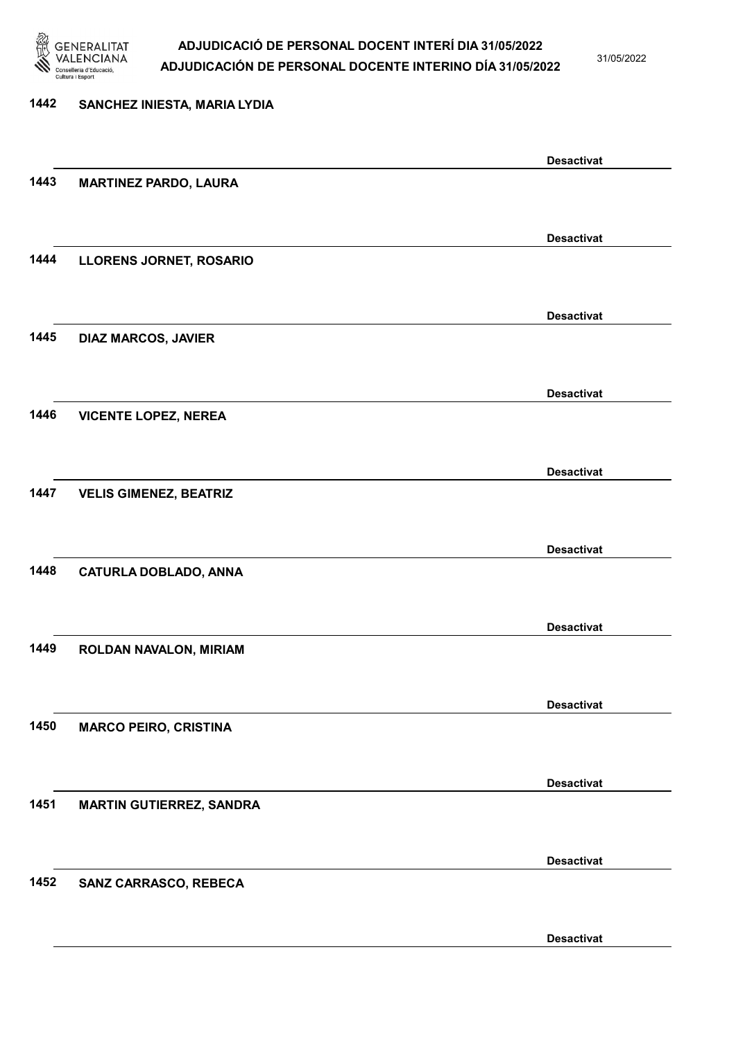| | | |
|---|---|---|
| 1442 | SANCHEZ INIESTA, MARIA LYDIA | Desactivat |
| 1443 | MARTINEZ PARDO, LAURA | Desactivat |
| 1444 | LLORENS JORNET, ROSARIO | Desactivat |
| 1445 | DIAZ MARCOS, JAVIER | Desactivat |
| 1446 | VICENTE LOPEZ, NEREA | Desactivat |
| 1447 | VELIS GIMENEZ, BEATRIZ | Desactivat |
| 1448 | CATURLA DOBLADO, ANNA | Desactivat |
| 1449 | ROLDAN NAVALON, MIRIAM | Desactivat |
| 1450 | MARCO PEIRO, CRISTINA | Desactivat |
| 1451 | MARTIN GUTIERREZ, SANDRA | Desactivat |
| 1452 | SANZ CARRASCO, REBECA | Desactivat |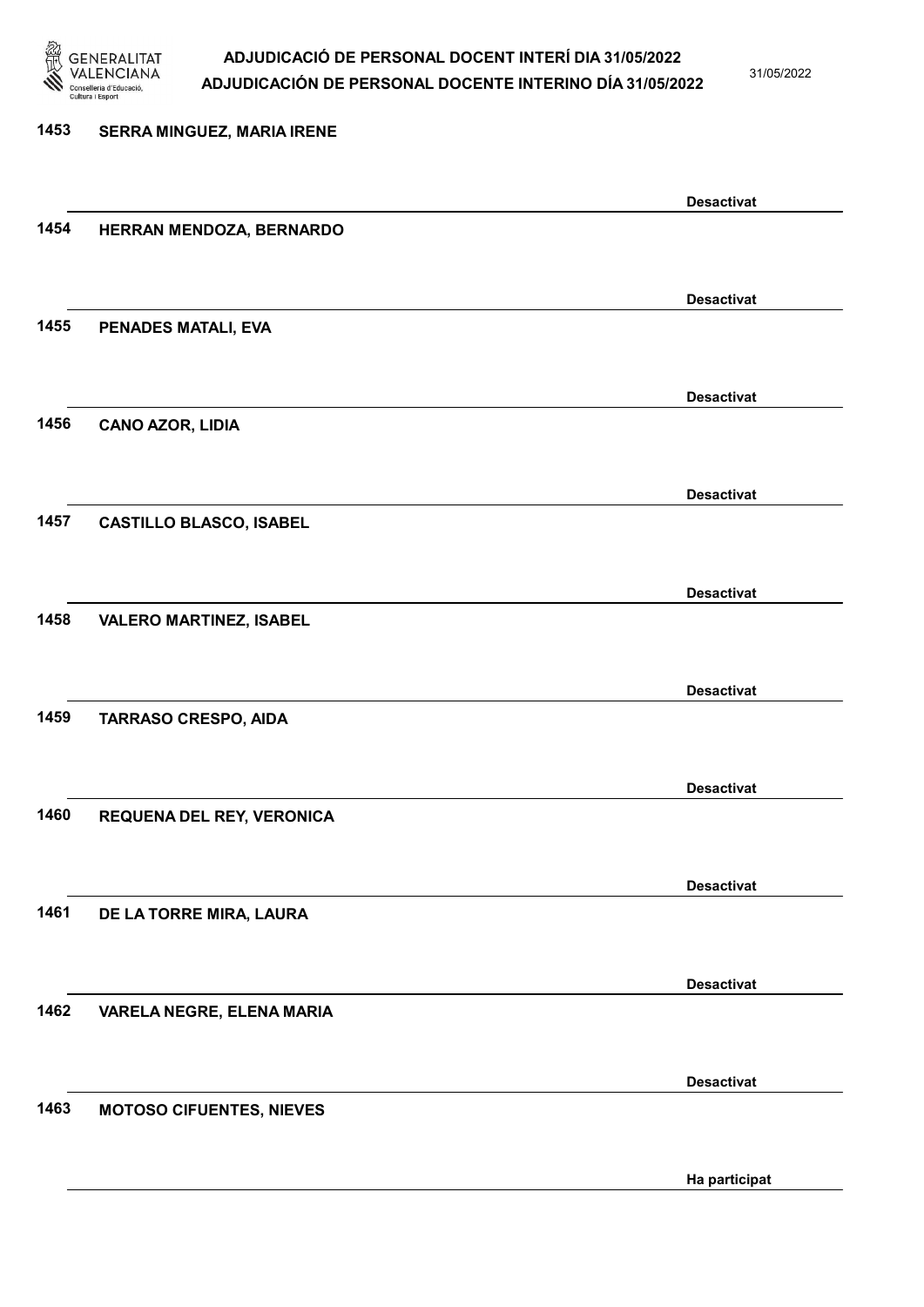1453 SERRA MINGUEZ, MARIA IRENE

Desactivat

1454 HERRAN MENDOZA, BERNARDO

Desactivat

1455 PENADES MATALI, EVA

Desactivat

1456 CANO AZOR, LIDIA

Desactivat

1457 CASTILLO BLASCO, ISABEL

Desactivat

1458 VALERO MARTINEZ, ISABEL

Desactivat

1459 TARRASO CRESPO, AIDA

Desactivat

1460 REQUENA DEL REY, VERONICA

Desactivat

1461 DE LA TORRE MIRA, LAURA

Desactivat

1462 VARELA NEGRE, ELENA MARIA

Desactivat

1463 MOTOSO CIFUENTES, NIEVES

Ha participat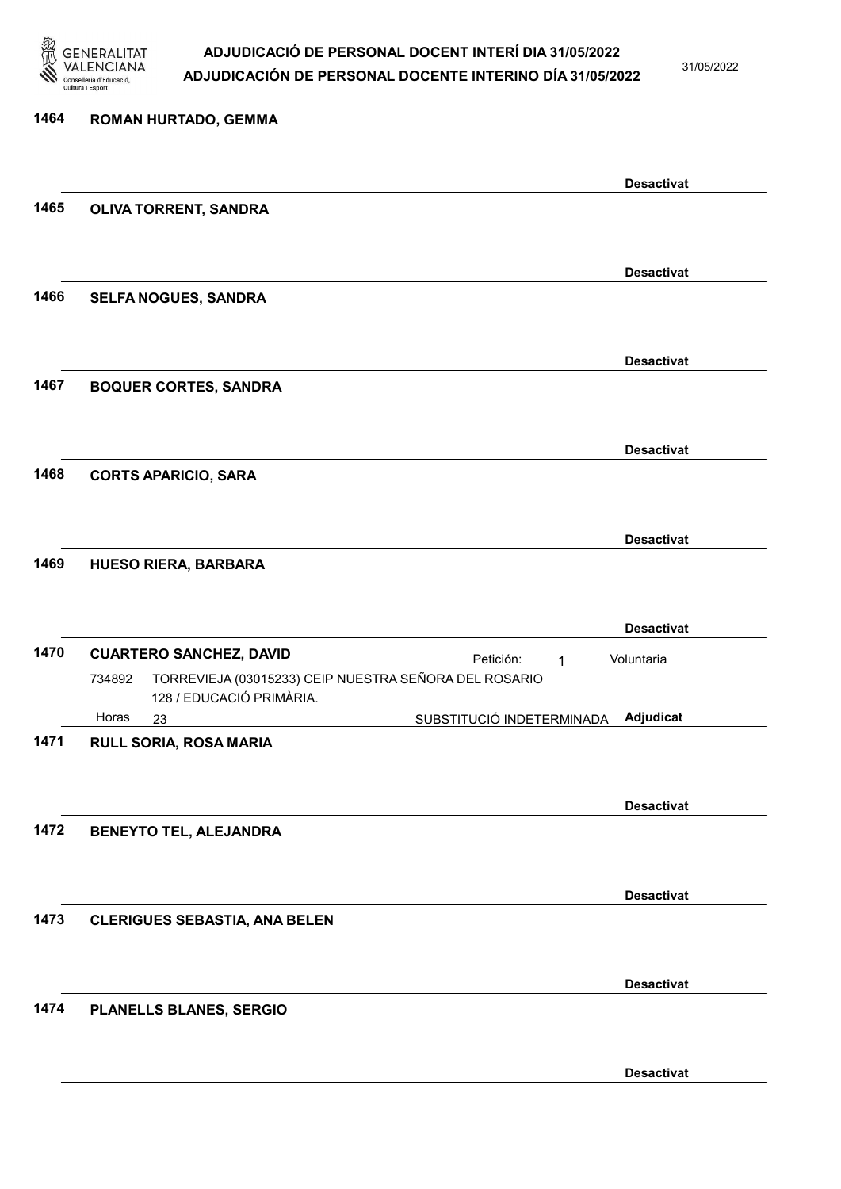1464 **ROMAN HURTADO, GEMMA**

**Desactivat**

1465 **OLIVA TORRENT, SANDRA**

**Desactivat**

1466 **SELFA NOGUES, SANDRA**

**Desactivat**

1467 **BOQUER CORTES, SANDRA**

**Desactivat**

1468 **CORTS APARICIO, SARA**

**Desactivat**

1469 **HUESO RIERA, BARBARA**

**Desactivat**

1470 **CUARTERO SANCHEZ, DAVID** Petición: 1 Voluntaria

734892 TORREVIEJA (03015233) CEIP NUESTRA SEÑORA DEL ROSARIO 128 / EDUCACIÓ PRIMÀRIA.

Horas 23 SUBSTITUCIÓ INDETERMINADA **Adjudicat**

1471 **RULL SORIA, ROSA MARIA**

**Desactivat**

1472 **BENEYTO TEL, ALEJANDRA**

**Desactivat**

1473 **CLERIGUES SEBASTIA, ANA BELEN**

**Desactivat**

1474 **PLANELLS BLANES, SERGIO**

**Desactivat**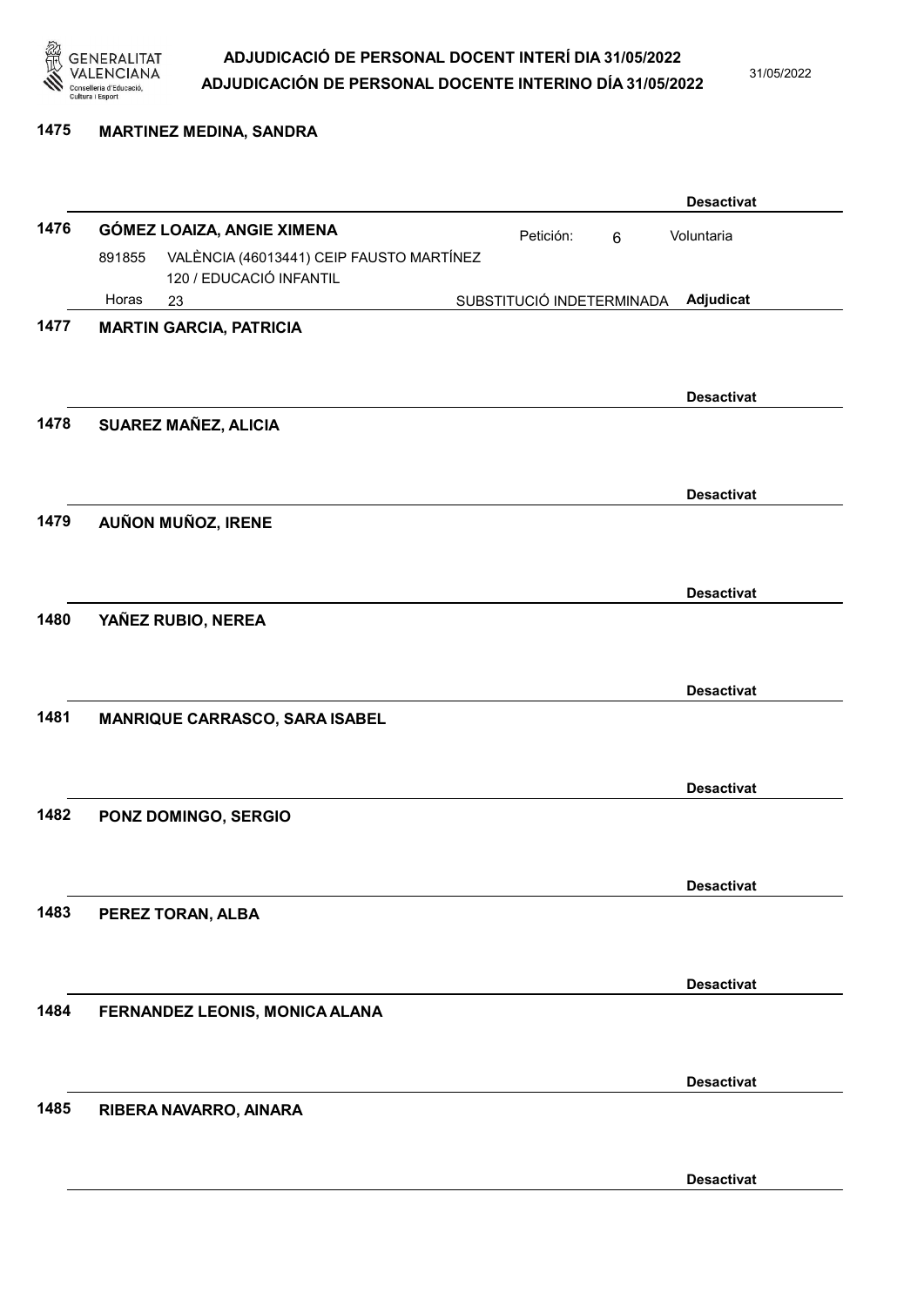**1475 MARTINEZ MEDINA, SANDRA**

**Desactivat**

**1476 GÓMEZ LOAIZA, ANGIE XIMENA** — Petición: 6 — Voluntaria

891855 VALÈNCIA (46013441) CEIP FAUSTO MARTÍNEZ
120 / EDUCACIÓ INFANTIL
Horas 23 — SUBSTITUCIÓ INDETERMINADA — **Adjudicat**

**1477 MARTIN GARCIA, PATRICIA**

**Desactivat**

**1478 SUAREZ MAÑEZ, ALICIA**

**Desactivat**

**1479 AUÑON MUÑOZ, IRENE**

**Desactivat**

**1480 YAÑEZ RUBIO, NEREA**

**Desactivat**

**1481 MANRIQUE CARRASCO, SARA ISABEL**

**Desactivat**

**1482 PONZ DOMINGO, SERGIO**

**Desactivat**

**1483 PEREZ TORAN, ALBA**

**Desactivat**

**1484 FERNANDEZ LEONIS, MONICA ALANA**

**Desactivat**

**1485 RIBERA NAVARRO, AINARA**

**Desactivat**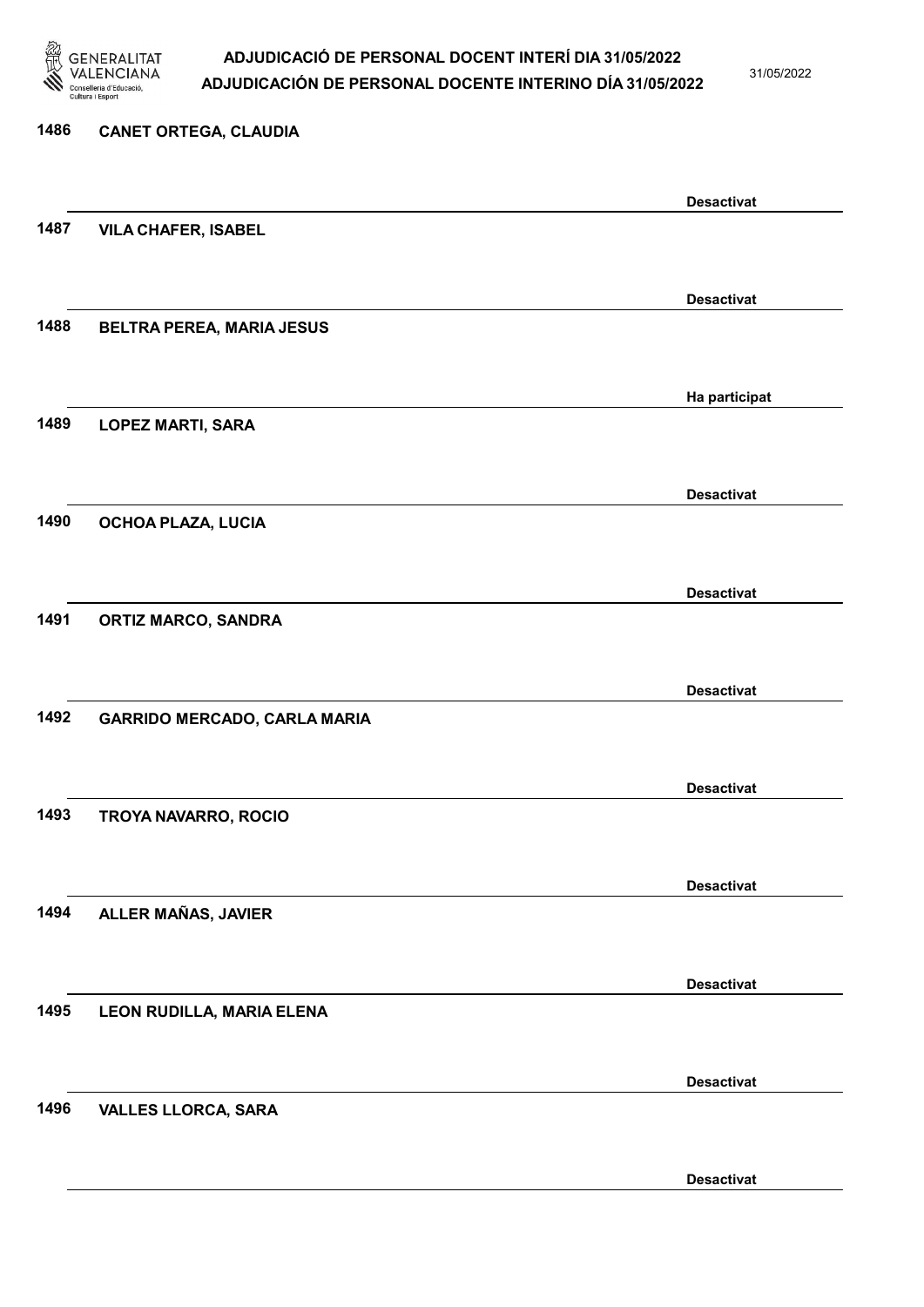| | | |
|---|---|---|
| 1486 | CANET ORTEGA, CLAUDIA | Desactivat |
| 1487 | VILA CHAFER, ISABEL | Desactivat |
| 1488 | BELTRA PEREA, MARIA JESUS | Ha participat |
| 1489 | LOPEZ MARTI, SARA | Desactivat |
| 1490 | OCHOA PLAZA, LUCIA | Desactivat |
| 1491 | ORTIZ MARCO, SANDRA | Desactivat |
| 1492 | GARRIDO MERCADO, CARLA MARIA | Desactivat |
| 1493 | TROYA NAVARRO, ROCIO | Desactivat |
| 1494 | ALLER MAÑAS, JAVIER | Desactivat |
| 1495 | LEON RUDILLA, MARIA ELENA | Desactivat |
| 1496 | VALLES LLORCA, SARA | Desactivat |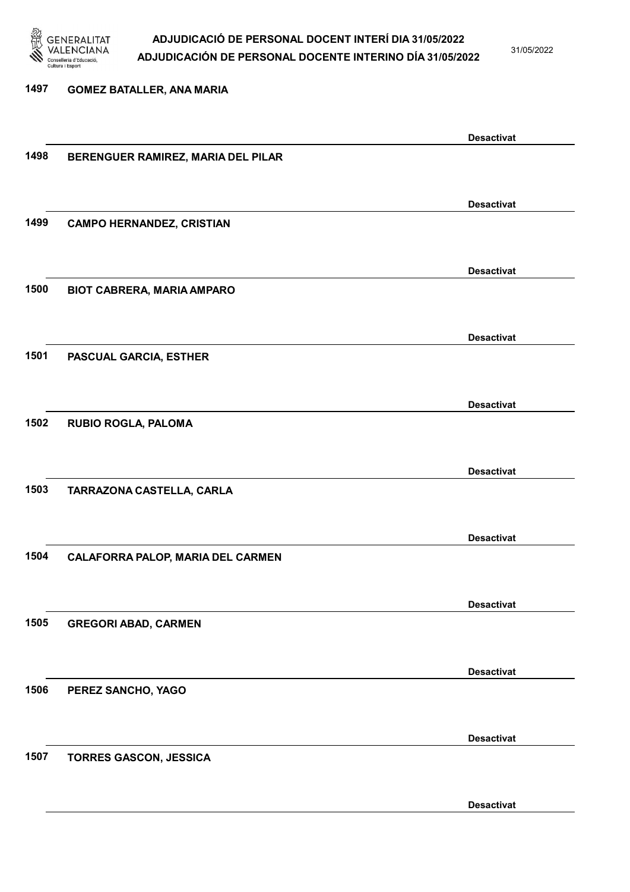1497 GOMEZ BATALLER, ANA MARIA

Desactivat

1498 BERENGUER RAMIREZ, MARIA DEL PILAR

Desactivat

1499 CAMPO HERNANDEZ, CRISTIAN

Desactivat

1500 BIOT CABRERA, MARIA AMPARO

Desactivat

1501 PASCUAL GARCIA, ESTHER

Desactivat

1502 RUBIO ROGLA, PALOMA

Desactivat

1503 TARRAZONA CASTELLA, CARLA

Desactivat

1504 CALAFORRA PALOP, MARIA DEL CARMEN

Desactivat

1505 GREGORI ABAD, CARMEN

Desactivat

1506 PEREZ SANCHO, YAGO

Desactivat

1507 TORRES GASCON, JESSICA

Desactivat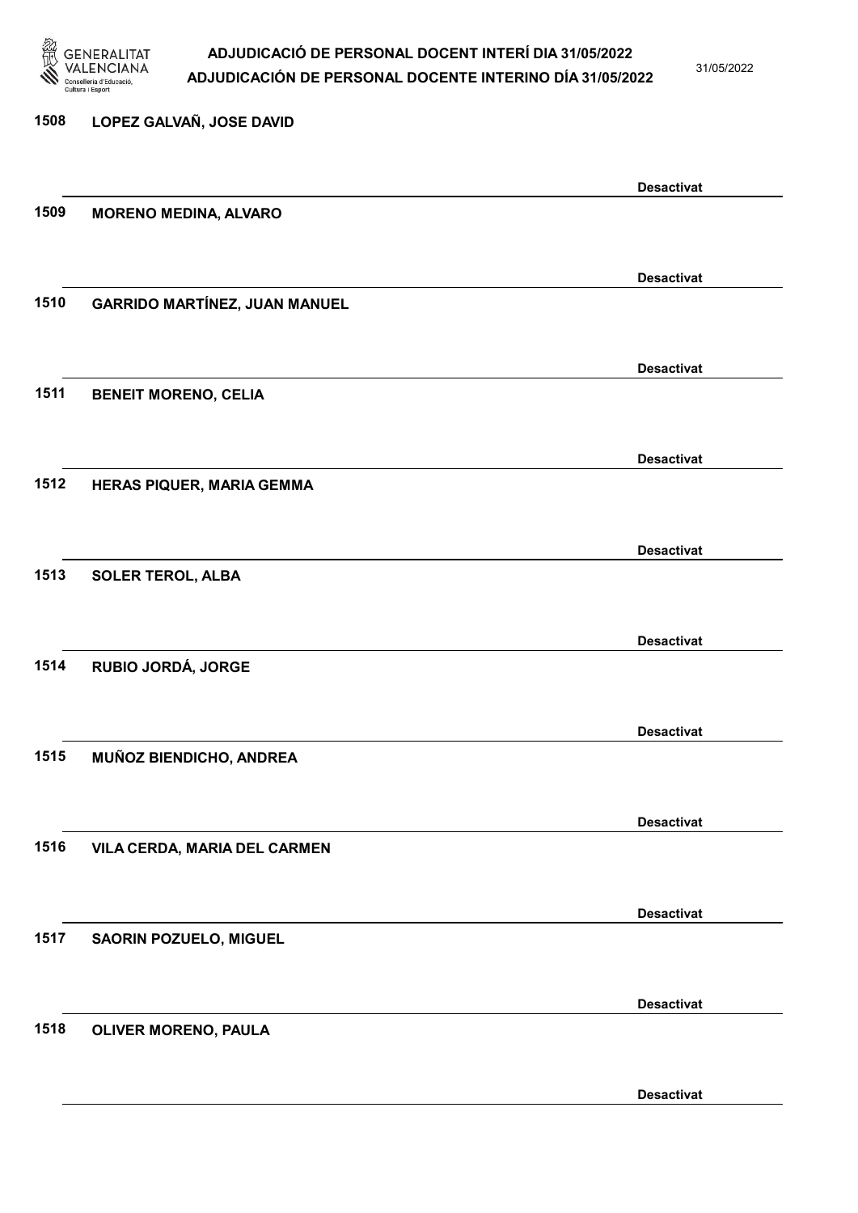1508 LOPEZ GALVAÑ, JOSE DAVID

Desactivat

1509 MORENO MEDINA, ALVARO

Desactivat

1510 GARRIDO MARTÍNEZ, JUAN MANUEL

Desactivat

1511 BENEIT MORENO, CELIA

Desactivat

1512 HERAS PIQUER, MARIA GEMMA

Desactivat

1513 SOLER TEROL, ALBA

Desactivat

1514 RUBIO JORDÁ, JORGE

Desactivat

1515 MUÑOZ BIENDICHO, ANDREA

Desactivat

1516 VILA CERDA, MARIA DEL CARMEN

Desactivat

1517 SAORIN POZUELO, MIGUEL

Desactivat

1518 OLIVER MORENO, PAULA

Desactivat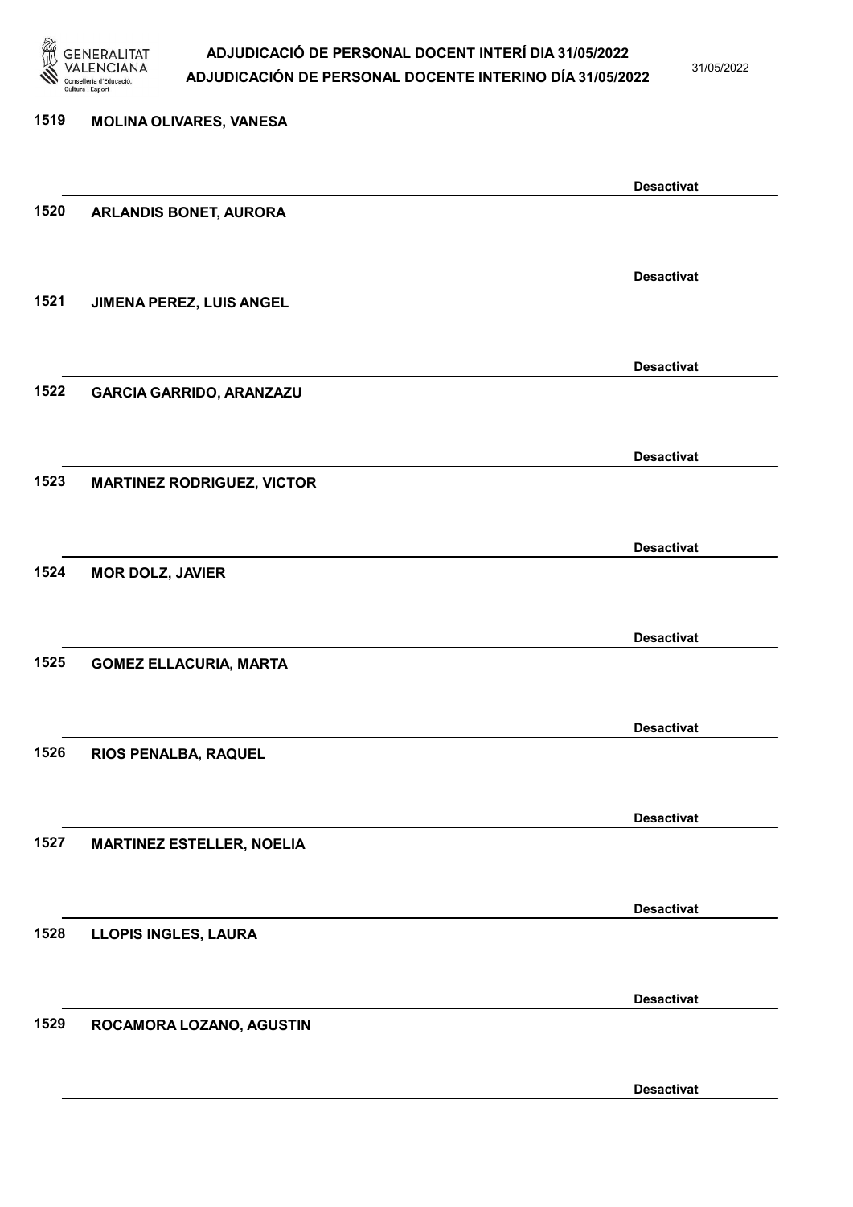1519 MOLINA OLIVARES, VANESA

Desactivat

1520 ARLANDIS BONET, AURORA

Desactivat

1521 JIMENA PEREZ, LUIS ANGEL

Desactivat

1522 GARCIA GARRIDO, ARANZAZU

Desactivat

1523 MARTINEZ RODRIGUEZ, VICTOR

Desactivat

1524 MOR DOLZ, JAVIER

Desactivat

1525 GOMEZ ELLACURIA, MARTA

Desactivat

1526 RIOS PENALBA, RAQUEL

Desactivat

1527 MARTINEZ ESTELLER, NOELIA

Desactivat

1528 LLOPIS INGLES, LAURA

Desactivat

1529 ROCAMORA LOZANO, AGUSTIN

Desactivat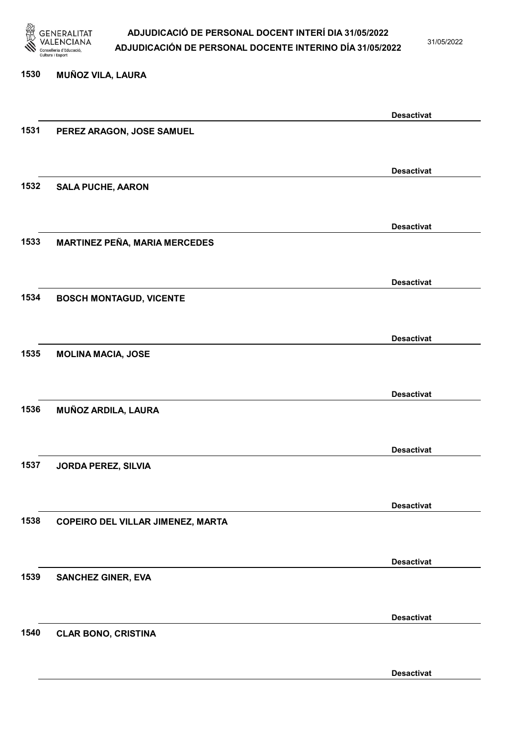1530 **MUÑOZ VILA, LAURA**

**Desactivat**

1531 **PEREZ ARAGON, JOSE SAMUEL**

**Desactivat**

1532 **SALA PUCHE, AARON**

**Desactivat**

1533 **MARTINEZ PEÑA, MARIA MERCEDES**

**Desactivat**

1534 **BOSCH MONTAGUD, VICENTE**

**Desactivat**

1535 **MOLINA MACIA, JOSE**

**Desactivat**

1536 **MUÑOZ ARDILA, LAURA**

**Desactivat**

1537 **JORDA PEREZ, SILVIA**

**Desactivat**

1538 **COPEIRO DEL VILLAR JIMENEZ, MARTA**

**Desactivat**

1539 **SANCHEZ GINER, EVA**

**Desactivat**

1540 **CLAR BONO, CRISTINA**

**Desactivat**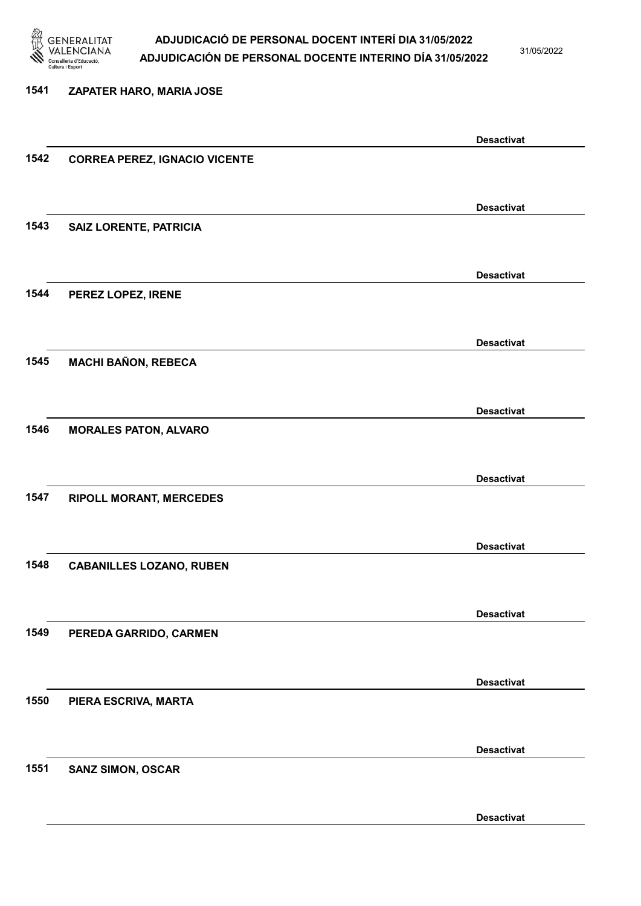1541 ZAPATER HARO, MARIA JOSE

Desactivat

1542 CORREA PEREZ, IGNACIO VICENTE

Desactivat

1543 SAIZ LORENTE, PATRICIA

Desactivat

1544 PEREZ LOPEZ, IRENE

Desactivat

1545 MACHI BAÑON, REBECA

Desactivat

1546 MORALES PATON, ALVARO

Desactivat

1547 RIPOLL MORANT, MERCEDES

Desactivat

1548 CABANILLES LOZANO, RUBEN

Desactivat

1549 PEREDA GARRIDO, CARMEN

Desactivat

1550 PIERA ESCRIVA, MARTA

Desactivat

1551 SANZ SIMON, OSCAR

Desactivat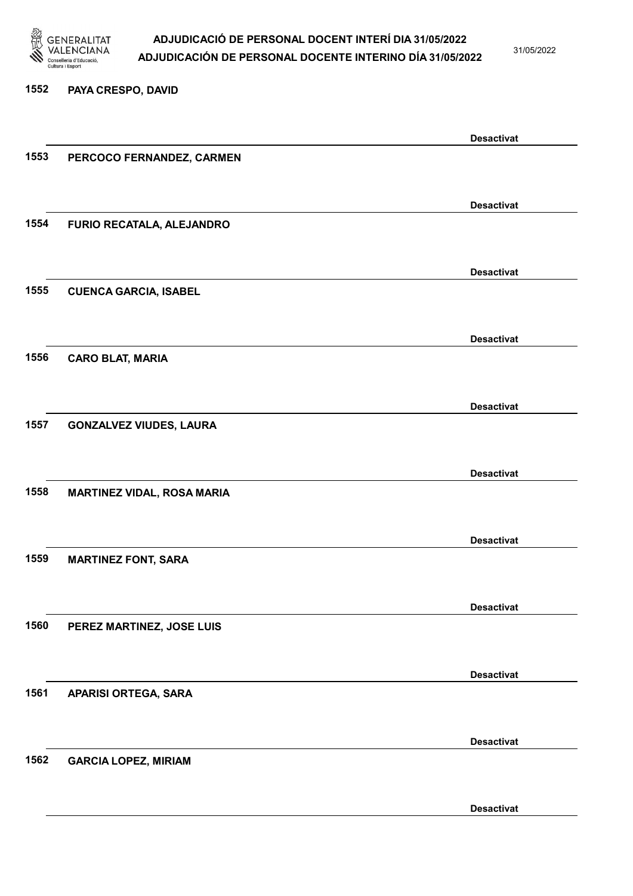1552 PAYA CRESPO, DAVID

Desactivat

1553 PERCOCO FERNANDEZ, CARMEN

Desactivat

1554 FURIO RECATALA, ALEJANDRO

Desactivat

1555 CUENCA GARCIA, ISABEL

Desactivat

1556 CARO BLAT, MARIA

Desactivat

1557 GONZALVEZ VIUDES, LAURA

Desactivat

1558 MARTINEZ VIDAL, ROSA MARIA

Desactivat

1559 MARTINEZ FONT, SARA

Desactivat

1560 PEREZ MARTINEZ, JOSE LUIS

Desactivat

1561 APARISI ORTEGA, SARA

Desactivat

1562 GARCIA LOPEZ, MIRIAM

Desactivat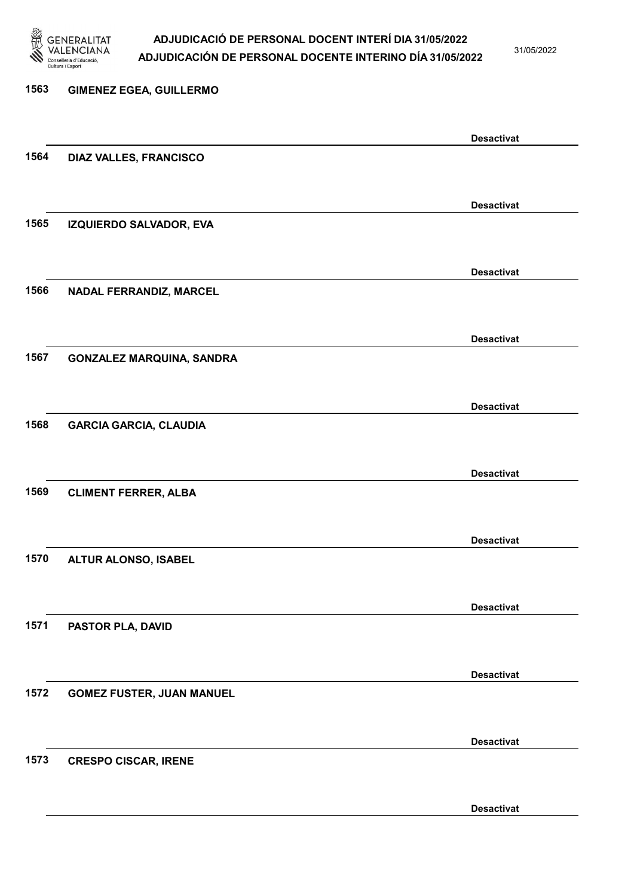1563 GIMENEZ EGEA, GUILLERMO

Desactivat

1564 DIAZ VALLES, FRANCISCO

Desactivat

1565 IZQUIERDO SALVADOR, EVA

Desactivat

1566 NADAL FERRANDIZ, MARCEL

Desactivat

1567 GONZALEZ MARQUINA, SANDRA

Desactivat

1568 GARCIA GARCIA, CLAUDIA

Desactivat

1569 CLIMENT FERRER, ALBA

Desactivat

1570 ALTUR ALONSO, ISABEL

Desactivat

1571 PASTOR PLA, DAVID

Desactivat

1572 GOMEZ FUSTER, JUAN MANUEL

Desactivat

1573 CRESPO CISCAR, IRENE

Desactivat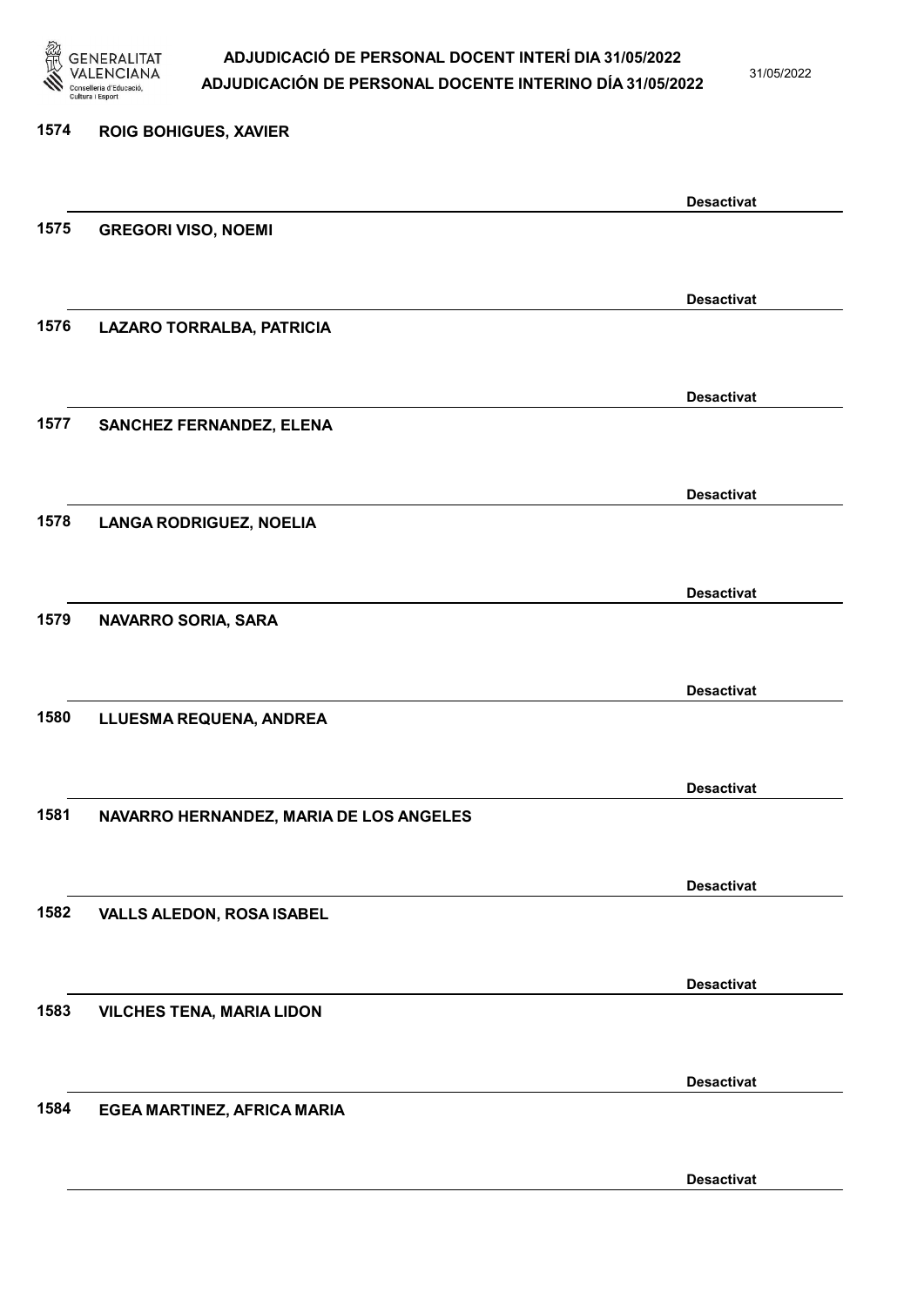1574 ROIG BOHIGUES, XAVIER

Desactivat

1575 GREGORI VISO, NOEMI

Desactivat

1576 LAZARO TORRALBA, PATRICIA

Desactivat

1577 SANCHEZ FERNANDEZ, ELENA

Desactivat

1578 LANGA RODRIGUEZ, NOELIA

Desactivat

1579 NAVARRO SORIA, SARA

Desactivat

1580 LLUESMA REQUENA, ANDREA

Desactivat

1581 NAVARRO HERNANDEZ, MARIA DE LOS ANGELES

Desactivat

1582 VALLS ALEDON, ROSA ISABEL

Desactivat

1583 VILCHES TENA, MARIA LIDON

Desactivat

1584 EGEA MARTINEZ, AFRICA MARIA

Desactivat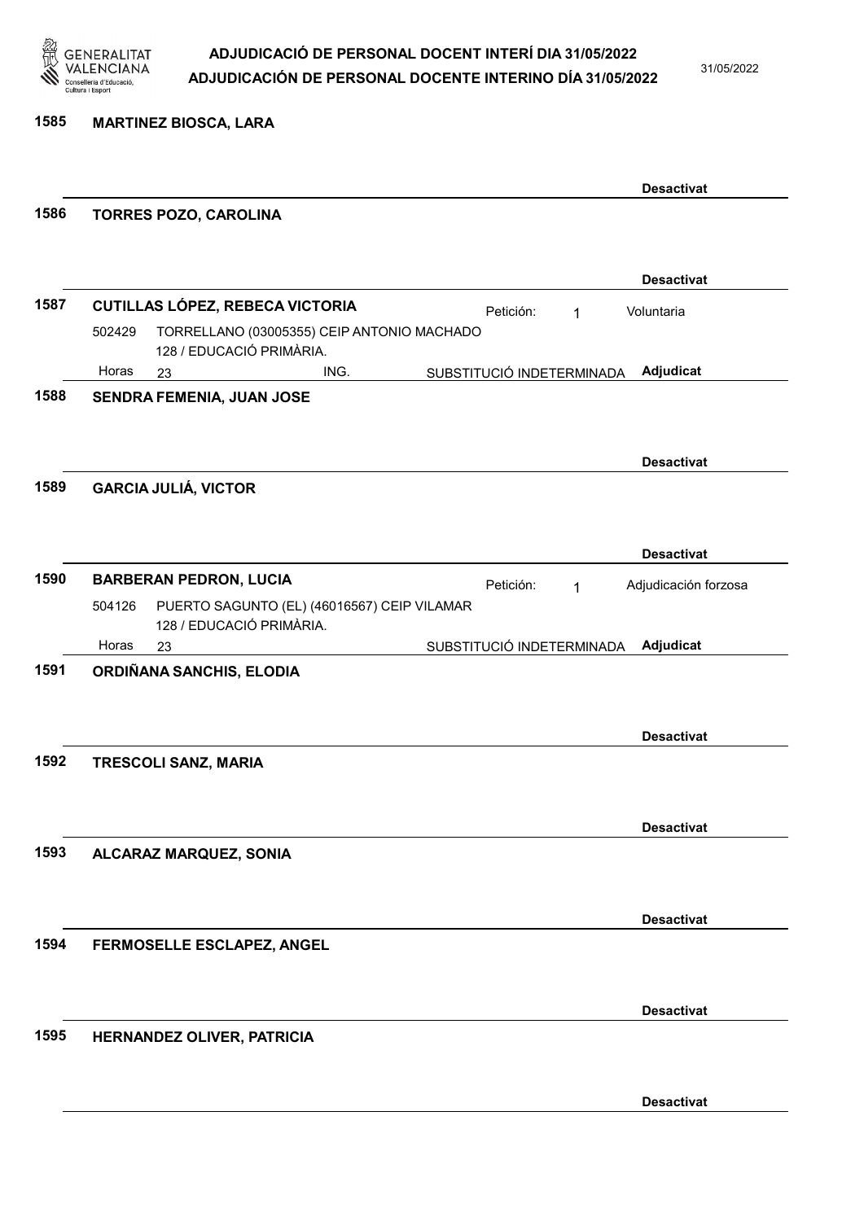1585 **MARTINEZ BIOSCA, LARA**

**Desactivat**

1586 **TORRES POZO, CAROLINA**

**Desactivat**

1587 **CUTILLAS LÓPEZ, REBECA VICTORIA** Petición: 1 Voluntaria

502429 TORRELLANO (03005355) CEIP ANTONIO MACHADO
128 / EDUCACIÓ PRIMÀRIA.

Horas 23 ING. SUBSTITUCIÓ INDETERMINADA **Adjudicat**

1588 **SENDRA FEMENIA, JUAN JOSE**

**Desactivat**

1589 **GARCIA JULIÁ, VICTOR**

**Desactivat**

1590 **BARBERAN PEDRON, LUCIA** Petición: 1 Adjudicación forzosa

504126 PUERTO SAGUNTO (EL) (46016567) CEIP VILAMAR
128 / EDUCACIÓ PRIMÀRIA.

Horas 23 SUBSTITUCIÓ INDETERMINADA **Adjudicat**

1591 **ORDIÑANA SANCHIS, ELODIA**

**Desactivat**

1592 **TRESCOLI SANZ, MARIA**

**Desactivat**

1593 **ALCARAZ MARQUEZ, SONIA**

**Desactivat**

1594 **FERMOSELLE ESCLAPEZ, ANGEL**

**Desactivat**

1595 **HERNANDEZ OLIVER, PATRICIA**

**Desactivat**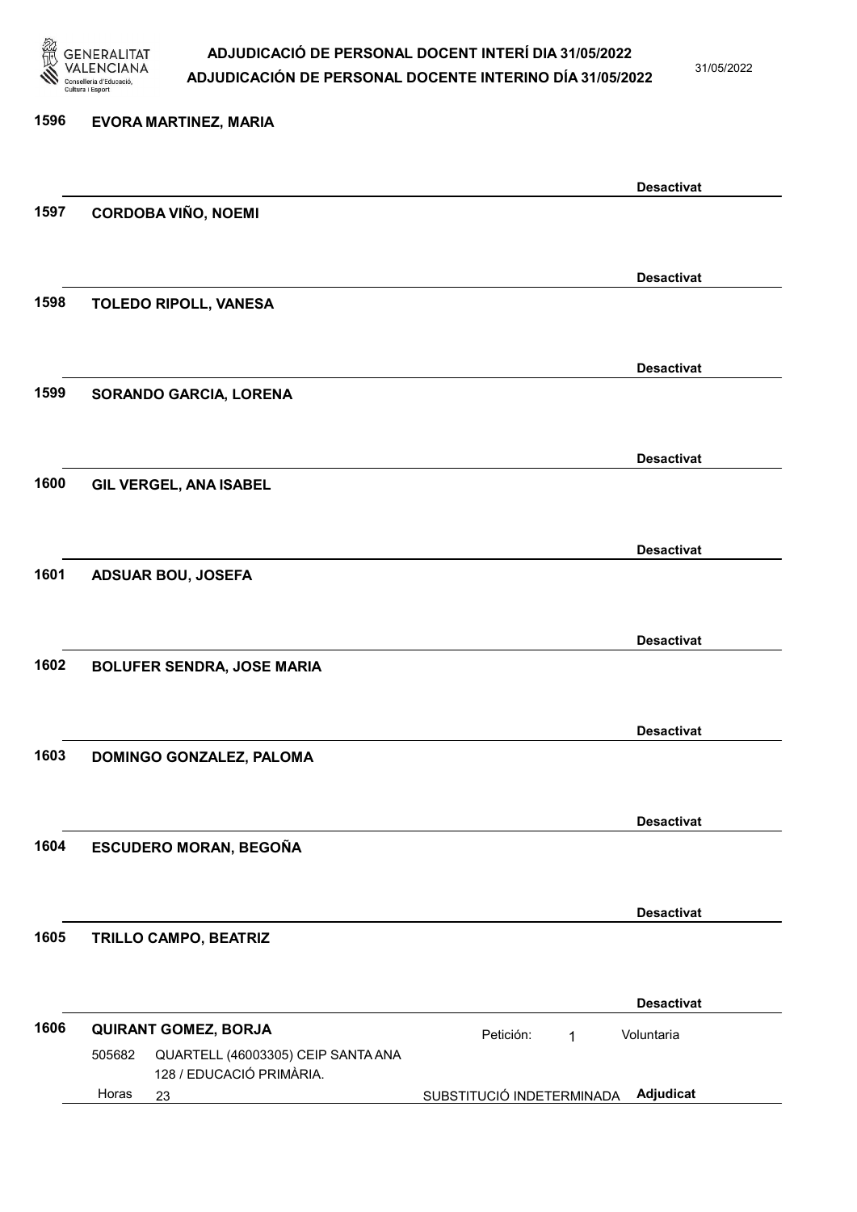1596 EVORA MARTINEZ, MARIA

Desactivat

1597 CORDOBA VIÑO, NOEMI

Desactivat

1598 TOLEDO RIPOLL, VANESA

Desactivat

1599 SORANDO GARCIA, LORENA

Desactivat

1600 GIL VERGEL, ANA ISABEL

Desactivat

1601 ADSUAR BOU, JOSEFA

Desactivat

1602 BOLUFER SENDRA, JOSE MARIA

Desactivat

1603 DOMINGO GONZALEZ, PALOMA

Desactivat

1604 ESCUDERO MORAN, BEGOÑA

Desactivat

1605 TRILLO CAMPO, BEATRIZ

Desactivat

1606 QUIRANT GOMEZ, BORJA — Petición: 1 — Voluntaria

505682 QUARTELL (46003305) CEIP SANTA ANA 128 / EDUCACIÓ PRIMÀRIA.

Horas 23 — SUBSTITUCIÓ INDETERMINADA — Adjudicat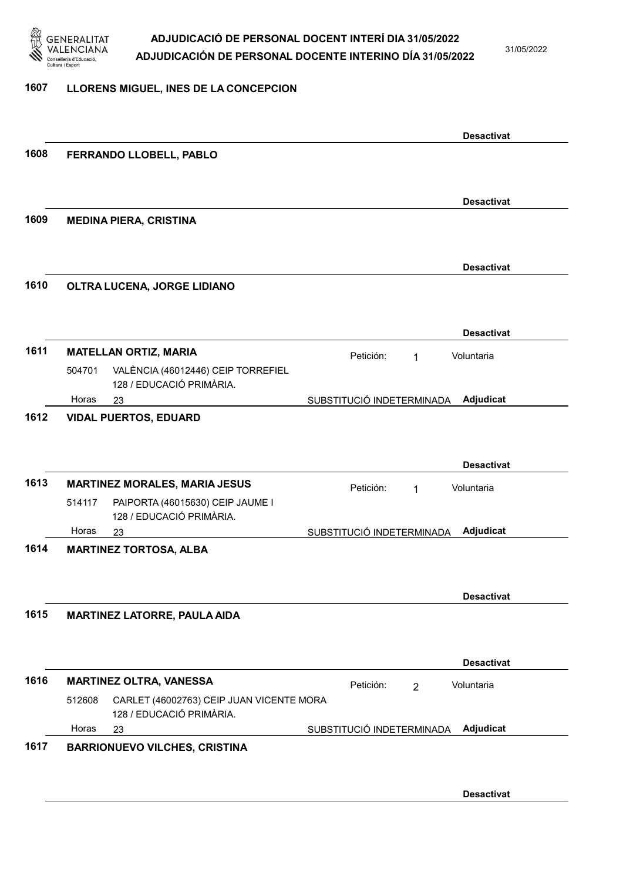**1607 LLORENS MIGUEL, INES DE LA CONCEPCION**

Desactivat

**1608 FERRANDO LLOBELL, PABLO**

Desactivat

**1609 MEDINA PIERA, CRISTINA**

Desactivat

**1610 OLTRA LUCENA, JORGE LIDIANO**

Desactivat

**1611 MATELLAN ORTIZ, MARIA** — Petición: 1 — Voluntaria

504701 VALÈNCIA (46012446) CEIP TORREFIEL
128 / EDUCACIÓ PRIMÀRIA.
Horas 23 — SUBSTITUCIÓ INDETERMINADA — **Adjudicat**

**1612 VIDAL PUERTOS, EDUARD**

Desactivat

**1613 MARTINEZ MORALES, MARIA JESUS** — Petición: 1 — Voluntaria

514117 PAIPORTA (46015630) CEIP JAUME I
128 / EDUCACIÓ PRIMÀRIA.
Horas 23 — SUBSTITUCIÓ INDETERMINADA — **Adjudicat**

**1614 MARTINEZ TORTOSA, ALBA**

Desactivat

**1615 MARTINEZ LATORRE, PAULA AIDA**

Desactivat

**1616 MARTINEZ OLTRA, VANESSA** — Petición: 2 — Voluntaria

512608 CARLET (46002763) CEIP JUAN VICENTE MORA
128 / EDUCACIÓ PRIMÀRIA.
Horas 23 — SUBSTITUCIÓ INDETERMINADA — **Adjudicat**

**1617 BARRIONUEVO VILCHES, CRISTINA**

Desactivat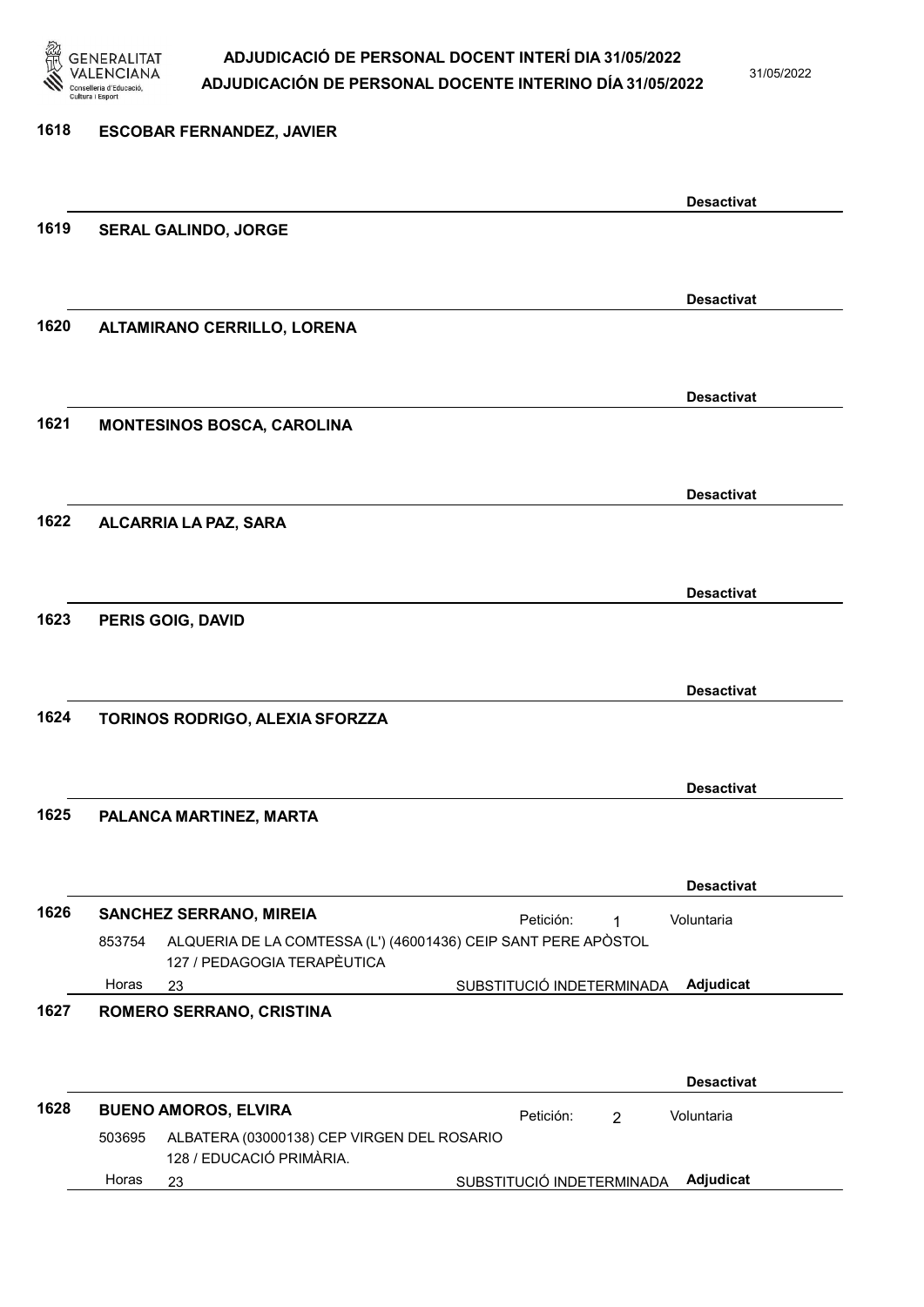**1618 ESCOBAR FERNANDEZ, JAVIER**

Desactivat

**1619 SERAL GALINDO, JORGE**

Desactivat

**1620 ALTAMIRANO CERRILLO, LORENA**

Desactivat

**1621 MONTESINOS BOSCA, CAROLINA**

Desactivat

**1622 ALCARRIA LA PAZ, SARA**

Desactivat

**1623 PERIS GOIG, DAVID**

Desactivat

**1624 TORINOS RODRIGO, ALEXIA SFORZZA**

Desactivat

**1625 PALANCA MARTINEZ, MARTA**

Desactivat

**1626 SANCHEZ SERRANO, MIREIA** — Petición: 1 — Voluntaria

853754 ALQUERIA DE LA COMTESSA (L') (46001436) CEIP SANT PERE APÒSTOL
127 / PEDAGOGIA TERAPÈUTICA
Horas 23 — SUBSTITUCIÓ INDETERMINADA — **Adjudicat**

**1627 ROMERO SERRANO, CRISTINA**

Desactivat

**1628 BUENO AMOROS, ELVIRA** — Petición: 2 — Voluntaria

503695 ALBATERA (03000138) CEP VIRGEN DEL ROSARIO
128 / EDUCACIÓ PRIMÀRIA.
Horas 23 — SUBSTITUCIÓ INDETERMINADA — **Adjudicat**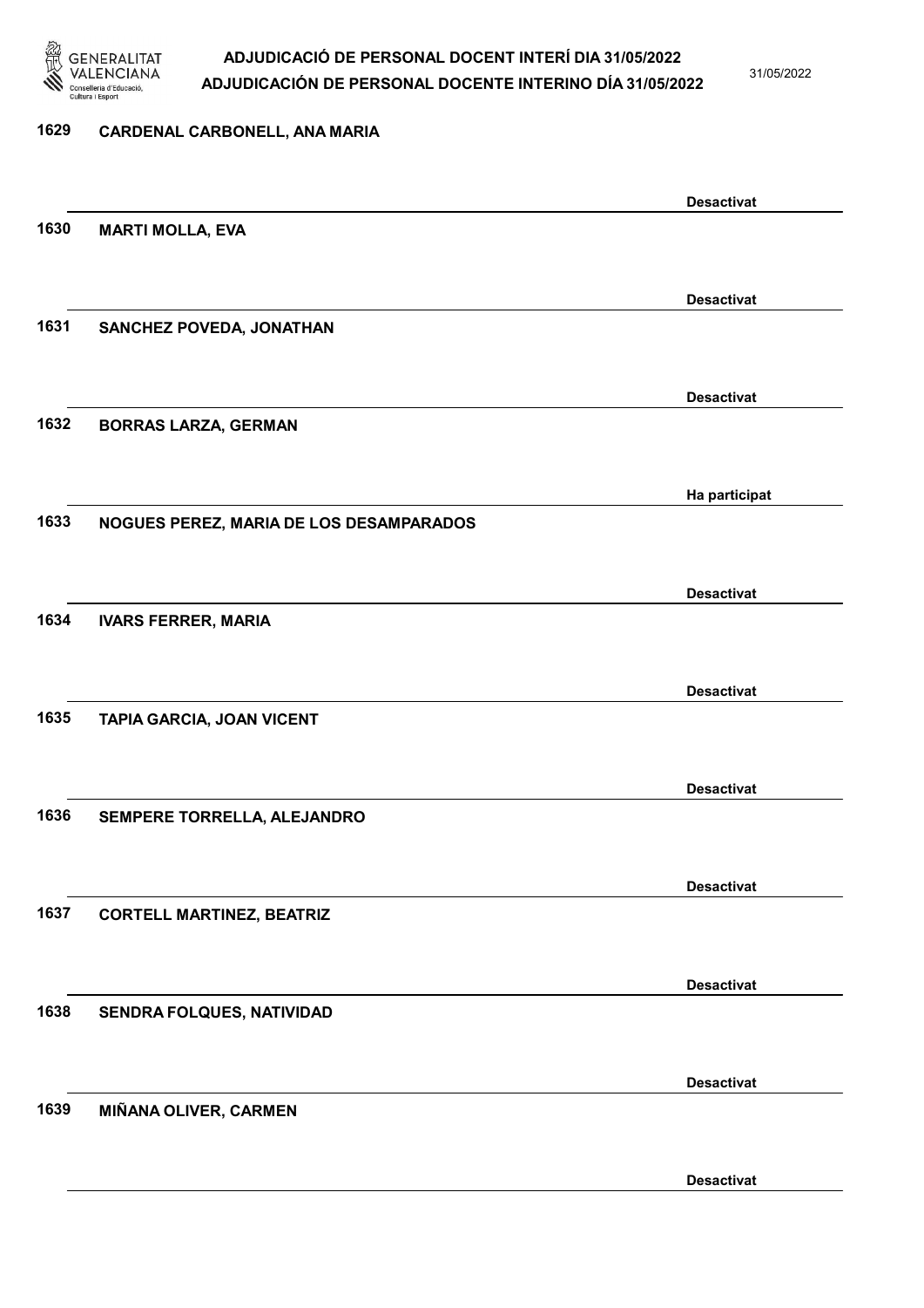1629 CARDENAL CARBONELL, ANA MARIA

Desactivat

1630 MARTI MOLLA, EVA

Desactivat

1631 SANCHEZ POVEDA, JONATHAN

Desactivat

1632 BORRAS LARZA, GERMAN

Ha participat

1633 NOGUES PEREZ, MARIA DE LOS DESAMPARADOS

Desactivat

1634 IVARS FERRER, MARIA

Desactivat

1635 TAPIA GARCIA, JOAN VICENT

Desactivat

1636 SEMPERE TORRELLA, ALEJANDRO

Desactivat

1637 CORTELL MARTINEZ, BEATRIZ

Desactivat

1638 SENDRA FOLQUES, NATIVIDAD

Desactivat

1639 MIÑANA OLIVER, CARMEN

Desactivat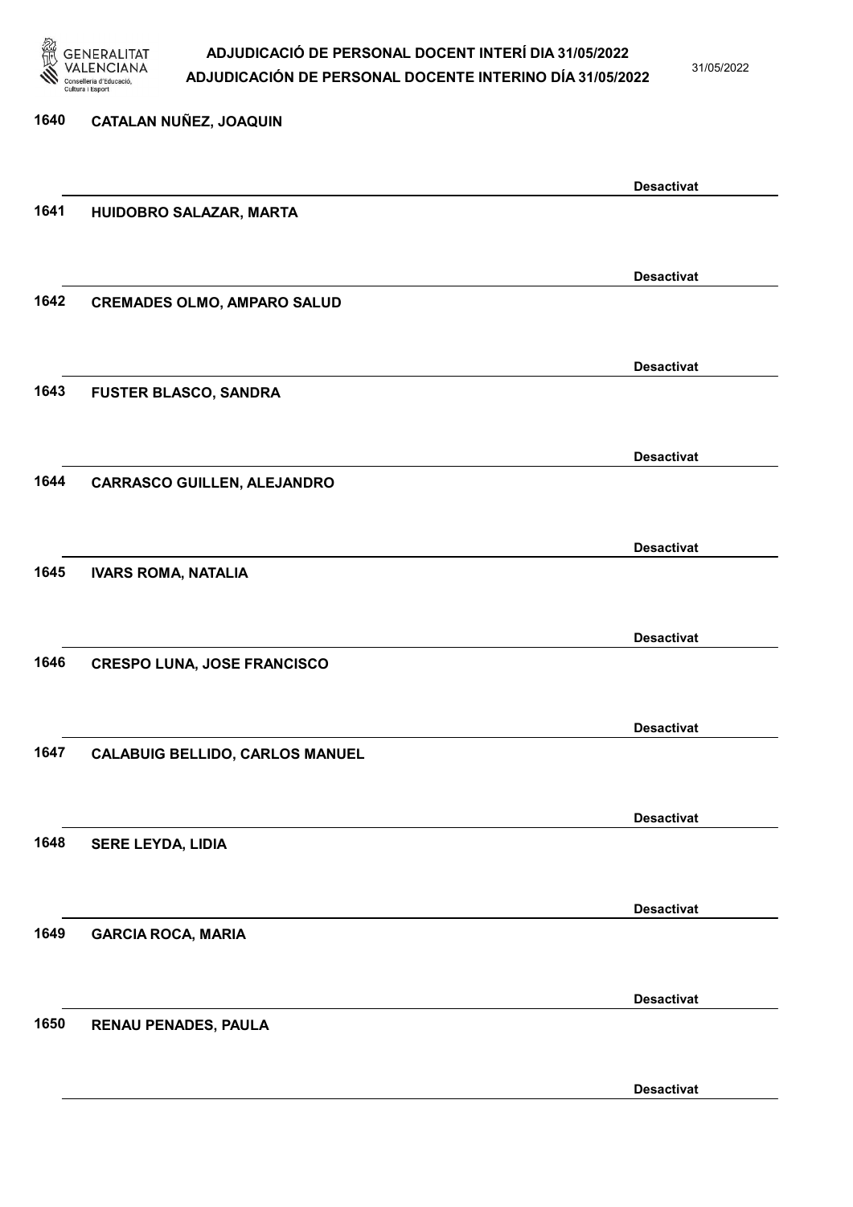1640 **CATALAN NUÑEZ, JOAQUIN**

**Desactivat**

1641 **HUIDOBRO SALAZAR, MARTA**

**Desactivat**

1642 **CREMADES OLMO, AMPARO SALUD**

**Desactivat**

1643 **FUSTER BLASCO, SANDRA**

**Desactivat**

1644 **CARRASCO GUILLEN, ALEJANDRO**

**Desactivat**

1645 **IVARS ROMA, NATALIA**

**Desactivat**

1646 **CRESPO LUNA, JOSE FRANCISCO**

**Desactivat**

1647 **CALABUIG BELLIDO, CARLOS MANUEL**

**Desactivat**

1648 **SERE LEYDA, LIDIA**

**Desactivat**

1649 **GARCIA ROCA, MARIA**

**Desactivat**

1650 **RENAU PENADES, PAULA**

**Desactivat**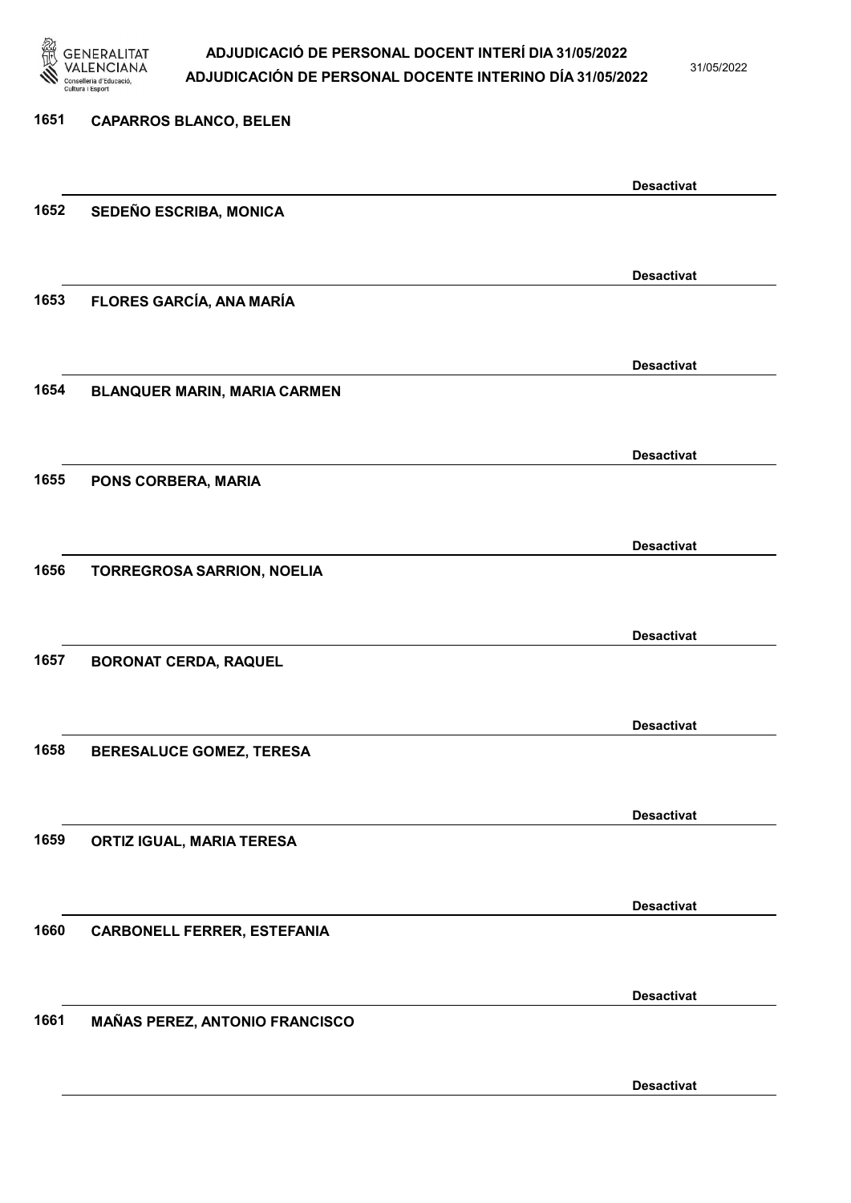1651 **CAPARROS BLANCO, BELEN**

**Desactivat**

1652 **SEDEÑO ESCRIBA, MONICA**

**Desactivat**

1653 **FLORES GARCÍA, ANA MARÍA**

**Desactivat**

1654 **BLANQUER MARIN, MARIA CARMEN**

**Desactivat**

1655 **PONS CORBERA, MARIA**

**Desactivat**

1656 **TORREGROSA SARRION, NOELIA**

**Desactivat**

1657 **BORONAT CERDA, RAQUEL**

**Desactivat**

1658 **BERESALUCE GOMEZ, TERESA**

**Desactivat**

1659 **ORTIZ IGUAL, MARIA TERESA**

**Desactivat**

1660 **CARBONELL FERRER, ESTEFANIA**

**Desactivat**

1661 **MAÑAS PEREZ, ANTONIO FRANCISCO**

**Desactivat**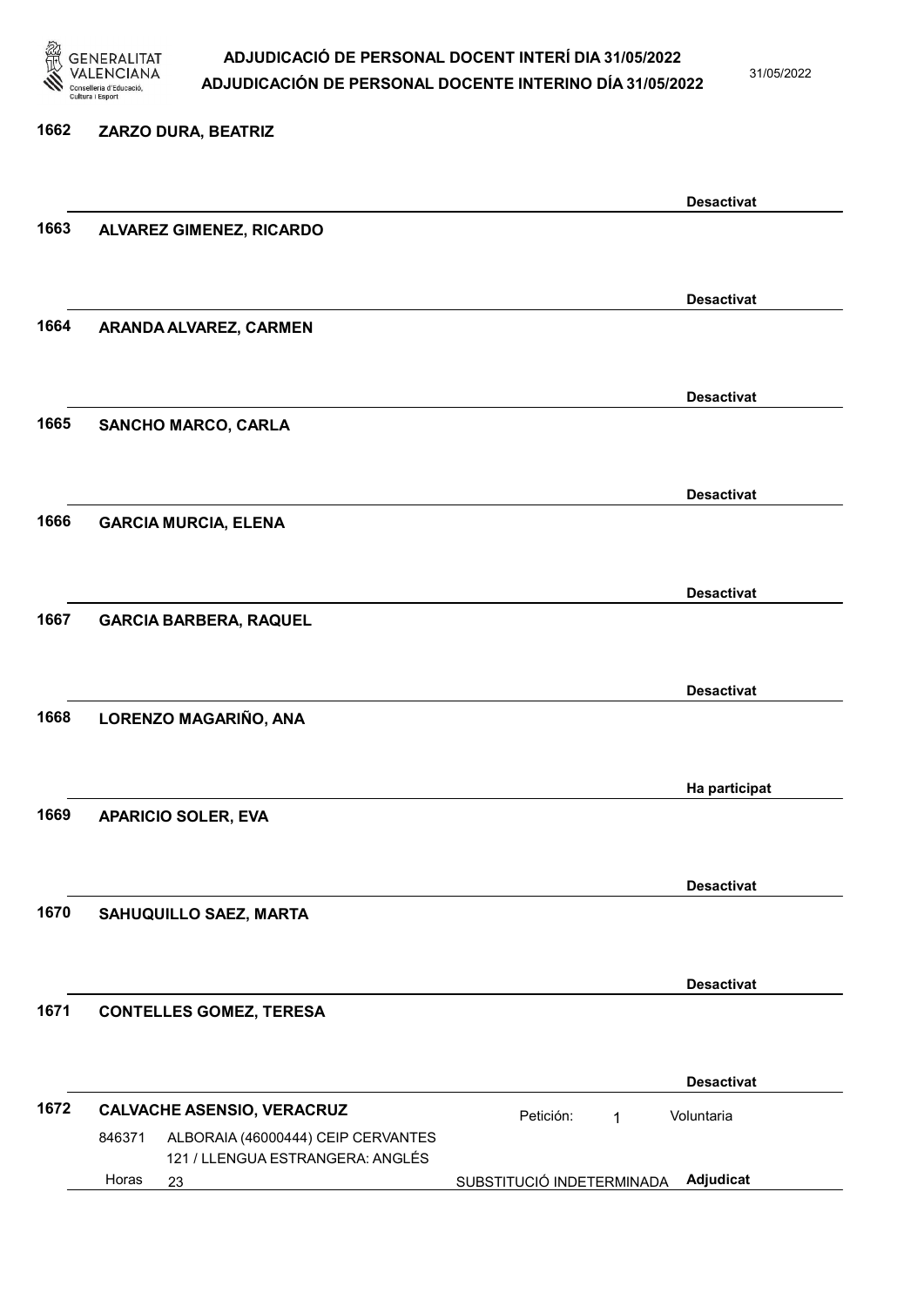1662 **ZARZO DURA, BEATRIZ**

**Desactivat**

1663 **ALVAREZ GIMENEZ, RICARDO**

**Desactivat**

1664 **ARANDA ALVAREZ, CARMEN**

**Desactivat**

1665 **SANCHO MARCO, CARLA**

**Desactivat**

1666 **GARCIA MURCIA, ELENA**

**Desactivat**

1667 **GARCIA BARBERA, RAQUEL**

**Desactivat**

1668 **LORENZO MAGARIÑO, ANA**

**Ha participat**

1669 **APARICIO SOLER, EVA**

**Desactivat**

1670 **SAHUQUILLO SAEZ, MARTA**

**Desactivat**

1671 **CONTELLES GOMEZ, TERESA**

**Desactivat**

1672 **CALVACHE ASENSIO, VERACRUZ** Petición: 1 Voluntaria

846371 ALBORAIA (46000444) CEIP CERVANTES
121 / LLENGUA ESTRANGERA: ANGLÉS
Horas 23 SUBSTITUCIÓ INDETERMINADA **Adjudicat**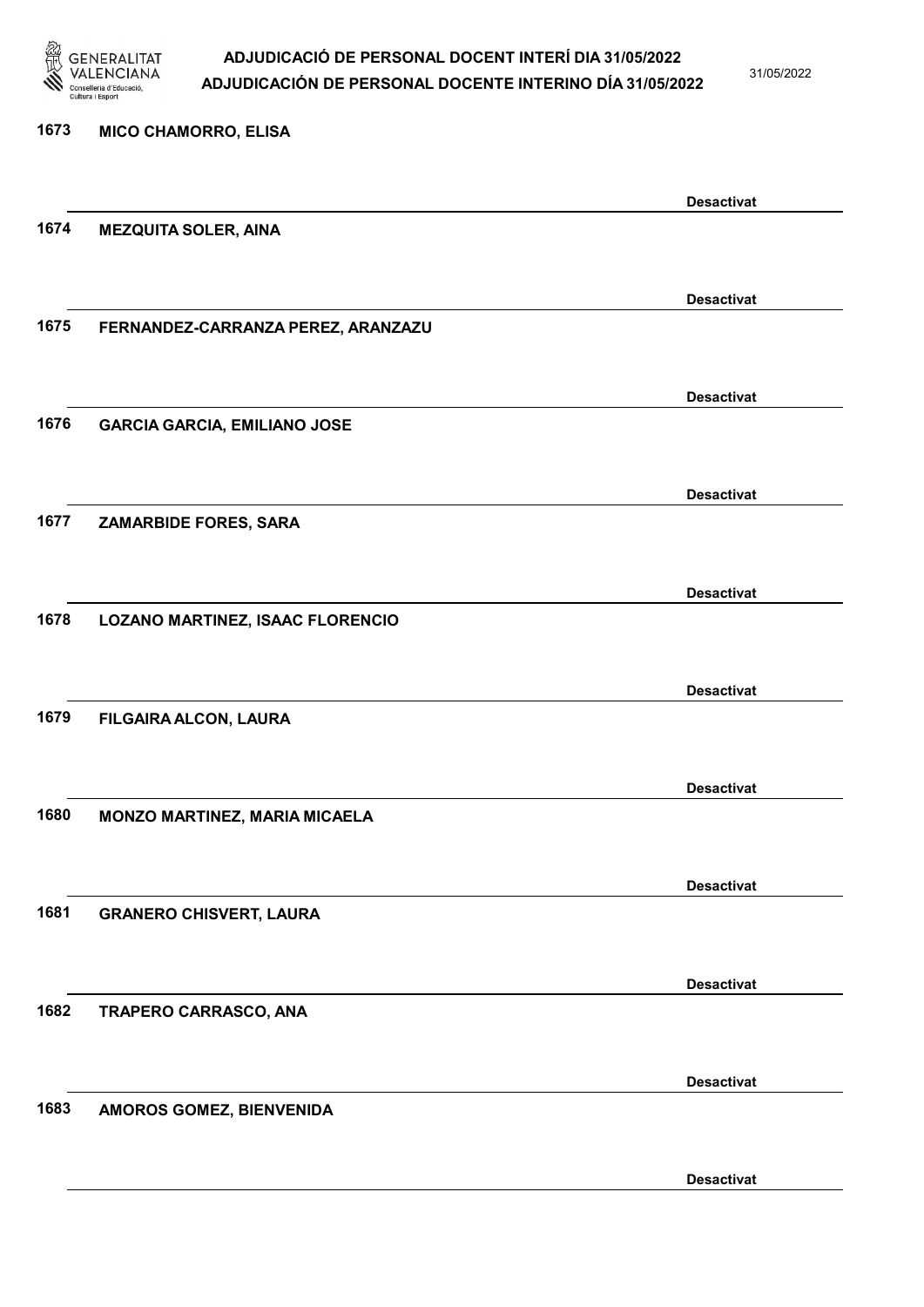| Núm. | Nom | Estat |
|---|---|---|
| 1673 | MICO CHAMORRO, ELISA | Desactivat |
| 1674 | MEZQUITA SOLER, AINA | Desactivat |
| 1675 | FERNANDEZ-CARRANZA PEREZ, ARANZAZU | Desactivat |
| 1676 | GARCIA GARCIA, EMILIANO JOSE | Desactivat |
| 1677 | ZAMARBIDE FORES, SARA | Desactivat |
| 1678 | LOZANO MARTINEZ, ISAAC FLORENCIO | Desactivat |
| 1679 | FILGAIRA ALCON, LAURA | Desactivat |
| 1680 | MONZO MARTINEZ, MARIA MICAELA | Desactivat |
| 1681 | GRANERO CHISVERT, LAURA | Desactivat |
| 1682 | TRAPERO CARRASCO, ANA | Desactivat |
| 1683 | AMOROS GOMEZ, BIENVENIDA | Desactivat |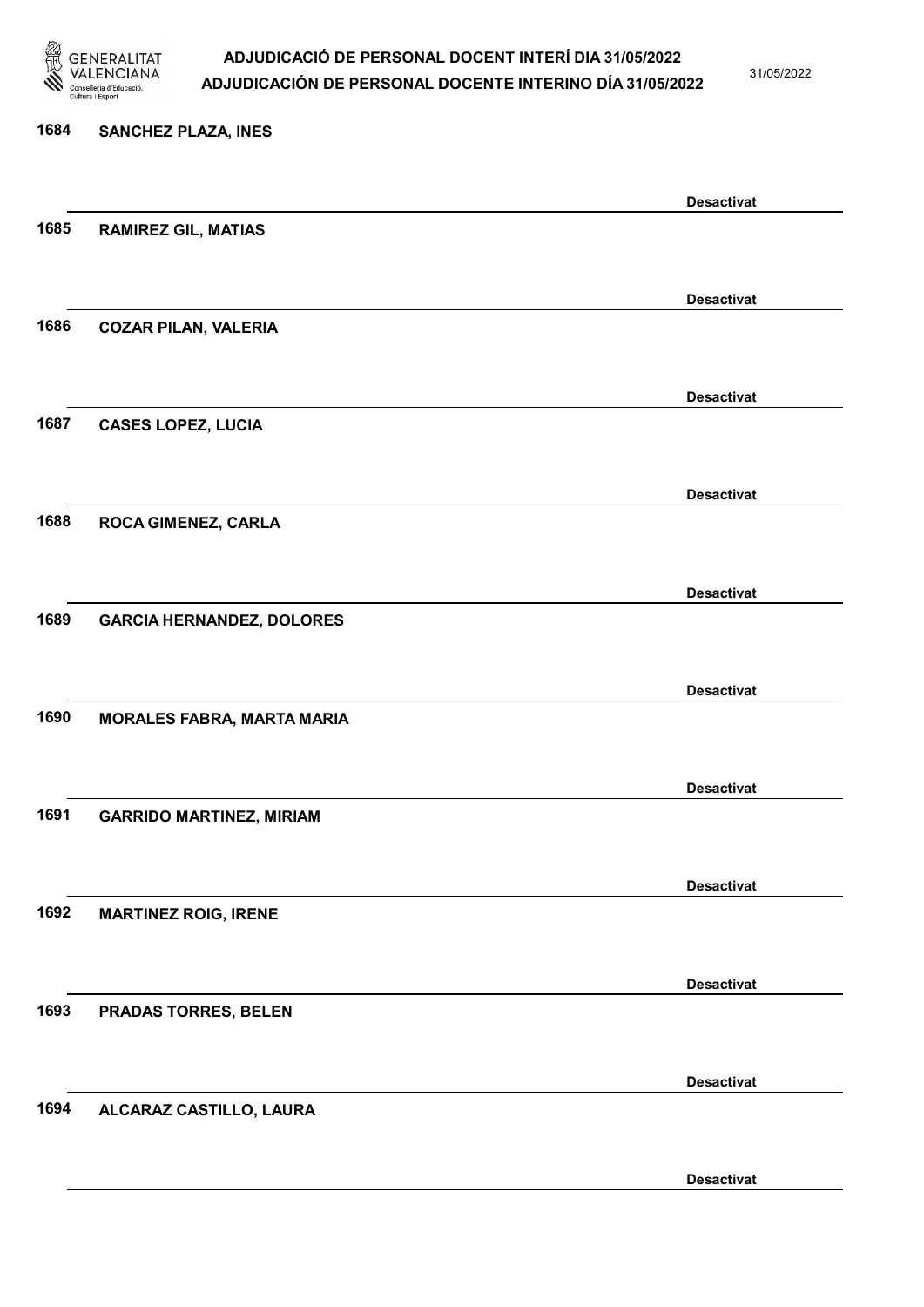1684 **SANCHEZ PLAZA, INES**

**Desactivat**

1685 **RAMIREZ GIL, MATIAS**

**Desactivat**

1686 **COZAR PILAN, VALERIA**

**Desactivat**

1687 **CASES LOPEZ, LUCIA**

**Desactivat**

1688 **ROCA GIMENEZ, CARLA**

**Desactivat**

1689 **GARCIA HERNANDEZ, DOLORES**

**Desactivat**

1690 **MORALES FABRA, MARTA MARIA**

**Desactivat**

1691 **GARRIDO MARTINEZ, MIRIAM**

**Desactivat**

1692 **MARTINEZ ROIG, IRENE**

**Desactivat**

1693 **PRADAS TORRES, BELEN**

**Desactivat**

1694 **ALCARAZ CASTILLO, LAURA**

**Desactivat**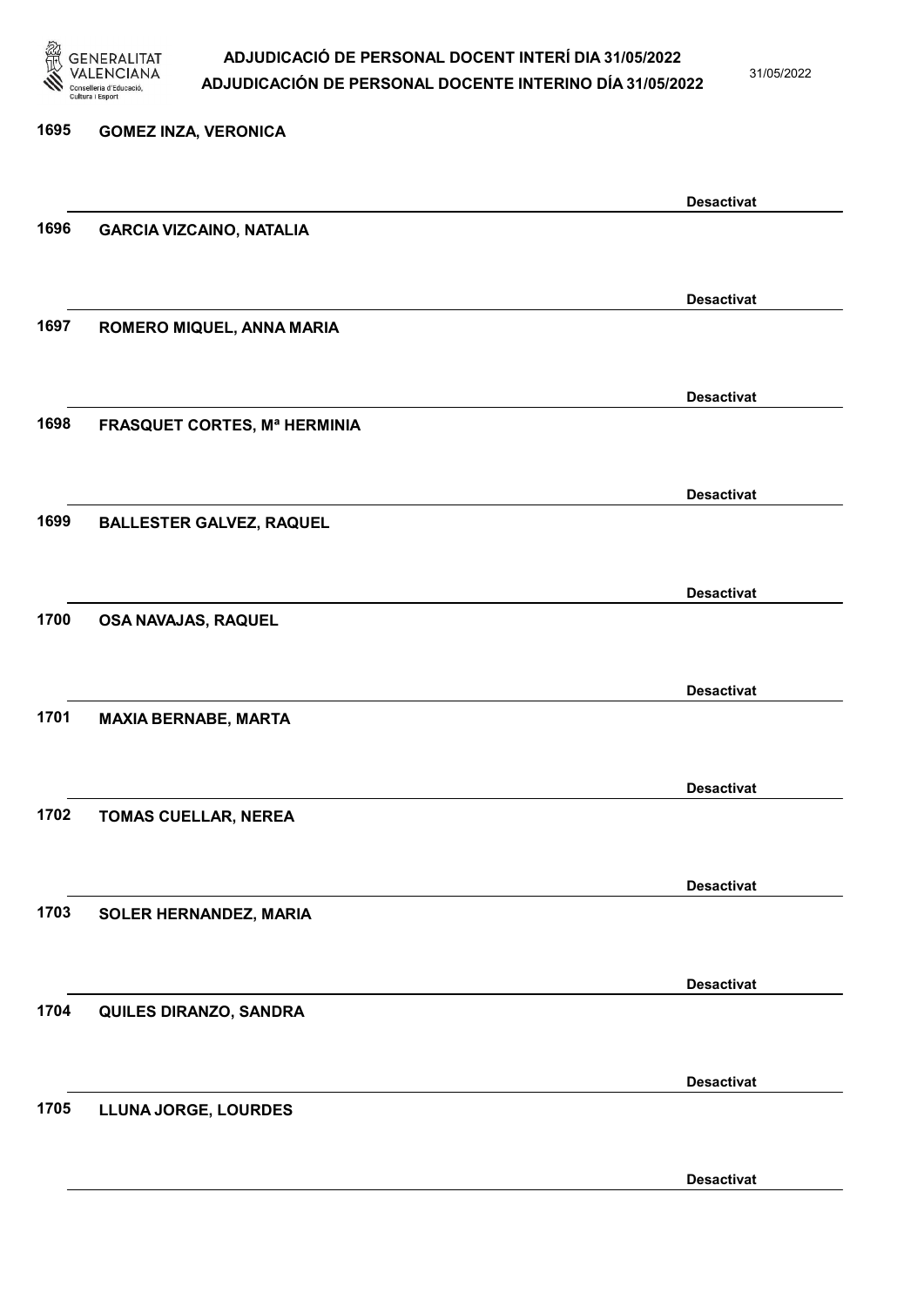1695 **GOMEZ INZA, VERONICA**

**Desactivat**

1696 **GARCIA VIZCAINO, NATALIA**

**Desactivat**

1697 **ROMERO MIQUEL, ANNA MARIA**

**Desactivat**

1698 **FRASQUET CORTES, Mª HERMINIA**

**Desactivat**

1699 **BALLESTER GALVEZ, RAQUEL**

**Desactivat**

1700 **OSA NAVAJAS, RAQUEL**

**Desactivat**

1701 **MAXIA BERNABE, MARTA**

**Desactivat**

1702 **TOMAS CUELLAR, NEREA**

**Desactivat**

1703 **SOLER HERNANDEZ, MARIA**

**Desactivat**

1704 **QUILES DIRANZO, SANDRA**

**Desactivat**

1705 **LLUNA JORGE, LOURDES**

**Desactivat**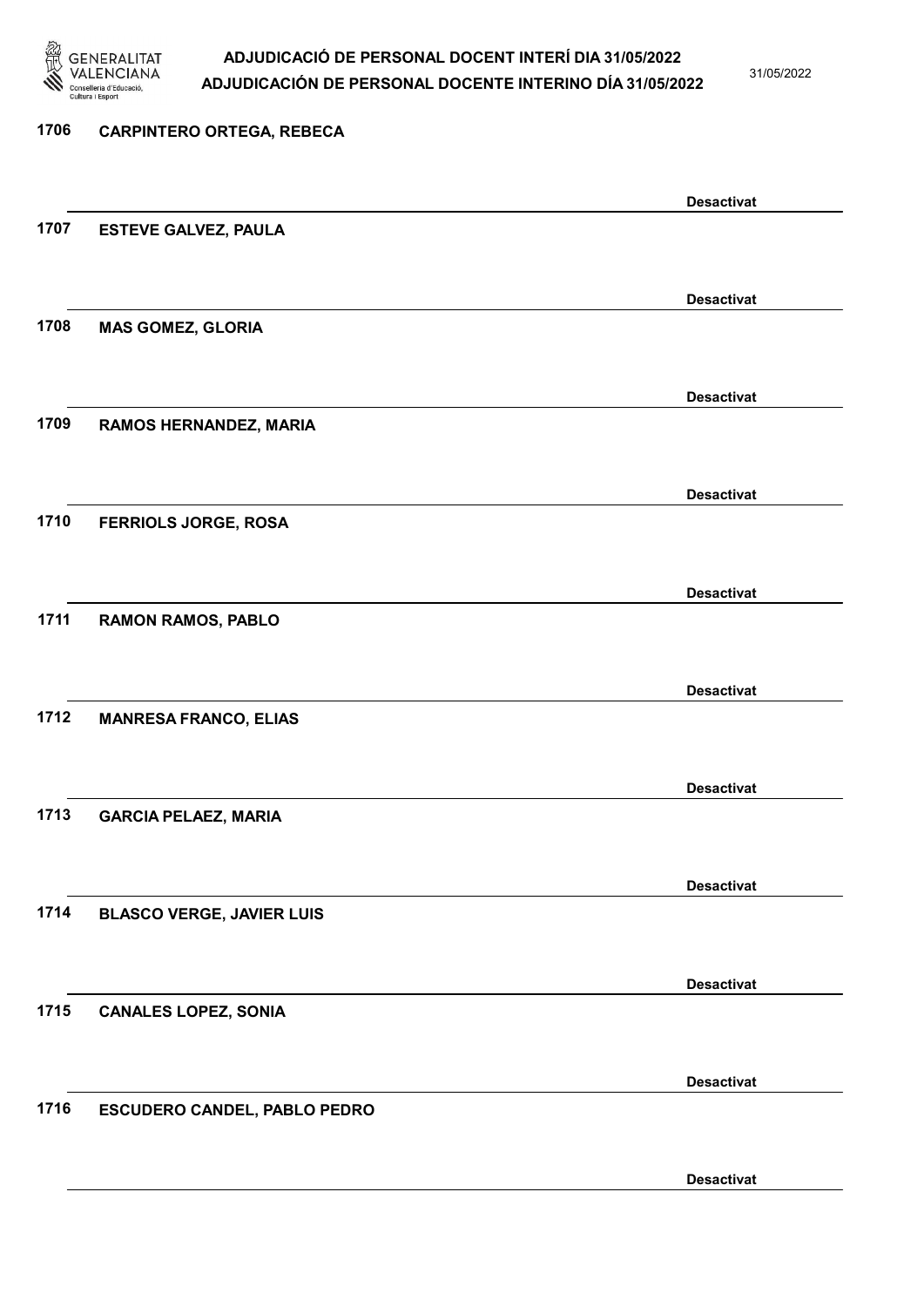1706 **CARPINTERO ORTEGA, REBECA**

**Desactivat**

1707 **ESTEVE GALVEZ, PAULA**

**Desactivat**

1708 **MAS GOMEZ, GLORIA**

**Desactivat**

1709 **RAMOS HERNANDEZ, MARIA**

**Desactivat**

1710 **FERRIOLS JORGE, ROSA**

**Desactivat**

1711 **RAMON RAMOS, PABLO**

**Desactivat**

1712 **MANRESA FRANCO, ELIAS**

**Desactivat**

1713 **GARCIA PELAEZ, MARIA**

**Desactivat**

1714 **BLASCO VERGE, JAVIER LUIS**

**Desactivat**

1715 **CANALES LOPEZ, SONIA**

**Desactivat**

1716 **ESCUDERO CANDEL, PABLO PEDRO**

**Desactivat**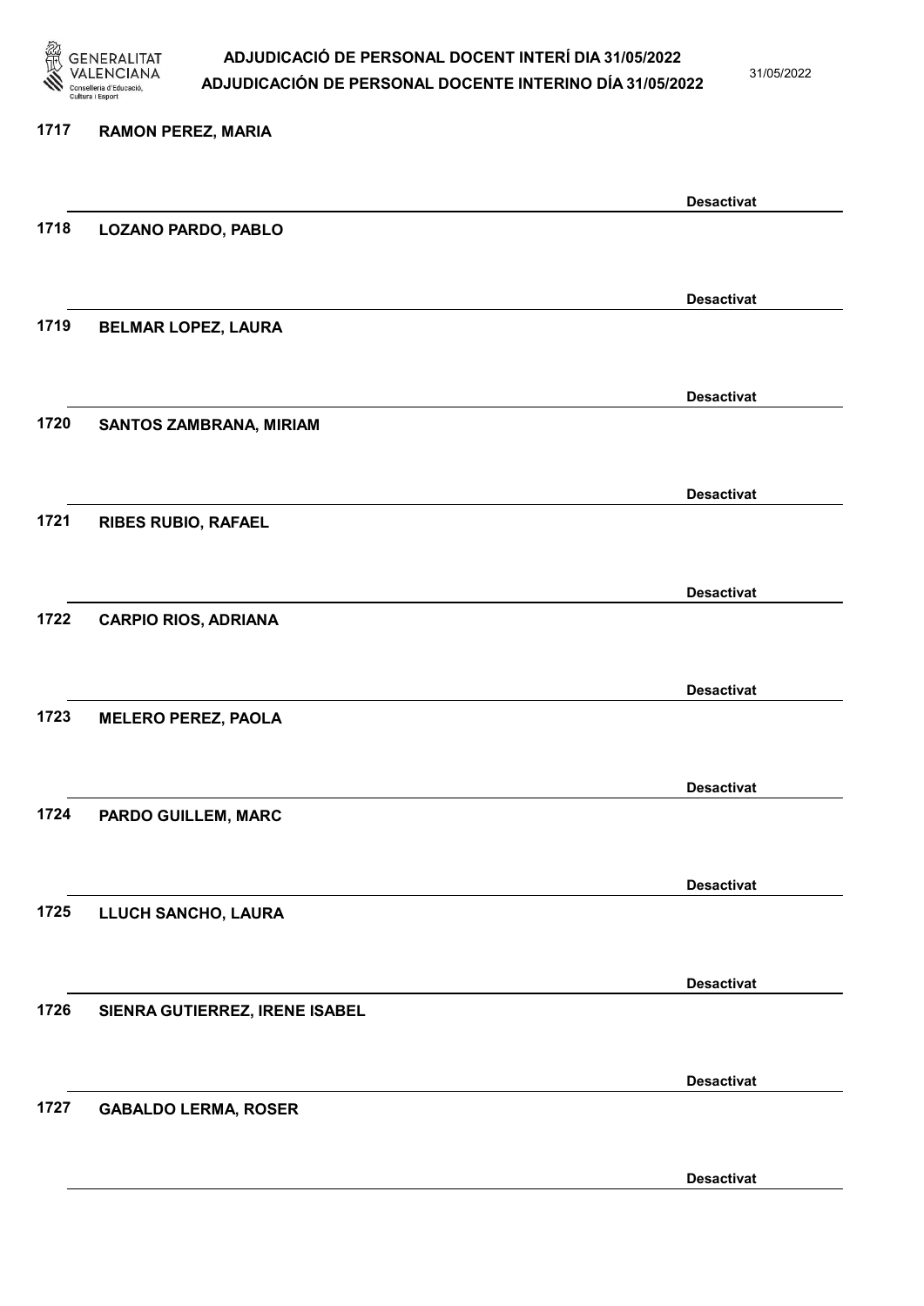1717 **RAMON PEREZ, MARIA**

**Desactivat**

1718 **LOZANO PARDO, PABLO**

**Desactivat**

1719 **BELMAR LOPEZ, LAURA**

**Desactivat**

1720 **SANTOS ZAMBRANA, MIRIAM**

**Desactivat**

1721 **RIBES RUBIO, RAFAEL**

**Desactivat**

1722 **CARPIO RIOS, ADRIANA**

**Desactivat**

1723 **MELERO PEREZ, PAOLA**

**Desactivat**

1724 **PARDO GUILLEM, MARC**

**Desactivat**

1725 **LLUCH SANCHO, LAURA**

**Desactivat**

1726 **SIENRA GUTIERREZ, IRENE ISABEL**

**Desactivat**

1727 **GABALDO LERMA, ROSER**

**Desactivat**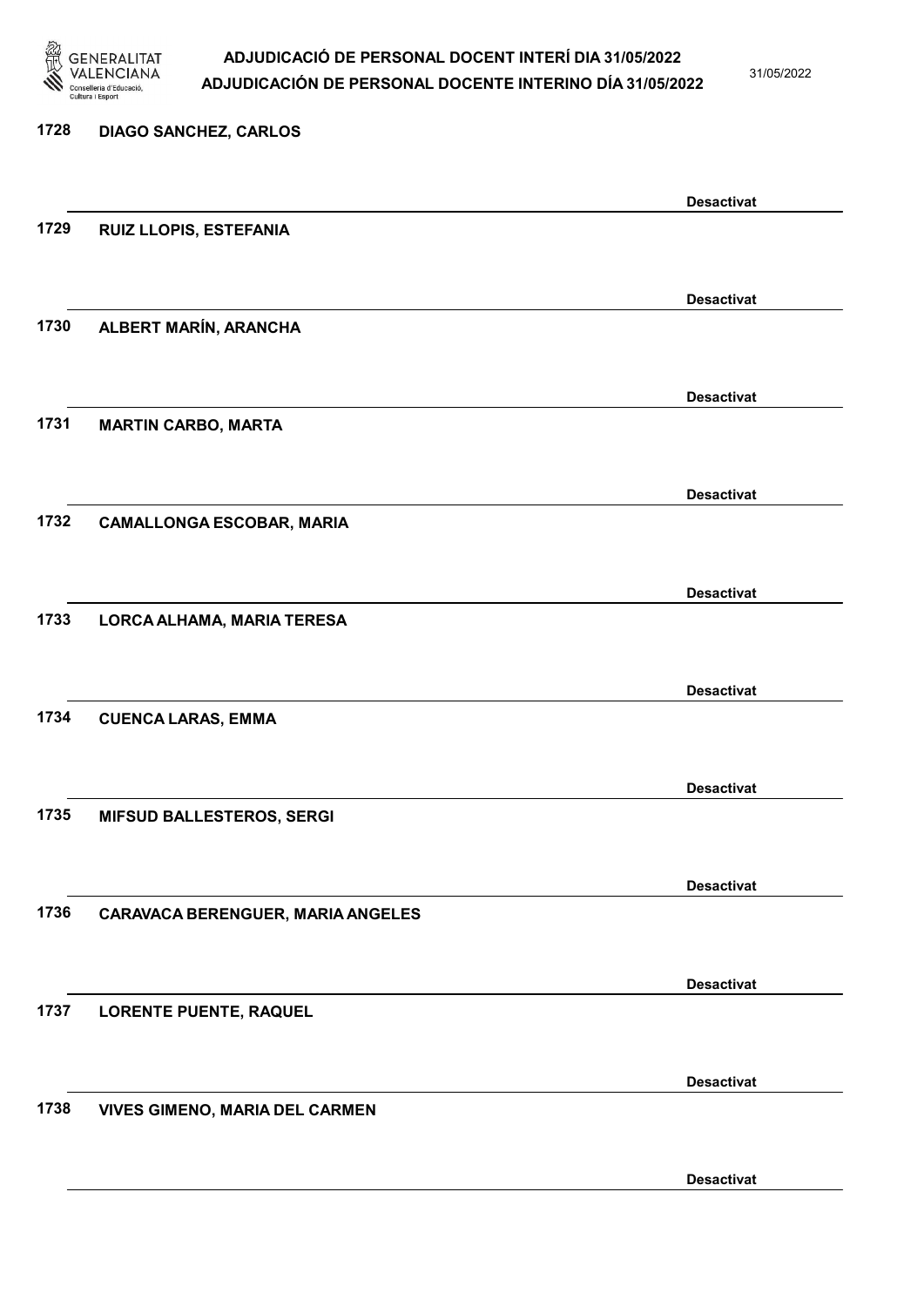1728 DIAGO SANCHEZ, CARLOS

Desactivat

1729 RUIZ LLOPIS, ESTEFANIA

Desactivat

1730 ALBERT MARÍN, ARANCHA

Desactivat

1731 MARTIN CARBO, MARTA

Desactivat

1732 CAMALLONGA ESCOBAR, MARIA

Desactivat

1733 LORCA ALHAMA, MARIA TERESA

Desactivat

1734 CUENCA LARAS, EMMA

Desactivat

1735 MIFSUD BALLESTEROS, SERGI

Desactivat

1736 CARAVACA BERENGUER, MARIA ANGELES

Desactivat

1737 LORENTE PUENTE, RAQUEL

Desactivat

1738 VIVES GIMENO, MARIA DEL CARMEN

Desactivat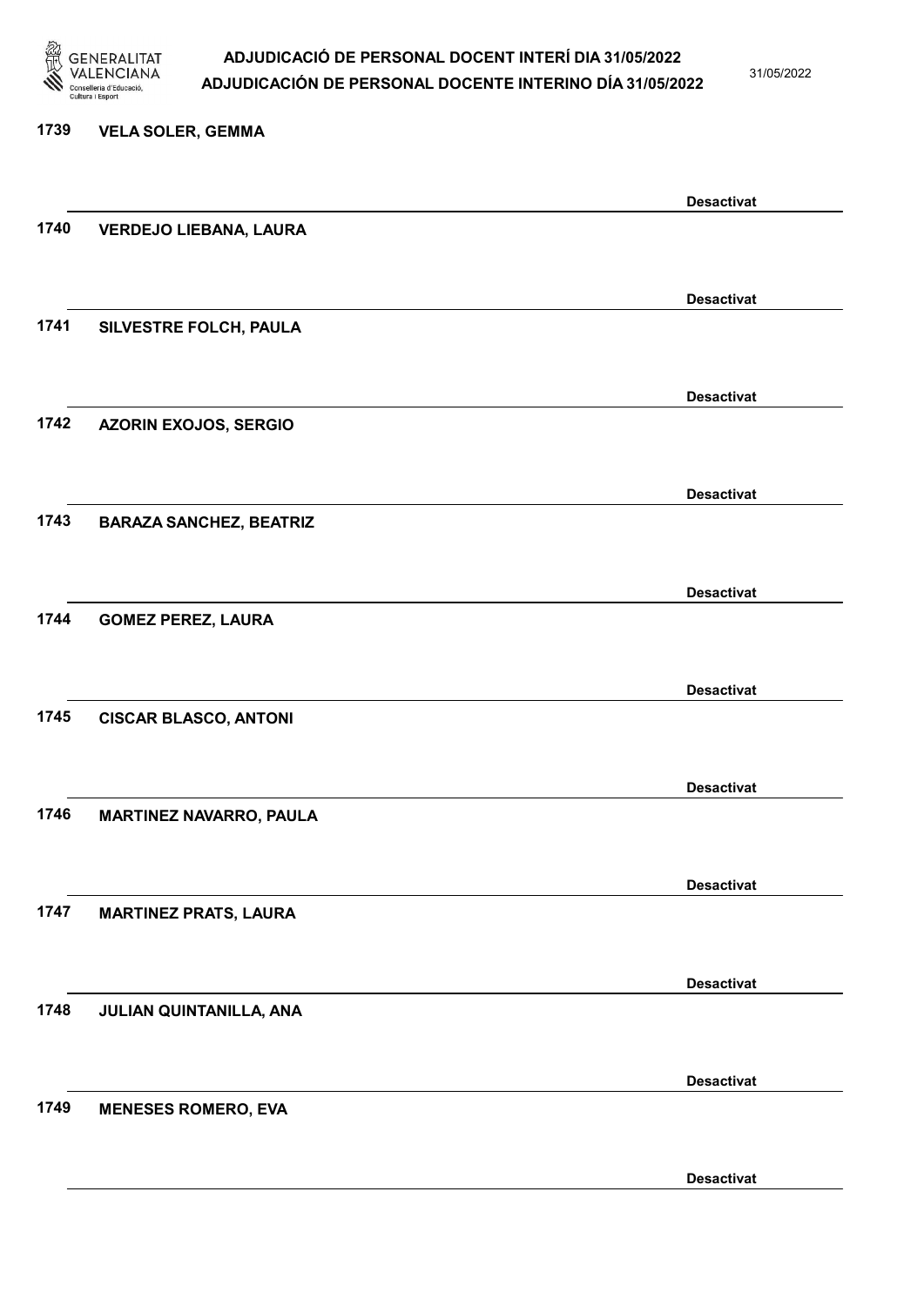1739 **VELA SOLER, GEMMA**

**Desactivat**

1740 **VERDEJO LIEBANA, LAURA**

**Desactivat**

1741 **SILVESTRE FOLCH, PAULA**

**Desactivat**

1742 **AZORIN EXOJOS, SERGIO**

**Desactivat**

1743 **BARAZA SANCHEZ, BEATRIZ**

**Desactivat**

1744 **GOMEZ PEREZ, LAURA**

**Desactivat**

1745 **CISCAR BLASCO, ANTONI**

**Desactivat**

1746 **MARTINEZ NAVARRO, PAULA**

**Desactivat**

1747 **MARTINEZ PRATS, LAURA**

**Desactivat**

1748 **JULIAN QUINTANILLA, ANA**

**Desactivat**

1749 **MENESES ROMERO, EVA**

**Desactivat**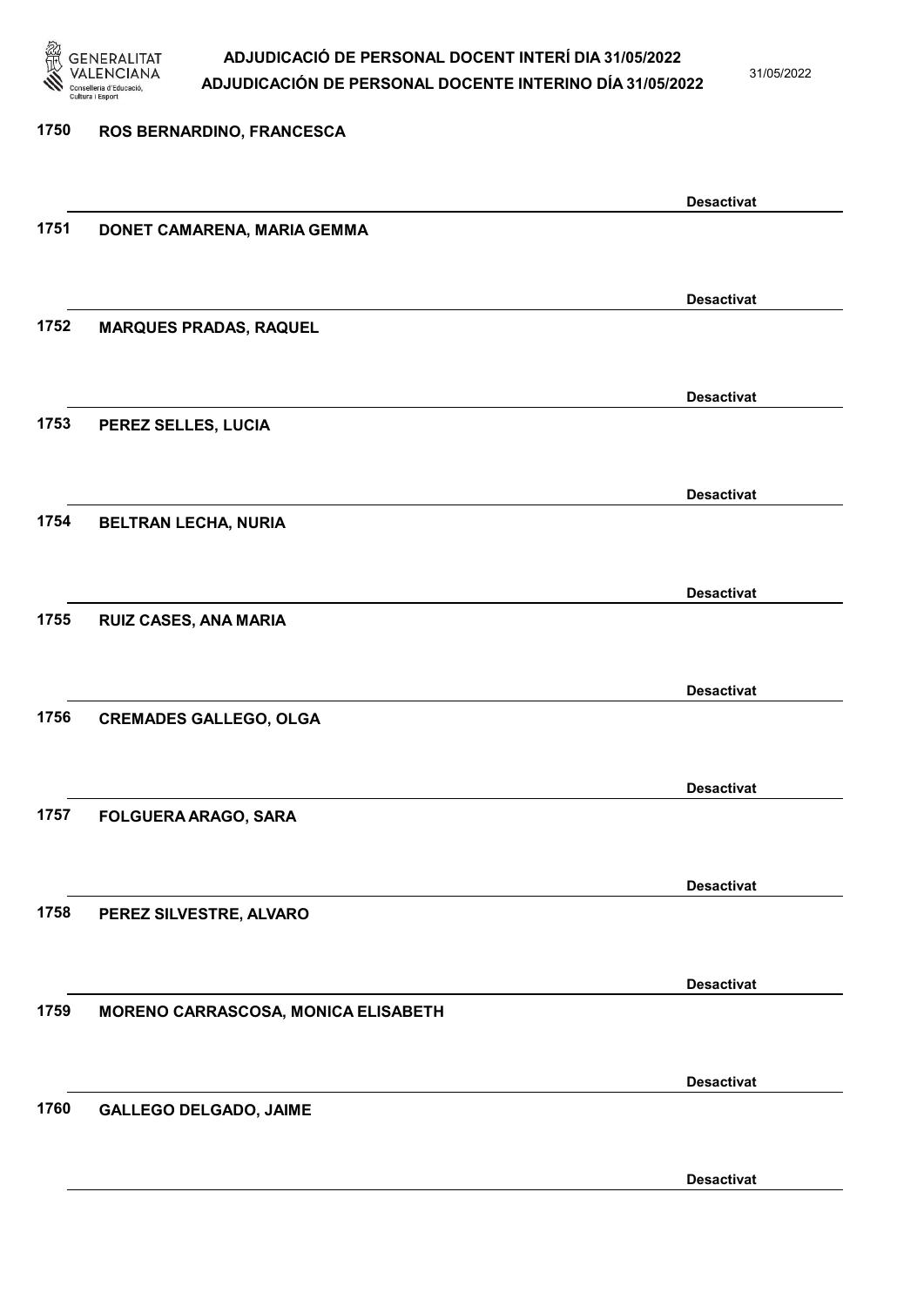1750 ROS BERNARDINO, FRANCESCA

Desactivat

1751 DONET CAMARENA, MARIA GEMMA

Desactivat

1752 MARQUES PRADAS, RAQUEL

Desactivat

1753 PEREZ SELLES, LUCIA

Desactivat

1754 BELTRAN LECHA, NURIA

Desactivat

1755 RUIZ CASES, ANA MARIA

Desactivat

1756 CREMADES GALLEGO, OLGA

Desactivat

1757 FOLGUERA ARAGO, SARA

Desactivat

1758 PEREZ SILVESTRE, ALVARO

Desactivat

1759 MORENO CARRASCOSA, MONICA ELISABETH

Desactivat

1760 GALLEGO DELGADO, JAIME

Desactivat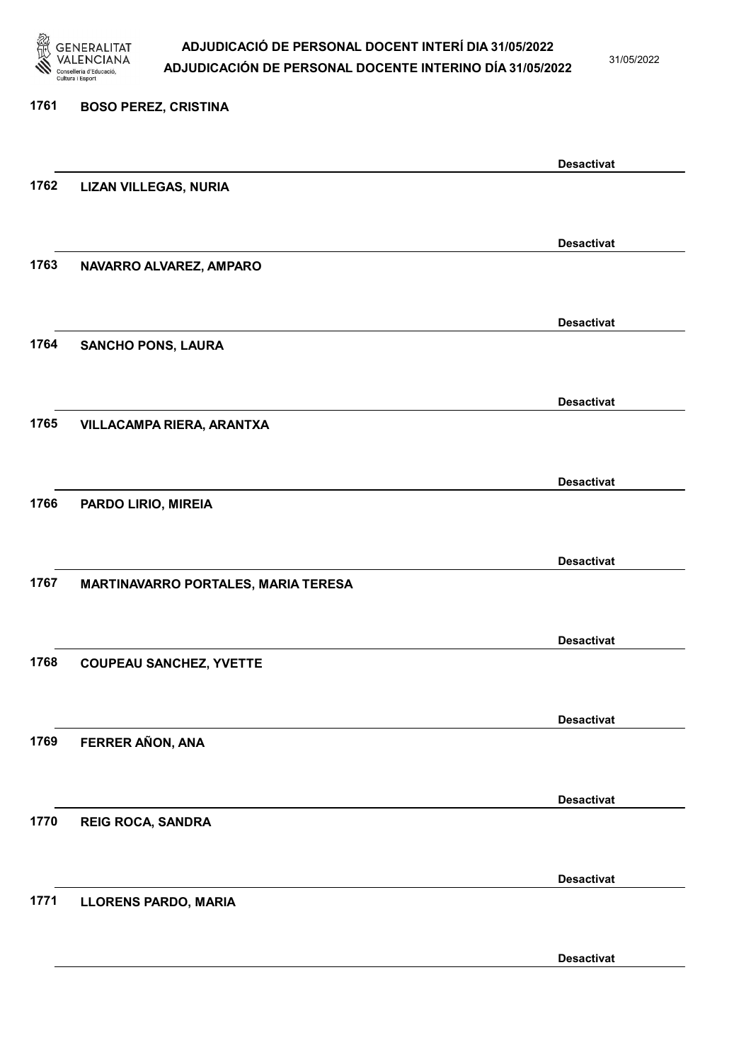1761 **BOSO PEREZ, CRISTINA**

**Desactivat**

1762 **LIZAN VILLEGAS, NURIA**

**Desactivat**

1763 **NAVARRO ALVAREZ, AMPARO**

**Desactivat**

1764 **SANCHO PONS, LAURA**

**Desactivat**

1765 **VILLACAMPA RIERA, ARANTXA**

**Desactivat**

1766 **PARDO LIRIO, MIREIA**

**Desactivat**

1767 **MARTINAVARRO PORTALES, MARIA TERESA**

**Desactivat**

1768 **COUPEAU SANCHEZ, YVETTE**

**Desactivat**

1769 **FERRER AÑON, ANA**

**Desactivat**

1770 **REIG ROCA, SANDRA**

**Desactivat**

1771 **LLORENS PARDO, MARIA**

**Desactivat**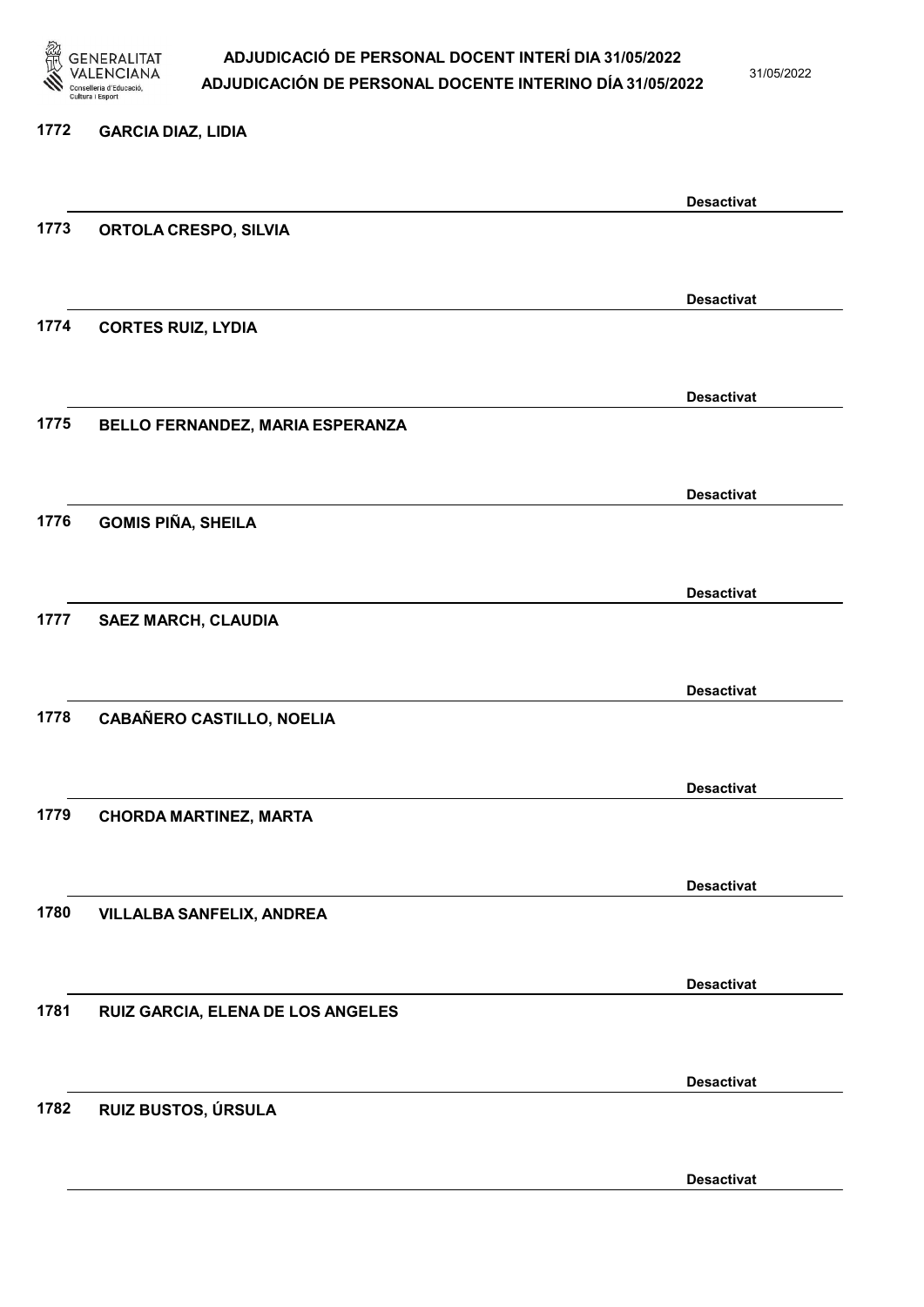1772 **GARCIA DIAZ, LIDIA**

**Desactivat**

1773 **ORTOLA CRESPO, SILVIA**

**Desactivat**

1774 **CORTES RUIZ, LYDIA**

**Desactivat**

1775 **BELLO FERNANDEZ, MARIA ESPERANZA**

**Desactivat**

1776 **GOMIS PIÑA, SHEILA**

**Desactivat**

1777 **SAEZ MARCH, CLAUDIA**

**Desactivat**

1778 **CABAÑERO CASTILLO, NOELIA**

**Desactivat**

1779 **CHORDA MARTINEZ, MARTA**

**Desactivat**

1780 **VILLALBA SANFELIX, ANDREA**

**Desactivat**

1781 **RUIZ GARCIA, ELENA DE LOS ANGELES**

**Desactivat**

1782 **RUIZ BUSTOS, ÚRSULA**

**Desactivat**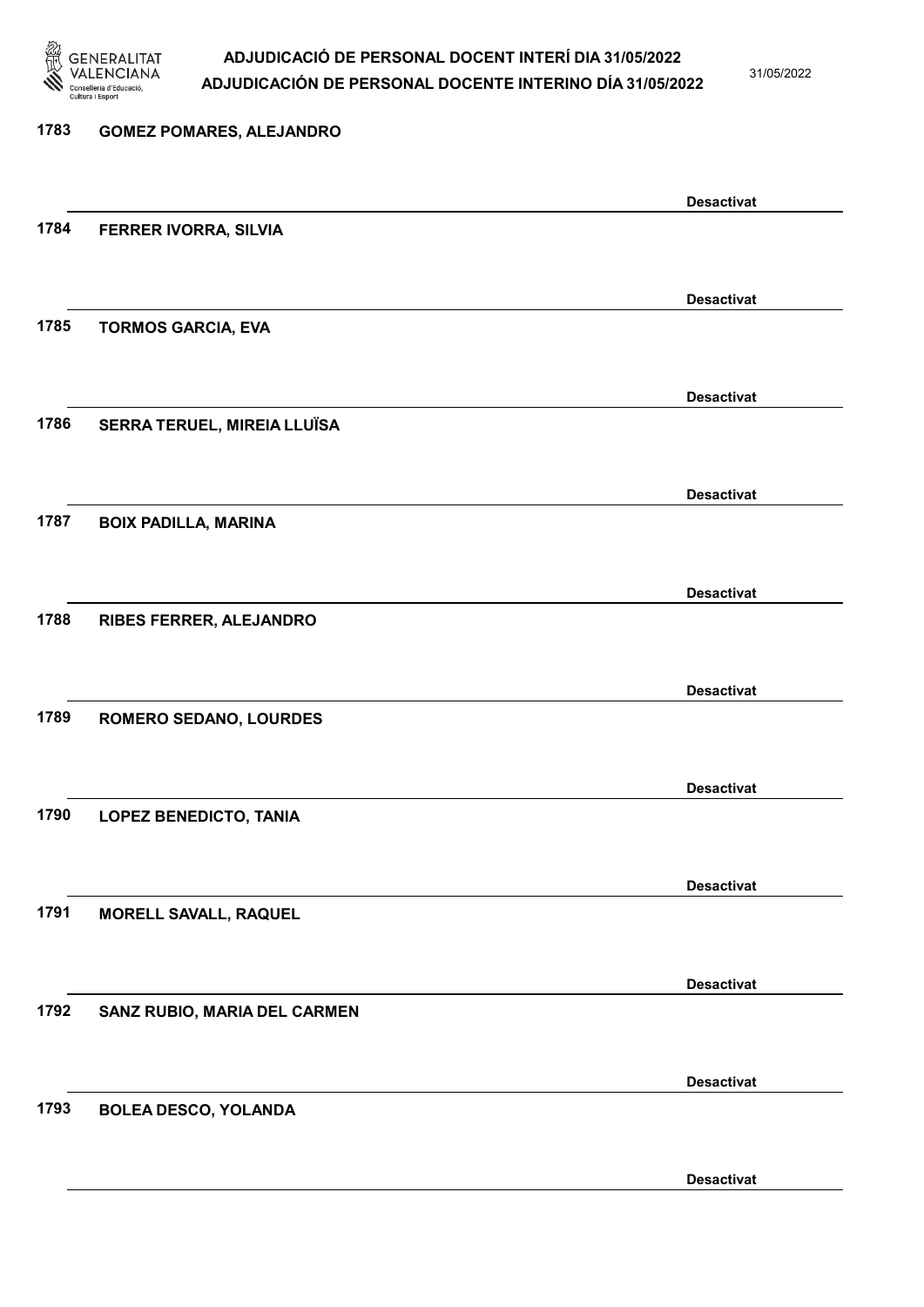1783 GOMEZ POMARES, ALEJANDRO

Desactivat

1784 FERRER IVORRA, SILVIA

Desactivat

1785 TORMOS GARCIA, EVA

Desactivat

1786 SERRA TERUEL, MIREIA LLUÏSA

Desactivat

1787 BOIX PADILLA, MARINA

Desactivat

1788 RIBES FERRER, ALEJANDRO

Desactivat

1789 ROMERO SEDANO, LOURDES

Desactivat

1790 LOPEZ BENEDICTO, TANIA

Desactivat

1791 MORELL SAVALL, RAQUEL

Desactivat

1792 SANZ RUBIO, MARIA DEL CARMEN

Desactivat

1793 BOLEA DESCO, YOLANDA

Desactivat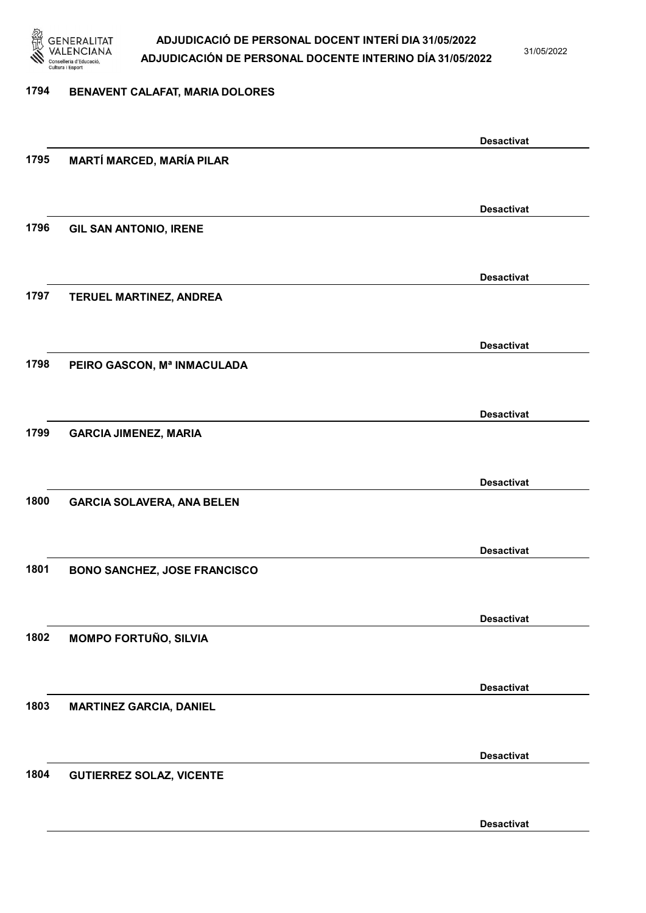1794 **BENAVENT CALAFAT, MARIA DOLORES**

**Desactivat**

1795 **MARTÍ MARCED, MARÍA PILAR**

**Desactivat**

1796 **GIL SAN ANTONIO, IRENE**

**Desactivat**

1797 **TERUEL MARTINEZ, ANDREA**

**Desactivat**

1798 **PEIRO GASCON, Mª INMACULADA**

**Desactivat**

1799 **GARCIA JIMENEZ, MARIA**

**Desactivat**

1800 **GARCIA SOLAVERA, ANA BELEN**

**Desactivat**

1801 **BONO SANCHEZ, JOSE FRANCISCO**

**Desactivat**

1802 **MOMPO FORTUÑO, SILVIA**

**Desactivat**

1803 **MARTINEZ GARCIA, DANIEL**

**Desactivat**

1804 **GUTIERREZ SOLAZ, VICENTE**

**Desactivat**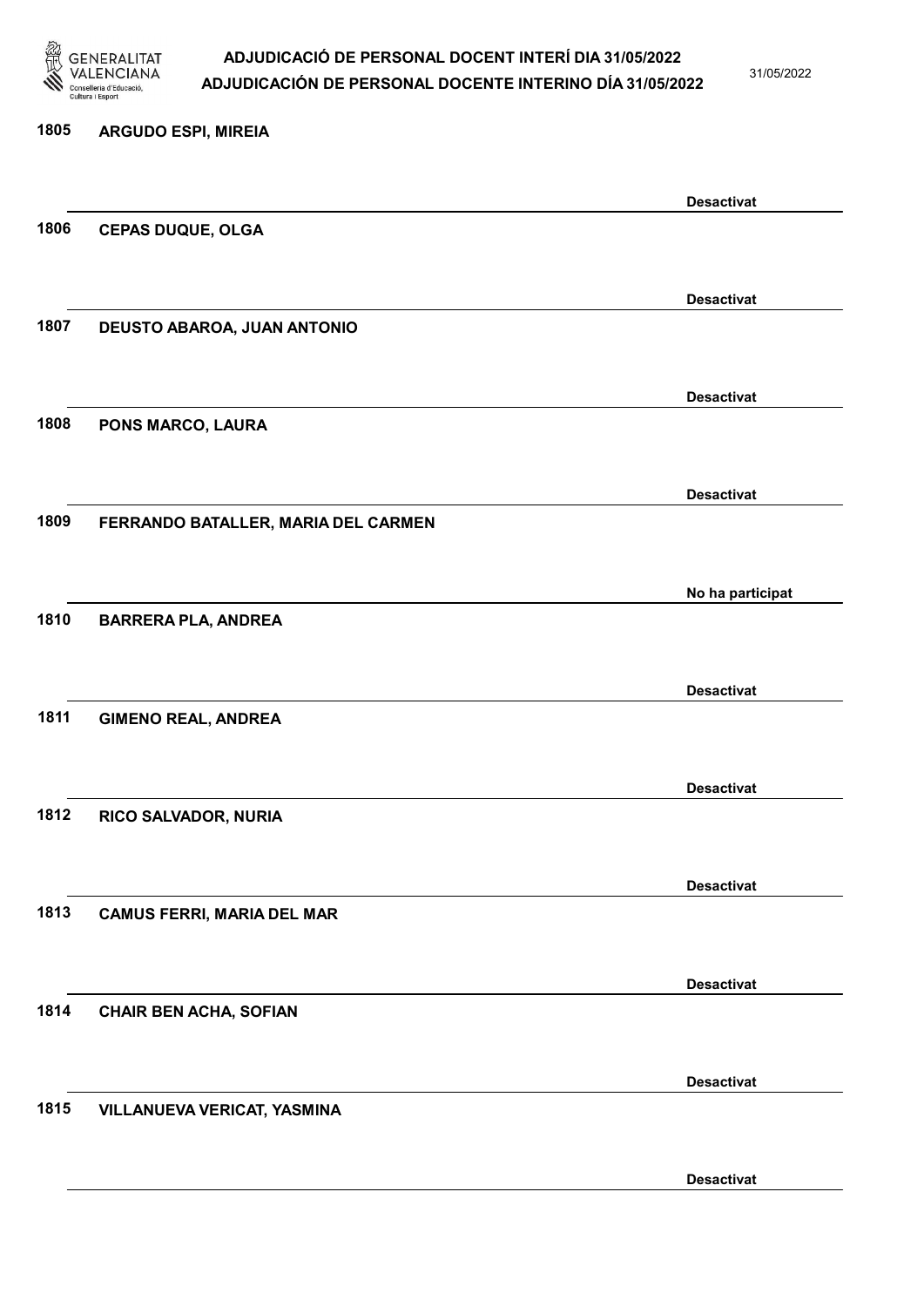1805 ARGUDO ESPI, MIREIA

Desactivat

1806 CEPAS DUQUE, OLGA

Desactivat

1807 DEUSTO ABAROA, JUAN ANTONIO

Desactivat

1808 PONS MARCO, LAURA

Desactivat

1809 FERRANDO BATALLER, MARIA DEL CARMEN

No ha participat

1810 BARRERA PLA, ANDREA

Desactivat

1811 GIMENO REAL, ANDREA

Desactivat

1812 RICO SALVADOR, NURIA

Desactivat

1813 CAMUS FERRI, MARIA DEL MAR

Desactivat

1814 CHAIR BEN ACHA, SOFIAN

Desactivat

1815 VILLANUEVA VERICAT, YASMINA

Desactivat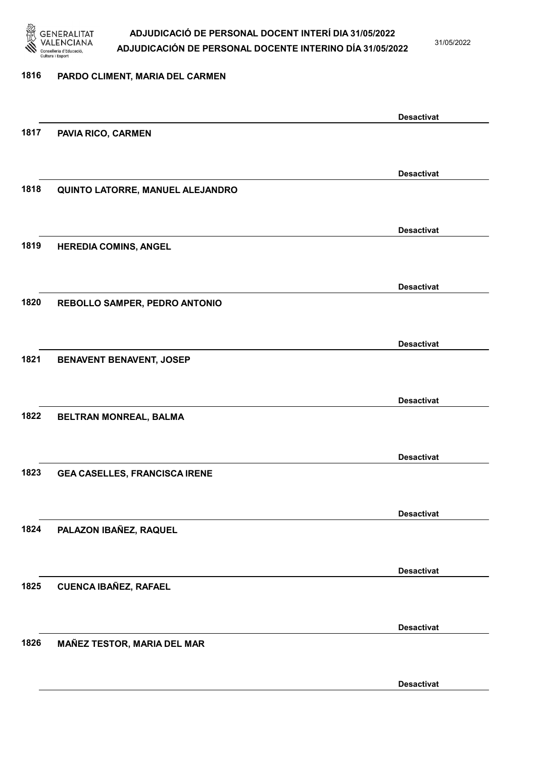1816 PARDO CLIMENT, MARIA DEL CARMEN

Desactivat

1817 PAVIA RICO, CARMEN

Desactivat

1818 QUINTO LATORRE, MANUEL ALEJANDRO

Desactivat

1819 HEREDIA COMINS, ANGEL

Desactivat

1820 REBOLLO SAMPER, PEDRO ANTONIO

Desactivat

1821 BENAVENT BENAVENT, JOSEP

Desactivat

1822 BELTRAN MONREAL, BALMA

Desactivat

1823 GEA CASELLES, FRANCISCA IRENE

Desactivat

1824 PALAZON IBAÑEZ, RAQUEL

Desactivat

1825 CUENCA IBAÑEZ, RAFAEL

Desactivat

1826 MAÑEZ TESTOR, MARIA DEL MAR

Desactivat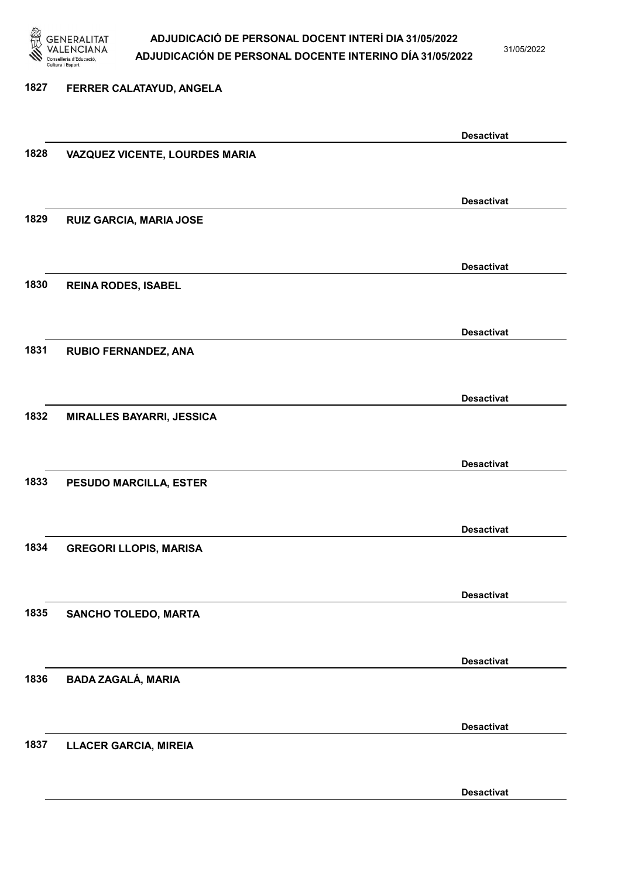1827 FERRER CALATAYUD, ANGELA

Desactivat

1828 VAZQUEZ VICENTE, LOURDES MARIA

Desactivat

1829 RUIZ GARCIA, MARIA JOSE

Desactivat

1830 REINA RODES, ISABEL

Desactivat

1831 RUBIO FERNANDEZ, ANA

Desactivat

1832 MIRALLES BAYARRI, JESSICA

Desactivat

1833 PESUDO MARCILLA, ESTER

Desactivat

1834 GREGORI LLOPIS, MARISA

Desactivat

1835 SANCHO TOLEDO, MARTA

Desactivat

1836 BADA ZAGALÁ, MARIA

Desactivat

1837 LLACER GARCIA, MIREIA

Desactivat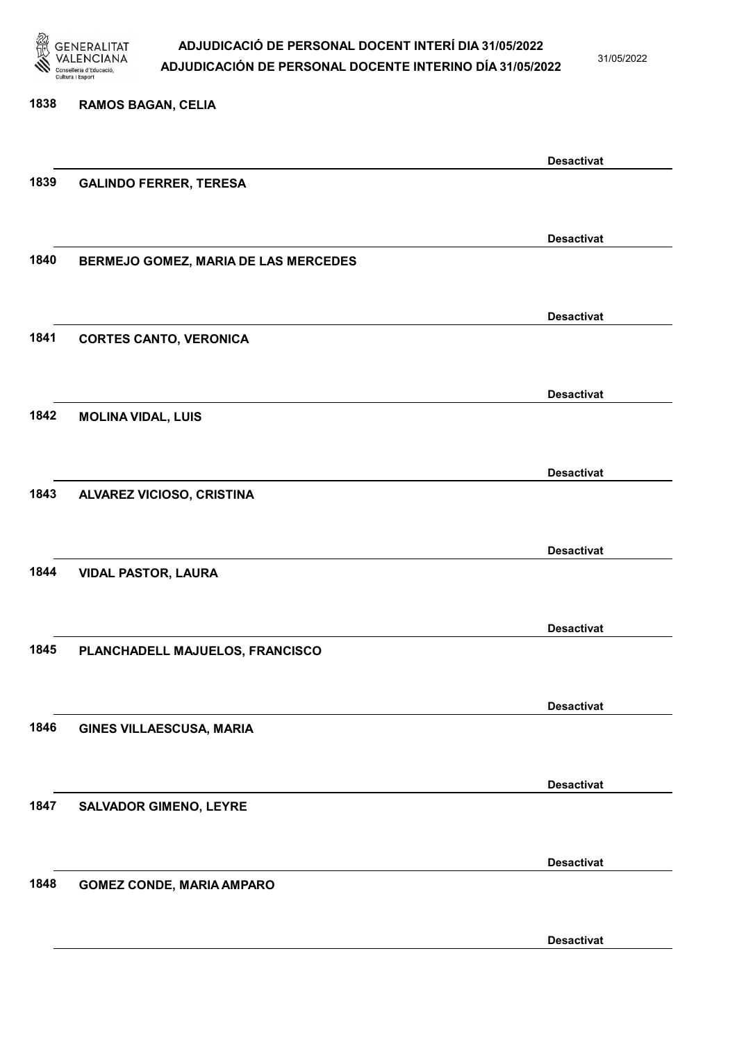1838 **RAMOS BAGAN, CELIA**

**Desactivat**

1839 **GALINDO FERRER, TERESA**

**Desactivat**

1840 **BERMEJO GOMEZ, MARIA DE LAS MERCEDES**

**Desactivat**

1841 **CORTES CANTO, VERONICA**

**Desactivat**

1842 **MOLINA VIDAL, LUIS**

**Desactivat**

1843 **ALVAREZ VICIOSO, CRISTINA**

**Desactivat**

1844 **VIDAL PASTOR, LAURA**

**Desactivat**

1845 **PLANCHADELL MAJUELOS, FRANCISCO**

**Desactivat**

1846 **GINES VILLAESCUSA, MARIA**

**Desactivat**

1847 **SALVADOR GIMENO, LEYRE**

**Desactivat**

1848 **GOMEZ CONDE, MARIA AMPARO**

**Desactivat**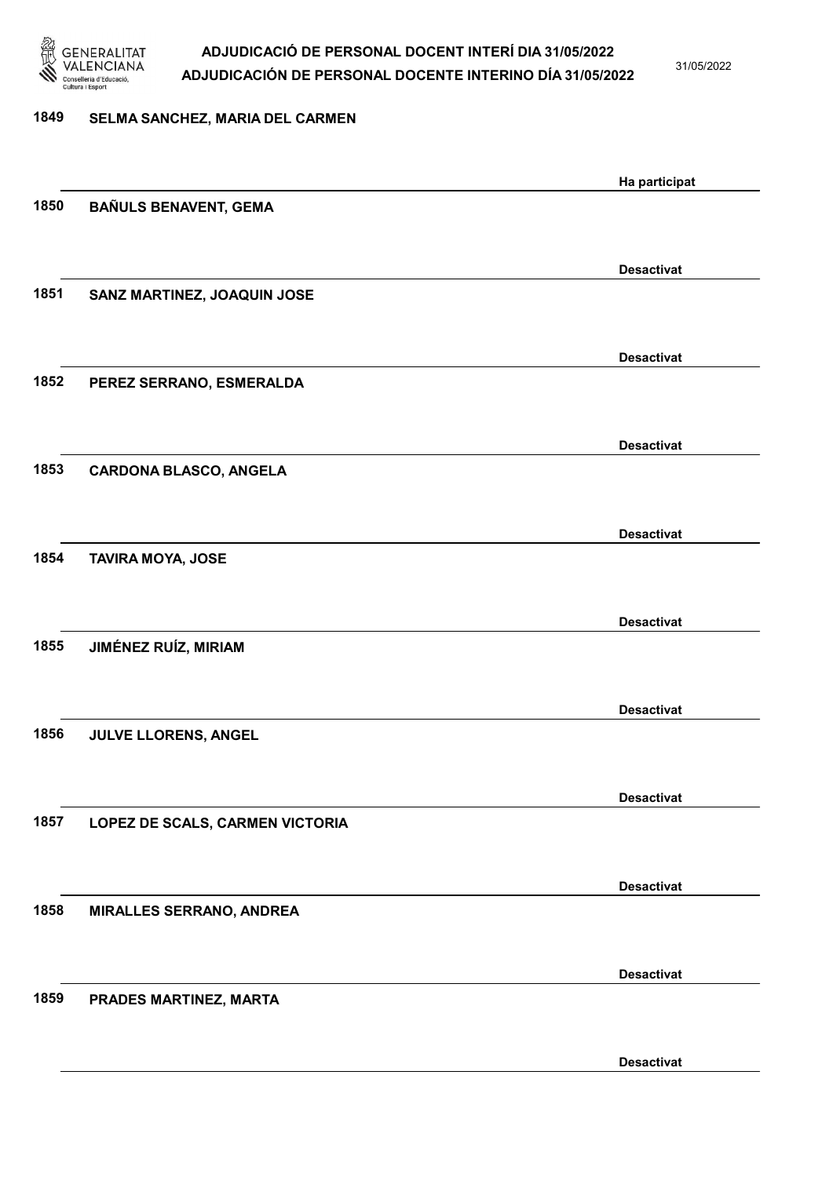1849 SELMA SANCHEZ, MARIA DEL CARMEN

Ha participat

1850 BAÑULS BENAVENT, GEMA

Desactivat

1851 SANZ MARTINEZ, JOAQUIN JOSE

Desactivat

1852 PEREZ SERRANO, ESMERALDA

Desactivat

1853 CARDONA BLASCO, ANGELA

Desactivat

1854 TAVIRA MOYA, JOSE

Desactivat

1855 JIMÉNEZ RUÍZ, MIRIAM

Desactivat

1856 JULVE LLORENS, ANGEL

Desactivat

1857 LOPEZ DE SCALS, CARMEN VICTORIA

Desactivat

1858 MIRALLES SERRANO, ANDREA

Desactivat

1859 PRADES MARTINEZ, MARTA

Desactivat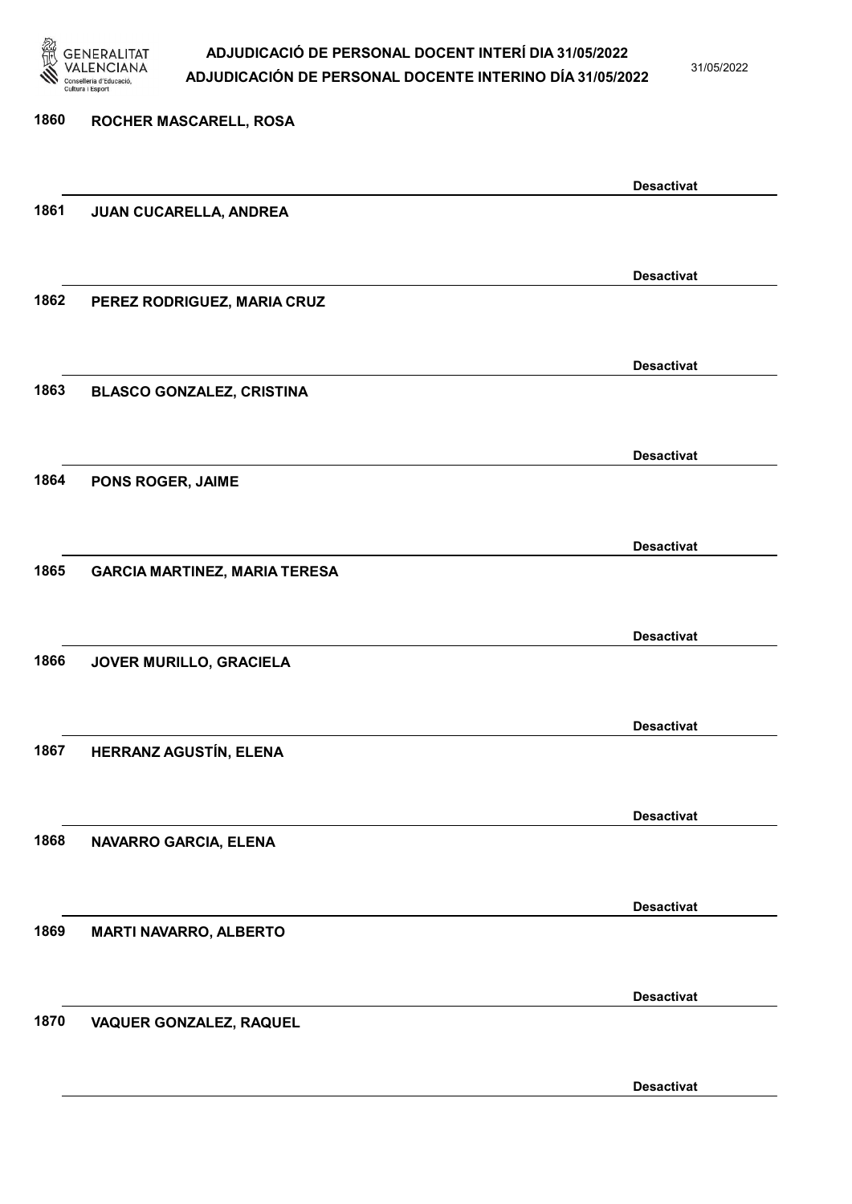1860 ROCHER MASCARELL, ROSA

Desactivat

1861 JUAN CUCARELLA, ANDREA

Desactivat

1862 PEREZ RODRIGUEZ, MARIA CRUZ

Desactivat

1863 BLASCO GONZALEZ, CRISTINA

Desactivat

1864 PONS ROGER, JAIME

Desactivat

1865 GARCIA MARTINEZ, MARIA TERESA

Desactivat

1866 JOVER MURILLO, GRACIELA

Desactivat

1867 HERRANZ AGUSTÍN, ELENA

Desactivat

1868 NAVARRO GARCIA, ELENA

Desactivat

1869 MARTI NAVARRO, ALBERTO

Desactivat

1870 VAQUER GONZALEZ, RAQUEL

Desactivat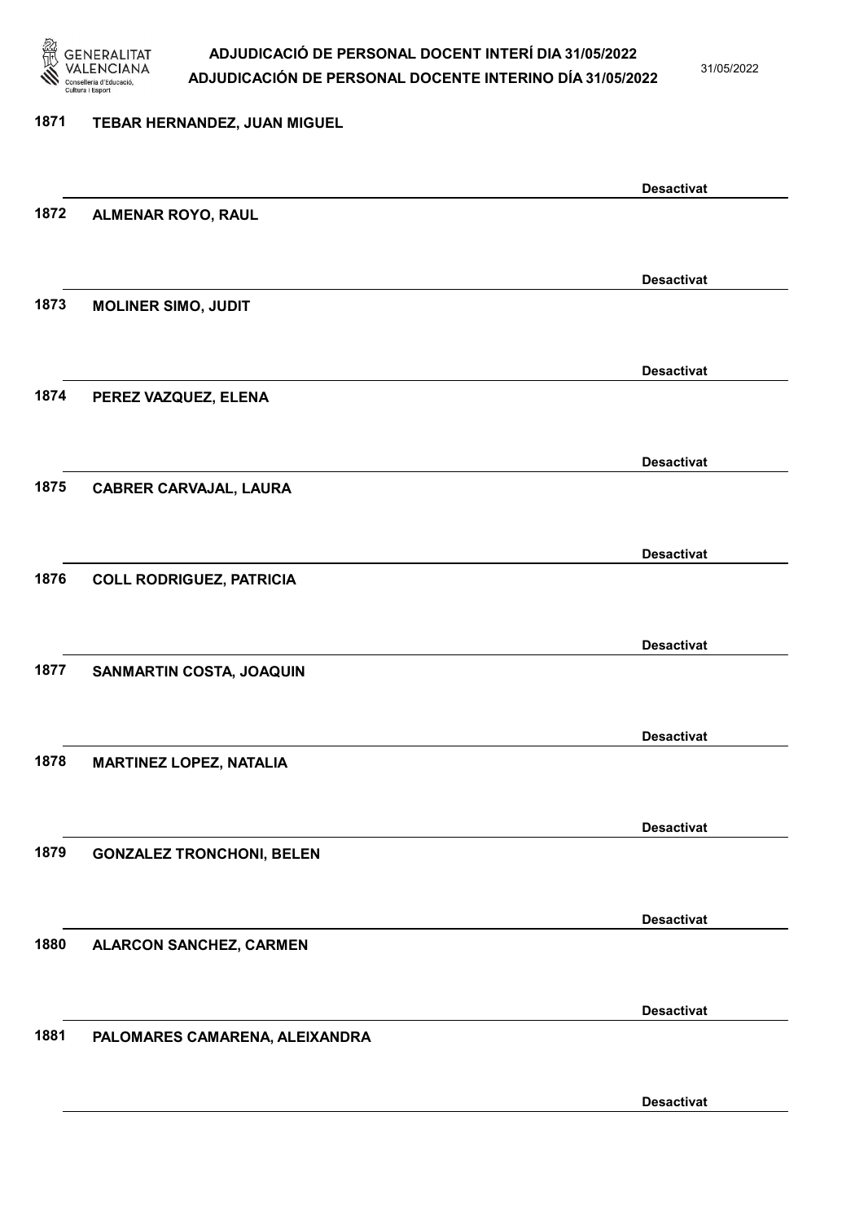1871 TEBAR HERNANDEZ, JUAN MIGUEL

Desactivat

1872 ALMENAR ROYO, RAUL

Desactivat

1873 MOLINER SIMO, JUDIT

Desactivat

1874 PEREZ VAZQUEZ, ELENA

Desactivat

1875 CABRER CARVAJAL, LAURA

Desactivat

1876 COLL RODRIGUEZ, PATRICIA

Desactivat

1877 SANMARTIN COSTA, JOAQUIN

Desactivat

1878 MARTINEZ LOPEZ, NATALIA

Desactivat

1879 GONZALEZ TRONCHONI, BELEN

Desactivat

1880 ALARCON SANCHEZ, CARMEN

Desactivat

1881 PALOMARES CAMARENA, ALEIXANDRA

Desactivat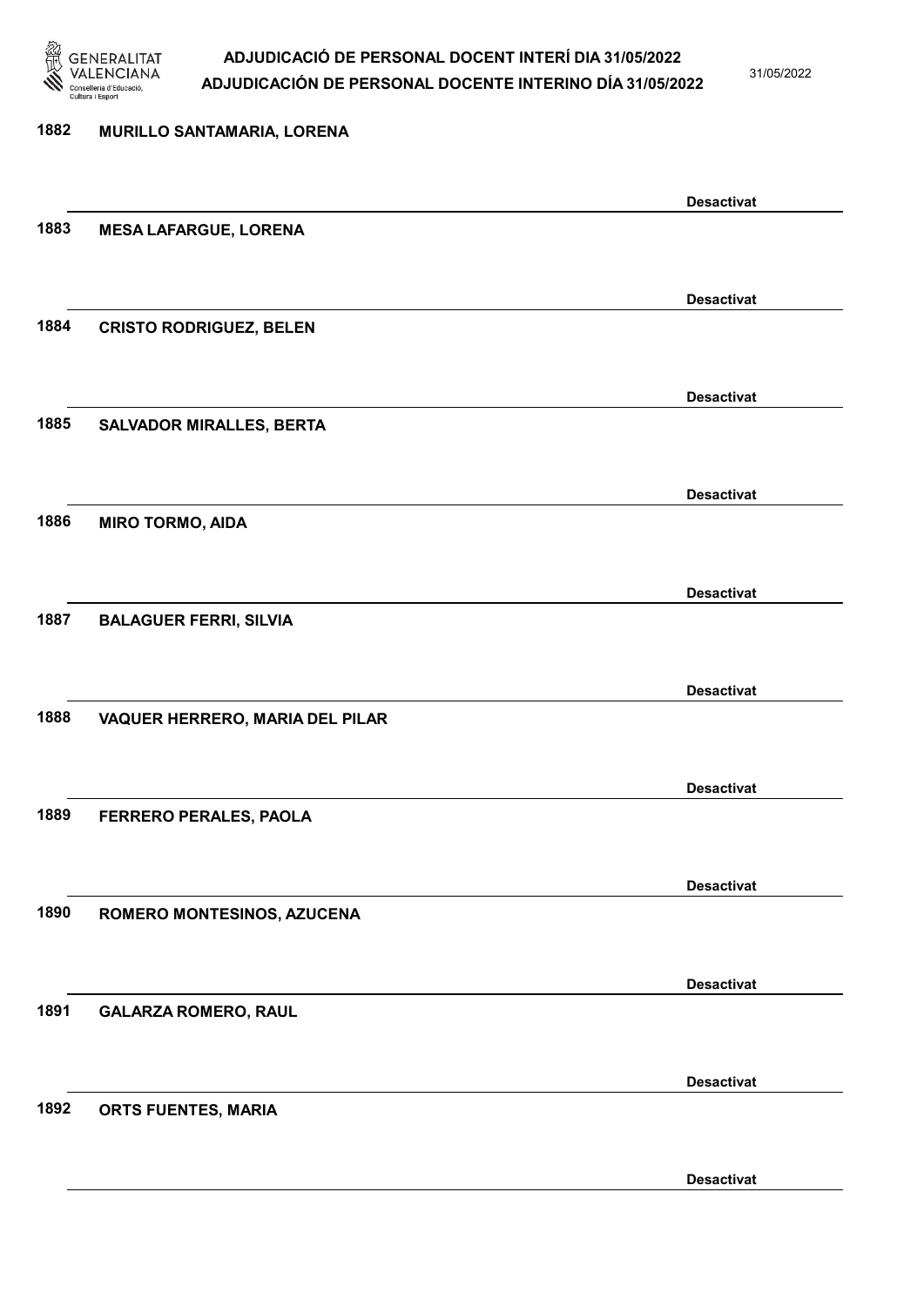1882 **MURILLO SANTAMARIA, LORENA**

**Desactivat**

1883 **MESA LAFARGUE, LORENA**

**Desactivat**

1884 **CRISTO RODRIGUEZ, BELEN**

**Desactivat**

1885 **SALVADOR MIRALLES, BERTA**

**Desactivat**

1886 **MIRO TORMO, AIDA**

**Desactivat**

1887 **BALAGUER FERRI, SILVIA**

**Desactivat**

1888 **VAQUER HERRERO, MARIA DEL PILAR**

**Desactivat**

1889 **FERRERO PERALES, PAOLA**

**Desactivat**

1890 **ROMERO MONTESINOS, AZUCENA**

**Desactivat**

1891 **GALARZA ROMERO, RAUL**

**Desactivat**

1892 **ORTS FUENTES, MARIA**

**Desactivat**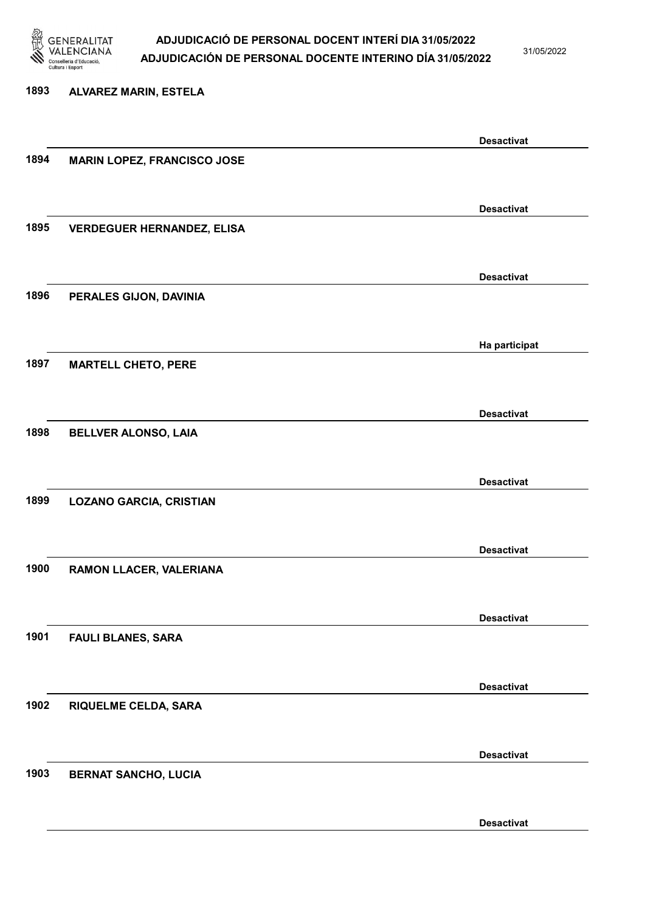| | | |
|---|---|---|
| 1893 | ALVAREZ MARIN, ESTELA | Desactivat |
| 1894 | MARIN LOPEZ, FRANCISCO JOSE | Desactivat |
| 1895 | VERDEGUER HERNANDEZ, ELISA | Desactivat |
| 1896 | PERALES GIJON, DAVINIA | Ha participat |
| 1897 | MARTELL CHETO, PERE | Desactivat |
| 1898 | BELLVER ALONSO, LAIA | Desactivat |
| 1899 | LOZANO GARCIA, CRISTIAN | Desactivat |
| 1900 | RAMON LLACER, VALERIANA | Desactivat |
| 1901 | FAULI BLANES, SARA | Desactivat |
| 1902 | RIQUELME CELDA, SARA | Desactivat |
| 1903 | BERNAT SANCHO, LUCIA | Desactivat |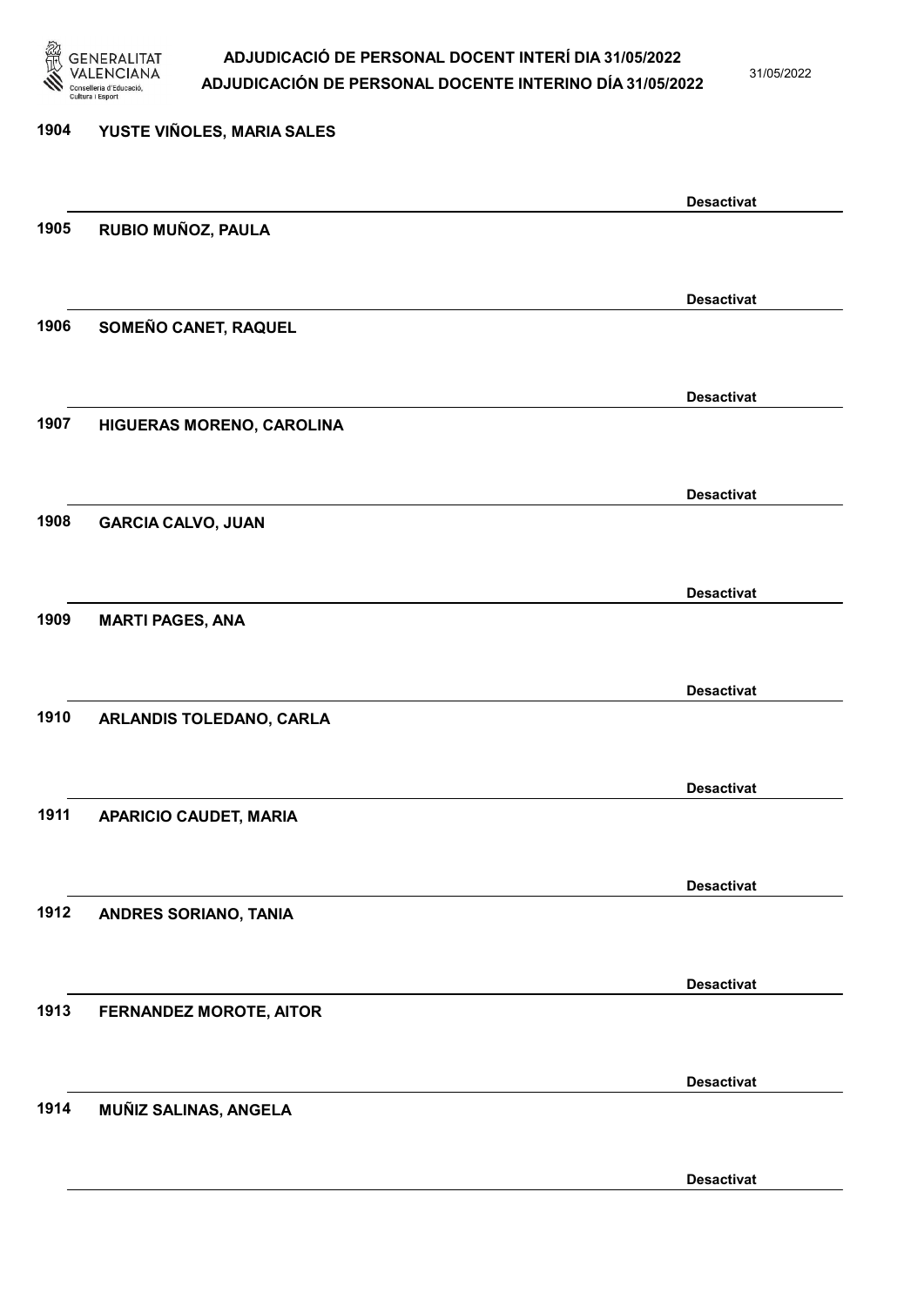1904 YUSTE VIÑOLES, MARIA SALES

Desactivat

1905 RUBIO MUÑOZ, PAULA

Desactivat

1906 SOMEÑO CANET, RAQUEL

Desactivat

1907 HIGUERAS MORENO, CAROLINA

Desactivat

1908 GARCIA CALVO, JUAN

Desactivat

1909 MARTI PAGES, ANA

Desactivat

1910 ARLANDIS TOLEDANO, CARLA

Desactivat

1911 APARICIO CAUDET, MARIA

Desactivat

1912 ANDRES SORIANO, TANIA

Desactivat

1913 FERNANDEZ MOROTE, AITOR

Desactivat

1914 MUÑIZ SALINAS, ANGELA

Desactivat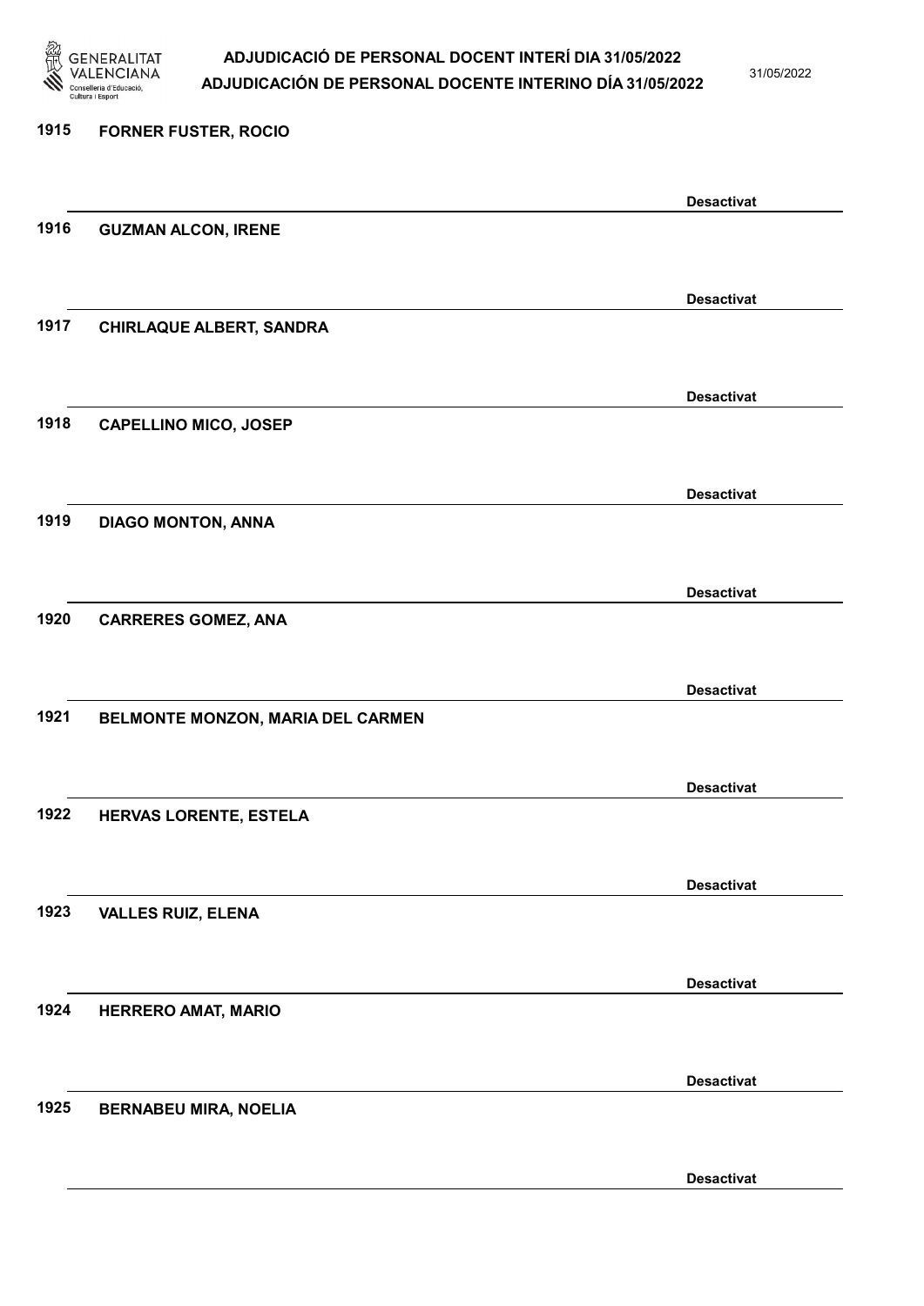1915 **FORNER FUSTER, ROCIO**

**Desactivat**

1916 **GUZMAN ALCON, IRENE**

**Desactivat**

1917 **CHIRLAQUE ALBERT, SANDRA**

**Desactivat**

1918 **CAPELLINO MICO, JOSEP**

**Desactivat**

1919 **DIAGO MONTON, ANNA**

**Desactivat**

1920 **CARRERES GOMEZ, ANA**

**Desactivat**

1921 **BELMONTE MONZON, MARIA DEL CARMEN**

**Desactivat**

1922 **HERVAS LORENTE, ESTELA**

**Desactivat**

1923 **VALLES RUIZ, ELENA**

**Desactivat**

1924 **HERRERO AMAT, MARIO**

**Desactivat**

1925 **BERNABEU MIRA, NOELIA**

**Desactivat**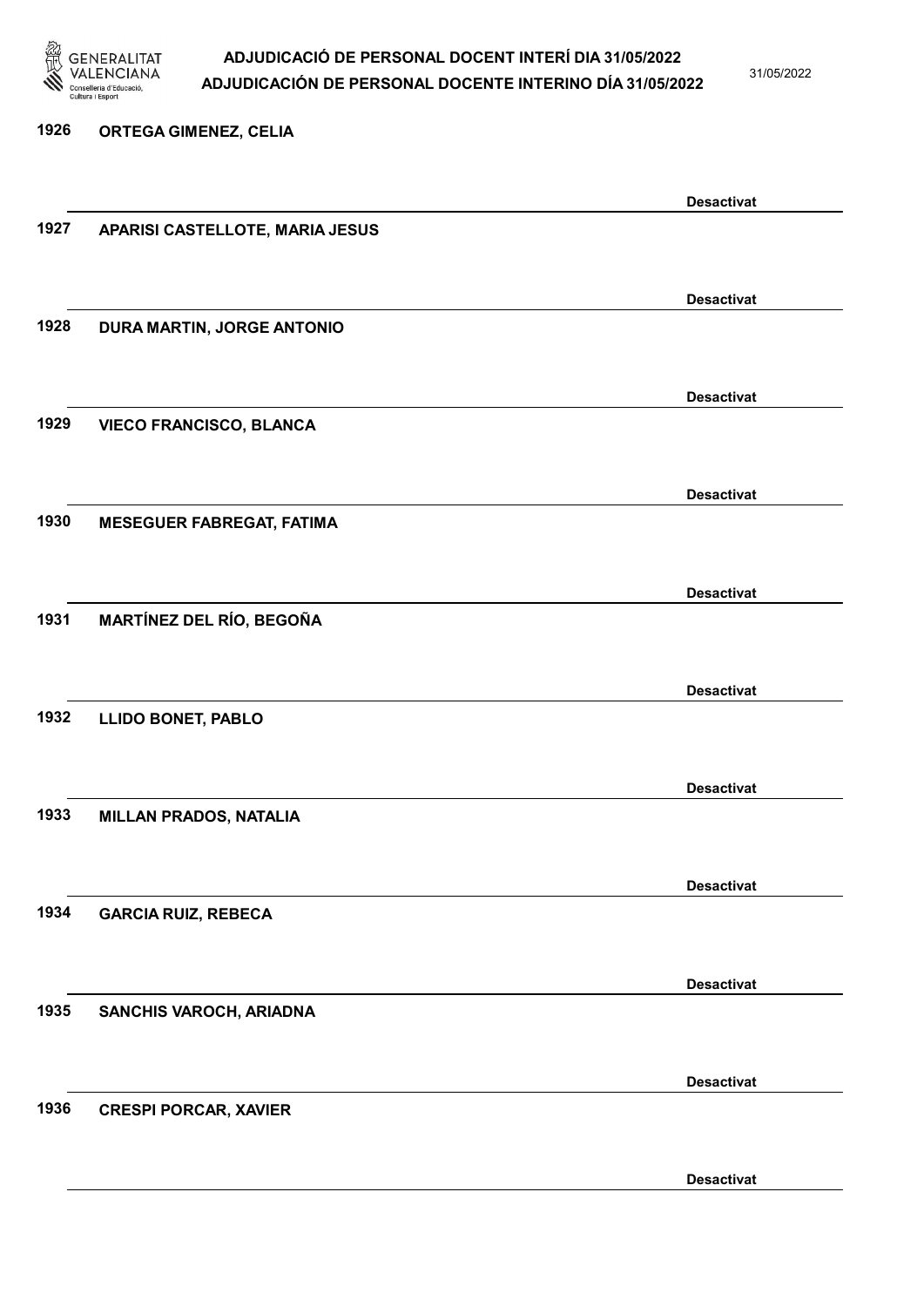1926 ORTEGA GIMENEZ, CELIA

Desactivat

1927 APARISI CASTELLOTE, MARIA JESUS

Desactivat

1928 DURA MARTIN, JORGE ANTONIO

Desactivat

1929 VIECO FRANCISCO, BLANCA

Desactivat

1930 MESEGUER FABREGAT, FATIMA

Desactivat

1931 MARTÍNEZ DEL RÍO, BEGOÑA

Desactivat

1932 LLIDO BONET, PABLO

Desactivat

1933 MILLAN PRADOS, NATALIA

Desactivat

1934 GARCIA RUIZ, REBECA

Desactivat

1935 SANCHIS VAROCH, ARIADNA

Desactivat

1936 CRESPI PORCAR, XAVIER

Desactivat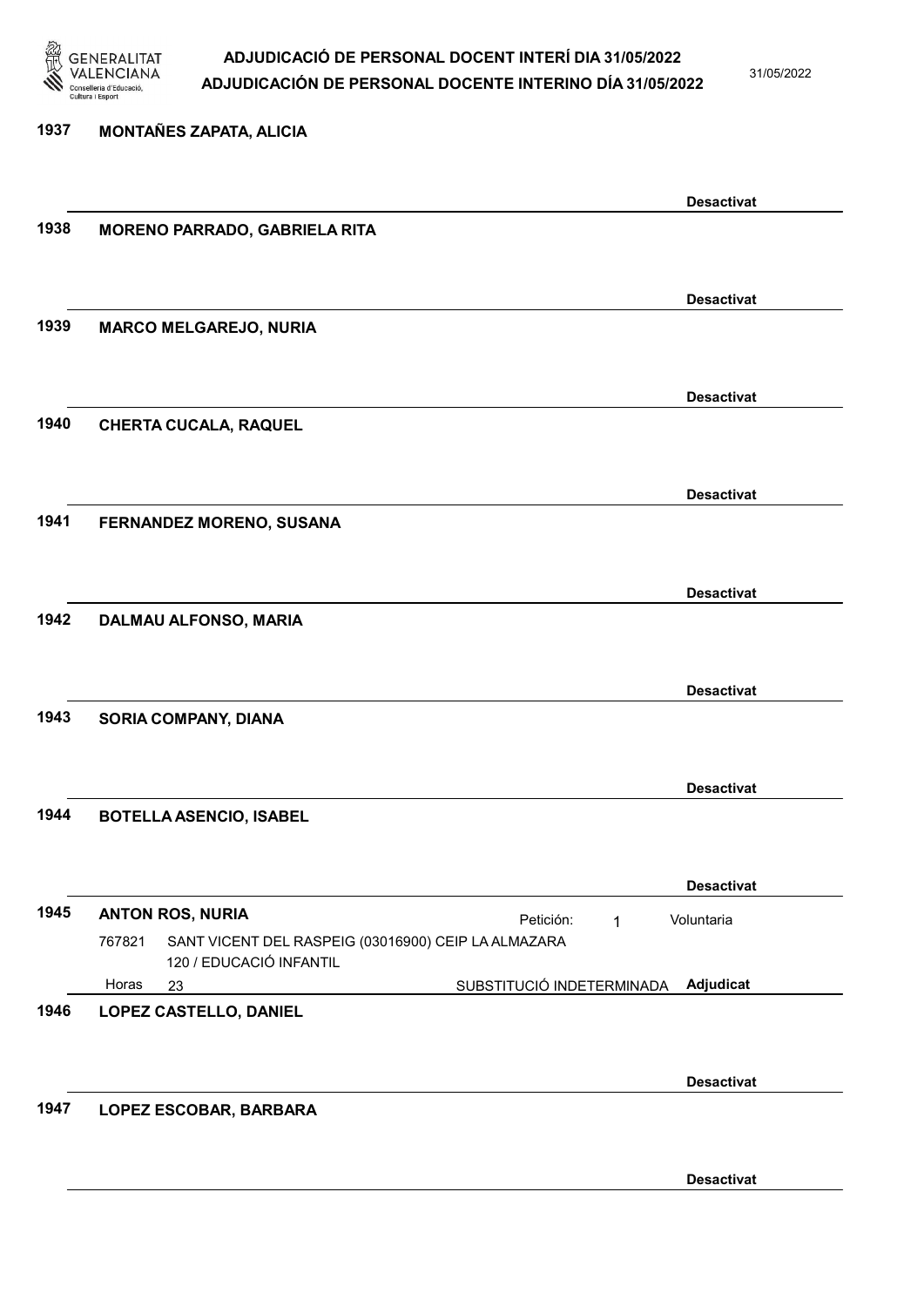**1937 MONTAÑES ZAPATA, ALICIA**

**Desactivat**

**1938 MORENO PARRADO, GABRIELA RITA**

**Desactivat**

**1939 MARCO MELGAREJO, NURIA**

**Desactivat**

**1940 CHERTA CUCALA, RAQUEL**

**Desactivat**

**1941 FERNANDEZ MORENO, SUSANA**

**Desactivat**

**1942 DALMAU ALFONSO, MARIA**

**Desactivat**

**1943 SORIA COMPANY, DIANA**

**Desactivat**

**1944 BOTELLA ASENCIO, ISABEL**

**Desactivat**

**1945 ANTON ROS, NURIA** Petición: 1 Voluntaria

767821 SANT VICENT DEL RASPEIG (03016900) CEIP LA ALMAZARA
120 / EDUCACIÓ INFANTIL
Horas 23 SUBSTITUCIÓ INDETERMINADA **Adjudicat**

**1946 LOPEZ CASTELLO, DANIEL**

**Desactivat**

**1947 LOPEZ ESCOBAR, BARBARA**

**Desactivat**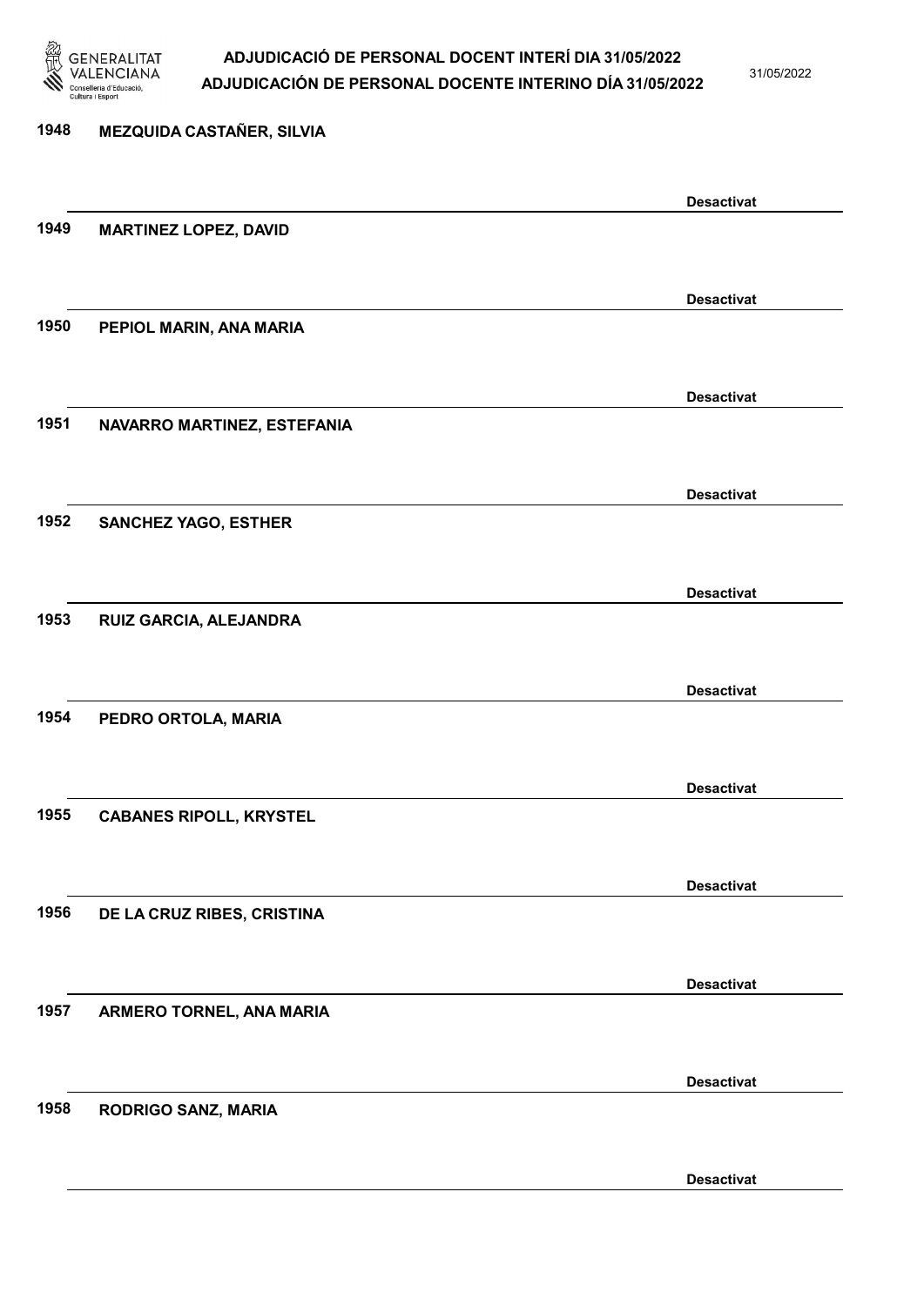1948 **MEZQUIDA CASTAÑER, SILVIA**

**Desactivat**

1949 **MARTINEZ LOPEZ, DAVID**

**Desactivat**

1950 **PEPIOL MARIN, ANA MARIA**

**Desactivat**

1951 **NAVARRO MARTINEZ, ESTEFANIA**

**Desactivat**

1952 **SANCHEZ YAGO, ESTHER**

**Desactivat**

1953 **RUIZ GARCIA, ALEJANDRA**

**Desactivat**

1954 **PEDRO ORTOLA, MARIA**

**Desactivat**

1955 **CABANES RIPOLL, KRYSTEL**

**Desactivat**

1956 **DE LA CRUZ RIBES, CRISTINA**

**Desactivat**

1957 **ARMERO TORNEL, ANA MARIA**

**Desactivat**

1958 **RODRIGO SANZ, MARIA**

**Desactivat**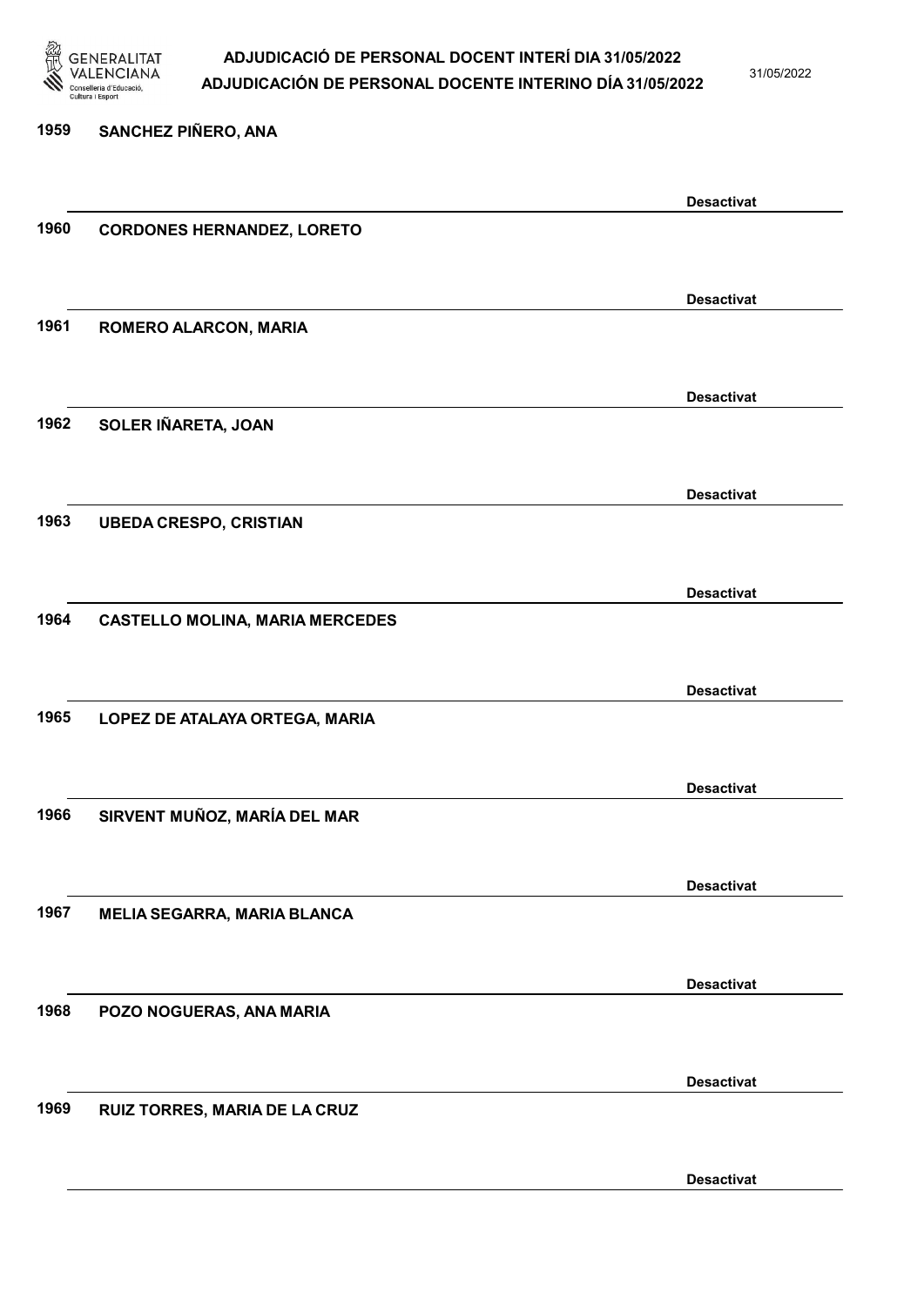1959 SANCHEZ PIÑERO, ANA

Desactivat

1960 CORDONES HERNANDEZ, LORETO

Desactivat

1961 ROMERO ALARCON, MARIA

Desactivat

1962 SOLER IÑARETA, JOAN

Desactivat

1963 UBEDA CRESPO, CRISTIAN

Desactivat

1964 CASTELLO MOLINA, MARIA MERCEDES

Desactivat

1965 LOPEZ DE ATALAYA ORTEGA, MARIA

Desactivat

1966 SIRVENT MUÑOZ, MARÍA DEL MAR

Desactivat

1967 MELIA SEGARRA, MARIA BLANCA

Desactivat

1968 POZO NOGUERAS, ANA MARIA

Desactivat

1969 RUIZ TORRES, MARIA DE LA CRUZ

Desactivat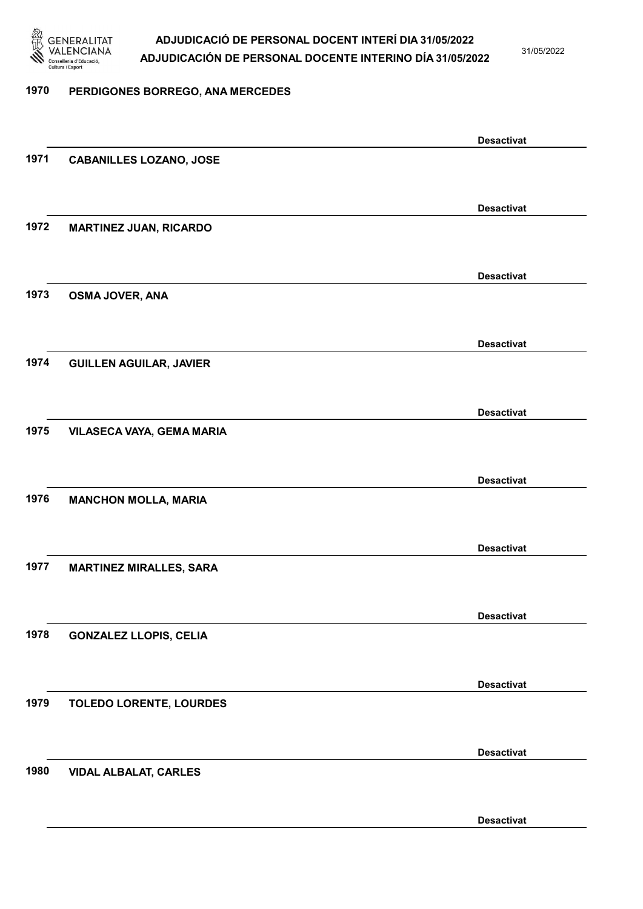1970 **PERDIGONES BORREGO, ANA MERCEDES**

**Desactivat**

1971 **CABANILLES LOZANO, JOSE**

**Desactivat**

1972 **MARTINEZ JUAN, RICARDO**

**Desactivat**

1973 **OSMA JOVER, ANA**

**Desactivat**

1974 **GUILLEN AGUILAR, JAVIER**

**Desactivat**

1975 **VILASECA VAYA, GEMA MARIA**

**Desactivat**

1976 **MANCHON MOLLA, MARIA**

**Desactivat**

1977 **MARTINEZ MIRALLES, SARA**

**Desactivat**

1978 **GONZALEZ LLOPIS, CELIA**

**Desactivat**

1979 **TOLEDO LORENTE, LOURDES**

**Desactivat**

1980 **VIDAL ALBALAT, CARLES**

**Desactivat**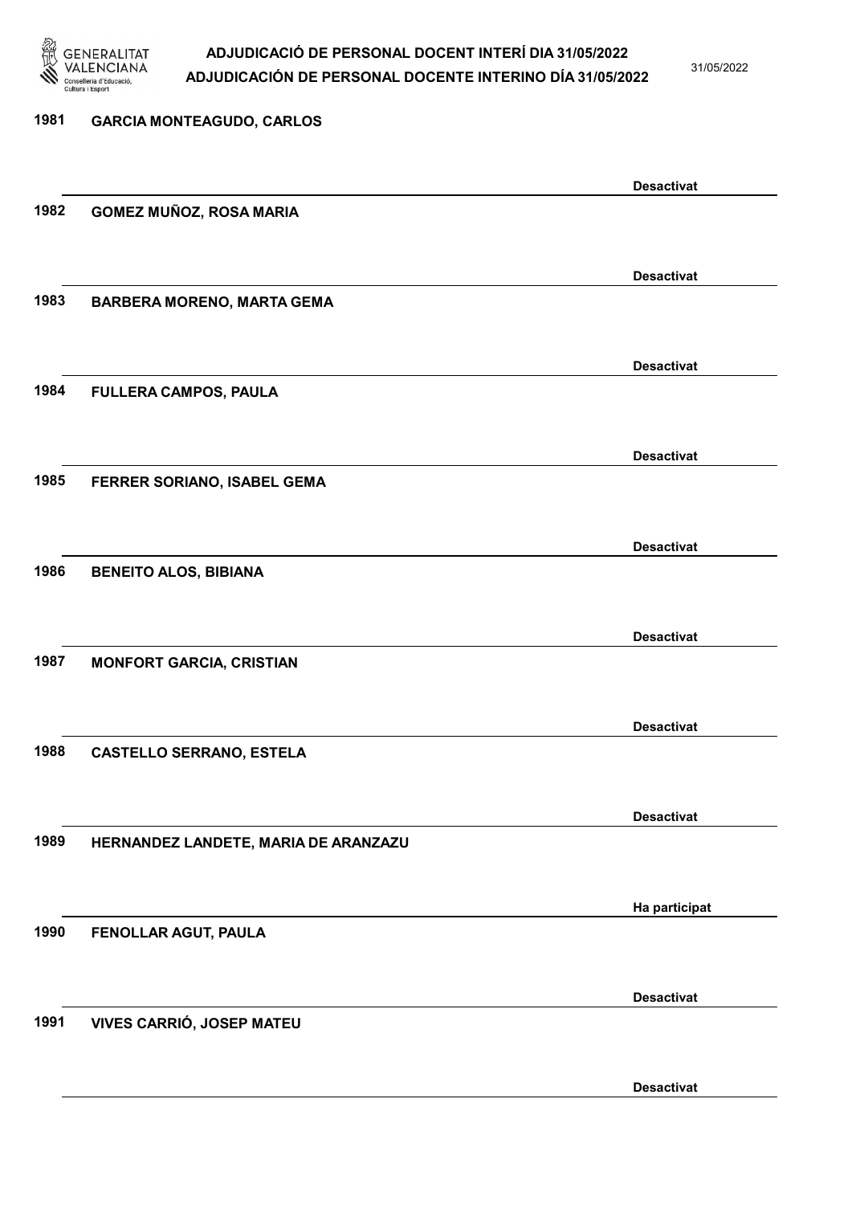| Núm. | Nom | Estat |
| --- | --- | --- |
| 1981 | GARCIA MONTEAGUDO, CARLOS | Desactivat |
| 1982 | GOMEZ MUÑOZ, ROSA MARIA | Desactivat |
| 1983 | BARBERA MORENO, MARTA GEMA | Desactivat |
| 1984 | FULLERA CAMPOS, PAULA | Desactivat |
| 1985 | FERRER SORIANO, ISABEL GEMA | Desactivat |
| 1986 | BENEITO ALOS, BIBIANA | Desactivat |
| 1987 | MONFORT GARCIA, CRISTIAN | Desactivat |
| 1988 | CASTELLO SERRANO, ESTELA | Desactivat |
| 1989 | HERNANDEZ LANDETE, MARIA DE ARANZAZU | Ha participat |
| 1990 | FENOLLAR AGUT, PAULA | Desactivat |
| 1991 | VIVES CARRIÓ, JOSEP MATEU | Desactivat |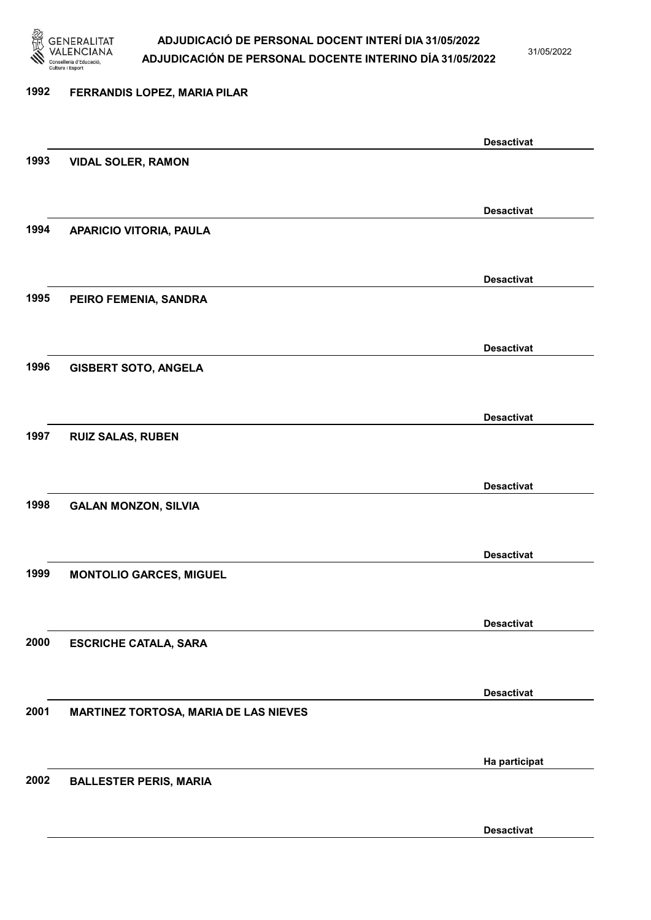1992 FERRANDIS LOPEZ, MARIA PILAR

Desactivat

1993 VIDAL SOLER, RAMON

Desactivat

1994 APARICIO VITORIA, PAULA

Desactivat

1995 PEIRO FEMENIA, SANDRA

Desactivat

1996 GISBERT SOTO, ANGELA

Desactivat

1997 RUIZ SALAS, RUBEN

Desactivat

1998 GALAN MONZON, SILVIA

Desactivat

1999 MONTOLIO GARCES, MIGUEL

Desactivat

2000 ESCRICHE CATALA, SARA

Desactivat

2001 MARTINEZ TORTOSA, MARIA DE LAS NIEVES

Ha participat

2002 BALLESTER PERIS, MARIA

Desactivat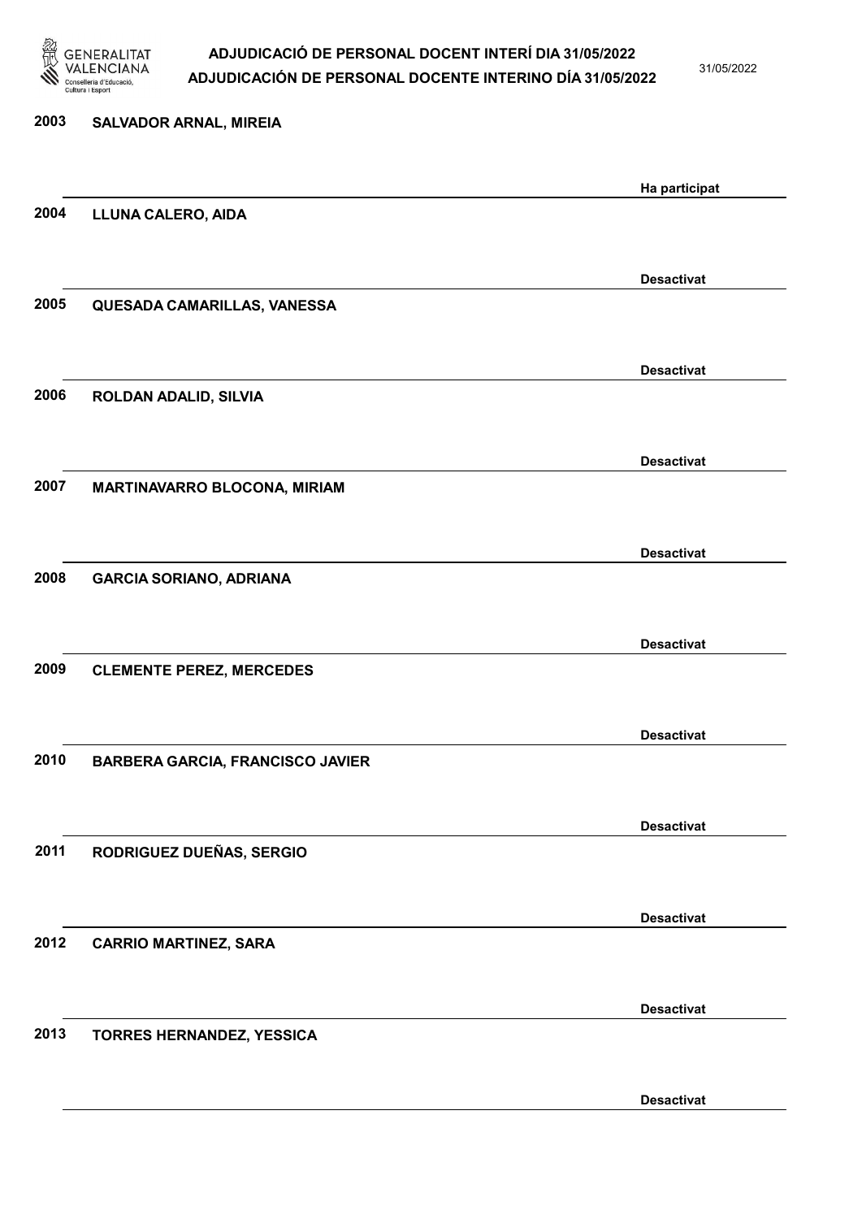| Núm. | Nom | Estat |
|---|---|---|
| 2003 | SALVADOR ARNAL, MIREIA | Ha participat |
| 2004 | LLUNA CALERO, AIDA | Desactivat |
| 2005 | QUESADA CAMARILLAS, VANESSA | Desactivat |
| 2006 | ROLDAN ADALID, SILVIA | Desactivat |
| 2007 | MARTINAVARRO BLOCONA, MIRIAM | Desactivat |
| 2008 | GARCIA SORIANO, ADRIANA | Desactivat |
| 2009 | CLEMENTE PEREZ, MERCEDES | Desactivat |
| 2010 | BARBERA GARCIA, FRANCISCO JAVIER | Desactivat |
| 2011 | RODRIGUEZ DUEÑAS, SERGIO | Desactivat |
| 2012 | CARRIO MARTINEZ, SARA | Desactivat |
| 2013 | TORRES HERNANDEZ, YESSICA | Desactivat |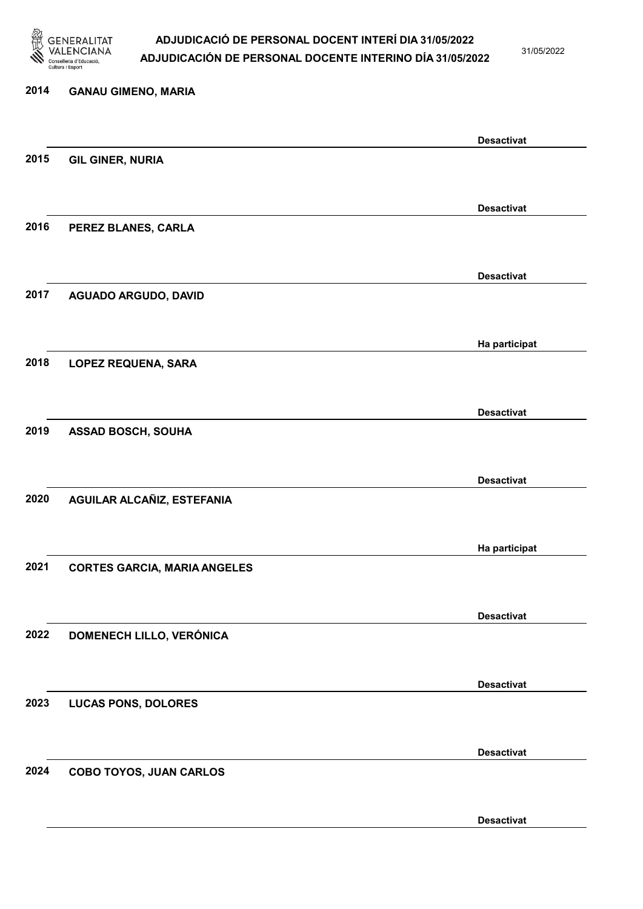| Núm. | Nom | Estat |
| --- | --- | --- |
| 2014 | GANAU GIMENO, MARIA | Desactivat |
| 2015 | GIL GINER, NURIA | Desactivat |
| 2016 | PEREZ BLANES, CARLA | Desactivat |
| 2017 | AGUADO ARGUDO, DAVID | Ha participat |
| 2018 | LOPEZ REQUENA, SARA | Desactivat |
| 2019 | ASSAD BOSCH, SOUHA | Desactivat |
| 2020 | AGUILAR ALCAÑIZ, ESTEFANIA | Ha participat |
| 2021 | CORTES GARCIA, MARIA ANGELES | Desactivat |
| 2022 | DOMENECH LILLO, VERÓNICA | Desactivat |
| 2023 | LUCAS PONS, DOLORES | Desactivat |
| 2024 | COBO TOYOS, JUAN CARLOS | Desactivat |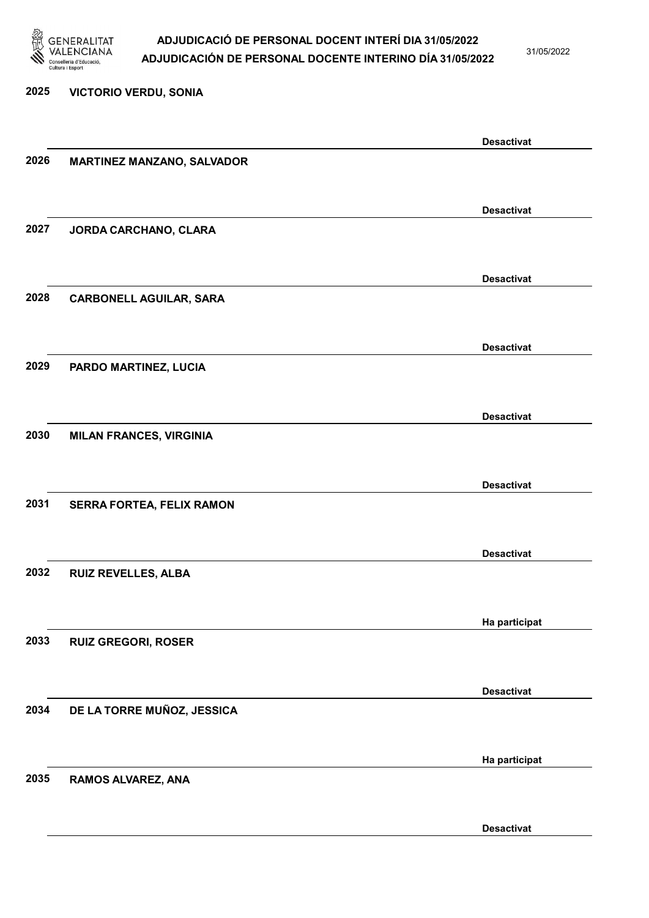| Núm. | Nom | Estat |
| --- | --- | --- |
| 2025 | VICTORIO VERDU, SONIA | Desactivat |
| 2026 | MARTINEZ MANZANO, SALVADOR | Desactivat |
| 2027 | JORDA CARCHANO, CLARA | Desactivat |
| 2028 | CARBONELL AGUILAR, SARA | Desactivat |
| 2029 | PARDO MARTINEZ, LUCIA | Desactivat |
| 2030 | MILAN FRANCES, VIRGINIA | Desactivat |
| 2031 | SERRA FORTEA, FELIX RAMON | Desactivat |
| 2032 | RUIZ REVELLES, ALBA | Ha participat |
| 2033 | RUIZ GREGORI, ROSER | Desactivat |
| 2034 | DE LA TORRE MUÑOZ, JESSICA | Ha participat |
| 2035 | RAMOS ALVAREZ, ANA | Desactivat |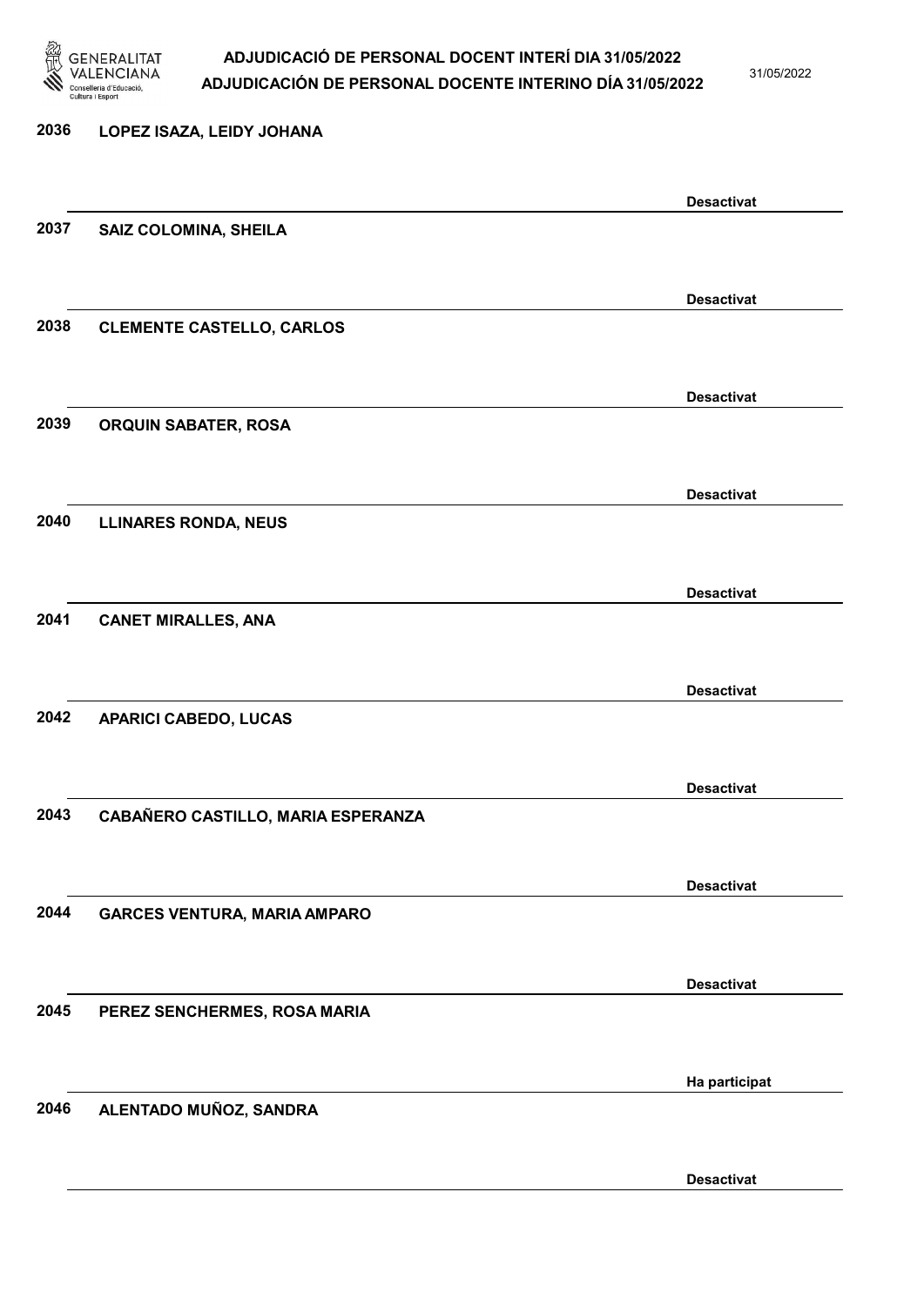2036 LOPEZ ISAZA, LEIDY JOHANA

Desactivat

2037 SAIZ COLOMINA, SHEILA

Desactivat

2038 CLEMENTE CASTELLO, CARLOS

Desactivat

2039 ORQUIN SABATER, ROSA

Desactivat

2040 LLINARES RONDA, NEUS

Desactivat

2041 CANET MIRALLES, ANA

Desactivat

2042 APARICI CABEDO, LUCAS

Desactivat

2043 CABAÑERO CASTILLO, MARIA ESPERANZA

Desactivat

2044 GARCES VENTURA, MARIA AMPARO

Desactivat

2045 PEREZ SENCHERMES, ROSA MARIA

Ha participat

2046 ALENTADO MUÑOZ, SANDRA

Desactivat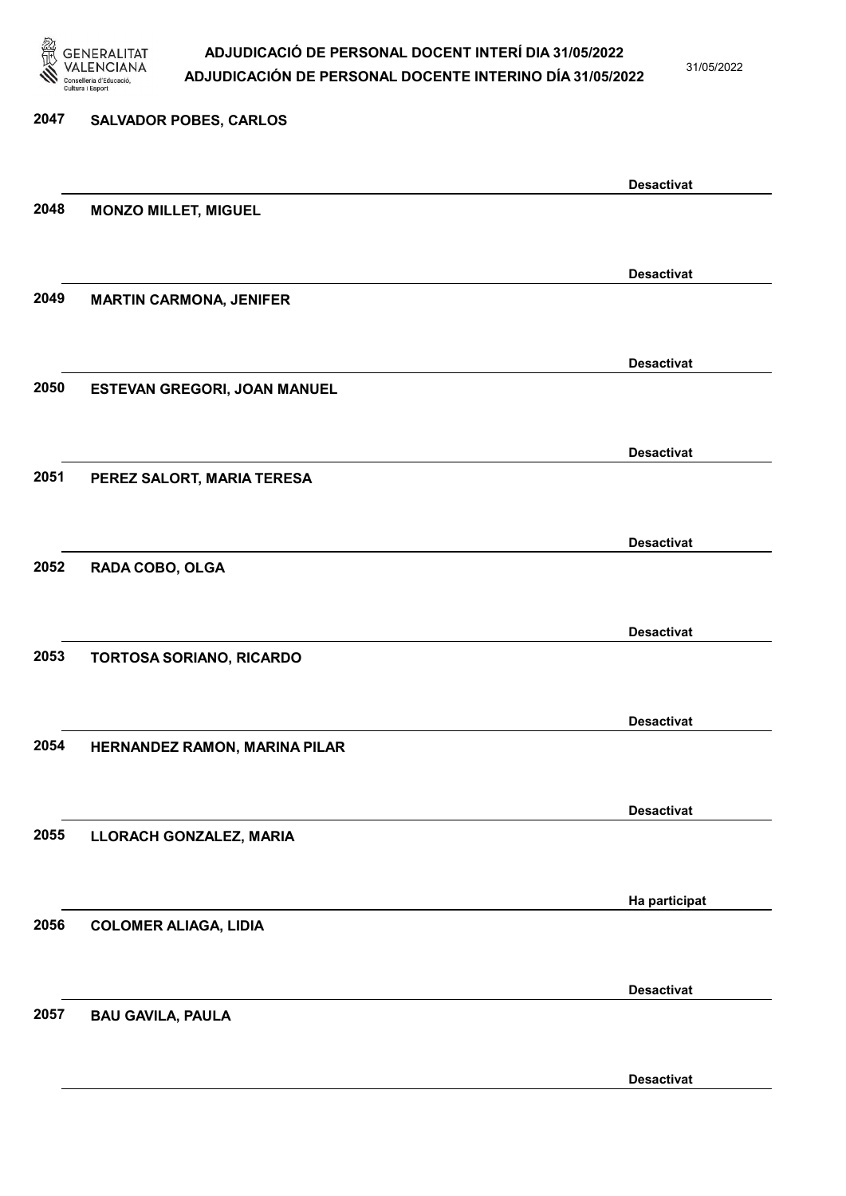| | | |
|---|---|---|
| 2047 | SALVADOR POBES, CARLOS | Desactivat |
| 2048 | MONZO MILLET, MIGUEL | Desactivat |
| 2049 | MARTIN CARMONA, JENIFER | Desactivat |
| 2050 | ESTEVAN GREGORI, JOAN MANUEL | Desactivat |
| 2051 | PEREZ SALORT, MARIA TERESA | Desactivat |
| 2052 | RADA COBO, OLGA | Desactivat |
| 2053 | TORTOSA SORIANO, RICARDO | Desactivat |
| 2054 | HERNANDEZ RAMON, MARINA PILAR | Desactivat |
| 2055 | LLORACH GONZALEZ, MARIA | Ha participat |
| 2056 | COLOMER ALIAGA, LIDIA | Desactivat |
| 2057 | BAU GAVILA, PAULA | Desactivat |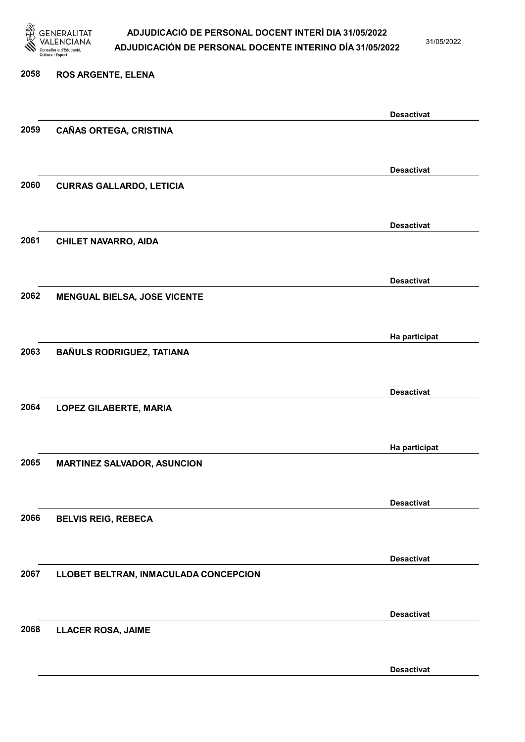2058 ROS ARGENTE, ELENA

Desactivat

2059 CAÑAS ORTEGA, CRISTINA

Desactivat

2060 CURRAS GALLARDO, LETICIA

Desactivat

2061 CHILET NAVARRO, AIDA

Desactivat

2062 MENGUAL BIELSA, JOSE VICENTE

Ha participat

2063 BAÑULS RODRIGUEZ, TATIANA

Desactivat

2064 LOPEZ GILABERTE, MARIA

Ha participat

2065 MARTINEZ SALVADOR, ASUNCION

Desactivat

2066 BELVIS REIG, REBECA

Desactivat

2067 LLOBET BELTRAN, INMACULADA CONCEPCION

Desactivat

2068 LLACER ROSA, JAIME

Desactivat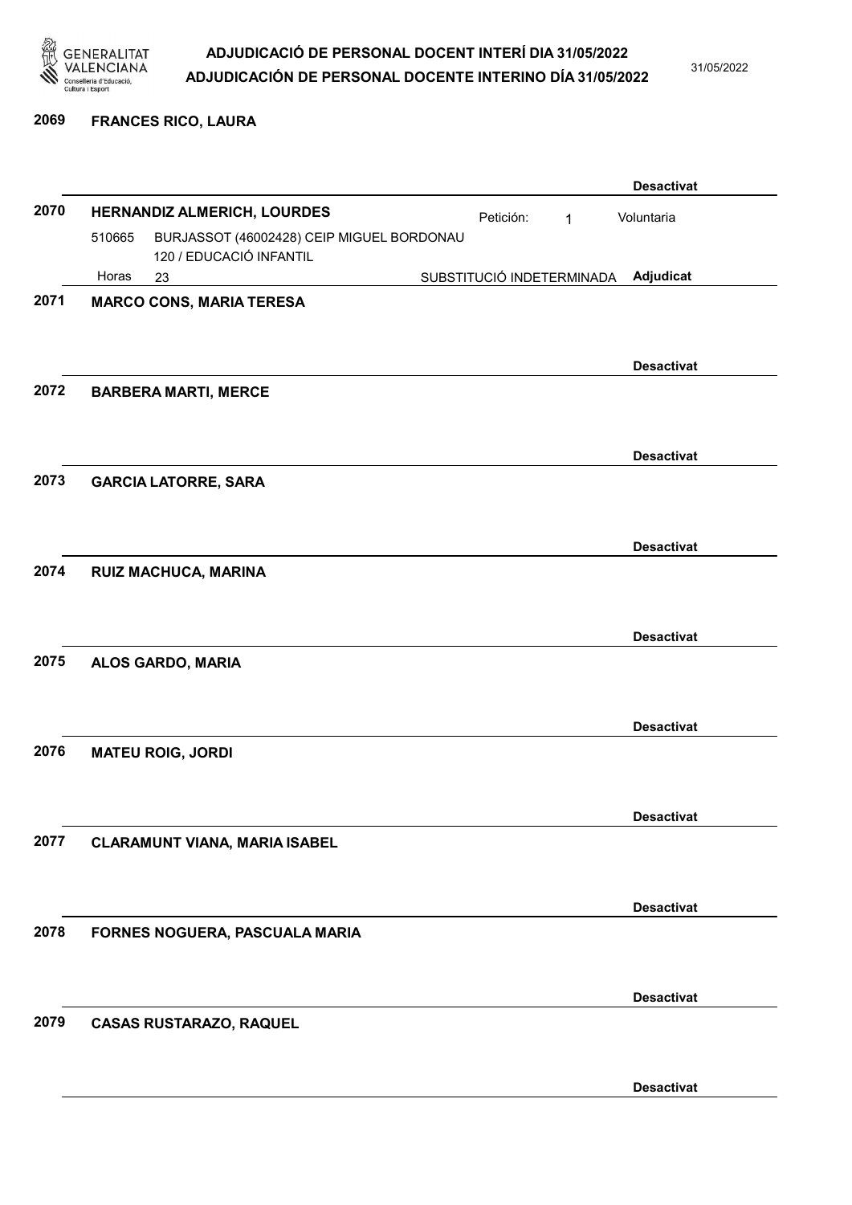**2069** **FRANCES RICO, LAURA**

**Desactivat**

**2070** **HERNANDIZ ALMERICH, LOURDES**

Petición: 1 Voluntaria

510665 BURJASSOT (46002428) CEIP MIGUEL BORDONAU
120 / EDUCACIÓ INFANTIL

Horas 23 SUBSTITUCIÓ INDETERMINADA **Adjudicat**

**2071** **MARCO CONS, MARIA TERESA**

**Desactivat**

**2072** **BARBERA MARTI, MERCE**

**Desactivat**

**2073** **GARCIA LATORRE, SARA**

**Desactivat**

**2074** **RUIZ MACHUCA, MARINA**

**Desactivat**

**2075** **ALOS GARDO, MARIA**

**Desactivat**

**2076** **MATEU ROIG, JORDI**

**Desactivat**

**2077** **CLARAMUNT VIANA, MARIA ISABEL**

**Desactivat**

**2078** **FORNES NOGUERA, PASCUALA MARIA**

**Desactivat**

**2079** **CASAS RUSTARAZO, RAQUEL**

**Desactivat**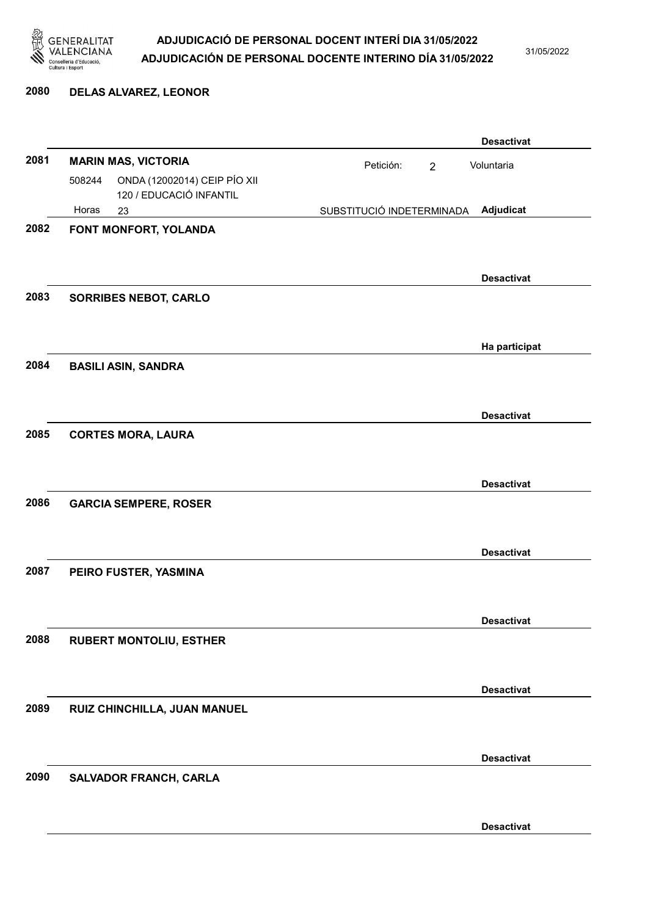**2080** **DELAS ALVAREZ, LEONOR**

**Desactivat**

**2081** **MARIN MAS, VICTORIA**

Petición: 2 Voluntaria

508244 ONDA (12002014) CEIP PÍO XII
120 / EDUCACIÓ INFANTIL

Horas 23 SUBSTITUCIÓ INDETERMINADA **Adjudicat**

**2082** **FONT MONFORT, YOLANDA**

**Desactivat**

**2083** **SORRIBES NEBOT, CARLO**

**Ha participat**

**2084** **BASILI ASIN, SANDRA**

**Desactivat**

**2085** **CORTES MORA, LAURA**

**Desactivat**

**2086** **GARCIA SEMPERE, ROSER**

**Desactivat**

**2087** **PEIRO FUSTER, YASMINA**

**Desactivat**

**2088** **RUBERT MONTOLIU, ESTHER**

**Desactivat**

**2089** **RUIZ CHINCHILLA, JUAN MANUEL**

**Desactivat**

**2090** **SALVADOR FRANCH, CARLA**

**Desactivat**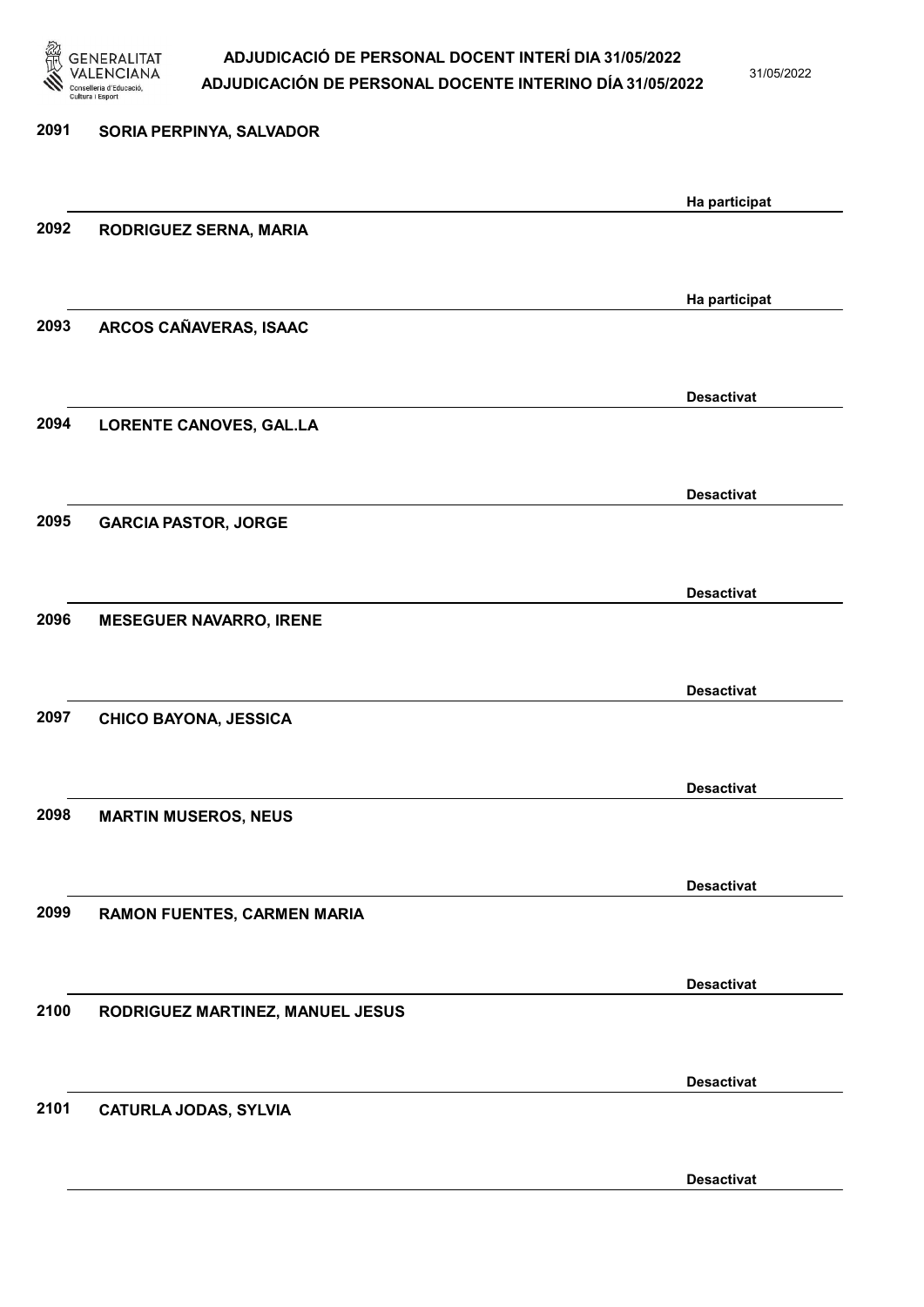| | | |
|---|---|---|
| 2091 | SORIA PERPINYA, SALVADOR | Ha participat |
| 2092 | RODRIGUEZ SERNA, MARIA | Ha participat |
| 2093 | ARCOS CAÑAVERAS, ISAAC | Desactivat |
| 2094 | LORENTE CANOVES, GAL.LA | Desactivat |
| 2095 | GARCIA PASTOR, JORGE | Desactivat |
| 2096 | MESEGUER NAVARRO, IRENE | Desactivat |
| 2097 | CHICO BAYONA, JESSICA | Desactivat |
| 2098 | MARTIN MUSEROS, NEUS | Desactivat |
| 2099 | RAMON FUENTES, CARMEN MARIA | Desactivat |
| 2100 | RODRIGUEZ MARTINEZ, MANUEL JESUS | Desactivat |
| 2101 | CATURLA JODAS, SYLVIA | Desactivat |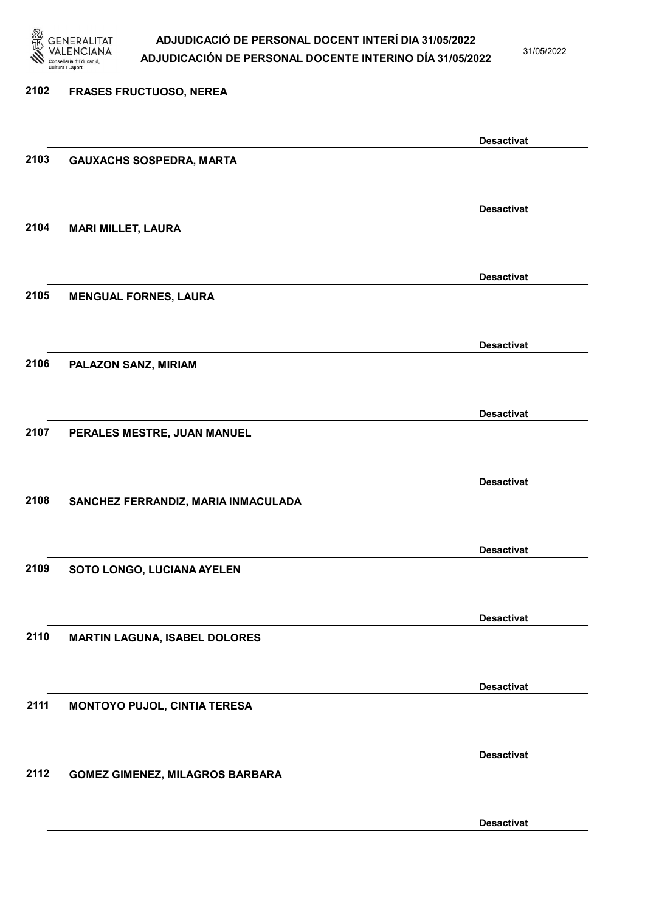2102 FRASES FRUCTUOSO, NEREA

Desactivat

2103 GAUXACHS SOSPEDRA, MARTA

Desactivat

2104 MARI MILLET, LAURA

Desactivat

2105 MENGUAL FORNES, LAURA

Desactivat

2106 PALAZON SANZ, MIRIAM

Desactivat

2107 PERALES MESTRE, JUAN MANUEL

Desactivat

2108 SANCHEZ FERRANDIZ, MARIA INMACULADA

Desactivat

2109 SOTO LONGO, LUCIANA AYELEN

Desactivat

2110 MARTIN LAGUNA, ISABEL DOLORES

Desactivat

2111 MONTOYO PUJOL, CINTIA TERESA

Desactivat

2112 GOMEZ GIMENEZ, MILAGROS BARBARA

Desactivat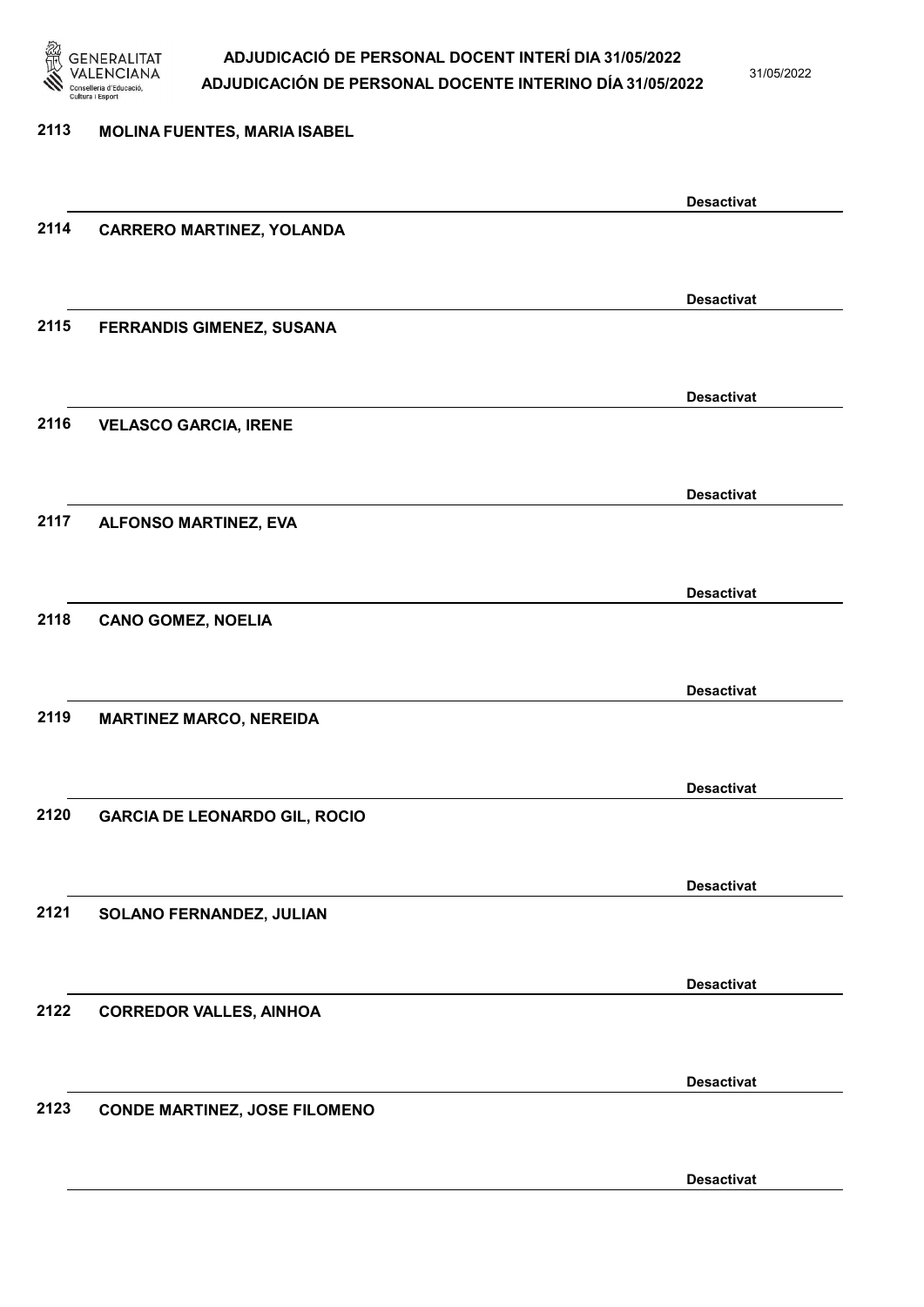2113 **MOLINA FUENTES, MARIA ISABEL**

**Desactivat**

2114 **CARRERO MARTINEZ, YOLANDA**

**Desactivat**

2115 **FERRANDIS GIMENEZ, SUSANA**

**Desactivat**

2116 **VELASCO GARCIA, IRENE**

**Desactivat**

2117 **ALFONSO MARTINEZ, EVA**

**Desactivat**

2118 **CANO GOMEZ, NOELIA**

**Desactivat**

2119 **MARTINEZ MARCO, NEREIDA**

**Desactivat**

2120 **GARCIA DE LEONARDO GIL, ROCIO**

**Desactivat**

2121 **SOLANO FERNANDEZ, JULIAN**

**Desactivat**

2122 **CORREDOR VALLES, AINHOA**

**Desactivat**

2123 **CONDE MARTINEZ, JOSE FILOMENO**

**Desactivat**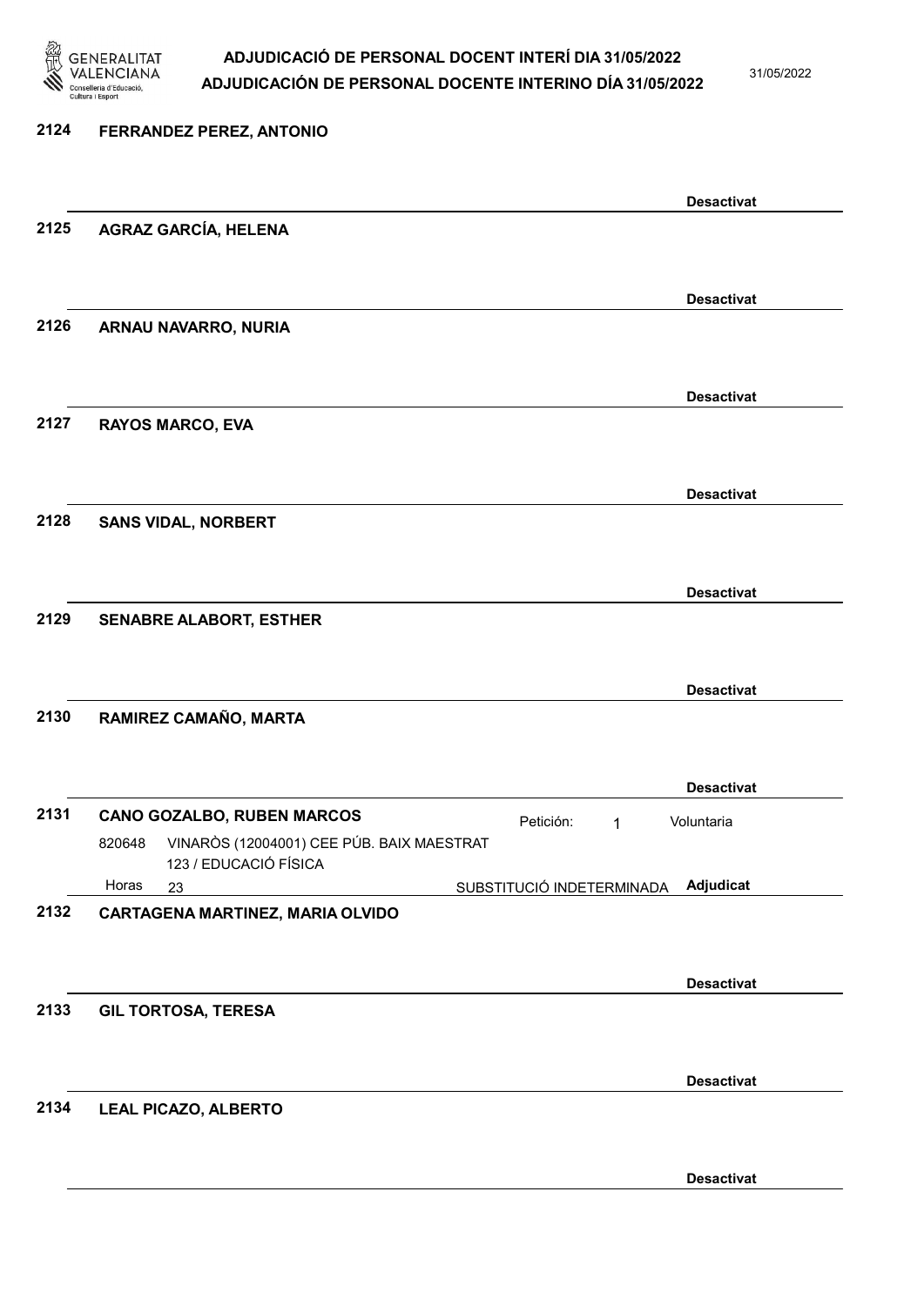**2124 FERRANDEZ PEREZ, ANTONIO**

Desactivat

**2125 AGRAZ GARCÍA, HELENA**

Desactivat

**2126 ARNAU NAVARRO, NURIA**

Desactivat

**2127 RAYOS MARCO, EVA**

Desactivat

**2128 SANS VIDAL, NORBERT**

Desactivat

**2129 SENABRE ALABORT, ESTHER**

Desactivat

**2130 RAMIREZ CAMAÑO, MARTA**

Desactivat

**2131 CANO GOZALBO, RUBEN MARCOS** — Petición: 1 — Voluntaria

820648 VINARÒS (12004001) CEE PÚB. BAIX MAESTRAT
123 / EDUCACIÓ FÍSICA
Horas 23 — SUBSTITUCIÓ INDETERMINADA — Adjudicat

**2132 CARTAGENA MARTINEZ, MARIA OLVIDO**

Desactivat

**2133 GIL TORTOSA, TERESA**

Desactivat

**2134 LEAL PICAZO, ALBERTO**

Desactivat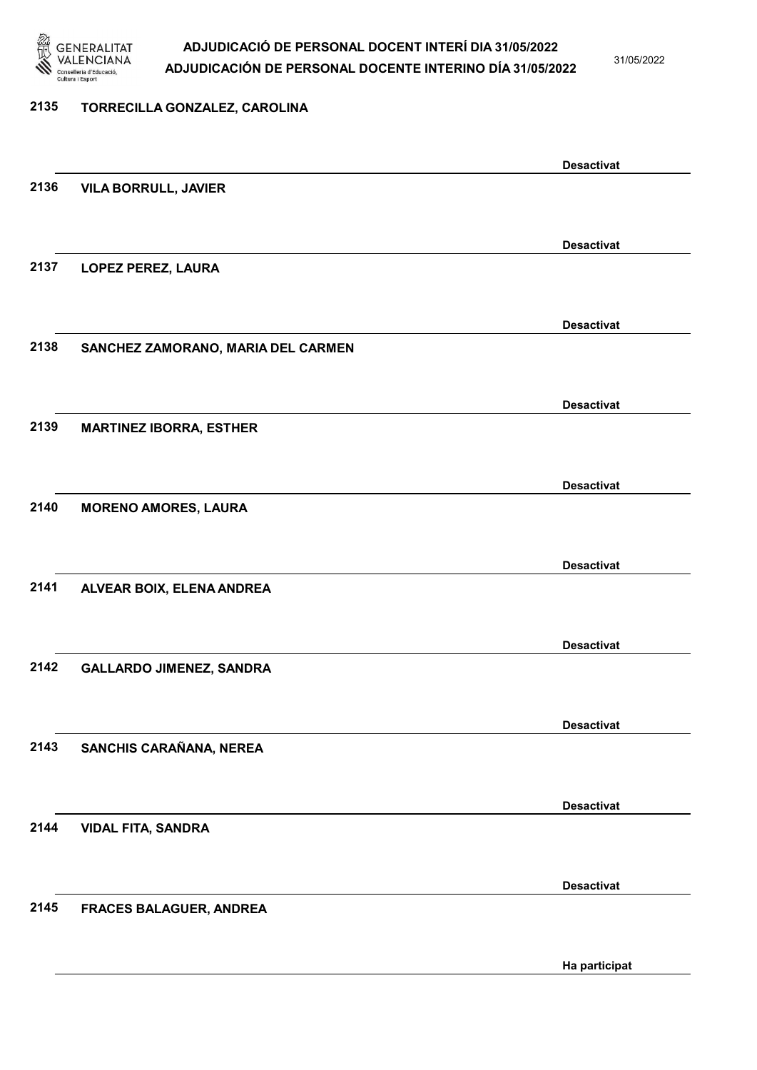| Núm. | Nom | Estat |
|---|---|---|
| 2135 | TORRECILLA GONZALEZ, CAROLINA | Desactivat |
| 2136 | VILA BORRULL, JAVIER | Desactivat |
| 2137 | LOPEZ PEREZ, LAURA | Desactivat |
| 2138 | SANCHEZ ZAMORANO, MARIA DEL CARMEN | Desactivat |
| 2139 | MARTINEZ IBORRA, ESTHER | Desactivat |
| 2140 | MORENO AMORES, LAURA | Desactivat |
| 2141 | ALVEAR BOIX, ELENA ANDREA | Desactivat |
| 2142 | GALLARDO JIMENEZ, SANDRA | Desactivat |
| 2143 | SANCHIS CARAÑANA, NEREA | Desactivat |
| 2144 | VIDAL FITA, SANDRA | Desactivat |
| 2145 | FRACES BALAGUER, ANDREA | Ha participat |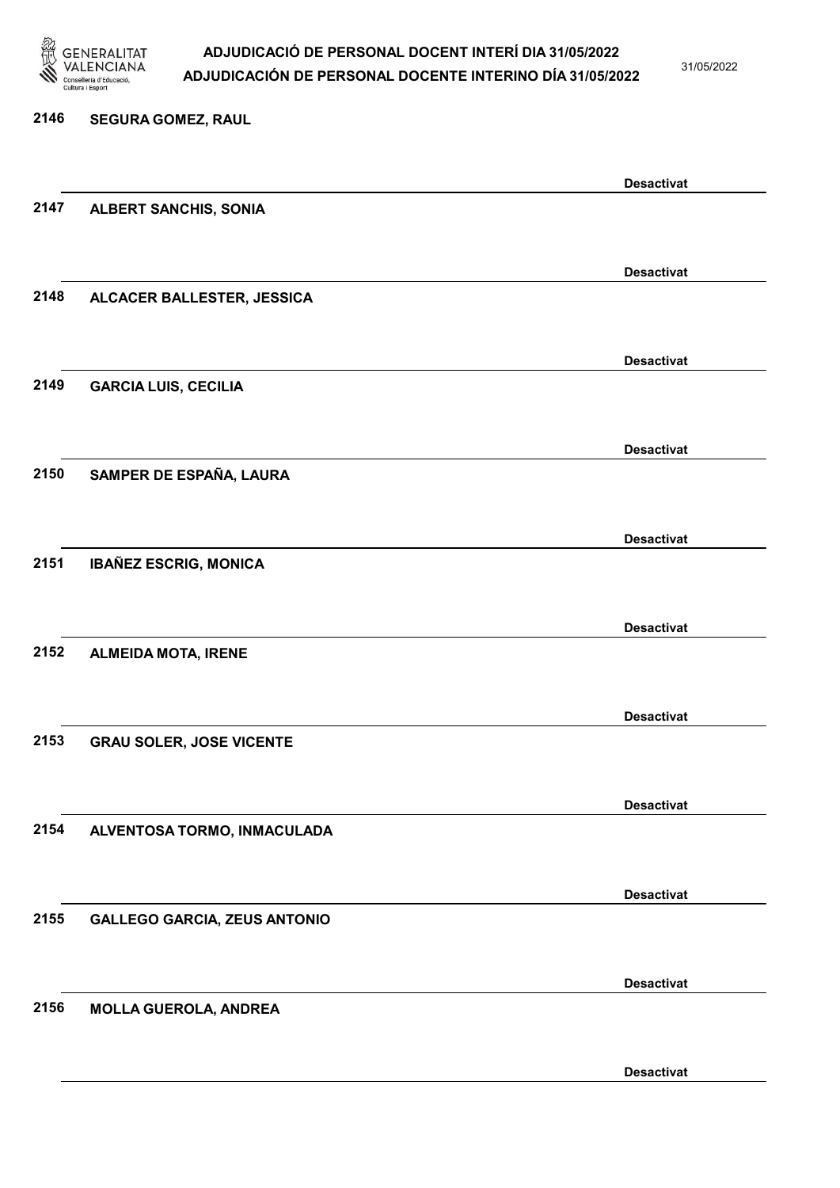2146 SEGURA GOMEZ, RAUL

Desactivat

2147 ALBERT SANCHIS, SONIA

Desactivat

2148 ALCACER BALLESTER, JESSICA

Desactivat

2149 GARCIA LUIS, CECILIA

Desactivat

2150 SAMPER DE ESPAÑA, LAURA

Desactivat

2151 IBAÑEZ ESCRIG, MONICA

Desactivat

2152 ALMEIDA MOTA, IRENE

Desactivat

2153 GRAU SOLER, JOSE VICENTE

Desactivat

2154 ALVENTOSA TORMO, INMACULADA

Desactivat

2155 GALLEGO GARCIA, ZEUS ANTONIO

Desactivat

2156 MOLLA GUEROLA, ANDREA

Desactivat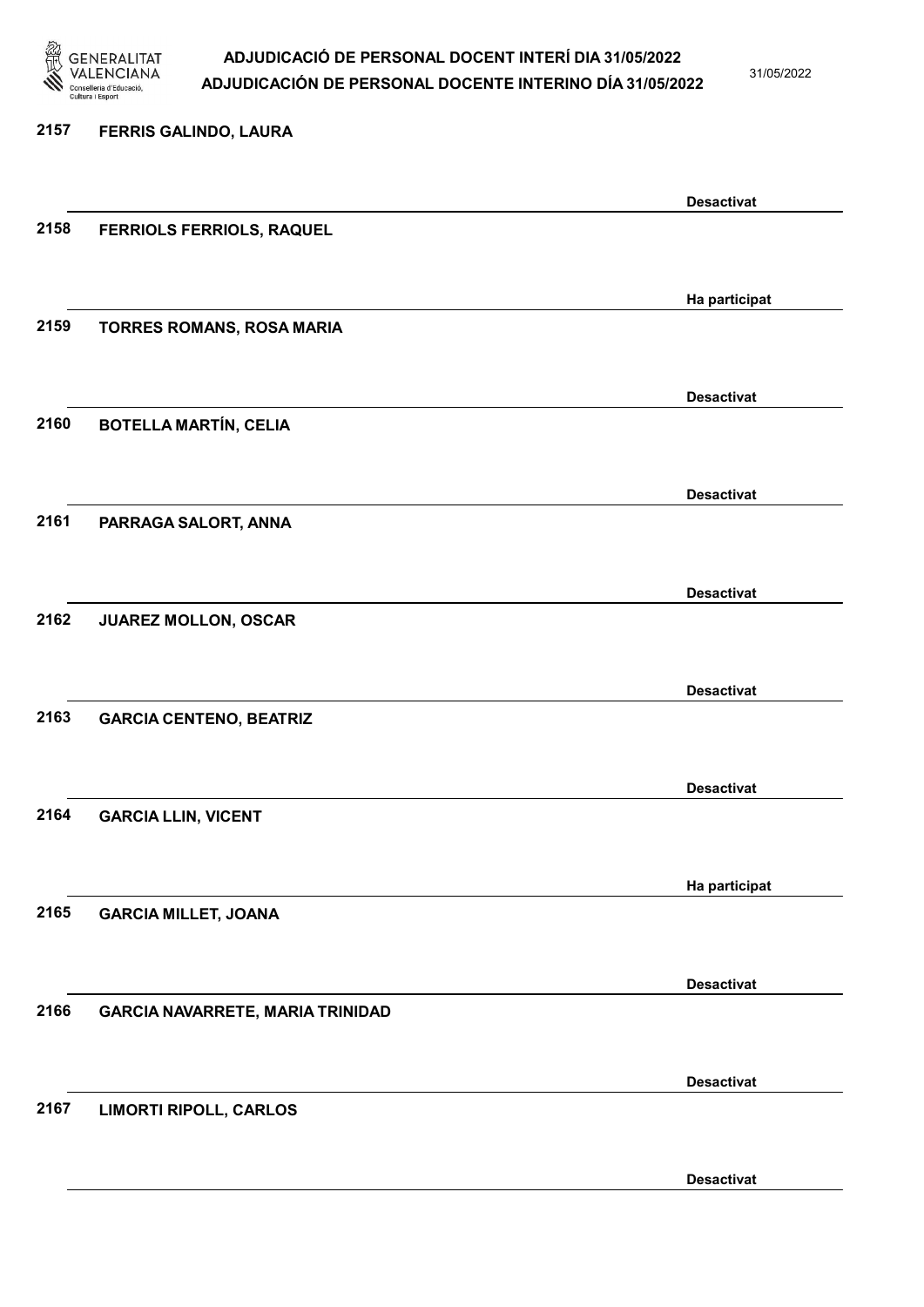2157 FERRIS GALINDO, LAURA

Desactivat

2158 FERRIOLS FERRIOLS, RAQUEL

Ha participat

2159 TORRES ROMANS, ROSA MARIA

Desactivat

2160 BOTELLA MARTÍN, CELIA

Desactivat

2161 PARRAGA SALORT, ANNA

Desactivat

2162 JUAREZ MOLLON, OSCAR

Desactivat

2163 GARCIA CENTENO, BEATRIZ

Desactivat

2164 GARCIA LLIN, VICENT

Ha participat

2165 GARCIA MILLET, JOANA

Desactivat

2166 GARCIA NAVARRETE, MARIA TRINIDAD

Desactivat

2167 LIMORTI RIPOLL, CARLOS

Desactivat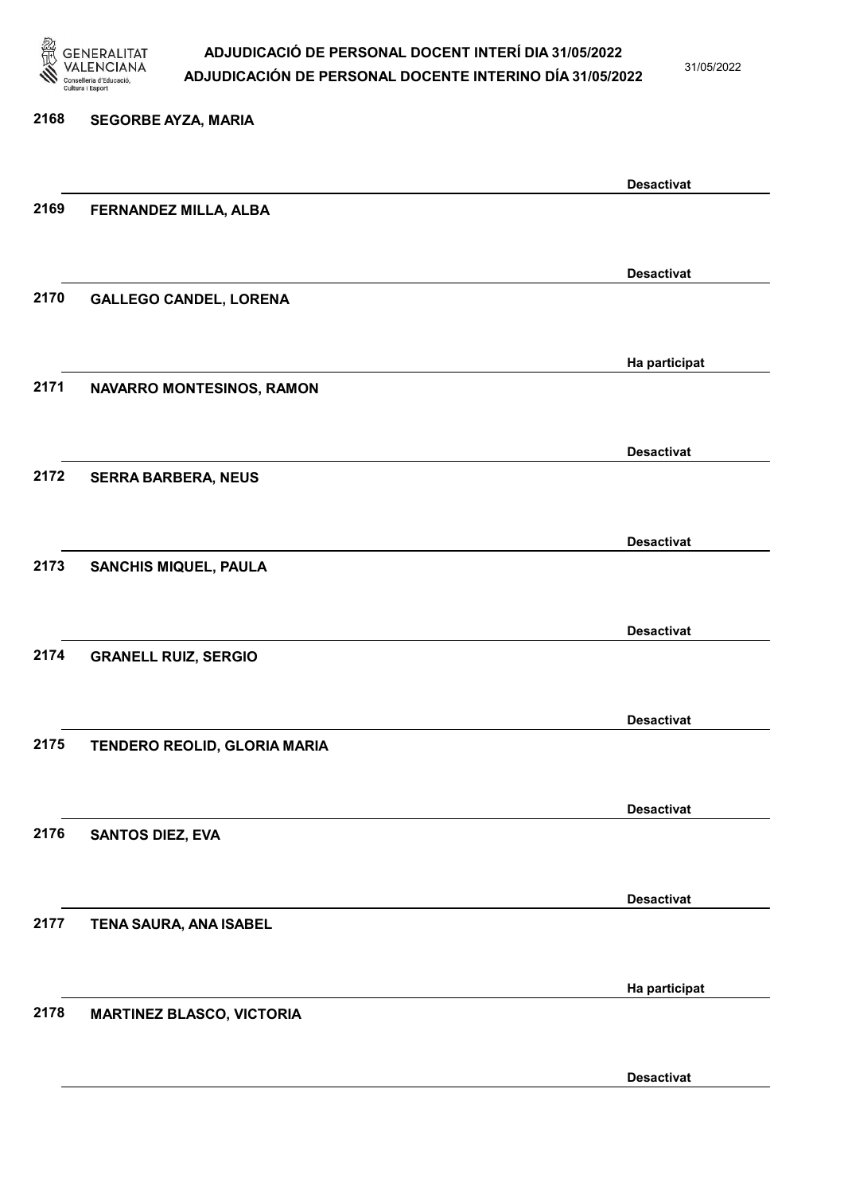2168 **SEGORBE AYZA, MARIA**

**Desactivat**

2169 **FERNANDEZ MILLA, ALBA**

**Desactivat**

2170 **GALLEGO CANDEL, LORENA**

**Ha participat**

2171 **NAVARRO MONTESINOS, RAMON**

**Desactivat**

2172 **SERRA BARBERA, NEUS**

**Desactivat**

2173 **SANCHIS MIQUEL, PAULA**

**Desactivat**

2174 **GRANELL RUIZ, SERGIO**

**Desactivat**

2175 **TENDERO REOLID, GLORIA MARIA**

**Desactivat**

2176 **SANTOS DIEZ, EVA**

**Desactivat**

2177 **TENA SAURA, ANA ISABEL**

**Ha participat**

2178 **MARTINEZ BLASCO, VICTORIA**

**Desactivat**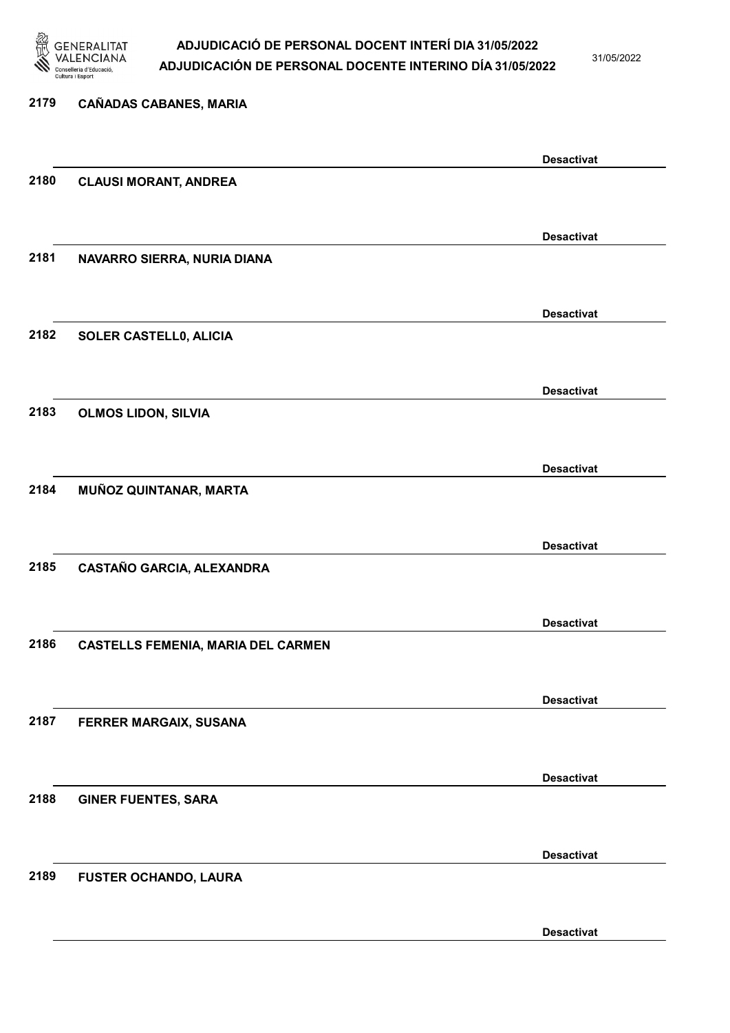2179 **CAÑADAS CABANES, MARIA**

**Desactivat**

2180 **CLAUSI MORANT, ANDREA**

**Desactivat**

2181 **NAVARRO SIERRA, NURIA DIANA**

**Desactivat**

2182 **SOLER CASTELL0, ALICIA**

**Desactivat**

2183 **OLMOS LIDON, SILVIA**

**Desactivat**

2184 **MUÑOZ QUINTANAR, MARTA**

**Desactivat**

2185 **CASTAÑO GARCIA, ALEXANDRA**

**Desactivat**

2186 **CASTELLS FEMENIA, MARIA DEL CARMEN**

**Desactivat**

2187 **FERRER MARGAIX, SUSANA**

**Desactivat**

2188 **GINER FUENTES, SARA**

**Desactivat**

2189 **FUSTER OCHANDO, LAURA**

**Desactivat**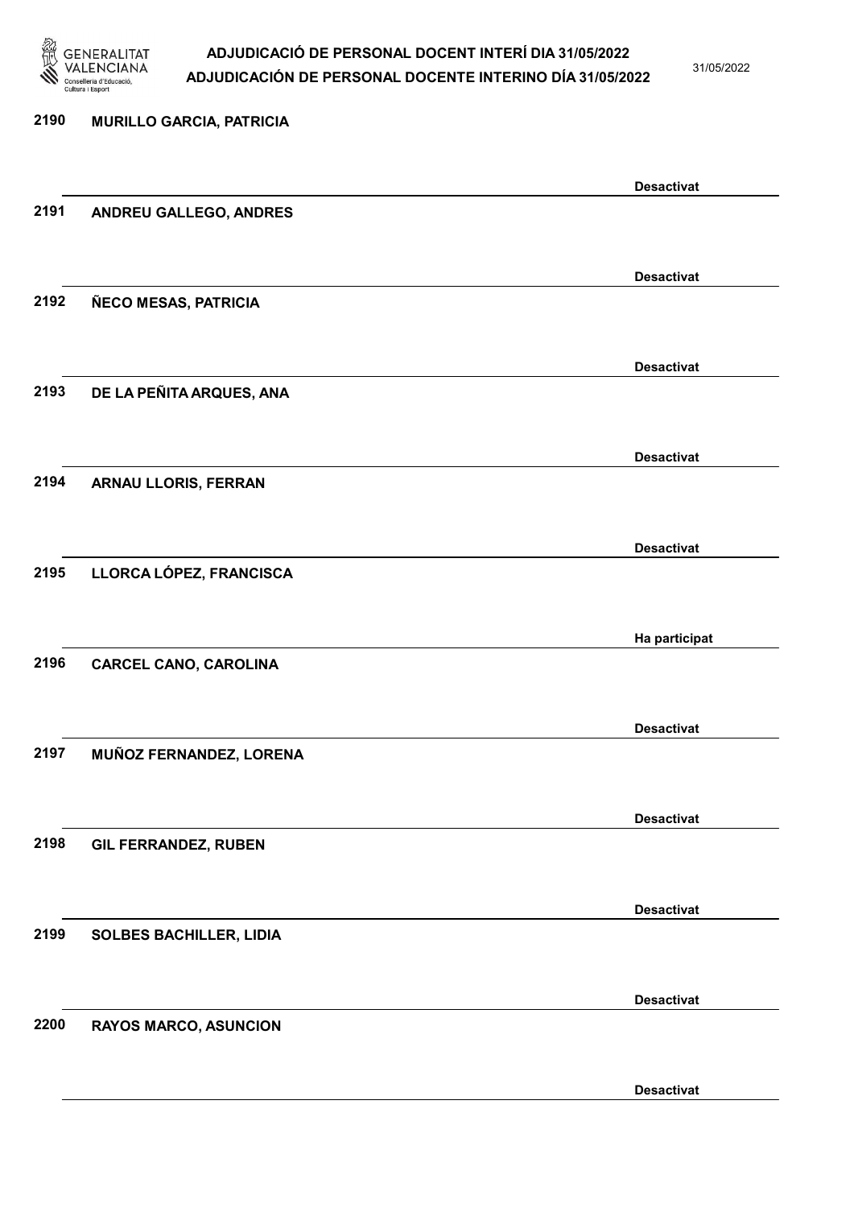| Núm. | Nom | Estat |
|---|---|---|
| 2190 | MURILLO GARCIA, PATRICIA | Desactivat |
| 2191 | ANDREU GALLEGO, ANDRES | Desactivat |
| 2192 | ÑECO MESAS, PATRICIA | Desactivat |
| 2193 | DE LA PEÑITA ARQUES, ANA | Desactivat |
| 2194 | ARNAU LLORIS, FERRAN | Desactivat |
| 2195 | LLORCA LÓPEZ, FRANCISCA | Ha participat |
| 2196 | CARCEL CANO, CAROLINA | Desactivat |
| 2197 | MUÑOZ FERNANDEZ, LORENA | Desactivat |
| 2198 | GIL FERRANDEZ, RUBEN | Desactivat |
| 2199 | SOLBES BACHILLER, LIDIA | Desactivat |
| 2200 | RAYOS MARCO, ASUNCION | Desactivat |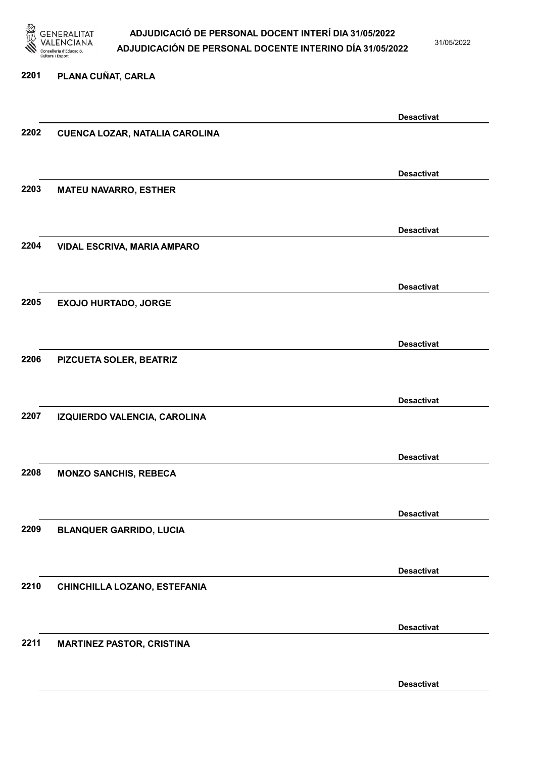2201 **PLANA CUÑAT, CARLA**

**Desactivat**

2202 **CUENCA LOZAR, NATALIA CAROLINA**

**Desactivat**

2203 **MATEU NAVARRO, ESTHER**

**Desactivat**

2204 **VIDAL ESCRIVA, MARIA AMPARO**

**Desactivat**

2205 **EXOJO HURTADO, JORGE**

**Desactivat**

2206 **PIZCUETA SOLER, BEATRIZ**

**Desactivat**

2207 **IZQUIERDO VALENCIA, CAROLINA**

**Desactivat**

2208 **MONZO SANCHIS, REBECA**

**Desactivat**

2209 **BLANQUER GARRIDO, LUCIA**

**Desactivat**

2210 **CHINCHILLA LOZANO, ESTEFANIA**

**Desactivat**

2211 **MARTINEZ PASTOR, CRISTINA**

**Desactivat**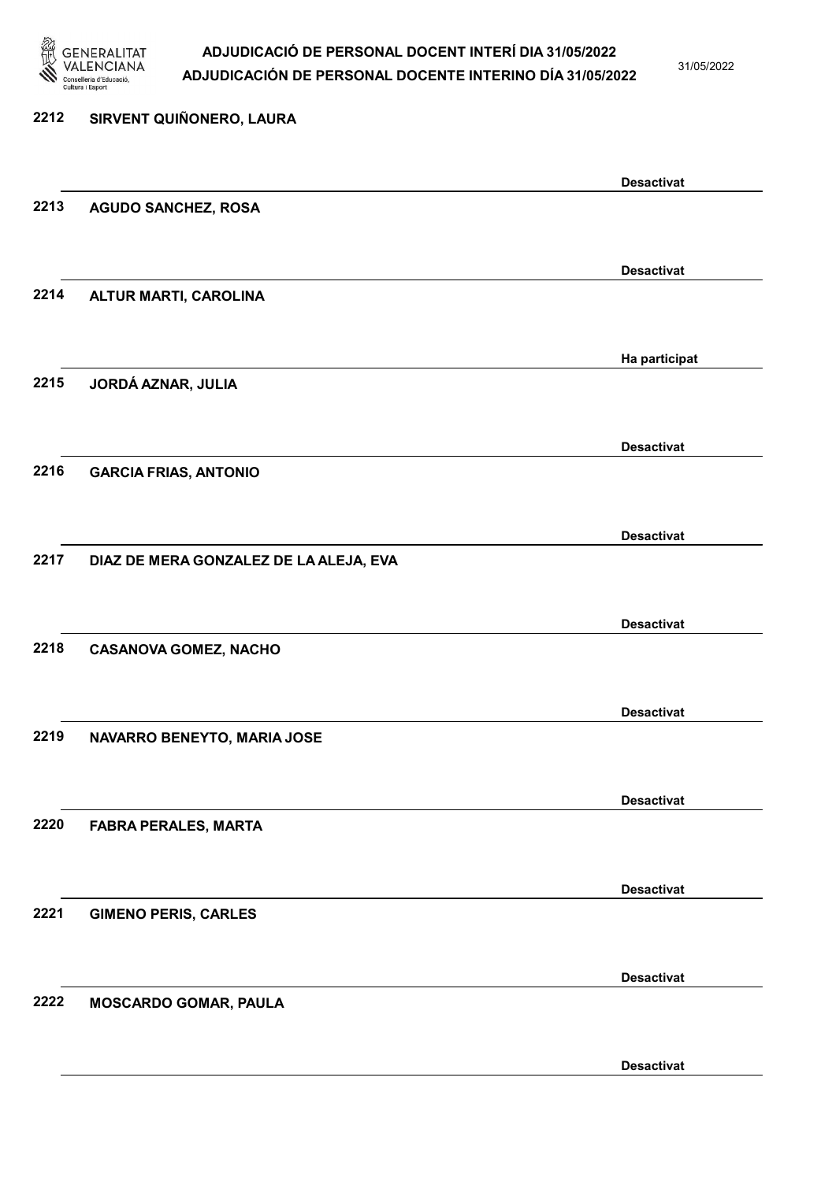2212 SIRVENT QUIÑONERO, LAURA

Desactivat

2213 AGUDO SANCHEZ, ROSA

Desactivat

2214 ALTUR MARTI, CAROLINA

Ha participat

2215 JORDÁ AZNAR, JULIA

Desactivat

2216 GARCIA FRIAS, ANTONIO

Desactivat

2217 DIAZ DE MERA GONZALEZ DE LA ALEJA, EVA

Desactivat

2218 CASANOVA GOMEZ, NACHO

Desactivat

2219 NAVARRO BENEYTO, MARIA JOSE

Desactivat

2220 FABRA PERALES, MARTA

Desactivat

2221 GIMENO PERIS, CARLES

Desactivat

2222 MOSCARDO GOMAR, PAULA

Desactivat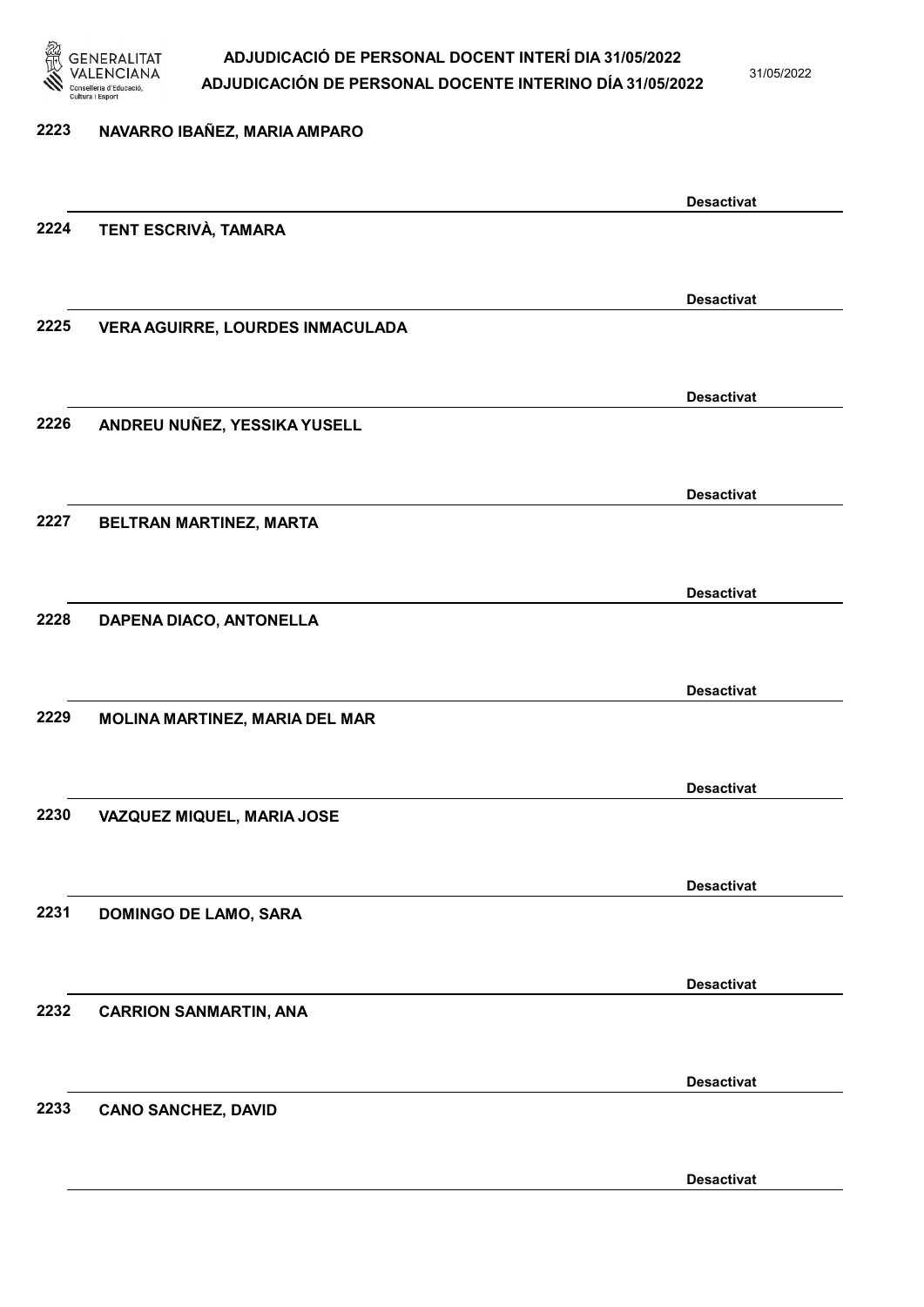2223 NAVARRO IBAÑEZ, MARIA AMPARO

Desactivat

2224 TENT ESCRIVÀ, TAMARA

Desactivat

2225 VERA AGUIRRE, LOURDES INMACULADA

Desactivat

2226 ANDREU NUÑEZ, YESSIKA YUSELL

Desactivat

2227 BELTRAN MARTINEZ, MARTA

Desactivat

2228 DAPENA DIACO, ANTONELLA

Desactivat

2229 MOLINA MARTINEZ, MARIA DEL MAR

Desactivat

2230 VAZQUEZ MIQUEL, MARIA JOSE

Desactivat

2231 DOMINGO DE LAMO, SARA

Desactivat

2232 CARRION SANMARTIN, ANA

Desactivat

2233 CANO SANCHEZ, DAVID

Desactivat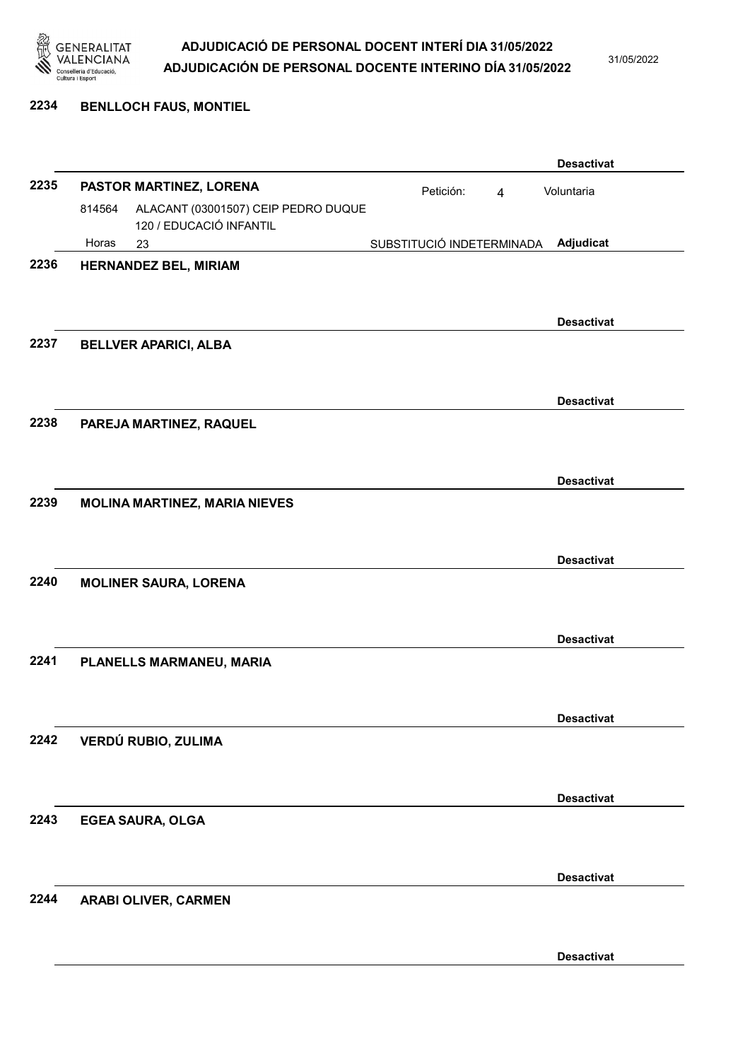**2234 BENLLOCH FAUS, MONTIEL**

Desactivat

**2235 PASTOR MARTINEZ, LORENA**

Petición: 4 — Voluntaria

814564 — ALACANT (03001507) CEIP PEDRO DUQUE
120 / EDUCACIÓ INFANTIL

Horas 23 — SUBSTITUCIÓ INDETERMINADA — **Adjudicat**

**2236 HERNANDEZ BEL, MIRIAM**

Desactivat

**2237 BELLVER APARICI, ALBA**

Desactivat

**2238 PAREJA MARTINEZ, RAQUEL**

Desactivat

**2239 MOLINA MARTINEZ, MARIA NIEVES**

Desactivat

**2240 MOLINER SAURA, LORENA**

Desactivat

**2241 PLANELLS MARMANEU, MARIA**

Desactivat

**2242 VERDÚ RUBIO, ZULIMA**

Desactivat

**2243 EGEA SAURA, OLGA**

Desactivat

**2244 ARABI OLIVER, CARMEN**

Desactivat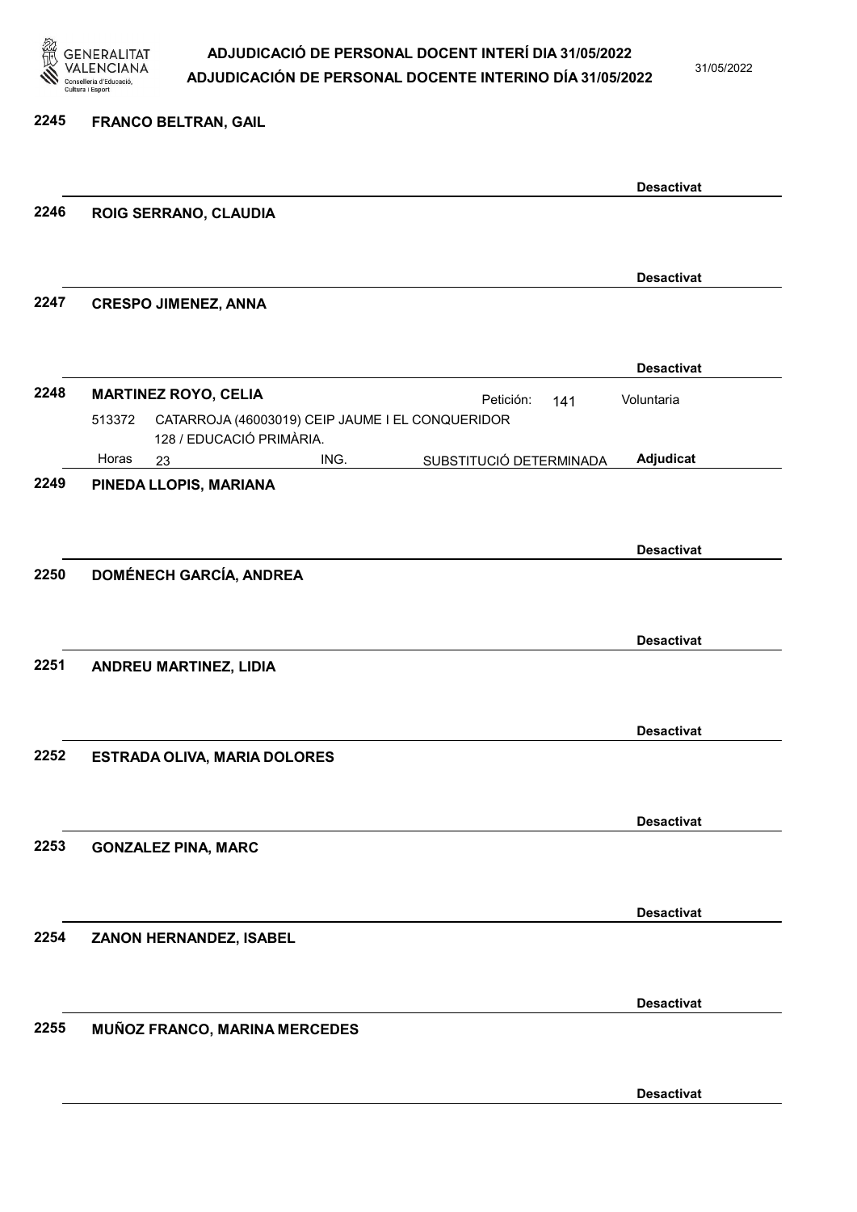**2245** **FRANCO BELTRAN, GAIL**

**Desactivat**

**2246** **ROIG SERRANO, CLAUDIA**

**Desactivat**

**2247** **CRESPO JIMENEZ, ANNA**

**Desactivat**

**2248** **MARTINEZ ROYO, CELIA** Petición: 141 Voluntaria

513372 CATARROJA (46003019) CEIP JAUME I EL CONQUERIDOR
128 / EDUCACIÓ PRIMÀRIA.

Horas 23 ING. SUBSTITUCIÓ DETERMINADA **Adjudicat**

**2249** **PINEDA LLOPIS, MARIANA**

**Desactivat**

**2250** **DOMÉNECH GARCÍA, ANDREA**

**Desactivat**

**2251** **ANDREU MARTINEZ, LIDIA**

**Desactivat**

**2252** **ESTRADA OLIVA, MARIA DOLORES**

**Desactivat**

**2253** **GONZALEZ PINA, MARC**

**Desactivat**

**2254** **ZANON HERNANDEZ, ISABEL**

**Desactivat**

**2255** **MUÑOZ FRANCO, MARINA MERCEDES**

**Desactivat**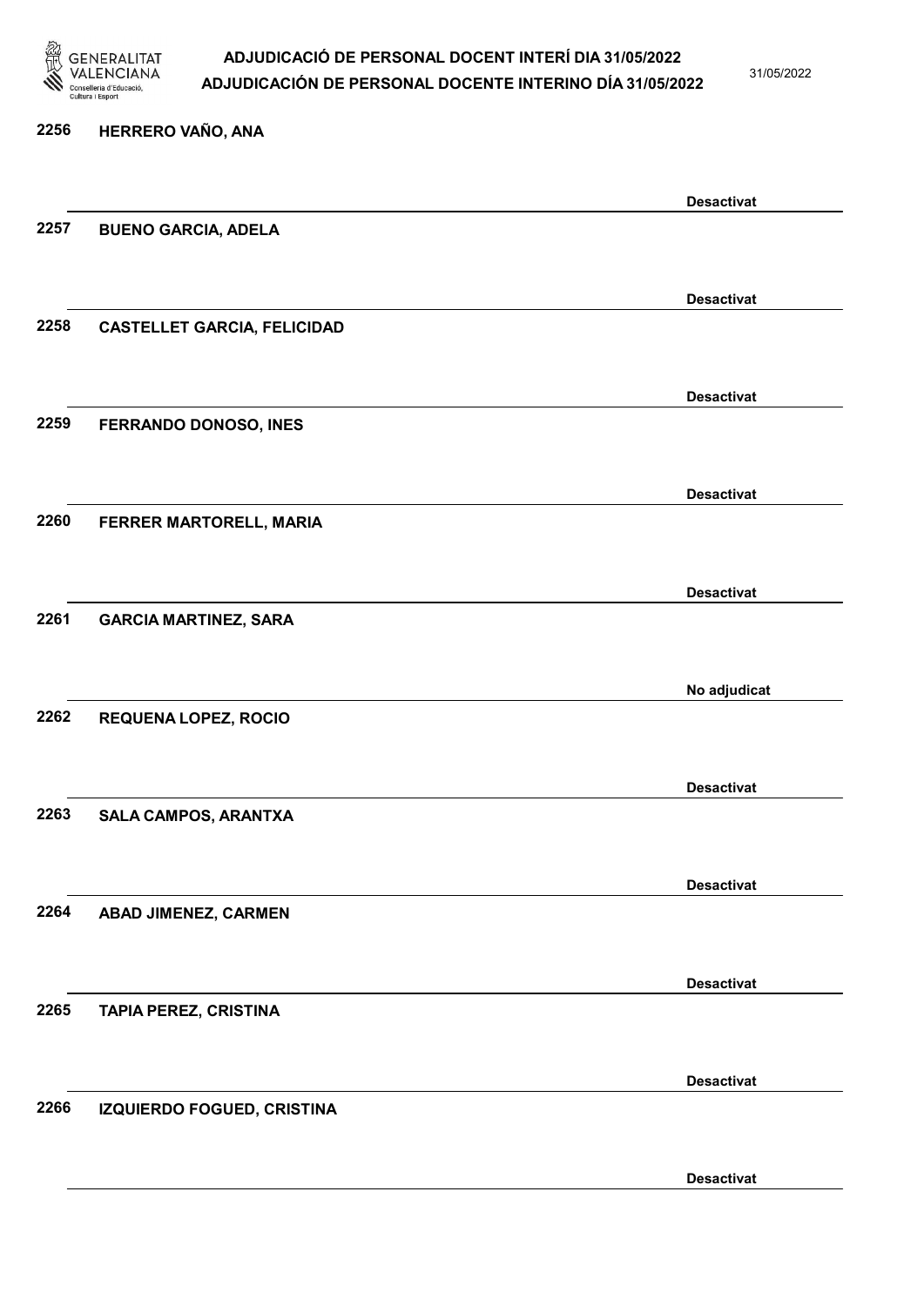2256 HERRERO VAÑO, ANA

Desactivat

2257 BUENO GARCIA, ADELA

Desactivat

2258 CASTELLET GARCIA, FELICIDAD

Desactivat

2259 FERRANDO DONOSO, INES

Desactivat

2260 FERRER MARTORELL, MARIA

Desactivat

2261 GARCIA MARTINEZ, SARA

No adjudicat

2262 REQUENA LOPEZ, ROCIO

Desactivat

2263 SALA CAMPOS, ARANTXA

Desactivat

2264 ABAD JIMENEZ, CARMEN

Desactivat

2265 TAPIA PEREZ, CRISTINA

Desactivat

2266 IZQUIERDO FOGUED, CRISTINA

Desactivat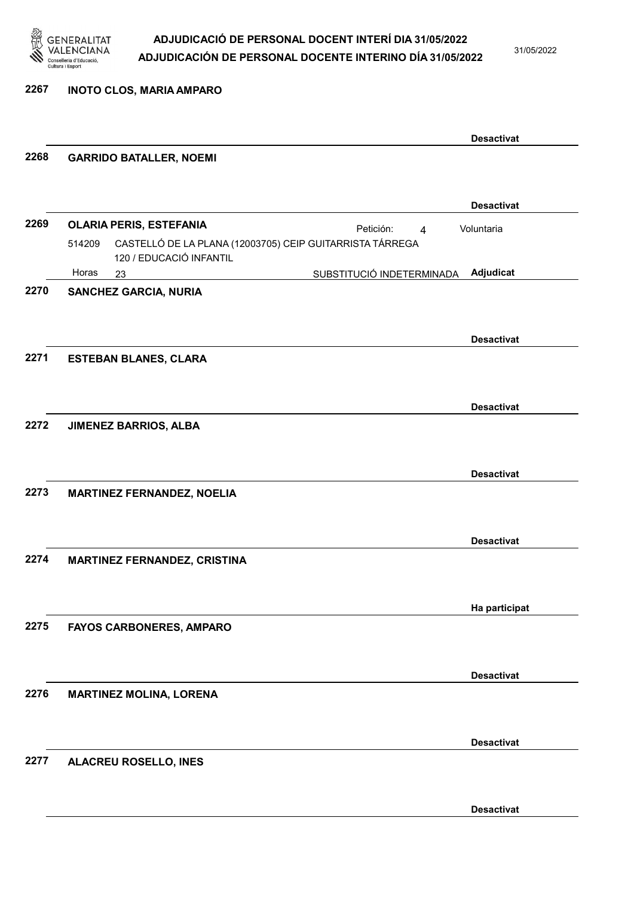**2267 INOTO CLOS, MARIA AMPARO**

Desactivat

**2268 GARRIDO BATALLER, NOEMI**

Desactivat

**2269 OLARIA PERIS, ESTEFANIA**

Petición: 4 — Voluntaria

514209 CASTELLÓ DE LA PLANA (12003705) CEIP GUITARRISTA TÁRREGA
120 / EDUCACIÓ INFANTIL

Horas 23 — SUBSTITUCIÓ INDETERMINADA — **Adjudicat**

**2270 SANCHEZ GARCIA, NURIA**

Desactivat

**2271 ESTEBAN BLANES, CLARA**

Desactivat

**2272 JIMENEZ BARRIOS, ALBA**

Desactivat

**2273 MARTINEZ FERNANDEZ, NOELIA**

Desactivat

**2274 MARTINEZ FERNANDEZ, CRISTINA**

Ha participat

**2275 FAYOS CARBONERES, AMPARO**

Desactivat

**2276 MARTINEZ MOLINA, LORENA**

Desactivat

**2277 ALACREU ROSELLO, INES**

Desactivat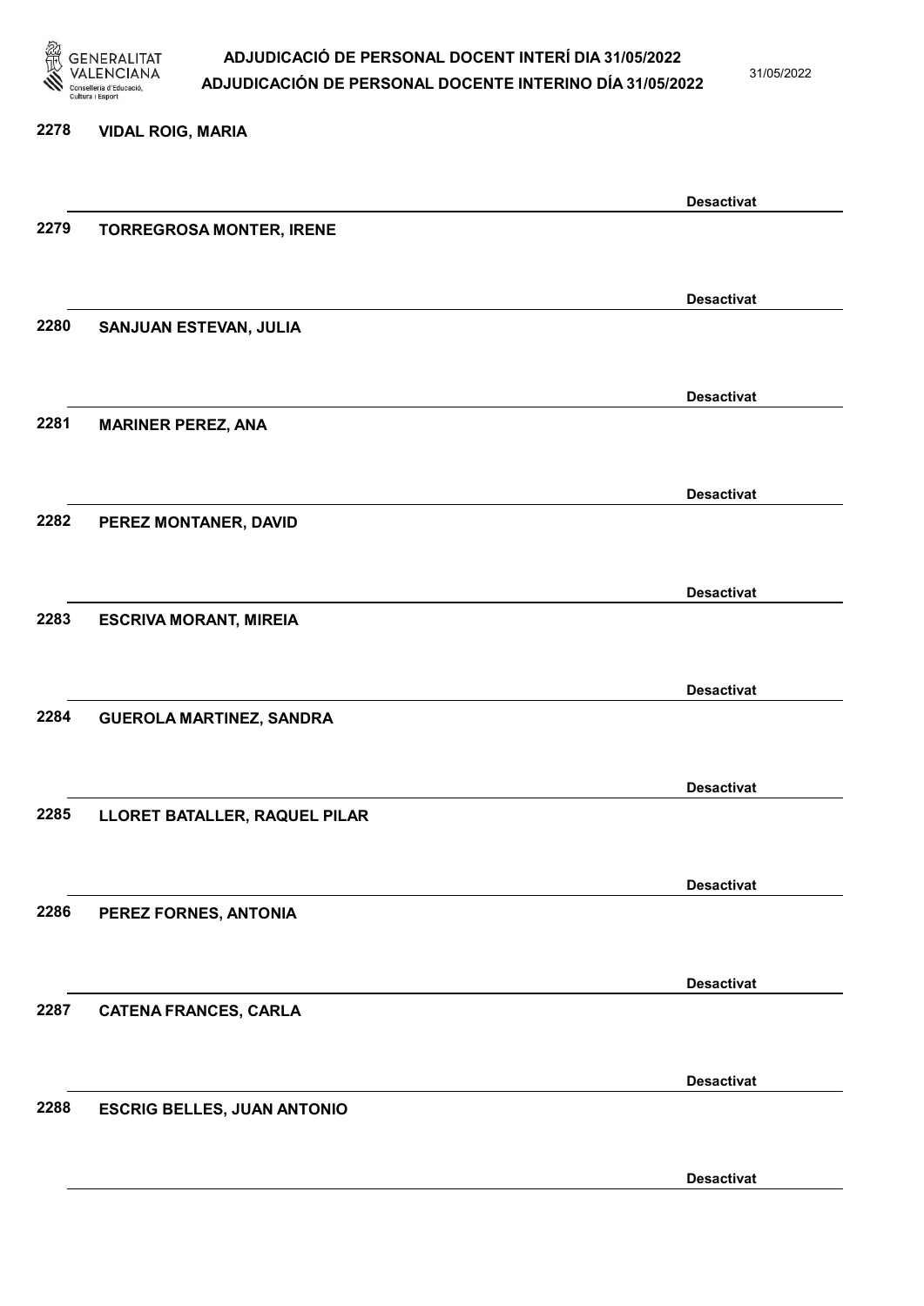2278 **VIDAL ROIG, MARIA**

**Desactivat**

2279 **TORREGROSA MONTER, IRENE**

**Desactivat**

2280 **SANJUAN ESTEVAN, JULIA**

**Desactivat**

2281 **MARINER PEREZ, ANA**

**Desactivat**

2282 **PEREZ MONTANER, DAVID**

**Desactivat**

2283 **ESCRIVA MORANT, MIREIA**

**Desactivat**

2284 **GUEROLA MARTINEZ, SANDRA**

**Desactivat**

2285 **LLORET BATALLER, RAQUEL PILAR**

**Desactivat**

2286 **PEREZ FORNES, ANTONIA**

**Desactivat**

2287 **CATENA FRANCES, CARLA**

**Desactivat**

2288 **ESCRIG BELLES, JUAN ANTONIO**

**Desactivat**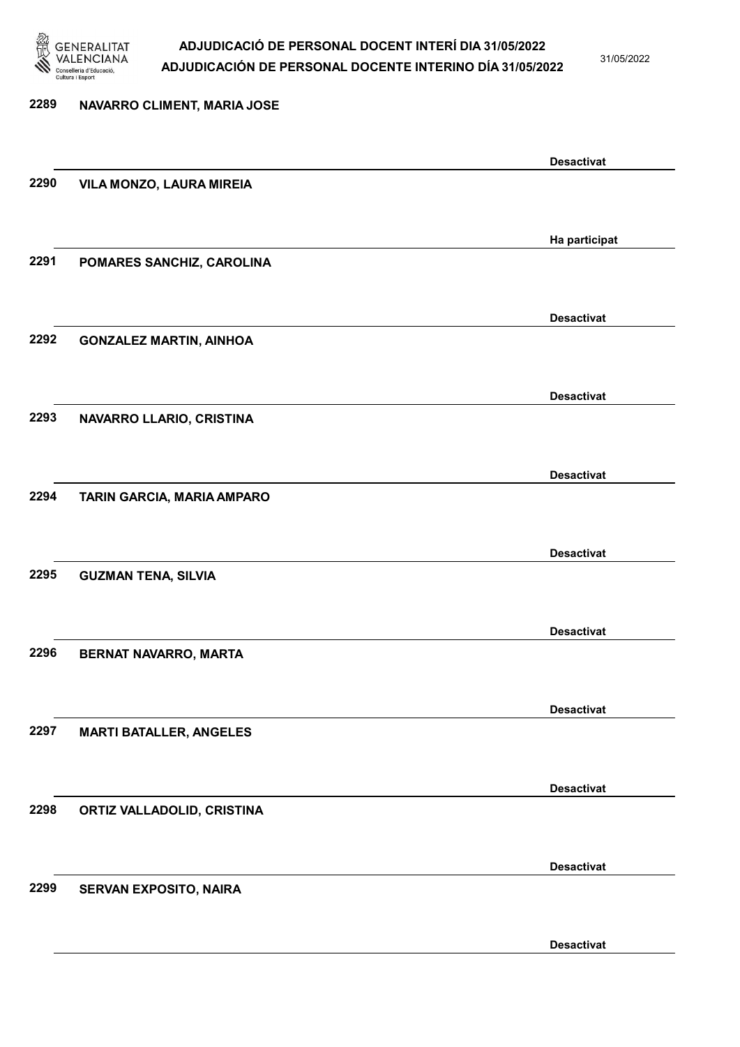2289 NAVARRO CLIMENT, MARIA JOSE

Desactivat

2290 VILA MONZO, LAURA MIREIA

Ha participat

2291 POMARES SANCHIZ, CAROLINA

Desactivat

2292 GONZALEZ MARTIN, AINHOA

Desactivat

2293 NAVARRO LLARIO, CRISTINA

Desactivat

2294 TARIN GARCIA, MARIA AMPARO

Desactivat

2295 GUZMAN TENA, SILVIA

Desactivat

2296 BERNAT NAVARRO, MARTA

Desactivat

2297 MARTI BATALLER, ANGELES

Desactivat

2298 ORTIZ VALLADOLID, CRISTINA

Desactivat

2299 SERVAN EXPOSITO, NAIRA

Desactivat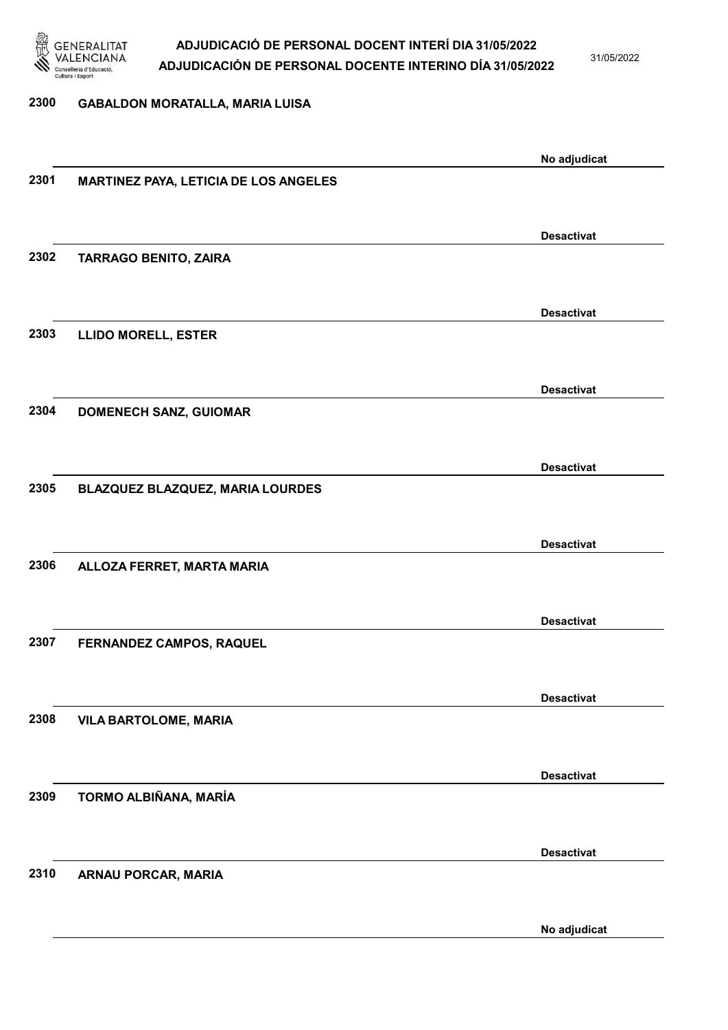2300 GABALDON MORATALLA, MARIA LUISA

No adjudicat

2301 MARTINEZ PAYA, LETICIA DE LOS ANGELES

Desactivat

2302 TARRAGO BENITO, ZAIRA

Desactivat

2303 LLIDO MORELL, ESTER

Desactivat

2304 DOMENECH SANZ, GUIOMAR

Desactivat

2305 BLAZQUEZ BLAZQUEZ, MARIA LOURDES

Desactivat

2306 ALLOZA FERRET, MARTA MARIA

Desactivat

2307 FERNANDEZ CAMPOS, RAQUEL

Desactivat

2308 VILA BARTOLOME, MARIA

Desactivat

2309 TORMO ALBIÑANA, MARÍA

Desactivat

2310 ARNAU PORCAR, MARIA

No adjudicat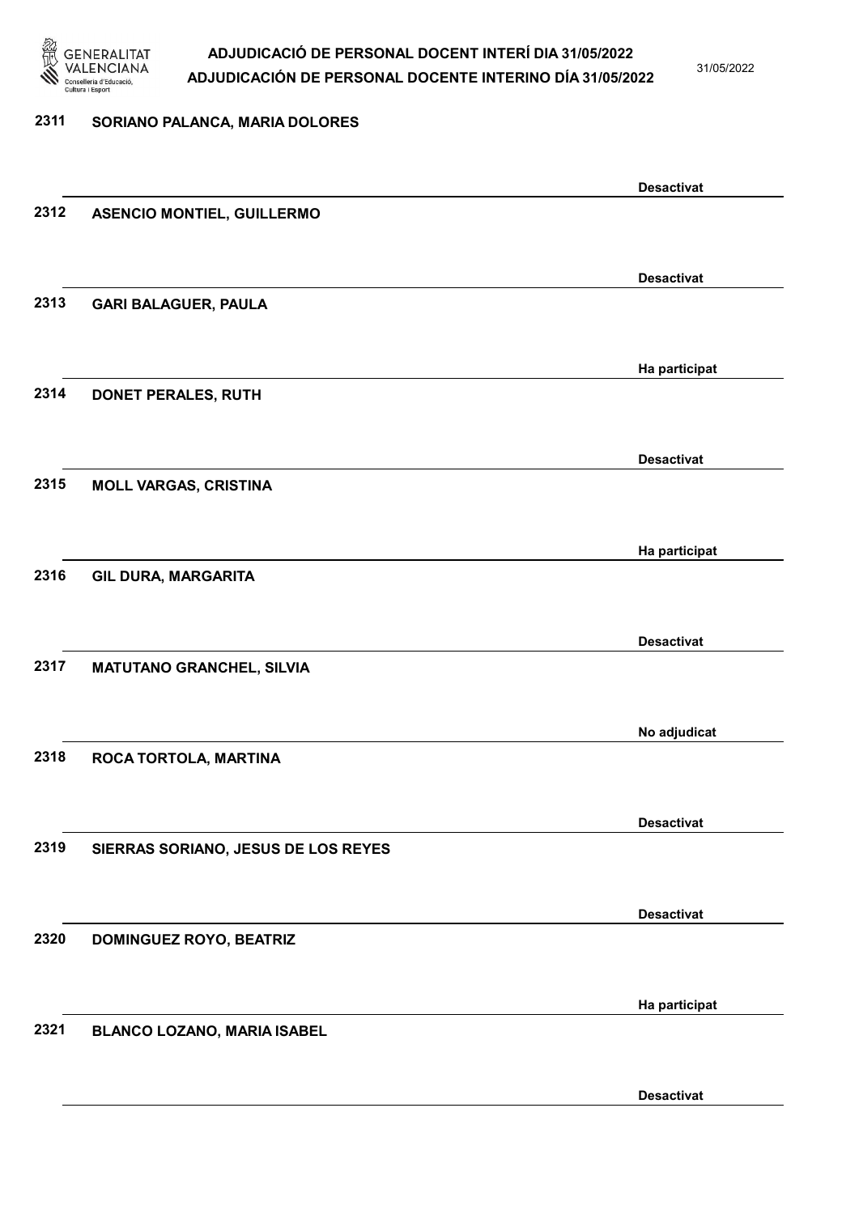| Núm. | Nom | Estat |
|---|---|---|
| 2311 | SORIANO PALANCA, MARIA DOLORES | Desactivat |
| 2312 | ASENCIO MONTIEL, GUILLERMO | Desactivat |
| 2313 | GARI BALAGUER, PAULA | Ha participat |
| 2314 | DONET PERALES, RUTH | Desactivat |
| 2315 | MOLL VARGAS, CRISTINA | Ha participat |
| 2316 | GIL DURA, MARGARITA | Desactivat |
| 2317 | MATUTANO GRANCHEL, SILVIA | No adjudicat |
| 2318 | ROCA TORTOLA, MARTINA | Desactivat |
| 2319 | SIERRAS SORIANO, JESUS DE LOS REYES | Desactivat |
| 2320 | DOMINGUEZ ROYO, BEATRIZ | Ha participat |
| 2321 | BLANCO LOZANO, MARIA ISABEL | Desactivat |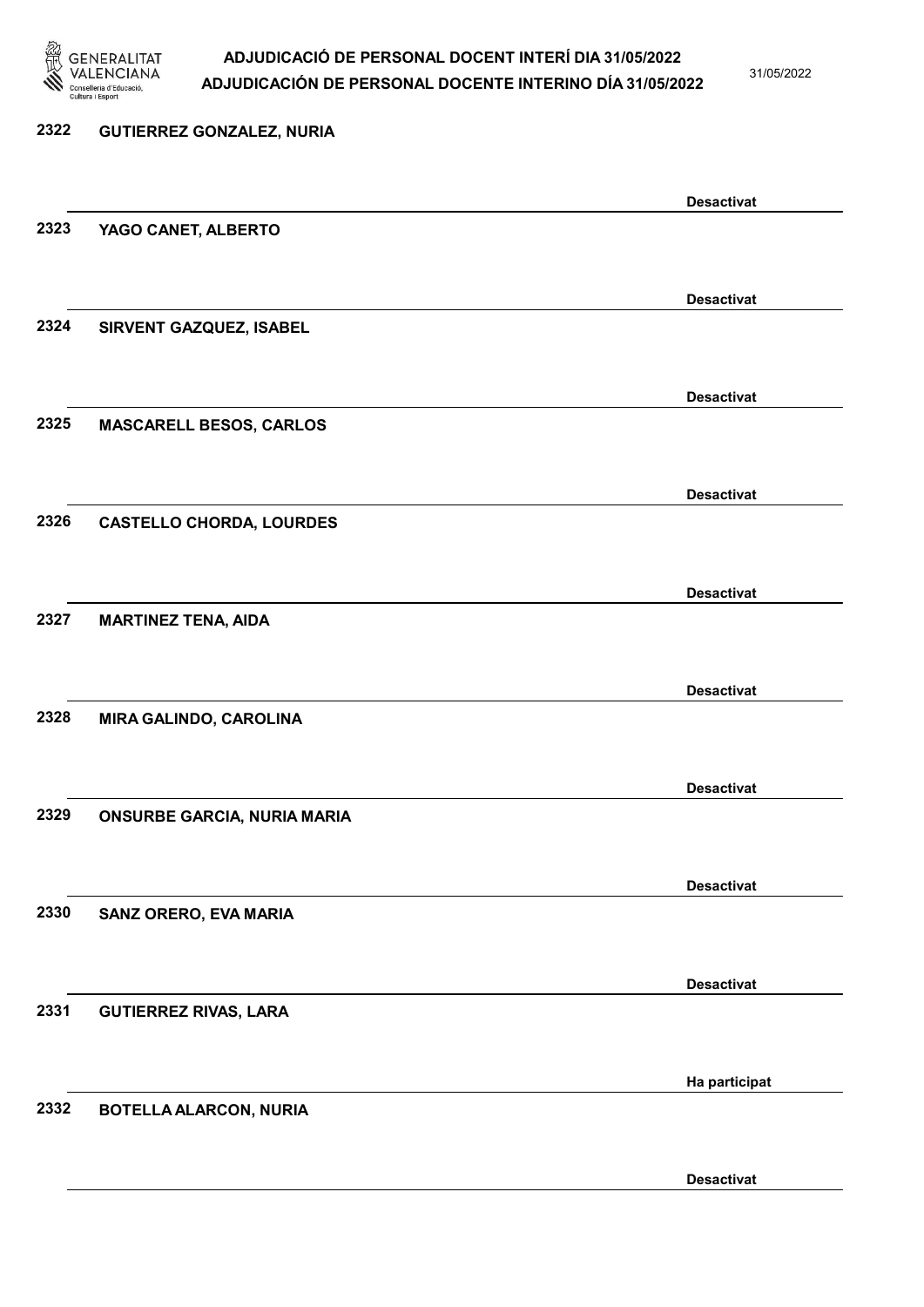2322 GUTIERREZ GONZALEZ, NURIA

Desactivat

2323 YAGO CANET, ALBERTO

Desactivat

2324 SIRVENT GAZQUEZ, ISABEL

Desactivat

2325 MASCARELL BESOS, CARLOS

Desactivat

2326 CASTELLO CHORDA, LOURDES

Desactivat

2327 MARTINEZ TENA, AIDA

Desactivat

2328 MIRA GALINDO, CAROLINA

Desactivat

2329 ONSURBE GARCIA, NURIA MARIA

Desactivat

2330 SANZ ORERO, EVA MARIA

Desactivat

2331 GUTIERREZ RIVAS, LARA

Ha participat

2332 BOTELLA ALARCON, NURIA

Desactivat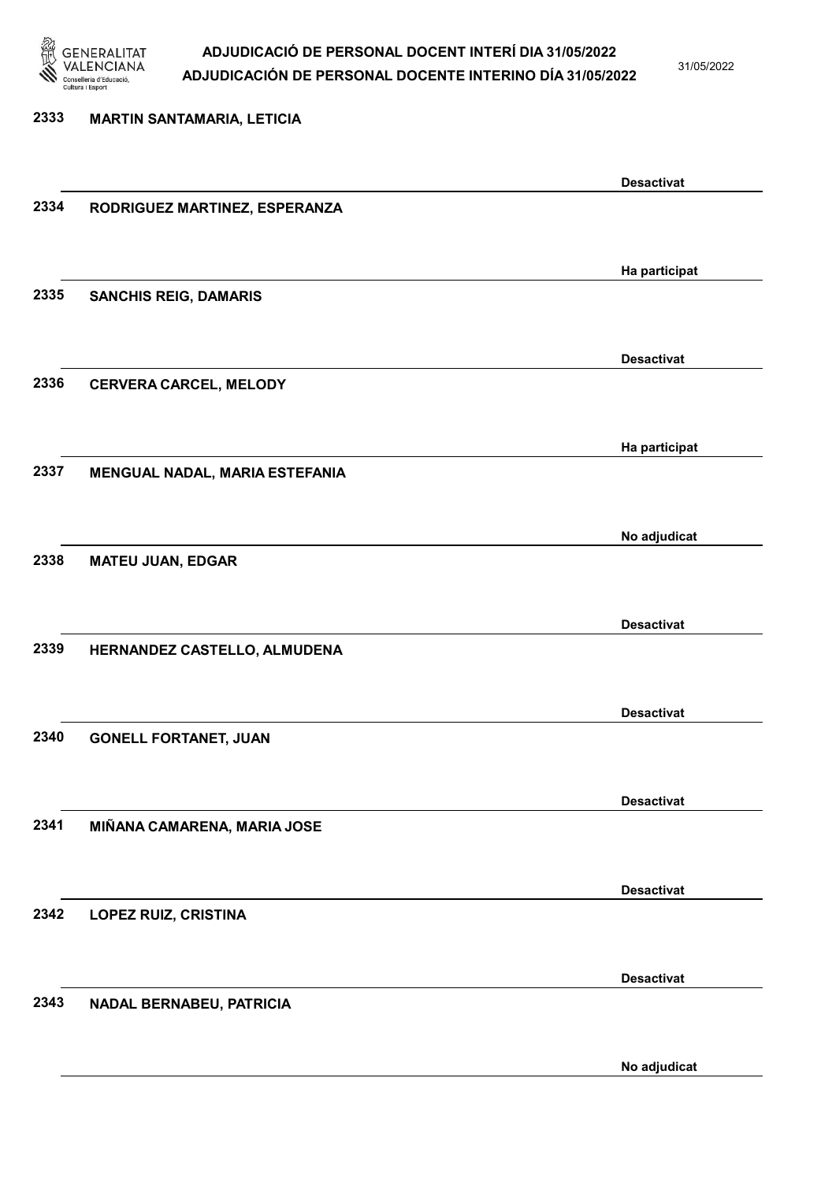| | | |
|---|---|---|
| 2333 | MARTIN SANTAMARIA, LETICIA | Desactivat |
| 2334 | RODRIGUEZ MARTINEZ, ESPERANZA | Ha participat |
| 2335 | SANCHIS REIG, DAMARIS | Desactivat |
| 2336 | CERVERA CARCEL, MELODY | Ha participat |
| 2337 | MENGUAL NADAL, MARIA ESTEFANIA | No adjudicat |
| 2338 | MATEU JUAN, EDGAR | Desactivat |
| 2339 | HERNANDEZ CASTELLO, ALMUDENA | Desactivat |
| 2340 | GONELL FORTANET, JUAN | Desactivat |
| 2341 | MIÑANA CAMARENA, MARIA JOSE | Desactivat |
| 2342 | LOPEZ RUIZ, CRISTINA | Desactivat |
| 2343 | NADAL BERNABEU, PATRICIA | No adjudicat |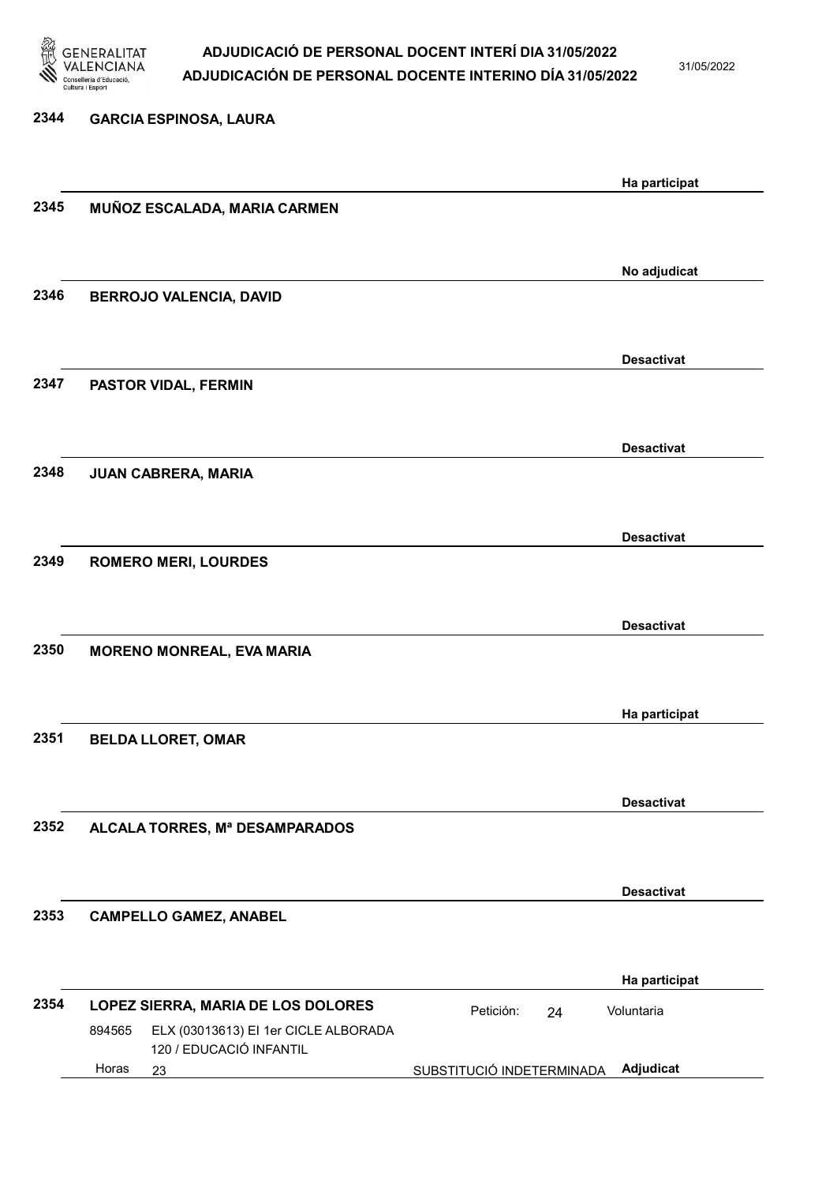2344 GARCIA ESPINOSA, LAURA

Ha participat

2345 MUÑOZ ESCALADA, MARIA CARMEN

No adjudicat

2346 BERROJO VALENCIA, DAVID

Desactivat

2347 PASTOR VIDAL, FERMIN

Desactivat

2348 JUAN CABRERA, MARIA

Desactivat

2349 ROMERO MERI, LOURDES

Desactivat

2350 MORENO MONREAL, EVA MARIA

Ha participat

2351 BELDA LLORET, OMAR

Desactivat

2352 ALCALA TORRES, Mª DESAMPARADOS

Desactivat

2353 CAMPELLO GAMEZ, ANABEL

Ha participat

2354 LOPEZ SIERRA, MARIA DE LOS DOLORES — Petición: 24 — Voluntaria

894565 ELX (03013613) EI 1er CICLE ALBORADA
120 / EDUCACIÓ INFANTIL
Horas 23 — SUBSTITUCIÓ INDETERMINADA — Adjudicat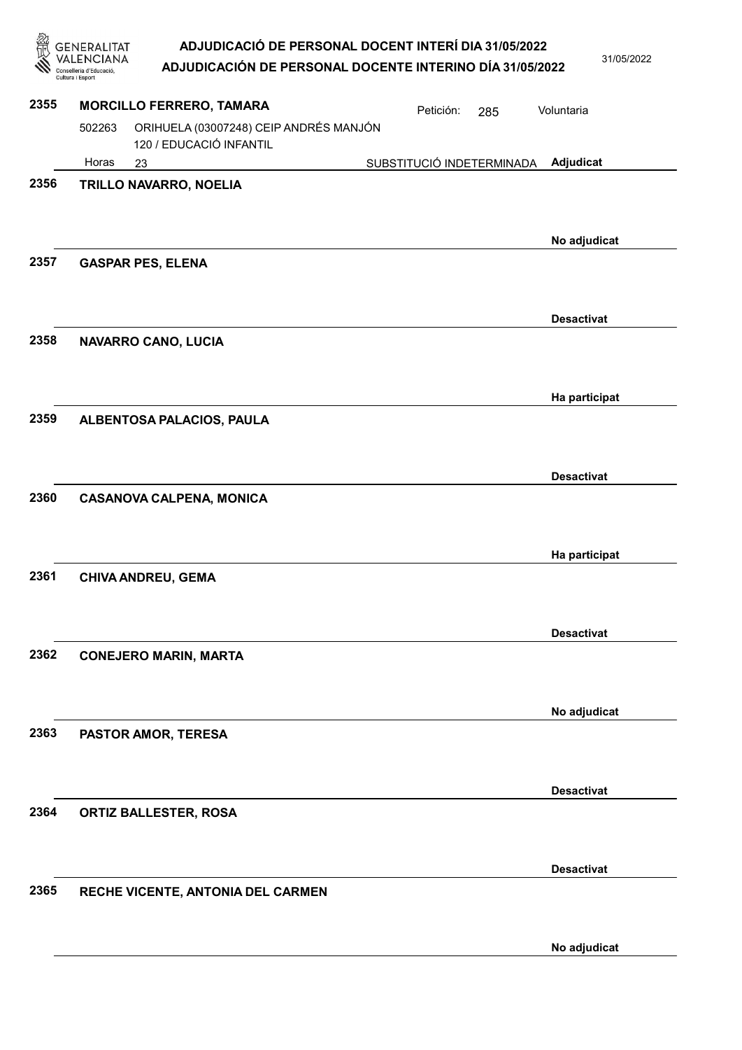**2355** **MORCILLO FERRERO, TAMARA** — Petición: 285 — Voluntaria

502263 ORIHUELA (03007248) CEIP ANDRÉS MANJÓN
120 / EDUCACIÓ INFANTIL

Horas 23 — SUBSTITUCIÓ INDETERMINADA — **Adjudicat**

**2356** **TRILLO NAVARRO, NOELIA**

**No adjudicat**

**2357** **GASPAR PES, ELENA**

**Desactivat**

**2358** **NAVARRO CANO, LUCIA**

**Ha participat**

**2359** **ALBENTOSA PALACIOS, PAULA**

**Desactivat**

**2360** **CASANOVA CALPENA, MONICA**

**Ha participat**

**2361** **CHIVA ANDREU, GEMA**

**Desactivat**

**2362** **CONEJERO MARIN, MARTA**

**No adjudicat**

**2363** **PASTOR AMOR, TERESA**

**Desactivat**

**2364** **ORTIZ BALLESTER, ROSA**

**Desactivat**

**2365** **RECHE VICENTE, ANTONIA DEL CARMEN**

**No adjudicat**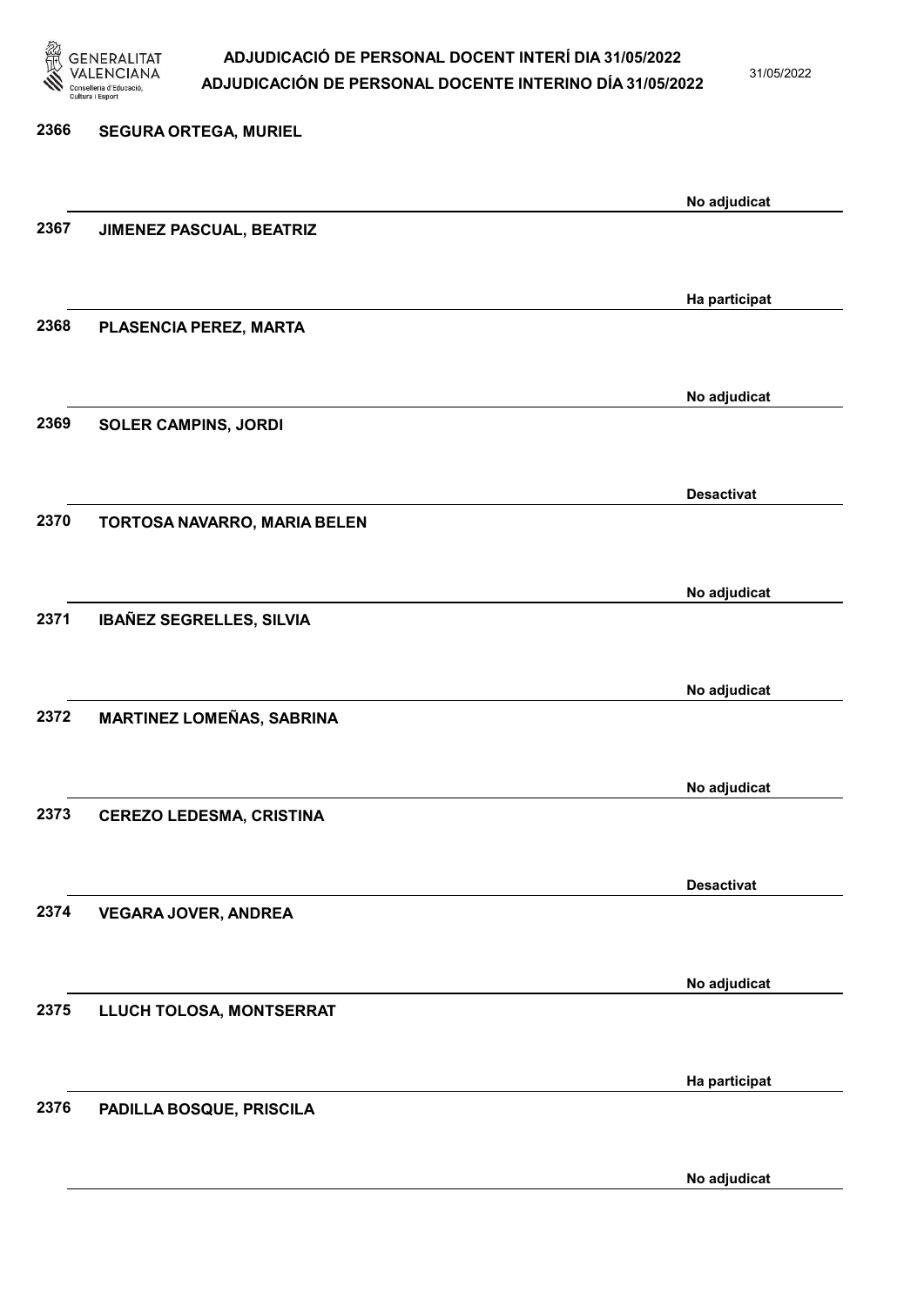2366 **SEGURA ORTEGA, MURIEL**

No adjudicat

2367 **JIMENEZ PASCUAL, BEATRIZ**

Ha participat

2368 **PLASENCIA PEREZ, MARTA**

No adjudicat

2369 **SOLER CAMPINS, JORDI**

Desactivat

2370 **TORTOSA NAVARRO, MARIA BELEN**

No adjudicat

2371 **IBAÑEZ SEGRELLES, SILVIA**

No adjudicat

2372 **MARTINEZ LOMEÑAS, SABRINA**

No adjudicat

2373 **CEREZO LEDESMA, CRISTINA**

Desactivat

2374 **VEGARA JOVER, ANDREA**

No adjudicat

2375 **LLUCH TOLOSA, MONTSERRAT**

Ha participat

2376 **PADILLA BOSQUE, PRISCILA**

No adjudicat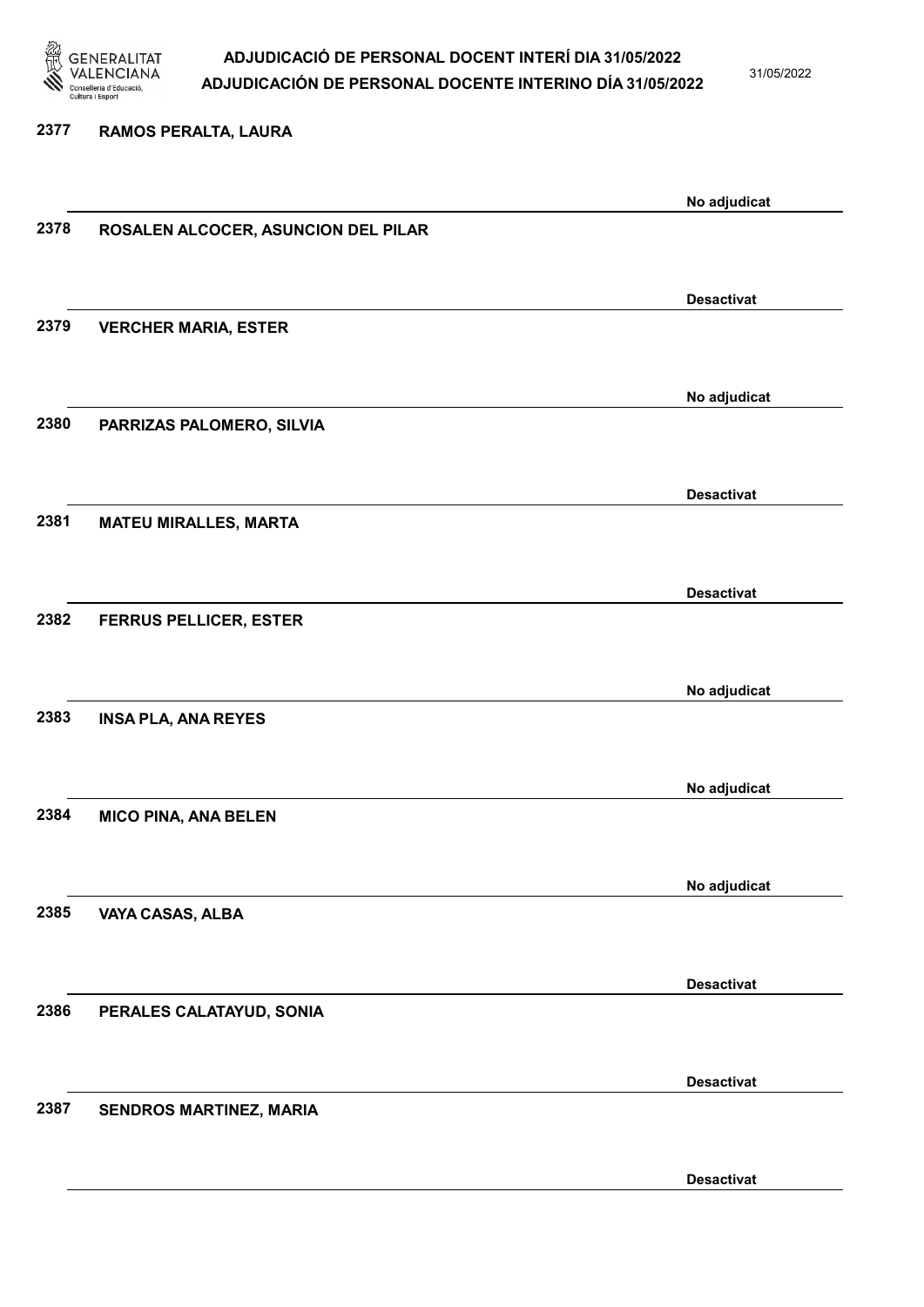2377 RAMOS PERALTA, LAURA

No adjudicat

2378 ROSALEN ALCOCER, ASUNCION DEL PILAR

Desactivat

2379 VERCHER MARIA, ESTER

No adjudicat

2380 PARRIZAS PALOMERO, SILVIA

Desactivat

2381 MATEU MIRALLES, MARTA

Desactivat

2382 FERRUS PELLICER, ESTER

No adjudicat

2383 INSA PLA, ANA REYES

No adjudicat

2384 MICO PINA, ANA BELEN

No adjudicat

2385 VAYA CASAS, ALBA

Desactivat

2386 PERALES CALATAYUD, SONIA

Desactivat

2387 SENDROS MARTINEZ, MARIA

Desactivat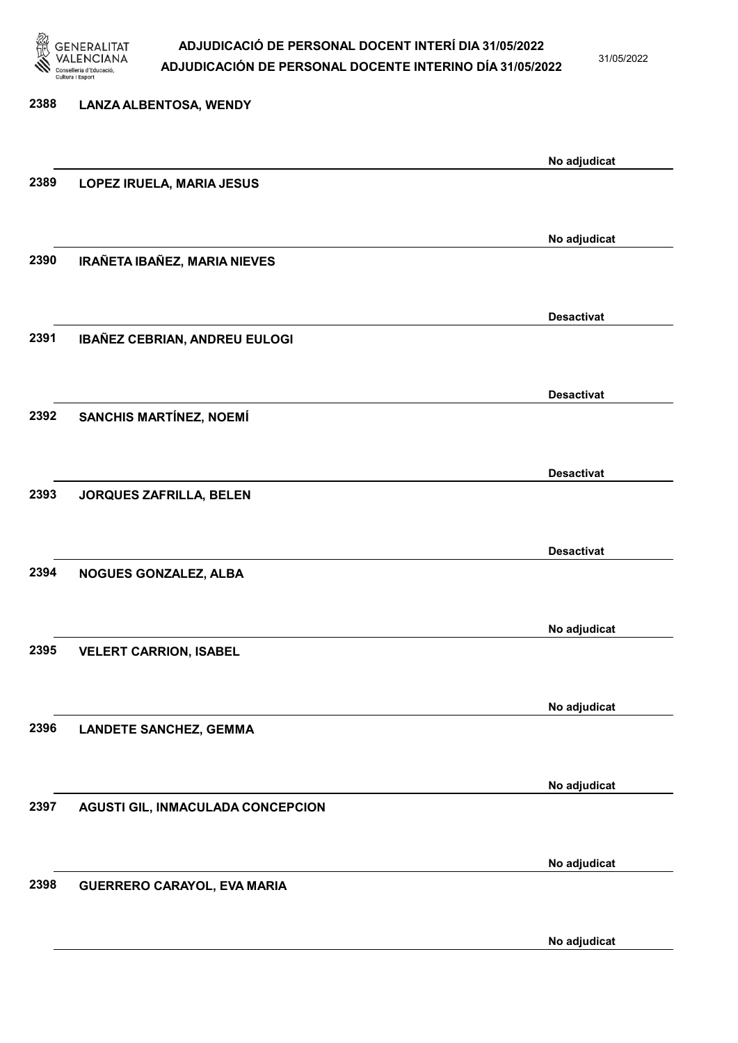| | | |
|---|---|---|
| 2388 | LANZA ALBENTOSA, WENDY | No adjudicat |
| 2389 | LOPEZ IRUELA, MARIA JESUS | No adjudicat |
| 2390 | IRAÑETA IBAÑEZ, MARIA NIEVES | Desactivat |
| 2391 | IBAÑEZ CEBRIAN, ANDREU EULOGI | Desactivat |
| 2392 | SANCHIS MARTÍNEZ, NOEMÍ | Desactivat |
| 2393 | JORQUES ZAFRILLA, BELEN | Desactivat |
| 2394 | NOGUES GONZALEZ, ALBA | No adjudicat |
| 2395 | VELERT CARRION, ISABEL | No adjudicat |
| 2396 | LANDETE SANCHEZ, GEMMA | No adjudicat |
| 2397 | AGUSTI GIL, INMACULADA CONCEPCION | No adjudicat |
| 2398 | GUERRERO CARAYOL, EVA MARIA | No adjudicat |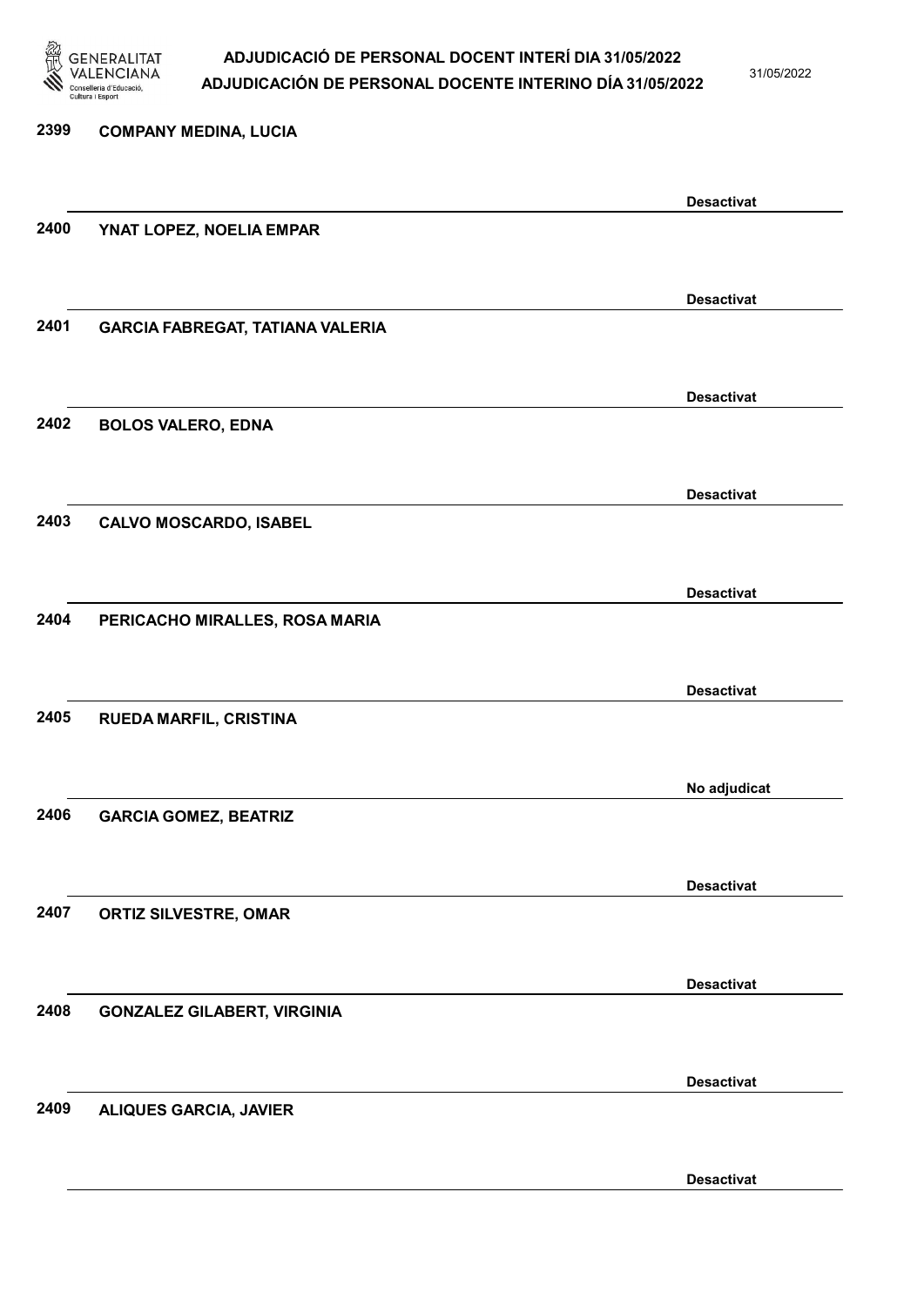2399 **COMPANY MEDINA, LUCIA**

**Desactivat**

2400 **YNAT LOPEZ, NOELIA EMPAR**

**Desactivat**

2401 **GARCIA FABREGAT, TATIANA VALERIA**

**Desactivat**

2402 **BOLOS VALERO, EDNA**

**Desactivat**

2403 **CALVO MOSCARDO, ISABEL**

**Desactivat**

2404 **PERICACHO MIRALLES, ROSA MARIA**

**Desactivat**

2405 **RUEDA MARFIL, CRISTINA**

**No adjudicat**

2406 **GARCIA GOMEZ, BEATRIZ**

**Desactivat**

2407 **ORTIZ SILVESTRE, OMAR**

**Desactivat**

2408 **GONZALEZ GILABERT, VIRGINIA**

**Desactivat**

2409 **ALIQUES GARCIA, JAVIER**

**Desactivat**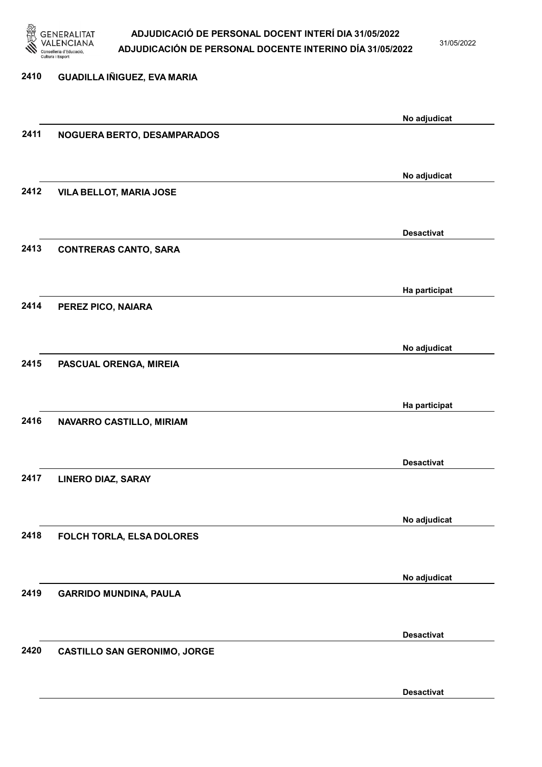| | | |
|---|---|---|
| 2410 | GUADILLA IÑIGUEZ, EVA MARIA | No adjudicat |
| 2411 | NOGUERA BERTO, DESAMPARADOS | No adjudicat |
| 2412 | VILA BELLOT, MARIA JOSE | Desactivat |
| 2413 | CONTRERAS CANTO, SARA | Ha participat |
| 2414 | PEREZ PICO, NAIARA | No adjudicat |
| 2415 | PASCUAL ORENGA, MIREIA | Ha participat |
| 2416 | NAVARRO CASTILLO, MIRIAM | Desactivat |
| 2417 | LINERO DIAZ, SARAY | No adjudicat |
| 2418 | FOLCH TORLA, ELSA DOLORES | No adjudicat |
| 2419 | GARRIDO MUNDINA, PAULA | Desactivat |
| 2420 | CASTILLO SAN GERONIMO, JORGE | Desactivat |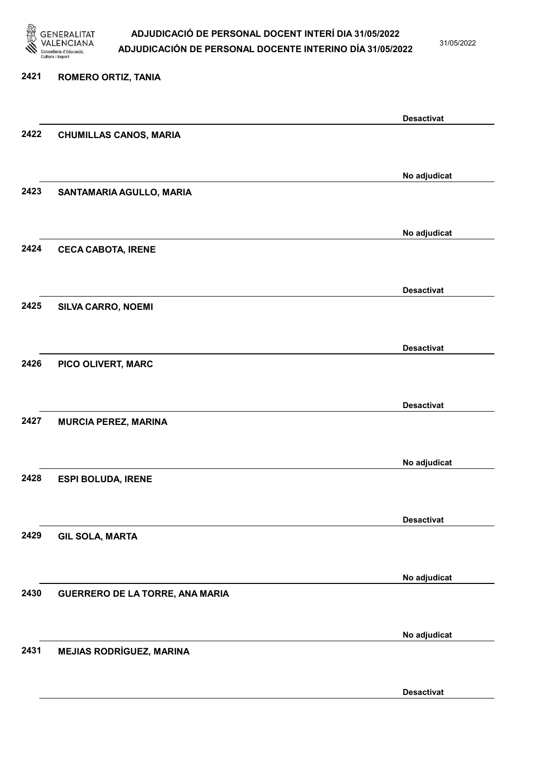| | | |
|---|---|---|
| 2421 | ROMERO ORTIZ, TANIA | Desactivat |
| 2422 | CHUMILLAS CANOS, MARIA | No adjudicat |
| 2423 | SANTAMARIA AGULLO, MARIA | No adjudicat |
| 2424 | CECA CABOTA, IRENE | Desactivat |
| 2425 | SILVA CARRO, NOEMI | Desactivat |
| 2426 | PICO OLIVERT, MARC | Desactivat |
| 2427 | MURCIA PEREZ, MARINA | No adjudicat |
| 2428 | ESPI BOLUDA, IRENE | Desactivat |
| 2429 | GIL SOLA, MARTA | No adjudicat |
| 2430 | GUERRERO DE LA TORRE, ANA MARIA | No adjudicat |
| 2431 | MEJIAS RODRÍGUEZ, MARINA | Desactivat |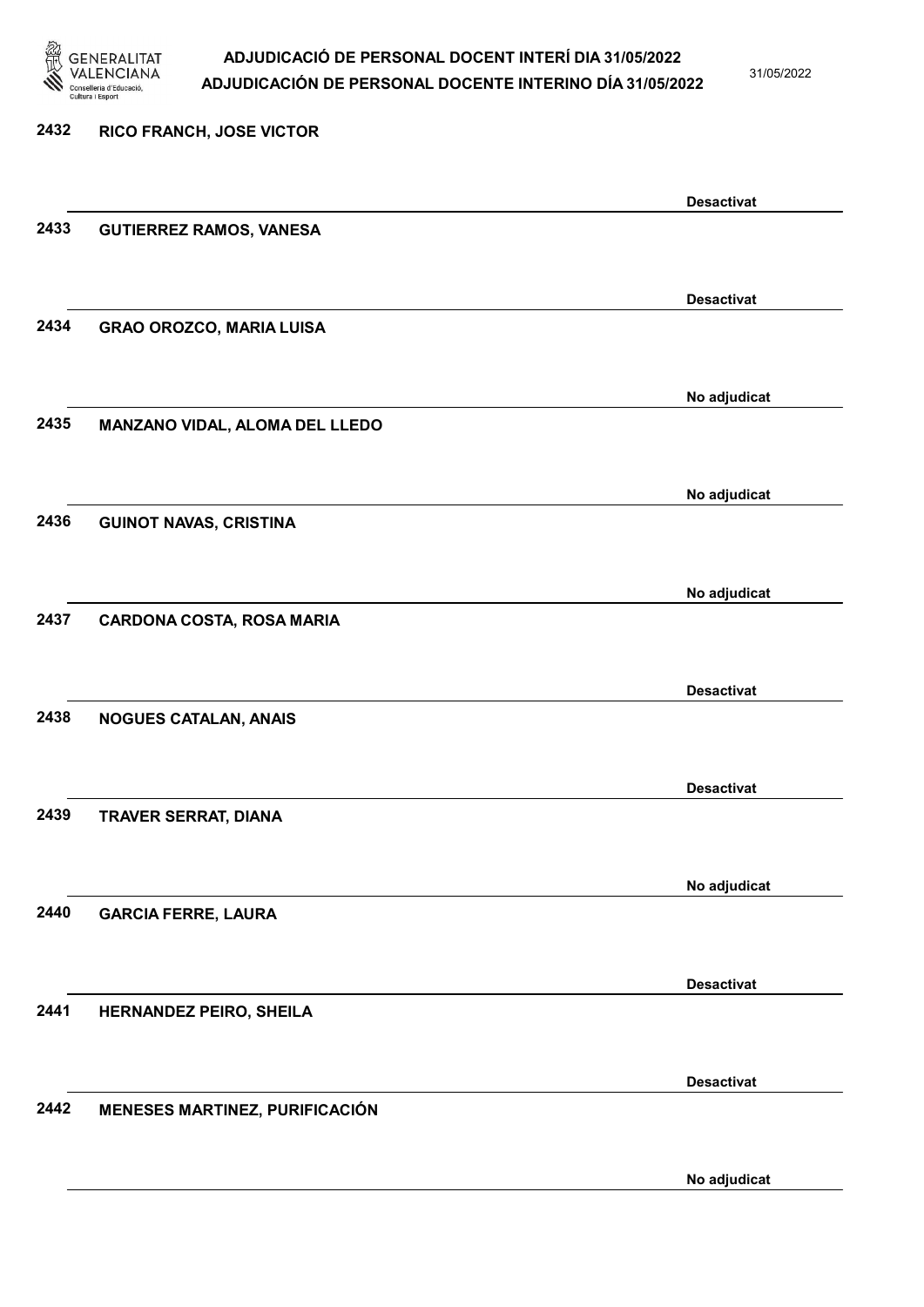| | | |
|---|---|---|
| 2432 | RICO FRANCH, JOSE VICTOR | Desactivat |
| 2433 | GUTIERREZ RAMOS, VANESA | Desactivat |
| 2434 | GRAO OROZCO, MARIA LUISA | No adjudicat |
| 2435 | MANZANO VIDAL, ALOMA DEL LLEDO | No adjudicat |
| 2436 | GUINOT NAVAS, CRISTINA | No adjudicat |
| 2437 | CARDONA COSTA, ROSA MARIA | Desactivat |
| 2438 | NOGUES CATALAN, ANAIS | Desactivat |
| 2439 | TRAVER SERRAT, DIANA | No adjudicat |
| 2440 | GARCIA FERRE, LAURA | Desactivat |
| 2441 | HERNANDEZ PEIRO, SHEILA | Desactivat |
| 2442 | MENESES MARTINEZ, PURIFICACIÓN | No adjudicat |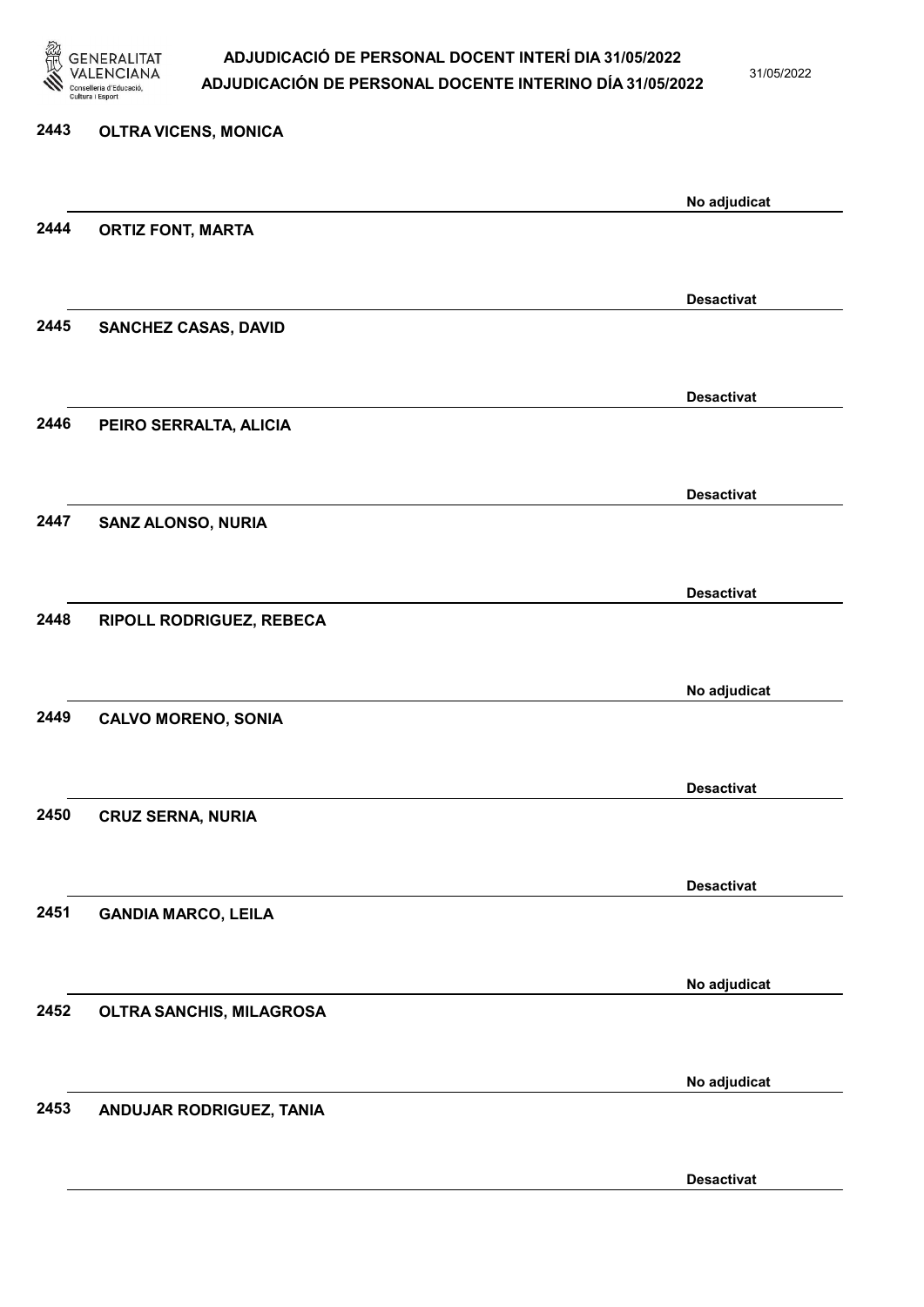2443 **OLTRA VICENS, MONICA**

No adjudicat

2444 **ORTIZ FONT, MARTA**

Desactivat

2445 **SANCHEZ CASAS, DAVID**

Desactivat

2446 **PEIRO SERRALTA, ALICIA**

Desactivat

2447 **SANZ ALONSO, NURIA**

Desactivat

2448 **RIPOLL RODRIGUEZ, REBECA**

No adjudicat

2449 **CALVO MORENO, SONIA**

Desactivat

2450 **CRUZ SERNA, NURIA**

Desactivat

2451 **GANDIA MARCO, LEILA**

No adjudicat

2452 **OLTRA SANCHIS, MILAGROSA**

No adjudicat

2453 **ANDUJAR RODRIGUEZ, TANIA**

Desactivat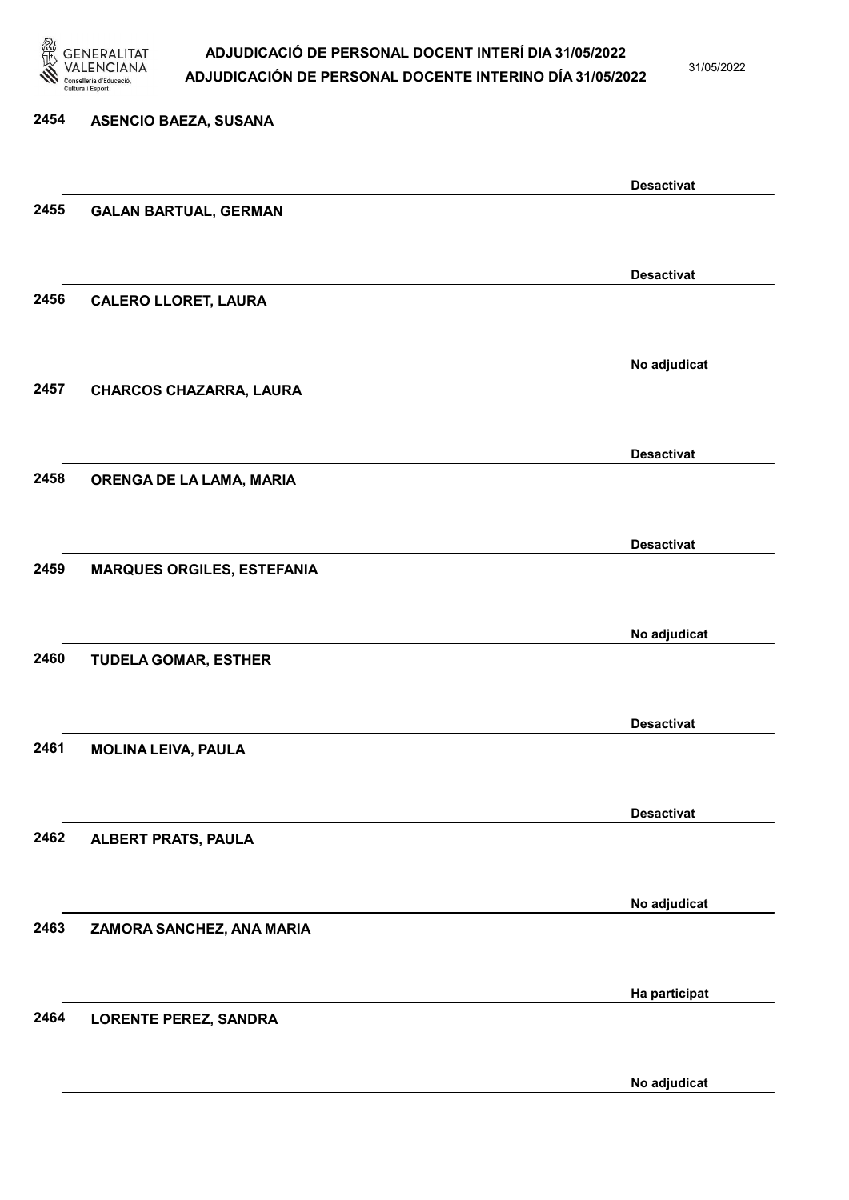2454 ASENCIO BAEZA, SUSANA

Desactivat

2455 GALAN BARTUAL, GERMAN

Desactivat

2456 CALERO LLORET, LAURA

No adjudicat

2457 CHARCOS CHAZARRA, LAURA

Desactivat

2458 ORENGA DE LA LAMA, MARIA

Desactivat

2459 MARQUES ORGILES, ESTEFANIA

No adjudicat

2460 TUDELA GOMAR, ESTHER

Desactivat

2461 MOLINA LEIVA, PAULA

Desactivat

2462 ALBERT PRATS, PAULA

No adjudicat

2463 ZAMORA SANCHEZ, ANA MARIA

Ha participat

2464 LORENTE PEREZ, SANDRA

No adjudicat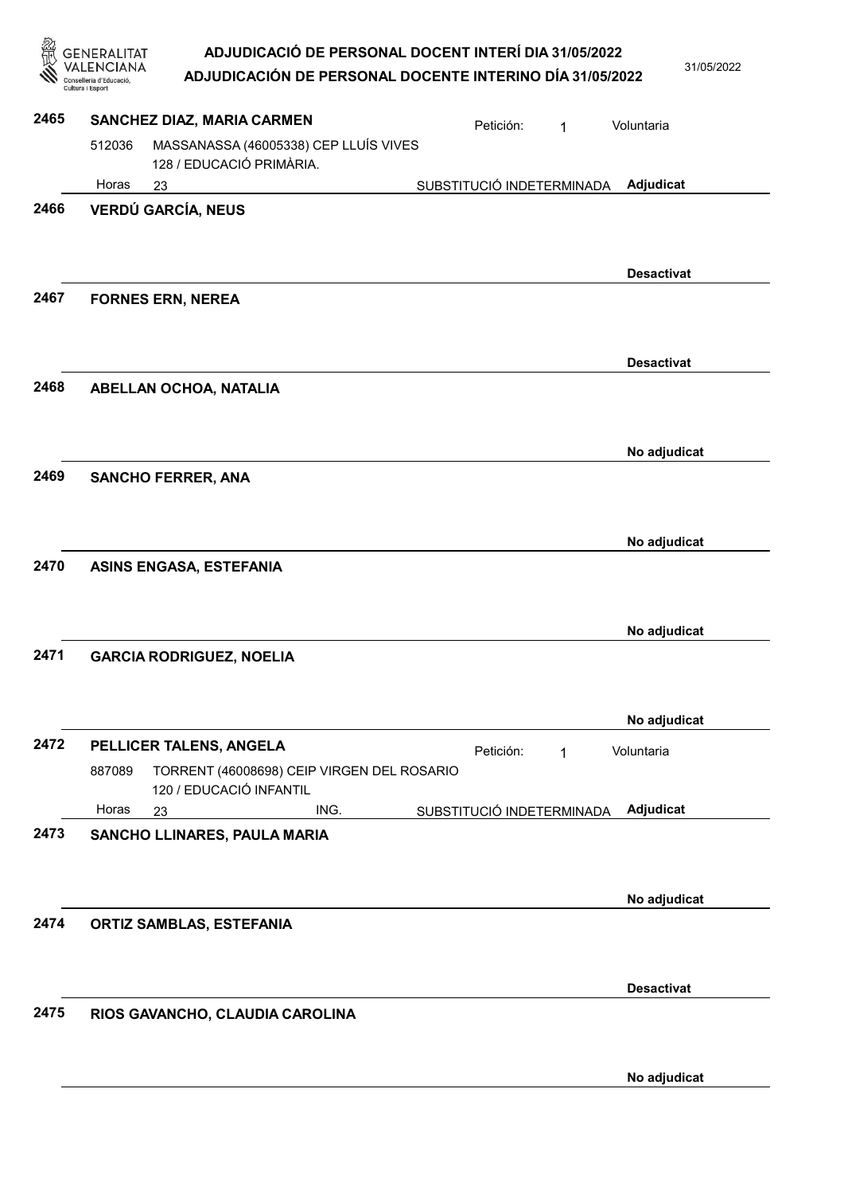**2465** **SANCHEZ DIAZ, MARIA CARMEN** Petición: 1 Voluntaria

512036 MASSANASSA (46005338) CEP LLUÍS VIVES
128 / EDUCACIÓ PRIMÀRIA.

Horas 23 SUBSTITUCIÓ INDETERMINADA **Adjudicat**

---

**2466** **VERDÚ GARCÍA, NEUS**

**Desactivat**

---

**2467** **FORNES ERN, NEREA**

**Desactivat**

---

**2468** **ABELLAN OCHOA, NATALIA**

**No adjudicat**

---

**2469** **SANCHO FERRER, ANA**

**No adjudicat**

---

**2470** **ASINS ENGASA, ESTEFANIA**

**No adjudicat**

---

**2471** **GARCIA RODRIGUEZ, NOELIA**

**No adjudicat**

---

**2472** **PELLICER TALENS, ANGELA** Petición: 1 Voluntaria

887089 TORRENT (46008698) CEIP VIRGEN DEL ROSARIO
120 / EDUCACIÓ INFANTIL

Horas 23 ING. SUBSTITUCIÓ INDETERMINADA **Adjudicat**

---

**2473** **SANCHO LLINARES, PAULA MARIA**

**No adjudicat**

---

**2474** **ORTIZ SAMBLAS, ESTEFANIA**

**Desactivat**

---

**2475** **RIOS GAVANCHO, CLAUDIA CAROLINA**

**No adjudicat**

---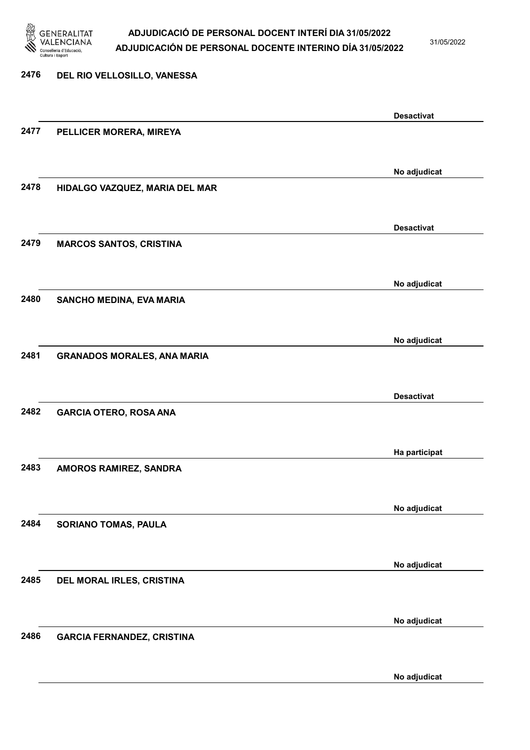2476 DEL RIO VELLOSILLO, VANESSA

Desactivat

2477 PELLICER MORERA, MIREYA

No adjudicat

2478 HIDALGO VAZQUEZ, MARIA DEL MAR

Desactivat

2479 MARCOS SANTOS, CRISTINA

No adjudicat

2480 SANCHO MEDINA, EVA MARIA

No adjudicat

2481 GRANADOS MORALES, ANA MARIA

Desactivat

2482 GARCIA OTERO, ROSA ANA

Ha participat

2483 AMOROS RAMIREZ, SANDRA

No adjudicat

2484 SORIANO TOMAS, PAULA

No adjudicat

2485 DEL MORAL IRLES, CRISTINA

No adjudicat

2486 GARCIA FERNANDEZ, CRISTINA

No adjudicat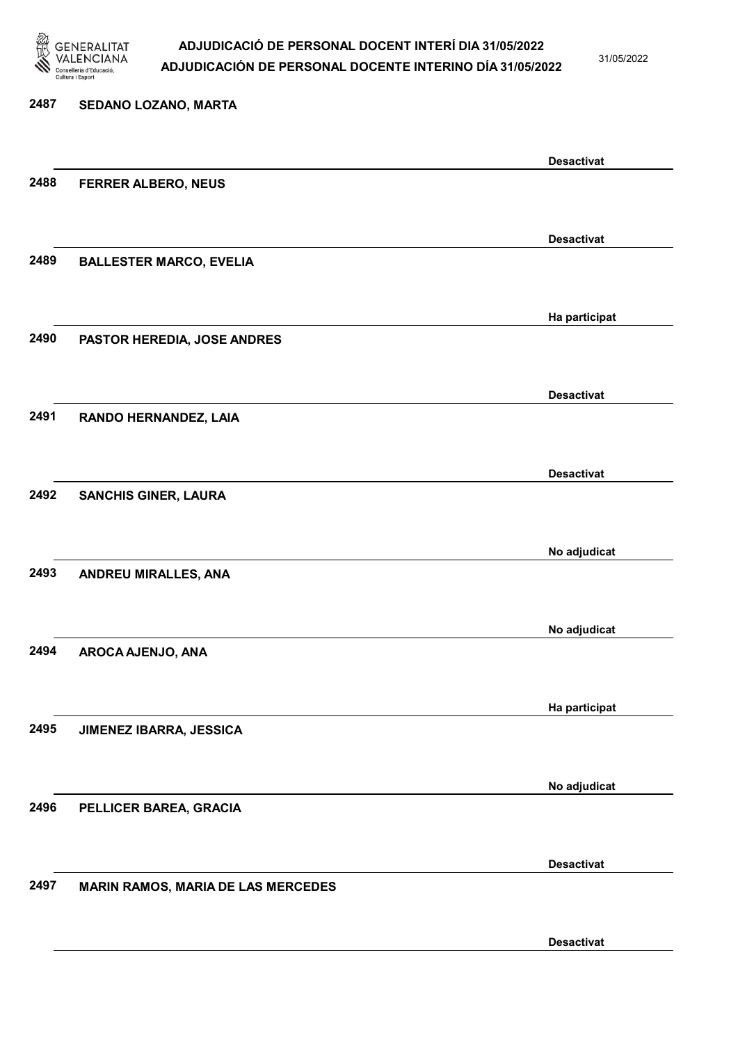| Núm. | Nom | Estat |
| --- | --- | --- |
| 2487 | SEDANO LOZANO, MARTA | Desactivat |
| 2488 | FERRER ALBERO, NEUS | Desactivat |
| 2489 | BALLESTER MARCO, EVELIA | Ha participat |
| 2490 | PASTOR HEREDIA, JOSE ANDRES | Desactivat |
| 2491 | RANDO HERNANDEZ, LAIA | Desactivat |
| 2492 | SANCHIS GINER, LAURA | No adjudicat |
| 2493 | ANDREU MIRALLES, ANA | No adjudicat |
| 2494 | AROCA AJENJO, ANA | Ha participat |
| 2495 | JIMENEZ IBARRA, JESSICA | No adjudicat |
| 2496 | PELLICER BAREA, GRACIA | Desactivat |
| 2497 | MARIN RAMOS, MARIA DE LAS MERCEDES | Desactivat |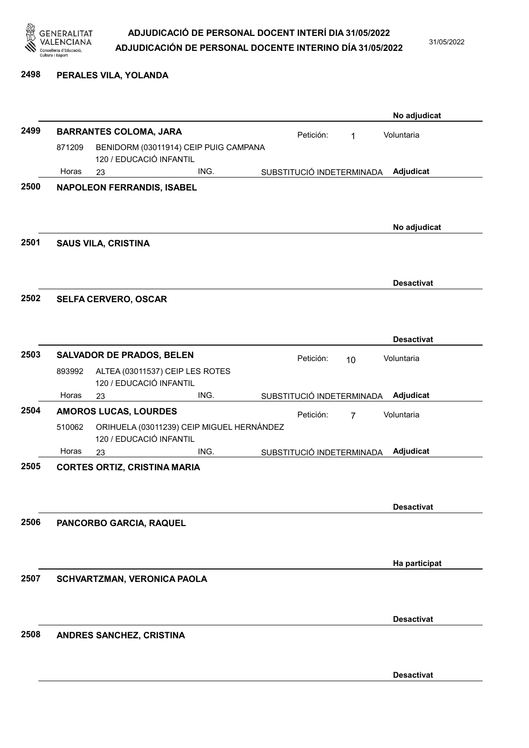**2498 PERALES VILA, YOLANDA**

No adjudicat

**2499 BARRANTES COLOMA, JARA**

Petición: 1 — Voluntaria

871209 — BENIDORM (03011914) CEIP PUIG CAMPANA
120 / EDUCACIÓ INFANTIL

Horas 23 — ING. — SUBSTITUCIÓ INDETERMINADA — Adjudicat

**2500 NAPOLEON FERRANDIS, ISABEL**

No adjudicat

**2501 SAUS VILA, CRISTINA**

Desactivat

**2502 SELFA CERVERO, OSCAR**

Desactivat

**2503 SALVADOR DE PRADOS, BELEN**

Petición: 10 — Voluntaria

893992 — ALTEA (03011537) CEIP LES ROTES
120 / EDUCACIÓ INFANTIL

Horas 23 — ING. — SUBSTITUCIÓ INDETERMINADA — Adjudicat

**2504 AMOROS LUCAS, LOURDES**

Petición: 7 — Voluntaria

510062 — ORIHUELA (03011239) CEIP MIGUEL HERNÁNDEZ
120 / EDUCACIÓ INFANTIL

Horas 23 — ING. — SUBSTITUCIÓ INDETERMINADA — Adjudicat

**2505 CORTES ORTIZ, CRISTINA MARIA**

Desactivat

**2506 PANCORBO GARCIA, RAQUEL**

Ha participat

**2507 SCHVARTZMAN, VERONICA PAOLA**

Desactivat

**2508 ANDRES SANCHEZ, CRISTINA**

Desactivat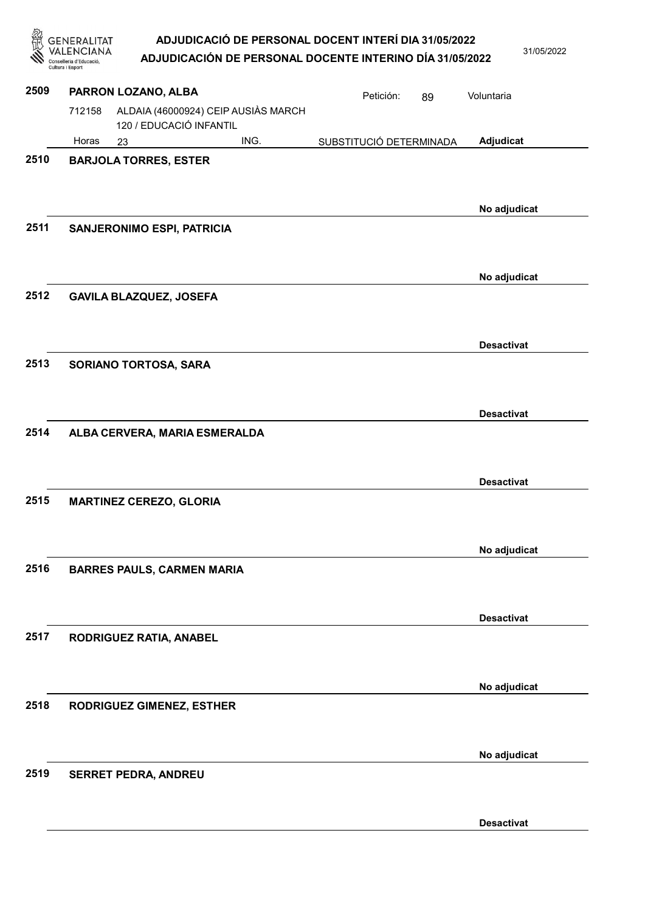**2509** **PARRON LOZANO, ALBA** Petición: 89 Voluntaria

712158 ALDAIA (46000924) CEIP AUSIÀS MARCH
120 / EDUCACIÓ INFANTIL
Horas 23 ING. SUBSTITUCIÓ DETERMINADA **Adjudicat**

**2510** **BARJOLA TORRES, ESTER**

**No adjudicat**

**2511** **SANJERONIMO ESPI, PATRICIA**

**No adjudicat**

**2512** **GAVILA BLAZQUEZ, JOSEFA**

**Desactivat**

**2513** **SORIANO TORTOSA, SARA**

**Desactivat**

**2514** **ALBA CERVERA, MARIA ESMERALDA**

**Desactivat**

**2515** **MARTINEZ CEREZO, GLORIA**

**No adjudicat**

**2516** **BARRES PAULS, CARMEN MARIA**

**Desactivat**

**2517** **RODRIGUEZ RATIA, ANABEL**

**No adjudicat**

**2518** **RODRIGUEZ GIMENEZ, ESTHER**

**No adjudicat**

**2519** **SERRET PEDRA, ANDREU**

**Desactivat**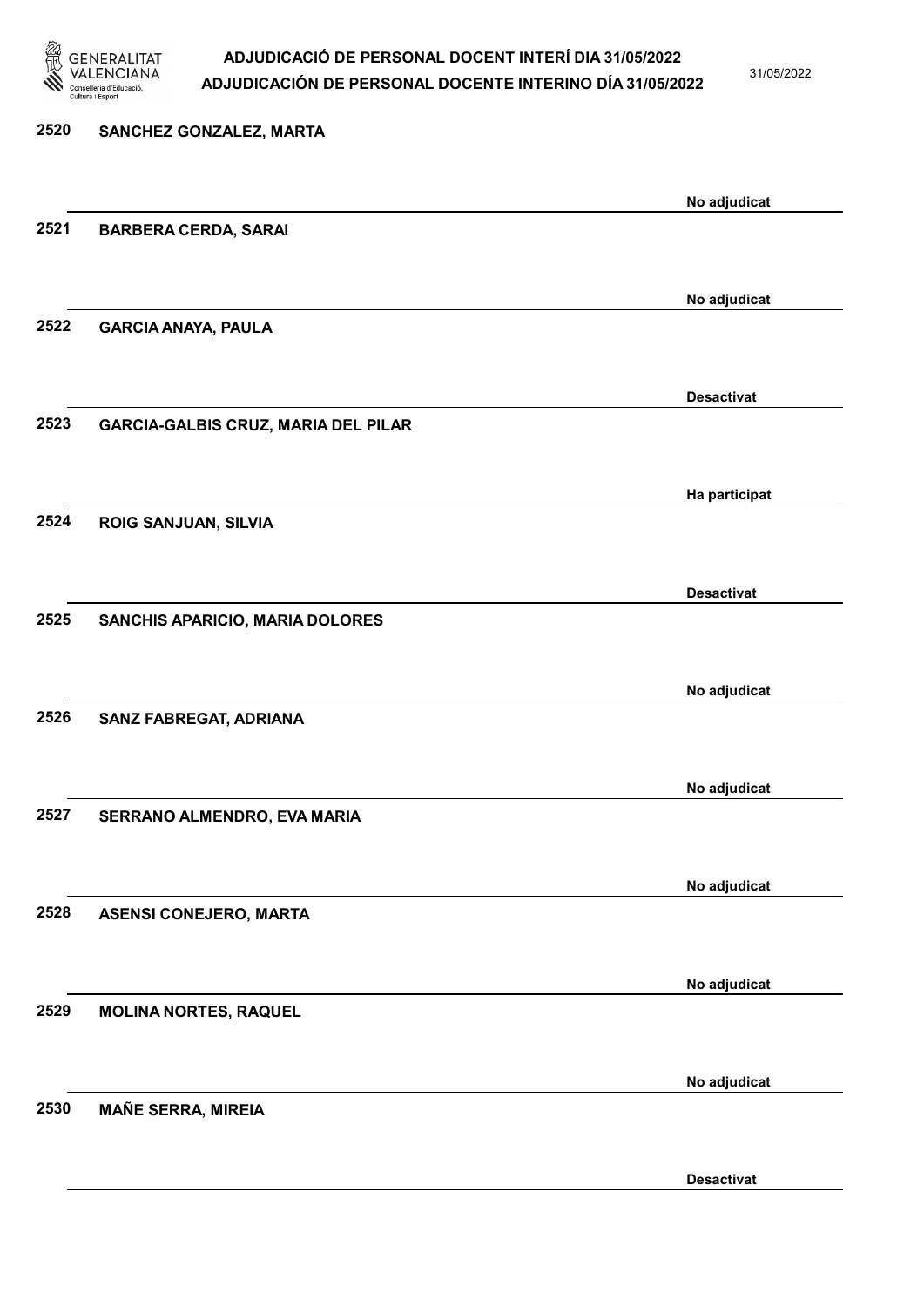2520 **SANCHEZ GONZALEZ, MARTA**

No adjudicat

2521 **BARBERA CERDA, SARAI**

No adjudicat

2522 **GARCIA ANAYA, PAULA**

Desactivat

2523 **GARCIA-GALBIS CRUZ, MARIA DEL PILAR**

Ha participat

2524 **ROIG SANJUAN, SILVIA**

Desactivat

2525 **SANCHIS APARICIO, MARIA DOLORES**

No adjudicat

2526 **SANZ FABREGAT, ADRIANA**

No adjudicat

2527 **SERRANO ALMENDRO, EVA MARIA**

No adjudicat

2528 **ASENSI CONEJERO, MARTA**

No adjudicat

2529 **MOLINA NORTES, RAQUEL**

No adjudicat

2530 **MAÑE SERRA, MIREIA**

Desactivat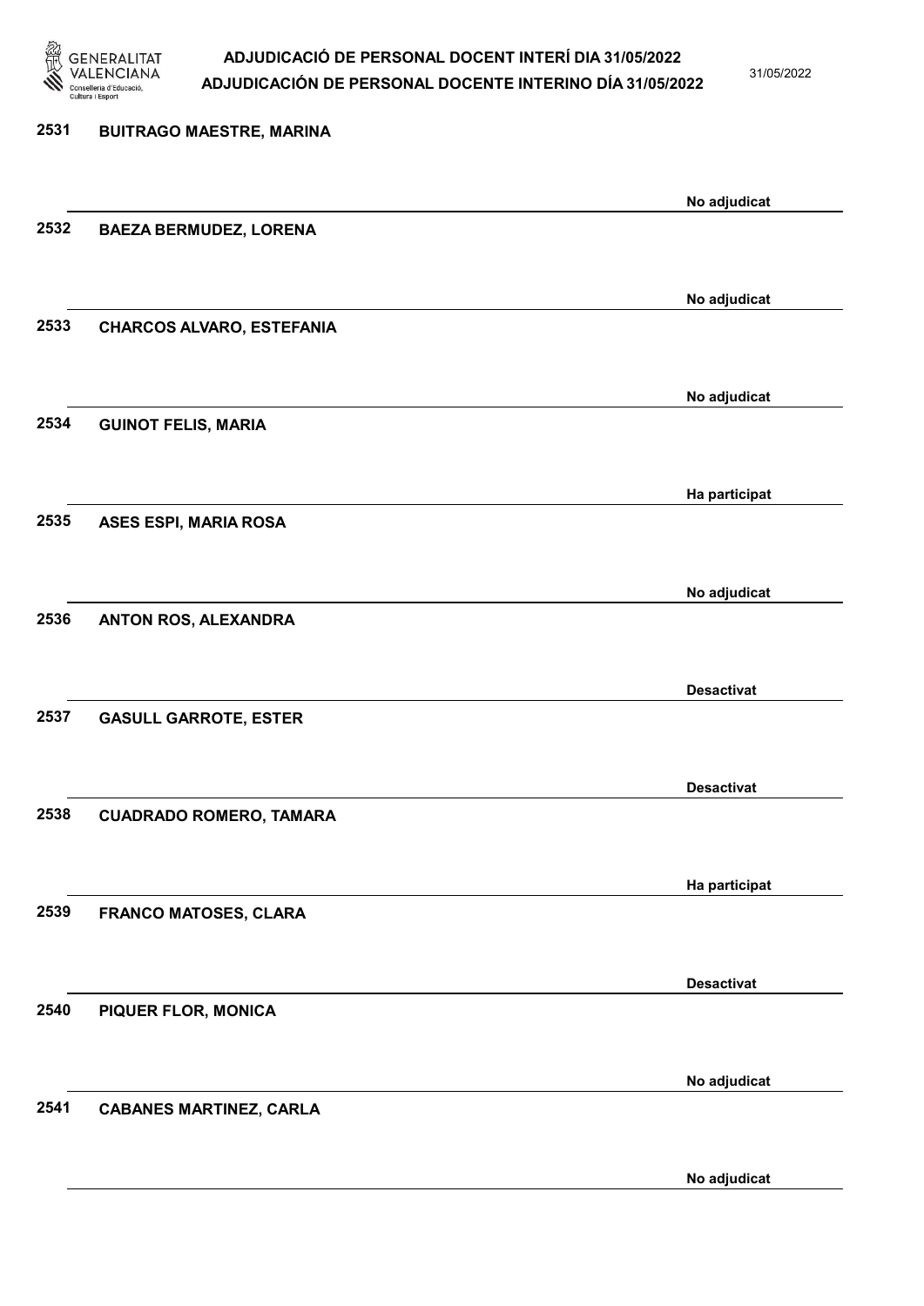| | | |
|---|---|---|
| 2531 | BUITRAGO MAESTRE, MARINA | No adjudicat |
| 2532 | BAEZA BERMUDEZ, LORENA | No adjudicat |
| 2533 | CHARCOS ALVARO, ESTEFANIA | No adjudicat |
| 2534 | GUINOT FELIS, MARIA | Ha participat |
| 2535 | ASES ESPI, MARIA ROSA | No adjudicat |
| 2536 | ANTON ROS, ALEXANDRA | Desactivat |
| 2537 | GASULL GARROTE, ESTER | Desactivat |
| 2538 | CUADRADO ROMERO, TAMARA | Ha participat |
| 2539 | FRANCO MATOSES, CLARA | Desactivat |
| 2540 | PIQUER FLOR, MONICA | No adjudicat |
| 2541 | CABANES MARTINEZ, CARLA | No adjudicat |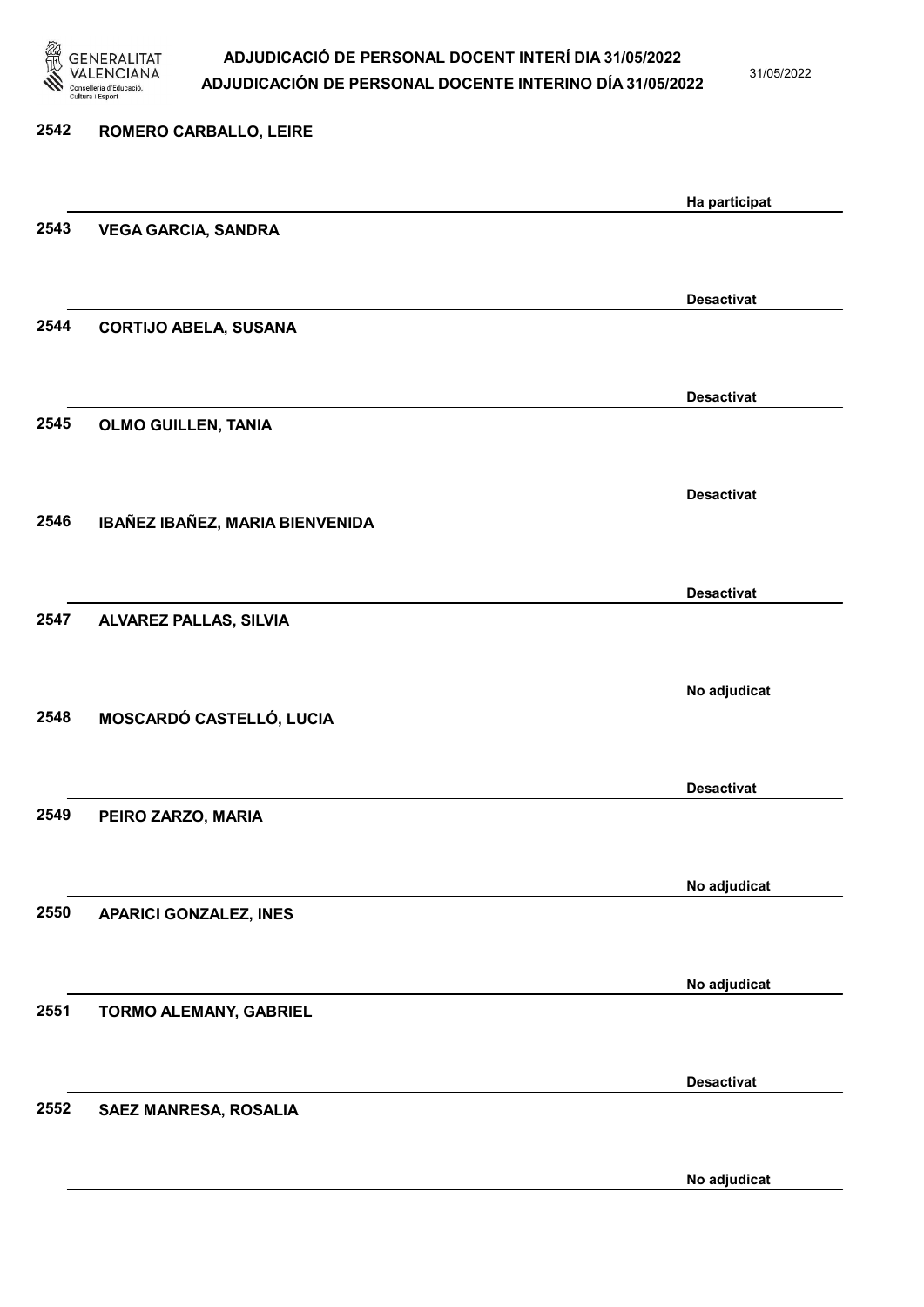| | | |
|---|---|---|
| 2542 | ROMERO CARBALLO, LEIRE | Ha participat |
| 2543 | VEGA GARCIA, SANDRA | Desactivat |
| 2544 | CORTIJO ABELA, SUSANA | Desactivat |
| 2545 | OLMO GUILLEN, TANIA | Desactivat |
| 2546 | IBAÑEZ IBAÑEZ, MARIA BIENVENIDA | Desactivat |
| 2547 | ALVAREZ PALLAS, SILVIA | No adjudicat |
| 2548 | MOSCARDÓ CASTELLÓ, LUCIA | Desactivat |
| 2549 | PEIRO ZARZO, MARIA | No adjudicat |
| 2550 | APARICI GONZALEZ, INES | No adjudicat |
| 2551 | TORMO ALEMANY, GABRIEL | Desactivat |
| 2552 | SAEZ MANRESA, ROSALIA | No adjudicat |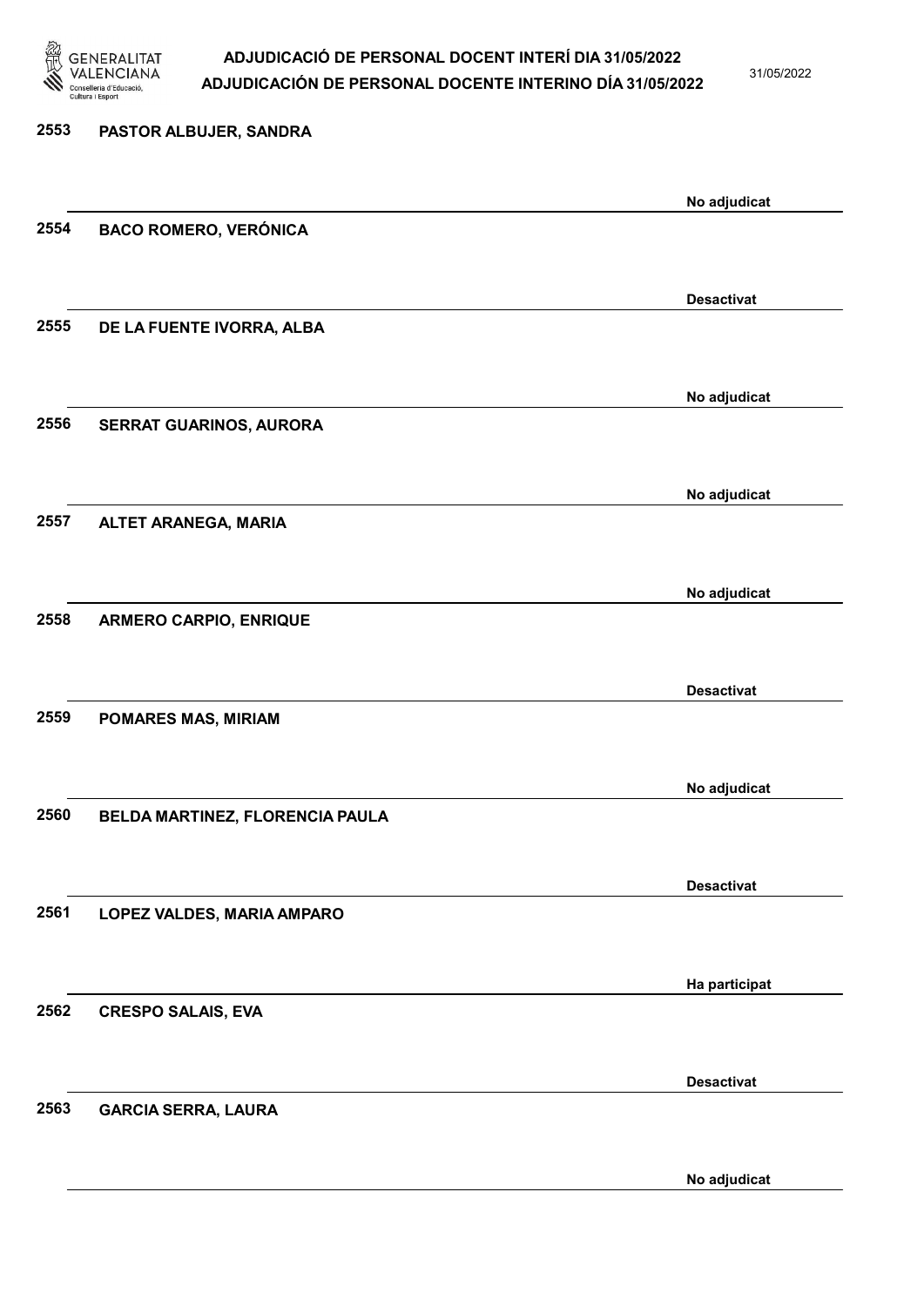2553 PASTOR ALBUJER, SANDRA

No adjudicat

2554 BACO ROMERO, VERÓNICA

Desactivat

2555 DE LA FUENTE IVORRA, ALBA

No adjudicat

2556 SERRAT GUARINOS, AURORA

No adjudicat

2557 ALTET ARANEGA, MARIA

No adjudicat

2558 ARMERO CARPIO, ENRIQUE

Desactivat

2559 POMARES MAS, MIRIAM

No adjudicat

2560 BELDA MARTINEZ, FLORENCIA PAULA

Desactivat

2561 LOPEZ VALDES, MARIA AMPARO

Ha participat

2562 CRESPO SALAIS, EVA

Desactivat

2563 GARCIA SERRA, LAURA

No adjudicat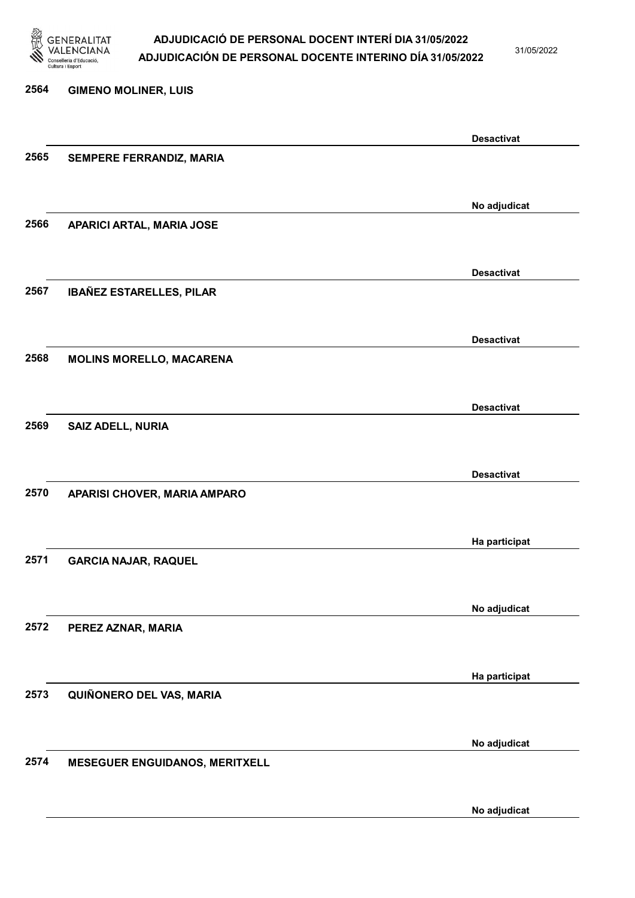2564 GIMENO MOLINER, LUIS

Desactivat

2565 SEMPERE FERRANDIZ, MARIA

No adjudicat

2566 APARICI ARTAL, MARIA JOSE

Desactivat

2567 IBAÑEZ ESTARELLES, PILAR

Desactivat

2568 MOLINS MORELLO, MACARENA

Desactivat

2569 SAIZ ADELL, NURIA

Desactivat

2570 APARISI CHOVER, MARIA AMPARO

Ha participat

2571 GARCIA NAJAR, RAQUEL

No adjudicat

2572 PEREZ AZNAR, MARIA

Ha participat

2573 QUIÑONERO DEL VAS, MARIA

No adjudicat

2574 MESEGUER ENGUIDANOS, MERITXELL

No adjudicat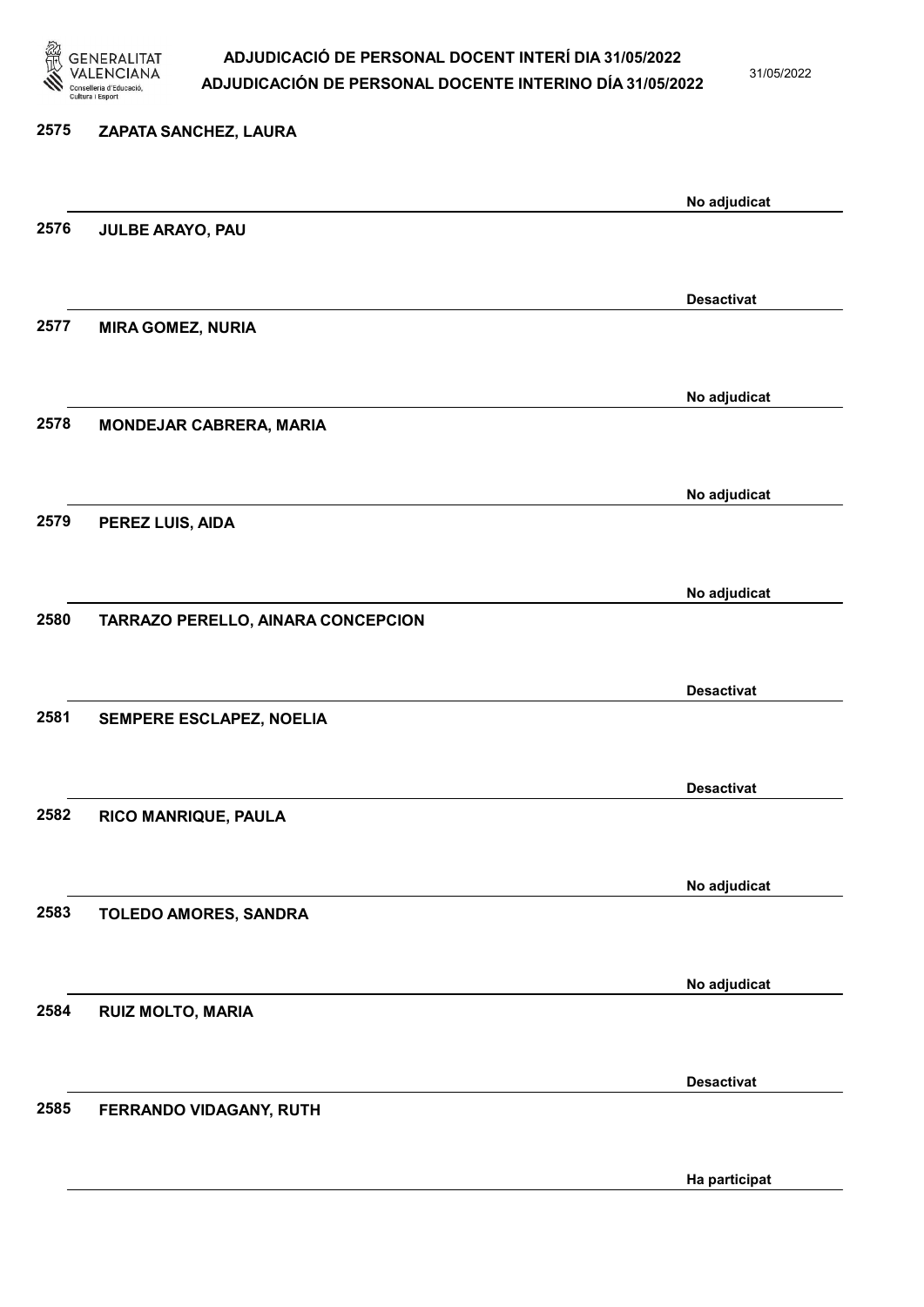| | | |
|---|---|---|
| 2575 | ZAPATA SANCHEZ, LAURA | No adjudicat |
| 2576 | JULBE ARAYO, PAU | Desactivat |
| 2577 | MIRA GOMEZ, NURIA | No adjudicat |
| 2578 | MONDEJAR CABRERA, MARIA | No adjudicat |
| 2579 | PEREZ LUIS, AIDA | No adjudicat |
| 2580 | TARRAZO PERELLO, AINARA CONCEPCION | Desactivat |
| 2581 | SEMPERE ESCLAPEZ, NOELIA | Desactivat |
| 2582 | RICO MANRIQUE, PAULA | No adjudicat |
| 2583 | TOLEDO AMORES, SANDRA | No adjudicat |
| 2584 | RUIZ MOLTO, MARIA | Desactivat |
| 2585 | FERRANDO VIDAGANY, RUTH | Ha participat |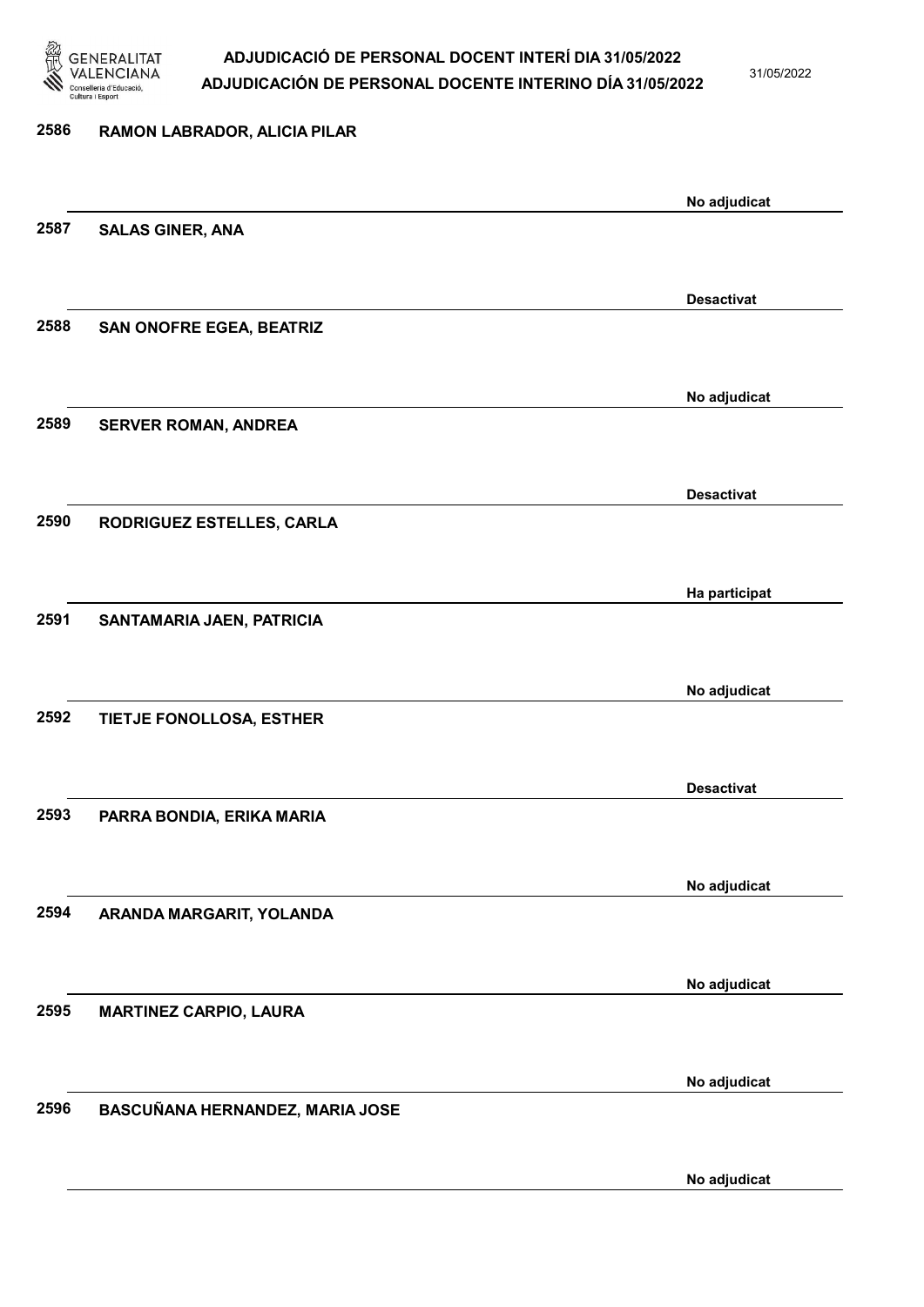| Núm. | Nom | Estat |
|---|---|---|
| 2586 | RAMON LABRADOR, ALICIA PILAR | No adjudicat |
| 2587 | SALAS GINER, ANA | Desactivat |
| 2588 | SAN ONOFRE EGEA, BEATRIZ | No adjudicat |
| 2589 | SERVER ROMAN, ANDREA | Desactivat |
| 2590 | RODRIGUEZ ESTELLES, CARLA | Ha participat |
| 2591 | SANTAMARIA JAEN, PATRICIA | No adjudicat |
| 2592 | TIETJE FONOLLOSA, ESTHER | Desactivat |
| 2593 | PARRA BONDIA, ERIKA MARIA | No adjudicat |
| 2594 | ARANDA MARGARIT, YOLANDA | No adjudicat |
| 2595 | MARTINEZ CARPIO, LAURA | No adjudicat |
| 2596 | BASCUÑANA HERNANDEZ, MARIA JOSE | No adjudicat |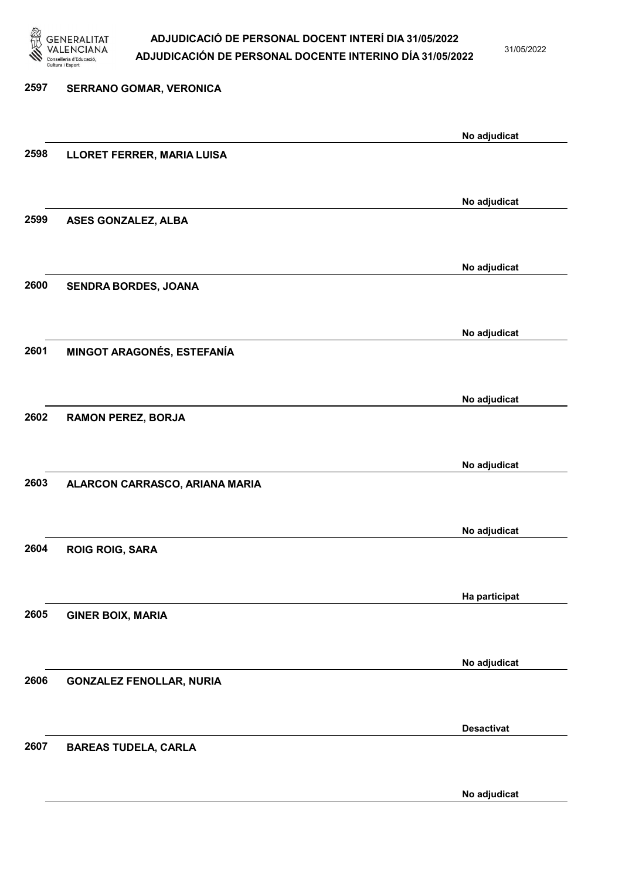2597 **SERRANO GOMAR, VERONICA**

No adjudicat

2598 **LLORET FERRER, MARIA LUISA**

No adjudicat

2599 **ASES GONZALEZ, ALBA**

No adjudicat

2600 **SENDRA BORDES, JOANA**

No adjudicat

2601 **MINGOT ARAGONÉS, ESTEFANÍA**

No adjudicat

2602 **RAMON PEREZ, BORJA**

No adjudicat

2603 **ALARCON CARRASCO, ARIANA MARIA**

No adjudicat

2604 **ROIG ROIG, SARA**

Ha participat

2605 **GINER BOIX, MARIA**

No adjudicat

2606 **GONZALEZ FENOLLAR, NURIA**

Desactivat

2607 **BAREAS TUDELA, CARLA**

No adjudicat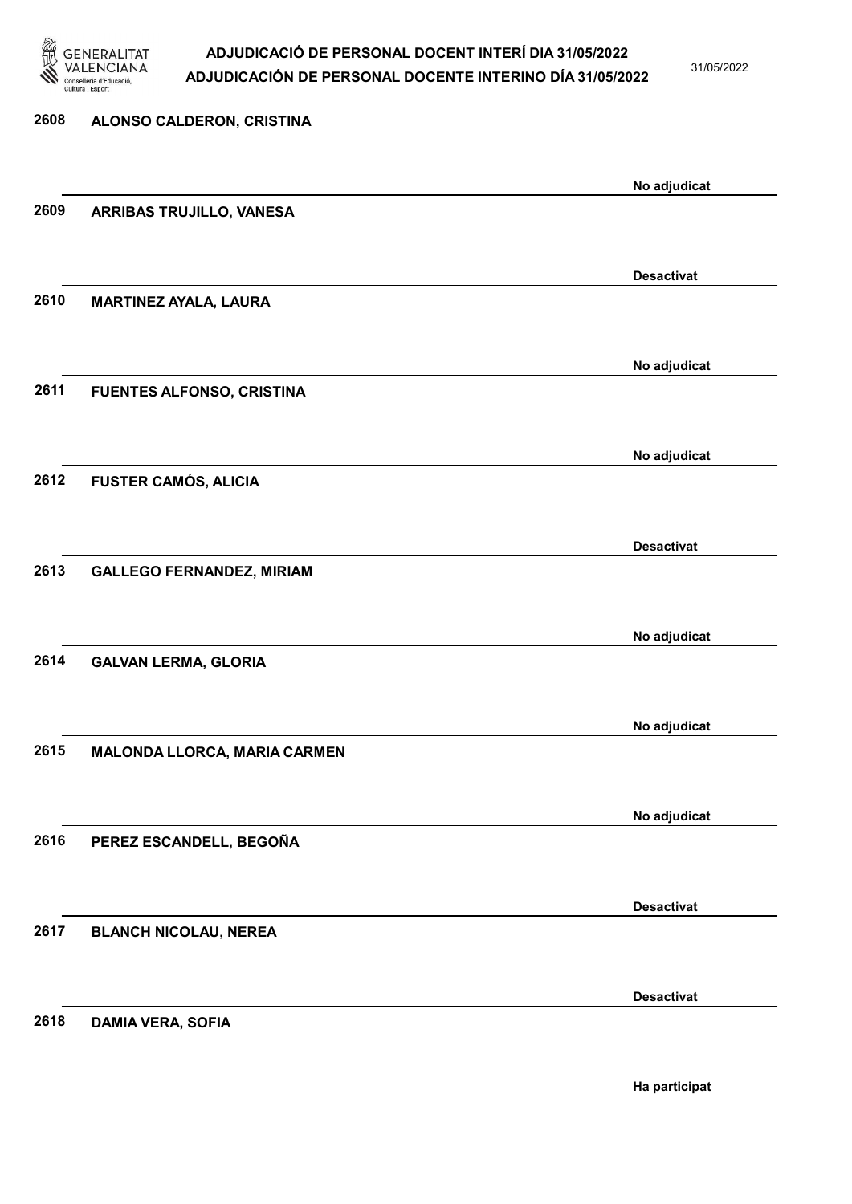| Núm. | Nom | Estat |
|---|---|---|
| 2608 | ALONSO CALDERON, CRISTINA | No adjudicat |
| 2609 | ARRIBAS TRUJILLO, VANESA | Desactivat |
| 2610 | MARTINEZ AYALA, LAURA | No adjudicat |
| 2611 | FUENTES ALFONSO, CRISTINA | No adjudicat |
| 2612 | FUSTER CAMÓS, ALICIA | Desactivat |
| 2613 | GALLEGO FERNANDEZ, MIRIAM | No adjudicat |
| 2614 | GALVAN LERMA, GLORIA | No adjudicat |
| 2615 | MALONDA LLORCA, MARIA CARMEN | No adjudicat |
| 2616 | PEREZ ESCANDELL, BEGOÑA | Desactivat |
| 2617 | BLANCH NICOLAU, NEREA | Desactivat |
| 2618 | DAMIA VERA, SOFIA | Ha participat |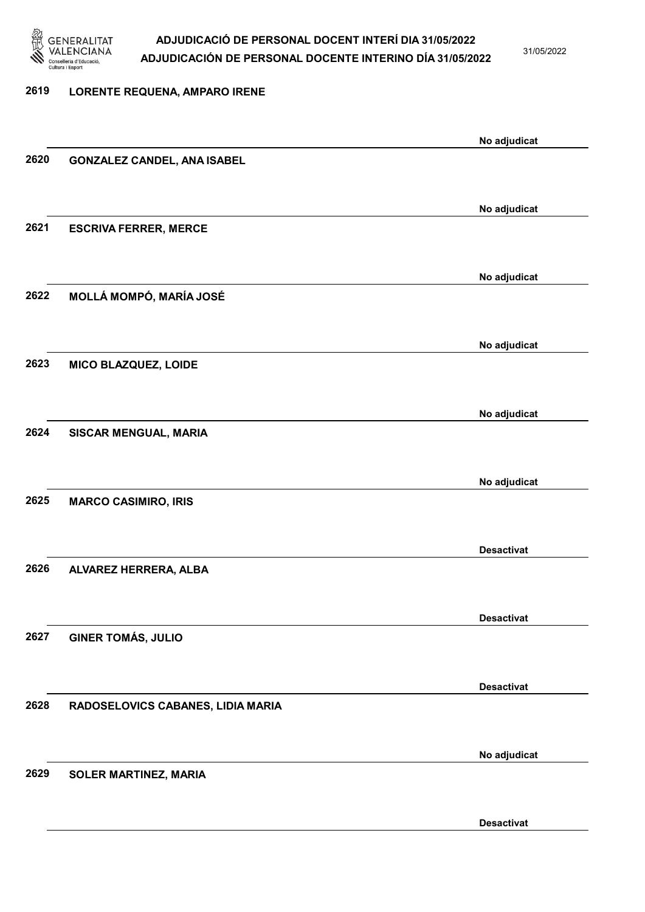2619 **LORENTE REQUENA, AMPARO IRENE**

No adjudicat

2620 **GONZALEZ CANDEL, ANA ISABEL**

No adjudicat

2621 **ESCRIVA FERRER, MERCE**

No adjudicat

2622 **MOLLÁ MOMPÓ, MARÍA JOSÉ**

No adjudicat

2623 **MICO BLAZQUEZ, LOIDE**

No adjudicat

2624 **SISCAR MENGUAL, MARIA**

No adjudicat

2625 **MARCO CASIMIRO, IRIS**

Desactivat

2626 **ALVAREZ HERRERA, ALBA**

Desactivat

2627 **GINER TOMÁS, JULIO**

Desactivat

2628 **RADOSELOVICS CABANES, LIDIA MARIA**

No adjudicat

2629 **SOLER MARTINEZ, MARIA**

Desactivat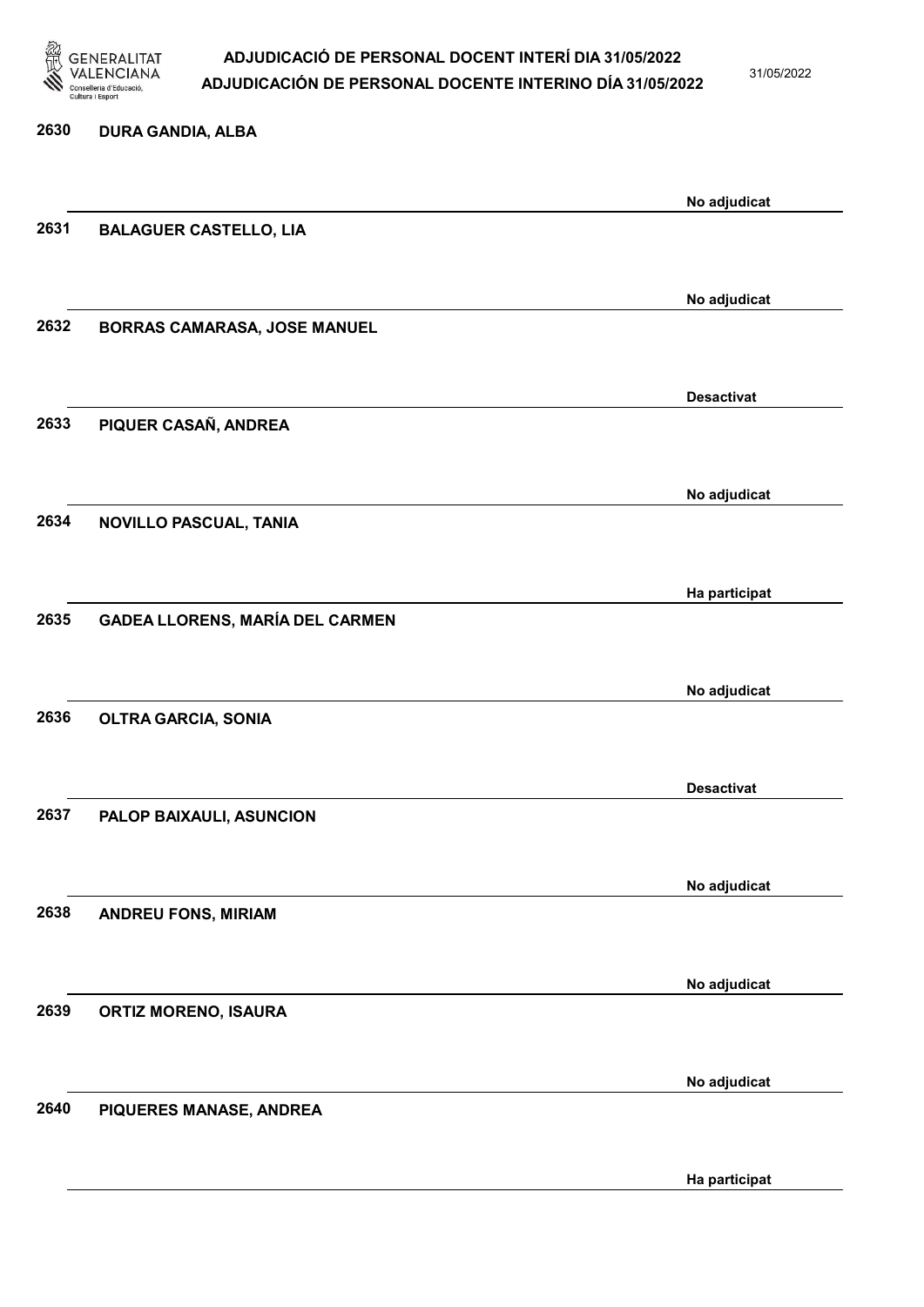2630 DURA GANDIA, ALBA

No adjudicat

2631 BALAGUER CASTELLO, LIA

No adjudicat

2632 BORRAS CAMARASA, JOSE MANUEL

Desactivat

2633 PIQUER CASAÑ, ANDREA

No adjudicat

2634 NOVILLO PASCUAL, TANIA

Ha participat

2635 GADEA LLORENS, MARÍA DEL CARMEN

No adjudicat

2636 OLTRA GARCIA, SONIA

Desactivat

2637 PALOP BAIXAULI, ASUNCION

No adjudicat

2638 ANDREU FONS, MIRIAM

No adjudicat

2639 ORTIZ MORENO, ISAURA

No adjudicat

2640 PIQUERES MANASE, ANDREA

Ha participat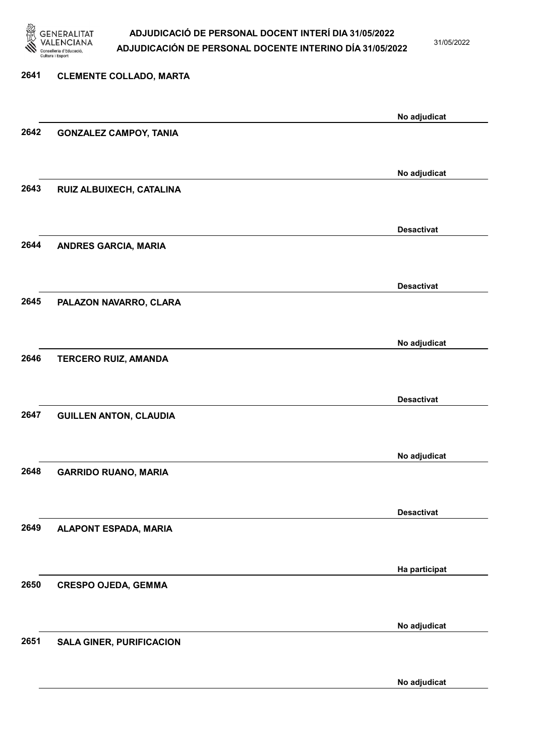2641 CLEMENTE COLLADO, MARTA

No adjudicat

2642 GONZALEZ CAMPOY, TANIA

No adjudicat

2643 RUIZ ALBUIXECH, CATALINA

Desactivat

2644 ANDRES GARCIA, MARIA

Desactivat

2645 PALAZON NAVARRO, CLARA

No adjudicat

2646 TERCERO RUIZ, AMANDA

Desactivat

2647 GUILLEN ANTON, CLAUDIA

No adjudicat

2648 GARRIDO RUANO, MARIA

Desactivat

2649 ALAPONT ESPADA, MARIA

Ha participat

2650 CRESPO OJEDA, GEMMA

No adjudicat

2651 SALA GINER, PURIFICACION

No adjudicat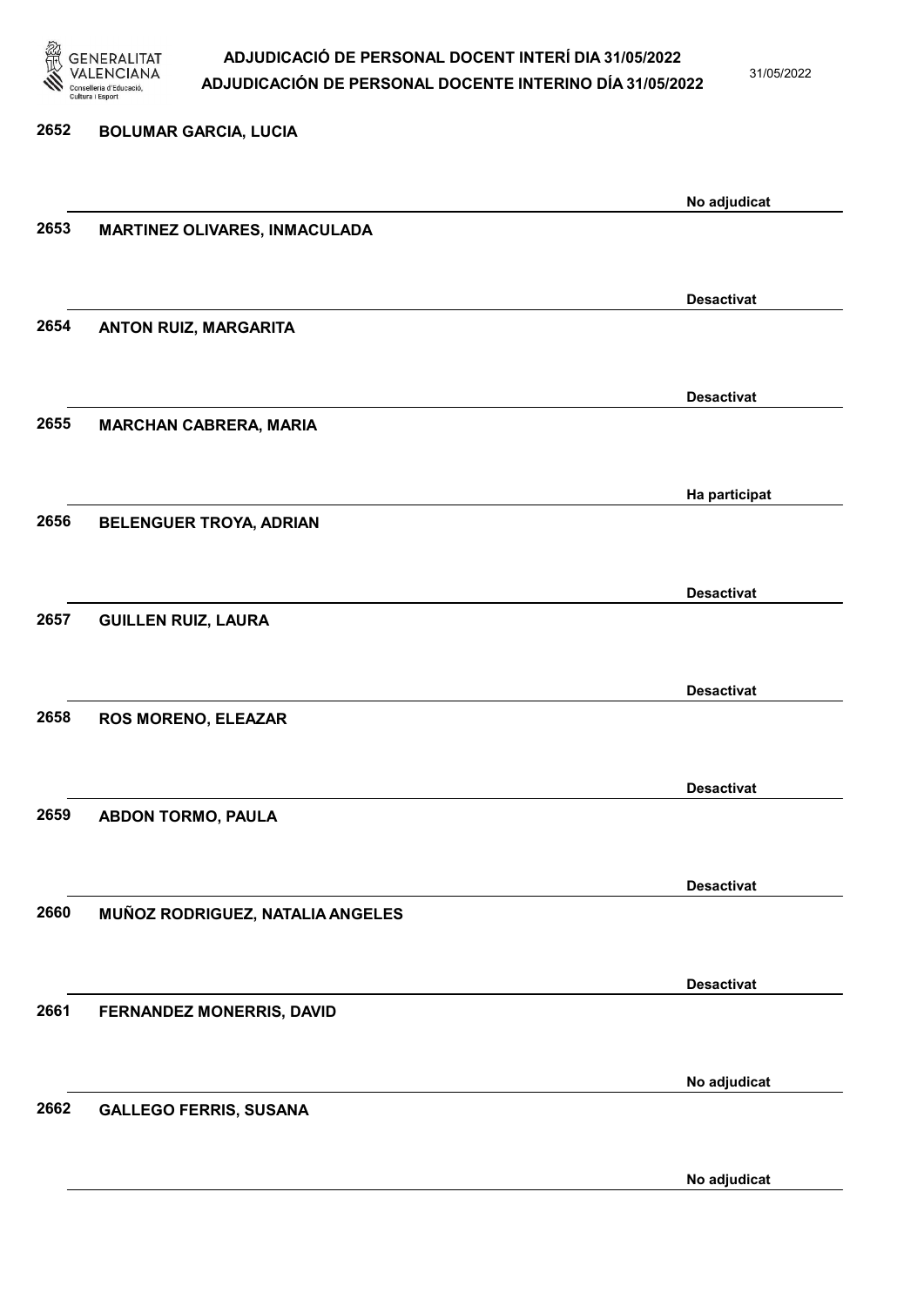2652 BOLUMAR GARCIA, LUCIA

No adjudicat

2653 MARTINEZ OLIVARES, INMACULADA

Desactivat

2654 ANTON RUIZ, MARGARITA

Desactivat

2655 MARCHAN CABRERA, MARIA

Ha participat

2656 BELENGUER TROYA, ADRIAN

Desactivat

2657 GUILLEN RUIZ, LAURA

Desactivat

2658 ROS MORENO, ELEAZAR

Desactivat

2659 ABDON TORMO, PAULA

Desactivat

2660 MUÑOZ RODRIGUEZ, NATALIA ANGELES

Desactivat

2661 FERNANDEZ MONERRIS, DAVID

No adjudicat

2662 GALLEGO FERRIS, SUSANA

No adjudicat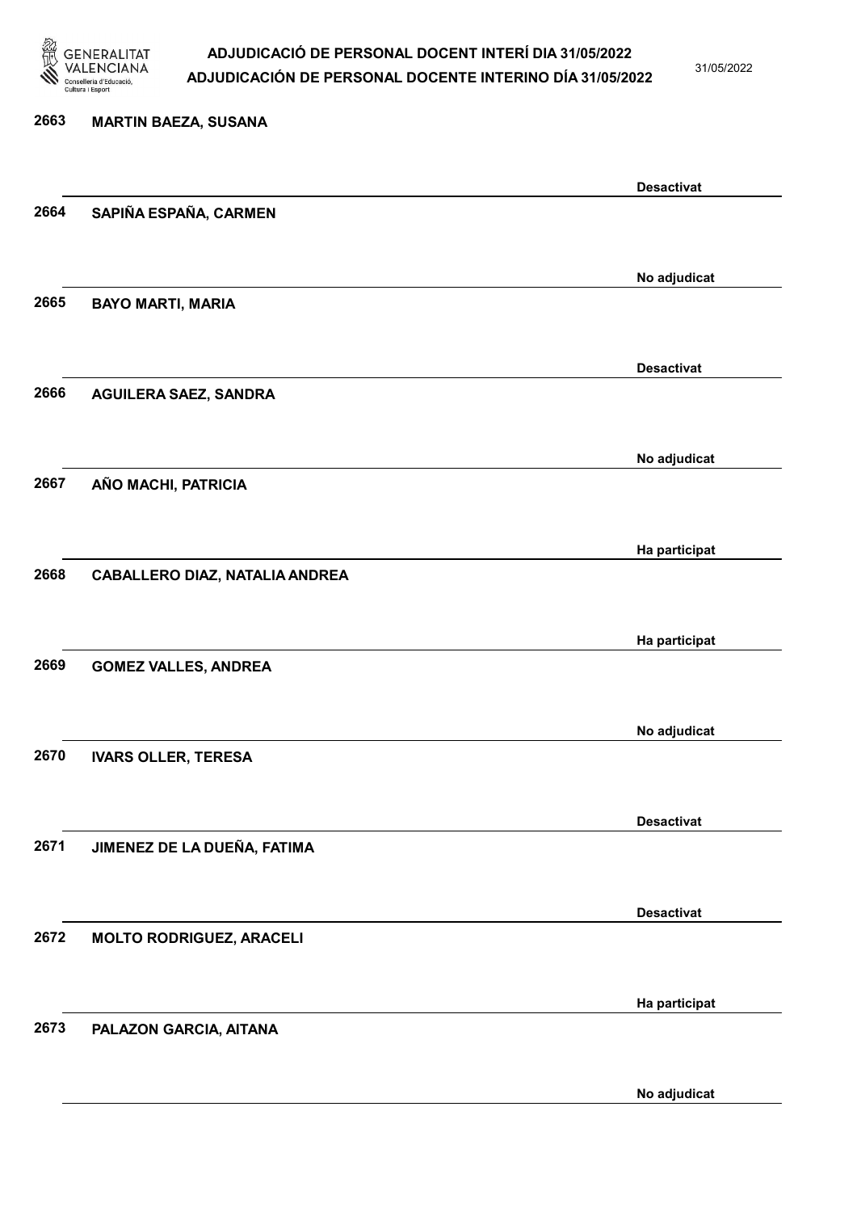| | | |
|---|---|---|
| 2663 | MARTIN BAEZA, SUSANA | Desactivat |
| 2664 | SAPIÑA ESPAÑA, CARMEN | No adjudicat |
| 2665 | BAYO MARTI, MARIA | Desactivat |
| 2666 | AGUILERA SAEZ, SANDRA | No adjudicat |
| 2667 | AÑO MACHI, PATRICIA | Ha participat |
| 2668 | CABALLERO DIAZ, NATALIA ANDREA | Ha participat |
| 2669 | GOMEZ VALLES, ANDREA | No adjudicat |
| 2670 | IVARS OLLER, TERESA | Desactivat |
| 2671 | JIMENEZ DE LA DUEÑA, FATIMA | Desactivat |
| 2672 | MOLTO RODRIGUEZ, ARACELI | Ha participat |
| 2673 | PALAZON GARCIA, AITANA | No adjudicat |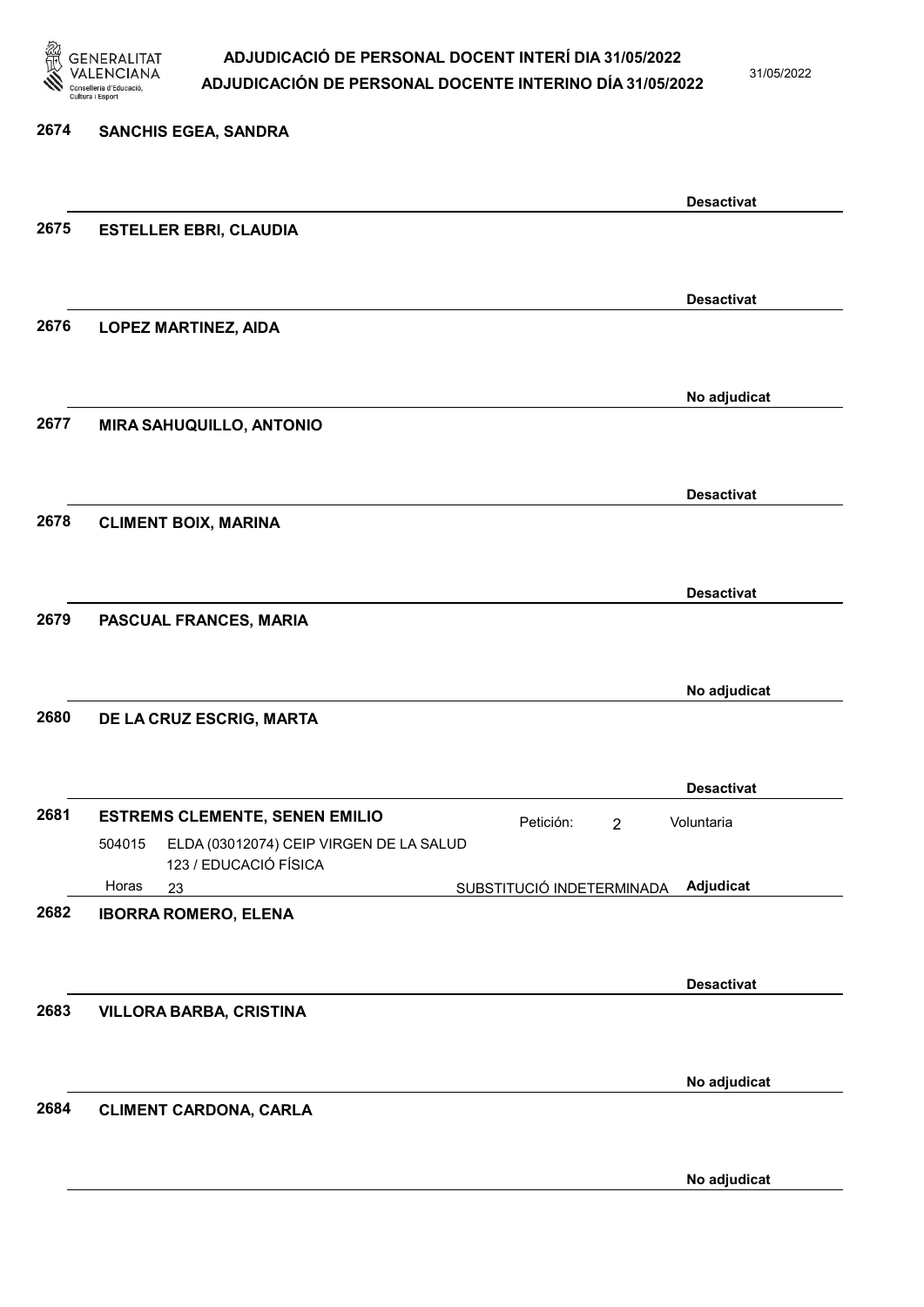**2674 SANCHIS EGEA, SANDRA**

Desactivat

**2675 ESTELLER EBRI, CLAUDIA**

Desactivat

**2676 LOPEZ MARTINEZ, AIDA**

No adjudicat

**2677 MIRA SAHUQUILLO, ANTONIO**

Desactivat

**2678 CLIMENT BOIX, MARINA**

Desactivat

**2679 PASCUAL FRANCES, MARIA**

No adjudicat

**2680 DE LA CRUZ ESCRIG, MARTA**

Desactivat

**2681 ESTREMS CLEMENTE, SENEN EMILIO** — Petición: 2 — Voluntaria

504015 ELDA (03012074) CEIP VIRGEN DE LA SALUD
123 / EDUCACIÓ FÍSICA
Horas 23 — SUBSTITUCIÓ INDETERMINADA — Adjudicat

**2682 IBORRA ROMERO, ELENA**

Desactivat

**2683 VILLORA BARBA, CRISTINA**

No adjudicat

**2684 CLIMENT CARDONA, CARLA**

No adjudicat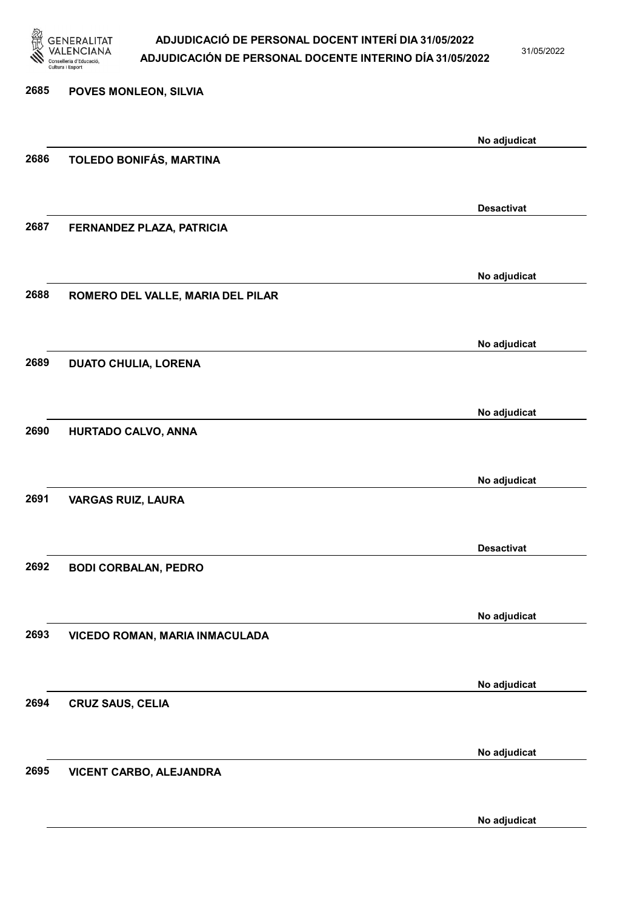2685 POVES MONLEON, SILVIA

No adjudicat

2686 TOLEDO BONIFÁS, MARTINA

Desactivat

2687 FERNANDEZ PLAZA, PATRICIA

No adjudicat

2688 ROMERO DEL VALLE, MARIA DEL PILAR

No adjudicat

2689 DUATO CHULIA, LORENA

No adjudicat

2690 HURTADO CALVO, ANNA

No adjudicat

2691 VARGAS RUIZ, LAURA

Desactivat

2692 BODI CORBALAN, PEDRO

No adjudicat

2693 VICEDO ROMAN, MARIA INMACULADA

No adjudicat

2694 CRUZ SAUS, CELIA

No adjudicat

2695 VICENT CARBO, ALEJANDRA

No adjudicat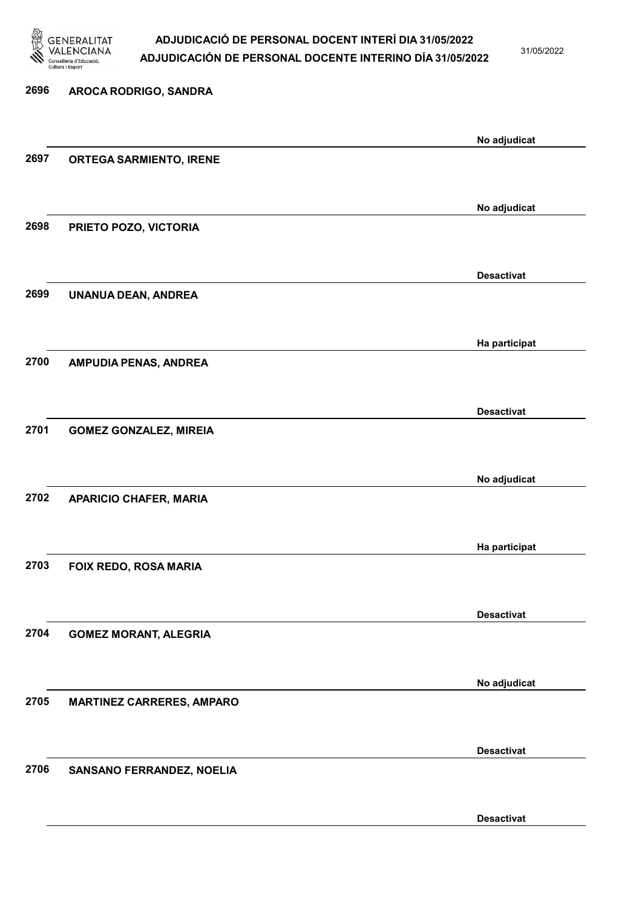2696 AROCA RODRIGO, SANDRA

No adjudicat

2697 ORTEGA SARMIENTO, IRENE

No adjudicat

2698 PRIETO POZO, VICTORIA

Desactivat

2699 UNANUA DEAN, ANDREA

Ha participat

2700 AMPUDIA PENAS, ANDREA

Desactivat

2701 GOMEZ GONZALEZ, MIREIA

No adjudicat

2702 APARICIO CHAFER, MARIA

Ha participat

2703 FOIX REDO, ROSA MARIA

Desactivat

2704 GOMEZ MORANT, ALEGRIA

No adjudicat

2705 MARTINEZ CARRERES, AMPARO

Desactivat

2706 SANSANO FERRANDEZ, NOELIA

Desactivat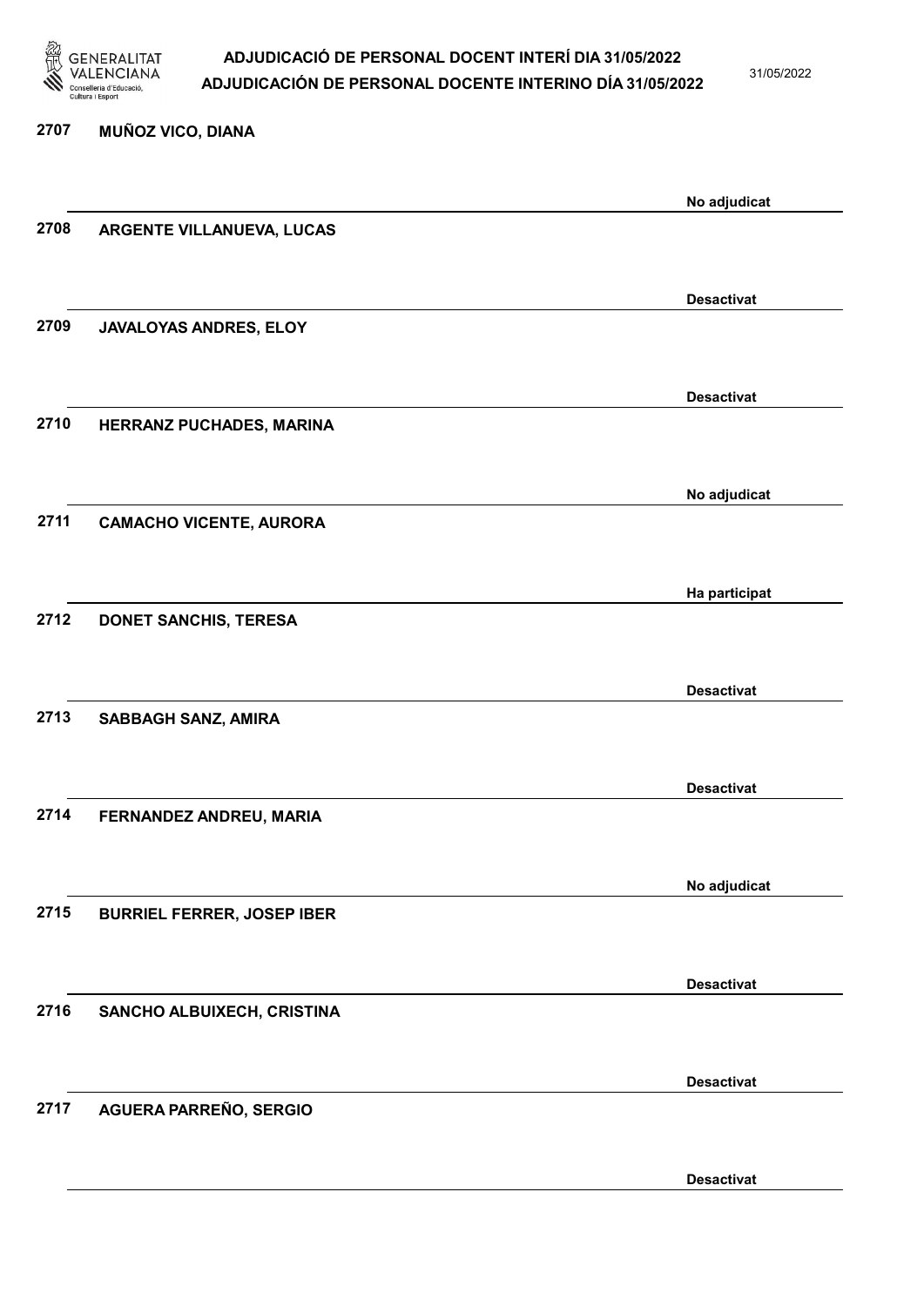2707 **MUÑOZ VICO, DIANA**

No adjudicat

2708 **ARGENTE VILLANUEVA, LUCAS**

Desactivat

2709 **JAVALOYAS ANDRES, ELOY**

Desactivat

2710 **HERRANZ PUCHADES, MARINA**

No adjudicat

2711 **CAMACHO VICENTE, AURORA**

Ha participat

2712 **DONET SANCHIS, TERESA**

Desactivat

2713 **SABBAGH SANZ, AMIRA**

Desactivat

2714 **FERNANDEZ ANDREU, MARIA**

No adjudicat

2715 **BURRIEL FERRER, JOSEP IBER**

Desactivat

2716 **SANCHO ALBUIXECH, CRISTINA**

Desactivat

2717 **AGUERA PARREÑO, SERGIO**

Desactivat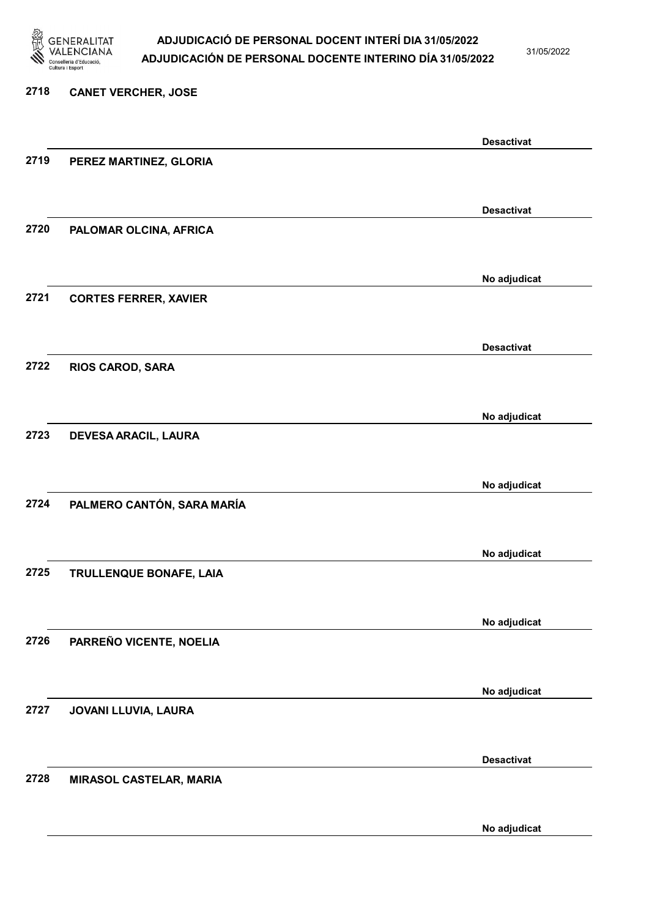**2718 CANET VERCHER, JOSE**

Desactivat

**2719 PEREZ MARTINEZ, GLORIA**

Desactivat

**2720 PALOMAR OLCINA, AFRICA**

No adjudicat

**2721 CORTES FERRER, XAVIER**

Desactivat

**2722 RIOS CAROD, SARA**

No adjudicat

**2723 DEVESA ARACIL, LAURA**

No adjudicat

**2724 PALMERO CANTÓN, SARA MARÍA**

No adjudicat

**2725 TRULLENQUE BONAFE, LAIA**

No adjudicat

**2726 PARREÑO VICENTE, NOELIA**

No adjudicat

**2727 JOVANI LLUVIA, LAURA**

Desactivat

**2728 MIRASOL CASTELAR, MARIA**

No adjudicat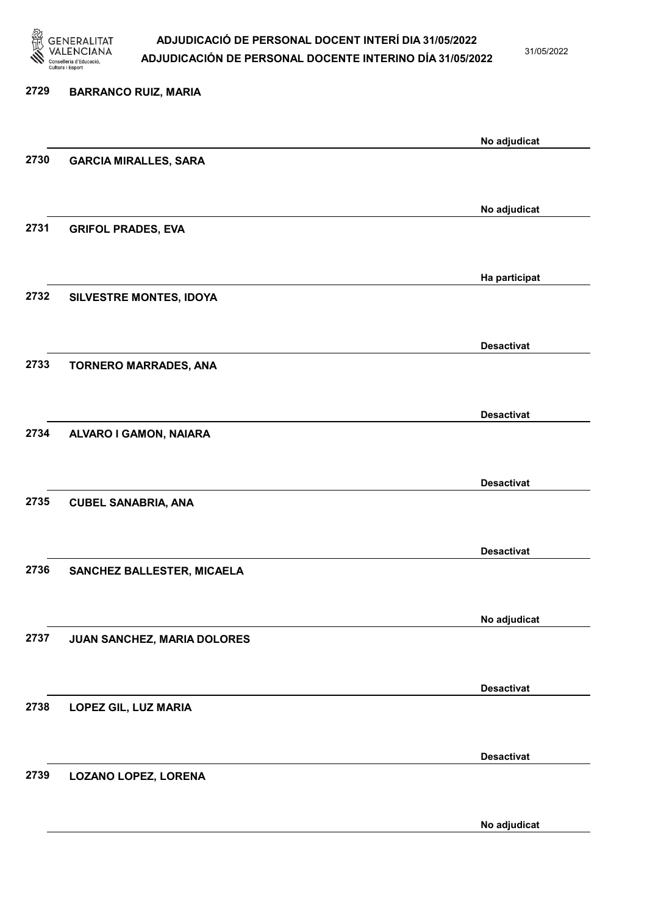2729 **BARRANCO RUIZ, MARIA**

No adjudicat

2730 **GARCIA MIRALLES, SARA**

No adjudicat

2731 **GRIFOL PRADES, EVA**

Ha participat

2732 **SILVESTRE MONTES, IDOYA**

Desactivat

2733 **TORNERO MARRADES, ANA**

Desactivat

2734 **ALVARO I GAMON, NAIARA**

Desactivat

2735 **CUBEL SANABRIA, ANA**

Desactivat

2736 **SANCHEZ BALLESTER, MICAELA**

No adjudicat

2737 **JUAN SANCHEZ, MARIA DOLORES**

Desactivat

2738 **LOPEZ GIL, LUZ MARIA**

Desactivat

2739 **LOZANO LOPEZ, LORENA**

No adjudicat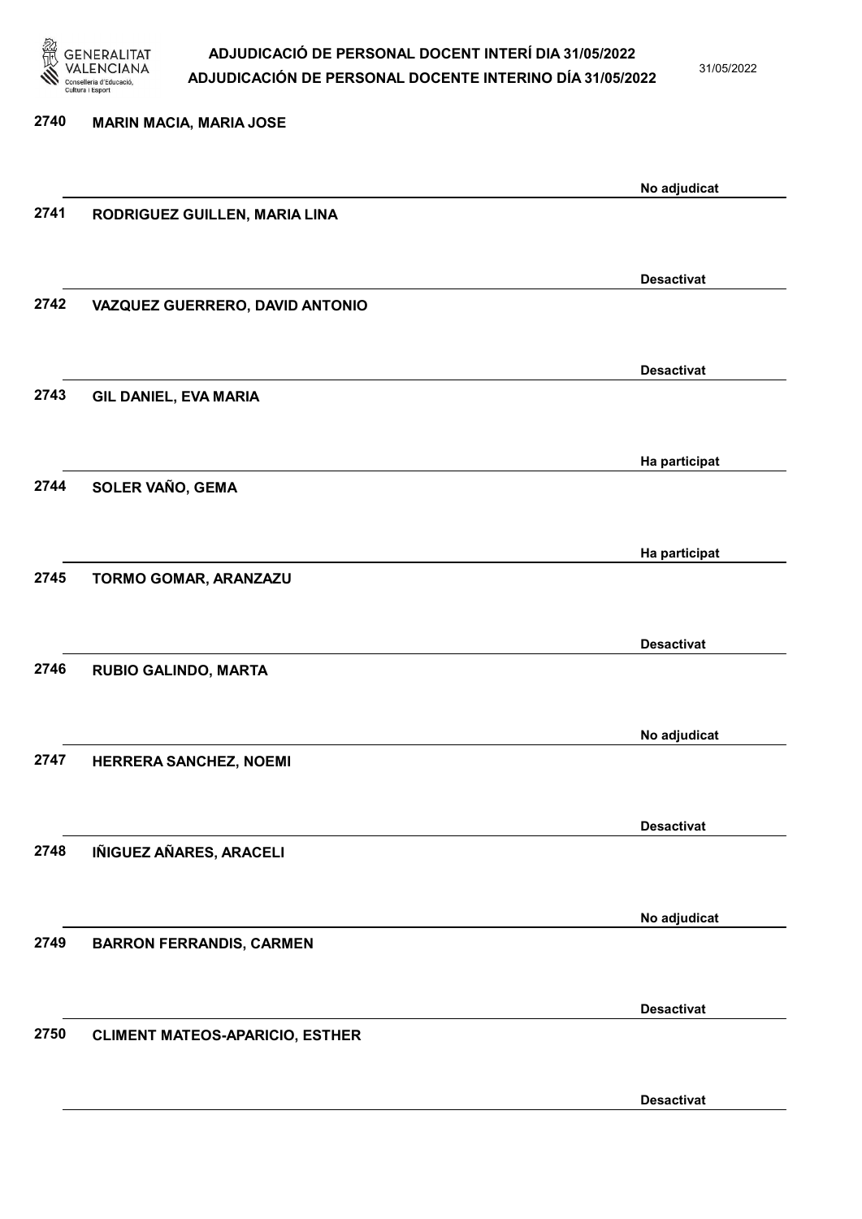2740 **MARIN MACIA, MARIA JOSE**

No adjudicat

2741 **RODRIGUEZ GUILLEN, MARIA LINA**

Desactivat

2742 **VAZQUEZ GUERRERO, DAVID ANTONIO**

Desactivat

2743 **GIL DANIEL, EVA MARIA**

Ha participat

2744 **SOLER VAÑO, GEMA**

Ha participat

2745 **TORMO GOMAR, ARANZAZU**

Desactivat

2746 **RUBIO GALINDO, MARTA**

No adjudicat

2747 **HERRERA SANCHEZ, NOEMI**

Desactivat

2748 **IÑIGUEZ AÑARES, ARACELI**

No adjudicat

2749 **BARRON FERRANDIS, CARMEN**

Desactivat

2750 **CLIMENT MATEOS-APARICIO, ESTHER**

Desactivat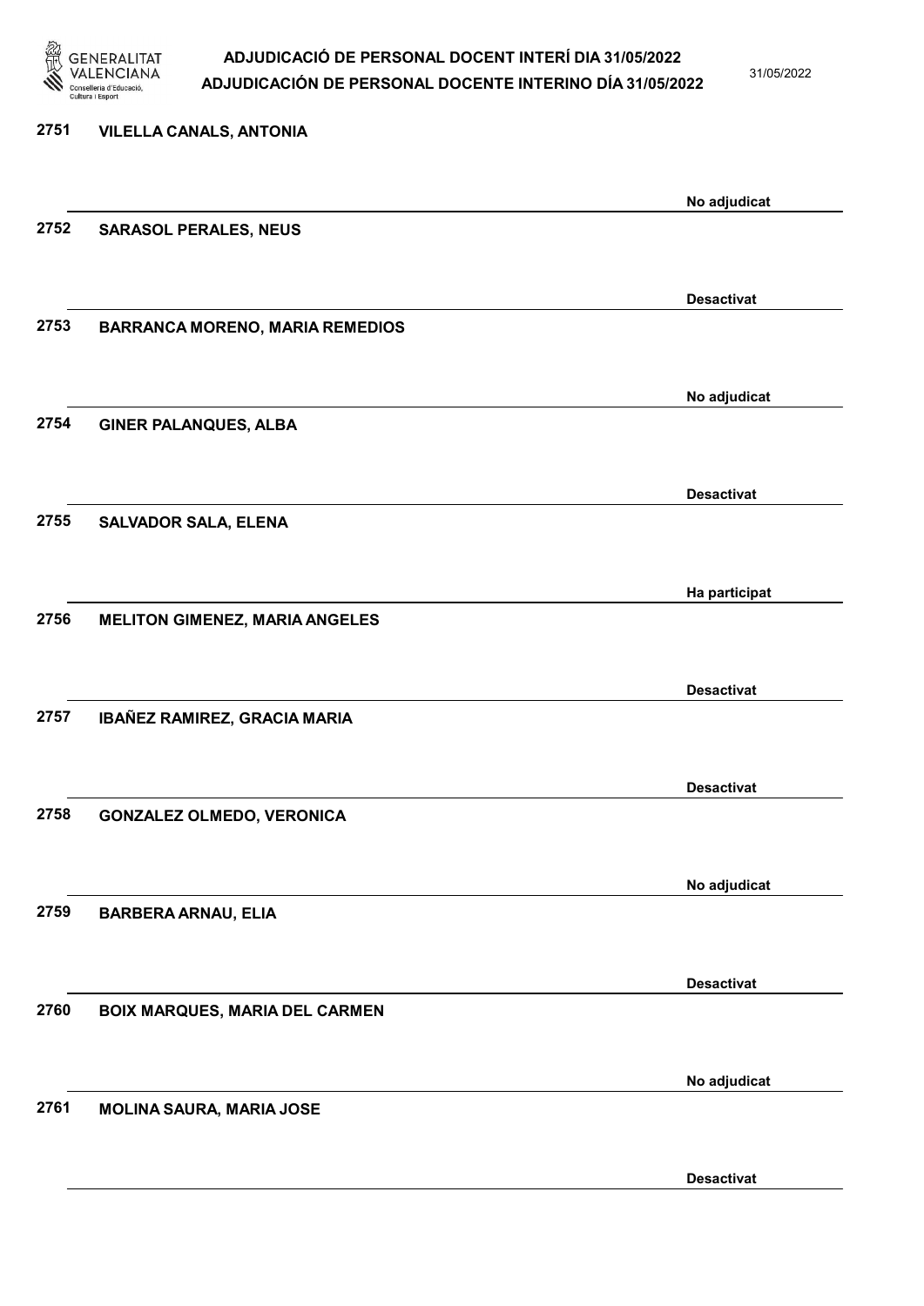2751 VILELLA CANALS, ANTONIA

No adjudicat

2752 SARASOL PERALES, NEUS

Desactivat

2753 BARRANCA MORENO, MARIA REMEDIOS

No adjudicat

2754 GINER PALANQUES, ALBA

Desactivat

2755 SALVADOR SALA, ELENA

Ha participat

2756 MELITON GIMENEZ, MARIA ANGELES

Desactivat

2757 IBAÑEZ RAMIREZ, GRACIA MARIA

Desactivat

2758 GONZALEZ OLMEDO, VERONICA

No adjudicat

2759 BARBERA ARNAU, ELIA

Desactivat

2760 BOIX MARQUES, MARIA DEL CARMEN

No adjudicat

2761 MOLINA SAURA, MARIA JOSE

Desactivat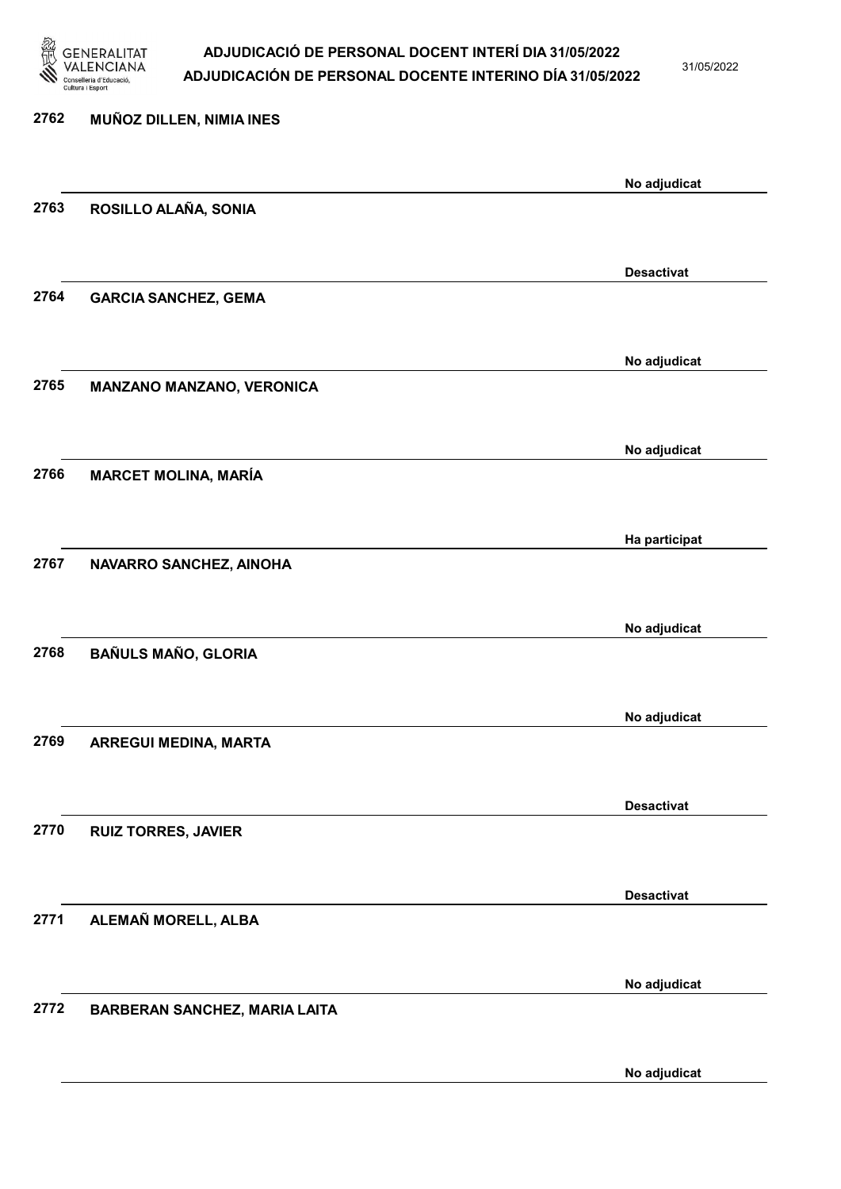2762 **MUÑOZ DILLEN, NIMIA INES**

**No adjudicat**

2763 **ROSILLO ALAÑA, SONIA**

**Desactivat**

2764 **GARCIA SANCHEZ, GEMA**

**No adjudicat**

2765 **MANZANO MANZANO, VERONICA**

**No adjudicat**

2766 **MARCET MOLINA, MARÍA**

**Ha participat**

2767 **NAVARRO SANCHEZ, AINOHA**

**No adjudicat**

2768 **BAÑULS MAÑO, GLORIA**

**No adjudicat**

2769 **ARREGUI MEDINA, MARTA**

**Desactivat**

2770 **RUIZ TORRES, JAVIER**

**Desactivat**

2771 **ALEMAÑ MORELL, ALBA**

**No adjudicat**

2772 **BARBERAN SANCHEZ, MARIA LAITA**

**No adjudicat**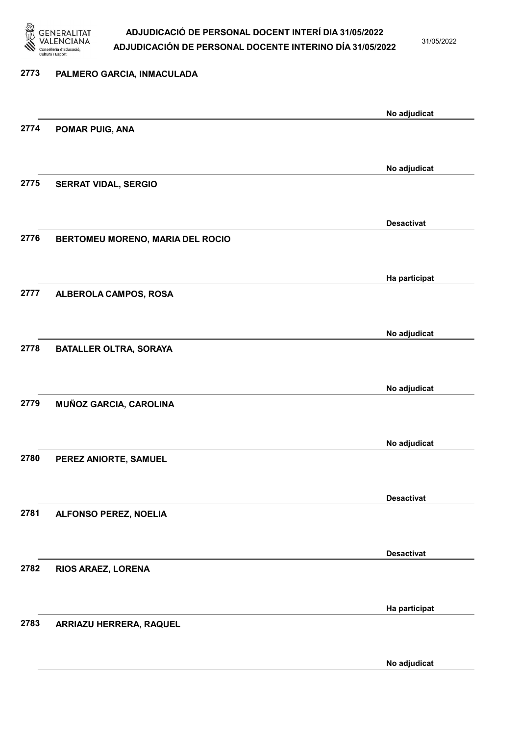2773 PALMERO GARCIA, INMACULADA

No adjudicat

2774 POMAR PUIG, ANA

No adjudicat

2775 SERRAT VIDAL, SERGIO

Desactivat

2776 BERTOMEU MORENO, MARIA DEL ROCIO

Ha participat

2777 ALBEROLA CAMPOS, ROSA

No adjudicat

2778 BATALLER OLTRA, SORAYA

No adjudicat

2779 MUÑOZ GARCIA, CAROLINA

No adjudicat

2780 PEREZ ANIORTE, SAMUEL

Desactivat

2781 ALFONSO PEREZ, NOELIA

Desactivat

2782 RIOS ARAEZ, LORENA

Ha participat

2783 ARRIAZU HERRERA, RAQUEL

No adjudicat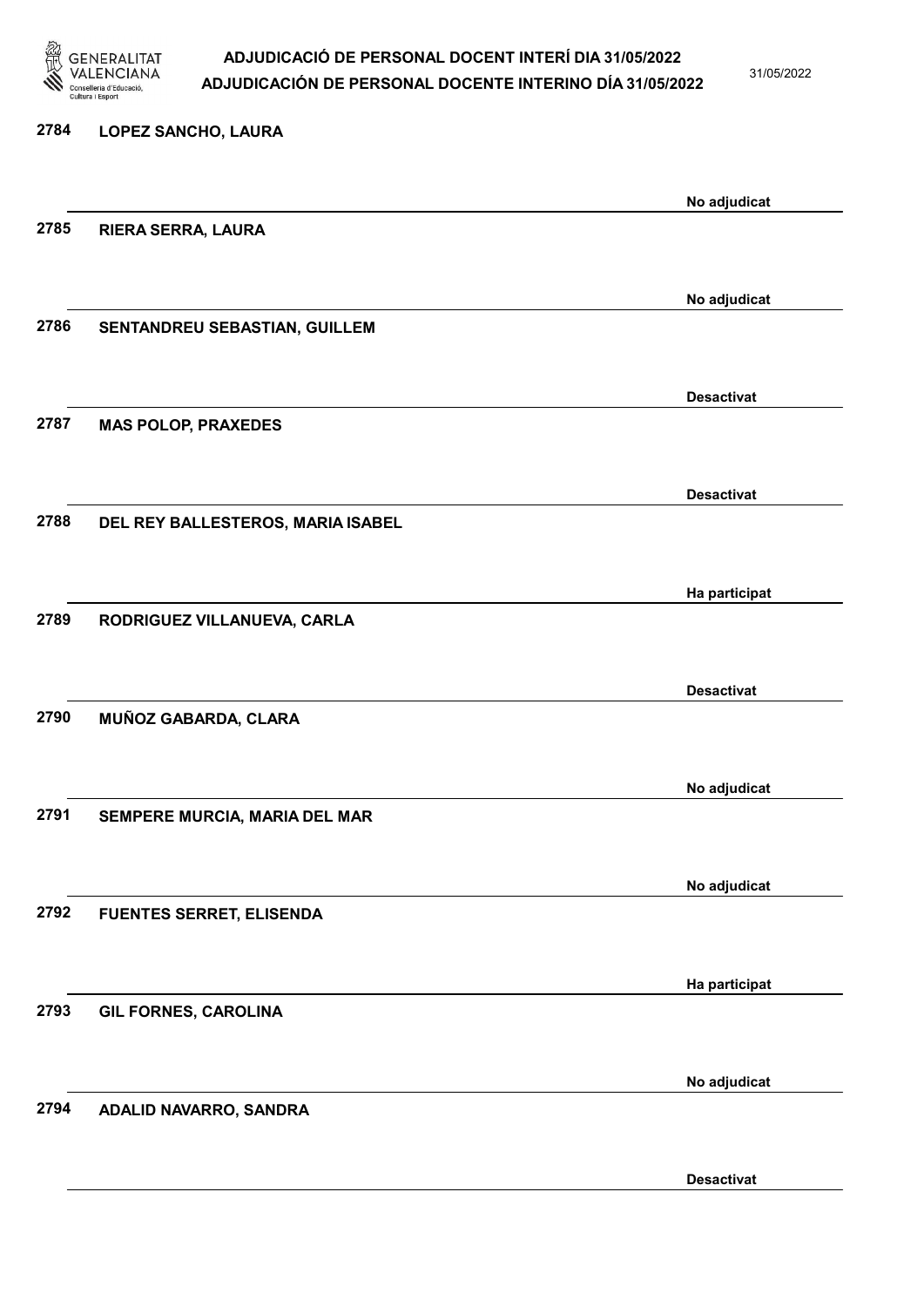| Núm. | Nom | Estat |
| --- | --- | --- |
| 2784 | LOPEZ SANCHO, LAURA | No adjudicat |
| 2785 | RIERA SERRA, LAURA | No adjudicat |
| 2786 | SENTANDREU SEBASTIAN, GUILLEM | Desactivat |
| 2787 | MAS POLOP, PRAXEDES | Desactivat |
| 2788 | DEL REY BALLESTEROS, MARIA ISABEL | Ha participat |
| 2789 | RODRIGUEZ VILLANUEVA, CARLA | Desactivat |
| 2790 | MUÑOZ GABARDA, CLARA | No adjudicat |
| 2791 | SEMPERE MURCIA, MARIA DEL MAR | No adjudicat |
| 2792 | FUENTES SERRET, ELISENDA | Ha participat |
| 2793 | GIL FORNES, CAROLINA | No adjudicat |
| 2794 | ADALID NAVARRO, SANDRA | Desactivat |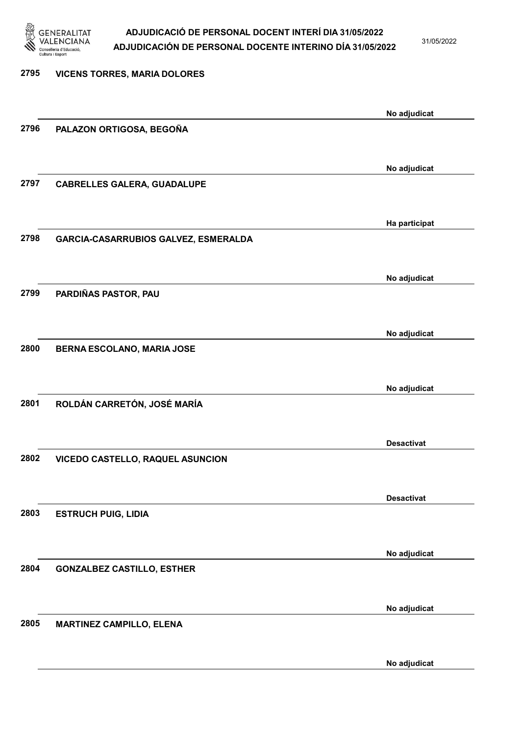2795 VICENS TORRES, MARIA DOLORES

No adjudicat

2796 PALAZON ORTIGOSA, BEGOÑA

No adjudicat

2797 CABRELLES GALERA, GUADALUPE

Ha participat

2798 GARCIA-CASARRUBIOS GALVEZ, ESMERALDA

No adjudicat

2799 PARDIÑAS PASTOR, PAU

No adjudicat

2800 BERNA ESCOLANO, MARIA JOSE

No adjudicat

2801 ROLDÁN CARRETÓN, JOSÉ MARÍA

Desactivat

2802 VICEDO CASTELLO, RAQUEL ASUNCION

Desactivat

2803 ESTRUCH PUIG, LIDIA

No adjudicat

2804 GONZALBEZ CASTILLO, ESTHER

No adjudicat

2805 MARTINEZ CAMPILLO, ELENA

No adjudicat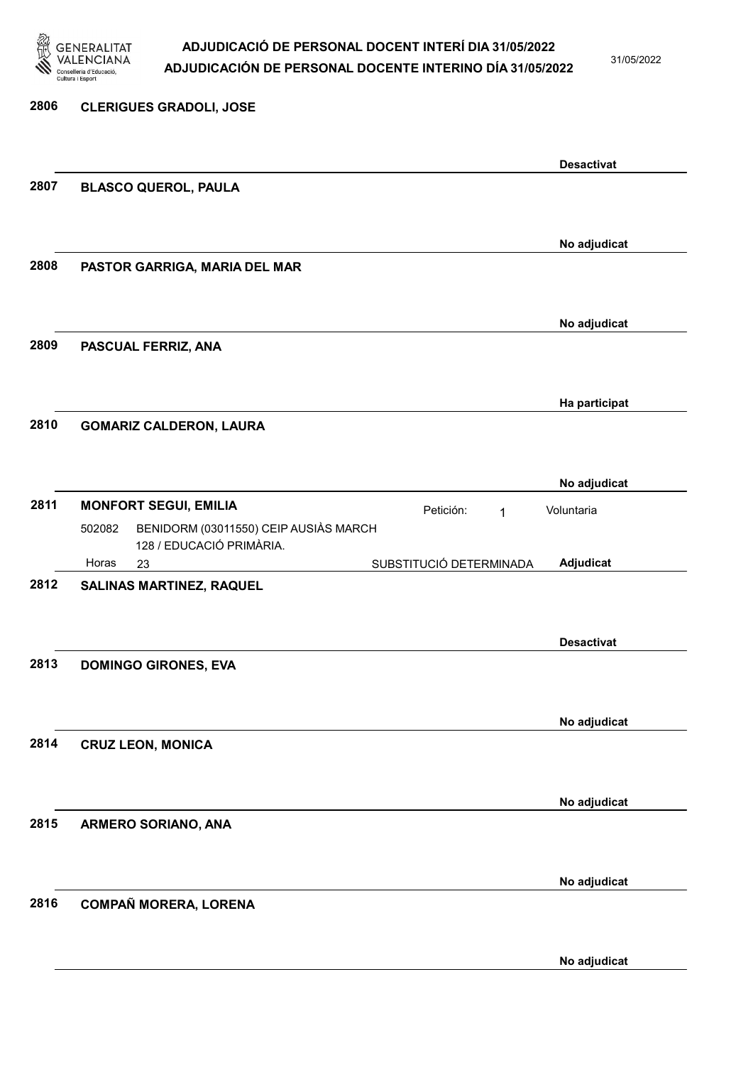**2806 CLERIGUES GRADOLI, JOSE**

Desactivat

**2807 BLASCO QUEROL, PAULA**

No adjudicat

**2808 PASTOR GARRIGA, MARIA DEL MAR**

No adjudicat

**2809 PASCUAL FERRIZ, ANA**

Ha participat

**2810 GOMARIZ CALDERON, LAURA**

No adjudicat

**2811 MONFORT SEGUI, EMILIA**

Petición: 1 — Voluntaria

502082 BENIDORM (03011550) CEIP AUSIÀS MARCH
128 / EDUCACIÓ PRIMÀRIA.
Horas 23 — SUBSTITUCIÓ DETERMINADA

Adjudicat

**2812 SALINAS MARTINEZ, RAQUEL**

Desactivat

**2813 DOMINGO GIRONES, EVA**

No adjudicat

**2814 CRUZ LEON, MONICA**

No adjudicat

**2815 ARMERO SORIANO, ANA**

No adjudicat

**2816 COMPAÑ MORERA, LORENA**

No adjudicat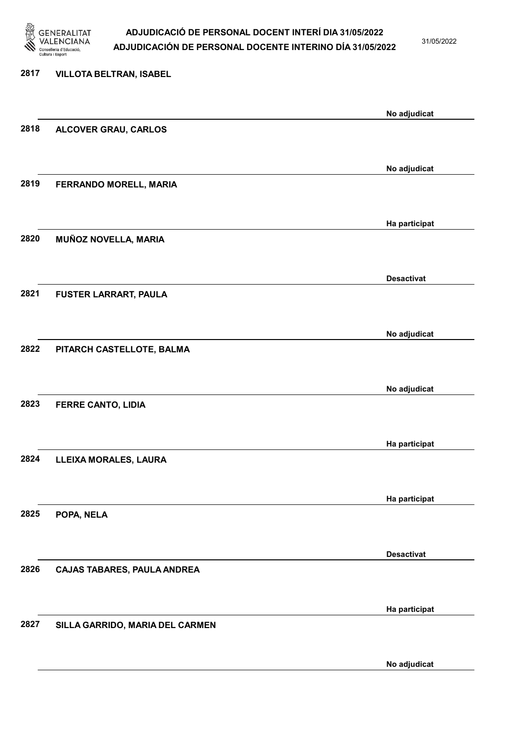| Núm. | Nom | Estat |
| --- | --- | --- |
| 2817 | VILLOTA BELTRAN, ISABEL | No adjudicat |
| 2818 | ALCOVER GRAU, CARLOS | No adjudicat |
| 2819 | FERRANDO MORELL, MARIA | Ha participat |
| 2820 | MUÑOZ NOVELLA, MARIA | Desactivat |
| 2821 | FUSTER LARRART, PAULA | No adjudicat |
| 2822 | PITARCH CASTELLOTE, BALMA | No adjudicat |
| 2823 | FERRE CANTO, LIDIA | Ha participat |
| 2824 | LLEIXA MORALES, LAURA | Ha participat |
| 2825 | POPA, NELA | Desactivat |
| 2826 | CAJAS TABARES, PAULA ANDREA | Ha participat |
| 2827 | SILLA GARRIDO, MARIA DEL CARMEN | No adjudicat |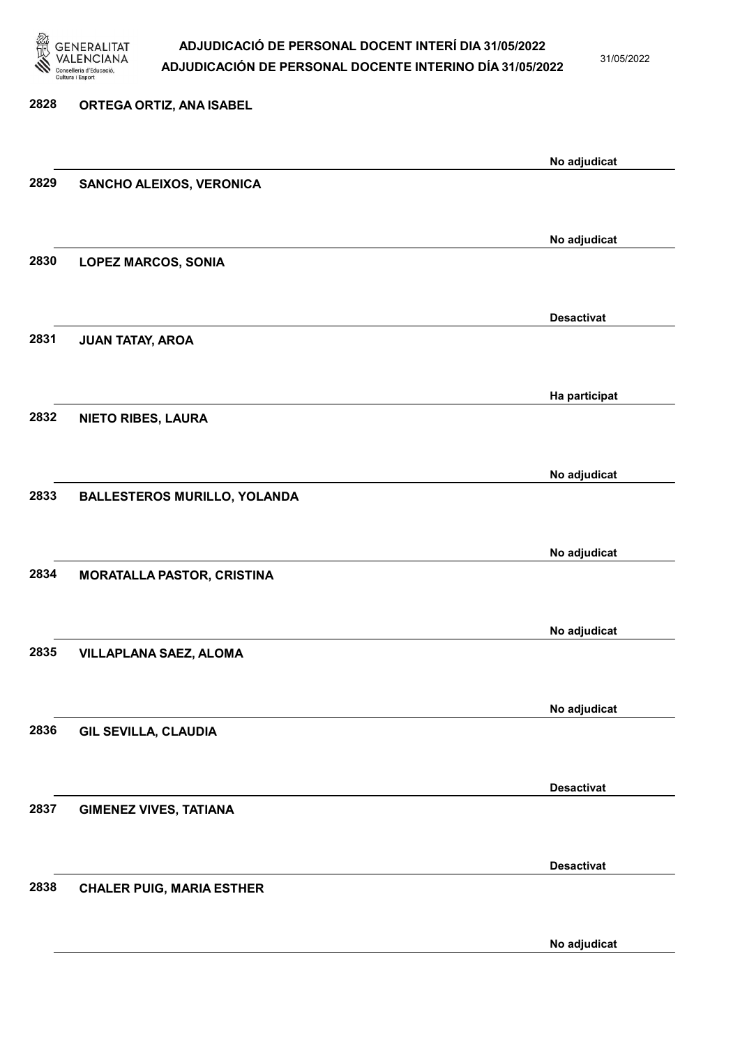2828 ORTEGA ORTIZ, ANA ISABEL

No adjudicat

2829 SANCHO ALEIXOS, VERONICA

No adjudicat

2830 LOPEZ MARCOS, SONIA

Desactivat

2831 JUAN TATAY, AROA

Ha participat

2832 NIETO RIBES, LAURA

No adjudicat

2833 BALLESTEROS MURILLO, YOLANDA

No adjudicat

2834 MORATALLA PASTOR, CRISTINA

No adjudicat

2835 VILLAPLANA SAEZ, ALOMA

No adjudicat

2836 GIL SEVILLA, CLAUDIA

Desactivat

2837 GIMENEZ VIVES, TATIANA

Desactivat

2838 CHALER PUIG, MARIA ESTHER

No adjudicat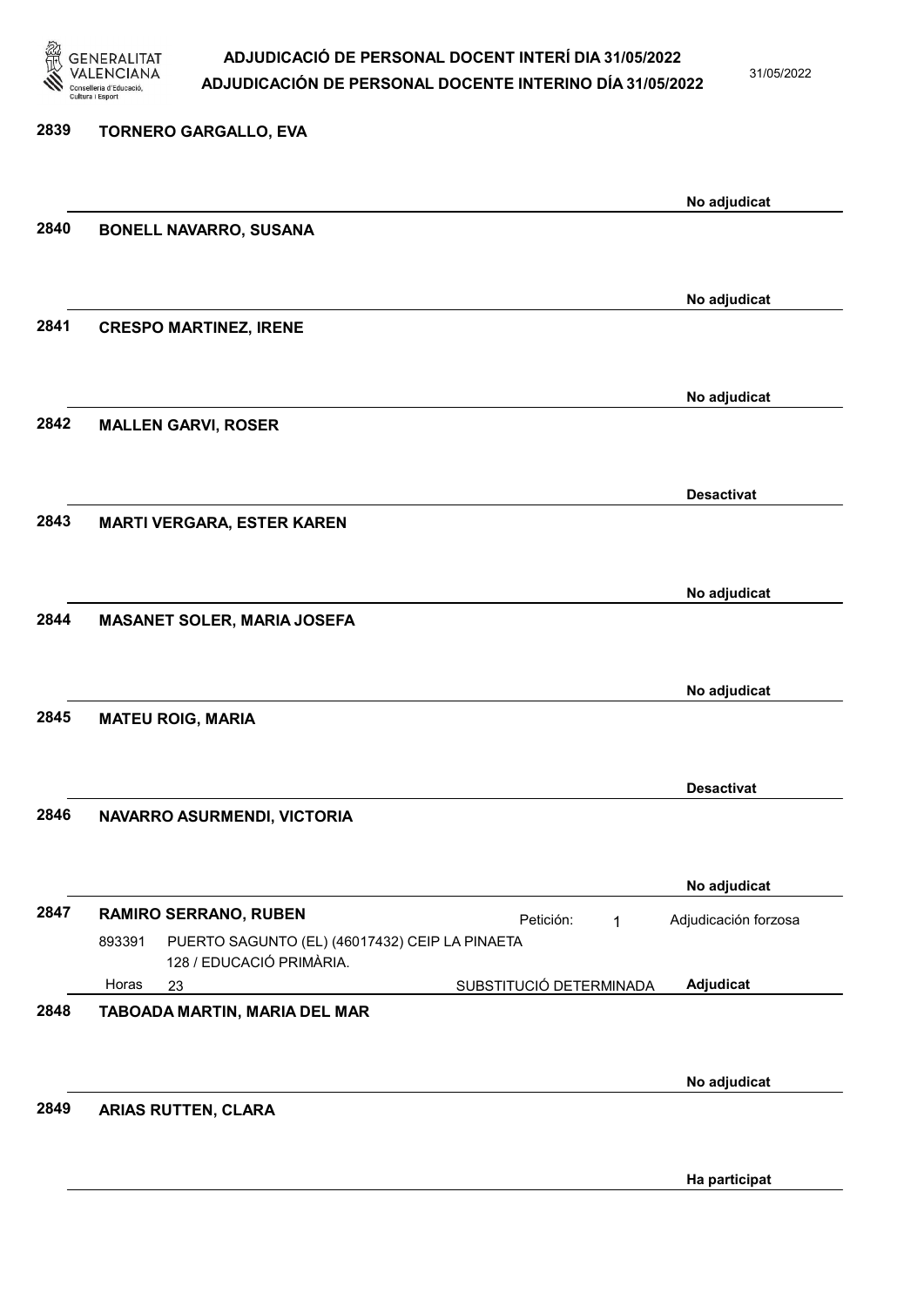2839 **TORNERO GARGALLO, EVA**

**No adjudicat**

2840 **BONELL NAVARRO, SUSANA**

**No adjudicat**

2841 **CRESPO MARTINEZ, IRENE**

**No adjudicat**

2842 **MALLEN GARVI, ROSER**

**Desactivat**

2843 **MARTI VERGARA, ESTER KAREN**

**No adjudicat**

2844 **MASANET SOLER, MARIA JOSEFA**

**No adjudicat**

2845 **MATEU ROIG, MARIA**

**Desactivat**

2846 **NAVARRO ASURMENDI, VICTORIA**

**No adjudicat**

2847 **RAMIRO SERRANO, RUBEN** Petición: 1 Adjudicación forzosa

893391 PUERTO SAGUNTO (EL) (46017432) CEIP LA PINAETA 128 / EDUCACIÓ PRIMÀRIA.

Horas 23 SUBSTITUCIÓ DETERMINADA **Adjudicat**

2848 **TABOADA MARTIN, MARIA DEL MAR**

**No adjudicat**

2849 **ARIAS RUTTEN, CLARA**

**Ha participat**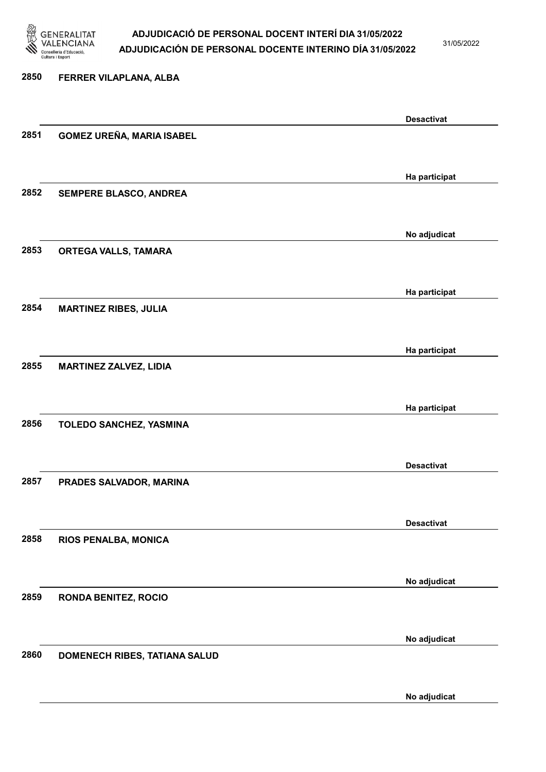| Núm. | Nom | Estat |
|---|---|---|
| 2850 | FERRER VILAPLANA, ALBA | Desactivat |
| 2851 | GOMEZ UREÑA, MARIA ISABEL | Ha participat |
| 2852 | SEMPERE BLASCO, ANDREA | No adjudicat |
| 2853 | ORTEGA VALLS, TAMARA | Ha participat |
| 2854 | MARTINEZ RIBES, JULIA | Ha participat |
| 2855 | MARTINEZ ZALVEZ, LIDIA | Ha participat |
| 2856 | TOLEDO SANCHEZ, YASMINA | Desactivat |
| 2857 | PRADES SALVADOR, MARINA | Desactivat |
| 2858 | RIOS PENALBA, MONICA | No adjudicat |
| 2859 | RONDA BENITEZ, ROCIO | No adjudicat |
| 2860 | DOMENECH RIBES, TATIANA SALUD | No adjudicat |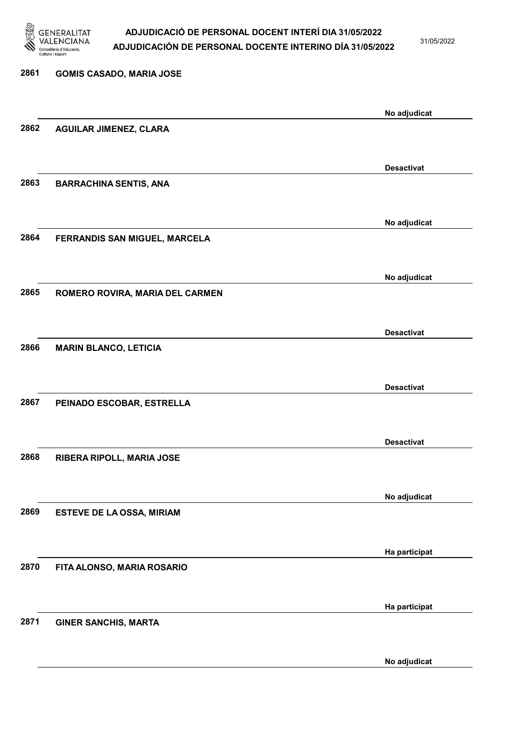2861 **GOMIS CASADO, MARIA JOSE**

No adjudicat

2862 **AGUILAR JIMENEZ, CLARA**

Desactivat

2863 **BARRACHINA SENTIS, ANA**

No adjudicat

2864 **FERRANDIS SAN MIGUEL, MARCELA**

No adjudicat

2865 **ROMERO ROVIRA, MARIA DEL CARMEN**

Desactivat

2866 **MARIN BLANCO, LETICIA**

Desactivat

2867 **PEINADO ESCOBAR, ESTRELLA**

Desactivat

2868 **RIBERA RIPOLL, MARIA JOSE**

No adjudicat

2869 **ESTEVE DE LA OSSA, MIRIAM**

Ha participat

2870 **FITA ALONSO, MARIA ROSARIO**

Ha participat

2871 **GINER SANCHIS, MARTA**

No adjudicat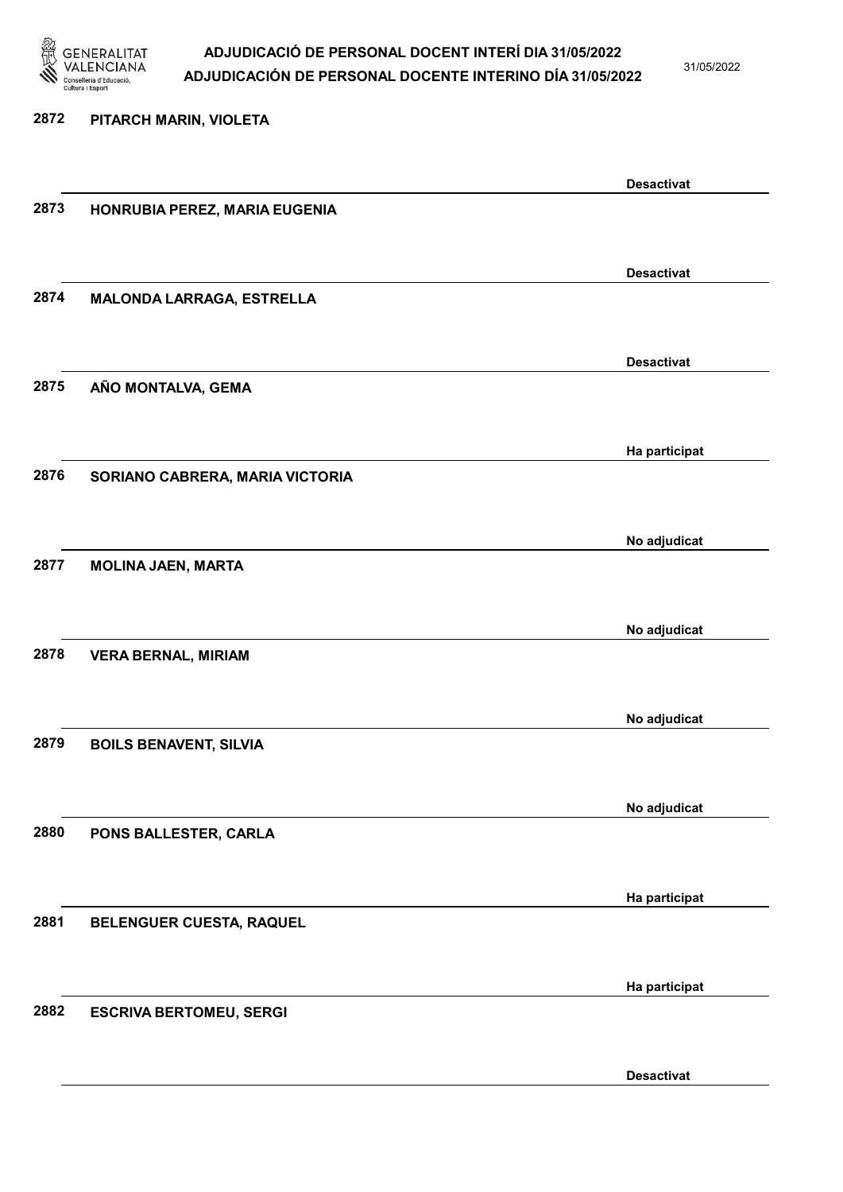2872 PITARCH MARIN, VIOLETA

Desactivat

2873 HONRUBIA PEREZ, MARIA EUGENIA

Desactivat

2874 MALONDA LARRAGA, ESTRELLA

Desactivat

2875 AÑO MONTALVA, GEMA

Ha participat

2876 SORIANO CABRERA, MARIA VICTORIA

No adjudicat

2877 MOLINA JAEN, MARTA

No adjudicat

2878 VERA BERNAL, MIRIAM

No adjudicat

2879 BOILS BENAVENT, SILVIA

No adjudicat

2880 PONS BALLESTER, CARLA

Ha participat

2881 BELENGUER CUESTA, RAQUEL

Ha participat

2882 ESCRIVA BERTOMEU, SERGI

Desactivat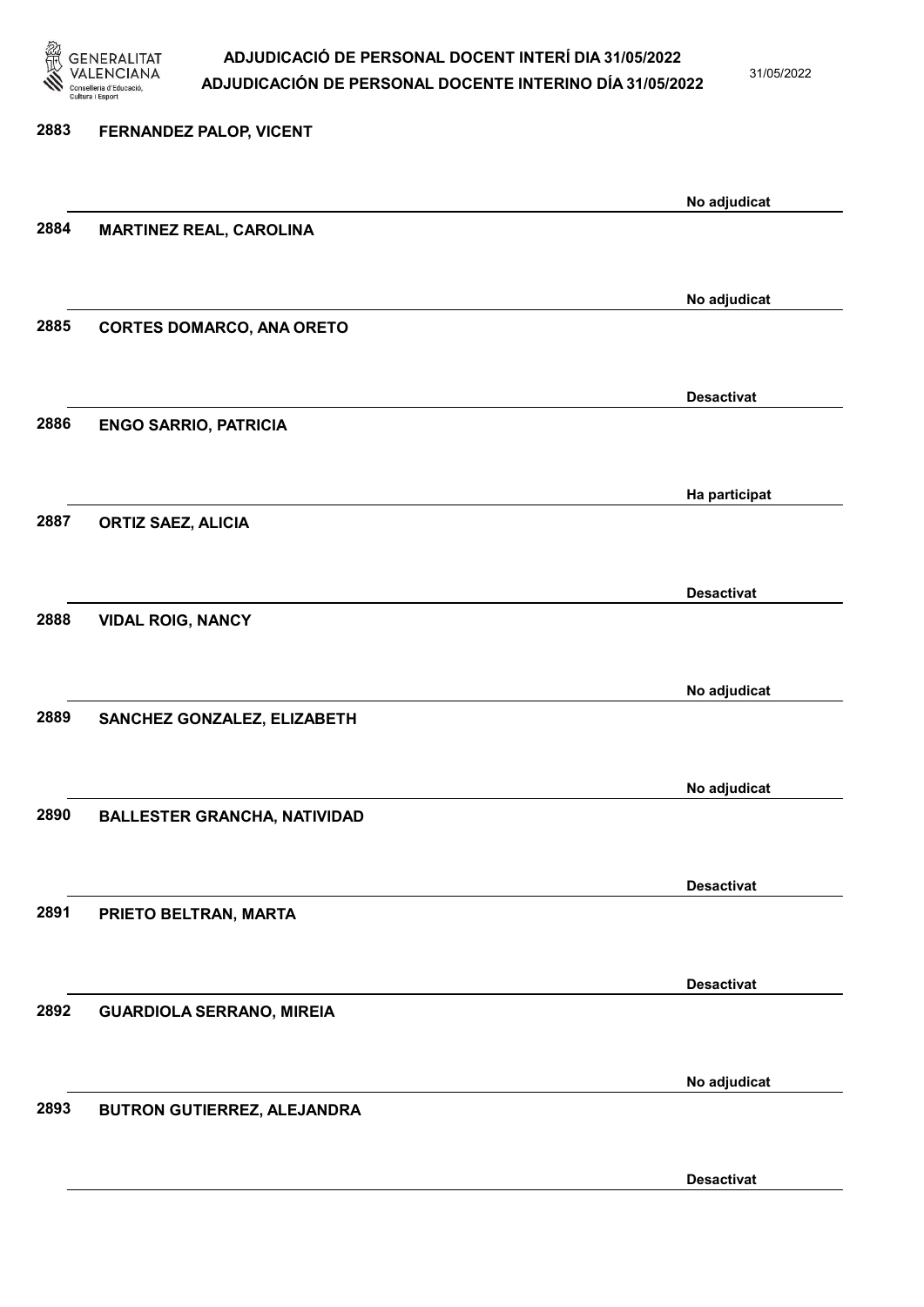| Nº | Nom | Estat |
| --- | --- | --- |
| 2883 | FERNANDEZ PALOP, VICENT | No adjudicat |
| 2884 | MARTINEZ REAL, CAROLINA | No adjudicat |
| 2885 | CORTES DOMARCO, ANA ORETO | Desactivat |
| 2886 | ENGO SARRIO, PATRICIA | Ha participat |
| 2887 | ORTIZ SAEZ, ALICIA | Desactivat |
| 2888 | VIDAL ROIG, NANCY | No adjudicat |
| 2889 | SANCHEZ GONZALEZ, ELIZABETH | No adjudicat |
| 2890 | BALLESTER GRANCHA, NATIVIDAD | Desactivat |
| 2891 | PRIETO BELTRAN, MARTA | Desactivat |
| 2892 | GUARDIOLA SERRANO, MIREIA | No adjudicat |
| 2893 | BUTRON GUTIERREZ, ALEJANDRA | Desactivat |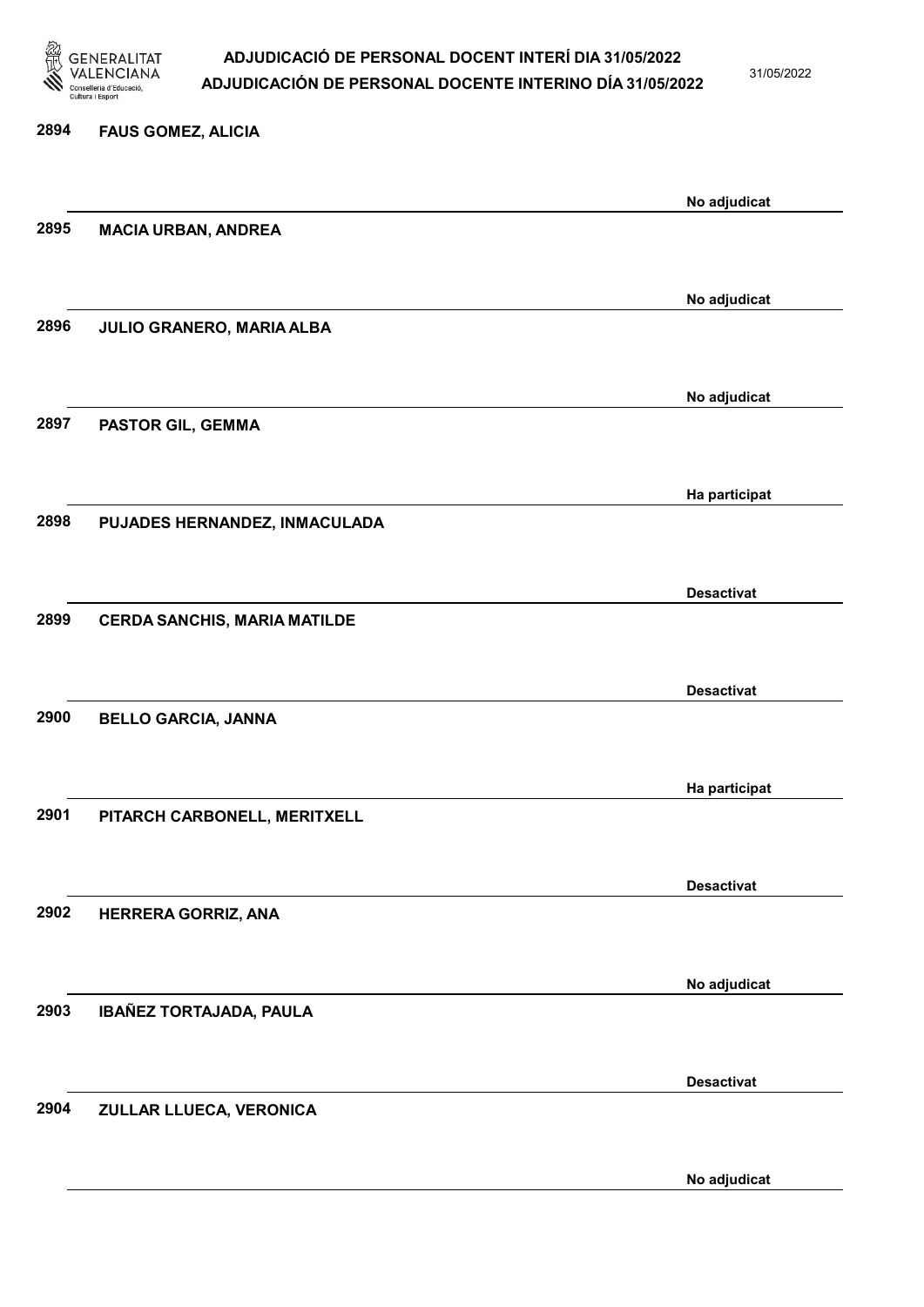| | | |
|---|---|---|
| 2894 | FAUS GOMEZ, ALICIA | No adjudicat |
| 2895 | MACIA URBAN, ANDREA | No adjudicat |
| 2896 | JULIO GRANERO, MARIA ALBA | No adjudicat |
| 2897 | PASTOR GIL, GEMMA | Ha participat |
| 2898 | PUJADES HERNANDEZ, INMACULADA | Desactivat |
| 2899 | CERDA SANCHIS, MARIA MATILDE | Desactivat |
| 2900 | BELLO GARCIA, JANNA | Ha participat |
| 2901 | PITARCH CARBONELL, MERITXELL | Desactivat |
| 2902 | HERRERA GORRIZ, ANA | No adjudicat |
| 2903 | IBAÑEZ TORTAJADA, PAULA | Desactivat |
| 2904 | ZULLAR LLUECA, VERONICA | No adjudicat |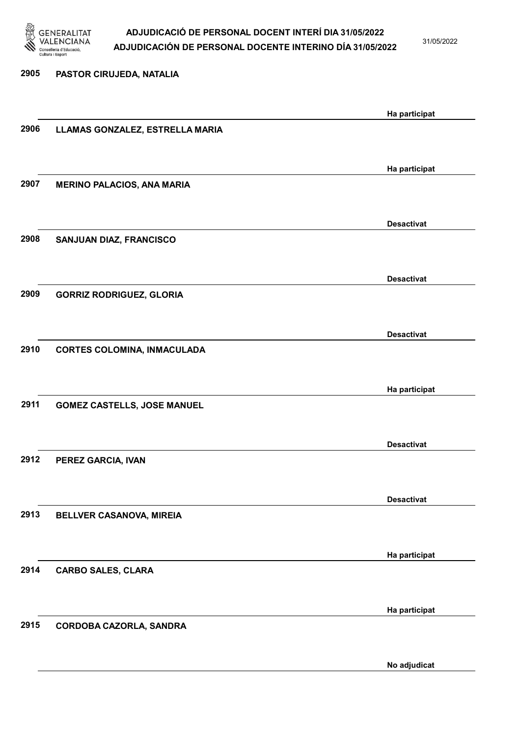| Núm. | Nom | Estat |
| --- | --- | --- |
| 2905 | PASTOR CIRUJEDA, NATALIA | Ha participat |
| 2906 | LLAMAS GONZALEZ, ESTRELLA MARIA | Ha participat |
| 2907 | MERINO PALACIOS, ANA MARIA | Desactivat |
| 2908 | SANJUAN DIAZ, FRANCISCO | Desactivat |
| 2909 | GORRIZ RODRIGUEZ, GLORIA | Desactivat |
| 2910 | CORTES COLOMINA, INMACULADA | Ha participat |
| 2911 | GOMEZ CASTELLS, JOSE MANUEL | Desactivat |
| 2912 | PEREZ GARCIA, IVAN | Desactivat |
| 2913 | BELLVER CASANOVA, MIREIA | Ha participat |
| 2914 | CARBO SALES, CLARA | Ha participat |
| 2915 | CORDOBA CAZORLA, SANDRA | No adjudicat |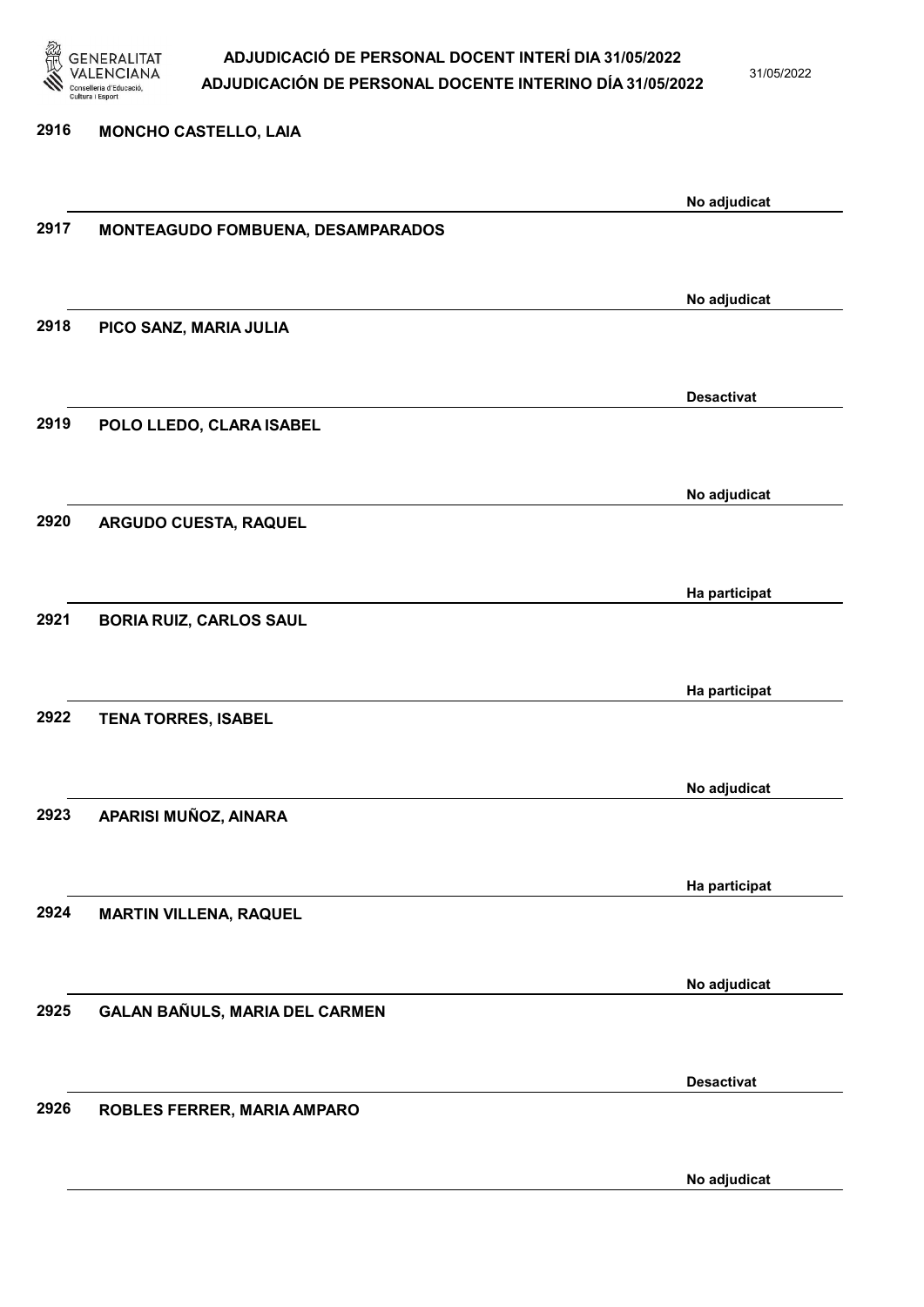2916 MONCHO CASTELLO, LAIA

No adjudicat

2917 MONTEAGUDO FOMBUENA, DESAMPARADOS

No adjudicat

2918 PICO SANZ, MARIA JULIA

Desactivat

2919 POLO LLEDO, CLARA ISABEL

No adjudicat

2920 ARGUDO CUESTA, RAQUEL

Ha participat

2921 BORIA RUIZ, CARLOS SAUL

Ha participat

2922 TENA TORRES, ISABEL

No adjudicat

2923 APARISI MUÑOZ, AINARA

Ha participat

2924 MARTIN VILLENA, RAQUEL

No adjudicat

2925 GALAN BAÑULS, MARIA DEL CARMEN

Desactivat

2926 ROBLES FERRER, MARIA AMPARO

No adjudicat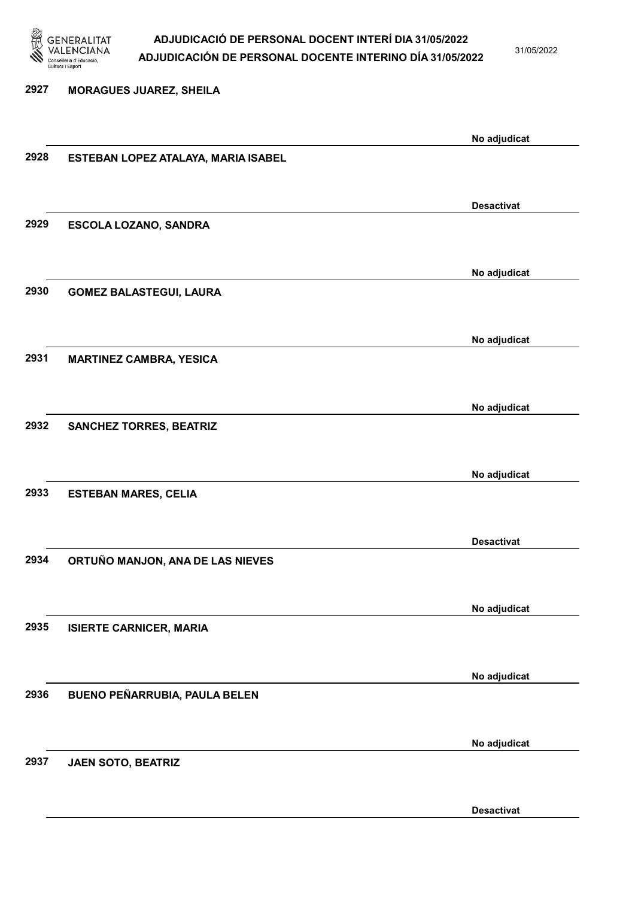**2927 MORAGUES JUAREZ, SHEILA**

No adjudicat

**2928 ESTEBAN LOPEZ ATALAYA, MARIA ISABEL**

Desactivat

**2929 ESCOLA LOZANO, SANDRA**

No adjudicat

**2930 GOMEZ BALASTEGUI, LAURA**

No adjudicat

**2931 MARTINEZ CAMBRA, YESICA**

No adjudicat

**2932 SANCHEZ TORRES, BEATRIZ**

No adjudicat

**2933 ESTEBAN MARES, CELIA**

Desactivat

**2934 ORTUÑO MANJON, ANA DE LAS NIEVES**

No adjudicat

**2935 ISIERTE CARNICER, MARIA**

No adjudicat

**2936 BUENO PEÑARRUBIA, PAULA BELEN**

No adjudicat

**2937 JAEN SOTO, BEATRIZ**

Desactivat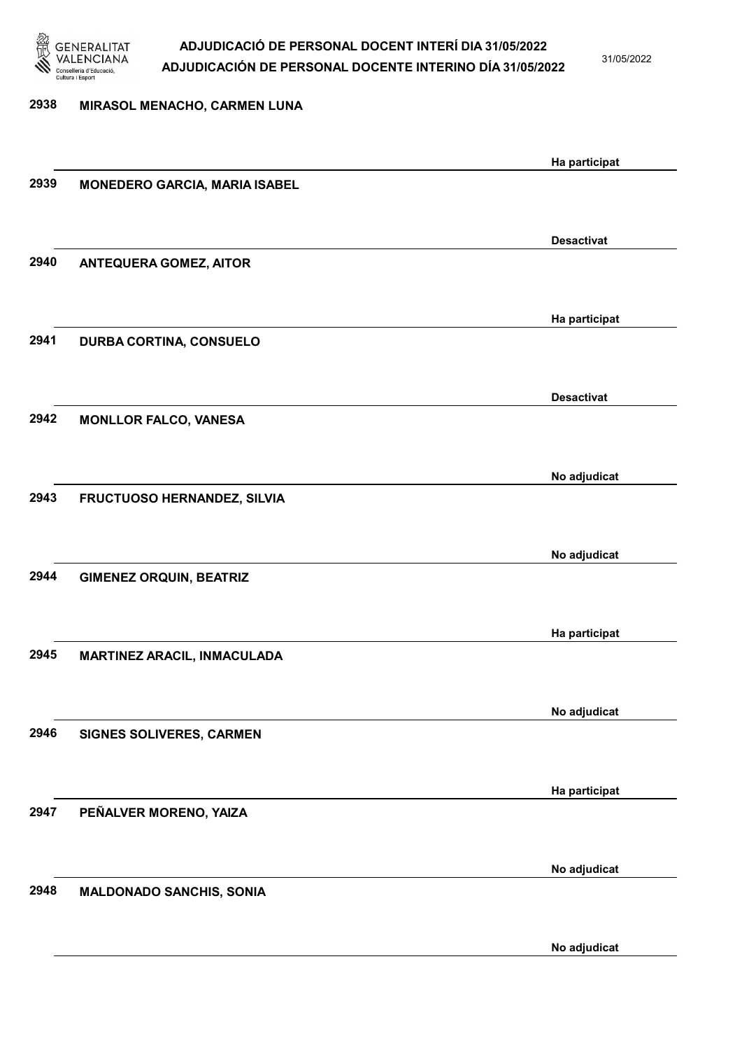2938 MIRASOL MENACHO, CARMEN LUNA

Ha participat

2939 MONEDERO GARCIA, MARIA ISABEL

Desactivat

2940 ANTEQUERA GOMEZ, AITOR

Ha participat

2941 DURBA CORTINA, CONSUELO

Desactivat

2942 MONLLOR FALCO, VANESA

No adjudicat

2943 FRUCTUOSO HERNANDEZ, SILVIA

No adjudicat

2944 GIMENEZ ORQUIN, BEATRIZ

Ha participat

2945 MARTINEZ ARACIL, INMACULADA

No adjudicat

2946 SIGNES SOLIVERES, CARMEN

Ha participat

2947 PEÑALVER MORENO, YAIZA

No adjudicat

2948 MALDONADO SANCHIS, SONIA

No adjudicat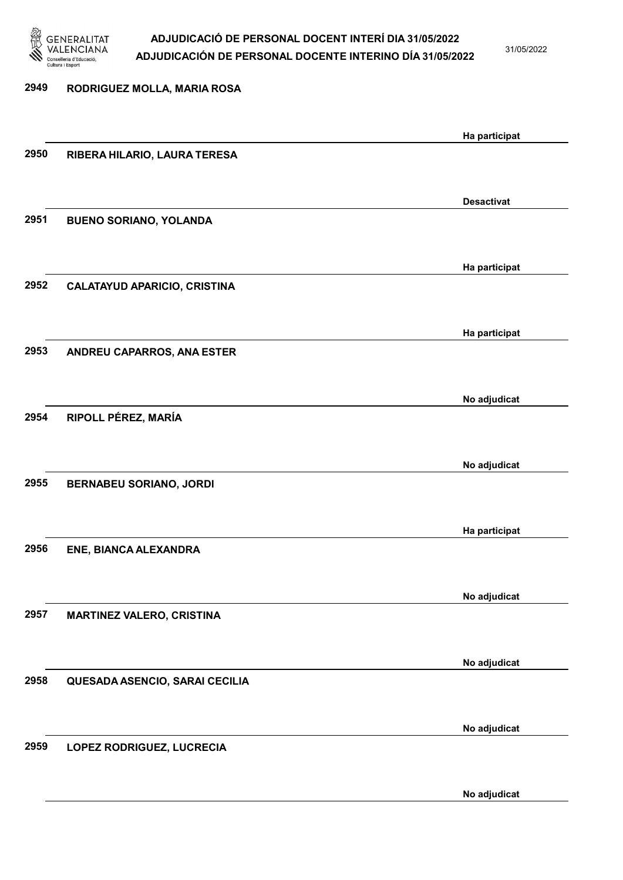| | | |
|---|---|---|
| 2949 | RODRIGUEZ MOLLA, MARIA ROSA | Ha participat |
| 2950 | RIBERA HILARIO, LAURA TERESA | Desactivat |
| 2951 | BUENO SORIANO, YOLANDA | Ha participat |
| 2952 | CALATAYUD APARICIO, CRISTINA | Ha participat |
| 2953 | ANDREU CAPARROS, ANA ESTER | No adjudicat |
| 2954 | RIPOLL PÉREZ, MARÍA | No adjudicat |
| 2955 | BERNABEU SORIANO, JORDI | Ha participat |
| 2956 | ENE, BIANCA ALEXANDRA | No adjudicat |
| 2957 | MARTINEZ VALERO, CRISTINA | No adjudicat |
| 2958 | QUESADA ASENCIO, SARAI CECILIA | No adjudicat |
| 2959 | LOPEZ RODRIGUEZ, LUCRECIA | No adjudicat |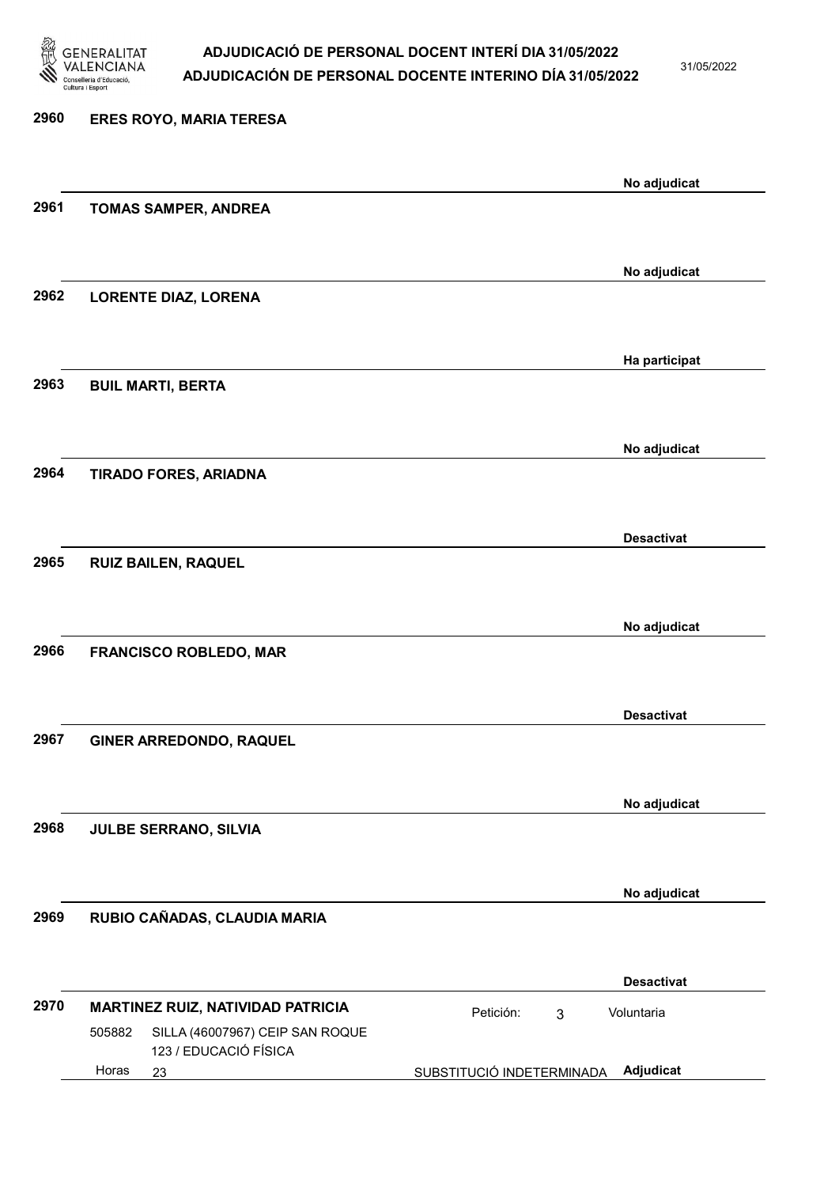**2960 ERES ROYO, MARIA TERESA**

No adjudicat

**2961 TOMAS SAMPER, ANDREA**

No adjudicat

**2962 LORENTE DIAZ, LORENA**

Ha participat

**2963 BUIL MARTI, BERTA**

No adjudicat

**2964 TIRADO FORES, ARIADNA**

Desactivat

**2965 RUIZ BAILEN, RAQUEL**

No adjudicat

**2966 FRANCISCO ROBLEDO, MAR**

Desactivat

**2967 GINER ARREDONDO, RAQUEL**

No adjudicat

**2968 JULBE SERRANO, SILVIA**

No adjudicat

**2969 RUBIO CAÑADAS, CLAUDIA MARIA**

Desactivat

**2970 MARTINEZ RUIZ, NATIVIDAD PATRICIA** — Petición: 3 — Voluntaria

505882 SILLA (46007967) CEIP SAN ROQUE
123 / EDUCACIÓ FÍSICA
Horas 23 — SUBSTITUCIÓ INDETERMINADA — Adjudicat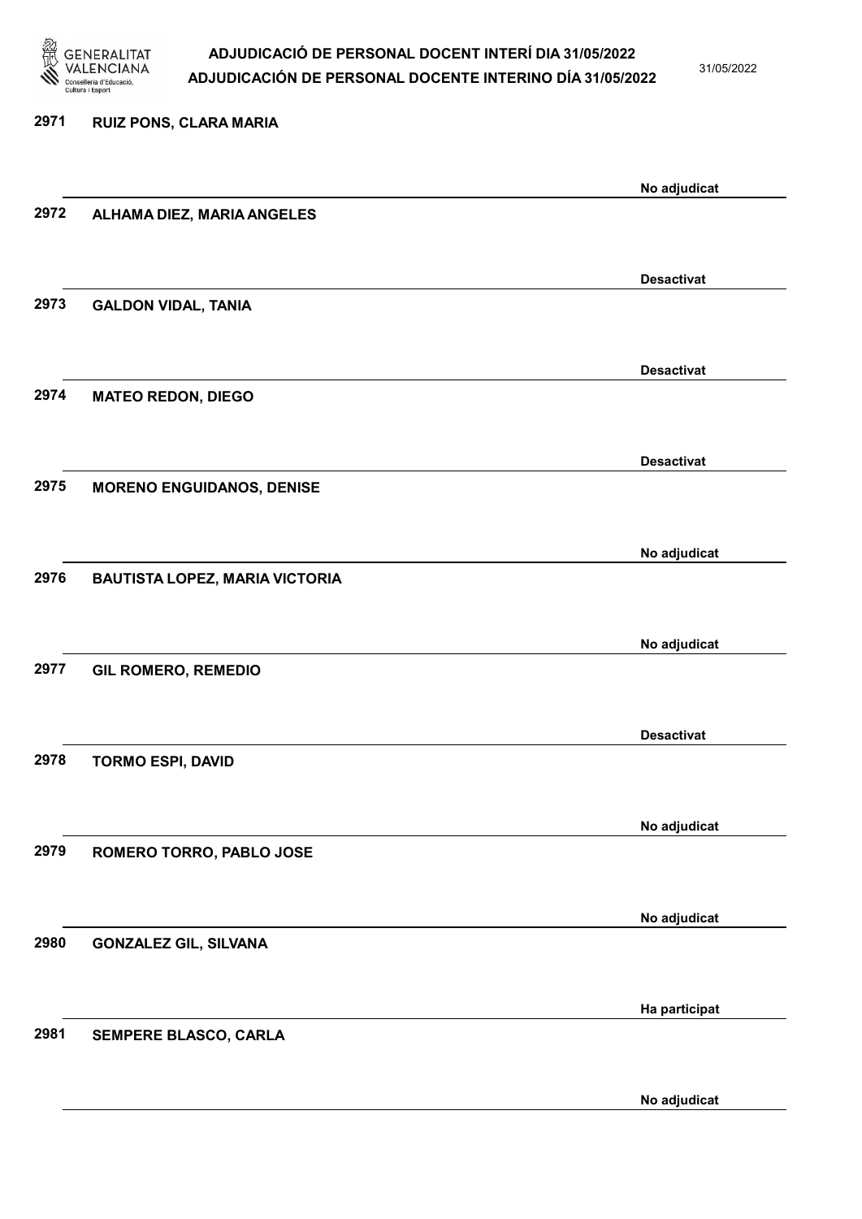2971 RUIZ PONS, CLARA MARIA

No adjudicat

2972 ALHAMA DIEZ, MARIA ANGELES

Desactivat

2973 GALDON VIDAL, TANIA

Desactivat

2974 MATEO REDON, DIEGO

Desactivat

2975 MORENO ENGUIDANOS, DENISE

No adjudicat

2976 BAUTISTA LOPEZ, MARIA VICTORIA

No adjudicat

2977 GIL ROMERO, REMEDIO

Desactivat

2978 TORMO ESPI, DAVID

No adjudicat

2979 ROMERO TORRO, PABLO JOSE

No adjudicat

2980 GONZALEZ GIL, SILVANA

Ha participat

2981 SEMPERE BLASCO, CARLA

No adjudicat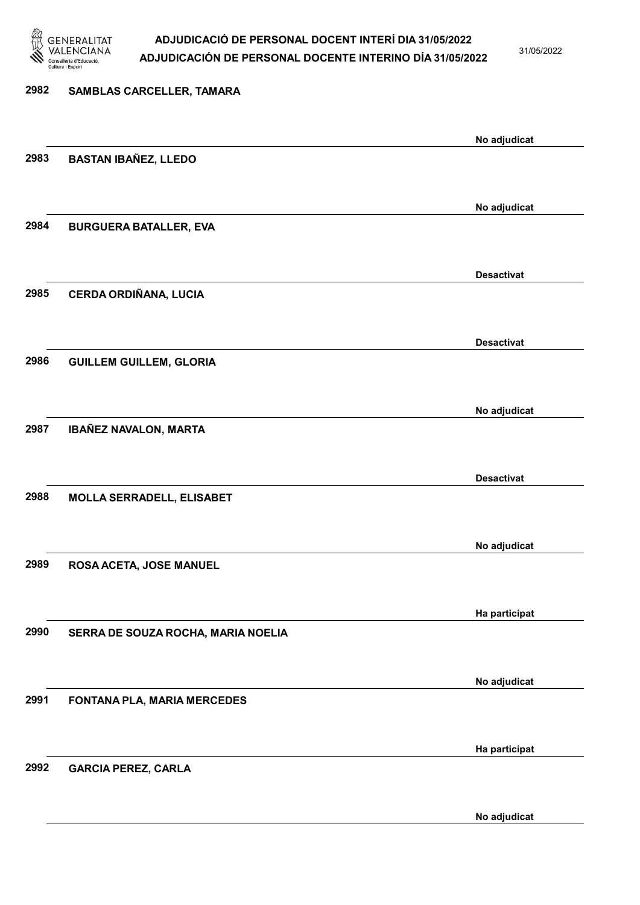| Núm. | Nom | Estat |
|---|---|---|
| 2982 | SAMBLAS CARCELLER, TAMARA | No adjudicat |
| 2983 | BASTAN IBAÑEZ, LLEDO | No adjudicat |
| 2984 | BURGUERA BATALLER, EVA | Desactivat |
| 2985 | CERDA ORDIÑANA, LUCIA | Desactivat |
| 2986 | GUILLEM GUILLEM, GLORIA | No adjudicat |
| 2987 | IBAÑEZ NAVALON, MARTA | Desactivat |
| 2988 | MOLLA SERRADELL, ELISABET | No adjudicat |
| 2989 | ROSA ACETA, JOSE MANUEL | Ha participat |
| 2990 | SERRA DE SOUZA ROCHA, MARIA NOELIA | No adjudicat |
| 2991 | FONTANA PLA, MARIA MERCEDES | Ha participat |
| 2992 | GARCIA PEREZ, CARLA | No adjudicat |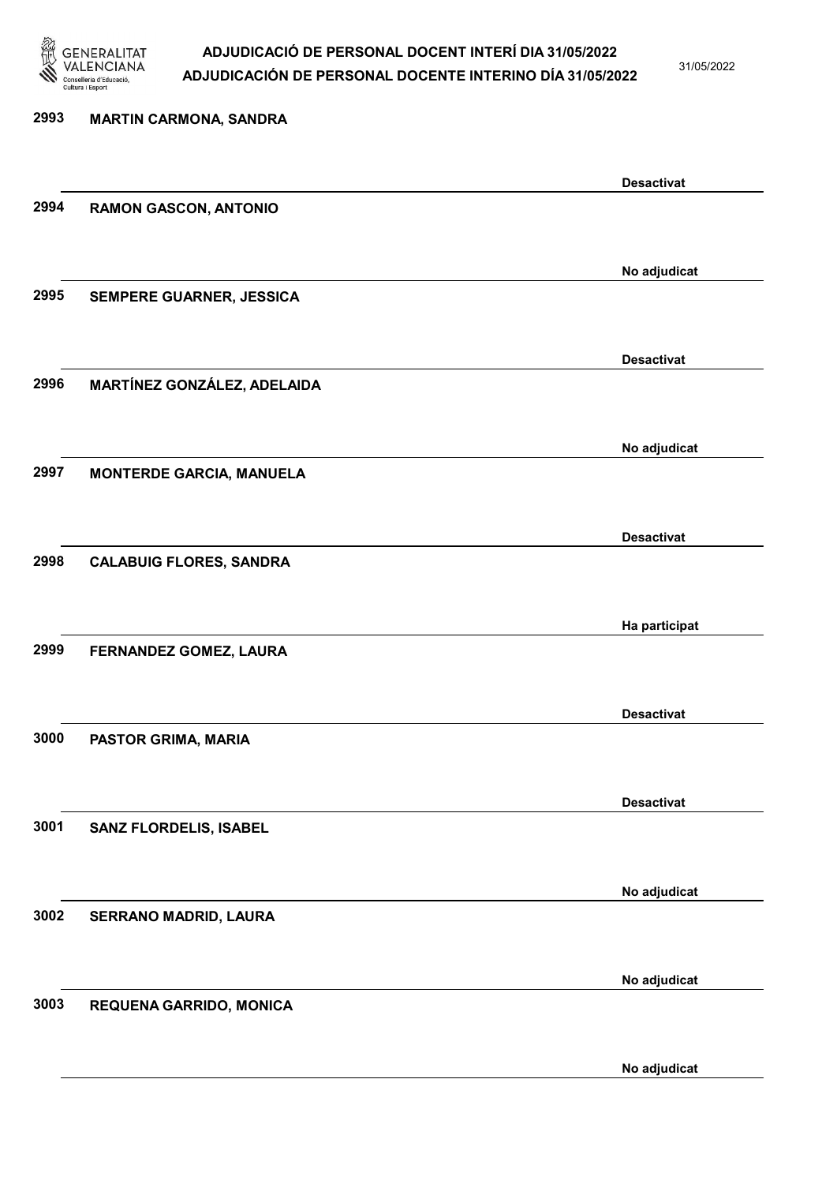| | | |
|---|---|---|
| 2993 | MARTIN CARMONA, SANDRA | Desactivat |
| 2994 | RAMON GASCON, ANTONIO | No adjudicat |
| 2995 | SEMPERE GUARNER, JESSICA | Desactivat |
| 2996 | MARTÍNEZ GONZÁLEZ, ADELAIDA | No adjudicat |
| 2997 | MONTERDE GARCIA, MANUELA | Desactivat |
| 2998 | CALABUIG FLORES, SANDRA | Ha participat |
| 2999 | FERNANDEZ GOMEZ, LAURA | Desactivat |
| 3000 | PASTOR GRIMA, MARIA | Desactivat |
| 3001 | SANZ FLORDELIS, ISABEL | No adjudicat |
| 3002 | SERRANO MADRID, LAURA | No adjudicat |
| 3003 | REQUENA GARRIDO, MONICA | No adjudicat |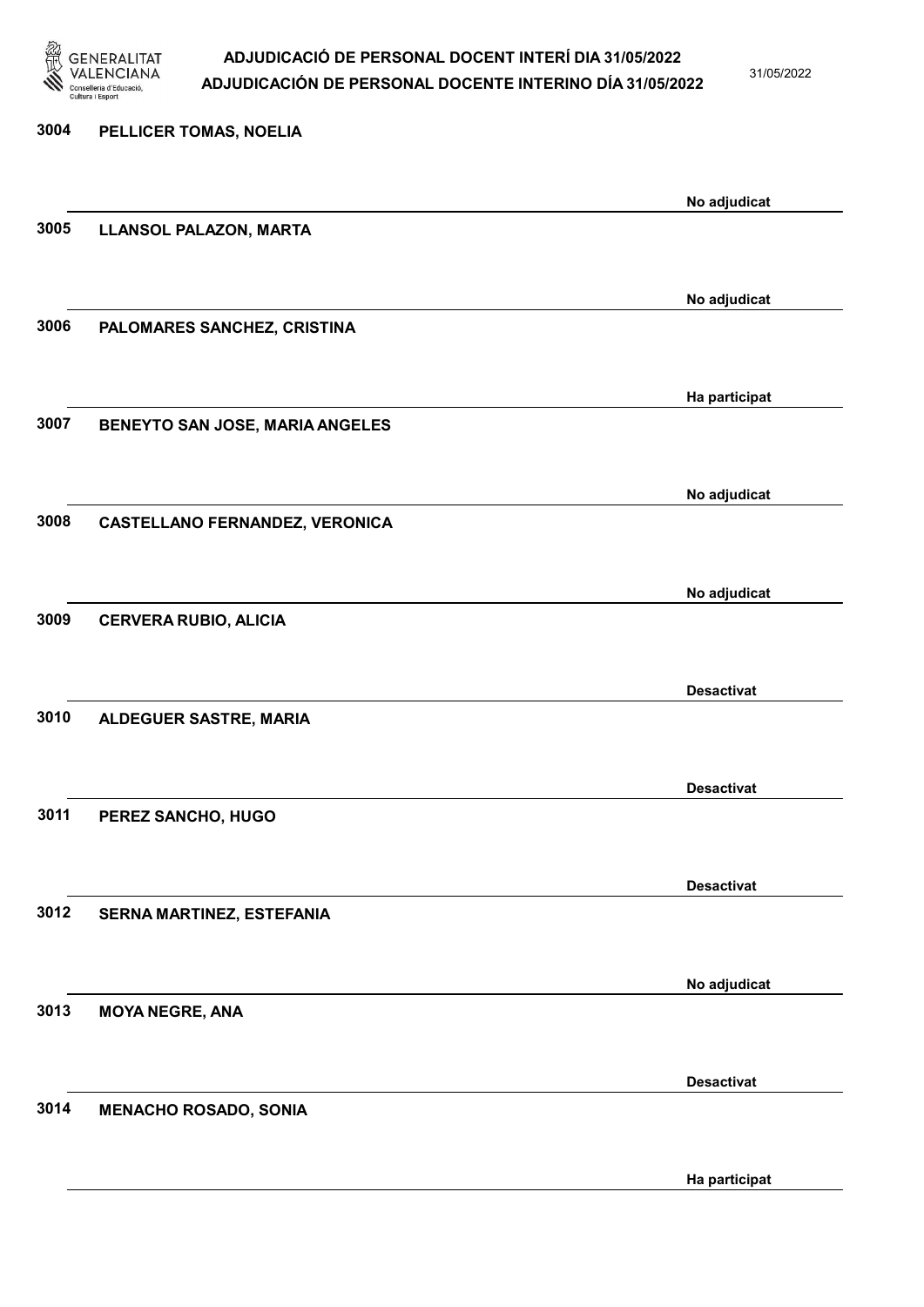3004 PELLICER TOMAS, NOELIA

No adjudicat

3005 LLANSOL PALAZON, MARTA

No adjudicat

3006 PALOMARES SANCHEZ, CRISTINA

Ha participat

3007 BENEYTO SAN JOSE, MARIA ANGELES

No adjudicat

3008 CASTELLANO FERNANDEZ, VERONICA

No adjudicat

3009 CERVERA RUBIO, ALICIA

Desactivat

3010 ALDEGUER SASTRE, MARIA

Desactivat

3011 PEREZ SANCHO, HUGO

Desactivat

3012 SERNA MARTINEZ, ESTEFANIA

No adjudicat

3013 MOYA NEGRE, ANA

Desactivat

3014 MENACHO ROSADO, SONIA

Ha participat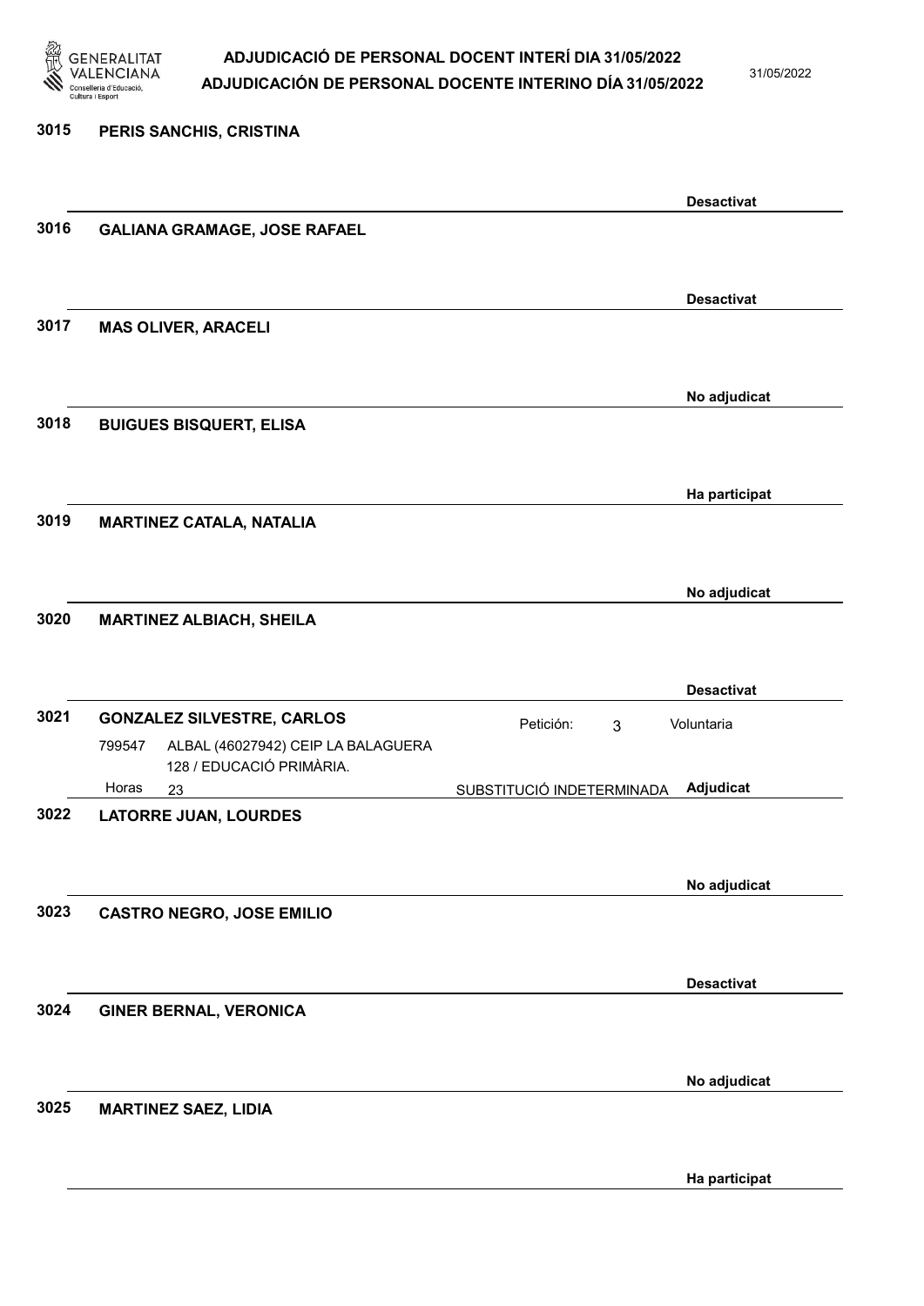**3015** **PERIS SANCHIS, CRISTINA**

**Desactivat**

**3016** **GALIANA GRAMAGE, JOSE RAFAEL**

**Desactivat**

**3017** **MAS OLIVER, ARACELI**

**No adjudicat**

**3018** **BUIGUES BISQUERT, ELISA**

**Ha participat**

**3019** **MARTINEZ CATALA, NATALIA**

**No adjudicat**

**3020** **MARTINEZ ALBIACH, SHEILA**

**Desactivat**

**3021** **GONZALEZ SILVESTRE, CARLOS** — Petición: 3 — Voluntaria

799547 ALBAL (46027942) CEIP LA BALAGUERA 128 / EDUCACIÓ PRIMÀRIA.

Horas 23 — SUBSTITUCIÓ INDETERMINADA — **Adjudicat**

**3022** **LATORRE JUAN, LOURDES**

**No adjudicat**

**3023** **CASTRO NEGRO, JOSE EMILIO**

**Desactivat**

**3024** **GINER BERNAL, VERONICA**

**No adjudicat**

**3025** **MARTINEZ SAEZ, LIDIA**

**Ha participat**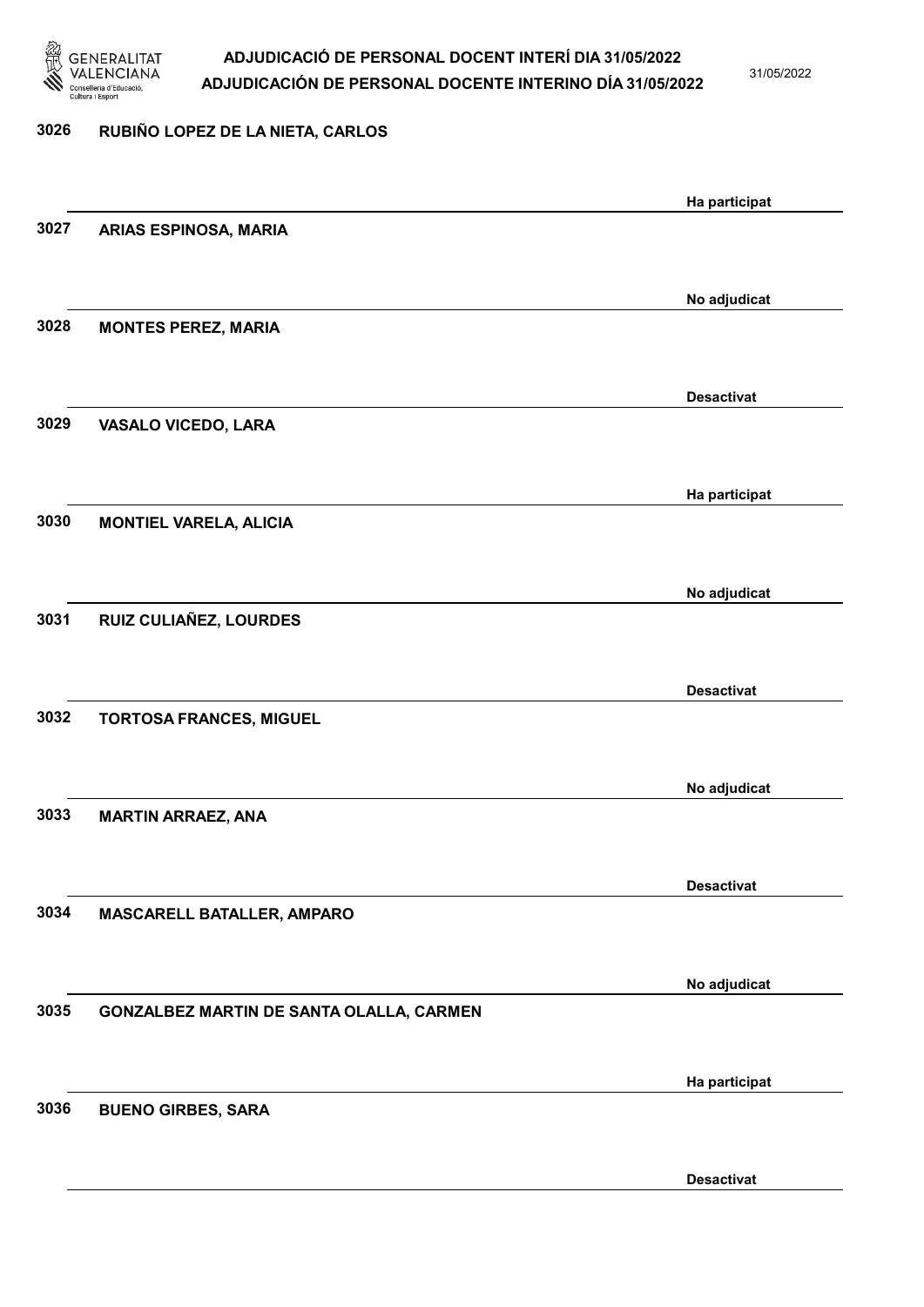| Núm. | Nom | Estat |
| --- | --- | --- |
| 3026 | RUBIÑO LOPEZ DE LA NIETA, CARLOS | Ha participat |
| 3027 | ARIAS ESPINOSA, MARIA | No adjudicat |
| 3028 | MONTES PEREZ, MARIA | Desactivat |
| 3029 | VASALO VICEDO, LARA | Ha participat |
| 3030 | MONTIEL VARELA, ALICIA | No adjudicat |
| 3031 | RUIZ CULIAÑEZ, LOURDES | Desactivat |
| 3032 | TORTOSA FRANCES, MIGUEL | No adjudicat |
| 3033 | MARTIN ARRAEZ, ANA | Desactivat |
| 3034 | MASCARELL BATALLER, AMPARO | No adjudicat |
| 3035 | GONZALBEZ MARTIN DE SANTA OLALLA, CARMEN | Ha participat |
| 3036 | BUENO GIRBES, SARA | Desactivat |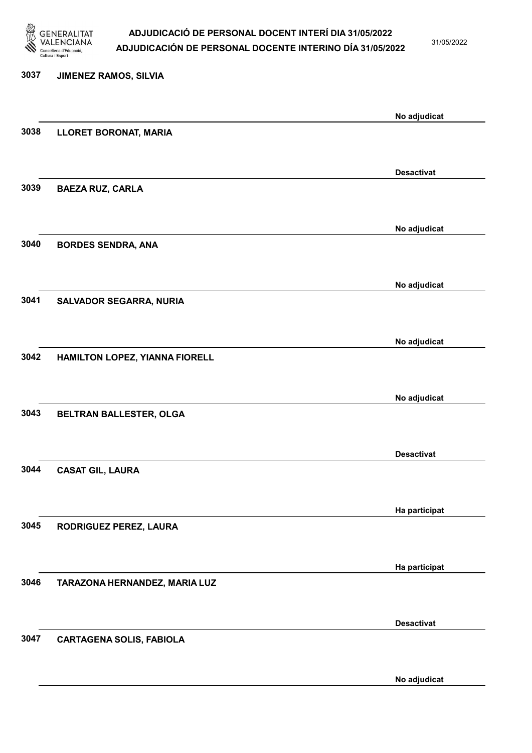3037 JIMENEZ RAMOS, SILVIA

No adjudicat

3038 LLORET BORONAT, MARIA

Desactivat

3039 BAEZA RUZ, CARLA

No adjudicat

3040 BORDES SENDRA, ANA

No adjudicat

3041 SALVADOR SEGARRA, NURIA

No adjudicat

3042 HAMILTON LOPEZ, YIANNA FIORELL

No adjudicat

3043 BELTRAN BALLESTER, OLGA

Desactivat

3044 CASAT GIL, LAURA

Ha participat

3045 RODRIGUEZ PEREZ, LAURA

Ha participat

3046 TARAZONA HERNANDEZ, MARIA LUZ

Desactivat

3047 CARTAGENA SOLIS, FABIOLA

No adjudicat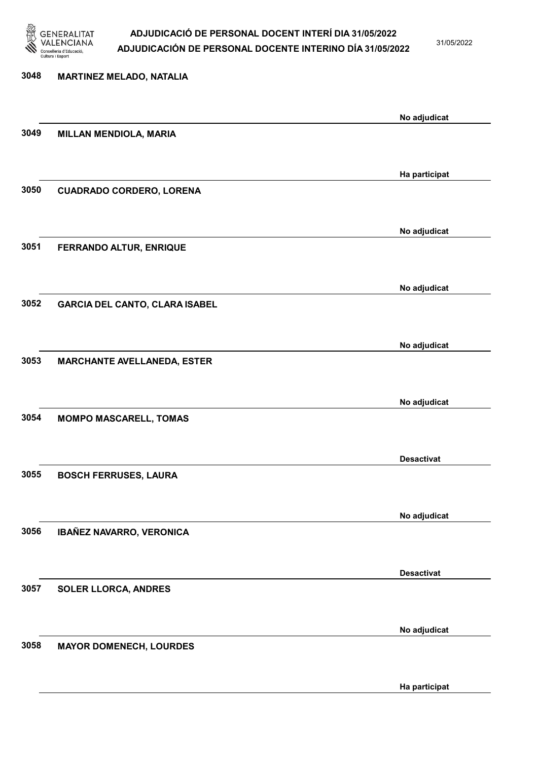3048 **MARTINEZ MELADO, NATALIA**

No adjudicat

3049 **MILLAN MENDIOLA, MARIA**

Ha participat

3050 **CUADRADO CORDERO, LORENA**

No adjudicat

3051 **FERRANDO ALTUR, ENRIQUE**

No adjudicat

3052 **GARCIA DEL CANTO, CLARA ISABEL**

No adjudicat

3053 **MARCHANTE AVELLANEDA, ESTER**

No adjudicat

3054 **MOMPO MASCARELL, TOMAS**

Desactivat

3055 **BOSCH FERRUSES, LAURA**

No adjudicat

3056 **IBAÑEZ NAVARRO, VERONICA**

Desactivat

3057 **SOLER LLORCA, ANDRES**

No adjudicat

3058 **MAYOR DOMENECH, LOURDES**

Ha participat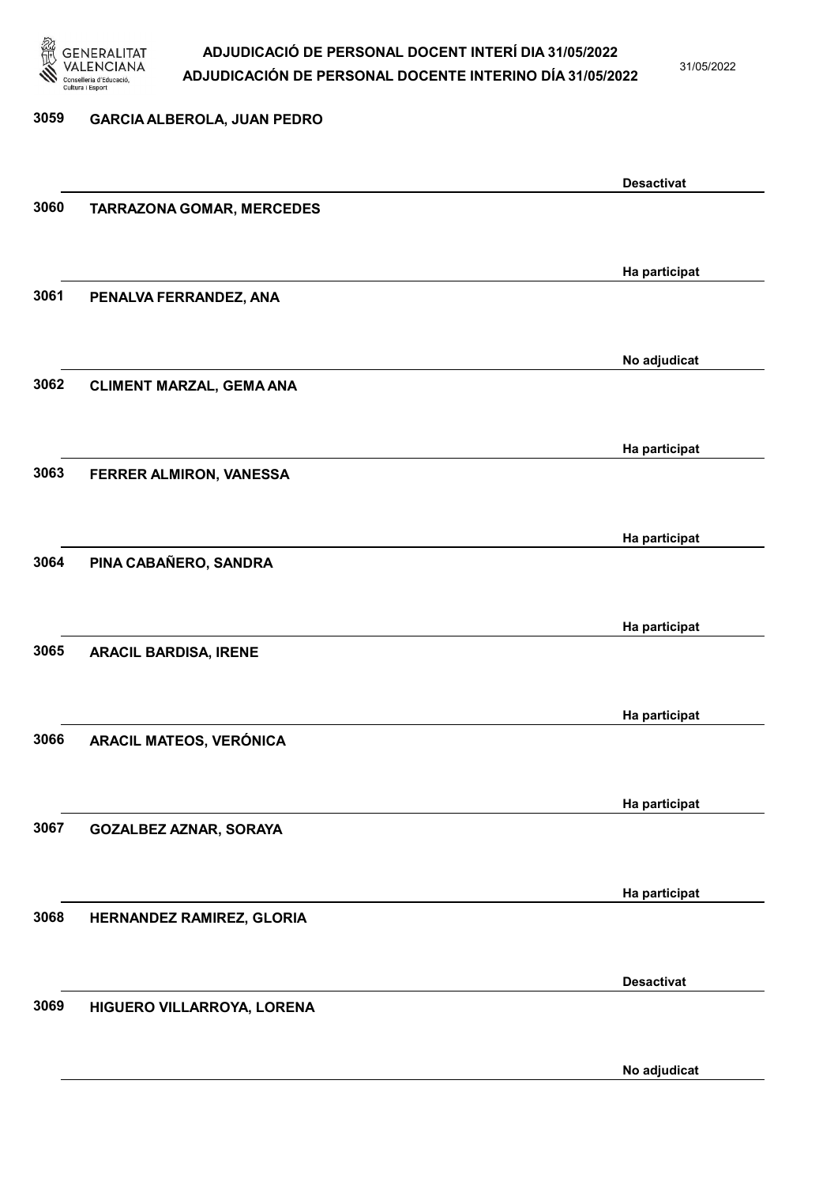| Núm. | Nom | Estat |
|---|---|---|
| 3059 | GARCIA ALBEROLA, JUAN PEDRO | Desactivat |
| 3060 | TARRAZONA GOMAR, MERCEDES | Ha participat |
| 3061 | PENALVA FERRANDEZ, ANA | No adjudicat |
| 3062 | CLIMENT MARZAL, GEMA ANA | Ha participat |
| 3063 | FERRER ALMIRON, VANESSA | Ha participat |
| 3064 | PINA CABAÑERO, SANDRA | Ha participat |
| 3065 | ARACIL BARDISA, IRENE | Ha participat |
| 3066 | ARACIL MATEOS, VERÓNICA | Ha participat |
| 3067 | GOZALBEZ AZNAR, SORAYA | Ha participat |
| 3068 | HERNANDEZ RAMIREZ, GLORIA | Desactivat |
| 3069 | HIGUERO VILLARROYA, LORENA | No adjudicat |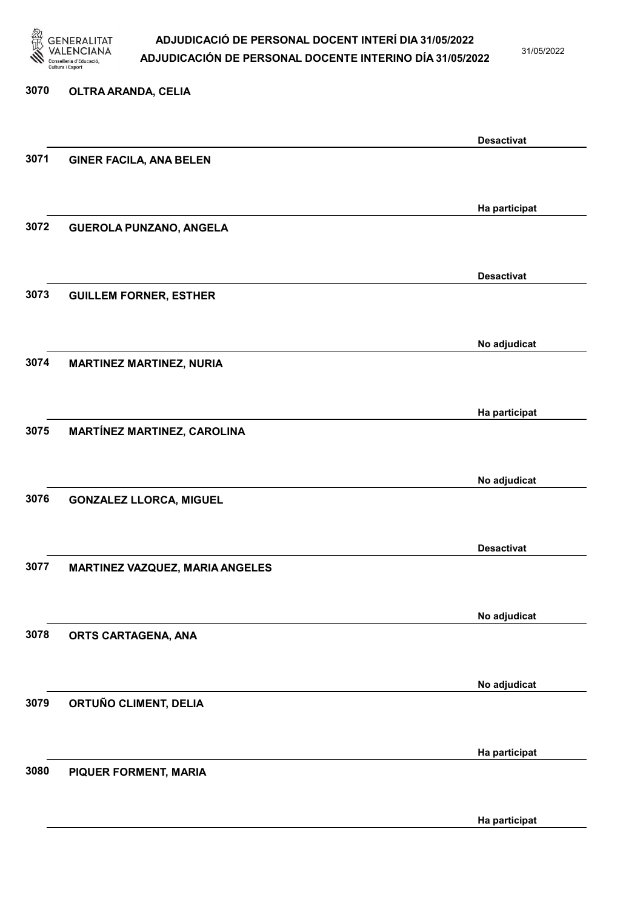| Núm. | Nom | Estat |
|---|---|---|
| 3070 | OLTRA ARANDA, CELIA | Desactivat |
| 3071 | GINER FACILA, ANA BELEN | Ha participat |
| 3072 | GUEROLA PUNZANO, ANGELA | Desactivat |
| 3073 | GUILLEM FORNER, ESTHER | No adjudicat |
| 3074 | MARTINEZ MARTINEZ, NURIA | Ha participat |
| 3075 | MARTÍNEZ MARTINEZ, CAROLINA | No adjudicat |
| 3076 | GONZALEZ LLORCA, MIGUEL | Desactivat |
| 3077 | MARTINEZ VAZQUEZ, MARIA ANGELES | No adjudicat |
| 3078 | ORTS CARTAGENA, ANA | No adjudicat |
| 3079 | ORTUÑO CLIMENT, DELIA | Ha participat |
| 3080 | PIQUER FORMENT, MARIA | Ha participat |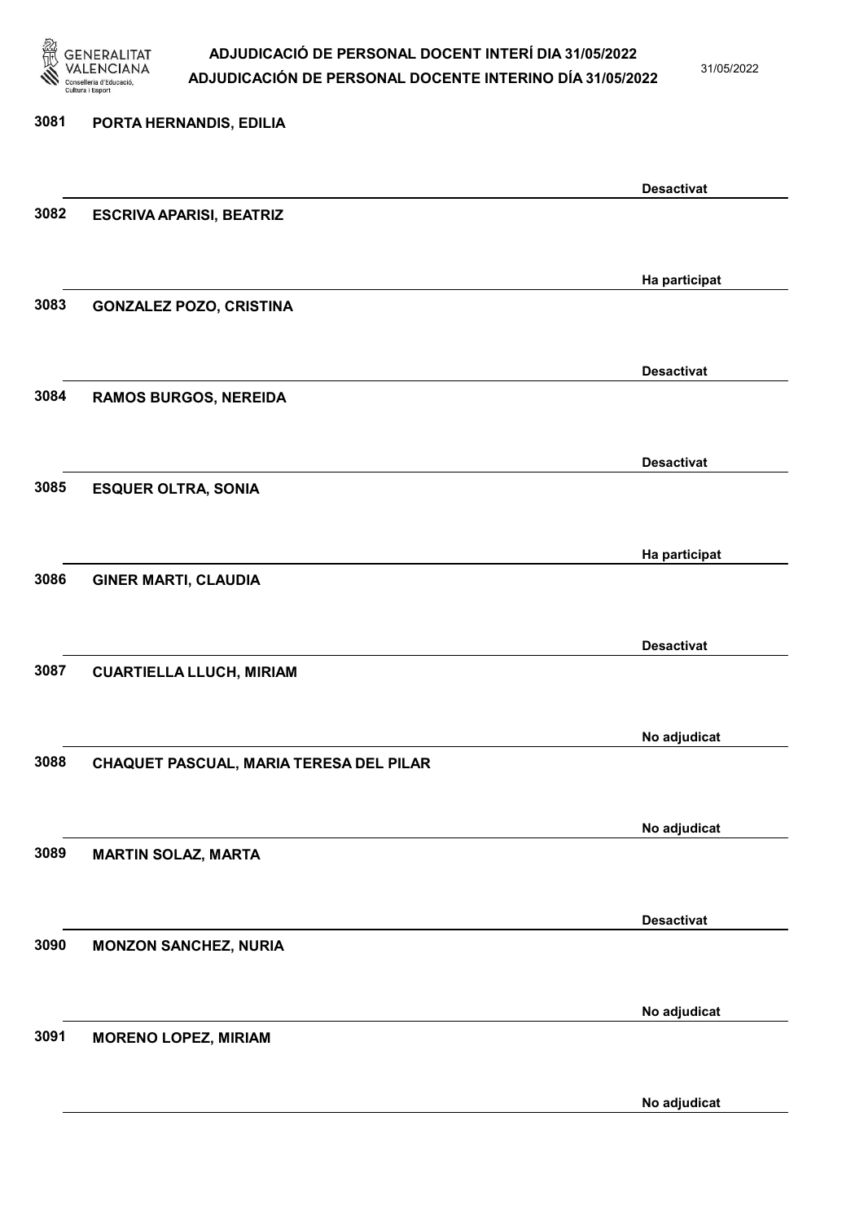| Núm. | Nom | Estat |
|---|---|---|
| 3081 | PORTA HERNANDIS, EDILIA | Desactivat |
| 3082 | ESCRIVA APARISI, BEATRIZ | Ha participat |
| 3083 | GONZALEZ POZO, CRISTINA | Desactivat |
| 3084 | RAMOS BURGOS, NEREIDA | Desactivat |
| 3085 | ESQUER OLTRA, SONIA | Ha participat |
| 3086 | GINER MARTI, CLAUDIA | Desactivat |
| 3087 | CUARTIELLA LLUCH, MIRIAM | No adjudicat |
| 3088 | CHAQUET PASCUAL, MARIA TERESA DEL PILAR | No adjudicat |
| 3089 | MARTIN SOLAZ, MARTA | Desactivat |
| 3090 | MONZON SANCHEZ, NURIA | No adjudicat |
| 3091 | MORENO LOPEZ, MIRIAM | No adjudicat |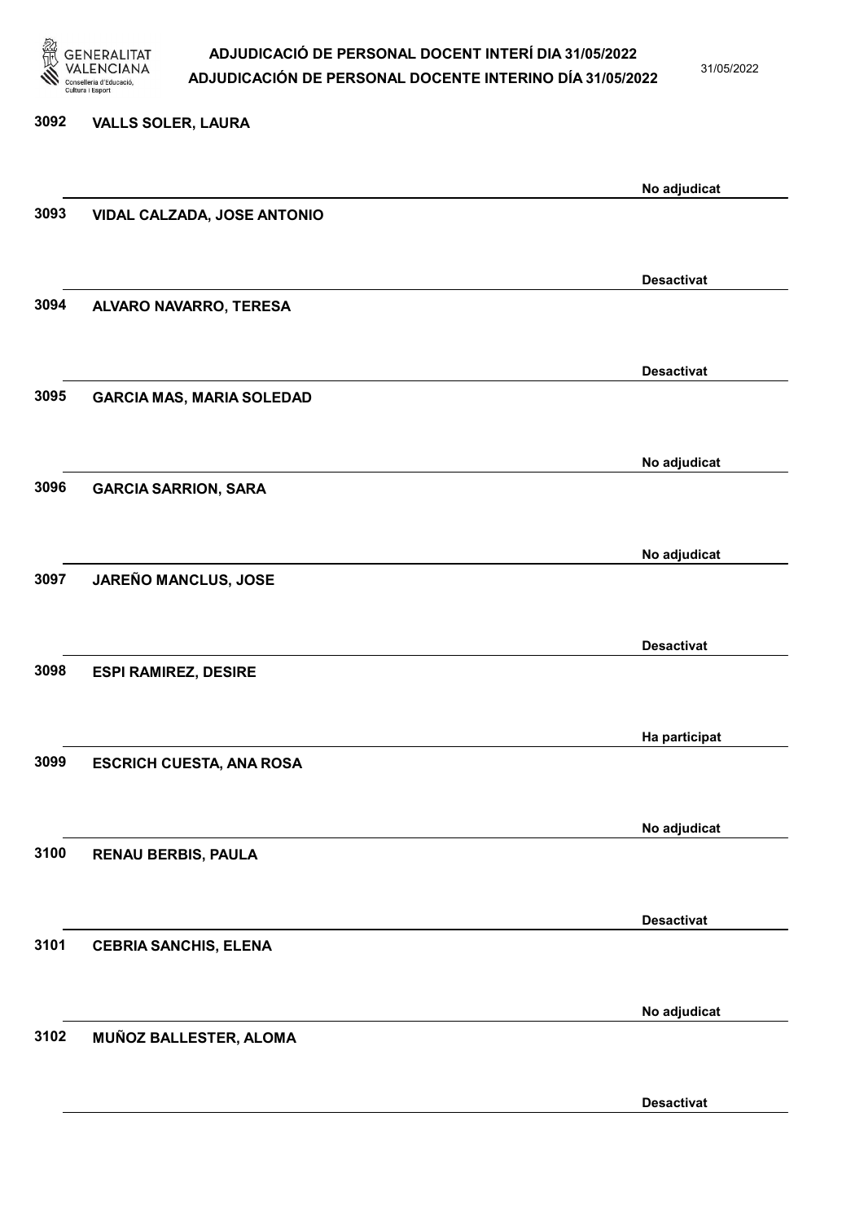3092 **VALLS SOLER, LAURA**

No adjudicat

3093 **VIDAL CALZADA, JOSE ANTONIO**

Desactivat

3094 **ALVARO NAVARRO, TERESA**

Desactivat

3095 **GARCIA MAS, MARIA SOLEDAD**

No adjudicat

3096 **GARCIA SARRION, SARA**

No adjudicat

3097 **JAREÑO MANCLUS, JOSE**

Desactivat

3098 **ESPI RAMIREZ, DESIRE**

Ha participat

3099 **ESCRICH CUESTA, ANA ROSA**

No adjudicat

3100 **RENAU BERBIS, PAULA**

Desactivat

3101 **CEBRIA SANCHIS, ELENA**

No adjudicat

3102 **MUÑOZ BALLESTER, ALOMA**

Desactivat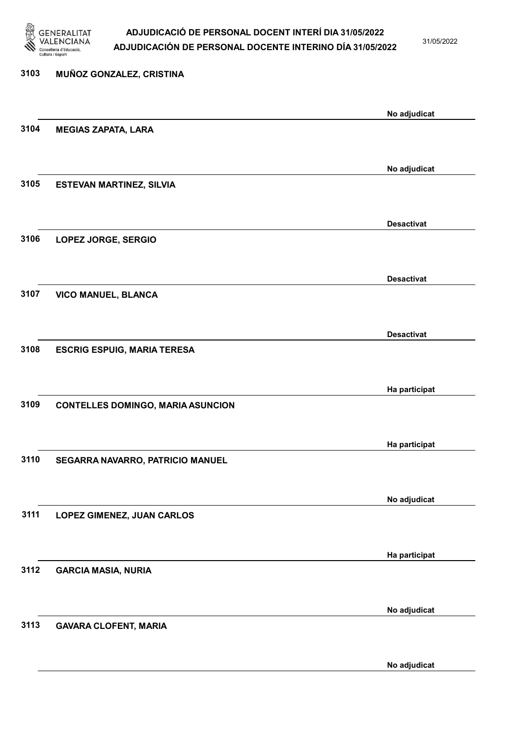| | | |
|---|---|---|
| 3103 | MUÑOZ GONZALEZ, CRISTINA | No adjudicat |
| 3104 | MEGIAS ZAPATA, LARA | No adjudicat |
| 3105 | ESTEVAN MARTINEZ, SILVIA | Desactivat |
| 3106 | LOPEZ JORGE, SERGIO | Desactivat |
| 3107 | VICO MANUEL, BLANCA | Desactivat |
| 3108 | ESCRIG ESPUIG, MARIA TERESA | Ha participat |
| 3109 | CONTELLES DOMINGO, MARIA ASUNCION | Ha participat |
| 3110 | SEGARRA NAVARRO, PATRICIO MANUEL | No adjudicat |
| 3111 | LOPEZ GIMENEZ, JUAN CARLOS | Ha participat |
| 3112 | GARCIA MASIA, NURIA | No adjudicat |
| 3113 | GAVARA CLOFENT, MARIA | No adjudicat |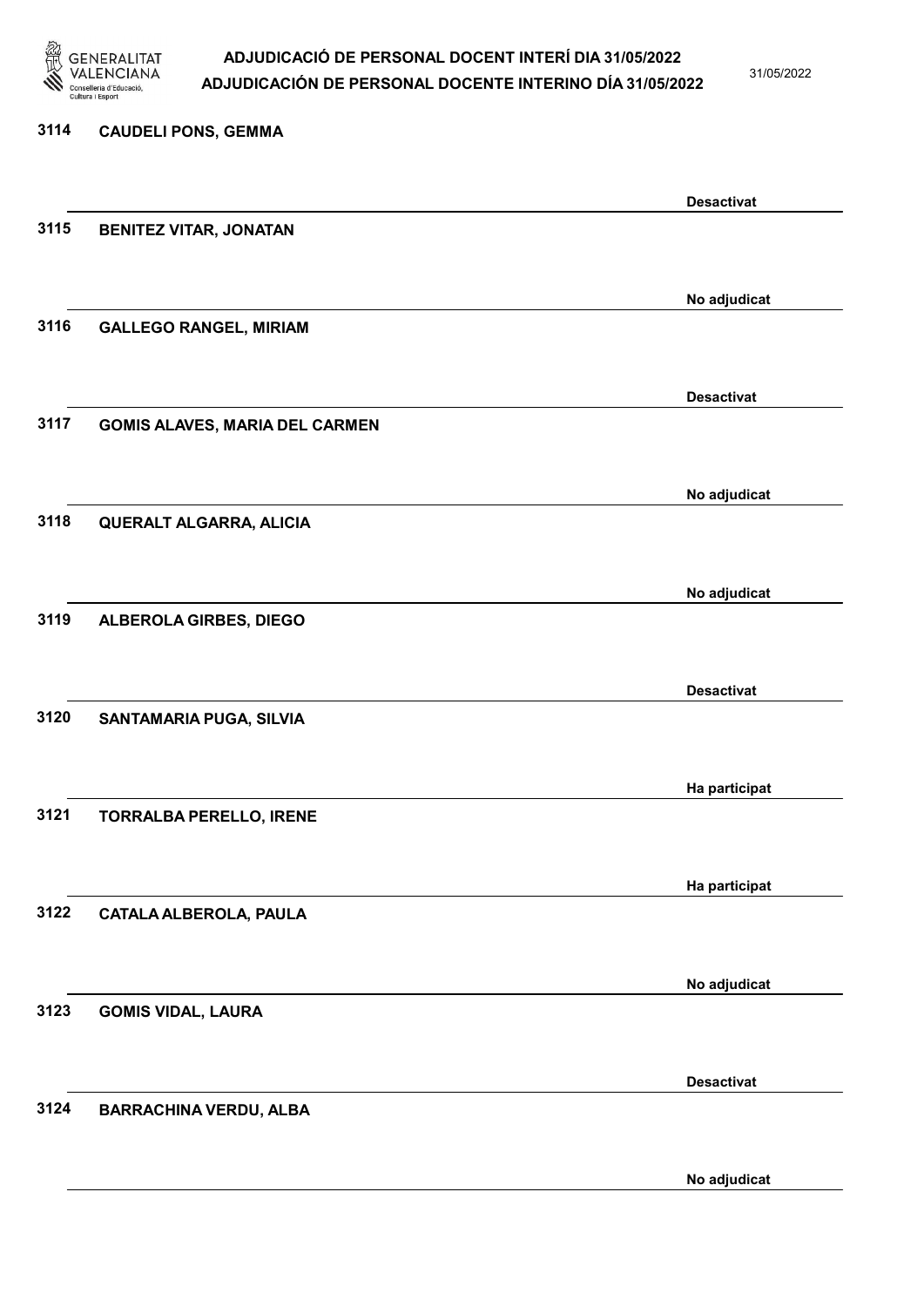3114 **CAUDELI PONS, GEMMA**

**Desactivat**

3115 **BENITEZ VITAR, JONATAN**

**No adjudicat**

3116 **GALLEGO RANGEL, MIRIAM**

**Desactivat**

3117 **GOMIS ALAVES, MARIA DEL CARMEN**

**No adjudicat**

3118 **QUERALT ALGARRA, ALICIA**

**No adjudicat**

3119 **ALBEROLA GIRBES, DIEGO**

**Desactivat**

3120 **SANTAMARIA PUGA, SILVIA**

**Ha participat**

3121 **TORRALBA PERELLO, IRENE**

**Ha participat**

3122 **CATALA ALBEROLA, PAULA**

**No adjudicat**

3123 **GOMIS VIDAL, LAURA**

**Desactivat**

3124 **BARRACHINA VERDU, ALBA**

**No adjudicat**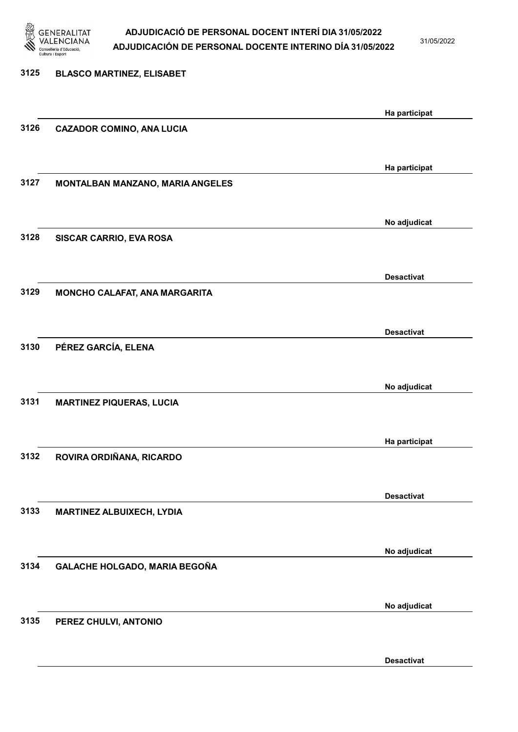| | | |
|---|---|---|
| 3125 | BLASCO MARTINEZ, ELISABET | Ha participat |
| 3126 | CAZADOR COMINO, ANA LUCIA | Ha participat |
| 3127 | MONTALBAN MANZANO, MARIA ANGELES | No adjudicat |
| 3128 | SISCAR CARRIO, EVA ROSA | Desactivat |
| 3129 | MONCHO CALAFAT, ANA MARGARITA | Desactivat |
| 3130 | PÉREZ GARCÍA, ELENA | No adjudicat |
| 3131 | MARTINEZ PIQUERAS, LUCIA | Ha participat |
| 3132 | ROVIRA ORDIÑANA, RICARDO | Desactivat |
| 3133 | MARTINEZ ALBUIXECH, LYDIA | No adjudicat |
| 3134 | GALACHE HOLGADO, MARIA BEGOÑA | No adjudicat |
| 3135 | PEREZ CHULVI, ANTONIO | Desactivat |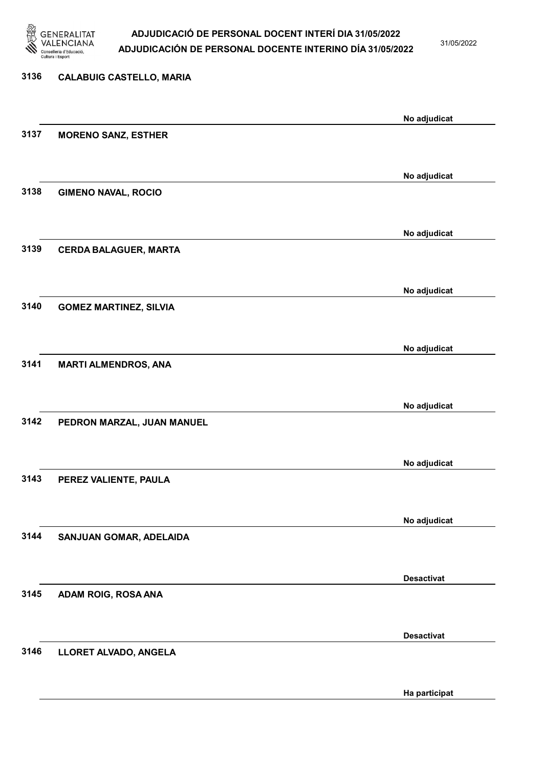3136 CALABUIG CASTELLO, MARIA

No adjudicat

3137 MORENO SANZ, ESTHER

No adjudicat

3138 GIMENO NAVAL, ROCIO

No adjudicat

3139 CERDA BALAGUER, MARTA

No adjudicat

3140 GOMEZ MARTINEZ, SILVIA

No adjudicat

3141 MARTI ALMENDROS, ANA

No adjudicat

3142 PEDRON MARZAL, JUAN MANUEL

No adjudicat

3143 PEREZ VALIENTE, PAULA

No adjudicat

3144 SANJUAN GOMAR, ADELAIDA

Desactivat

3145 ADAM ROIG, ROSA ANA

Desactivat

3146 LLORET ALVADO, ANGELA

Ha participat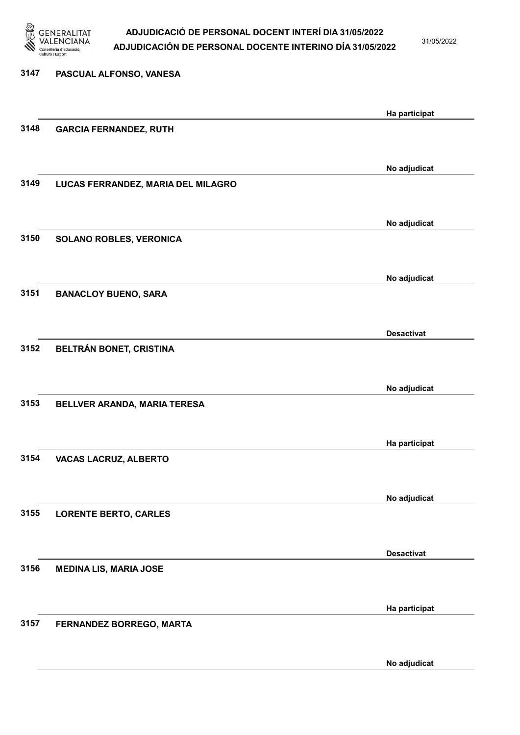3147 **PASCUAL ALFONSO, VANESA**

**Ha participat**

3148 **GARCIA FERNANDEZ, RUTH**

**No adjudicat**

3149 **LUCAS FERRANDEZ, MARIA DEL MILAGRO**

**No adjudicat**

3150 **SOLANO ROBLES, VERONICA**

**No adjudicat**

3151 **BANACLOY BUENO, SARA**

**Desactivat**

3152 **BELTRÁN BONET, CRISTINA**

**No adjudicat**

3153 **BELLVER ARANDA, MARIA TERESA**

**Ha participat**

3154 **VACAS LACRUZ, ALBERTO**

**No adjudicat**

3155 **LORENTE BERTO, CARLES**

**Desactivat**

3156 **MEDINA LIS, MARIA JOSE**

**Ha participat**

3157 **FERNANDEZ BORREGO, MARTA**

**No adjudicat**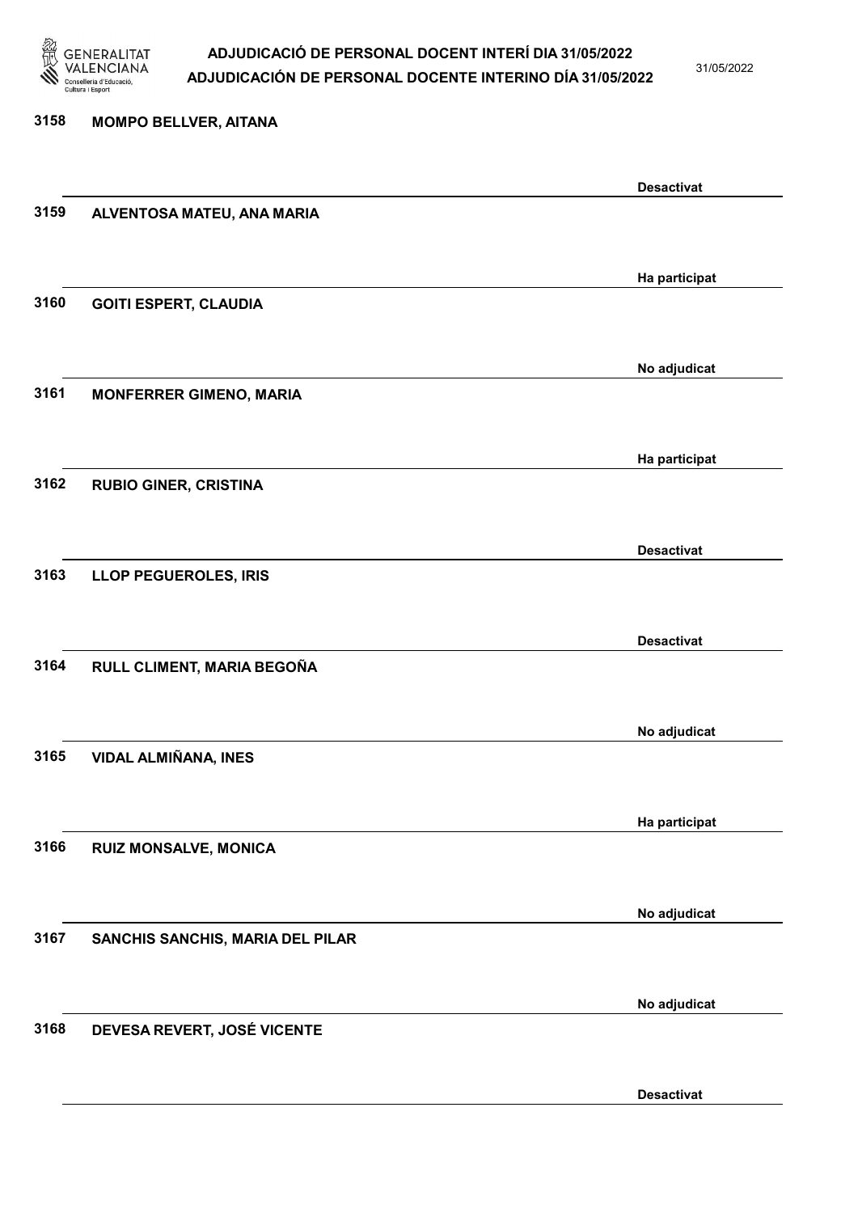| Núm. | Nom | Estat |
|---|---|---|
| 3158 | MOMPO BELLVER, AITANA | Desactivat |
| 3159 | ALVENTOSA MATEU, ANA MARIA | Ha participat |
| 3160 | GOITI ESPERT, CLAUDIA | No adjudicat |
| 3161 | MONFERRER GIMENO, MARIA | Ha participat |
| 3162 | RUBIO GINER, CRISTINA | Desactivat |
| 3163 | LLOP PEGUEROLES, IRIS | Desactivat |
| 3164 | RULL CLIMENT, MARIA BEGOÑA | No adjudicat |
| 3165 | VIDAL ALMIÑANA, INES | Ha participat |
| 3166 | RUIZ MONSALVE, MONICA | No adjudicat |
| 3167 | SANCHIS SANCHIS, MARIA DEL PILAR | No adjudicat |
| 3168 | DEVESA REVERT, JOSÉ VICENTE | Desactivat |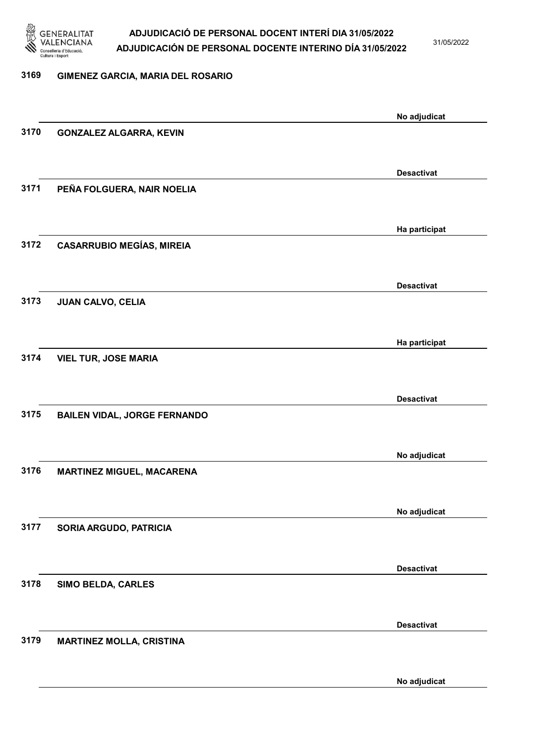3169 GIMENEZ GARCIA, MARIA DEL ROSARIO

No adjudicat

3170 GONZALEZ ALGARRA, KEVIN

Desactivat

3171 PEÑA FOLGUERA, NAIR NOELIA

Ha participat

3172 CASARRUBIO MEGÍAS, MIREIA

Desactivat

3173 JUAN CALVO, CELIA

Ha participat

3174 VIEL TUR, JOSE MARIA

Desactivat

3175 BAILEN VIDAL, JORGE FERNANDO

No adjudicat

3176 MARTINEZ MIGUEL, MACARENA

No adjudicat

3177 SORIA ARGUDO, PATRICIA

Desactivat

3178 SIMO BELDA, CARLES

Desactivat

3179 MARTINEZ MOLLA, CRISTINA

No adjudicat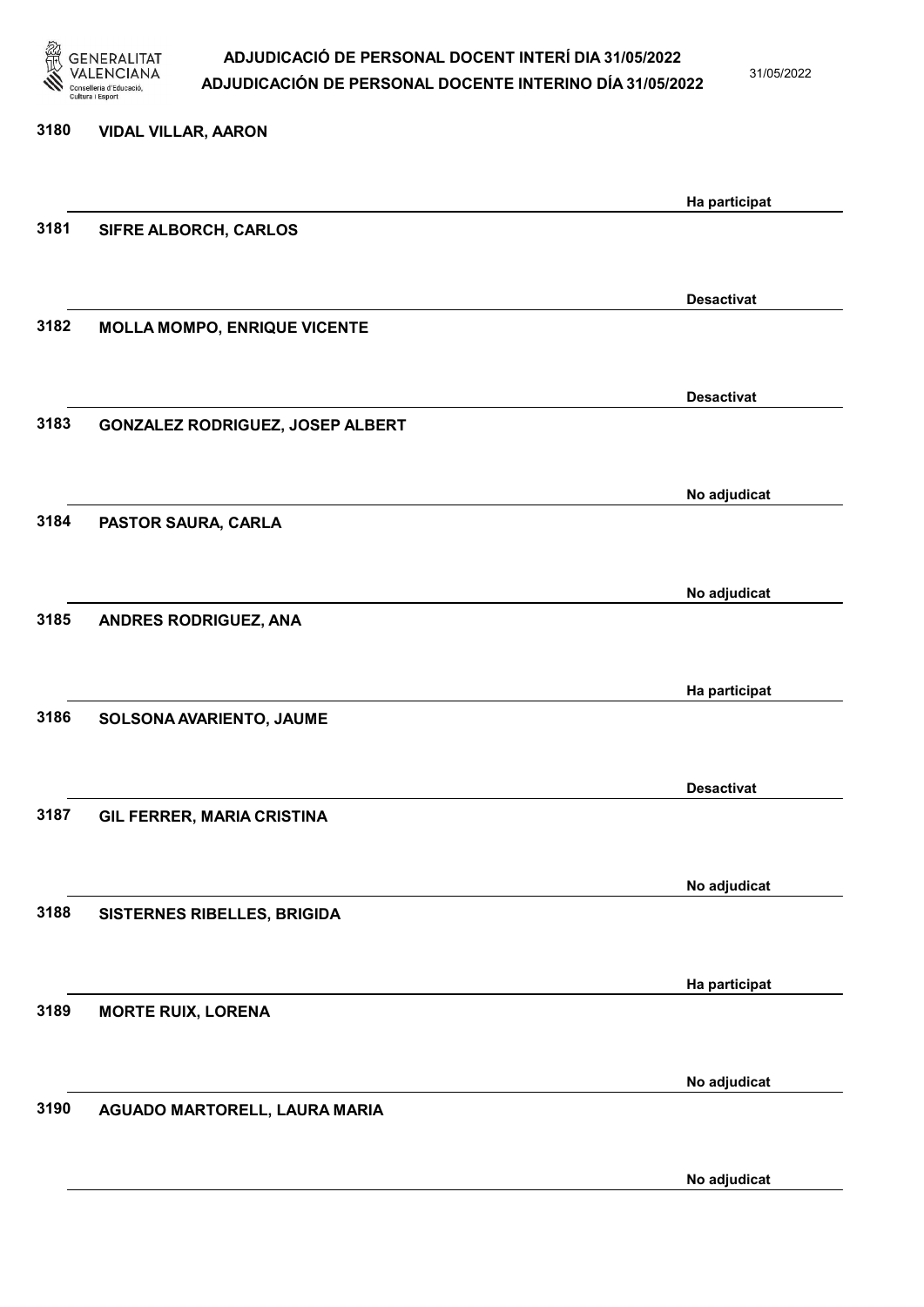| Núm. | Nom | Estat |
| --- | --- | --- |
| 3180 | VIDAL VILLAR, AARON | Ha participat |
| 3181 | SIFRE ALBORCH, CARLOS | Desactivat |
| 3182 | MOLLA MOMPO, ENRIQUE VICENTE | Desactivat |
| 3183 | GONZALEZ RODRIGUEZ, JOSEP ALBERT | No adjudicat |
| 3184 | PASTOR SAURA, CARLA | No adjudicat |
| 3185 | ANDRES RODRIGUEZ, ANA | Ha participat |
| 3186 | SOLSONA AVARIENTO, JAUME | Desactivat |
| 3187 | GIL FERRER, MARIA CRISTINA | No adjudicat |
| 3188 | SISTERNES RIBELLES, BRIGIDA | Ha participat |
| 3189 | MORTE RUIX, LORENA | No adjudicat |
| 3190 | AGUADO MARTORELL, LAURA MARIA | No adjudicat |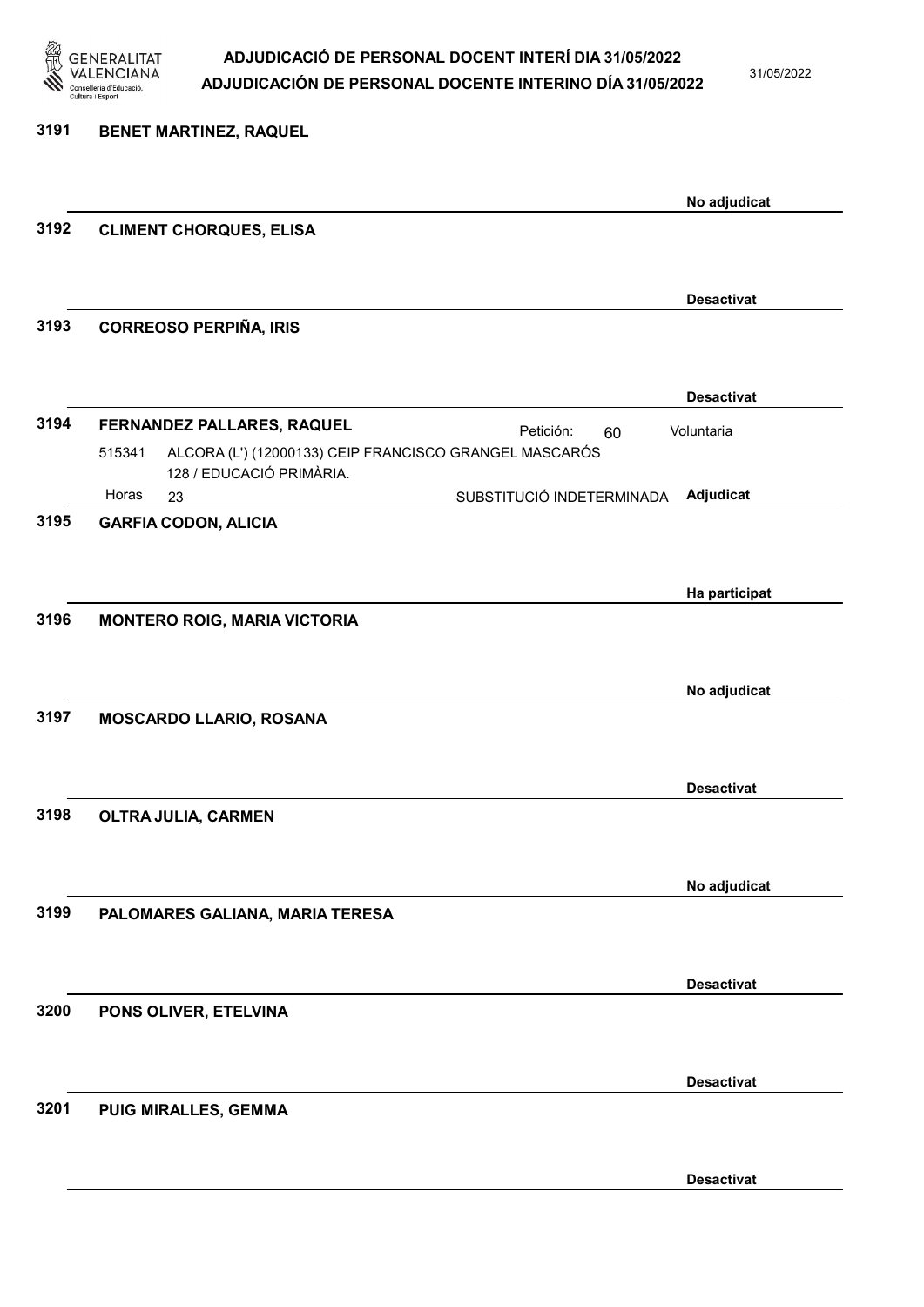3191 **BENET MARTINEZ, RAQUEL**

**No adjudicat**

3192 **CLIMENT CHORQUES, ELISA**

**Desactivat**

3193 **CORREOSO PERPIÑA, IRIS**

**Desactivat**

3194 **FERNANDEZ PALLARES, RAQUEL** Petición: 60 Voluntaria

515341 ALCORA (L') (12000133) CEIP FRANCISCO GRANGEL MASCARÓS
128 / EDUCACIÓ PRIMÀRIA.

Horas 23 SUBSTITUCIÓ INDETERMINADA **Adjudicat**

3195 **GARFIA CODON, ALICIA**

**Ha participat**

3196 **MONTERO ROIG, MARIA VICTORIA**

**No adjudicat**

3197 **MOSCARDO LLARIO, ROSANA**

**Desactivat**

3198 **OLTRA JULIA, CARMEN**

**No adjudicat**

3199 **PALOMARES GALIANA, MARIA TERESA**

**Desactivat**

3200 **PONS OLIVER, ETELVINA**

**Desactivat**

3201 **PUIG MIRALLES, GEMMA**

**Desactivat**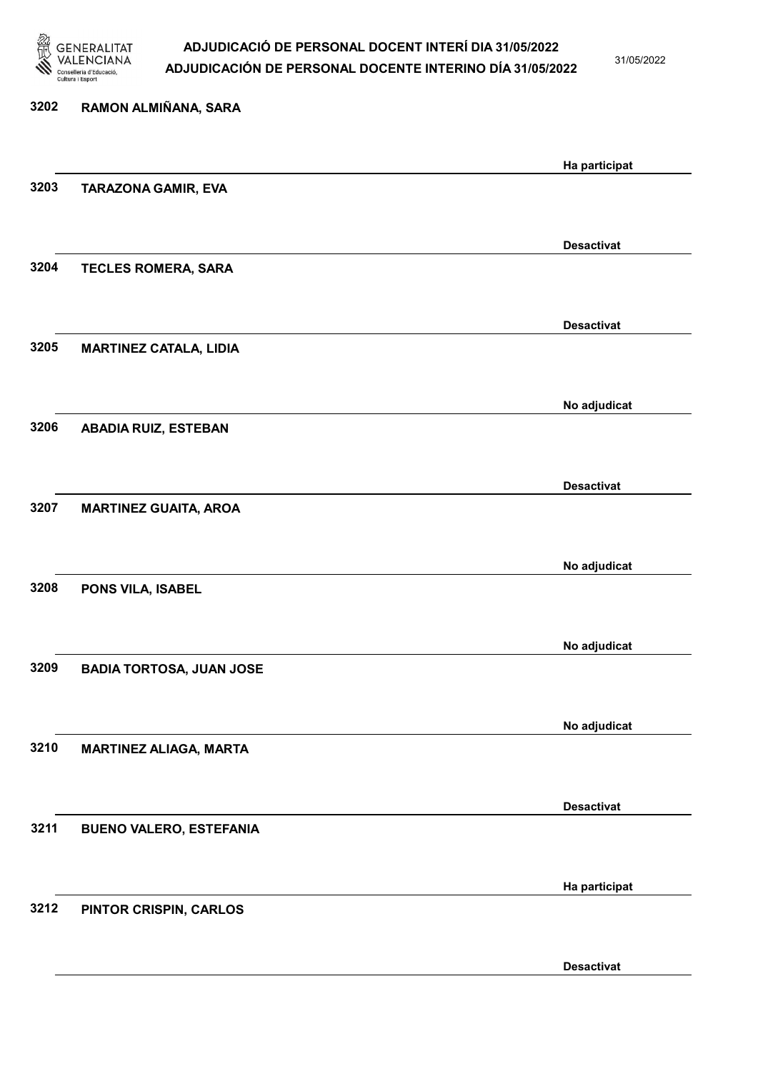3202 RAMON ALMIÑANA, SARA

Ha participat

3203 TARAZONA GAMIR, EVA

Desactivat

3204 TECLES ROMERA, SARA

Desactivat

3205 MARTINEZ CATALA, LIDIA

No adjudicat

3206 ABADIA RUIZ, ESTEBAN

Desactivat

3207 MARTINEZ GUAITA, AROA

No adjudicat

3208 PONS VILA, ISABEL

No adjudicat

3209 BADIA TORTOSA, JUAN JOSE

No adjudicat

3210 MARTINEZ ALIAGA, MARTA

Desactivat

3211 BUENO VALERO, ESTEFANIA

Ha participat

3212 PINTOR CRISPIN, CARLOS

Desactivat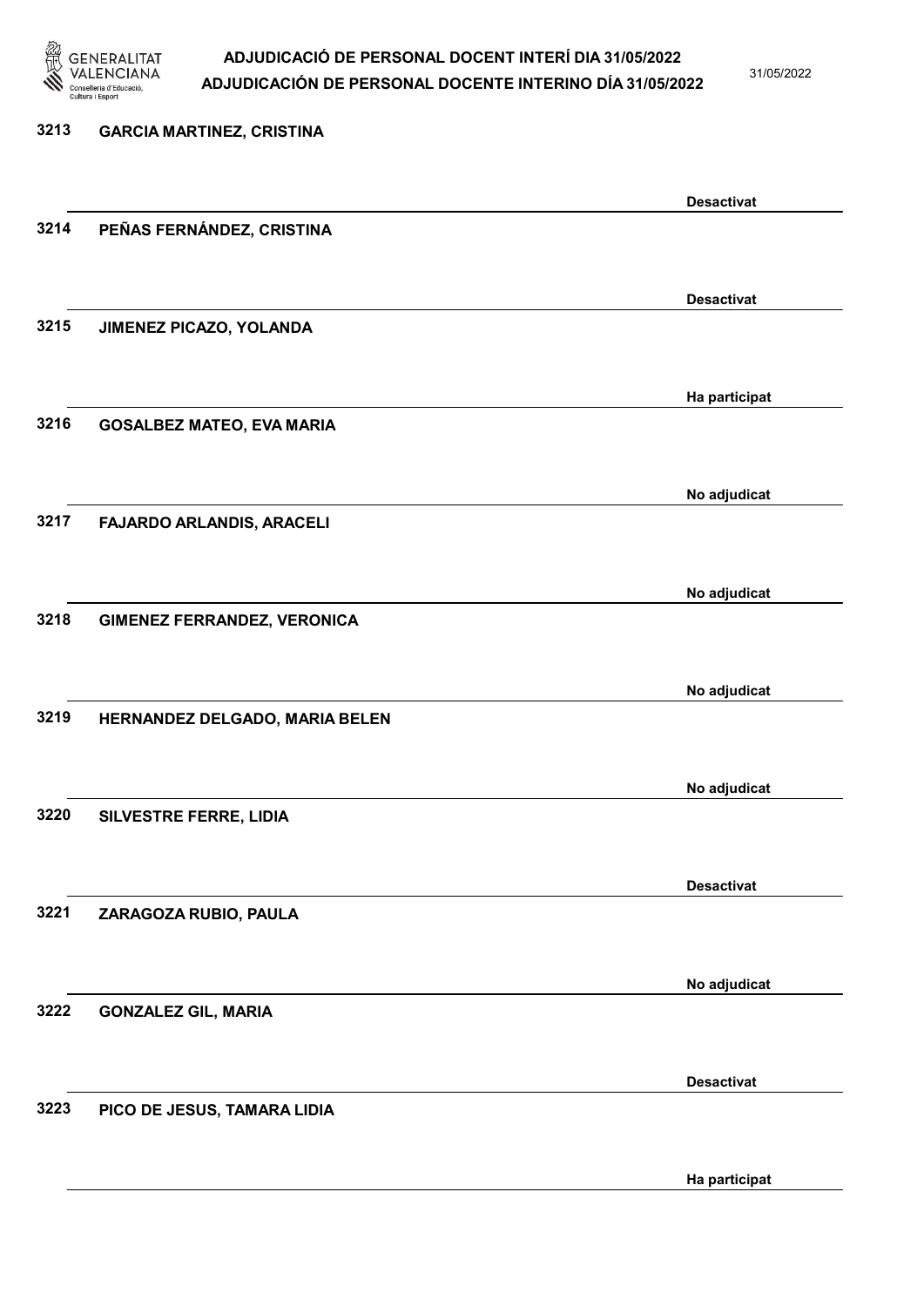3213 GARCIA MARTINEZ, CRISTINA

Desactivat

3214 PEÑAS FERNÁNDEZ, CRISTINA

Desactivat

3215 JIMENEZ PICAZO, YOLANDA

Ha participat

3216 GOSALBEZ MATEO, EVA MARIA

No adjudicat

3217 FAJARDO ARLANDIS, ARACELI

No adjudicat

3218 GIMENEZ FERRANDEZ, VERONICA

No adjudicat

3219 HERNANDEZ DELGADO, MARIA BELEN

No adjudicat

3220 SILVESTRE FERRE, LIDIA

Desactivat

3221 ZARAGOZA RUBIO, PAULA

No adjudicat

3222 GONZALEZ GIL, MARIA

Desactivat

3223 PICO DE JESUS, TAMARA LIDIA

Ha participat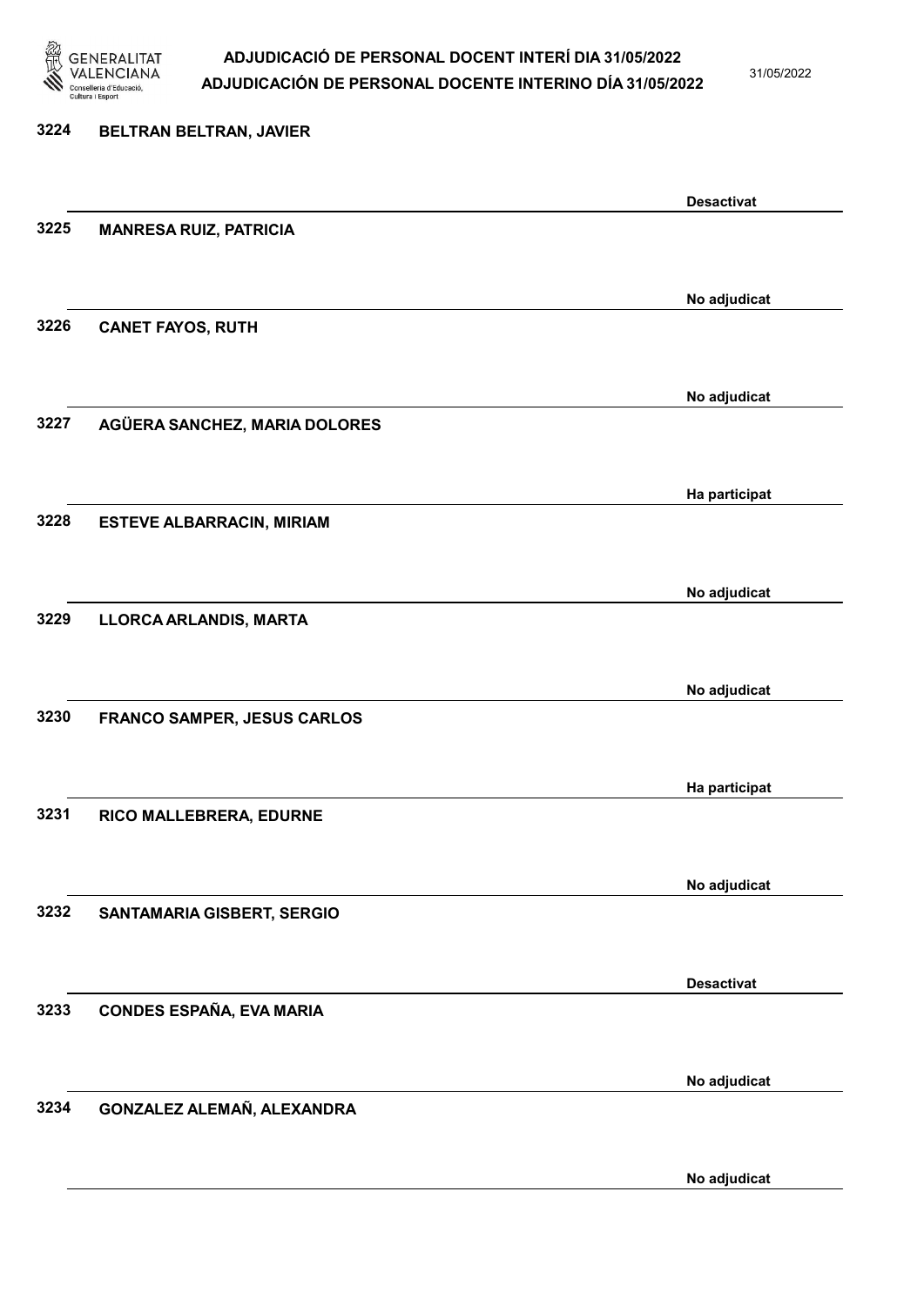3224 **BELTRAN BELTRAN, JAVIER**

**Desactivat**

3225 **MANRESA RUIZ, PATRICIA**

**No adjudicat**

3226 **CANET FAYOS, RUTH**

**No adjudicat**

3227 **AGÜERA SANCHEZ, MARIA DOLORES**

**Ha participat**

3228 **ESTEVE ALBARRACIN, MIRIAM**

**No adjudicat**

3229 **LLORCA ARLANDIS, MARTA**

**No adjudicat**

3230 **FRANCO SAMPER, JESUS CARLOS**

**Ha participat**

3231 **RICO MALLEBRERA, EDURNE**

**No adjudicat**

3232 **SANTAMARIA GISBERT, SERGIO**

**Desactivat**

3233 **CONDES ESPAÑA, EVA MARIA**

**No adjudicat**

3234 **GONZALEZ ALEMAÑ, ALEXANDRA**

**No adjudicat**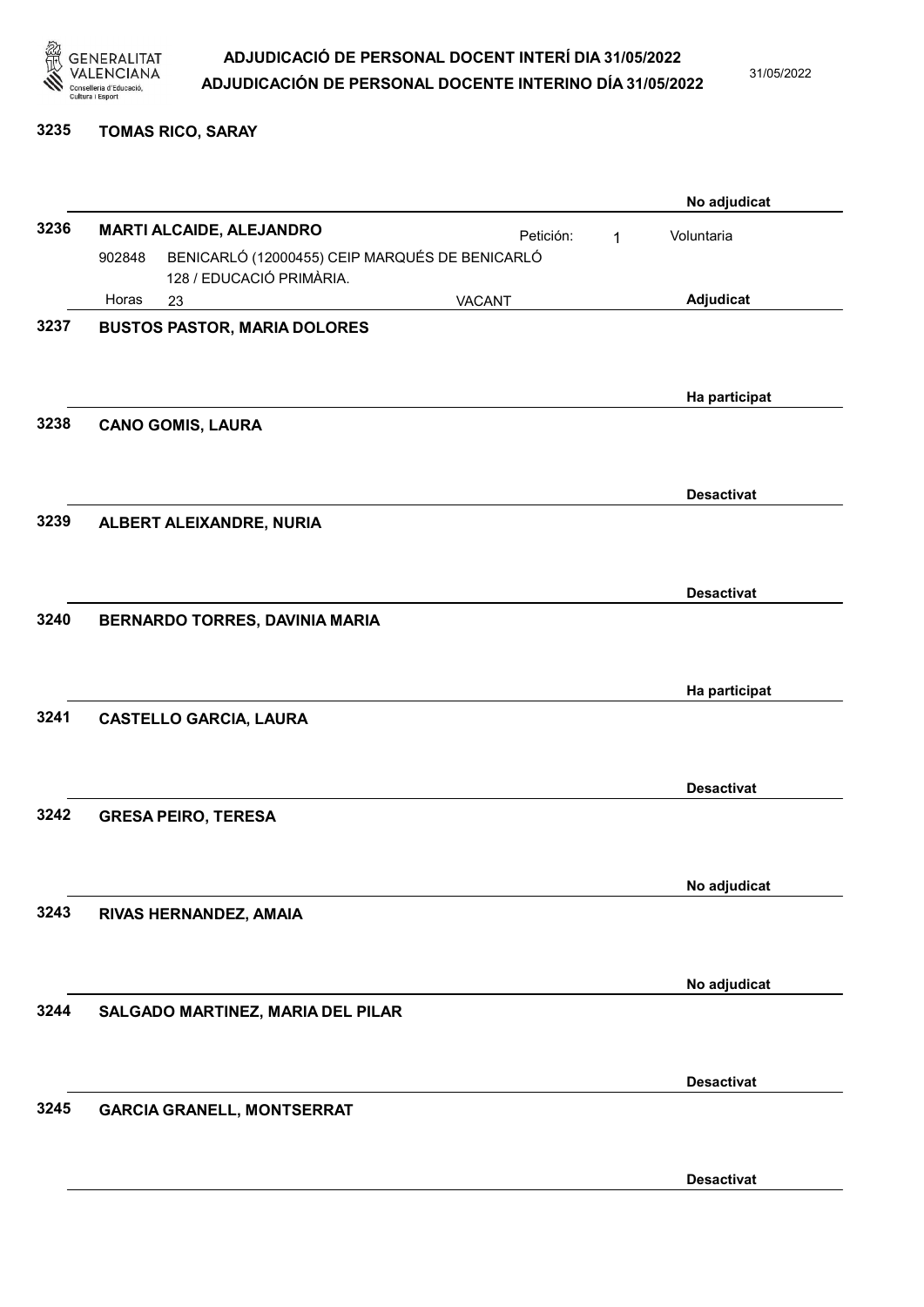**3235** **TOMAS RICO, SARAY**

No adjudicat

**3236** **MARTI ALCAIDE, ALEJANDRO**

Petición: 1 Voluntaria

902848 BENICARLÓ (12000455) CEIP MARQUÉS DE BENICARLÓ
128 / EDUCACIÓ PRIMÀRIA.

Horas 23 VACANT

Adjudicat

**3237** **BUSTOS PASTOR, MARIA DOLORES**

Ha participat

**3238** **CANO GOMIS, LAURA**

Desactivat

**3239** **ALBERT ALEIXANDRE, NURIA**

Desactivat

**3240** **BERNARDO TORRES, DAVINIA MARIA**

Ha participat

**3241** **CASTELLO GARCIA, LAURA**

Desactivat

**3242** **GRESA PEIRO, TERESA**

No adjudicat

**3243** **RIVAS HERNANDEZ, AMAIA**

No adjudicat

**3244** **SALGADO MARTINEZ, MARIA DEL PILAR**

Desactivat

**3245** **GARCIA GRANELL, MONTSERRAT**

Desactivat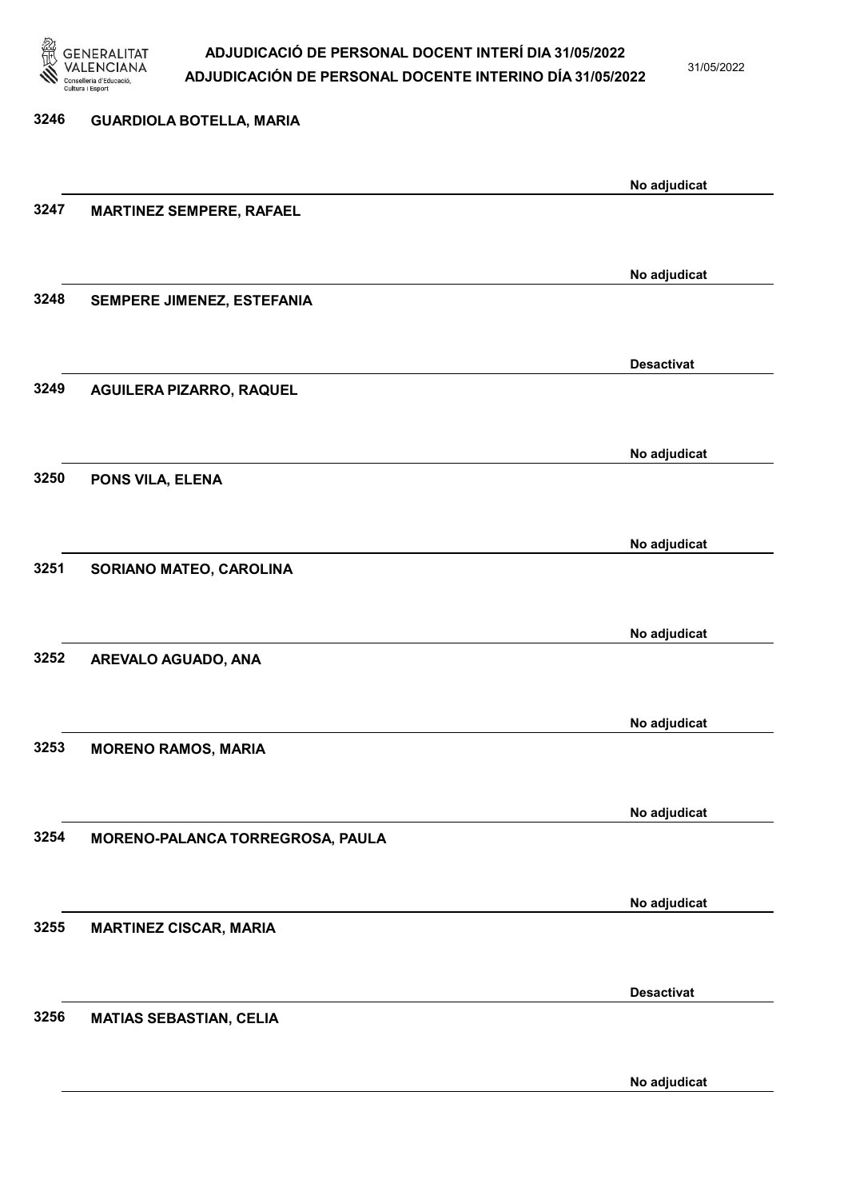3246 GUARDIOLA BOTELLA, MARIA

No adjudicat

3247 MARTINEZ SEMPERE, RAFAEL

No adjudicat

3248 SEMPERE JIMENEZ, ESTEFANIA

Desactivat

3249 AGUILERA PIZARRO, RAQUEL

No adjudicat

3250 PONS VILA, ELENA

No adjudicat

3251 SORIANO MATEO, CAROLINA

No adjudicat

3252 AREVALO AGUADO, ANA

No adjudicat

3253 MORENO RAMOS, MARIA

No adjudicat

3254 MORENO-PALANCA TORREGROSA, PAULA

No adjudicat

3255 MARTINEZ CISCAR, MARIA

Desactivat

3256 MATIAS SEBASTIAN, CELIA

No adjudicat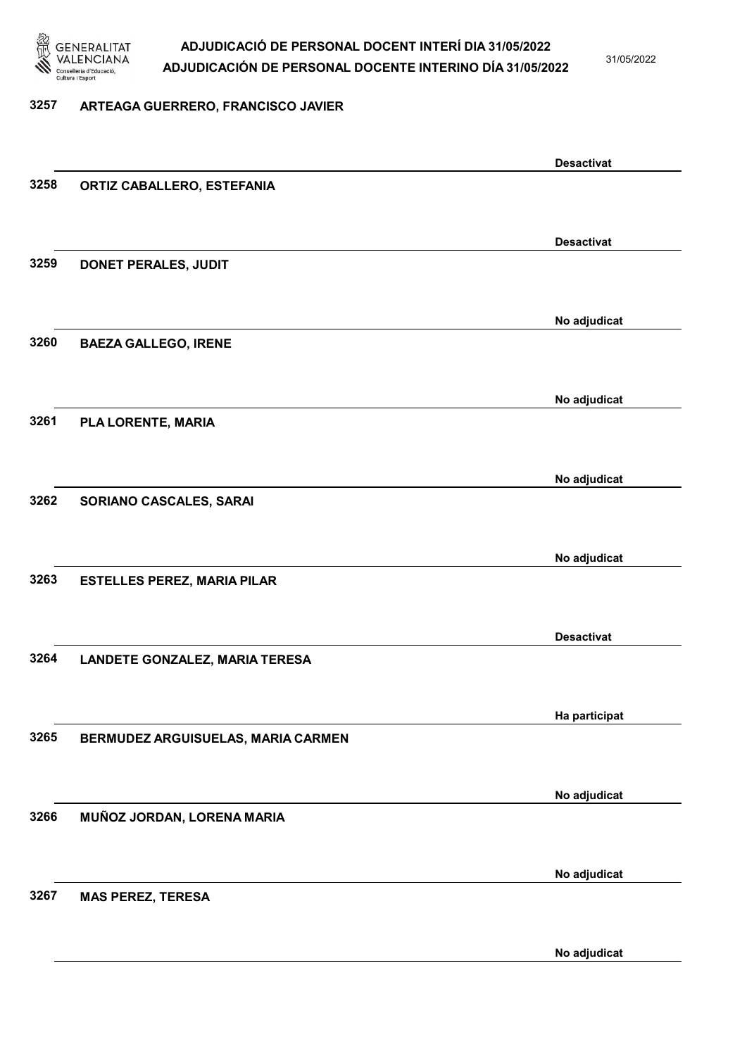3257 ARTEAGA GUERRERO, FRANCISCO JAVIER

Desactivat

3258 ORTIZ CABALLERO, ESTEFANIA

Desactivat

3259 DONET PERALES, JUDIT

No adjudicat

3260 BAEZA GALLEGO, IRENE

No adjudicat

3261 PLA LORENTE, MARIA

No adjudicat

3262 SORIANO CASCALES, SARAI

No adjudicat

3263 ESTELLES PEREZ, MARIA PILAR

Desactivat

3264 LANDETE GONZALEZ, MARIA TERESA

Ha participat

3265 BERMUDEZ ARGUISUELAS, MARIA CARMEN

No adjudicat

3266 MUÑOZ JORDAN, LORENA MARIA

No adjudicat

3267 MAS PEREZ, TERESA

No adjudicat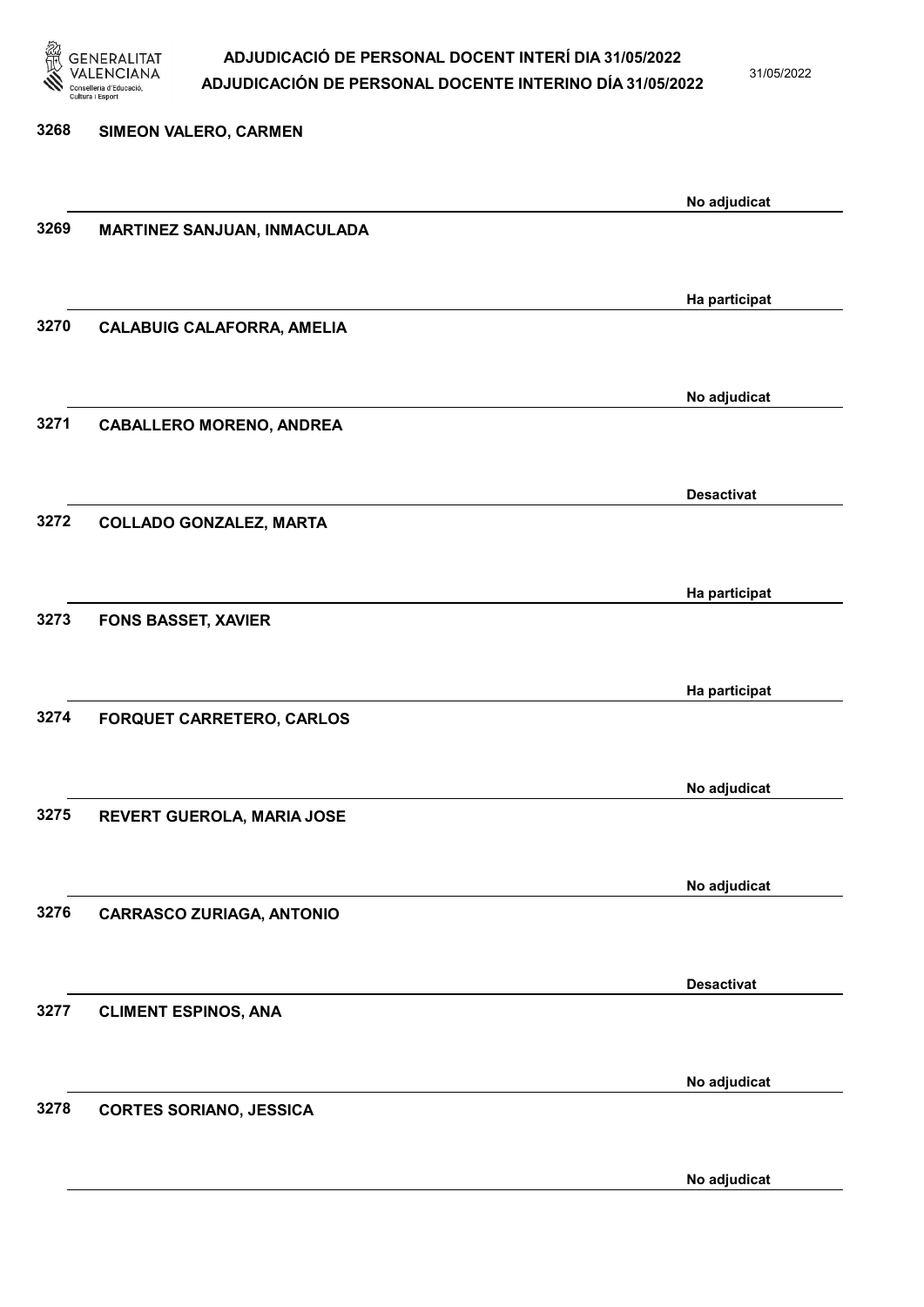3268 SIMEON VALERO, CARMEN

No adjudicat

3269 MARTINEZ SANJUAN, INMACULADA

Ha participat

3270 CALABUIG CALAFORRA, AMELIA

No adjudicat

3271 CABALLERO MORENO, ANDREA

Desactivat

3272 COLLADO GONZALEZ, MARTA

Ha participat

3273 FONS BASSET, XAVIER

Ha participat

3274 FORQUET CARRETERO, CARLOS

No adjudicat

3275 REVERT GUEROLA, MARIA JOSE

No adjudicat

3276 CARRASCO ZURIAGA, ANTONIO

Desactivat

3277 CLIMENT ESPINOS, ANA

No adjudicat

3278 CORTES SORIANO, JESSICA

No adjudicat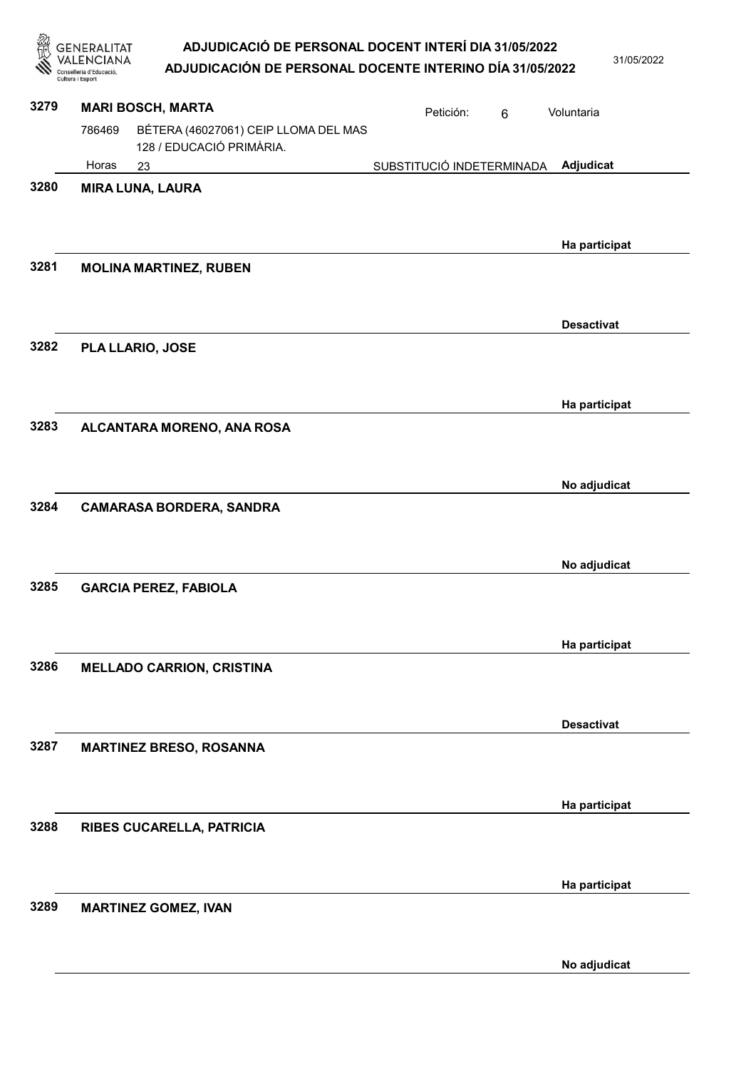**3279** **MARI BOSCH, MARTA**

Petición: 6 — Voluntaria

786469 BÉTERA (46027061) CEIP LLOMA DEL MAS 128 / EDUCACIÓ PRIMÀRIA.

Horas 23 — SUBSTITUCIÓ INDETERMINADA — **Adjudicat**

---

**3280** **MIRA LUNA, LAURA**

**Ha participat**

---

**3281** **MOLINA MARTINEZ, RUBEN**

**Desactivat**

---

**3282** **PLA LLARIO, JOSE**

**Ha participat**

---

**3283** **ALCANTARA MORENO, ANA ROSA**

**No adjudicat**

---

**3284** **CAMARASA BORDERA, SANDRA**

**No adjudicat**

---

**3285** **GARCIA PEREZ, FABIOLA**

**Ha participat**

---

**3286** **MELLADO CARRION, CRISTINA**

**Desactivat**

---

**3287** **MARTINEZ BRESO, ROSANNA**

**Ha participat**

---

**3288** **RIBES CUCARELLA, PATRICIA**

**Ha participat**

---

**3289** **MARTINEZ GOMEZ, IVAN**

**No adjudicat**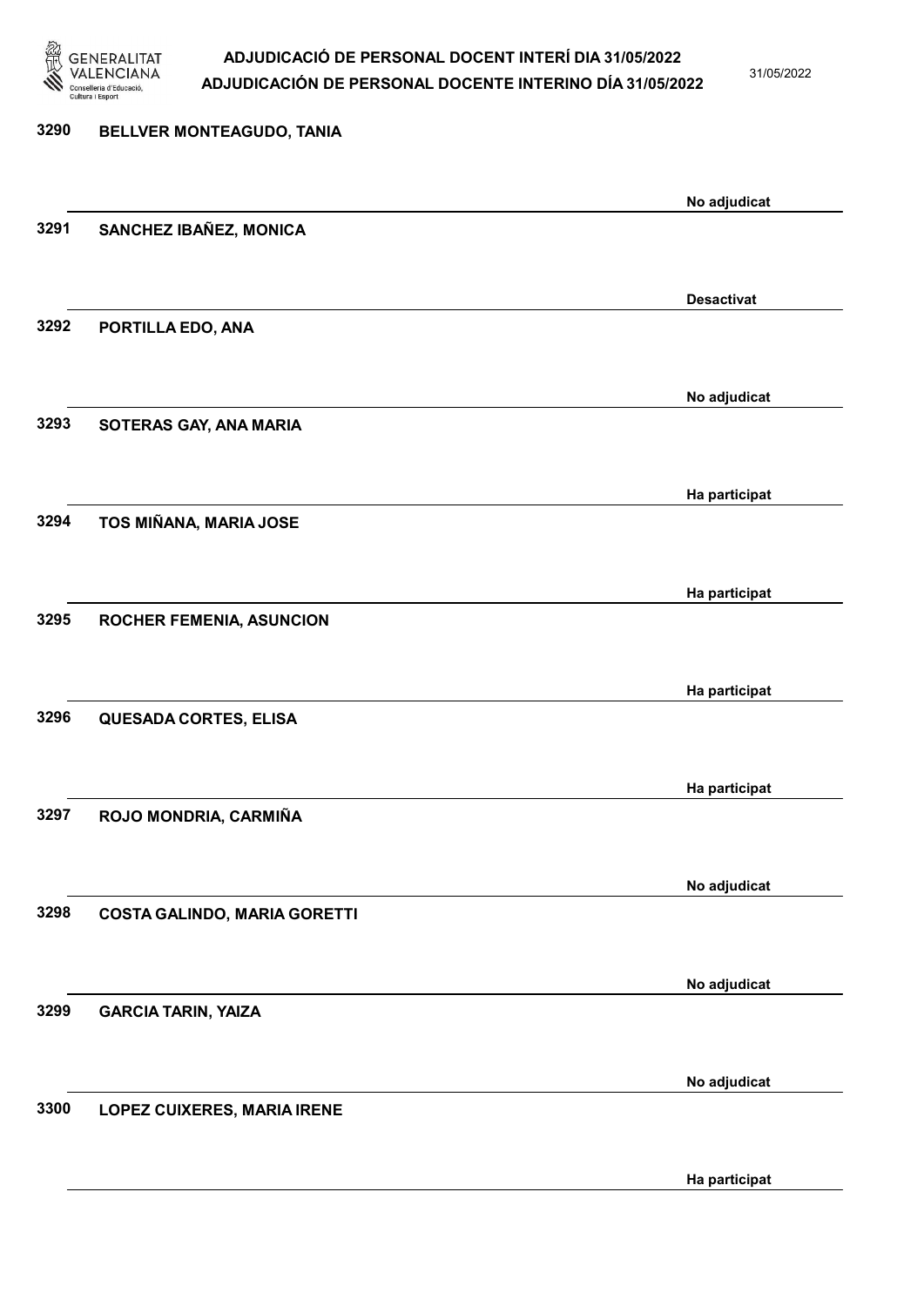| | | |
|---|---|---|
| 3290 | BELLVER MONTEAGUDO, TANIA | No adjudicat |
| 3291 | SANCHEZ IBAÑEZ, MONICA | Desactivat |
| 3292 | PORTILLA EDO, ANA | No adjudicat |
| 3293 | SOTERAS GAY, ANA MARIA | Ha participat |
| 3294 | TOS MIÑANA, MARIA JOSE | Ha participat |
| 3295 | ROCHER FEMENIA, ASUNCION | Ha participat |
| 3296 | QUESADA CORTES, ELISA | Ha participat |
| 3297 | ROJO MONDRIA, CARMIÑA | No adjudicat |
| 3298 | COSTA GALINDO, MARIA GORETTI | No adjudicat |
| 3299 | GARCIA TARIN, YAIZA | No adjudicat |
| 3300 | LOPEZ CUIXERES, MARIA IRENE | Ha participat |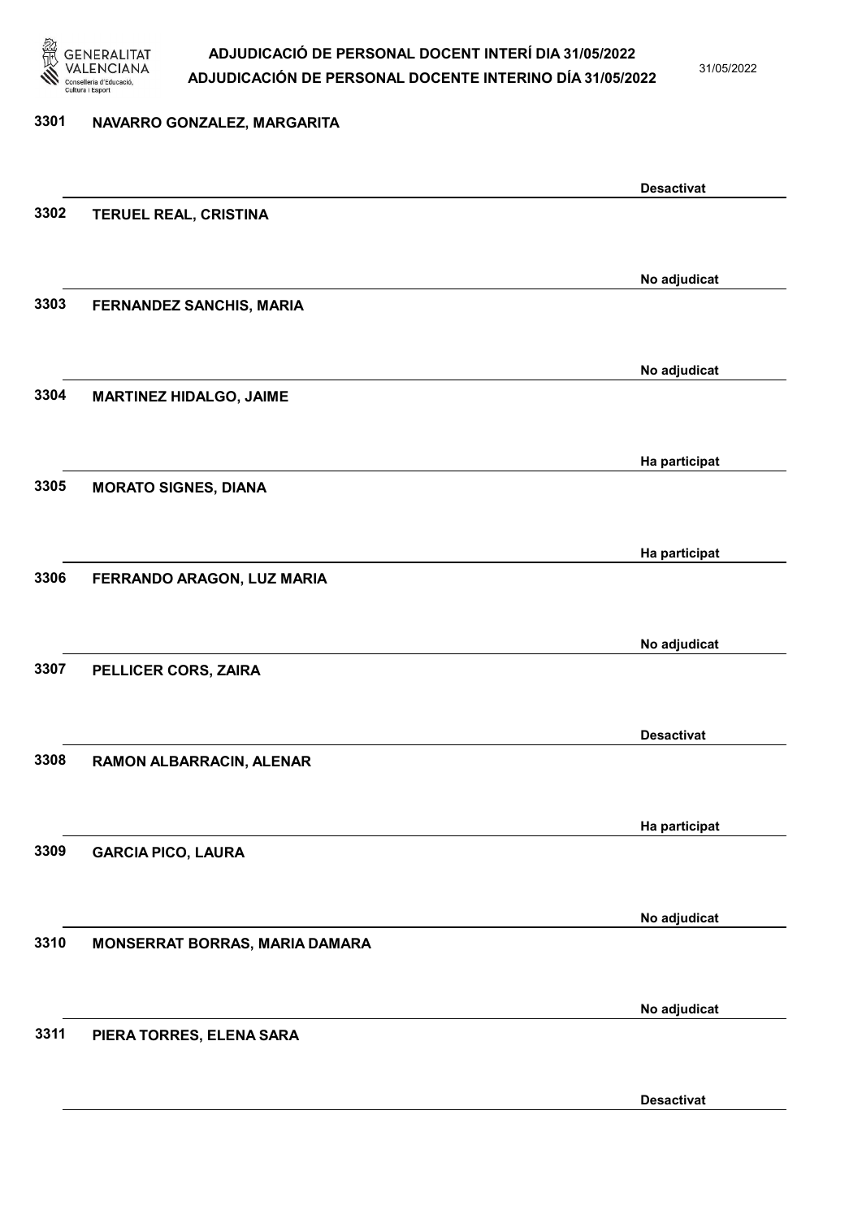| Núm. | Nom | Estat |
|---|---|---|
| 3301 | NAVARRO GONZALEZ, MARGARITA | Desactivat |
| 3302 | TERUEL REAL, CRISTINA | No adjudicat |
| 3303 | FERNANDEZ SANCHIS, MARIA | No adjudicat |
| 3304 | MARTINEZ HIDALGO, JAIME | Ha participat |
| 3305 | MORATO SIGNES, DIANA | Ha participat |
| 3306 | FERRANDO ARAGON, LUZ MARIA | No adjudicat |
| 3307 | PELLICER CORS, ZAIRA | Desactivat |
| 3308 | RAMON ALBARRACIN, ALENAR | Ha participat |
| 3309 | GARCIA PICO, LAURA | No adjudicat |
| 3310 | MONSERRAT BORRAS, MARIA DAMARA | No adjudicat |
| 3311 | PIERA TORRES, ELENA SARA | Desactivat |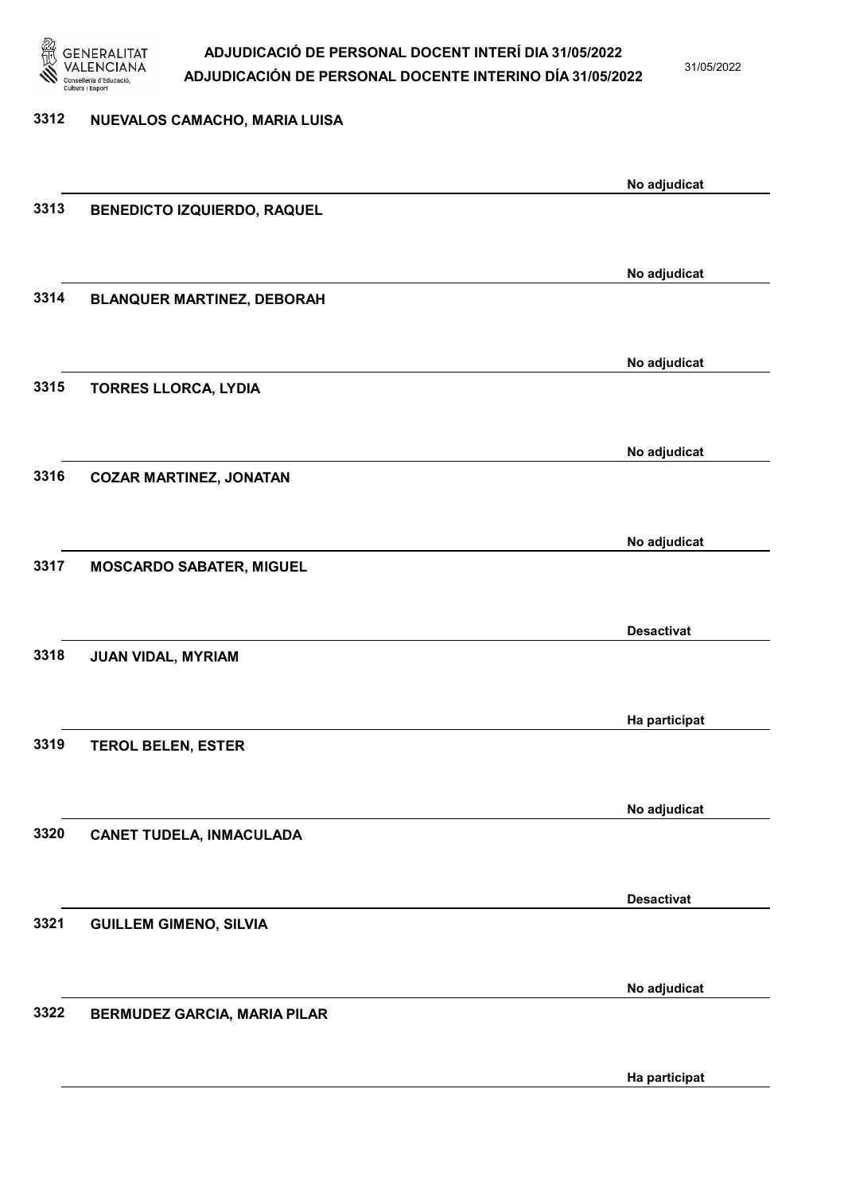3312 NUEVALOS CAMACHO, MARIA LUISA

No adjudicat

3313 BENEDICTO IZQUIERDO, RAQUEL

No adjudicat

3314 BLANQUER MARTINEZ, DEBORAH

No adjudicat

3315 TORRES LLORCA, LYDIA

No adjudicat

3316 COZAR MARTINEZ, JONATAN

No adjudicat

3317 MOSCARDO SABATER, MIGUEL

Desactivat

3318 JUAN VIDAL, MYRIAM

Ha participat

3319 TEROL BELEN, ESTER

No adjudicat

3320 CANET TUDELA, INMACULADA

Desactivat

3321 GUILLEM GIMENO, SILVIA

No adjudicat

3322 BERMUDEZ GARCIA, MARIA PILAR

Ha participat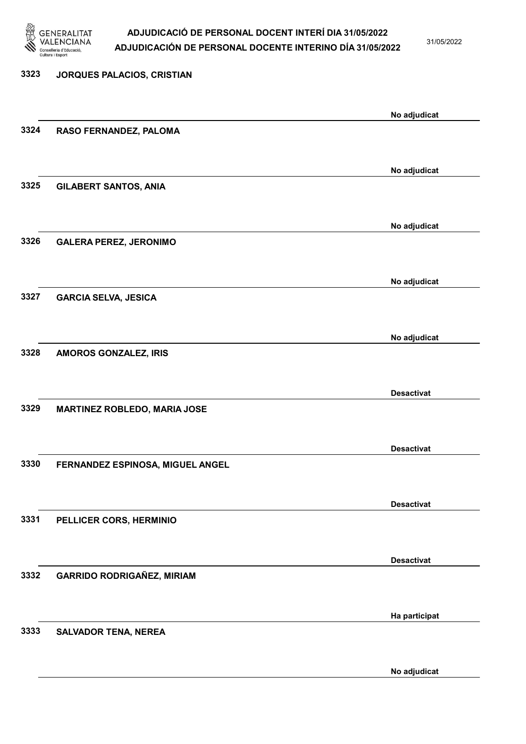3323 JORQUES PALACIOS, CRISTIAN

No adjudicat

3324 RASO FERNANDEZ, PALOMA

No adjudicat

3325 GILABERT SANTOS, ANIA

No adjudicat

3326 GALERA PEREZ, JERONIMO

No adjudicat

3327 GARCIA SELVA, JESICA

No adjudicat

3328 AMOROS GONZALEZ, IRIS

Desactivat

3329 MARTINEZ ROBLEDO, MARIA JOSE

Desactivat

3330 FERNANDEZ ESPINOSA, MIGUEL ANGEL

Desactivat

3331 PELLICER CORS, HERMINIO

Desactivat

3332 GARRIDO RODRIGAÑEZ, MIRIAM

Ha participat

3333 SALVADOR TENA, NEREA

No adjudicat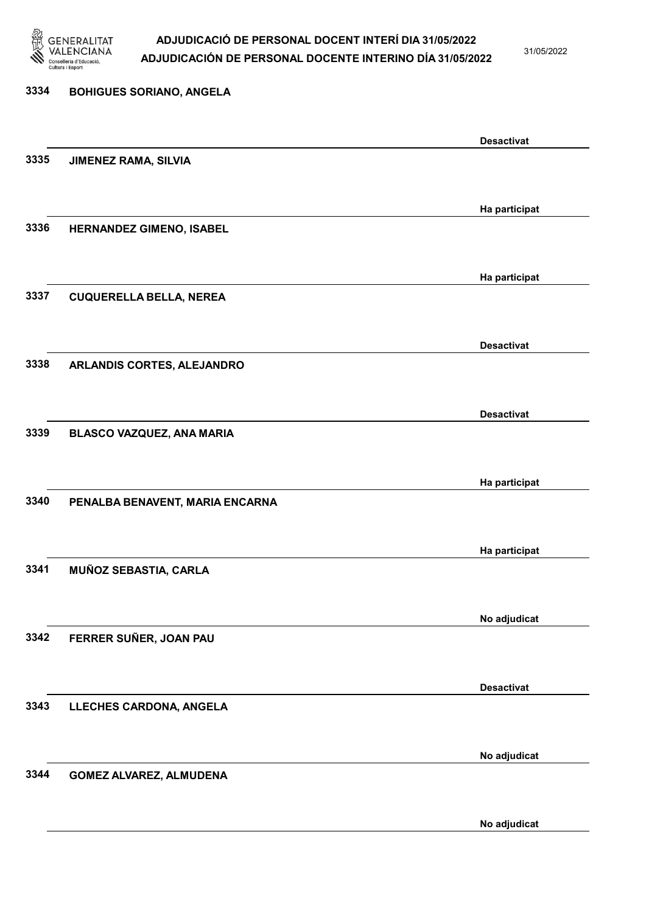| | | |
|---|---|---|
| 3334 | BOHIGUES SORIANO, ANGELA | Desactivat |
| 3335 | JIMENEZ RAMA, SILVIA | Ha participat |
| 3336 | HERNANDEZ GIMENO, ISABEL | Ha participat |
| 3337 | CUQUERELLA BELLA, NEREA | Desactivat |
| 3338 | ARLANDIS CORTES, ALEJANDRO | Desactivat |
| 3339 | BLASCO VAZQUEZ, ANA MARIA | Ha participat |
| 3340 | PENALBA BENAVENT, MARIA ENCARNA | Ha participat |
| 3341 | MUÑOZ SEBASTIA, CARLA | No adjudicat |
| 3342 | FERRER SUÑER, JOAN PAU | Desactivat |
| 3343 | LLECHES CARDONA, ANGELA | No adjudicat |
| 3344 | GOMEZ ALVAREZ, ALMUDENA | No adjudicat |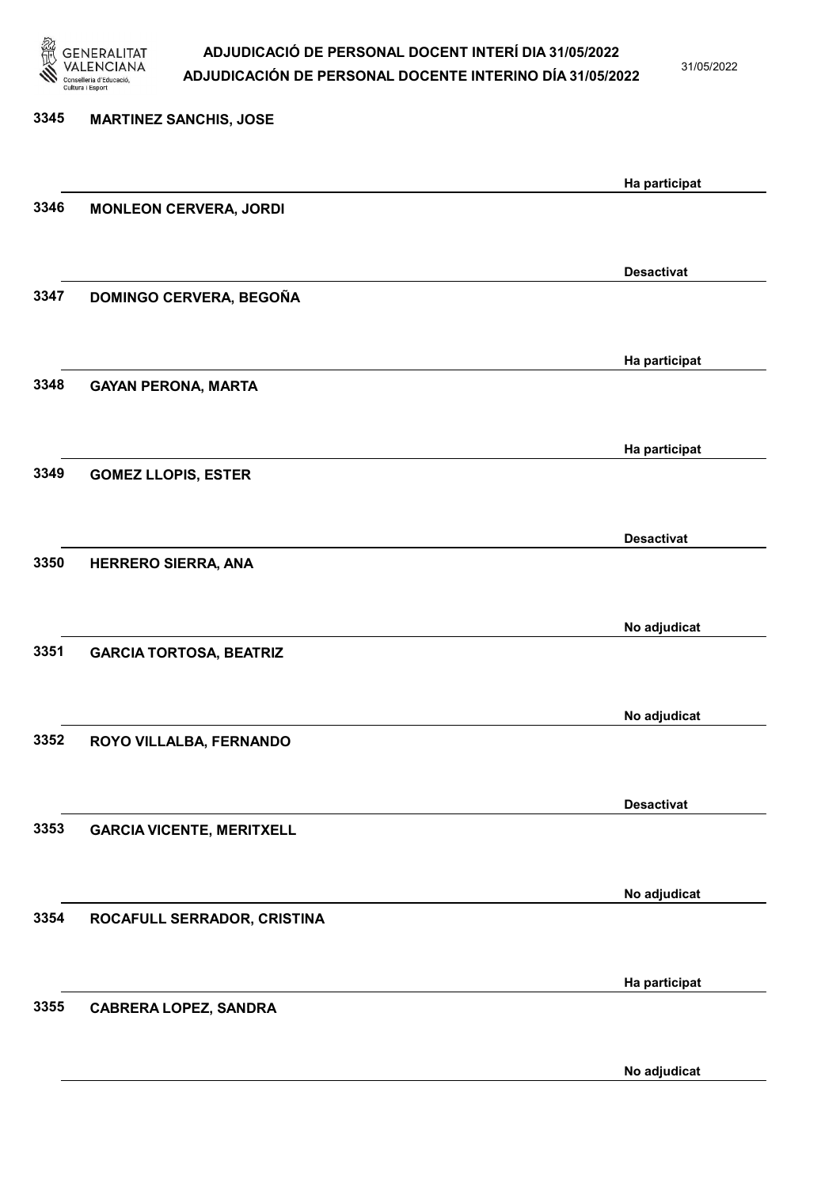3345 **MARTINEZ SANCHIS, JOSE**

**Ha participat**

3346 **MONLEON CERVERA, JORDI**

**Desactivat**

3347 **DOMINGO CERVERA, BEGOÑA**

**Ha participat**

3348 **GAYAN PERONA, MARTA**

**Ha participat**

3349 **GOMEZ LLOPIS, ESTER**

**Desactivat**

3350 **HERRERO SIERRA, ANA**

**No adjudicat**

3351 **GARCIA TORTOSA, BEATRIZ**

**No adjudicat**

3352 **ROYO VILLALBA, FERNANDO**

**Desactivat**

3353 **GARCIA VICENTE, MERITXELL**

**No adjudicat**

3354 **ROCAFULL SERRADOR, CRISTINA**

**Ha participat**

3355 **CABRERA LOPEZ, SANDRA**

**No adjudicat**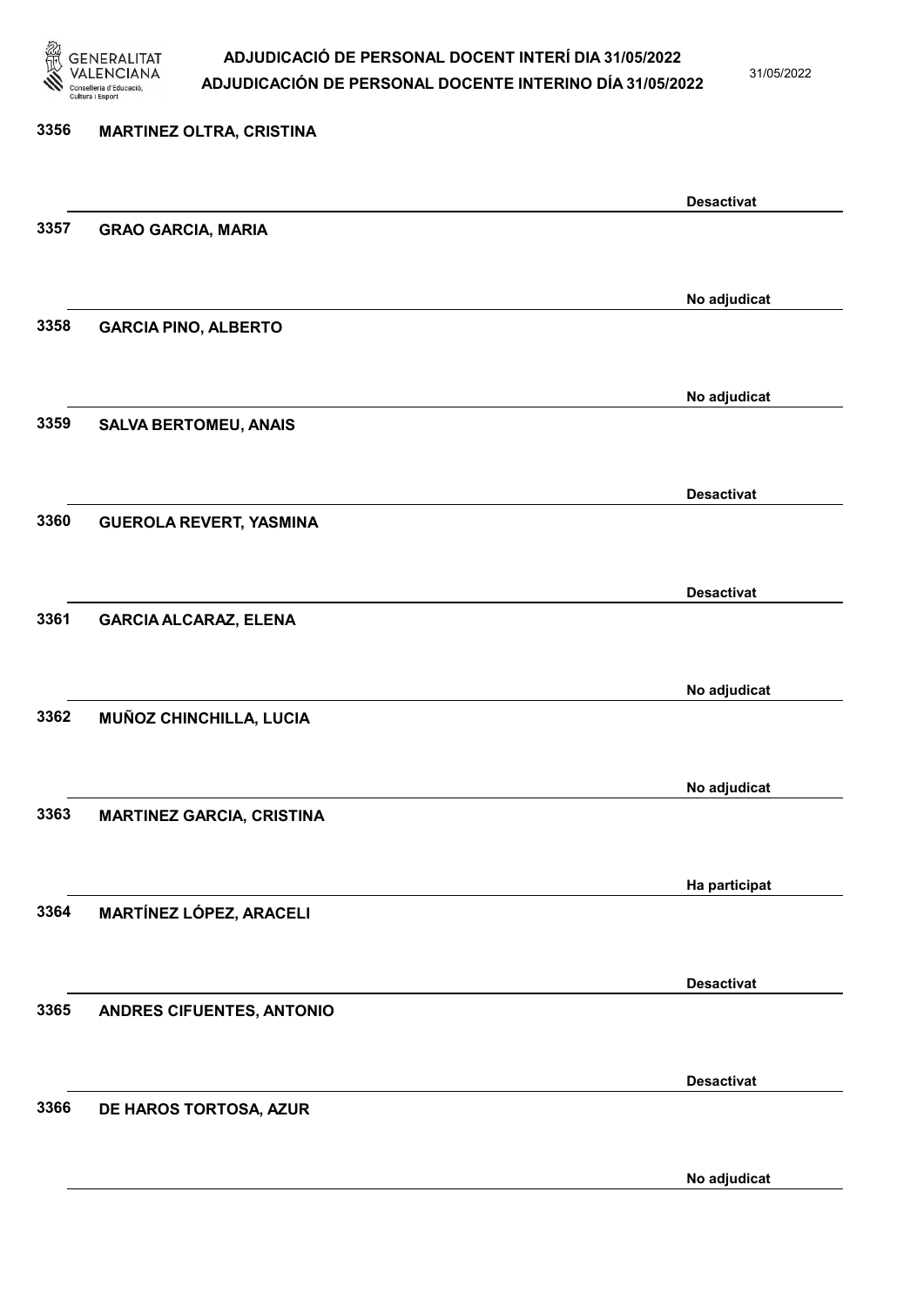3356 MARTINEZ OLTRA, CRISTINA

Desactivat

3357 GRAO GARCIA, MARIA

No adjudicat

3358 GARCIA PINO, ALBERTO

No adjudicat

3359 SALVA BERTOMEU, ANAIS

Desactivat

3360 GUEROLA REVERT, YASMINA

Desactivat

3361 GARCIA ALCARAZ, ELENA

No adjudicat

3362 MUÑOZ CHINCHILLA, LUCIA

No adjudicat

3363 MARTINEZ GARCIA, CRISTINA

Ha participat

3364 MARTÍNEZ LÓPEZ, ARACELI

Desactivat

3365 ANDRES CIFUENTES, ANTONIO

Desactivat

3366 DE HAROS TORTOSA, AZUR

No adjudicat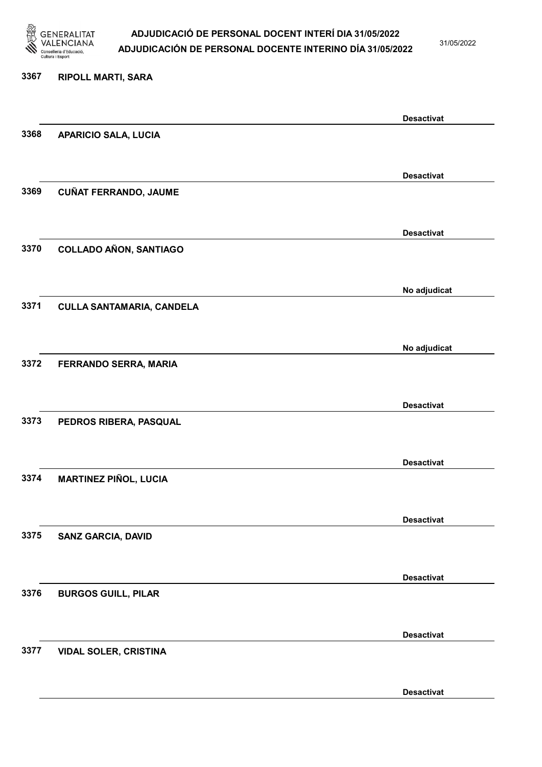3367 **RIPOLL MARTI, SARA**

**Desactivat**

3368 **APARICIO SALA, LUCIA**

**Desactivat**

3369 **CUÑAT FERRANDO, JAUME**

**Desactivat**

3370 **COLLADO AÑON, SANTIAGO**

**No adjudicat**

3371 **CULLA SANTAMARIA, CANDELA**

**No adjudicat**

3372 **FERRANDO SERRA, MARIA**

**Desactivat**

3373 **PEDROS RIBERA, PASQUAL**

**Desactivat**

3374 **MARTINEZ PIÑOL, LUCIA**

**Desactivat**

3375 **SANZ GARCIA, DAVID**

**Desactivat**

3376 **BURGOS GUILL, PILAR**

**Desactivat**

3377 **VIDAL SOLER, CRISTINA**

**Desactivat**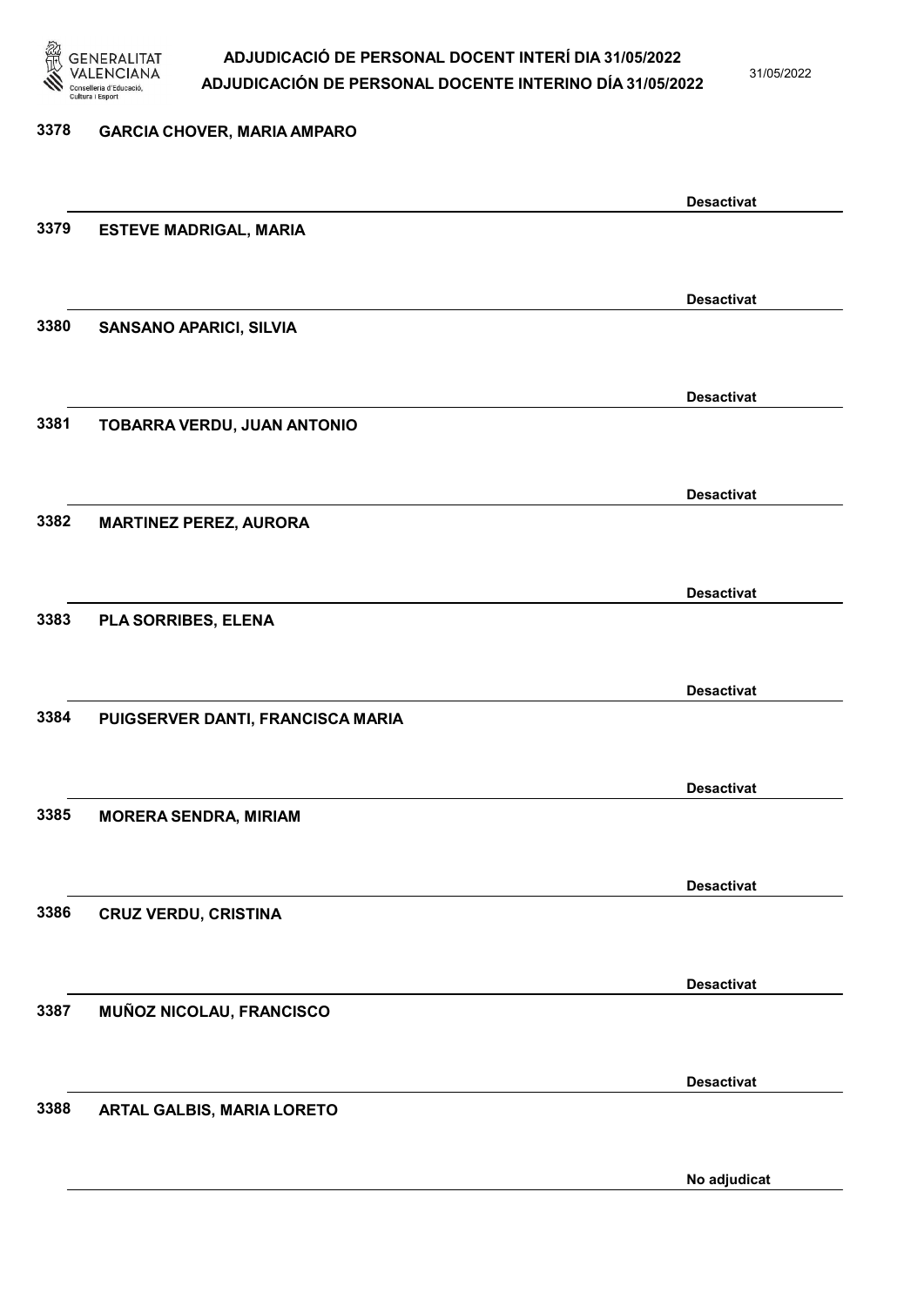3378 **GARCIA CHOVER, MARIA AMPARO**

Desactivat

3379 **ESTEVE MADRIGAL, MARIA**

Desactivat

3380 **SANSANO APARICI, SILVIA**

Desactivat

3381 **TOBARRA VERDU, JUAN ANTONIO**

Desactivat

3382 **MARTINEZ PEREZ, AURORA**

Desactivat

3383 **PLA SORRIBES, ELENA**

Desactivat

3384 **PUIGSERVER DANTI, FRANCISCA MARIA**

Desactivat

3385 **MORERA SENDRA, MIRIAM**

Desactivat

3386 **CRUZ VERDU, CRISTINA**

Desactivat

3387 **MUÑOZ NICOLAU, FRANCISCO**

Desactivat

3388 **ARTAL GALBIS, MARIA LORETO**

No adjudicat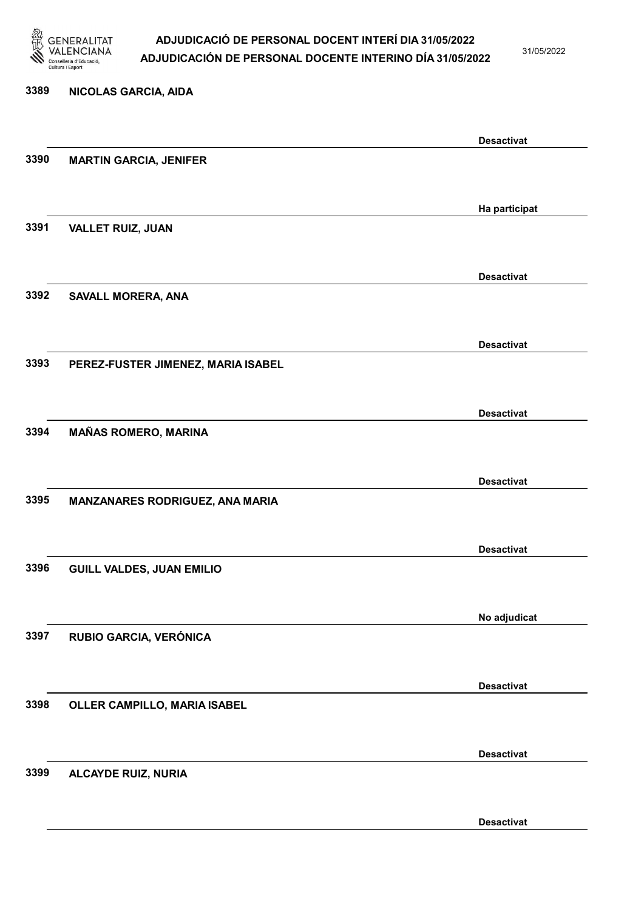3389 **NICOLAS GARCIA, AIDA**

Desactivat

3390 **MARTIN GARCIA, JENIFER**

Ha participat

3391 **VALLET RUIZ, JUAN**

Desactivat

3392 **SAVALL MORERA, ANA**

Desactivat

3393 **PEREZ-FUSTER JIMENEZ, MARIA ISABEL**

Desactivat

3394 **MAÑAS ROMERO, MARINA**

Desactivat

3395 **MANZANARES RODRIGUEZ, ANA MARIA**

Desactivat

3396 **GUILL VALDES, JUAN EMILIO**

No adjudicat

3397 **RUBIO GARCIA, VERÓNICA**

Desactivat

3398 **OLLER CAMPILLO, MARIA ISABEL**

Desactivat

3399 **ALCAYDE RUIZ, NURIA**

Desactivat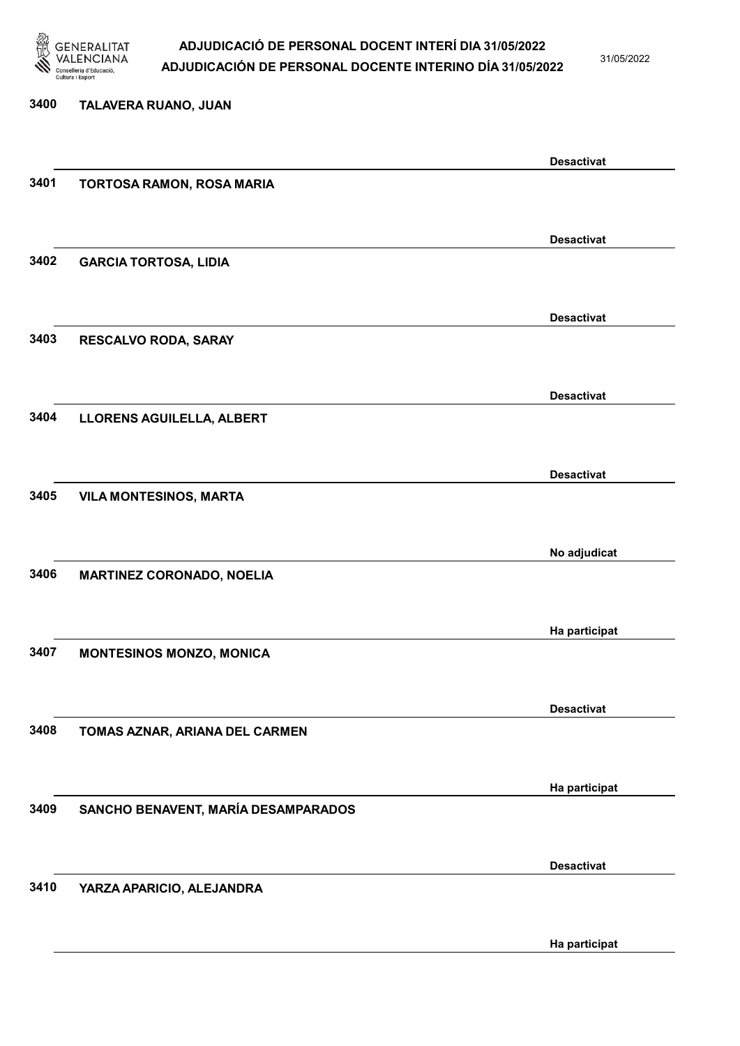| Núm. | Nom | Estat |
| --- | --- | --- |
| 3400 | TALAVERA RUANO, JUAN | Desactivat |
| 3401 | TORTOSA RAMON, ROSA MARIA | Desactivat |
| 3402 | GARCIA TORTOSA, LIDIA | Desactivat |
| 3403 | RESCALVO RODA, SARAY | Desactivat |
| 3404 | LLORENS AGUILELLA, ALBERT | Desactivat |
| 3405 | VILA MONTESINOS, MARTA | No adjudicat |
| 3406 | MARTINEZ CORONADO, NOELIA | Ha participat |
| 3407 | MONTESINOS MONZO, MONICA | Desactivat |
| 3408 | TOMAS AZNAR, ARIANA DEL CARMEN | Ha participat |
| 3409 | SANCHO BENAVENT, MARÍA DESAMPARADOS | Desactivat |
| 3410 | YARZA APARICIO, ALEJANDRA | Ha participat |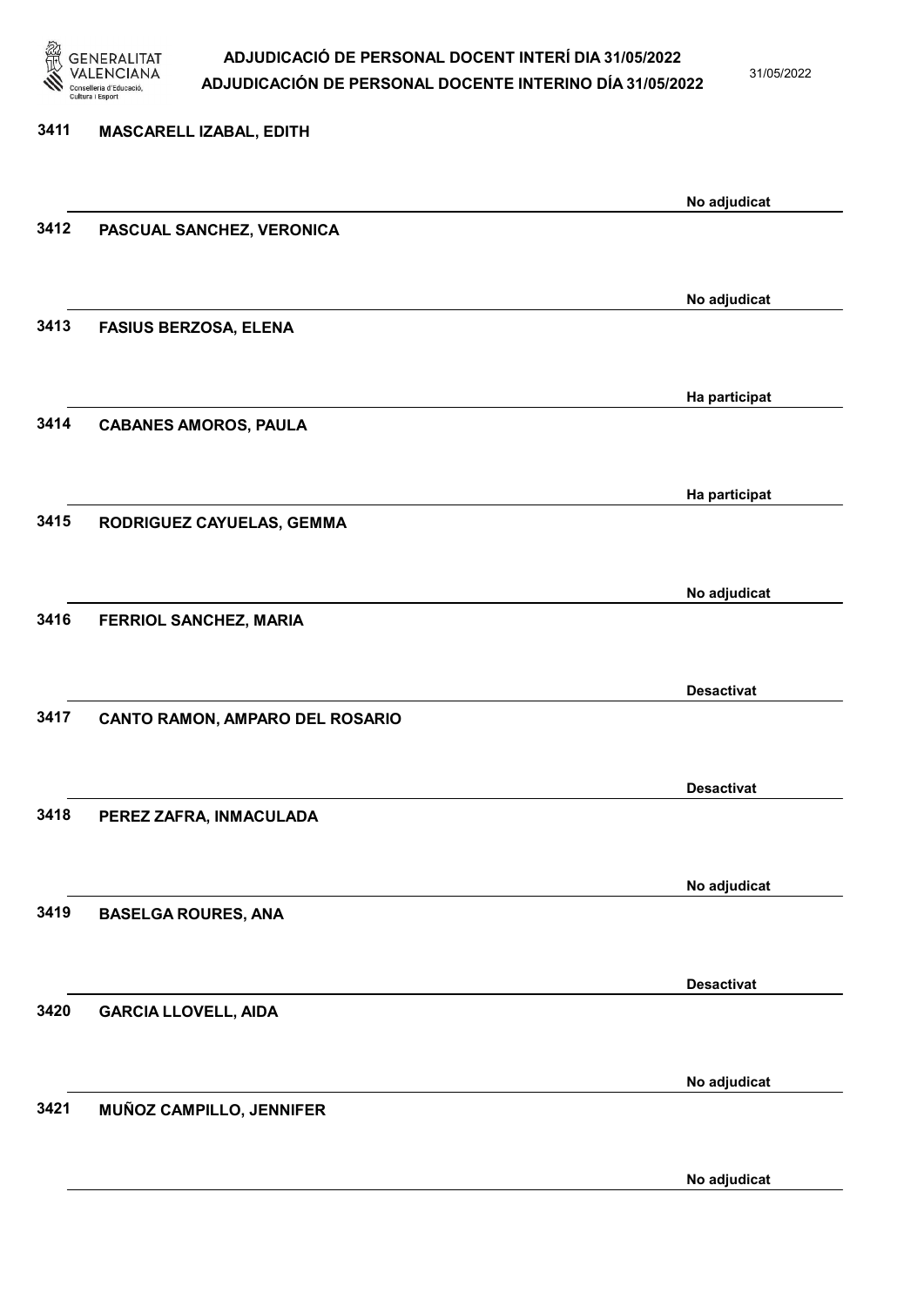3411 **MASCARELL IZABAL, EDITH**

No adjudicat

3412 **PASCUAL SANCHEZ, VERONICA**

No adjudicat

3413 **FASIUS BERZOSA, ELENA**

Ha participat

3414 **CABANES AMOROS, PAULA**

Ha participat

3415 **RODRIGUEZ CAYUELAS, GEMMA**

No adjudicat

3416 **FERRIOL SANCHEZ, MARIA**

Desactivat

3417 **CANTO RAMON, AMPARO DEL ROSARIO**

Desactivat

3418 **PEREZ ZAFRA, INMACULADA**

No adjudicat

3419 **BASELGA ROURES, ANA**

Desactivat

3420 **GARCIA LLOVELL, AIDA**

No adjudicat

3421 **MUÑOZ CAMPILLO, JENNIFER**

No adjudicat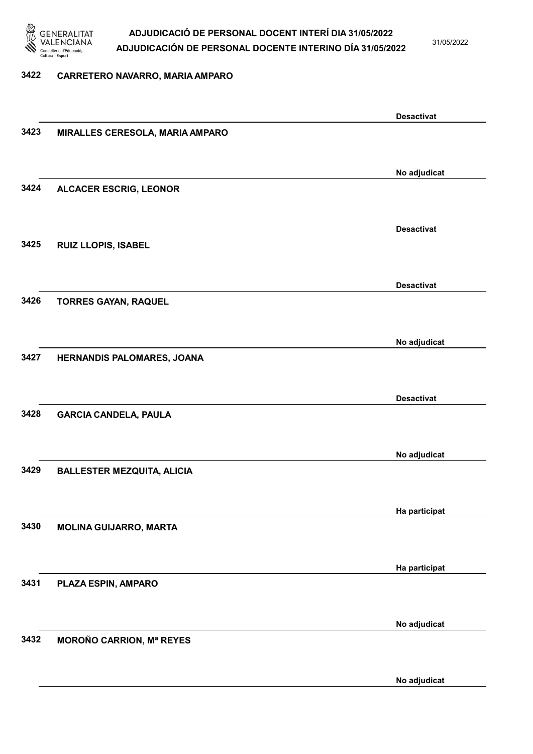3422 **CARRETERO NAVARRO, MARIA AMPARO**

Desactivat

3423 **MIRALLES CERESOLA, MARIA AMPARO**

No adjudicat

3424 **ALCACER ESCRIG, LEONOR**

Desactivat

3425 **RUIZ LLOPIS, ISABEL**

Desactivat

3426 **TORRES GAYAN, RAQUEL**

No adjudicat

3427 **HERNANDIS PALOMARES, JOANA**

Desactivat

3428 **GARCIA CANDELA, PAULA**

No adjudicat

3429 **BALLESTER MEZQUITA, ALICIA**

Ha participat

3430 **MOLINA GUIJARRO, MARTA**

Ha participat

3431 **PLAZA ESPIN, AMPARO**

No adjudicat

3432 **MOROÑO CARRION, Mª REYES**

No adjudicat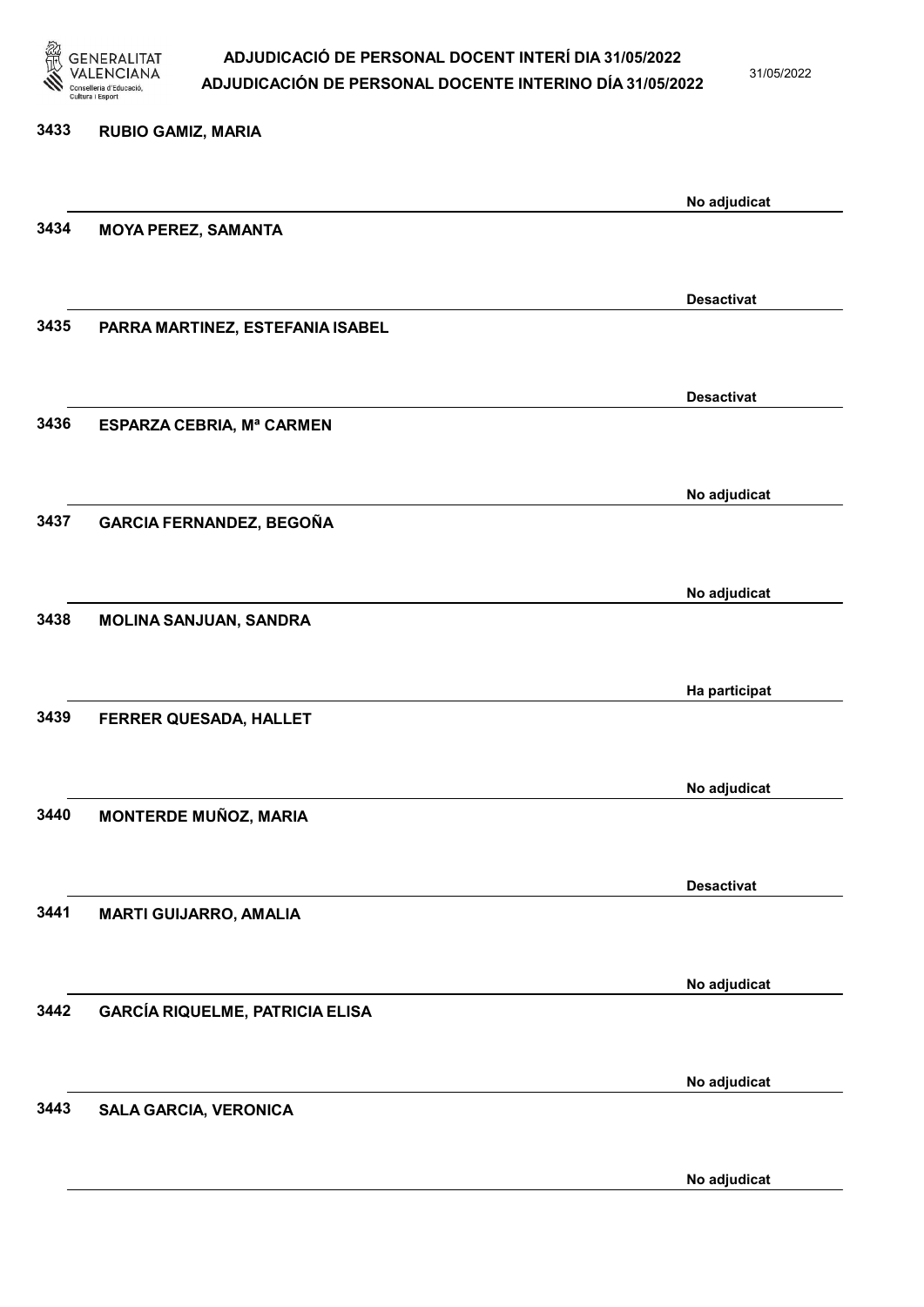3433 **RUBIO GAMIZ, MARIA**

No adjudicat

3434 **MOYA PEREZ, SAMANTA**

Desactivat

3435 **PARRA MARTINEZ, ESTEFANIA ISABEL**

Desactivat

3436 **ESPARZA CEBRIA, Mª CARMEN**

No adjudicat

3437 **GARCIA FERNANDEZ, BEGOÑA**

No adjudicat

3438 **MOLINA SANJUAN, SANDRA**

Ha participat

3439 **FERRER QUESADA, HALLET**

No adjudicat

3440 **MONTERDE MUÑOZ, MARIA**

Desactivat

3441 **MARTI GUIJARRO, AMALIA**

No adjudicat

3442 **GARCÍA RIQUELME, PATRICIA ELISA**

No adjudicat

3443 **SALA GARCIA, VERONICA**

No adjudicat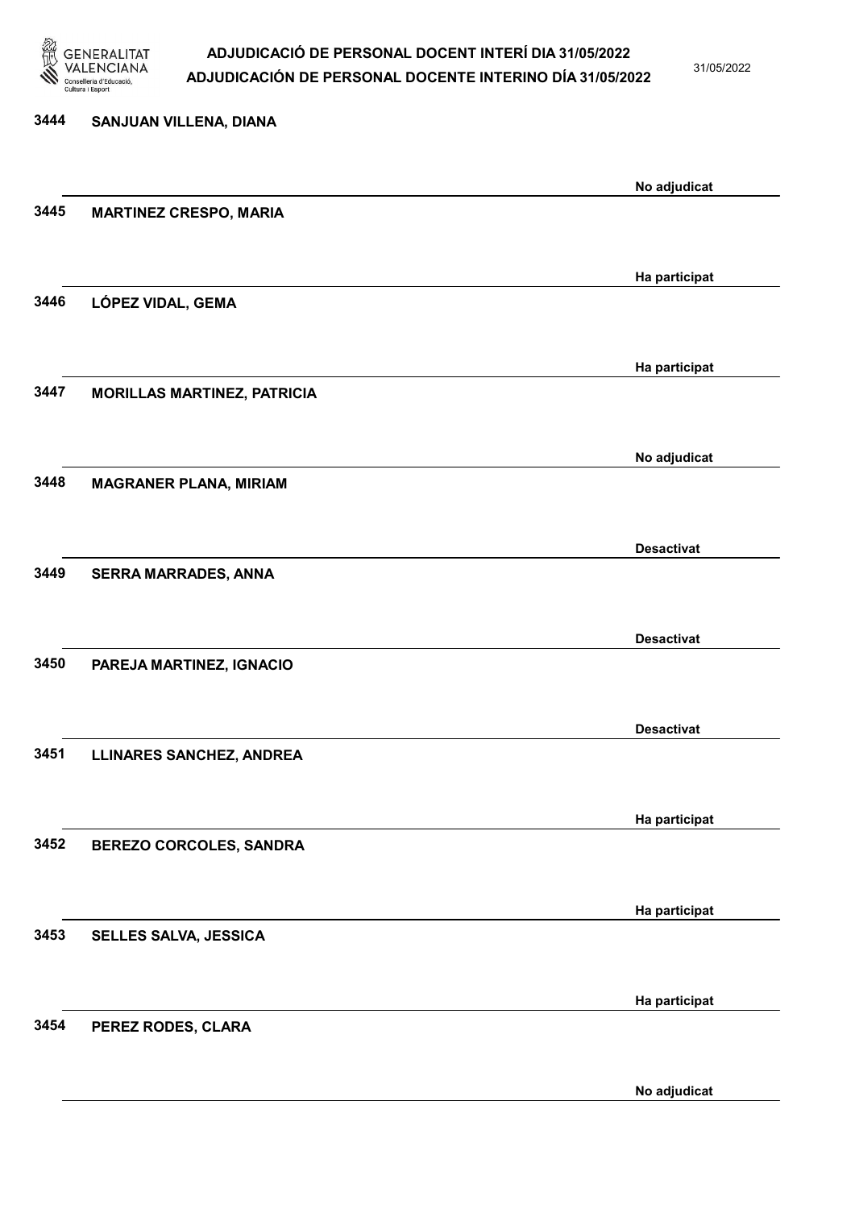3444 **SANJUAN VILLENA, DIANA**

No adjudicat

3445 **MARTINEZ CRESPO, MARIA**

Ha participat

3446 **LÓPEZ VIDAL, GEMA**

Ha participat

3447 **MORILLAS MARTINEZ, PATRICIA**

No adjudicat

3448 **MAGRANER PLANA, MIRIAM**

Desactivat

3449 **SERRA MARRADES, ANNA**

Desactivat

3450 **PAREJA MARTINEZ, IGNACIO**

Desactivat

3451 **LLINARES SANCHEZ, ANDREA**

Ha participat

3452 **BEREZO CORCOLES, SANDRA**

Ha participat

3453 **SELLES SALVA, JESSICA**

Ha participat

3454 **PEREZ RODES, CLARA**

No adjudicat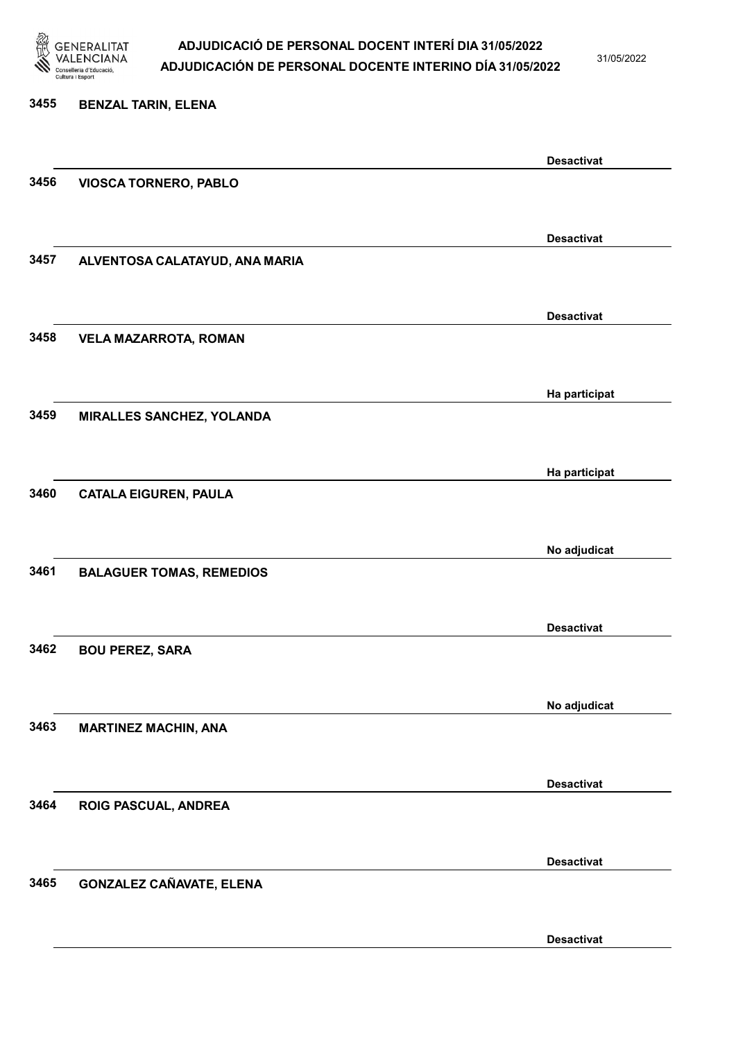3455 **BENZAL TARIN, ELENA**

**Desactivat**

3456 **VIOSCA TORNERO, PABLO**

**Desactivat**

3457 **ALVENTOSA CALATAYUD, ANA MARIA**

**Desactivat**

3458 **VELA MAZARROTA, ROMAN**

**Ha participat**

3459 **MIRALLES SANCHEZ, YOLANDA**

**Ha participat**

3460 **CATALA EIGUREN, PAULA**

**No adjudicat**

3461 **BALAGUER TOMAS, REMEDIOS**

**Desactivat**

3462 **BOU PEREZ, SARA**

**No adjudicat**

3463 **MARTINEZ MACHIN, ANA**

**Desactivat**

3464 **ROIG PASCUAL, ANDREA**

**Desactivat**

3465 **GONZALEZ CAÑAVATE, ELENA**

**Desactivat**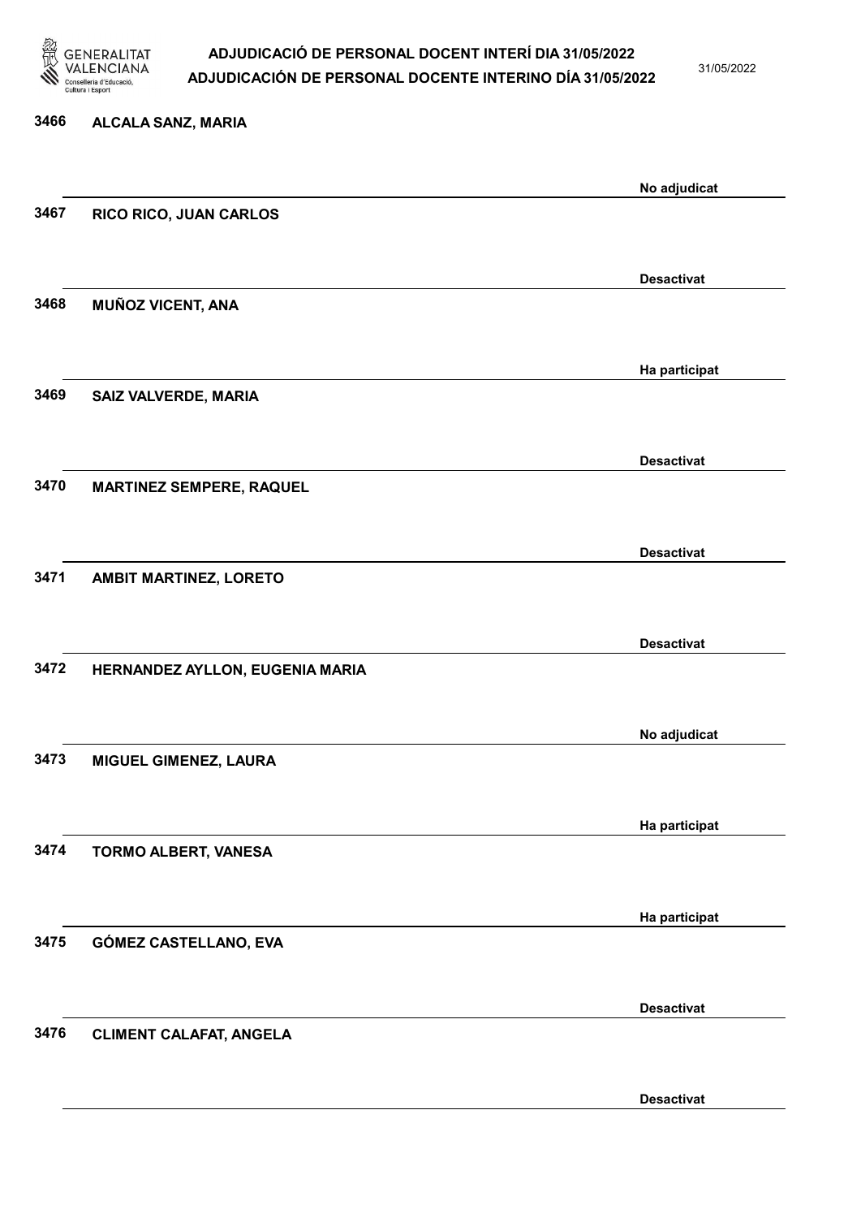| Núm. | Nom | Estat |
|---|---|---|
| 3466 | ALCALA SANZ, MARIA | No adjudicat |
| 3467 | RICO RICO, JUAN CARLOS | Desactivat |
| 3468 | MUÑOZ VICENT, ANA | Ha participat |
| 3469 | SAIZ VALVERDE, MARIA | Desactivat |
| 3470 | MARTINEZ SEMPERE, RAQUEL | Desactivat |
| 3471 | AMBIT MARTINEZ, LORETO | Desactivat |
| 3472 | HERNANDEZ AYLLON, EUGENIA MARIA | No adjudicat |
| 3473 | MIGUEL GIMENEZ, LAURA | Ha participat |
| 3474 | TORMO ALBERT, VANESA | Ha participat |
| 3475 | GÓMEZ CASTELLANO, EVA | Desactivat |
| 3476 | CLIMENT CALAFAT, ANGELA | Desactivat |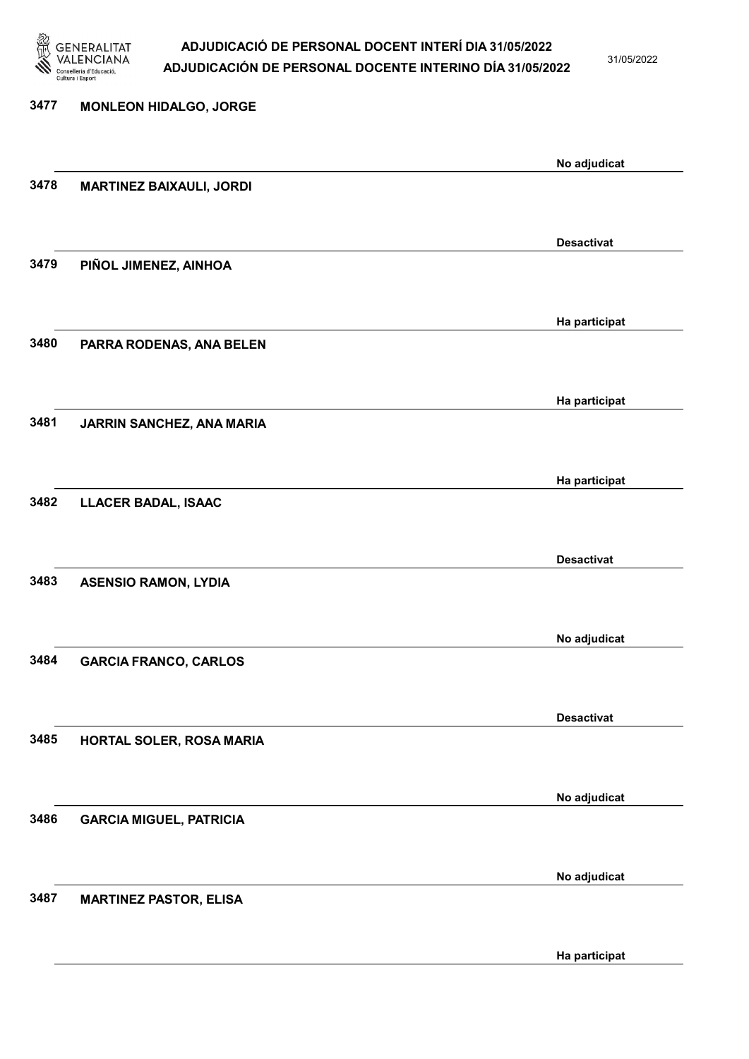| | | |
|---|---|---|
| 3477 | MONLEON HIDALGO, JORGE | No adjudicat |
| 3478 | MARTINEZ BAIXAULI, JORDI | Desactivat |
| 3479 | PIÑOL JIMENEZ, AINHOA | Ha participat |
| 3480 | PARRA RODENAS, ANA BELEN | Ha participat |
| 3481 | JARRIN SANCHEZ, ANA MARIA | Ha participat |
| 3482 | LLACER BADAL, ISAAC | Desactivat |
| 3483 | ASENSIO RAMON, LYDIA | No adjudicat |
| 3484 | GARCIA FRANCO, CARLOS | Desactivat |
| 3485 | HORTAL SOLER, ROSA MARIA | No adjudicat |
| 3486 | GARCIA MIGUEL, PATRICIA | No adjudicat |
| 3487 | MARTINEZ PASTOR, ELISA | Ha participat |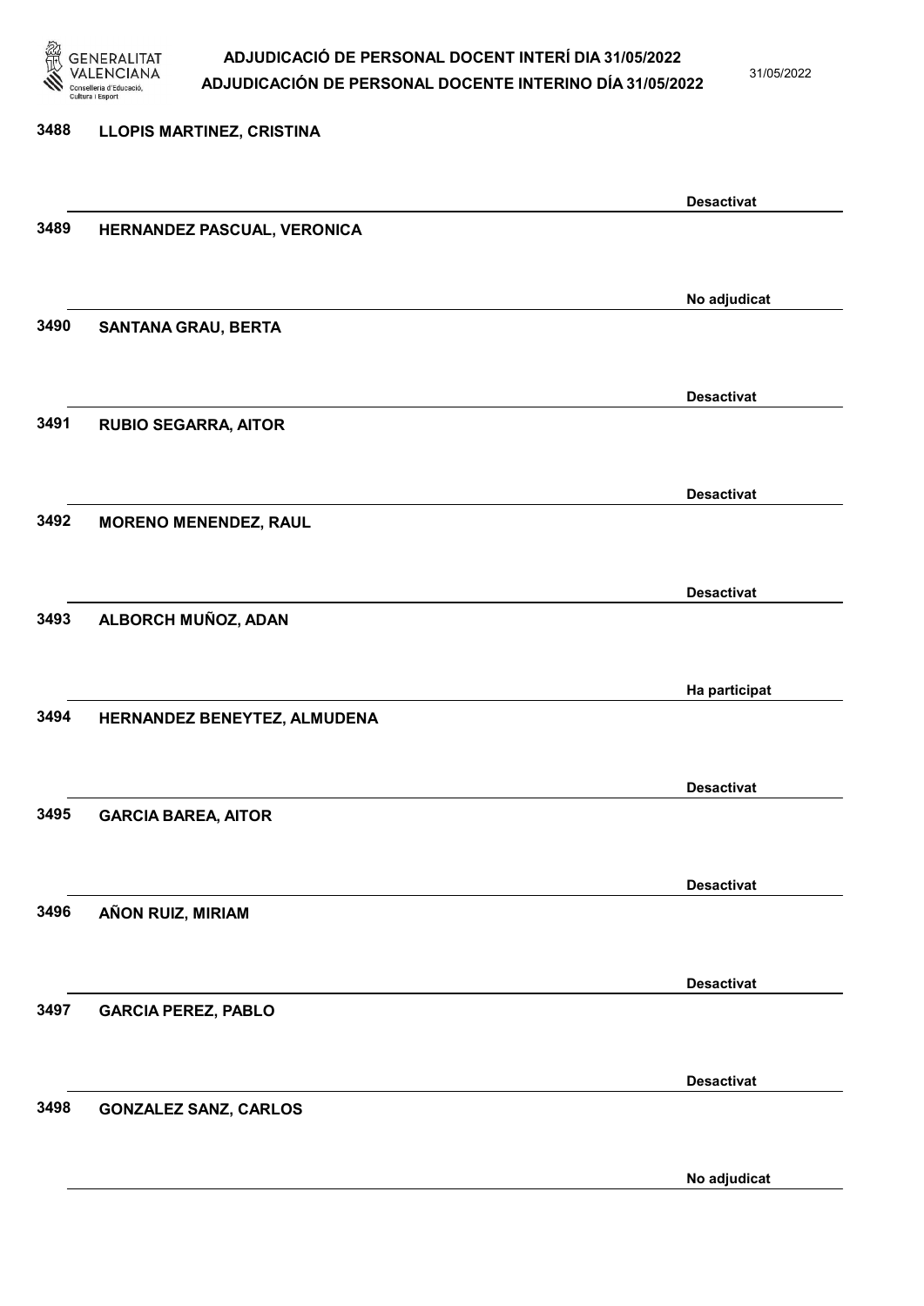3488 LLOPIS MARTINEZ, CRISTINA

Desactivat

3489 HERNANDEZ PASCUAL, VERONICA

No adjudicat

3490 SANTANA GRAU, BERTA

Desactivat

3491 RUBIO SEGARRA, AITOR

Desactivat

3492 MORENO MENENDEZ, RAUL

Desactivat

3493 ALBORCH MUÑOZ, ADAN

Ha participat

3494 HERNANDEZ BENEYTEZ, ALMUDENA

Desactivat

3495 GARCIA BAREA, AITOR

Desactivat

3496 AÑON RUIZ, MIRIAM

Desactivat

3497 GARCIA PEREZ, PABLO

Desactivat

3498 GONZALEZ SANZ, CARLOS

No adjudicat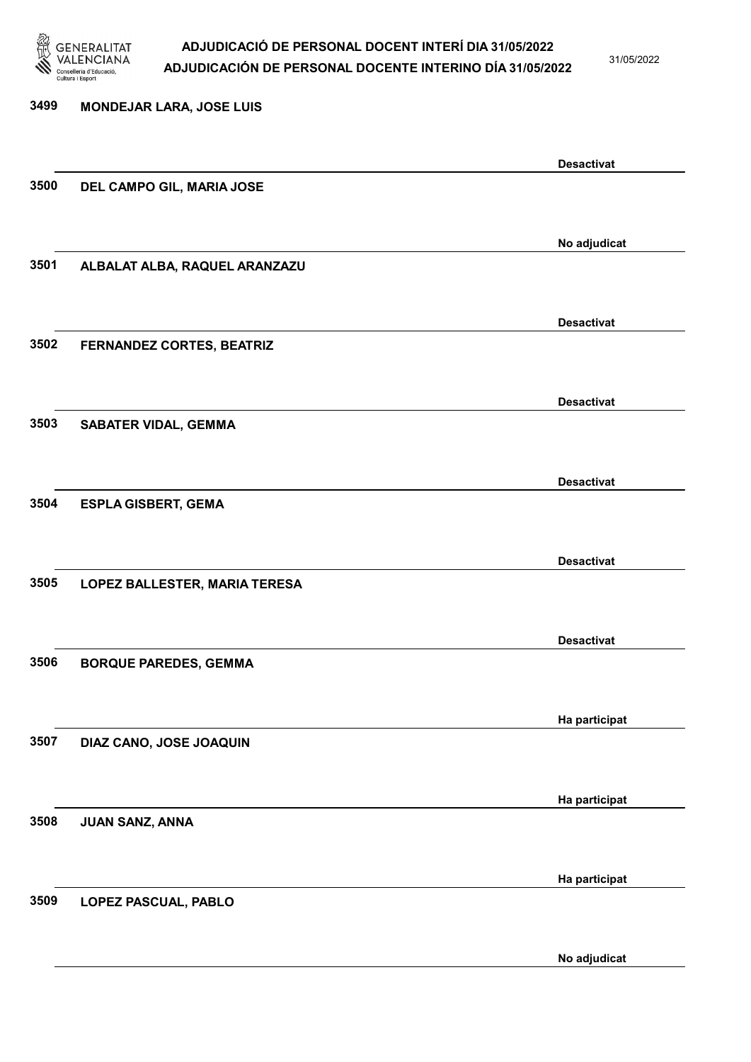| Núm. | Nom | Estat |
| --- | --- | --- |
| 3499 | MONDEJAR LARA, JOSE LUIS | Desactivat |
| 3500 | DEL CAMPO GIL, MARIA JOSE | No adjudicat |
| 3501 | ALBALAT ALBA, RAQUEL ARANZAZU | Desactivat |
| 3502 | FERNANDEZ CORTES, BEATRIZ | Desactivat |
| 3503 | SABATER VIDAL, GEMMA | Desactivat |
| 3504 | ESPLA GISBERT, GEMA | Desactivat |
| 3505 | LOPEZ BALLESTER, MARIA TERESA | Desactivat |
| 3506 | BORQUE PAREDES, GEMMA | Ha participat |
| 3507 | DIAZ CANO, JOSE JOAQUIN | Ha participat |
| 3508 | JUAN SANZ, ANNA | Ha participat |
| 3509 | LOPEZ PASCUAL, PABLO | No adjudicat |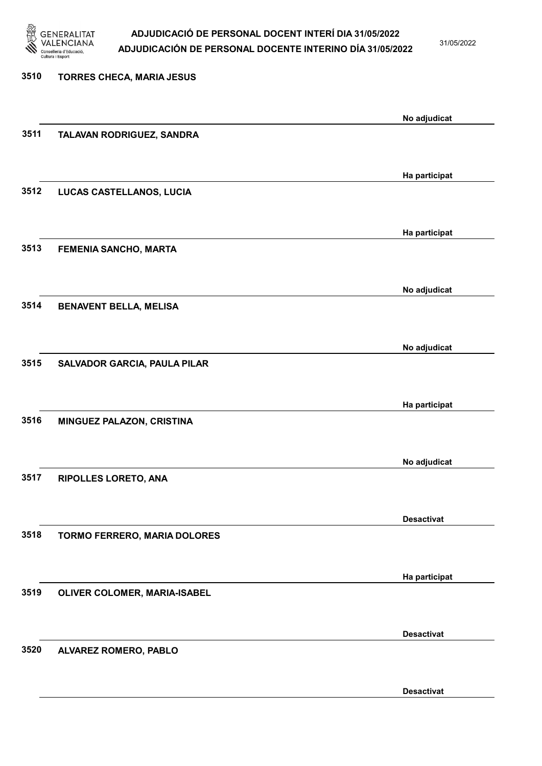3510 **TORRES CHECA, MARIA JESUS**

No adjudicat

3511 **TALAVAN RODRIGUEZ, SANDRA**

Ha participat

3512 **LUCAS CASTELLANOS, LUCIA**

Ha participat

3513 **FEMENIA SANCHO, MARTA**

No adjudicat

3514 **BENAVENT BELLA, MELISA**

No adjudicat

3515 **SALVADOR GARCIA, PAULA PILAR**

Ha participat

3516 **MINGUEZ PALAZON, CRISTINA**

No adjudicat

3517 **RIPOLLES LORETO, ANA**

Desactivat

3518 **TORMO FERRERO, MARIA DOLORES**

Ha participat

3519 **OLIVER COLOMER, MARIA-ISABEL**

Desactivat

3520 **ALVAREZ ROMERO, PABLO**

Desactivat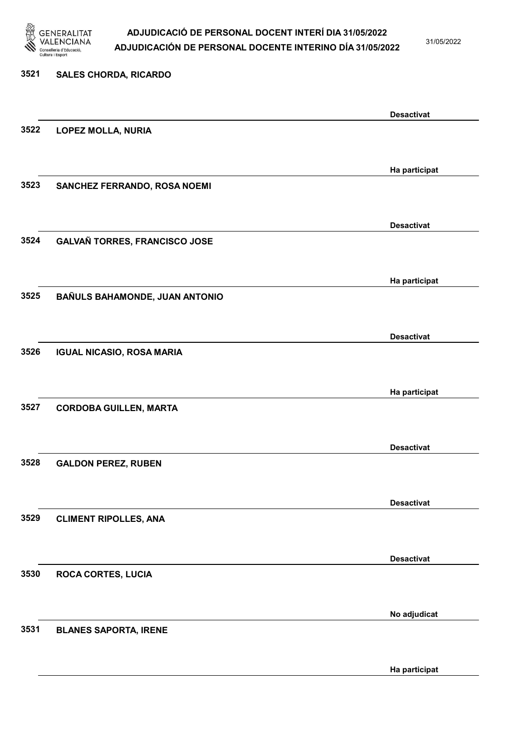| Núm. | Nom | Estat |
|---|---|---|
| 3521 | SALES CHORDA, RICARDO | Desactivat |
| 3522 | LOPEZ MOLLA, NURIA | Ha participat |
| 3523 | SANCHEZ FERRANDO, ROSA NOEMI | Desactivat |
| 3524 | GALVAÑ TORRES, FRANCISCO JOSE | Ha participat |
| 3525 | BAÑULS BAHAMONDE, JUAN ANTONIO | Desactivat |
| 3526 | IGUAL NICASIO, ROSA MARIA | Ha participat |
| 3527 | CORDOBA GUILLEN, MARTA | Desactivat |
| 3528 | GALDON PEREZ, RUBEN | Desactivat |
| 3529 | CLIMENT RIPOLLES, ANA | Desactivat |
| 3530 | ROCA CORTES, LUCIA | No adjudicat |
| 3531 | BLANES SAPORTA, IRENE | Ha participat |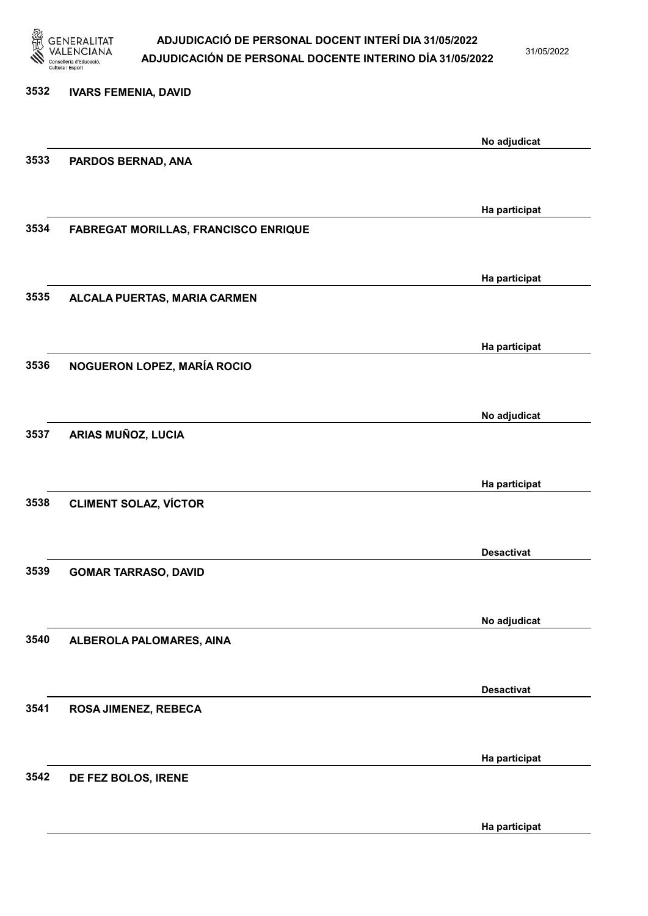| Núm. | Nom | Estat |
| --- | --- | --- |
| 3532 | IVARS FEMENIA, DAVID | No adjudicat |
| 3533 | PARDOS BERNAD, ANA | Ha participat |
| 3534 | FABREGAT MORILLAS, FRANCISCO ENRIQUE | Ha participat |
| 3535 | ALCALA PUERTAS, MARIA CARMEN | Ha participat |
| 3536 | NOGUERON LOPEZ, MARÍA ROCIO | No adjudicat |
| 3537 | ARIAS MUÑOZ, LUCIA | Ha participat |
| 3538 | CLIMENT SOLAZ, VÍCTOR | Desactivat |
| 3539 | GOMAR TARRASO, DAVID | No adjudicat |
| 3540 | ALBEROLA PALOMARES, AINA | Desactivat |
| 3541 | ROSA JIMENEZ, REBECA | Ha participat |
| 3542 | DE FEZ BOLOS, IRENE | Ha participat |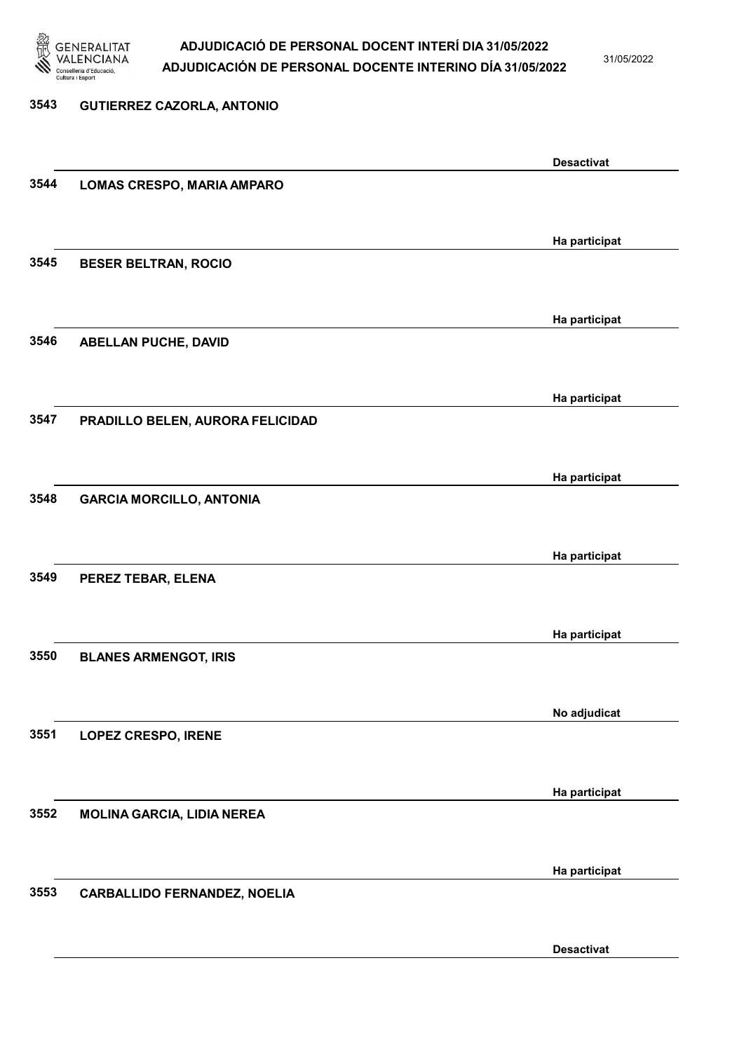| | | |
|---|---|---|
| 3543 | GUTIERREZ CAZORLA, ANTONIO | Desactivat |
| 3544 | LOMAS CRESPO, MARIA AMPARO | Ha participat |
| 3545 | BESER BELTRAN, ROCIO | Ha participat |
| 3546 | ABELLAN PUCHE, DAVID | Ha participat |
| 3547 | PRADILLO BELEN, AURORA FELICIDAD | Ha participat |
| 3548 | GARCIA MORCILLO, ANTONIA | Ha participat |
| 3549 | PEREZ TEBAR, ELENA | Ha participat |
| 3550 | BLANES ARMENGOT, IRIS | No adjudicat |
| 3551 | LOPEZ CRESPO, IRENE | Ha participat |
| 3552 | MOLINA GARCIA, LIDIA NEREA | Ha participat |
| 3553 | CARBALLIDO FERNANDEZ, NOELIA | Desactivat |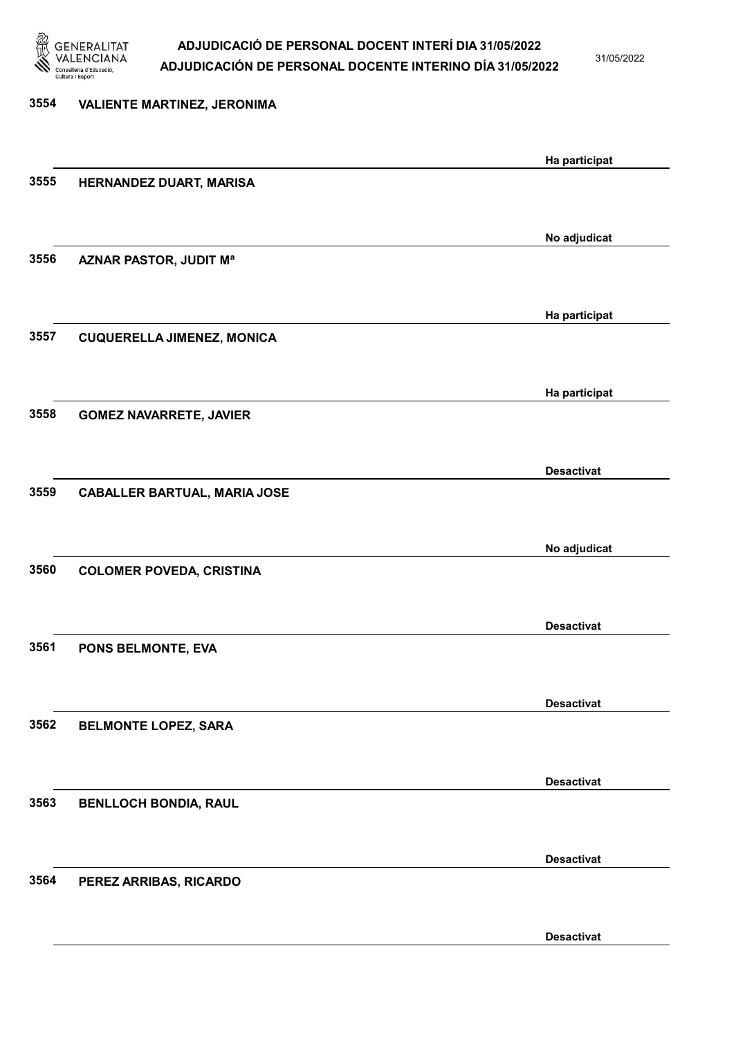3554 VALIENTE MARTINEZ, JERONIMA

Ha participat

3555 HERNANDEZ DUART, MARISA

No adjudicat

3556 AZNAR PASTOR, JUDIT Mª

Ha participat

3557 CUQUERELLA JIMENEZ, MONICA

Ha participat

3558 GOMEZ NAVARRETE, JAVIER

Desactivat

3559 CABALLER BARTUAL, MARIA JOSE

No adjudicat

3560 COLOMER POVEDA, CRISTINA

Desactivat

3561 PONS BELMONTE, EVA

Desactivat

3562 BELMONTE LOPEZ, SARA

Desactivat

3563 BENLLOCH BONDIA, RAUL

Desactivat

3564 PEREZ ARRIBAS, RICARDO

Desactivat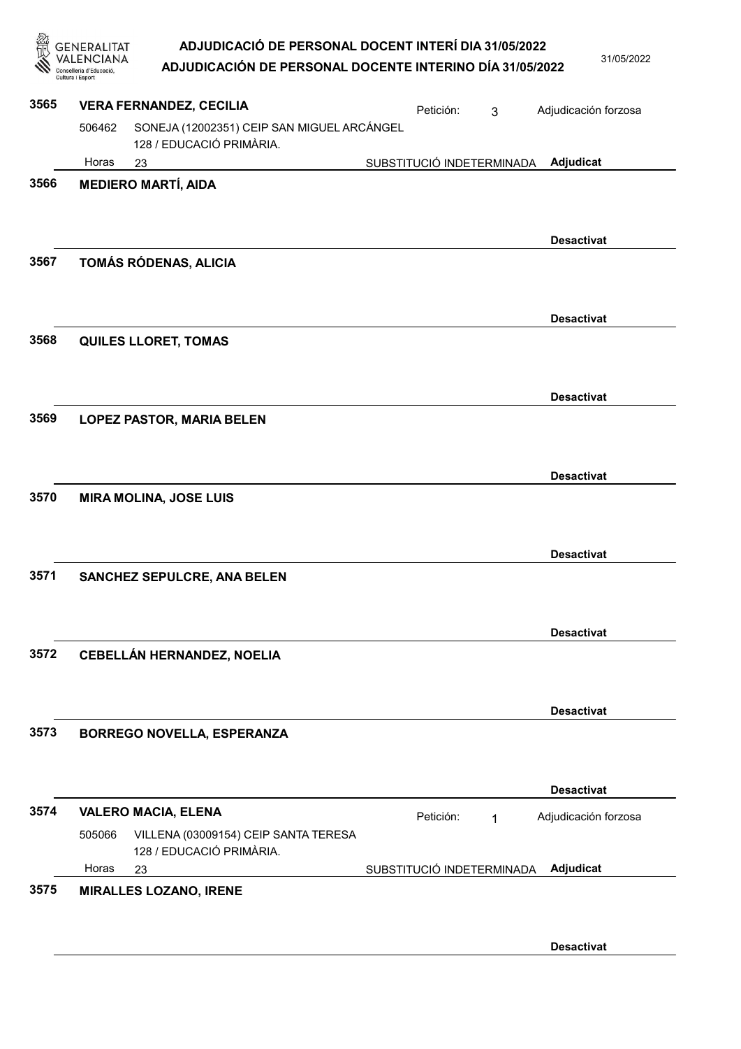**3565 VERA FERNANDEZ, CECILIA**

Petición: 3 — Adjudicación forzosa

506462 SONEJA (12002351) CEIP SAN MIGUEL ARCÁNGEL
128 / EDUCACIÓ PRIMÀRIA.

Horas 23 — SUBSTITUCIÓ INDETERMINADA — **Adjudicat**

**3566 MEDIERO MARTÍ, AIDA**

**Desactivat**

**3567 TOMÁS RÓDENAS, ALICIA**

**Desactivat**

**3568 QUILES LLORET, TOMAS**

**Desactivat**

**3569 LOPEZ PASTOR, MARIA BELEN**

**Desactivat**

**3570 MIRA MOLINA, JOSE LUIS**

**Desactivat**

**3571 SANCHEZ SEPULCRE, ANA BELEN**

**Desactivat**

**3572 CEBELLÁN HERNANDEZ, NOELIA**

**Desactivat**

**3573 BORREGO NOVELLA, ESPERANZA**

**Desactivat**

**3574 VALERO MACIA, ELENA**

Petición: 1 — Adjudicación forzosa

505066 VILLENA (03009154) CEIP SANTA TERESA
128 / EDUCACIÓ PRIMÀRIA.

Horas 23 — SUBSTITUCIÓ INDETERMINADA — **Adjudicat**

**3575 MIRALLES LOZANO, IRENE**

**Desactivat**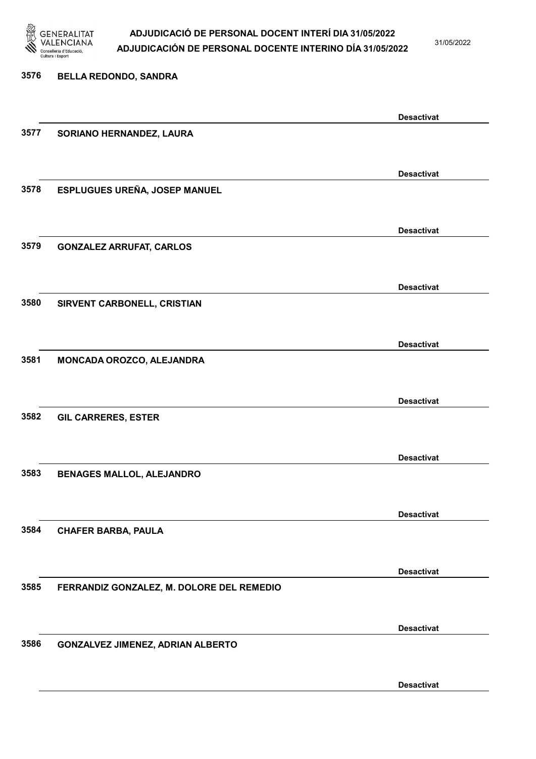3576 BELLA REDONDO, SANDRA

Desactivat

3577 SORIANO HERNANDEZ, LAURA

Desactivat

3578 ESPLUGUES UREÑA, JOSEP MANUEL

Desactivat

3579 GONZALEZ ARRUFAT, CARLOS

Desactivat

3580 SIRVENT CARBONELL, CRISTIAN

Desactivat

3581 MONCADA OROZCO, ALEJANDRA

Desactivat

3582 GIL CARRERES, ESTER

Desactivat

3583 BENAGES MALLOL, ALEJANDRO

Desactivat

3584 CHAFER BARBA, PAULA

Desactivat

3585 FERRANDIZ GONZALEZ, M. DOLORE DEL REMEDIO

Desactivat

3586 GONZALVEZ JIMENEZ, ADRIAN ALBERTO

Desactivat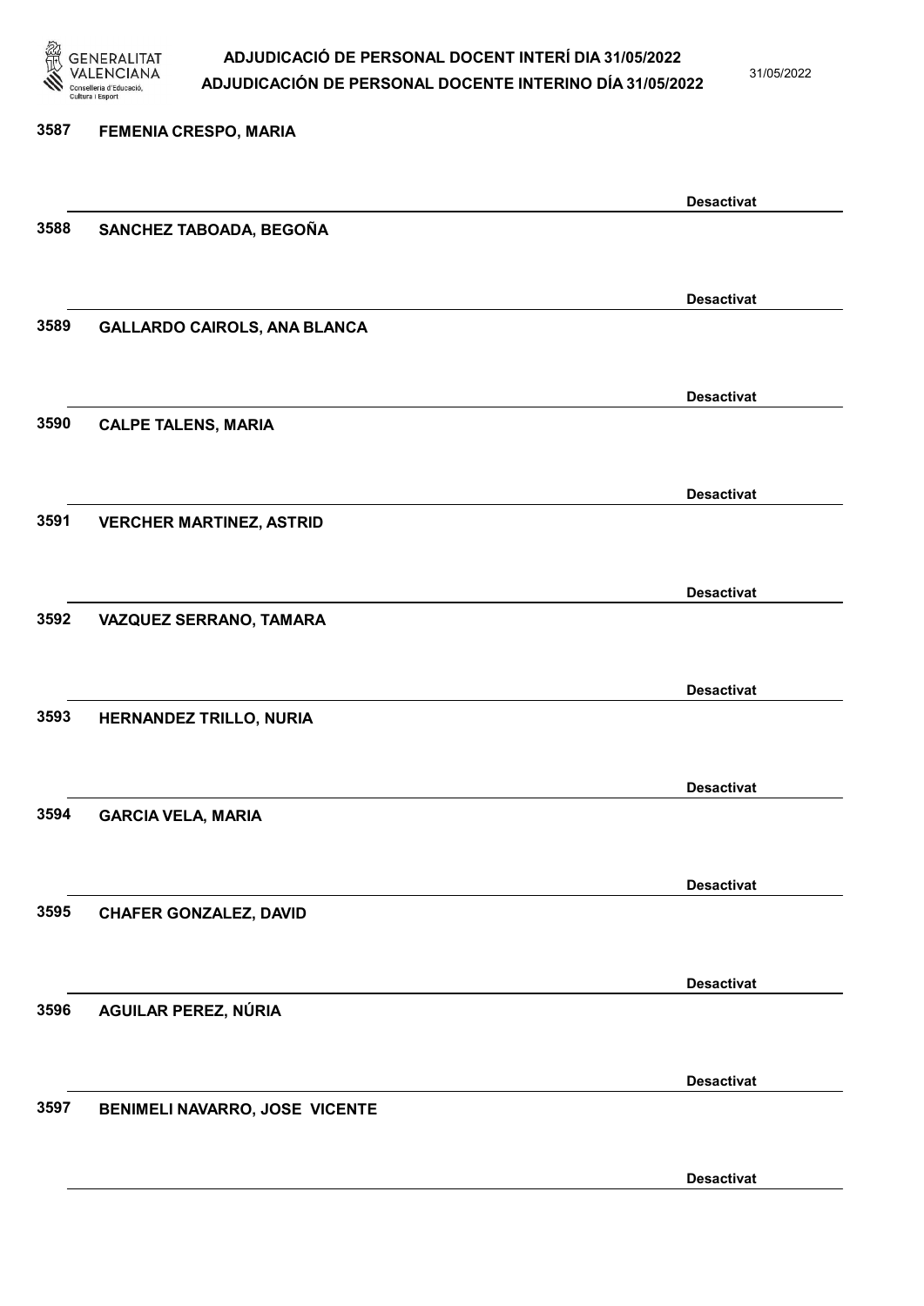3587 FEMENIA CRESPO, MARIA

Desactivat

3588 SANCHEZ TABOADA, BEGOÑA

Desactivat

3589 GALLARDO CAIROLS, ANA BLANCA

Desactivat

3590 CALPE TALENS, MARIA

Desactivat

3591 VERCHER MARTINEZ, ASTRID

Desactivat

3592 VAZQUEZ SERRANO, TAMARA

Desactivat

3593 HERNANDEZ TRILLO, NURIA

Desactivat

3594 GARCIA VELA, MARIA

Desactivat

3595 CHAFER GONZALEZ, DAVID

Desactivat

3596 AGUILAR PEREZ, NÚRIA

Desactivat

3597 BENIMELI NAVARRO, JOSE VICENTE

Desactivat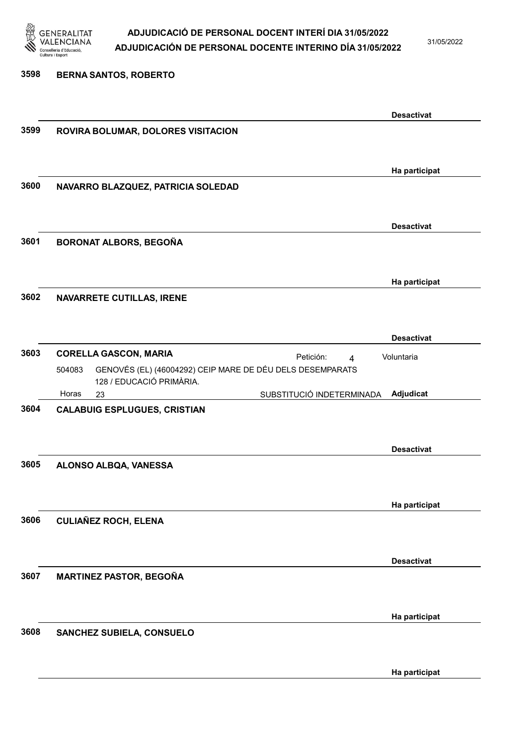3598 **BERNA SANTOS, ROBERTO**

**Desactivat**

3599 **ROVIRA BOLUMAR, DOLORES VISITACION**

**Ha participat**

3600 **NAVARRO BLAZQUEZ, PATRICIA SOLEDAD**

**Desactivat**

3601 **BORONAT ALBORS, BEGOÑA**

**Ha participat**

3602 **NAVARRETE CUTILLAS, IRENE**

**Desactivat**

3603 **CORELLA GASCON, MARIA** — Petición: 4 — Voluntaria

504083 GENOVÉS (EL) (46004292) CEIP MARE DE DÉU DELS DESEMPARATS
128 / EDUCACIÓ PRIMÀRIA.
Horas 23 — SUBSTITUCIÓ INDETERMINADA — **Adjudicat**

3604 **CALABUIG ESPLUGUES, CRISTIAN**

**Desactivat**

3605 **ALONSO ALBQA, VANESSA**

**Ha participat**

3606 **CULIAÑEZ ROCH, ELENA**

**Desactivat**

3607 **MARTINEZ PASTOR, BEGOÑA**

**Ha participat**

3608 **SANCHEZ SUBIELA, CONSUELO**

**Ha participat**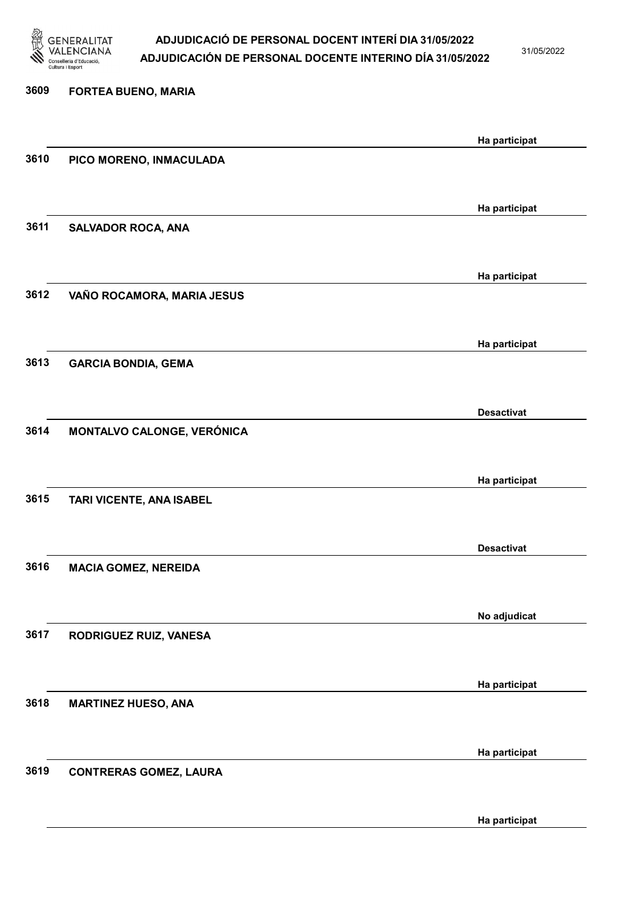3609 FORTEA BUENO, MARIA

Ha participat

3610 PICO MORENO, INMACULADA

Ha participat

3611 SALVADOR ROCA, ANA

Ha participat

3612 VAÑO ROCAMORA, MARIA JESUS

Ha participat

3613 GARCIA BONDIA, GEMA

Desactivat

3614 MONTALVO CALONGE, VERÓNICA

Ha participat

3615 TARI VICENTE, ANA ISABEL

Desactivat

3616 MACIA GOMEZ, NEREIDA

No adjudicat

3617 RODRIGUEZ RUIZ, VANESA

Ha participat

3618 MARTINEZ HUESO, ANA

Ha participat

3619 CONTRERAS GOMEZ, LAURA

Ha participat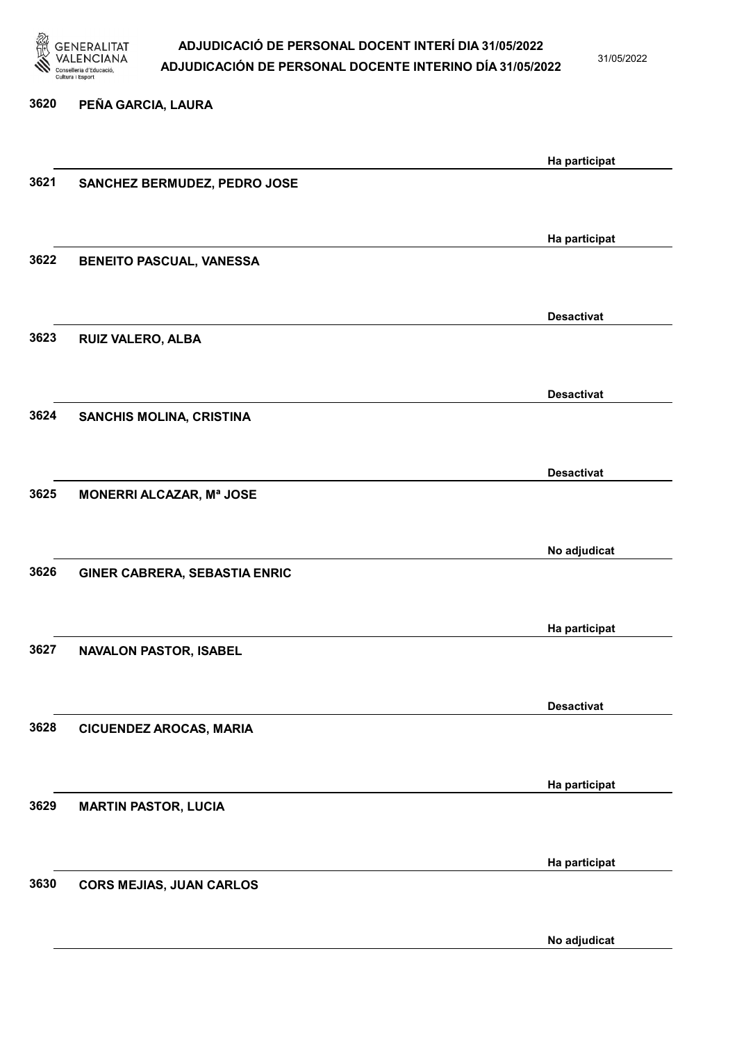| Núm. | Nom | Estat |
| --- | --- | --- |
| 3620 | PEÑA GARCIA, LAURA | Ha participat |
| 3621 | SANCHEZ BERMUDEZ, PEDRO JOSE | Ha participat |
| 3622 | BENEITO PASCUAL, VANESSA | Desactivat |
| 3623 | RUIZ VALERO, ALBA | Desactivat |
| 3624 | SANCHIS MOLINA, CRISTINA | Desactivat |
| 3625 | MONERRI ALCAZAR, Mª JOSE | No adjudicat |
| 3626 | GINER CABRERA, SEBASTIA ENRIC | Ha participat |
| 3627 | NAVALON PASTOR, ISABEL | Desactivat |
| 3628 | CICUENDEZ AROCAS, MARIA | Ha participat |
| 3629 | MARTIN PASTOR, LUCIA | Ha participat |
| 3630 | CORS MEJIAS, JUAN CARLOS | No adjudicat |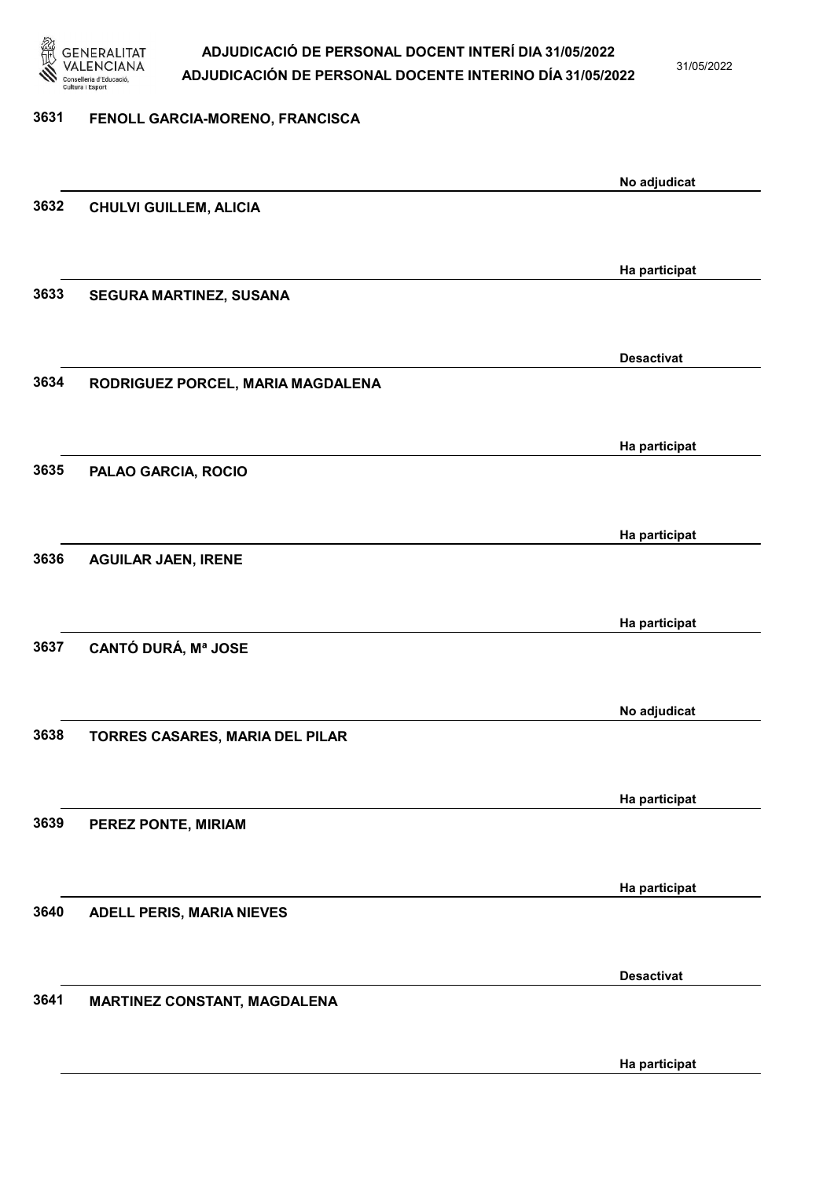| Núm. | Nom | Estat |
| --- | --- | --- |
| 3631 | FENOLL GARCIA-MORENO, FRANCISCA | No adjudicat |
| 3632 | CHULVI GUILLEM, ALICIA | Ha participat |
| 3633 | SEGURA MARTINEZ, SUSANA | Desactivat |
| 3634 | RODRIGUEZ PORCEL, MARIA MAGDALENA | Ha participat |
| 3635 | PALAO GARCIA, ROCIO | Ha participat |
| 3636 | AGUILAR JAEN, IRENE | Ha participat |
| 3637 | CANTÓ DURÁ, Mª JOSE | No adjudicat |
| 3638 | TORRES CASARES, MARIA DEL PILAR | Ha participat |
| 3639 | PEREZ PONTE, MIRIAM | Ha participat |
| 3640 | ADELL PERIS, MARIA NIEVES | Desactivat |
| 3641 | MARTINEZ CONSTANT, MAGDALENA | Ha participat |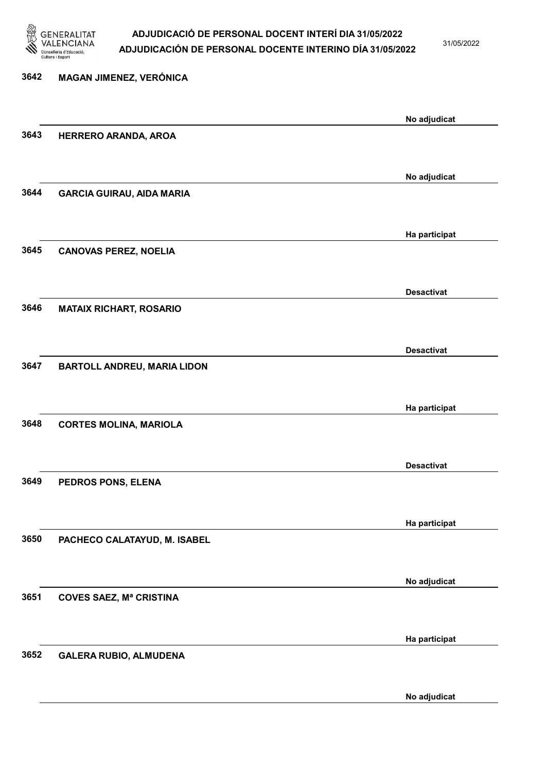| Núm. | Nom | Estat |
|---|---|---|
| 3642 | MAGAN JIMENEZ, VERÓNICA | No adjudicat |
| 3643 | HERRERO ARANDA, AROA | No adjudicat |
| 3644 | GARCIA GUIRAU, AIDA MARIA | Ha participat |
| 3645 | CANOVAS PEREZ, NOELIA | Desactivat |
| 3646 | MATAIX RICHART, ROSARIO | Desactivat |
| 3647 | BARTOLL ANDREU, MARIA LIDON | Ha participat |
| 3648 | CORTES MOLINA, MARIOLA | Desactivat |
| 3649 | PEDROS PONS, ELENA | Ha participat |
| 3650 | PACHECO CALATAYUD, M. ISABEL | No adjudicat |
| 3651 | COVES SAEZ, Mª CRISTINA | Ha participat |
| 3652 | GALERA RUBIO, ALMUDENA | No adjudicat |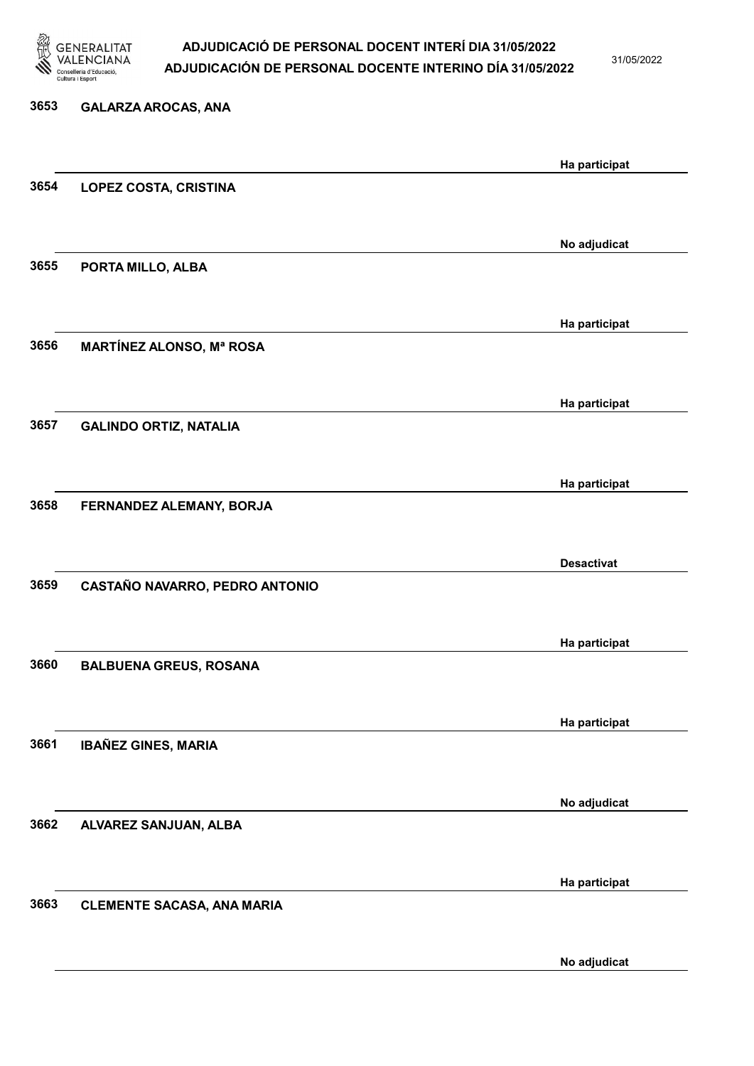| | | |
|---|---|---|
| 3653 | GALARZA AROCAS, ANA | Ha participat |
| 3654 | LOPEZ COSTA, CRISTINA | No adjudicat |
| 3655 | PORTA MILLO, ALBA | Ha participat |
| 3656 | MARTÍNEZ ALONSO, Mª ROSA | Ha participat |
| 3657 | GALINDO ORTIZ, NATALIA | Ha participat |
| 3658 | FERNANDEZ ALEMANY, BORJA | Desactivat |
| 3659 | CASTAÑO NAVARRO, PEDRO ANTONIO | Ha participat |
| 3660 | BALBUENA GREUS, ROSANA | Ha participat |
| 3661 | IBAÑEZ GINES, MARIA | No adjudicat |
| 3662 | ALVAREZ SANJUAN, ALBA | Ha participat |
| 3663 | CLEMENTE SACASA, ANA MARIA | No adjudicat |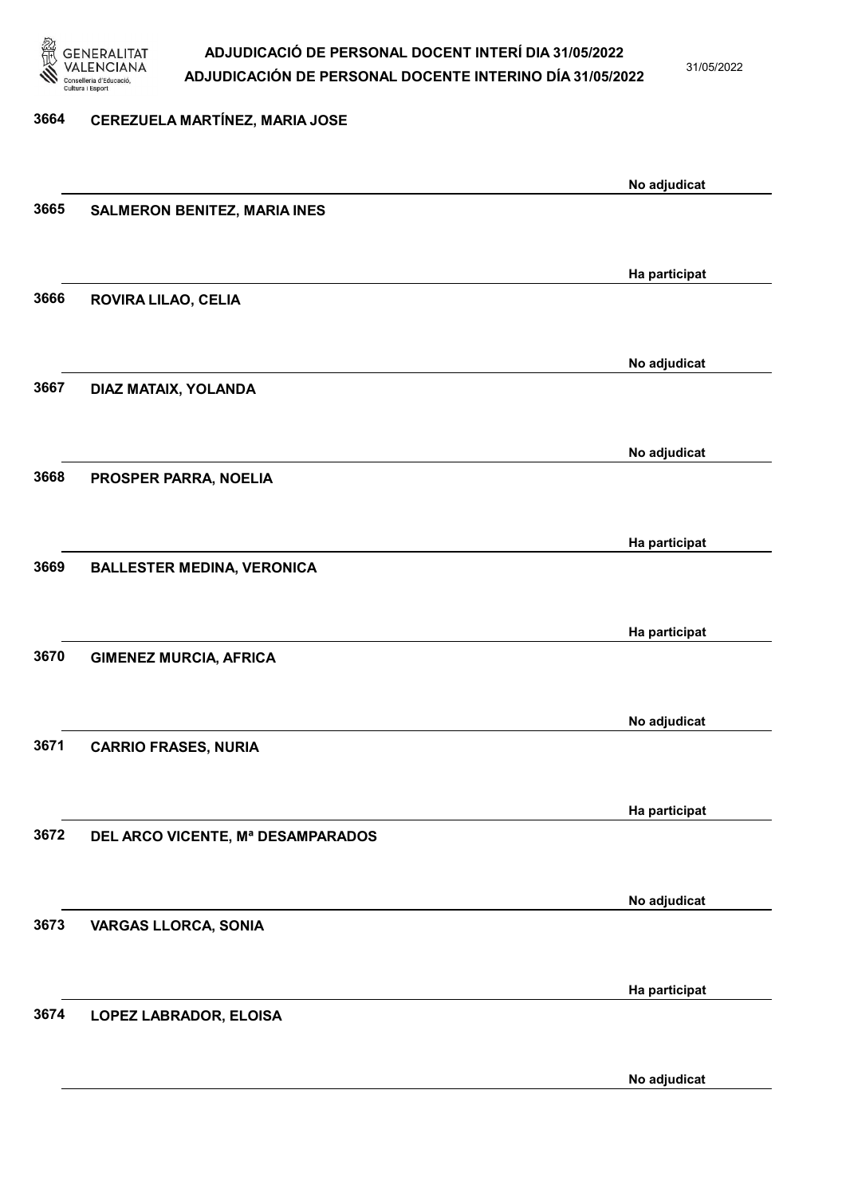| Núm. | Nom | Estat |
| --- | --- | --- |
| 3664 | CEREZUELA MARTÍNEZ, MARIA JOSE | No adjudicat |
| 3665 | SALMERON BENITEZ, MARIA INES | Ha participat |
| 3666 | ROVIRA LILAO, CELIA | No adjudicat |
| 3667 | DIAZ MATAIX, YOLANDA | No adjudicat |
| 3668 | PROSPER PARRA, NOELIA | Ha participat |
| 3669 | BALLESTER MEDINA, VERONICA | Ha participat |
| 3670 | GIMENEZ MURCIA, AFRICA | No adjudicat |
| 3671 | CARRIO FRASES, NURIA | Ha participat |
| 3672 | DEL ARCO VICENTE, Mª DESAMPARADOS | No adjudicat |
| 3673 | VARGAS LLORCA, SONIA | Ha participat |
| 3674 | LOPEZ LABRADOR, ELOISA | No adjudicat |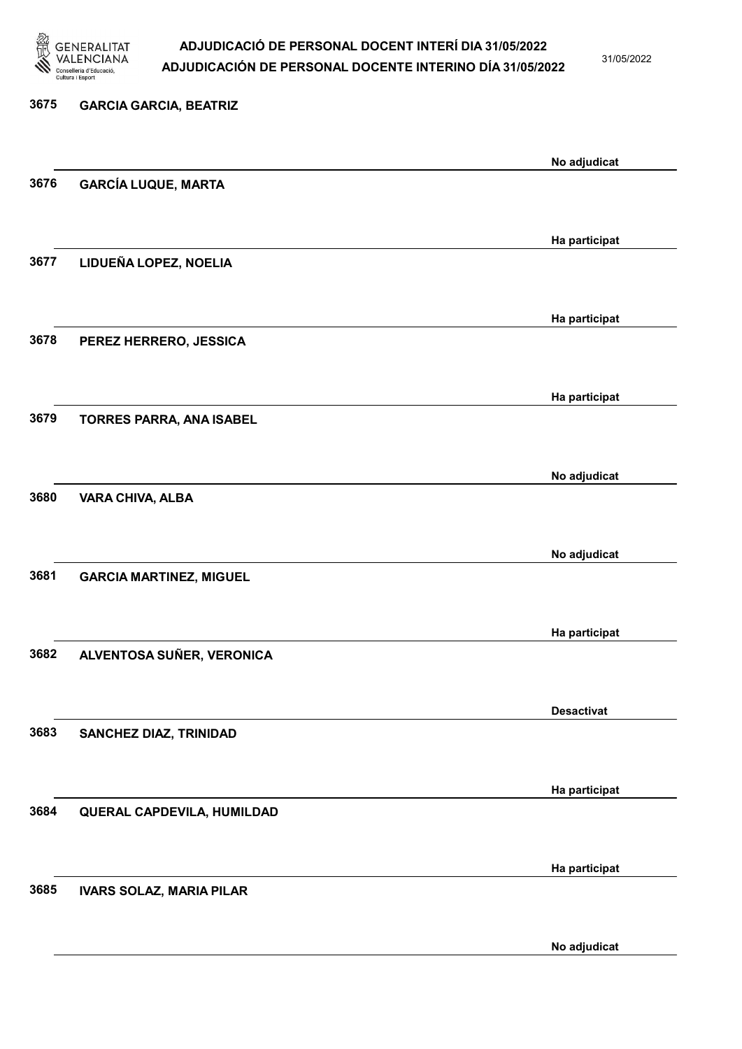3675 **GARCIA GARCIA, BEATRIZ**

No adjudicat

3676 **GARCÍA LUQUE, MARTA**

Ha participat

3677 **LIDUEÑA LOPEZ, NOELIA**

Ha participat

3678 **PEREZ HERRERO, JESSICA**

Ha participat

3679 **TORRES PARRA, ANA ISABEL**

No adjudicat

3680 **VARA CHIVA, ALBA**

No adjudicat

3681 **GARCIA MARTINEZ, MIGUEL**

Ha participat

3682 **ALVENTOSA SUÑER, VERONICA**

Desactivat

3683 **SANCHEZ DIAZ, TRINIDAD**

Ha participat

3684 **QUERAL CAPDEVILA, HUMILDAD**

Ha participat

3685 **IVARS SOLAZ, MARIA PILAR**

No adjudicat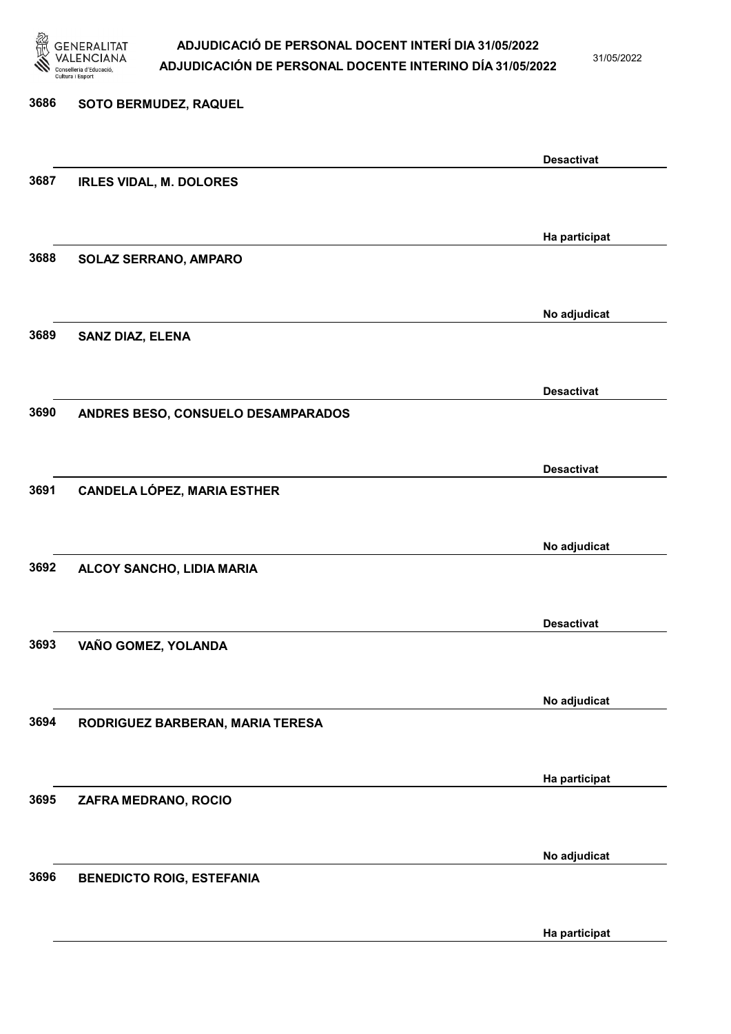| Núm. | Nom | Estat |
|---|---|---|
| 3686 | SOTO BERMUDEZ, RAQUEL | Desactivat |
| 3687 | IRLES VIDAL, M. DOLORES | Ha participat |
| 3688 | SOLAZ SERRANO, AMPARO | No adjudicat |
| 3689 | SANZ DIAZ, ELENA | Desactivat |
| 3690 | ANDRES BESO, CONSUELO DESAMPARADOS | Desactivat |
| 3691 | CANDELA LÓPEZ, MARIA ESTHER | No adjudicat |
| 3692 | ALCOY SANCHO, LIDIA MARIA | Desactivat |
| 3693 | VAÑO GOMEZ, YOLANDA | No adjudicat |
| 3694 | RODRIGUEZ BARBERAN, MARIA TERESA | Ha participat |
| 3695 | ZAFRA MEDRANO, ROCIO | No adjudicat |
| 3696 | BENEDICTO ROIG, ESTEFANIA | Ha participat |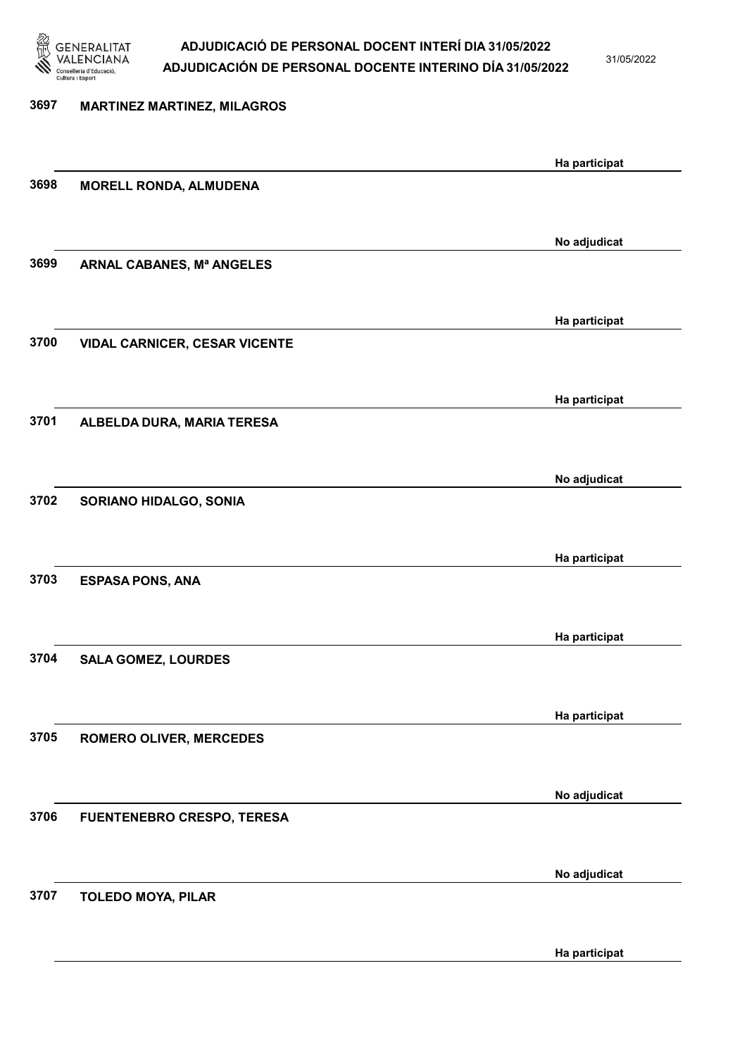| Núm. | Nom | Estat |
|---|---|---|
| 3697 | MARTINEZ MARTINEZ, MILAGROS | Ha participat |
| 3698 | MORELL RONDA, ALMUDENA | No adjudicat |
| 3699 | ARNAL CABANES, Mª ANGELES | Ha participat |
| 3700 | VIDAL CARNICER, CESAR VICENTE | Ha participat |
| 3701 | ALBELDA DURA, MARIA TERESA | No adjudicat |
| 3702 | SORIANO HIDALGO, SONIA | Ha participat |
| 3703 | ESPASA PONS, ANA | Ha participat |
| 3704 | SALA GOMEZ, LOURDES | Ha participat |
| 3705 | ROMERO OLIVER, MERCEDES | No adjudicat |
| 3706 | FUENTENEBRO CRESPO, TERESA | No adjudicat |
| 3707 | TOLEDO MOYA, PILAR | Ha participat |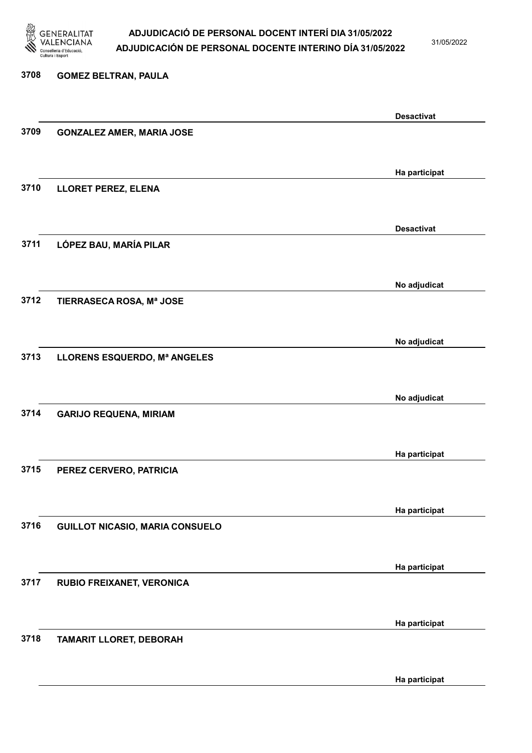3708 GOMEZ BELTRAN, PAULA

Desactivat

3709 GONZALEZ AMER, MARIA JOSE

Ha participat

3710 LLORET PEREZ, ELENA

Desactivat

3711 LÓPEZ BAU, MARÍA PILAR

No adjudicat

3712 TIERRASECA ROSA, Mª JOSE

No adjudicat

3713 LLORENS ESQUERDO, Mª ANGELES

No adjudicat

3714 GARIJO REQUENA, MIRIAM

Ha participat

3715 PEREZ CERVERO, PATRICIA

Ha participat

3716 GUILLOT NICASIO, MARIA CONSUELO

Ha participat

3717 RUBIO FREIXANET, VERONICA

Ha participat

3718 TAMARIT LLORET, DEBORAH

Ha participat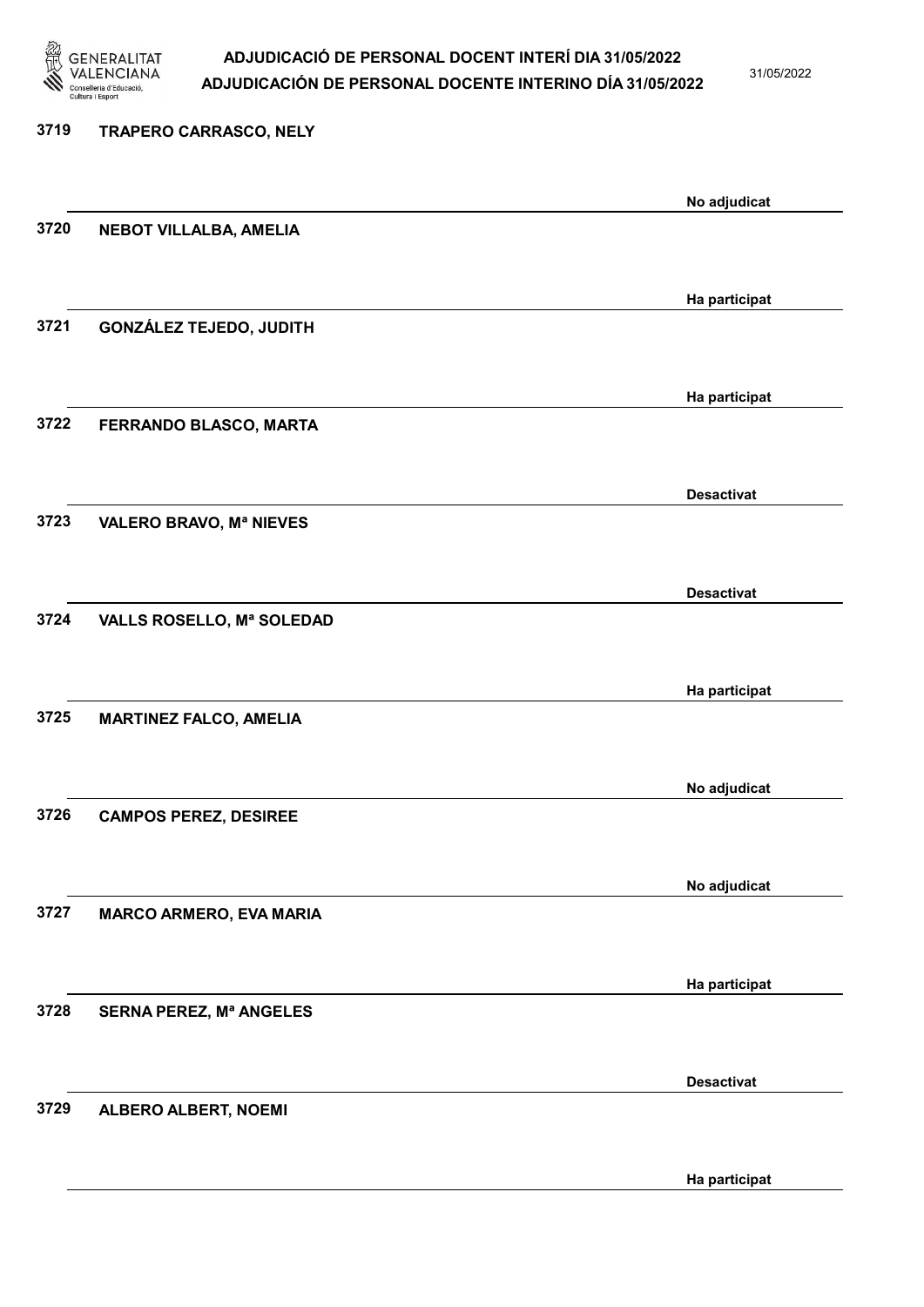| | | |
|---|---|---|
| 3719 | TRAPERO CARRASCO, NELY | No adjudicat |
| 3720 | NEBOT VILLALBA, AMELIA | Ha participat |
| 3721 | GONZÁLEZ TEJEDO, JUDITH | Ha participat |
| 3722 | FERRANDO BLASCO, MARTA | Desactivat |
| 3723 | VALERO BRAVO, Mª NIEVES | Desactivat |
| 3724 | VALLS ROSELLO, Mª SOLEDAD | Ha participat |
| 3725 | MARTINEZ FALCO, AMELIA | No adjudicat |
| 3726 | CAMPOS PEREZ, DESIREE | No adjudicat |
| 3727 | MARCO ARMERO, EVA MARIA | Ha participat |
| 3728 | SERNA PEREZ, Mª ANGELES | Desactivat |
| 3729 | ALBERO ALBERT, NOEMI | Ha participat |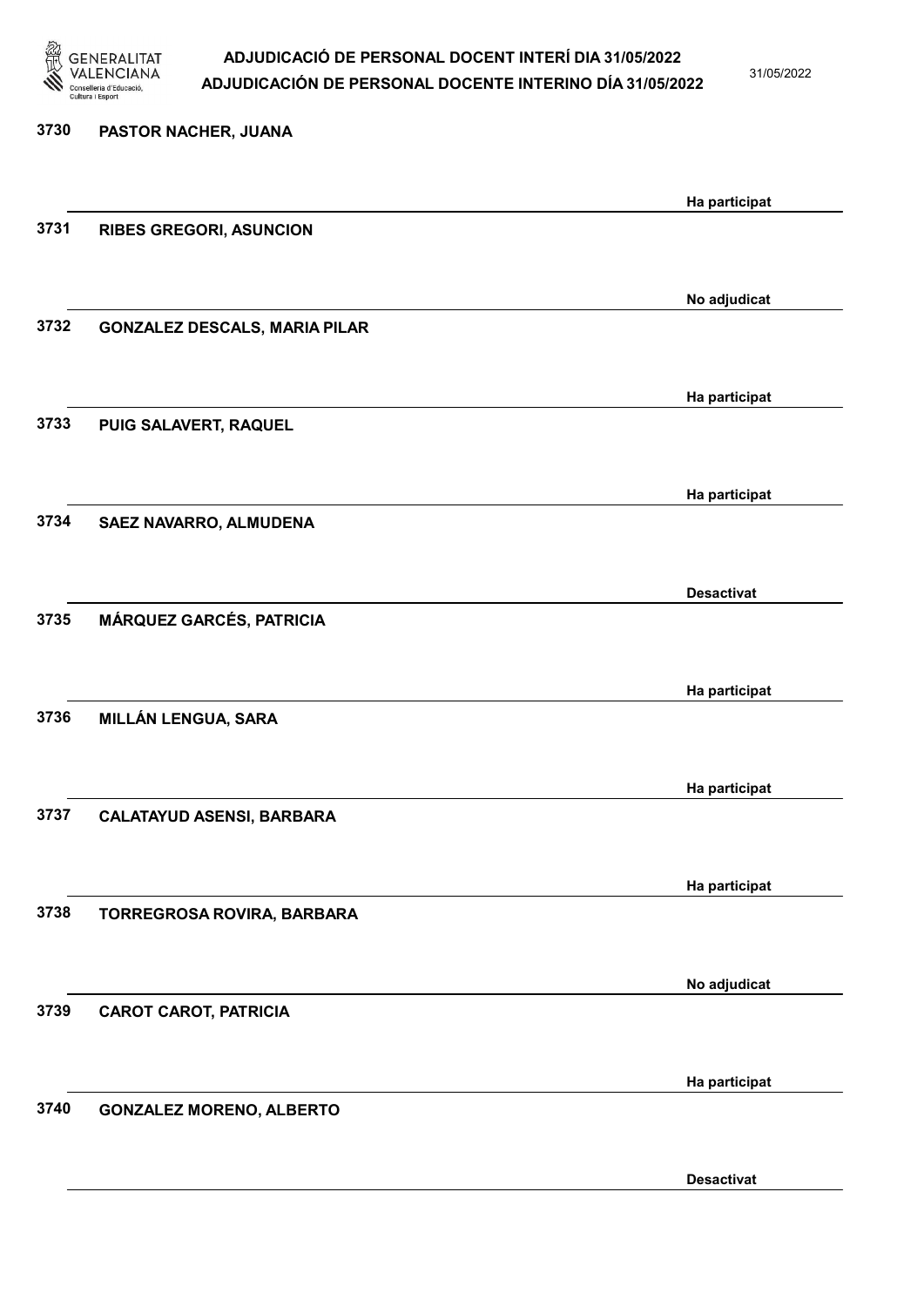| Nº | Nom | Estat |
| --- | --- | --- |
| 3730 | PASTOR NACHER, JUANA | Ha participat |
| 3731 | RIBES GREGORI, ASUNCION | No adjudicat |
| 3732 | GONZALEZ DESCALS, MARIA PILAR | Ha participat |
| 3733 | PUIG SALAVERT, RAQUEL | Ha participat |
| 3734 | SAEZ NAVARRO, ALMUDENA | Desactivat |
| 3735 | MÁRQUEZ GARCÉS, PATRICIA | Ha participat |
| 3736 | MILLÁN LENGUA, SARA | Ha participat |
| 3737 | CALATAYUD ASENSI, BARBARA | Ha participat |
| 3738 | TORREGROSA ROVIRA, BARBARA | No adjudicat |
| 3739 | CAROT CAROT, PATRICIA | Ha participat |
| 3740 | GONZALEZ MORENO, ALBERTO | Desactivat |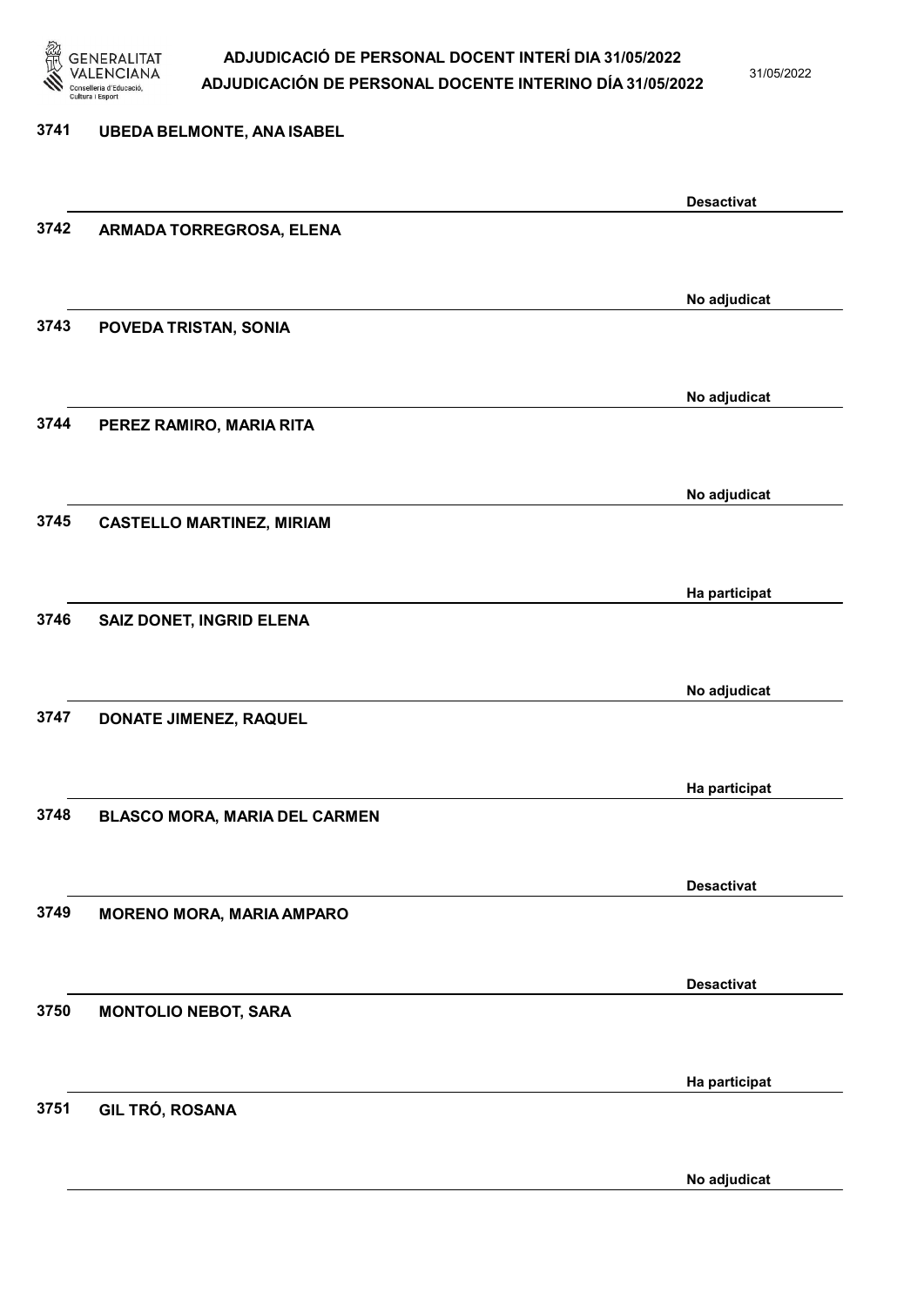| Núm. | Nom | Estat |
|---|---|---|
| 3741 | UBEDA BELMONTE, ANA ISABEL | Desactivat |
| 3742 | ARMADA TORREGROSA, ELENA | No adjudicat |
| 3743 | POVEDA TRISTAN, SONIA | No adjudicat |
| 3744 | PEREZ RAMIRO, MARIA RITA | No adjudicat |
| 3745 | CASTELLO MARTINEZ, MIRIAM | Ha participat |
| 3746 | SAIZ DONET, INGRID ELENA | No adjudicat |
| 3747 | DONATE JIMENEZ, RAQUEL | Ha participat |
| 3748 | BLASCO MORA, MARIA DEL CARMEN | Desactivat |
| 3749 | MORENO MORA, MARIA AMPARO | Desactivat |
| 3750 | MONTOLIO NEBOT, SARA | Ha participat |
| 3751 | GIL TRÓ, ROSANA | No adjudicat |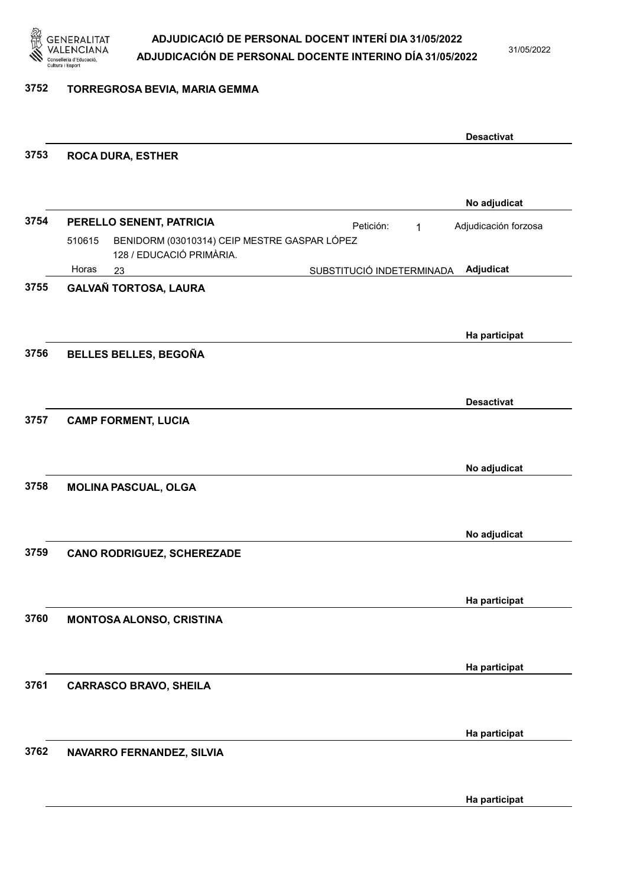**3752** **TORREGROSA BEVIA, MARIA GEMMA**

**Desactivat**

**3753** **ROCA DURA, ESTHER**

**No adjudicat**

**3754** **PERELLO SENENT, PATRICIA** Petición: 1 Adjudicación forzosa

510615 BENIDORM (03010314) CEIP MESTRE GASPAR LÓPEZ
128 / EDUCACIÓ PRIMÀRIA.

Horas 23 SUBSTITUCIÓ INDETERMINADA **Adjudicat**

**3755** **GALVAÑ TORTOSA, LAURA**

**Ha participat**

**3756** **BELLES BELLES, BEGOÑA**

**Desactivat**

**3757** **CAMP FORMENT, LUCIA**

**No adjudicat**

**3758** **MOLINA PASCUAL, OLGA**

**No adjudicat**

**3759** **CANO RODRIGUEZ, SCHEREZADE**

**Ha participat**

**3760** **MONTOSA ALONSO, CRISTINA**

**Ha participat**

**3761** **CARRASCO BRAVO, SHEILA**

**Ha participat**

**3762** **NAVARRO FERNANDEZ, SILVIA**

**Ha participat**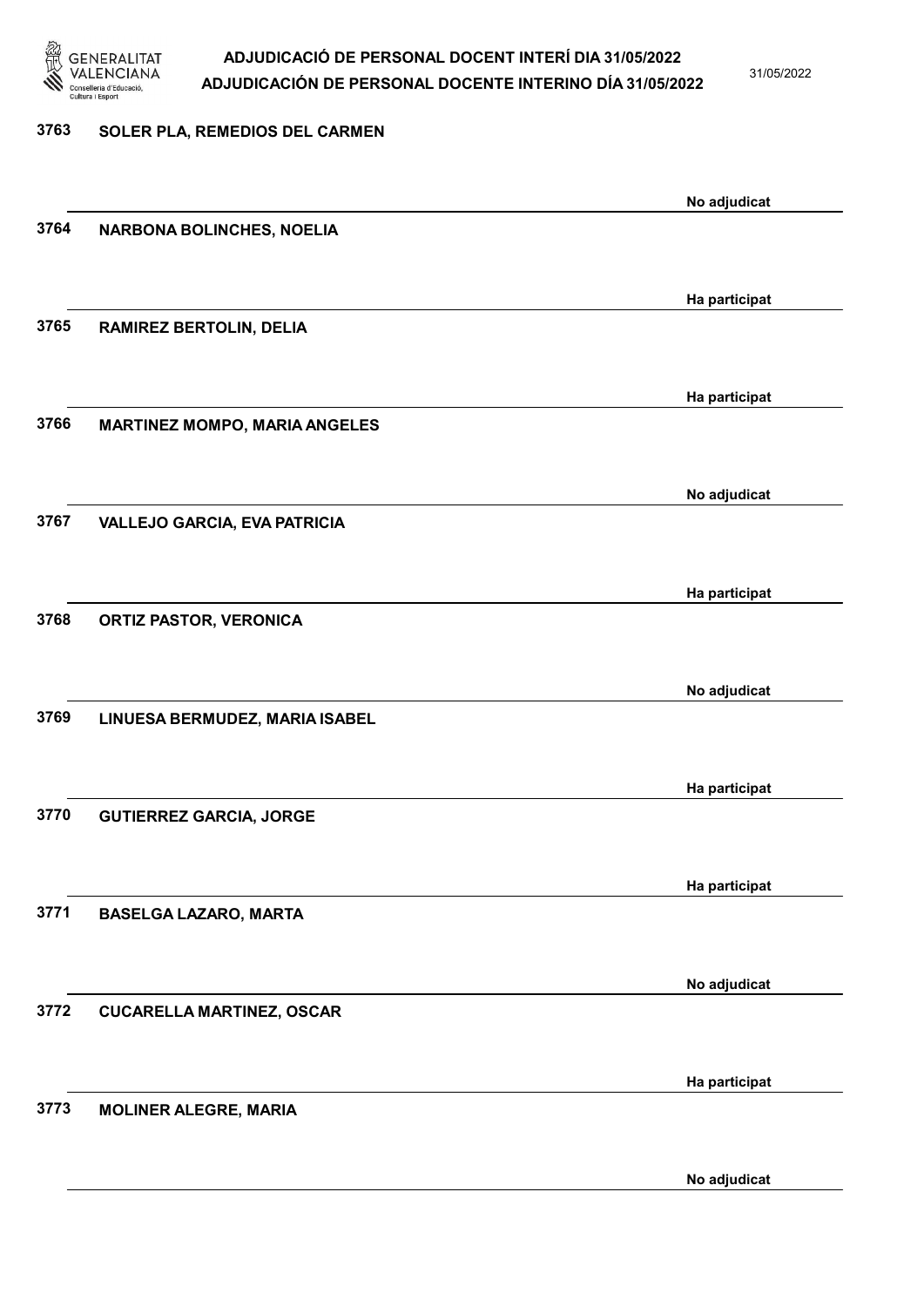| Núm. | Nom | Estat |
|---|---|---|
| 3763 | SOLER PLA, REMEDIOS DEL CARMEN | No adjudicat |
| 3764 | NARBONA BOLINCHES, NOELIA | Ha participat |
| 3765 | RAMIREZ BERTOLIN, DELIA | Ha participat |
| 3766 | MARTINEZ MOMPO, MARIA ANGELES | No adjudicat |
| 3767 | VALLEJO GARCIA, EVA PATRICIA | Ha participat |
| 3768 | ORTIZ PASTOR, VERONICA | No adjudicat |
| 3769 | LINUESA BERMUDEZ, MARIA ISABEL | Ha participat |
| 3770 | GUTIERREZ GARCIA, JORGE | Ha participat |
| 3771 | BASELGA LAZARO, MARTA | No adjudicat |
| 3772 | CUCARELLA MARTINEZ, OSCAR | Ha participat |
| 3773 | MOLINER ALEGRE, MARIA | No adjudicat |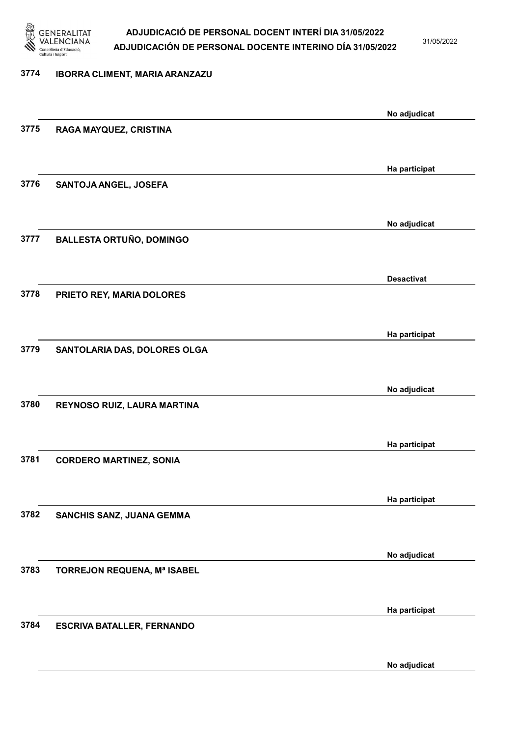| Núm. | Nom | Estat |
|---|---|---|
| 3774 | IBORRA CLIMENT, MARIA ARANZAZU | No adjudicat |
| 3775 | RAGA MAYQUEZ, CRISTINA | Ha participat |
| 3776 | SANTOJA ANGEL, JOSEFA | No adjudicat |
| 3777 | BALLESTA ORTUÑO, DOMINGO | Desactivat |
| 3778 | PRIETO REY, MARIA DOLORES | Ha participat |
| 3779 | SANTOLARIA DAS, DOLORES OLGA | No adjudicat |
| 3780 | REYNOSO RUIZ, LAURA MARTINA | Ha participat |
| 3781 | CORDERO MARTINEZ, SONIA | Ha participat |
| 3782 | SANCHIS SANZ, JUANA GEMMA | No adjudicat |
| 3783 | TORREJON REQUENA, Mª ISABEL | Ha participat |
| 3784 | ESCRIVA BATALLER, FERNANDO | No adjudicat |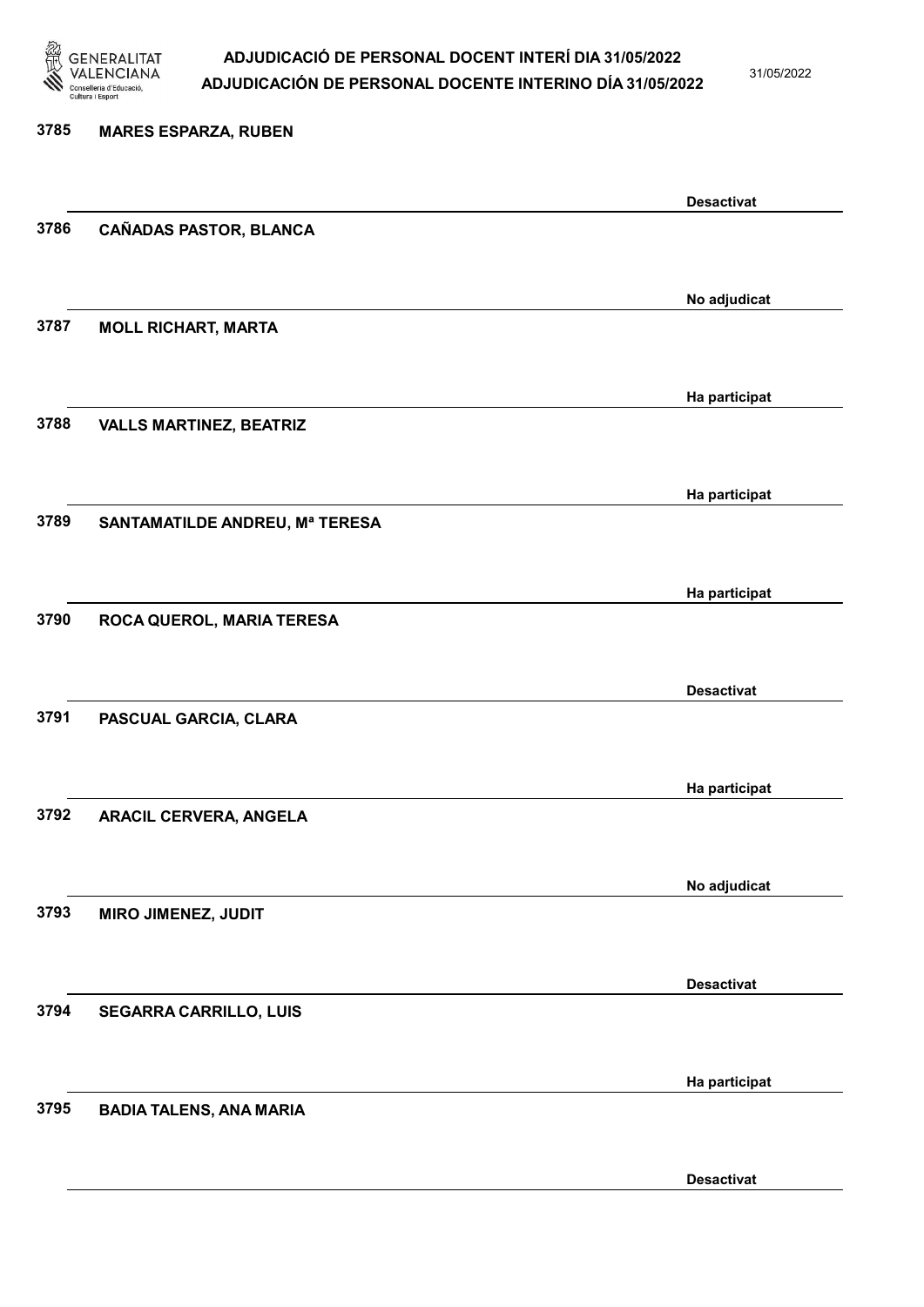3785 **MARES ESPARZA, RUBEN**

**Desactivat**

3786 **CAÑADAS PASTOR, BLANCA**

**No adjudicat**

3787 **MOLL RICHART, MARTA**

**Ha participat**

3788 **VALLS MARTINEZ, BEATRIZ**

**Ha participat**

3789 **SANTAMATILDE ANDREU, Mª TERESA**

**Ha participat**

3790 **ROCA QUEROL, MARIA TERESA**

**Desactivat**

3791 **PASCUAL GARCIA, CLARA**

**Ha participat**

3792 **ARACIL CERVERA, ANGELA**

**No adjudicat**

3793 **MIRO JIMENEZ, JUDIT**

**Desactivat**

3794 **SEGARRA CARRILLO, LUIS**

**Ha participat**

3795 **BADIA TALENS, ANA MARIA**

**Desactivat**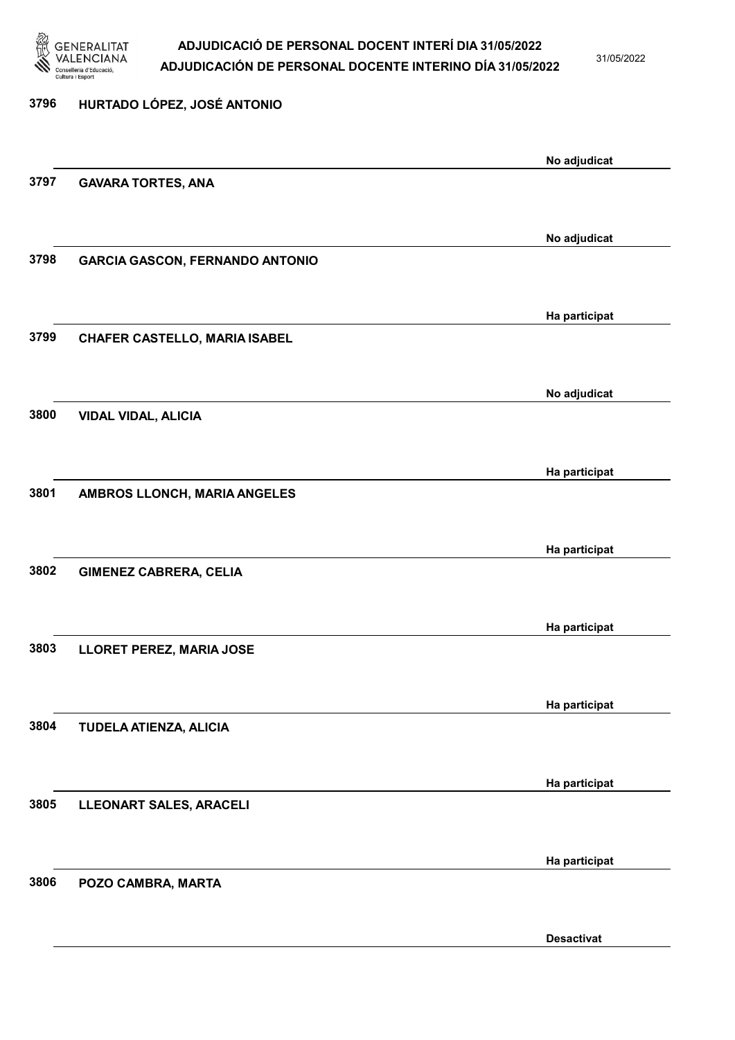| Núm. | Nom | Estat |
| --- | --- | --- |
| 3796 | HURTADO LÓPEZ, JOSÉ ANTONIO | No adjudicat |
| 3797 | GAVARA TORTES, ANA | No adjudicat |
| 3798 | GARCIA GASCON, FERNANDO ANTONIO | Ha participat |
| 3799 | CHAFER CASTELLO, MARIA ISABEL | No adjudicat |
| 3800 | VIDAL VIDAL, ALICIA | Ha participat |
| 3801 | AMBROS LLONCH, MARIA ANGELES | Ha participat |
| 3802 | GIMENEZ CABRERA, CELIA | Ha participat |
| 3803 | LLORET PEREZ, MARIA JOSE | Ha participat |
| 3804 | TUDELA ATIENZA, ALICIA | Ha participat |
| 3805 | LLEONART SALES, ARACELI | Ha participat |
| 3806 | POZO CAMBRA, MARTA | Desactivat |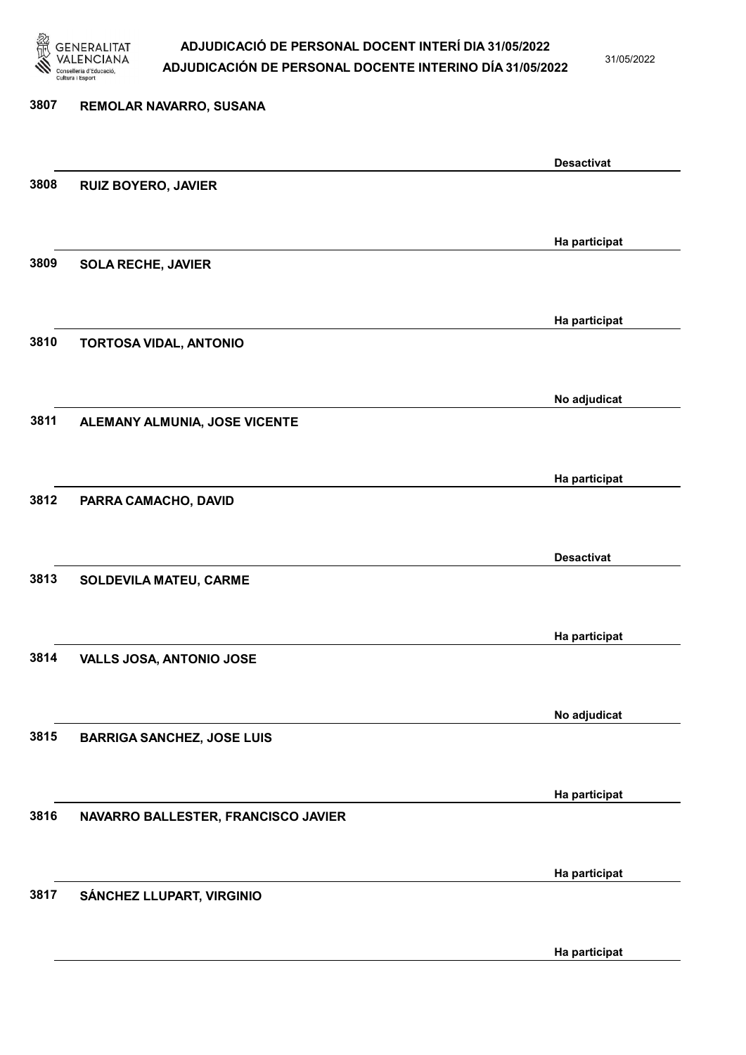3807 REMOLAR NAVARRO, SUSANA

Desactivat

3808 RUIZ BOYERO, JAVIER

Ha participat

3809 SOLA RECHE, JAVIER

Ha participat

3810 TORTOSA VIDAL, ANTONIO

No adjudicat

3811 ALEMANY ALMUNIA, JOSE VICENTE

Ha participat

3812 PARRA CAMACHO, DAVID

Desactivat

3813 SOLDEVILA MATEU, CARME

Ha participat

3814 VALLS JOSA, ANTONIO JOSE

No adjudicat

3815 BARRIGA SANCHEZ, JOSE LUIS

Ha participat

3816 NAVARRO BALLESTER, FRANCISCO JAVIER

Ha participat

3817 SÁNCHEZ LLUPART, VIRGINIO

Ha participat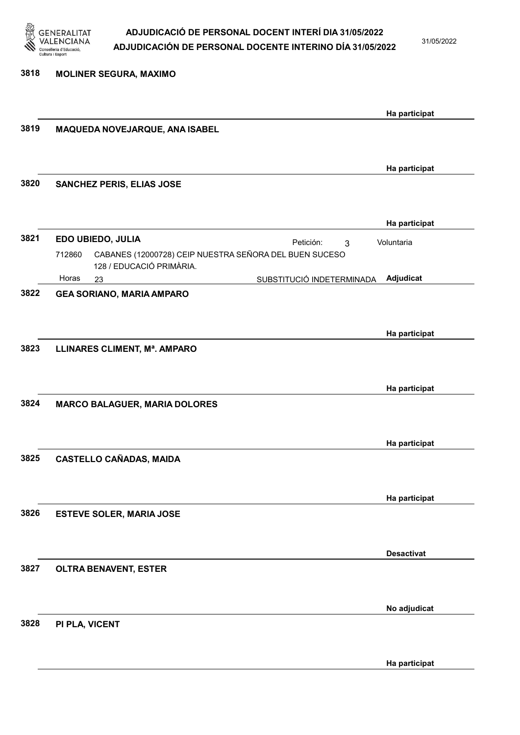**3818** **MOLINER SEGURA, MAXIMO**

Ha participat

**3819** **MAQUEDA NOVEJARQUE, ANA ISABEL**

Ha participat

**3820** **SANCHEZ PERIS, ELIAS JOSE**

Ha participat

**3821** **EDO UBIEDO, JULIA**

Petición: 3 — Voluntaria

712860 CABANES (12000728) CEIP NUESTRA SEÑORA DEL BUEN SUCESO 128 / EDUCACIÓ PRIMÀRIA.

Horas 23 — SUBSTITUCIÓ INDETERMINADA — **Adjudicat**

**3822** **GEA SORIANO, MARIA AMPARO**

Ha participat

**3823** **LLINARES CLIMENT, Mª. AMPARO**

Ha participat

**3824** **MARCO BALAGUER, MARIA DOLORES**

Ha participat

**3825** **CASTELLO CAÑADAS, MAIDA**

Ha participat

**3826** **ESTEVE SOLER, MARIA JOSE**

**Desactivat**

**3827** **OLTRA BENAVENT, ESTER**

No adjudicat

**3828** **PI PLA, VICENT**

Ha participat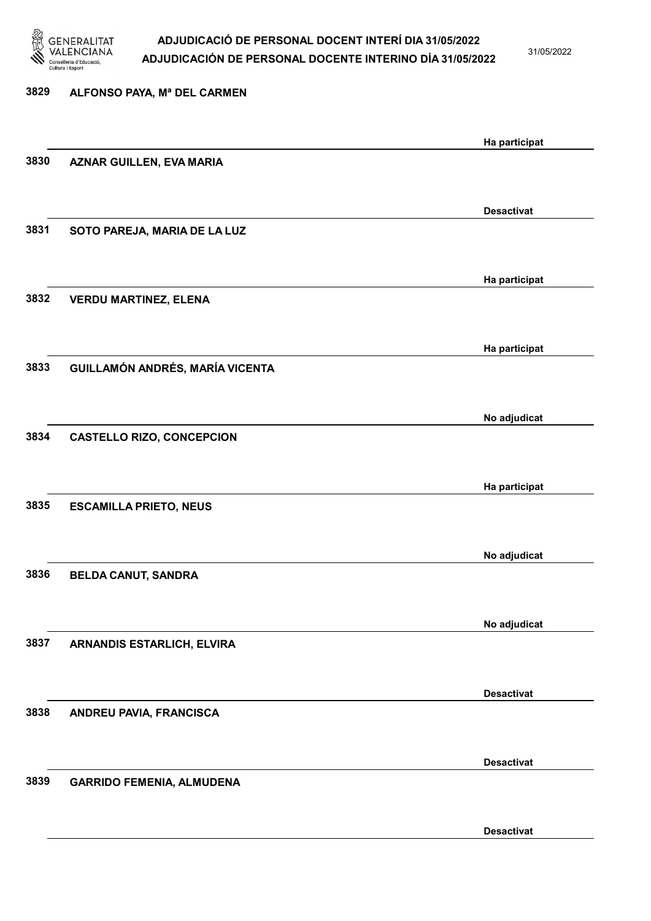3829 ALFONSO PAYA, Mª DEL CARMEN

Ha participat

3830 AZNAR GUILLEN, EVA MARIA

Desactivat

3831 SOTO PAREJA, MARIA DE LA LUZ

Ha participat

3832 VERDU MARTINEZ, ELENA

Ha participat

3833 GUILLAMÓN ANDRÉS, MARÍA VICENTA

No adjudicat

3834 CASTELLO RIZO, CONCEPCION

Ha participat

3835 ESCAMILLA PRIETO, NEUS

No adjudicat

3836 BELDA CANUT, SANDRA

No adjudicat

3837 ARNANDIS ESTARLICH, ELVIRA

Desactivat

3838 ANDREU PAVIA, FRANCISCA

Desactivat

3839 GARRIDO FEMENIA, ALMUDENA

Desactivat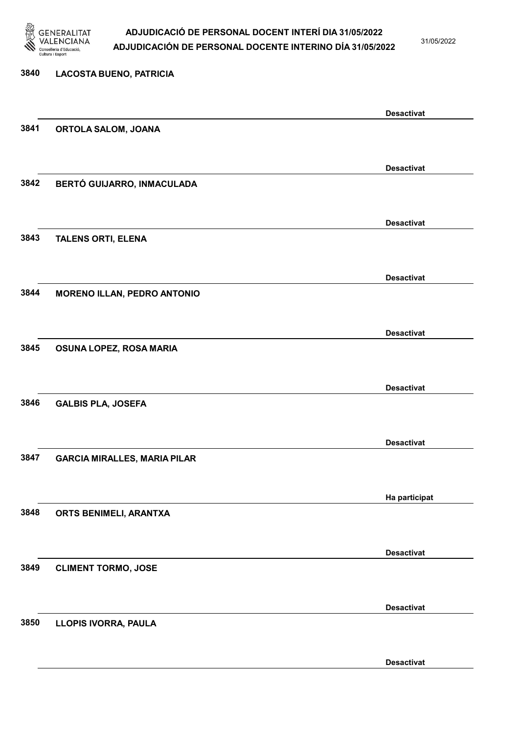3840 **LACOSTA BUENO, PATRICIA**

Desactivat

3841 **ORTOLA SALOM, JOANA**

Desactivat

3842 **BERTÓ GUIJARRO, INMACULADA**

Desactivat

3843 **TALENS ORTI, ELENA**

Desactivat

3844 **MORENO ILLAN, PEDRO ANTONIO**

Desactivat

3845 **OSUNA LOPEZ, ROSA MARIA**

Desactivat

3846 **GALBIS PLA, JOSEFA**

Desactivat

3847 **GARCIA MIRALLES, MARIA PILAR**

Ha participat

3848 **ORTS BENIMELI, ARANTXA**

Desactivat

3849 **CLIMENT TORMO, JOSE**

Desactivat

3850 **LLOPIS IVORRA, PAULA**

Desactivat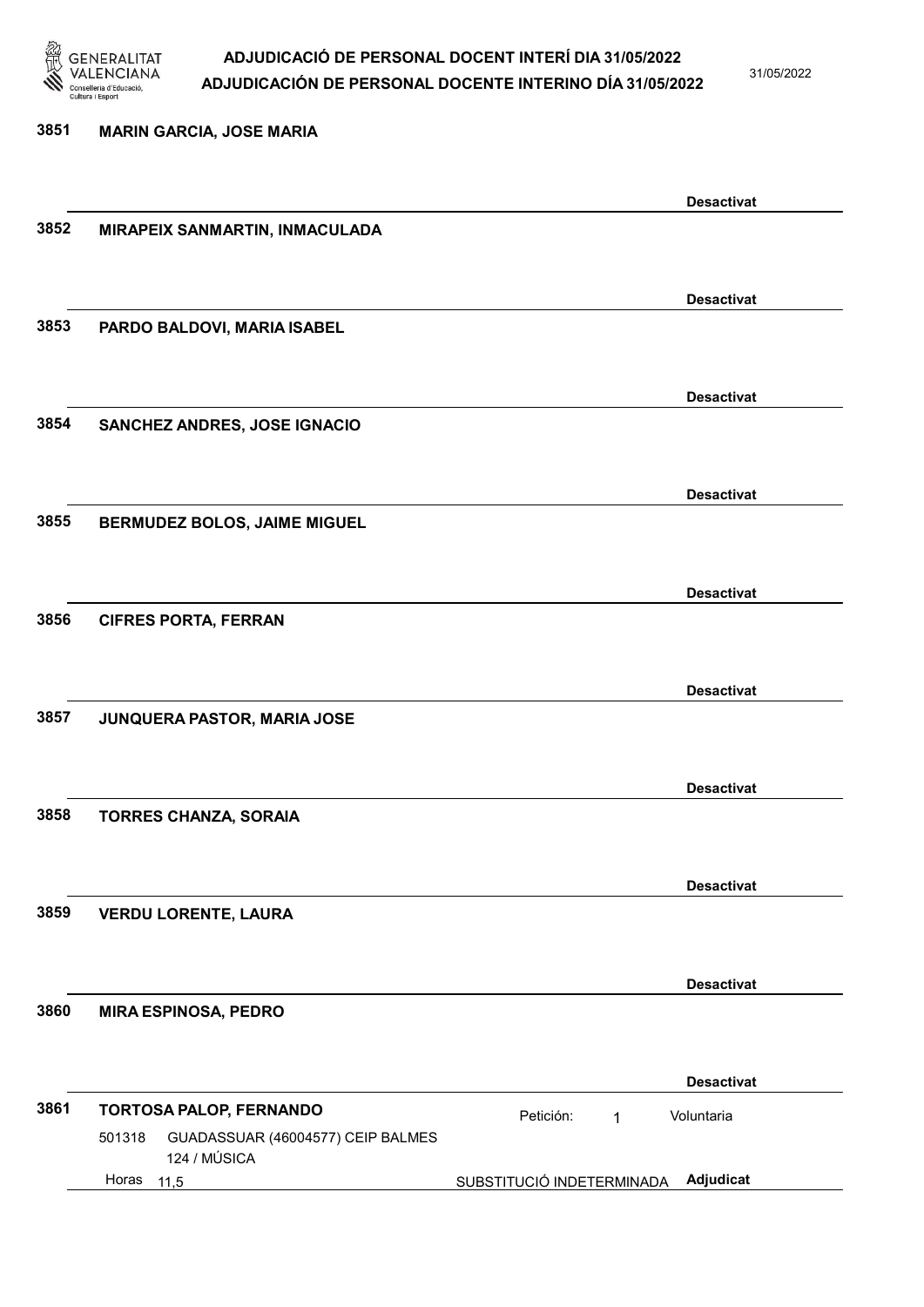3851 **MARIN GARCIA, JOSE MARIA**

**Desactivat**

3852 **MIRAPEIX SANMARTIN, INMACULADA**

**Desactivat**

3853 **PARDO BALDOVI, MARIA ISABEL**

**Desactivat**

3854 **SANCHEZ ANDRES, JOSE IGNACIO**

**Desactivat**

3855 **BERMUDEZ BOLOS, JAIME MIGUEL**

**Desactivat**

3856 **CIFRES PORTA, FERRAN**

**Desactivat**

3857 **JUNQUERA PASTOR, MARIA JOSE**

**Desactivat**

3858 **TORRES CHANZA, SORAIA**

**Desactivat**

3859 **VERDU LORENTE, LAURA**

**Desactivat**

3860 **MIRA ESPINOSA, PEDRO**

**Desactivat**

3861 **TORTOSA PALOP, FERNANDO** — Petición: 1 — Voluntaria

501318 GUADASSUAR (46004577) CEIP BALMES
124 / MÚSICA
Horas 11,5 — SUBSTITUCIÓ INDETERMINADA — **Adjudicat**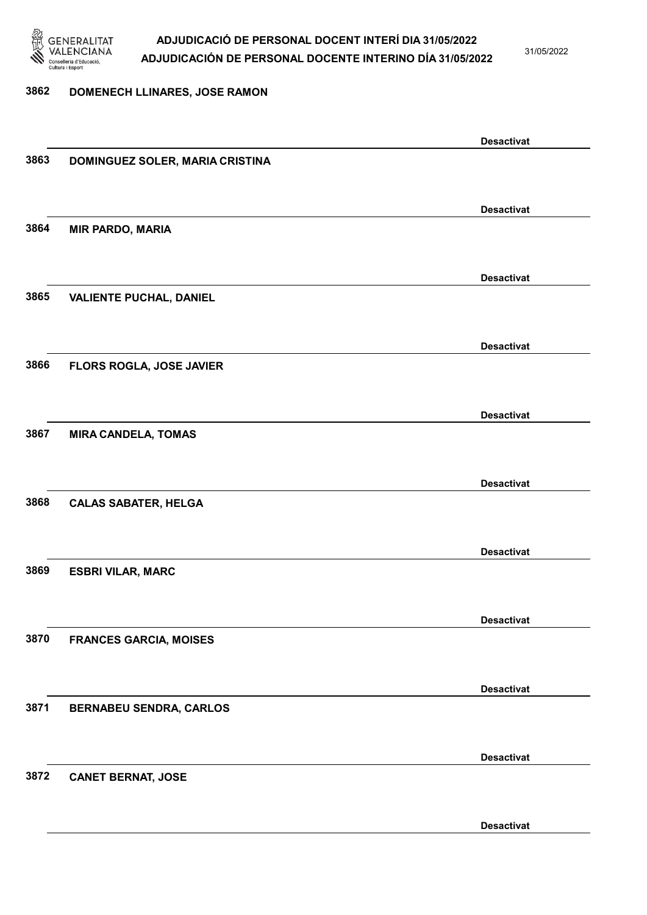3862 **DOMENECH LLINARES, JOSE RAMON**

**Desactivat**

3863 **DOMINGUEZ SOLER, MARIA CRISTINA**

**Desactivat**

3864 **MIR PARDO, MARIA**

**Desactivat**

3865 **VALIENTE PUCHAL, DANIEL**

**Desactivat**

3866 **FLORS ROGLA, JOSE JAVIER**

**Desactivat**

3867 **MIRA CANDELA, TOMAS**

**Desactivat**

3868 **CALAS SABATER, HELGA**

**Desactivat**

3869 **ESBRI VILAR, MARC**

**Desactivat**

3870 **FRANCES GARCIA, MOISES**

**Desactivat**

3871 **BERNABEU SENDRA, CARLOS**

**Desactivat**

3872 **CANET BERNAT, JOSE**

**Desactivat**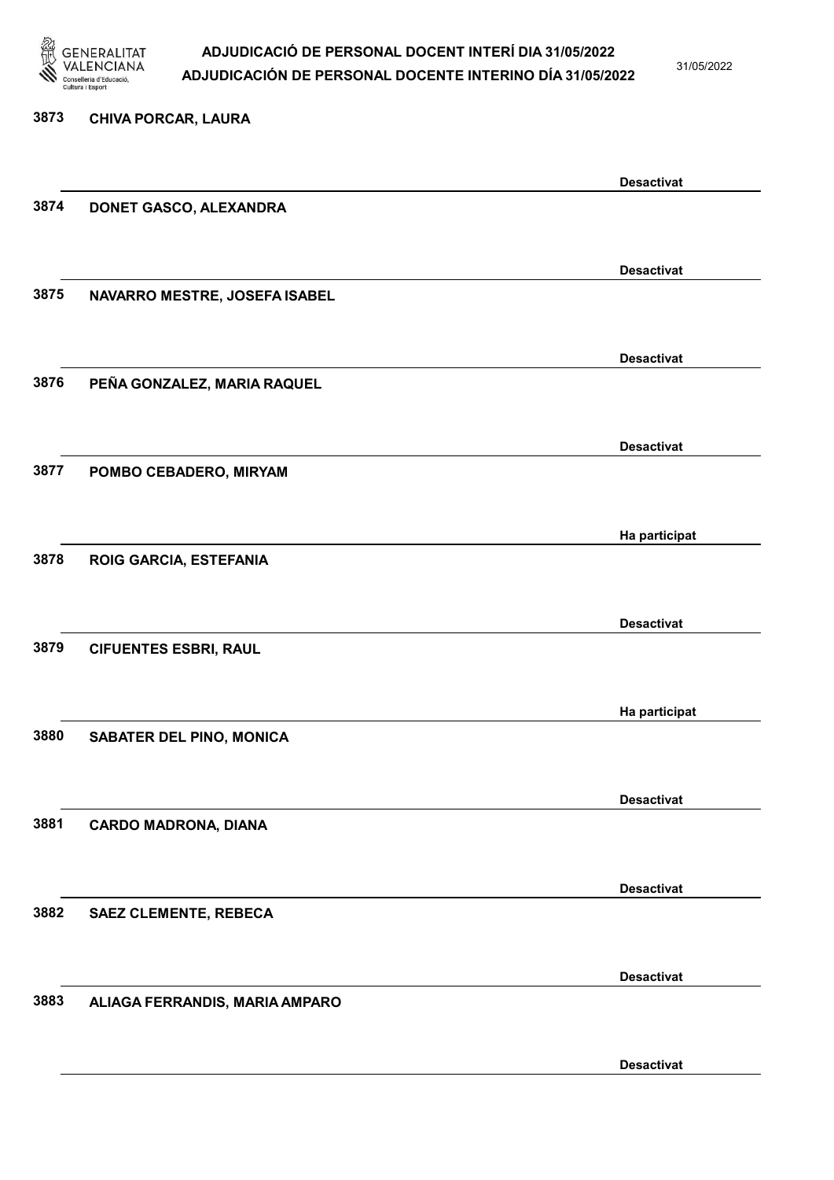3873 CHIVA PORCAR, LAURA

Desactivat

3874 DONET GASCO, ALEXANDRA

Desactivat

3875 NAVARRO MESTRE, JOSEFA ISABEL

Desactivat

3876 PEÑA GONZALEZ, MARIA RAQUEL

Desactivat

3877 POMBO CEBADERO, MIRYAM

Ha participat

3878 ROIG GARCIA, ESTEFANIA

Desactivat

3879 CIFUENTES ESBRI, RAUL

Ha participat

3880 SABATER DEL PINO, MONICA

Desactivat

3881 CARDO MADRONA, DIANA

Desactivat

3882 SAEZ CLEMENTE, REBECA

Desactivat

3883 ALIAGA FERRANDIS, MARIA AMPARO

Desactivat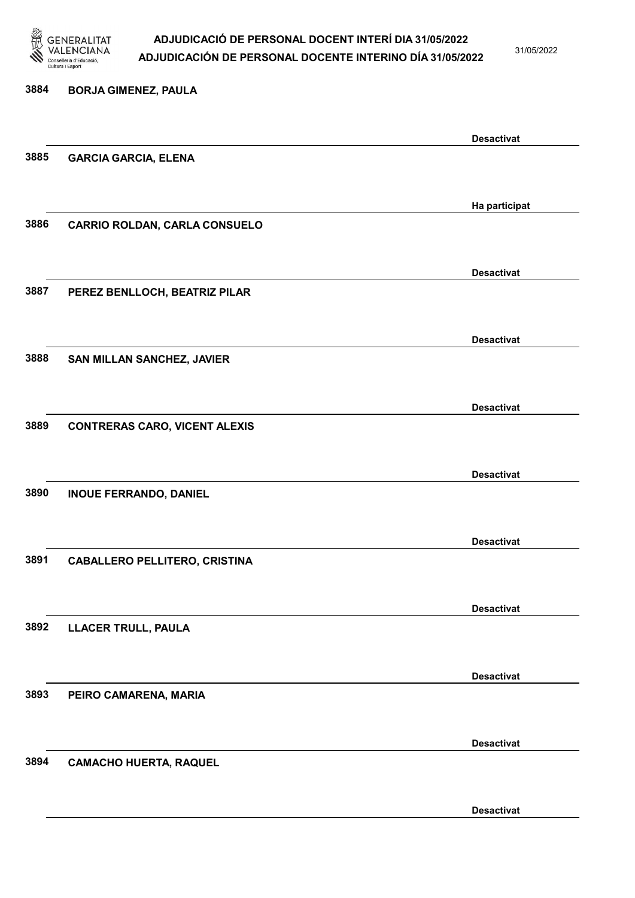3884 **BORJA GIMENEZ, PAULA**

**Desactivat**

3885 **GARCIA GARCIA, ELENA**

**Ha participat**

3886 **CARRIO ROLDAN, CARLA CONSUELO**

**Desactivat**

3887 **PEREZ BENLLOCH, BEATRIZ PILAR**

**Desactivat**

3888 **SAN MILLAN SANCHEZ, JAVIER**

**Desactivat**

3889 **CONTRERAS CARO, VICENT ALEXIS**

**Desactivat**

3890 **INOUE FERRANDO, DANIEL**

**Desactivat**

3891 **CABALLERO PELLITERO, CRISTINA**

**Desactivat**

3892 **LLACER TRULL, PAULA**

**Desactivat**

3893 **PEIRO CAMARENA, MARIA**

**Desactivat**

3894 **CAMACHO HUERTA, RAQUEL**

**Desactivat**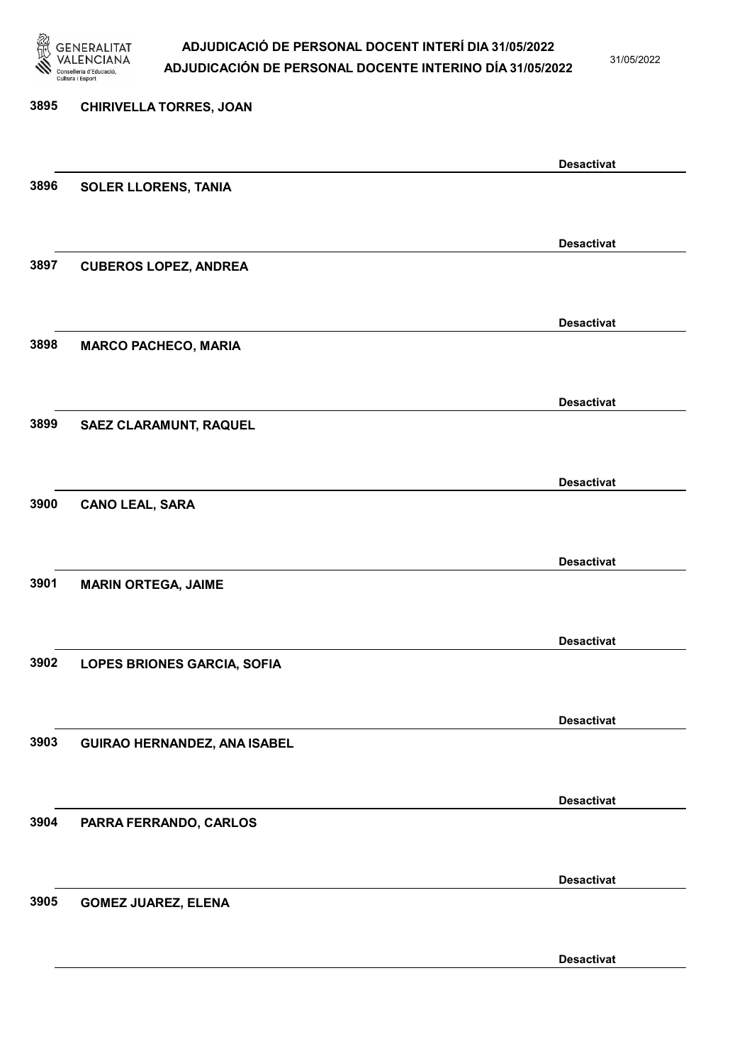3895 **CHIRIVELLA TORRES, JOAN**

**Desactivat**

3896 **SOLER LLORENS, TANIA**

**Desactivat**

3897 **CUBEROS LOPEZ, ANDREA**

**Desactivat**

3898 **MARCO PACHECO, MARIA**

**Desactivat**

3899 **SAEZ CLARAMUNT, RAQUEL**

**Desactivat**

3900 **CANO LEAL, SARA**

**Desactivat**

3901 **MARIN ORTEGA, JAIME**

**Desactivat**

3902 **LOPES BRIONES GARCIA, SOFIA**

**Desactivat**

3903 **GUIRAO HERNANDEZ, ANA ISABEL**

**Desactivat**

3904 **PARRA FERRANDO, CARLOS**

**Desactivat**

3905 **GOMEZ JUAREZ, ELENA**

**Desactivat**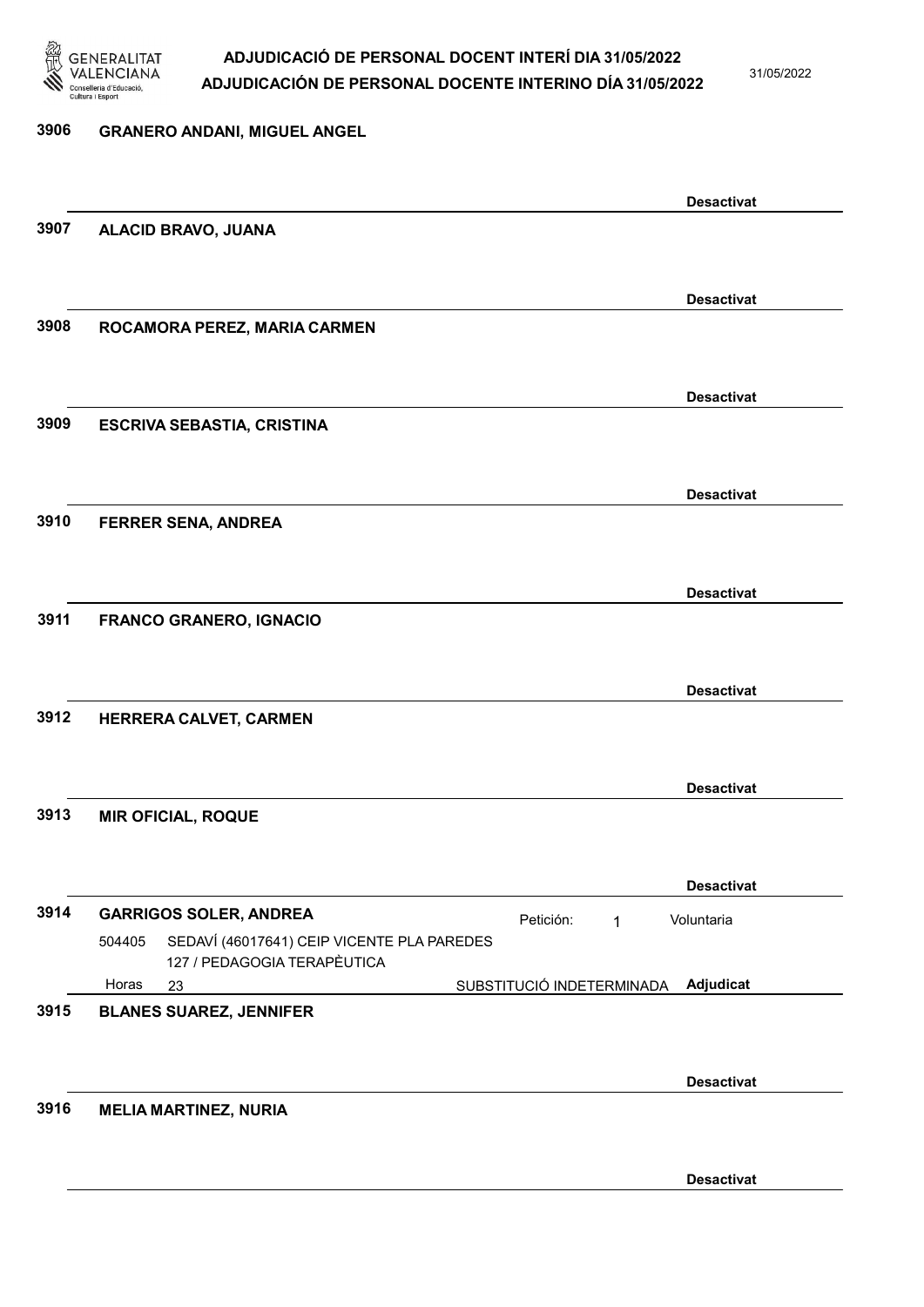**3906 GRANERO ANDANI, MIGUEL ANGEL**

Desactivat

**3907 ALACID BRAVO, JUANA**

Desactivat

**3908 ROCAMORA PEREZ, MARIA CARMEN**

Desactivat

**3909 ESCRIVA SEBASTIA, CRISTINA**

Desactivat

**3910 FERRER SENA, ANDREA**

Desactivat

**3911 FRANCO GRANERO, IGNACIO**

Desactivat

**3912 HERRERA CALVET, CARMEN**

Desactivat

**3913 MIR OFICIAL, ROQUE**

Desactivat

**3914 GARRIGOS SOLER, ANDREA**

Petición: 1 Voluntaria

504405 SEDAVÍ (46017641) CEIP VICENTE PLA PAREDES
127 / PEDAGOGIA TERAPÈUTICA

Horas 23 SUBSTITUCIÓ INDETERMINADA **Adjudicat**

**3915 BLANES SUAREZ, JENNIFER**

Desactivat

**3916 MELIA MARTINEZ, NURIA**

Desactivat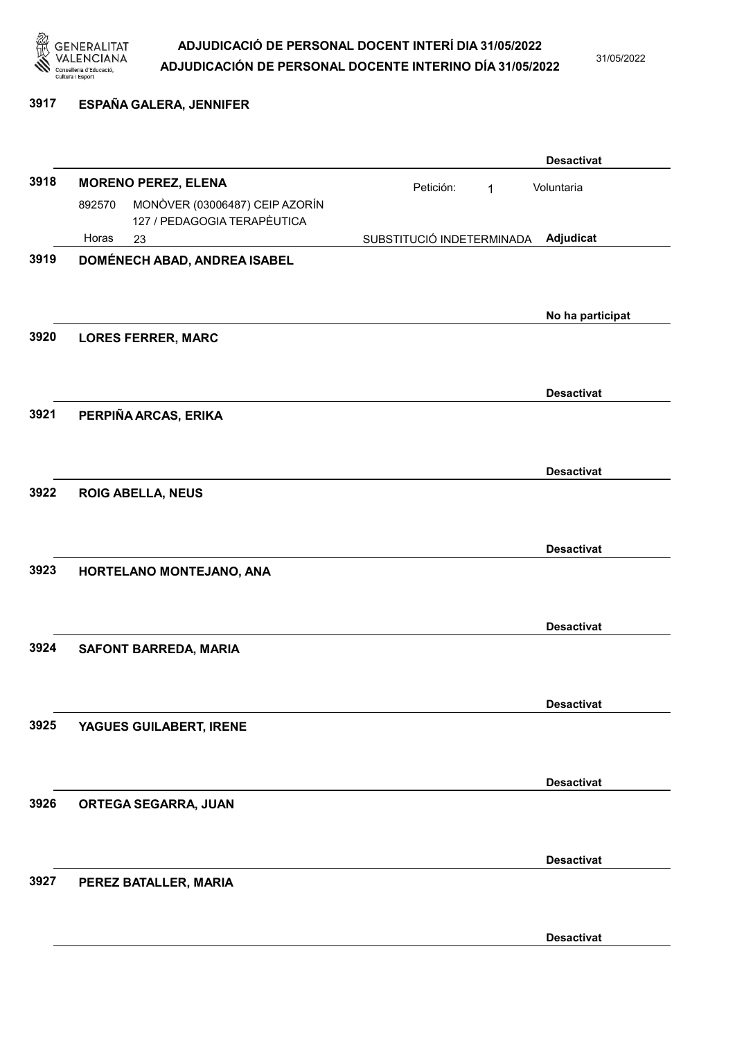**3917 ESPAÑA GALERA, JENNIFER**

Desactivat

**3918 MORENO PEREZ, ELENA**

Petición: 1 — Voluntaria

892570 MONÒVER (03006487) CEIP AZORÍN
127 / PEDAGOGIA TERAPÈUTICA

Horas 23 — SUBSTITUCIÓ INDETERMINADA — Adjudicat

**3919 DOMÉNECH ABAD, ANDREA ISABEL**

No ha participat

**3920 LORES FERRER, MARC**

Desactivat

**3921 PERPIÑA ARCAS, ERIKA**

Desactivat

**3922 ROIG ABELLA, NEUS**

Desactivat

**3923 HORTELANO MONTEJANO, ANA**

Desactivat

**3924 SAFONT BARREDA, MARIA**

Desactivat

**3925 YAGUES GUILABERT, IRENE**

Desactivat

**3926 ORTEGA SEGARRA, JUAN**

Desactivat

**3927 PEREZ BATALLER, MARIA**

Desactivat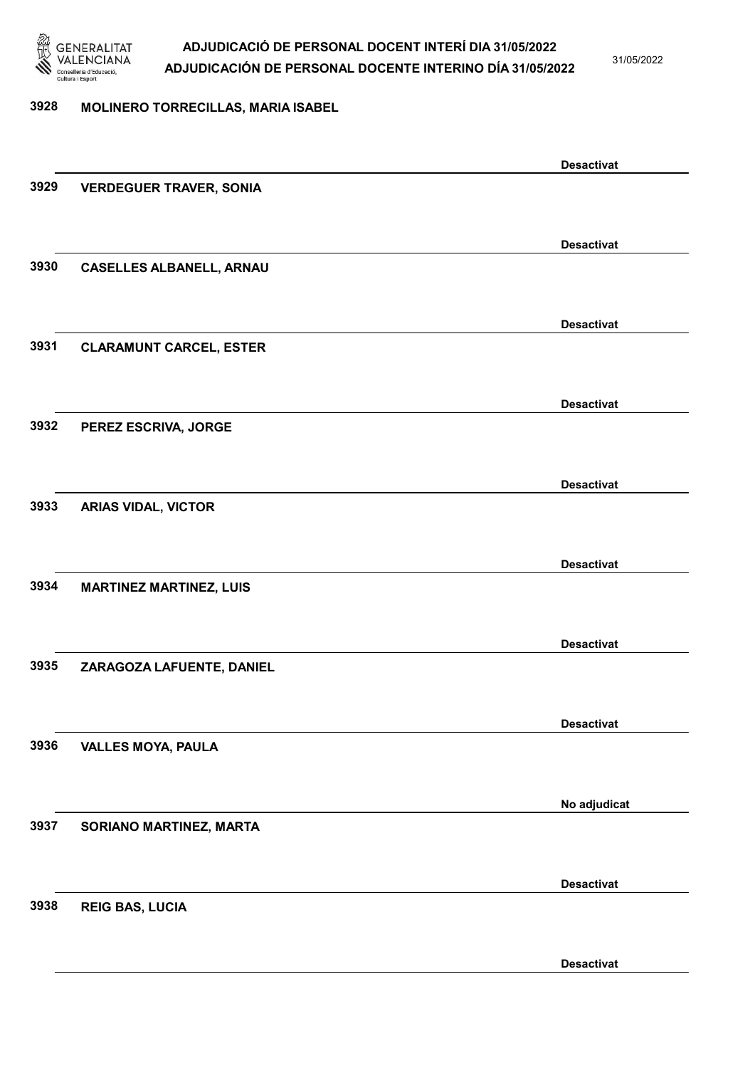3928 **MOLINERO TORRECILLAS, MARIA ISABEL**

**Desactivat**

3929 **VERDEGUER TRAVER, SONIA**

**Desactivat**

3930 **CASELLES ALBANELL, ARNAU**

**Desactivat**

3931 **CLARAMUNT CARCEL, ESTER**

**Desactivat**

3932 **PEREZ ESCRIVA, JORGE**

**Desactivat**

3933 **ARIAS VIDAL, VICTOR**

**Desactivat**

3934 **MARTINEZ MARTINEZ, LUIS**

**Desactivat**

3935 **ZARAGOZA LAFUENTE, DANIEL**

**Desactivat**

3936 **VALLES MOYA, PAULA**

**No adjudicat**

3937 **SORIANO MARTINEZ, MARTA**

**Desactivat**

3938 **REIG BAS, LUCIA**

**Desactivat**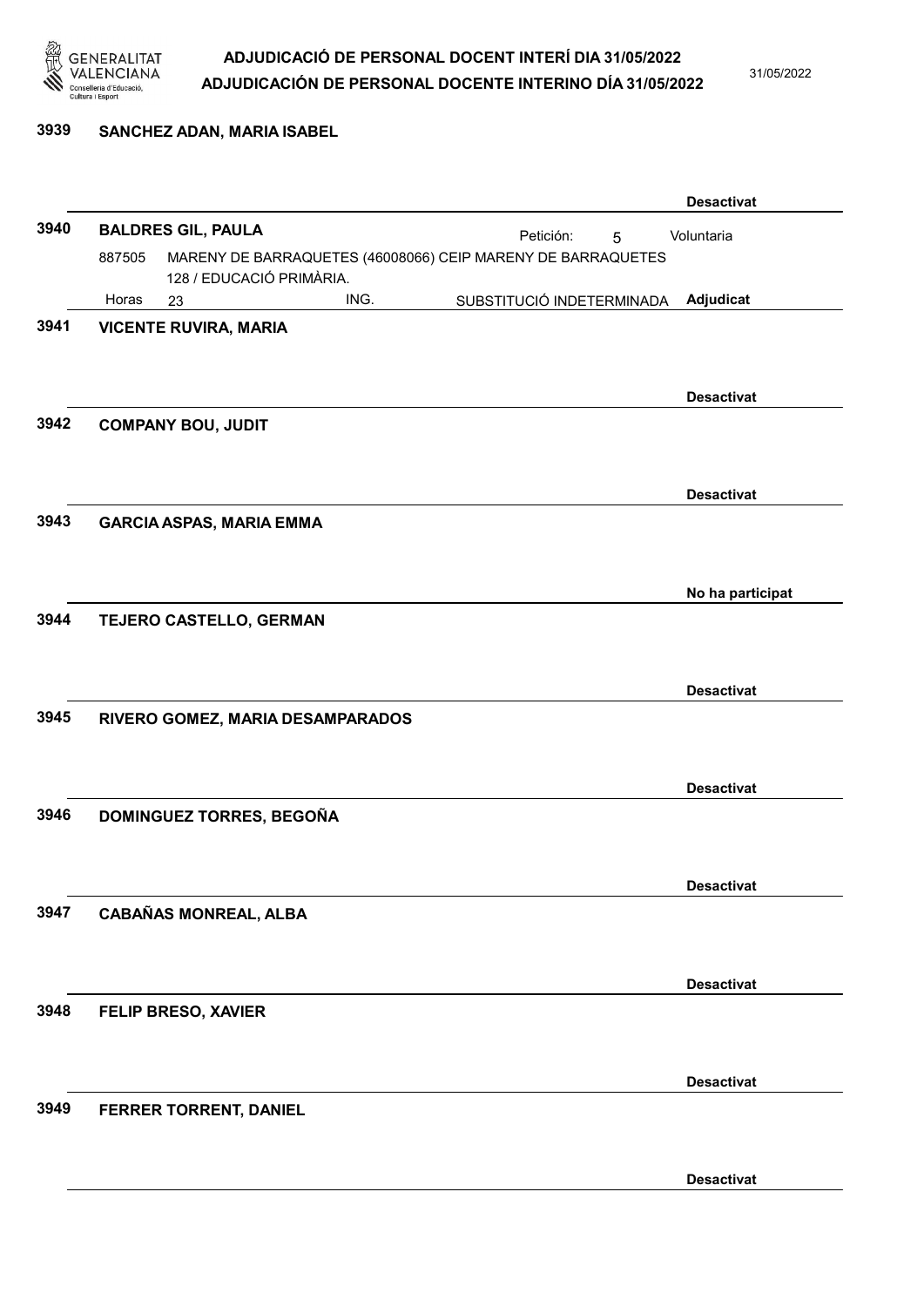**3939 SANCHEZ ADAN, MARIA ISABEL**

Desactivat

**3940 BALDRES GIL, PAULA**

Petición: 5 — Voluntaria

887505 MARENY DE BARRAQUETES (46008066) CEIP MARENY DE BARRAQUETES
128 / EDUCACIÓ PRIMÀRIA.

Horas 23 — ING. — SUBSTITUCIÓ INDETERMINADA — **Adjudicat**

**3941 VICENTE RUVIRA, MARIA**

Desactivat

**3942 COMPANY BOU, JUDIT**

Desactivat

**3943 GARCIA ASPAS, MARIA EMMA**

No ha participat

**3944 TEJERO CASTELLO, GERMAN**

Desactivat

**3945 RIVERO GOMEZ, MARIA DESAMPARADOS**

Desactivat

**3946 DOMINGUEZ TORRES, BEGOÑA**

Desactivat

**3947 CABAÑAS MONREAL, ALBA**

Desactivat

**3948 FELIP BRESO, XAVIER**

Desactivat

**3949 FERRER TORRENT, DANIEL**

Desactivat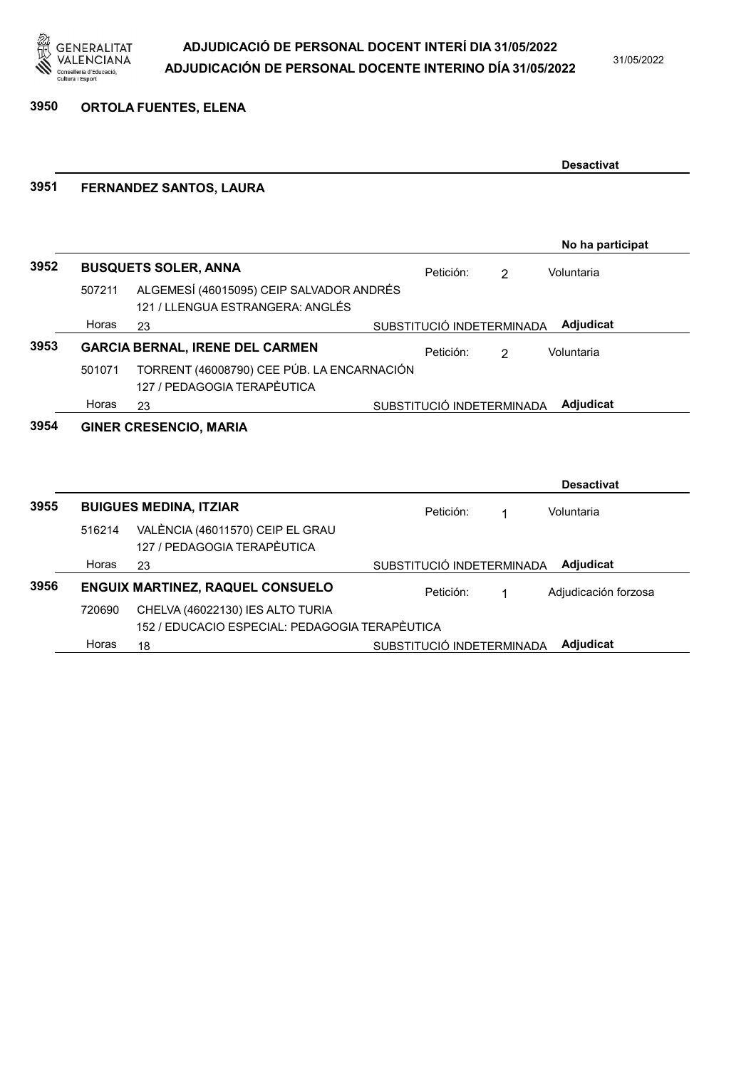**3950 ORTOLA FUENTES, ELENA**

**Desactivat**

**3951 FERNANDEZ SANTOS, LAURA**

**No ha participat**

**3952 BUSQUETS SOLER, ANNA** — Petición: 2 — Voluntaria

507211 — ALGEMESÍ (46015095) CEIP SALVADOR ANDRÉS
121 / LLENGUA ESTRANGERA: ANGLÉS
Horas 23 — SUBSTITUCIÓ INDETERMINADA — **Adjudicat**

**3953 GARCIA BERNAL, IRENE DEL CARMEN** — Petición: 2 — Voluntaria

501071 — TORRENT (46008790) CEE PÚB. LA ENCARNACIÓN
127 / PEDAGOGIA TERAPÈUTICA
Horas 23 — SUBSTITUCIÓ INDETERMINADA — **Adjudicat**

**3954 GINER CRESENCIO, MARIA**

**Desactivat**

**3955 BUIGUES MEDINA, ITZIAR** — Petición: 1 — Voluntaria

516214 — VALÈNCIA (46011570) CEIP EL GRAU
127 / PEDAGOGIA TERAPÈUTICA
Horas 23 — SUBSTITUCIÓ INDETERMINADA — **Adjudicat**

**3956 ENGUIX MARTINEZ, RAQUEL CONSUELO** — Petición: 1 — Adjudicación forzosa

720690 — CHELVA (46022130) IES ALTO TURIA
152 / EDUCACIO ESPECIAL: PEDAGOGIA TERAPÈUTICA
Horas 18 — SUBSTITUCIÓ INDETERMINADA — **Adjudicat**